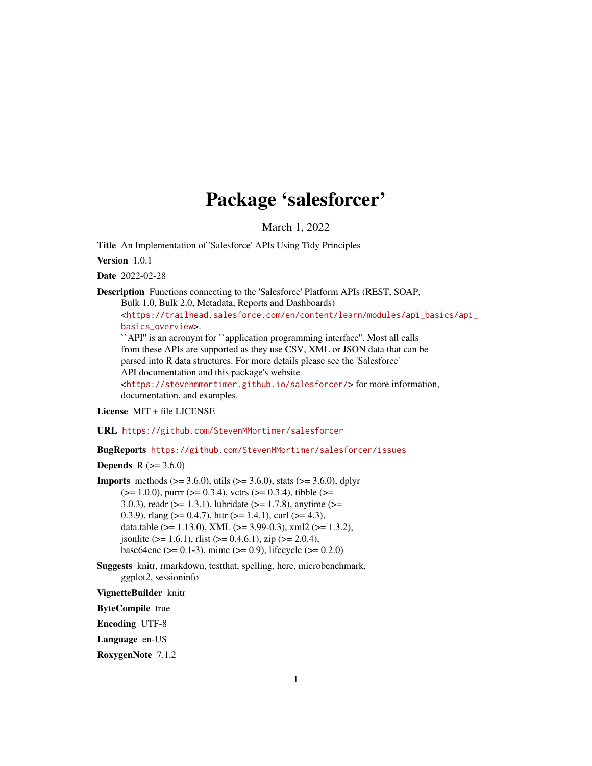# Package 'salesforcer'

March 1, 2022

**Title** An Implementation of 'Salesforce' APIs Using Tidy Principles

**Version** 1.0.1

**Date** 2022-02-28

**Description** Functions connecting to the 'Salesforce' Platform APIs (REST, SOAP, Bulk 1.0, Bulk 2.0, Metadata, Reports and Dashboards) <https://trailhead.salesforce.com/en/content/learn/modules/api_basics/api_basics_overview>. ``API'' is an acronym for ``application programming interface''. Most all calls from these APIs are supported as they use CSV, XML or JSON data that can be parsed into R data structures. For more details please see the 'Salesforce' API documentation and this package's website <https://stevenmmortimer.github.io/salesforcer/> for more information, documentation, and examples.

**License** MIT + file LICENSE

**URL** https://github.com/StevenMMortimer/salesforcer

**BugReports** https://github.com/StevenMMortimer/salesforcer/issues

**Depends** R (>= 3.6.0)

**Imports** methods (>= 3.6.0), utils (>= 3.6.0), stats (>= 3.6.0), dplyr (>= 1.0.0), purrr (>= 0.3.4), vctrs (>= 0.3.4), tibble (>= 3.0.3), readr (>= 1.3.1), lubridate (>= 1.7.8), anytime (>= 0.3.9), rlang (>= 0.4.7), httr (>= 1.4.1), curl (>= 4.3), data.table (>= 1.13.0), XML (>= 3.99-0.3), xml2 (>= 1.3.2), jsonlite (>= 1.6.1), rlist (>= 0.4.6.1), zip (>= 2.0.4), base64enc (>= 0.1-3), mime (>= 0.9), lifecycle (>= 0.2.0)

**Suggests** knitr, rmarkdown, testthat, spelling, here, microbenchmark, ggplot2, sessioninfo

**VignetteBuilder** knitr

**ByteCompile** true

**Encoding** UTF-8

**Language** en-US

**RoxygenNote** 7.1.2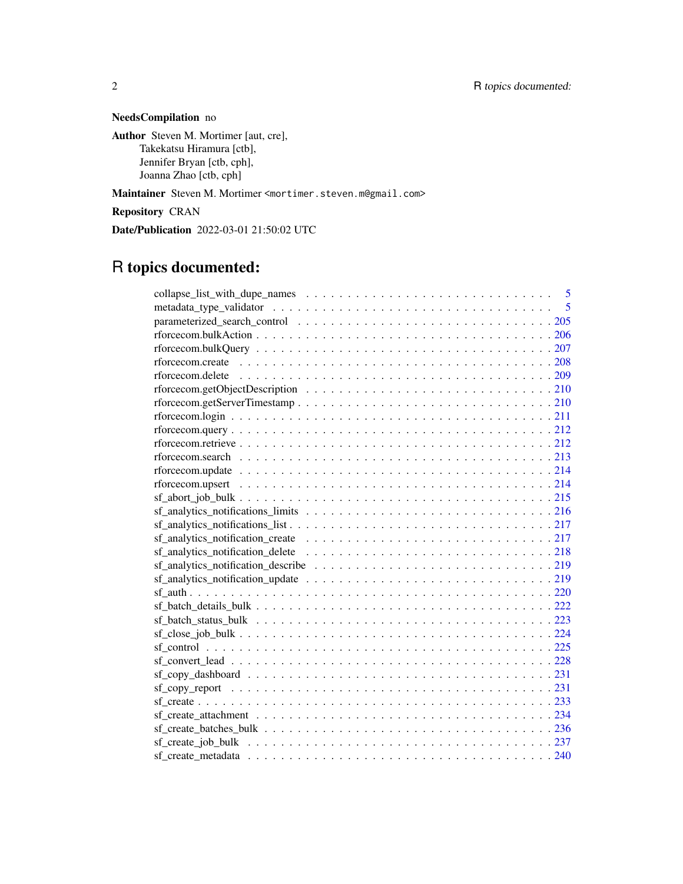**NeedsCompilation** no

**Author** Steven M. Mortimer [aut, cre],
Takekatsu Hiramura [ctb],
Jennifer Bryan [ctb, cph],
Joanna Zhao [ctb, cph]

**Maintainer** Steven M. Mortimer <mortimer.steven.m@gmail.com>

**Repository** CRAN

**Date/Publication** 2022-03-01 21:50:02 UTC

# R topics documented:

| | |
|---|---|
| collapse_list_with_dupe_names | 5 |
| metadata_type_validator | 5 |
| parameterized_search_control | 205 |
| rforcecom.bulkAction | 206 |
| rforcecom.bulkQuery | 207 |
| rforcecom.create | 208 |
| rforcecom.delete | 209 |
| rforcecom.getObjectDescription | 210 |
| rforcecom.getServerTimestamp | 210 |
| rforcecom.login | 211 |
| rforcecom.query | 212 |
| rforcecom.retrieve | 212 |
| rforcecom.search | 213 |
| rforcecom.update | 214 |
| rforcecom.upsert | 214 |
| sf_abort_job_bulk | 215 |
| sf_analytics_notifications_limits | 216 |
| sf_analytics_notifications_list | 217 |
| sf_analytics_notification_create | 217 |
| sf_analytics_notification_delete | 218 |
| sf_analytics_notification_describe | 219 |
| sf_analytics_notification_update | 219 |
| sf_auth | 220 |
| sf_batch_details_bulk | 222 |
| sf_batch_status_bulk | 223 |
| sf_close_job_bulk | 224 |
| sf_control | 225 |
| sf_convert_lead | 228 |
| sf_copy_dashboard | 231 |
| sf_copy_report | 231 |
| sf_create | 233 |
| sf_create_attachment | 234 |
| sf_create_batches_bulk | 236 |
| sf_create_job_bulk | 237 |
| sf_create_metadata | 240 |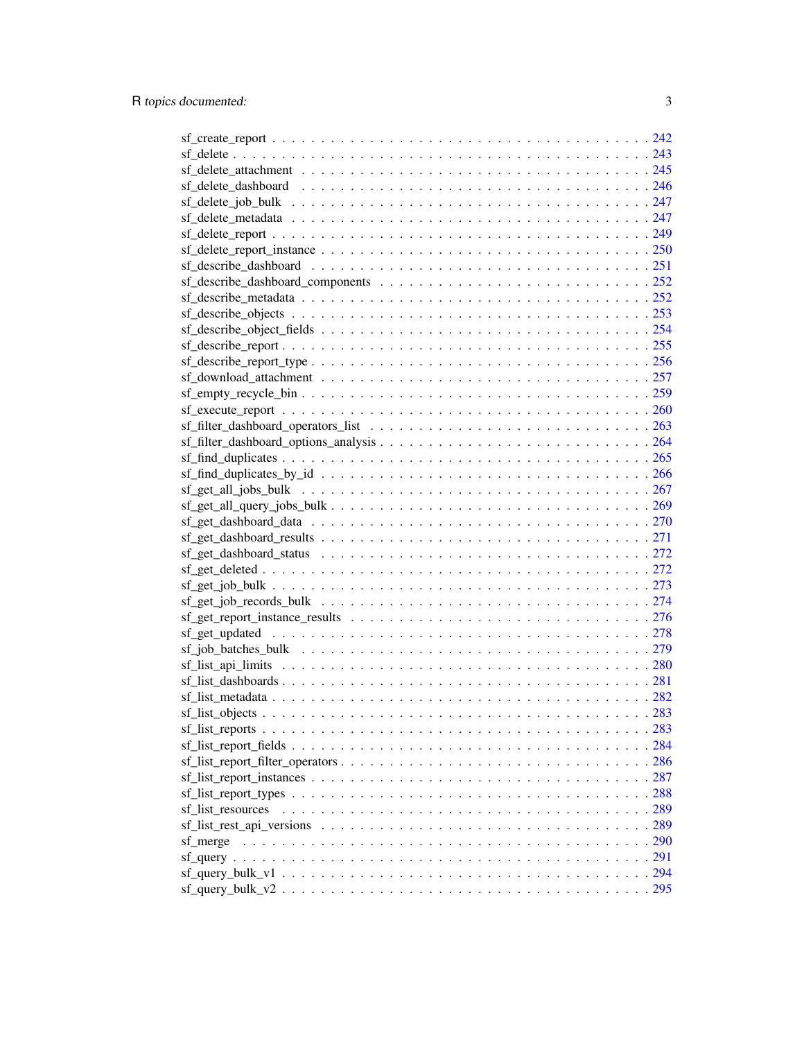sf_create_report . . . . . . . . . . . . . . . . . . . . . . . . . . . . . . . . . . . . 242
sf_delete . . . . . . . . . . . . . . . . . . . . . . . . . . . . . . . . . . . . . . . . 243
sf_delete_attachment . . . . . . . . . . . . . . . . . . . . . . . . . . . . . . . . . . 245
sf_delete_dashboard . . . . . . . . . . . . . . . . . . . . . . . . . . . . . . . . . . . 246
sf_delete_job_bulk . . . . . . . . . . . . . . . . . . . . . . . . . . . . . . . . . . . . 247
sf_delete_metadata . . . . . . . . . . . . . . . . . . . . . . . . . . . . . . . . . . . . 247
sf_delete_report . . . . . . . . . . . . . . . . . . . . . . . . . . . . . . . . . . . . . 249
sf_delete_report_instance . . . . . . . . . . . . . . . . . . . . . . . . . . . . . . . . 250
sf_describe_dashboard . . . . . . . . . . . . . . . . . . . . . . . . . . . . . . . . . . 251
sf_describe_dashboard_components . . . . . . . . . . . . . . . . . . . . . . . . . . . . 252
sf_describe_metadata . . . . . . . . . . . . . . . . . . . . . . . . . . . . . . . . . . . 252
sf_describe_objects . . . . . . . . . . . . . . . . . . . . . . . . . . . . . . . . . . . 253
sf_describe_object_fields . . . . . . . . . . . . . . . . . . . . . . . . . . . . . . . . 254
sf_describe_report . . . . . . . . . . . . . . . . . . . . . . . . . . . . . . . . . . . . 255
sf_describe_report_type . . . . . . . . . . . . . . . . . . . . . . . . . . . . . . . . . 256
sf_download_attachment . . . . . . . . . . . . . . . . . . . . . . . . . . . . . . . . . 257
sf_empty_recycle_bin . . . . . . . . . . . . . . . . . . . . . . . . . . . . . . . . . . 259
sf_execute_report . . . . . . . . . . . . . . . . . . . . . . . . . . . . . . . . . . . . 260
sf_filter_dashboard_operators_list . . . . . . . . . . . . . . . . . . . . . . . . . . . 263
sf_filter_dashboard_options_analysis . . . . . . . . . . . . . . . . . . . . . . . . . . 264
sf_find_duplicates . . . . . . . . . . . . . . . . . . . . . . . . . . . . . . . . . . . . 265
sf_find_duplicates_by_id . . . . . . . . . . . . . . . . . . . . . . . . . . . . . . . . 266
sf_get_all_jobs_bulk . . . . . . . . . . . . . . . . . . . . . . . . . . . . . . . . . . 267
sf_get_all_query_jobs_bulk . . . . . . . . . . . . . . . . . . . . . . . . . . . . . . . 269
sf_get_dashboard_data . . . . . . . . . . . . . . . . . . . . . . . . . . . . . . . . . . 270
sf_get_dashboard_results . . . . . . . . . . . . . . . . . . . . . . . . . . . . . . . . 271
sf_get_dashboard_status . . . . . . . . . . . . . . . . . . . . . . . . . . . . . . . . . 272
sf_get_deleted . . . . . . . . . . . . . . . . . . . . . . . . . . . . . . . . . . . . . . 272
sf_get_job_bulk . . . . . . . . . . . . . . . . . . . . . . . . . . . . . . . . . . . . . 273
sf_get_job_records_bulk . . . . . . . . . . . . . . . . . . . . . . . . . . . . . . . . . 274
sf_get_report_instance_results . . . . . . . . . . . . . . . . . . . . . . . . . . . . . 276
sf_get_updated . . . . . . . . . . . . . . . . . . . . . . . . . . . . . . . . . . . . . . 278
sf_job_batches_bulk . . . . . . . . . . . . . . . . . . . . . . . . . . . . . . . . . . . 279
sf_list_api_limits . . . . . . . . . . . . . . . . . . . . . . . . . . . . . . . . . . . . 280
sf_list_dashboards . . . . . . . . . . . . . . . . . . . . . . . . . . . . . . . . . . . . 281
sf_list_metadata . . . . . . . . . . . . . . . . . . . . . . . . . . . . . . . . . . . . . 282
sf_list_objects . . . . . . . . . . . . . . . . . . . . . . . . . . . . . . . . . . . . . . 283
sf_list_reports . . . . . . . . . . . . . . . . . . . . . . . . . . . . . . . . . . . . . . 283
sf_list_report_fields . . . . . . . . . . . . . . . . . . . . . . . . . . . . . . . . . . 284
sf_list_report_filter_operators . . . . . . . . . . . . . . . . . . . . . . . . . . . . . 286
sf_list_report_instances . . . . . . . . . . . . . . . . . . . . . . . . . . . . . . . . . 287
sf_list_report_types . . . . . . . . . . . . . . . . . . . . . . . . . . . . . . . . . . . 288
sf_list_resources . . . . . . . . . . . . . . . . . . . . . . . . . . . . . . . . . . . . . 289
sf_list_rest_api_versions . . . . . . . . . . . . . . . . . . . . . . . . . . . . . . . . 289
sf_merge . . . . . . . . . . . . . . . . . . . . . . . . . . . . . . . . . . . . . . . . . 290
sf_query . . . . . . . . . . . . . . . . . . . . . . . . . . . . . . . . . . . . . . . . . 291
sf_query_bulk_v1 . . . . . . . . . . . . . . . . . . . . . . . . . . . . . . . . . . . . . 294
sf_query_bulk_v2 . . . . . . . . . . . . . . . . . . . . . . . . . . . . . . . . . . . . . 295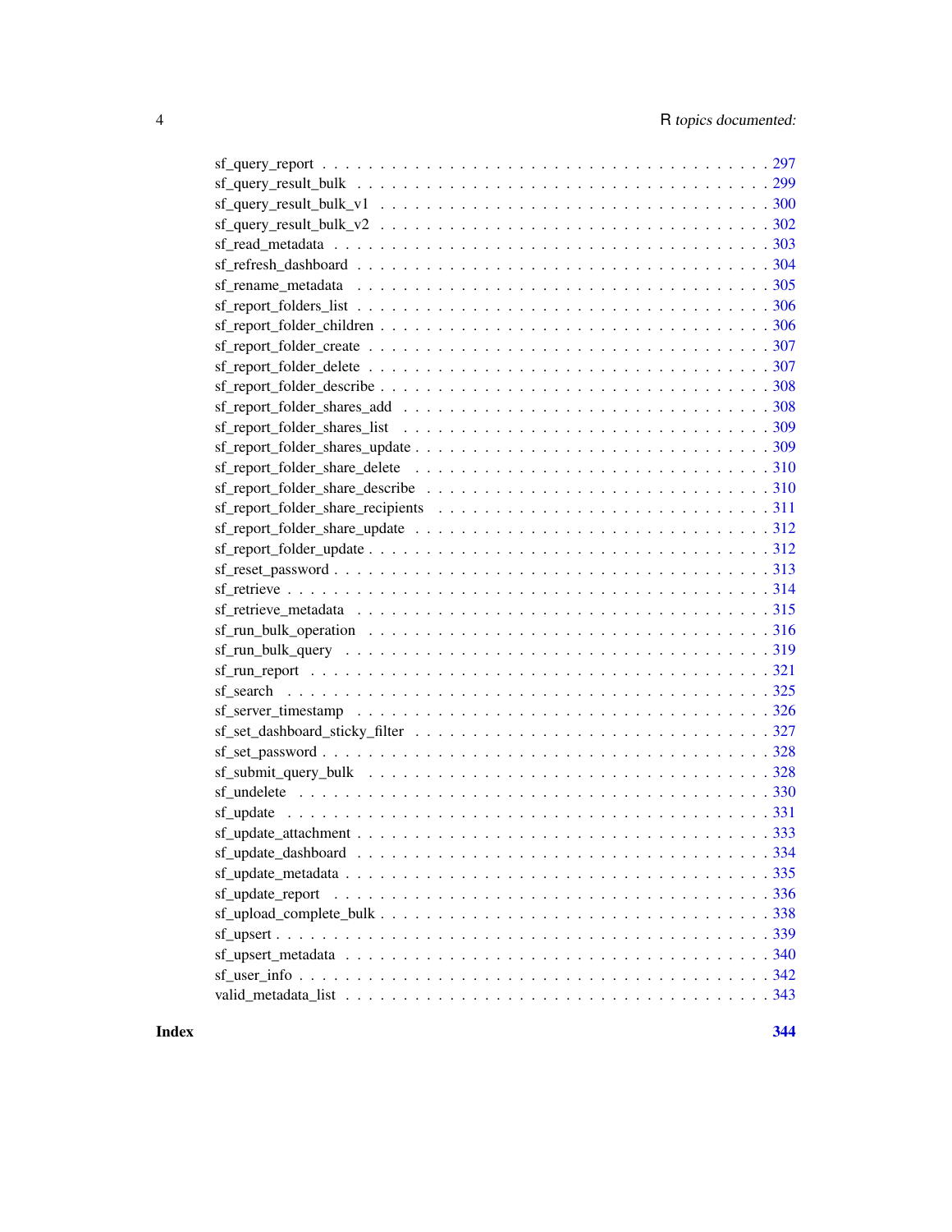sf_query_report . . . . . . . . . . . . . . . . . . . . . . . . . . . . . . . . . . . . . . . 297
sf_query_result_bulk . . . . . . . . . . . . . . . . . . . . . . . . . . . . . . . . . . . . 299
sf_query_result_bulk_v1 . . . . . . . . . . . . . . . . . . . . . . . . . . . . . . . . . . 300
sf_query_result_bulk_v2 . . . . . . . . . . . . . . . . . . . . . . . . . . . . . . . . . . 302
sf_read_metadata . . . . . . . . . . . . . . . . . . . . . . . . . . . . . . . . . . . . . . 303
sf_refresh_dashboard . . . . . . . . . . . . . . . . . . . . . . . . . . . . . . . . . . . . 304
sf_rename_metadata . . . . . . . . . . . . . . . . . . . . . . . . . . . . . . . . . . . . . 305
sf_report_folders_list . . . . . . . . . . . . . . . . . . . . . . . . . . . . . . . . . . . . 306
sf_report_folder_children . . . . . . . . . . . . . . . . . . . . . . . . . . . . . . . . . . 306
sf_report_folder_create . . . . . . . . . . . . . . . . . . . . . . . . . . . . . . . . . . . 307
sf_report_folder_delete . . . . . . . . . . . . . . . . . . . . . . . . . . . . . . . . . . . 307
sf_report_folder_describe . . . . . . . . . . . . . . . . . . . . . . . . . . . . . . . . . . 308
sf_report_folder_shares_add . . . . . . . . . . . . . . . . . . . . . . . . . . . . . . . . 308
sf_report_folder_shares_list . . . . . . . . . . . . . . . . . . . . . . . . . . . . . . . . 309
sf_report_folder_shares_update . . . . . . . . . . . . . . . . . . . . . . . . . . . . . . . 309
sf_report_folder_share_delete . . . . . . . . . . . . . . . . . . . . . . . . . . . . . . . 310
sf_report_folder_share_describe . . . . . . . . . . . . . . . . . . . . . . . . . . . . . . 310
sf_report_folder_share_recipients . . . . . . . . . . . . . . . . . . . . . . . . . . . . . 311
sf_report_folder_share_update . . . . . . . . . . . . . . . . . . . . . . . . . . . . . . . 312
sf_report_folder_update . . . . . . . . . . . . . . . . . . . . . . . . . . . . . . . . . . . 312
sf_reset_password . . . . . . . . . . . . . . . . . . . . . . . . . . . . . . . . . . . . . . 313
sf_retrieve . . . . . . . . . . . . . . . . . . . . . . . . . . . . . . . . . . . . . . . . . . 314
sf_retrieve_metadata . . . . . . . . . . . . . . . . . . . . . . . . . . . . . . . . . . . . 315
sf_run_bulk_operation . . . . . . . . . . . . . . . . . . . . . . . . . . . . . . . . . . . . 316
sf_run_bulk_query . . . . . . . . . . . . . . . . . . . . . . . . . . . . . . . . . . . . . . 319
sf_run_report . . . . . . . . . . . . . . . . . . . . . . . . . . . . . . . . . . . . . . . . 321
sf_search . . . . . . . . . . . . . . . . . . . . . . . . . . . . . . . . . . . . . . . . . . 325
sf_server_timestamp . . . . . . . . . . . . . . . . . . . . . . . . . . . . . . . . . . . . 326
sf_set_dashboard_sticky_filter . . . . . . . . . . . . . . . . . . . . . . . . . . . . . . . 327
sf_set_password . . . . . . . . . . . . . . . . . . . . . . . . . . . . . . . . . . . . . . . 328
sf_submit_query_bulk . . . . . . . . . . . . . . . . . . . . . . . . . . . . . . . . . . . . 328
sf_undelete . . . . . . . . . . . . . . . . . . . . . . . . . . . . . . . . . . . . . . . . . 330
sf_update . . . . . . . . . . . . . . . . . . . . . . . . . . . . . . . . . . . . . . . . . . 331
sf_update_attachment . . . . . . . . . . . . . . . . . . . . . . . . . . . . . . . . . . . . 333
sf_update_dashboard . . . . . . . . . . . . . . . . . . . . . . . . . . . . . . . . . . . . 334
sf_update_metadata . . . . . . . . . . . . . . . . . . . . . . . . . . . . . . . . . . . . . 335
sf_update_report . . . . . . . . . . . . . . . . . . . . . . . . . . . . . . . . . . . . . . 336
sf_upload_complete_bulk . . . . . . . . . . . . . . . . . . . . . . . . . . . . . . . . . . 338
sf_upsert . . . . . . . . . . . . . . . . . . . . . . . . . . . . . . . . . . . . . . . . . . 339
sf_upsert_metadata . . . . . . . . . . . . . . . . . . . . . . . . . . . . . . . . . . . . . 340
sf_user_info . . . . . . . . . . . . . . . . . . . . . . . . . . . . . . . . . . . . . . . . . 342
valid_metadata_list . . . . . . . . . . . . . . . . . . . . . . . . . . . . . . . . . . . . . 343

**Index** **344**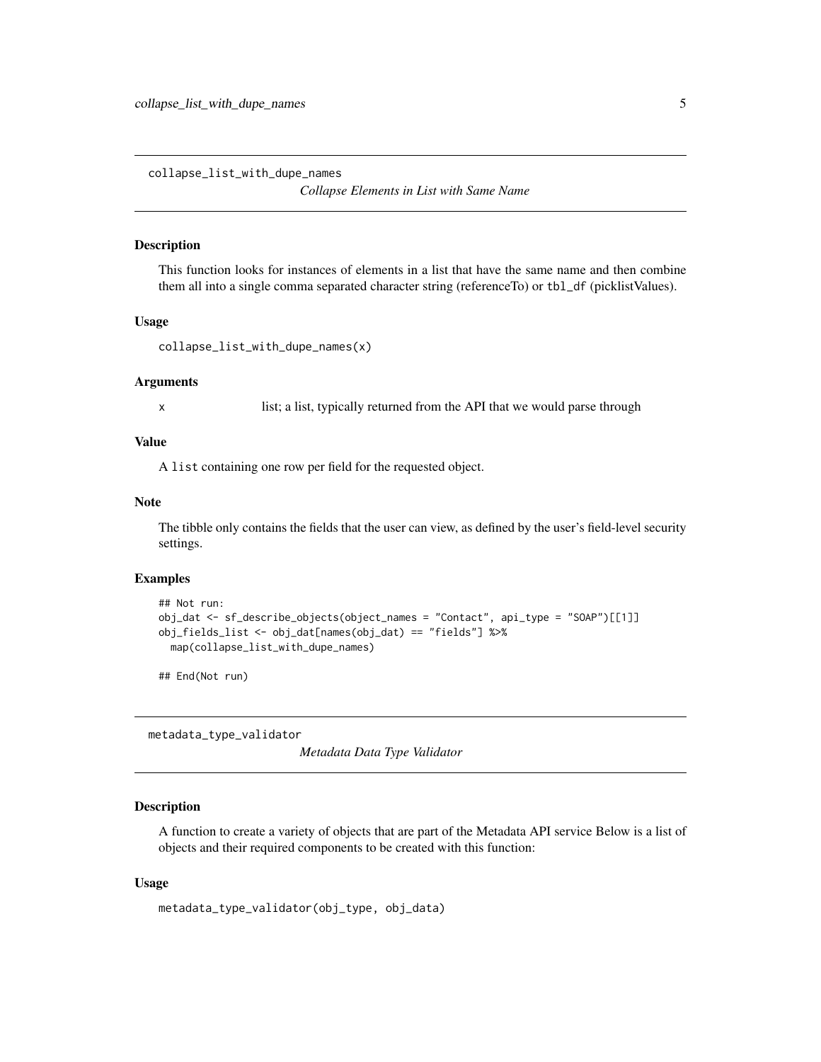## collapse_list_with_dupe_names

*Collapse Elements in List with Same Name*

### Description

This function looks for instances of elements in a list that have the same name and then combine them all into a single comma separated character string (referenceTo) or `tbl_df` (picklistValues).

### Usage

```
collapse_list_with_dupe_names(x)
```

### Arguments

| | |
|---|---|
| `x` | list; a list, typically returned from the API that we would parse through |

### Value

A `list` containing one row per field for the requested object.

### Note

The tibble only contains the fields that the user can view, as defined by the user's field-level security settings.

### Examples

```
## Not run:
obj_dat <- sf_describe_objects(object_names = "Contact", api_type = "SOAP")[[1]]
obj_fields_list <- obj_dat[names(obj_dat) == "fields"] %>%
  map(collapse_list_with_dupe_names)

## End(Not run)
```

## metadata_type_validator

*Metadata Data Type Validator*

### Description

A function to create a variety of objects that are part of the Metadata API service Below is a list of objects and their required components to be created with this function:

### Usage

```
metadata_type_validator(obj_type, obj_data)
```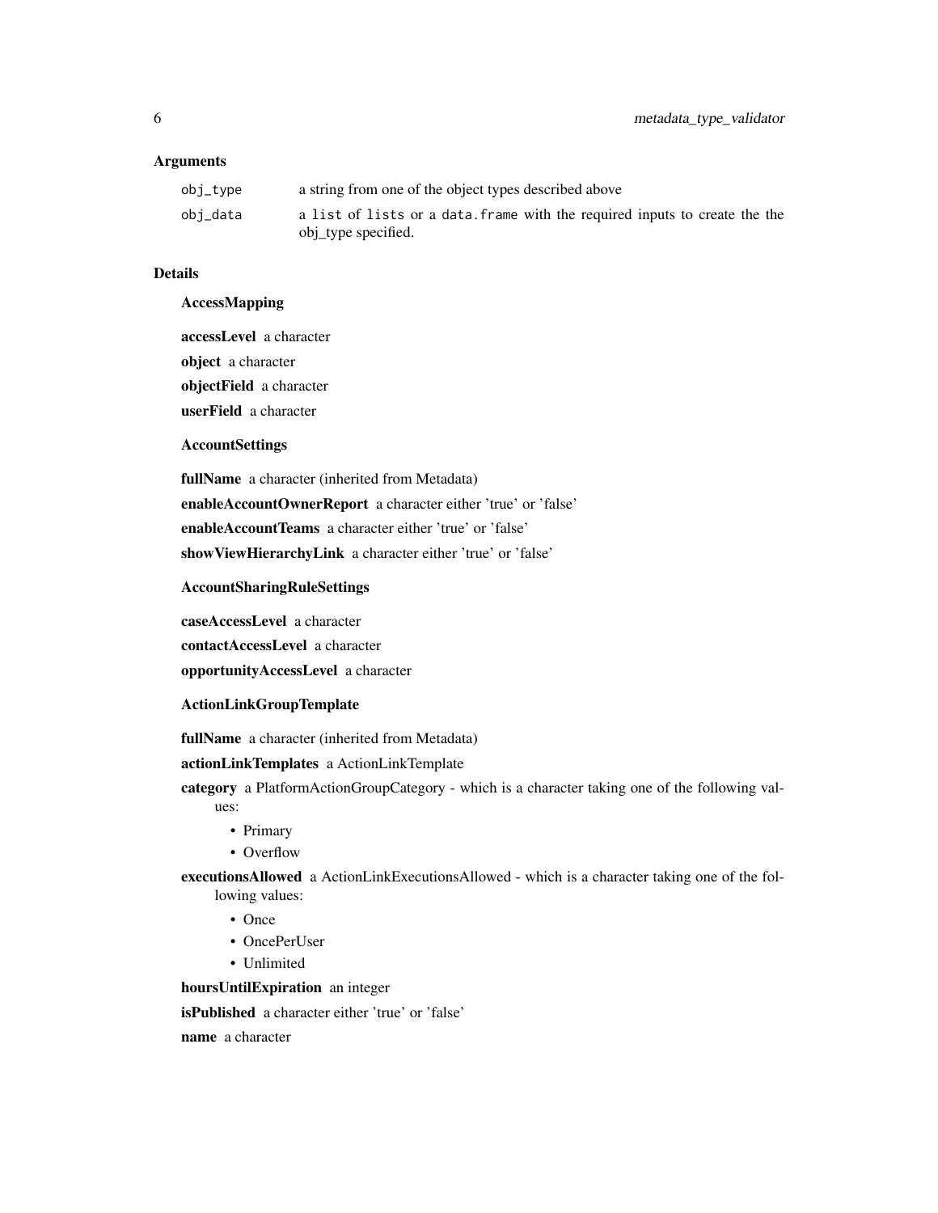### Arguments

| | |
|---|---|
| `obj_type` | a string from one of the object types described above |
| `obj_data` | a `list` of `lists` or a `data.frame` with the required inputs to create the the obj_type specified. |

### Details

**AccessMapping**

**accessLevel** a character

**object** a character

**objectField** a character

**userField** a character

**AccountSettings**

**fullName** a character (inherited from Metadata)

**enableAccountOwnerReport** a character either 'true' or 'false'

**enableAccountTeams** a character either 'true' or 'false'

**showViewHierarchyLink** a character either 'true' or 'false'

**AccountSharingRuleSettings**

**caseAccessLevel** a character

**contactAccessLevel** a character

**opportunityAccessLevel** a character

**ActionLinkGroupTemplate**

**fullName** a character (inherited from Metadata)

**actionLinkTemplates** a ActionLinkTemplate

**category** a PlatformActionGroupCategory - which is a character taking one of the following values:

- Primary
- Overflow

**executionsAllowed** a ActionLinkExecutionsAllowed - which is a character taking one of the following values:

- Once
- OncePerUser
- Unlimited

**hoursUntilExpiration** an integer

**isPublished** a character either 'true' or 'false'

**name** a character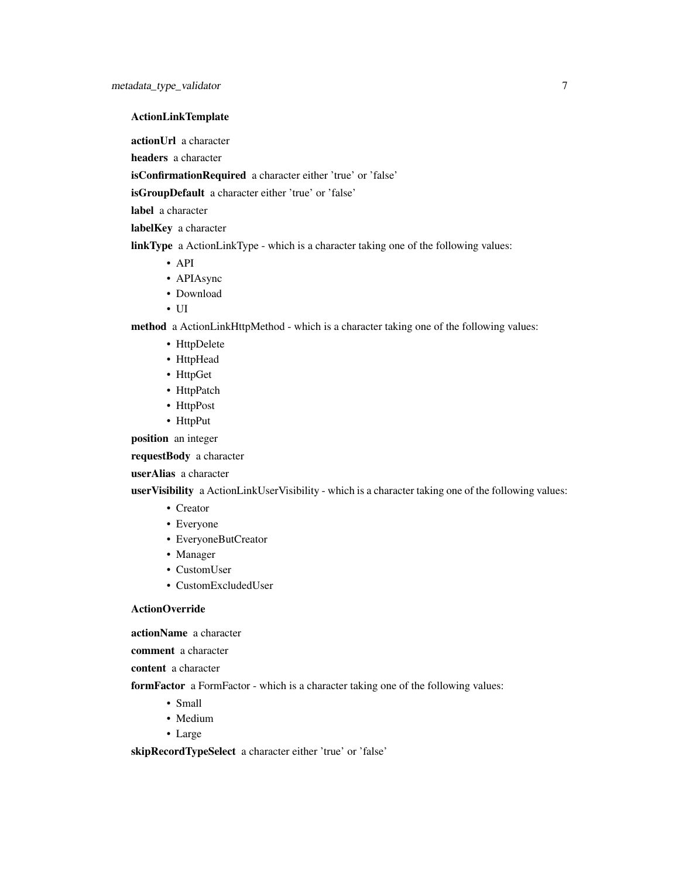**ActionLinkTemplate**

**actionUrl** a character

**headers** a character

**isConfirmationRequired** a character either 'true' or 'false'

**isGroupDefault** a character either 'true' or 'false'

**label** a character

**labelKey** a character

**linkType** a ActionLinkType - which is a character taking one of the following values:

- API
- APIAsync
- Download
- UI

**method** a ActionLinkHttpMethod - which is a character taking one of the following values:

- HttpDelete
- HttpHead
- HttpGet
- HttpPatch
- HttpPost
- HttpPut

**position** an integer

**requestBody** a character

**userAlias** a character

**userVisibility** a ActionLinkUserVisibility - which is a character taking one of the following values:

- Creator
- Everyone
- EveryoneButCreator
- Manager
- CustomUser
- CustomExcludedUser

**ActionOverride**

**actionName** a character

**comment** a character

**content** a character

**formFactor** a FormFactor - which is a character taking one of the following values:

- Small
- Medium
- Large

**skipRecordTypeSelect** a character either 'true' or 'false'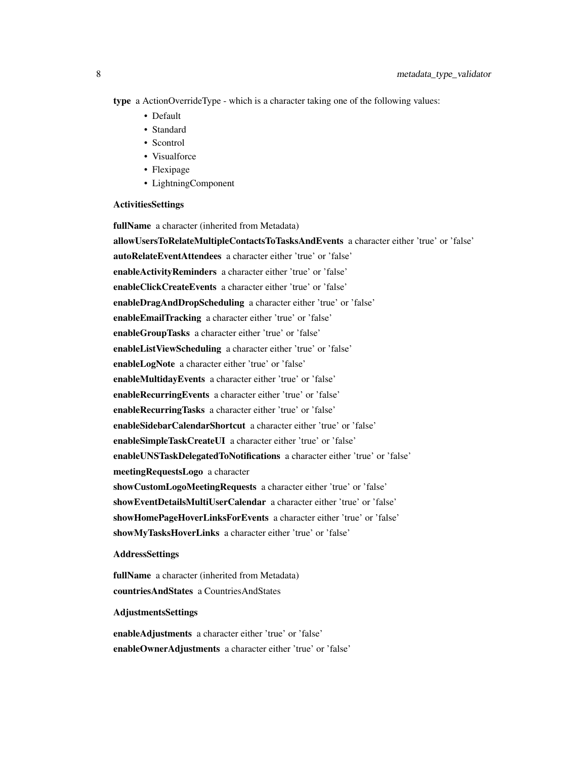**type** a ActionOverrideType - which is a character taking one of the following values:

- Default
- Standard
- Scontrol
- Visualforce
- Flexipage
- LightningComponent

**ActivitiesSettings**

**fullName** a character (inherited from Metadata)

**allowUsersToRelateMultipleContactsToTasksAndEvents** a character either 'true' or 'false'

**autoRelateEventAttendees** a character either 'true' or 'false'

**enableActivityReminders** a character either 'true' or 'false'

**enableClickCreateEvents** a character either 'true' or 'false'

**enableDragAndDropScheduling** a character either 'true' or 'false'

**enableEmailTracking** a character either 'true' or 'false'

**enableGroupTasks** a character either 'true' or 'false'

**enableListViewScheduling** a character either 'true' or 'false'

**enableLogNote** a character either 'true' or 'false'

**enableMultidayEvents** a character either 'true' or 'false'

**enableRecurringEvents** a character either 'true' or 'false'

**enableRecurringTasks** a character either 'true' or 'false'

**enableSidebarCalendarShortcut** a character either 'true' or 'false'

**enableSimpleTaskCreateUI** a character either 'true' or 'false'

**enableUNSTaskDelegatedToNotifications** a character either 'true' or 'false'

**meetingRequestsLogo** a character

**showCustomLogoMeetingRequests** a character either 'true' or 'false'

**showEventDetailsMultiUserCalendar** a character either 'true' or 'false'

**showHomePageHoverLinksForEvents** a character either 'true' or 'false'

**showMyTasksHoverLinks** a character either 'true' or 'false'

**AddressSettings**

**fullName** a character (inherited from Metadata)

**countriesAndStates** a CountriesAndStates

**AdjustmentsSettings**

**enableAdjustments** a character either 'true' or 'false'

**enableOwnerAdjustments** a character either 'true' or 'false'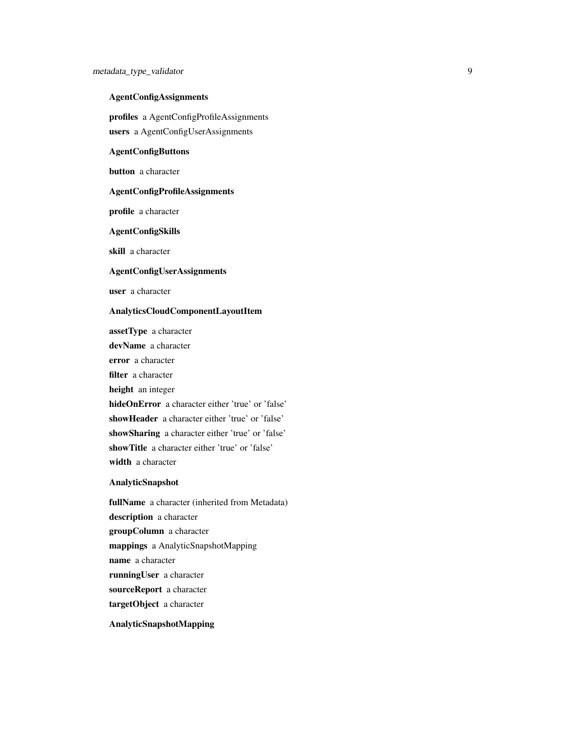**AgentConfigAssignments**

**profiles** a AgentConfigProfileAssignments
**users** a AgentConfigUserAssignments

**AgentConfigButtons**

**button** a character

**AgentConfigProfileAssignments**

**profile** a character

**AgentConfigSkills**

**skill** a character

**AgentConfigUserAssignments**

**user** a character

**AnalyticsCloudComponentLayoutItem**

**assetType** a character
**devName** a character
**error** a character
**filter** a character
**height** an integer
**hideOnError** a character either 'true' or 'false'
**showHeader** a character either 'true' or 'false'
**showSharing** a character either 'true' or 'false'
**showTitle** a character either 'true' or 'false'
**width** a character

**AnalyticSnapshot**

**fullName** a character (inherited from Metadata)
**description** a character
**groupColumn** a character
**mappings** a AnalyticSnapshotMapping
**name** a character
**runningUser** a character
**sourceReport** a character
**targetObject** a character

**AnalyticSnapshotMapping**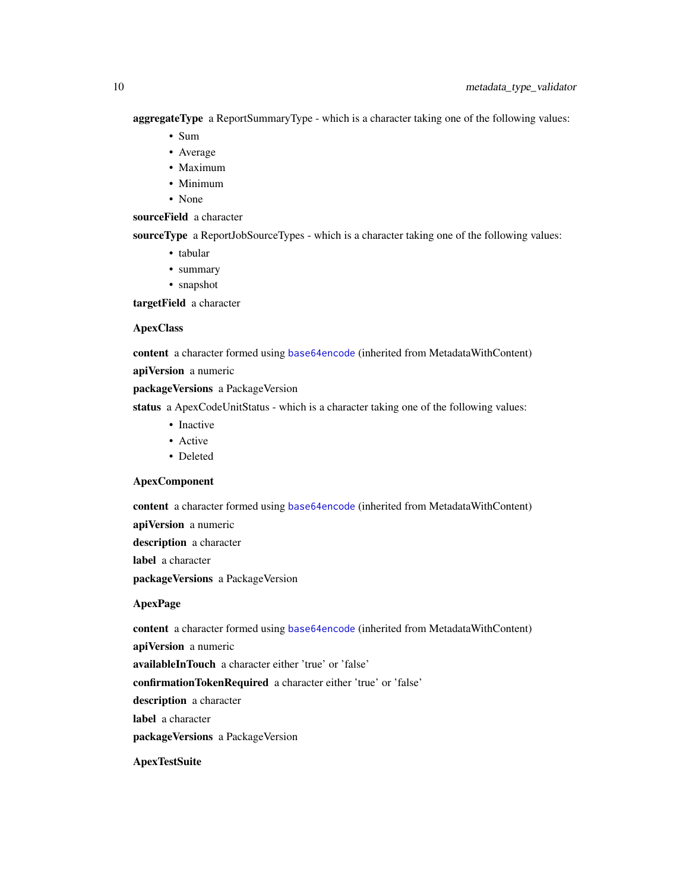**aggregateType** a ReportSummaryType - which is a character taking one of the following values:

- Sum
- Average
- Maximum
- Minimum
- None

**sourceField** a character

**sourceType** a ReportJobSourceTypes - which is a character taking one of the following values:

- tabular
- summary
- snapshot

**targetField** a character

**ApexClass**

**content** a character formed using base64encode (inherited from MetadataWithContent)

**apiVersion** a numeric

**packageVersions** a PackageVersion

**status** a ApexCodeUnitStatus - which is a character taking one of the following values:

- Inactive
- Active
- Deleted

**ApexComponent**

**content** a character formed using base64encode (inherited from MetadataWithContent)

**apiVersion** a numeric

**description** a character

**label** a character

**packageVersions** a PackageVersion

**ApexPage**

**content** a character formed using base64encode (inherited from MetadataWithContent)

**apiVersion** a numeric

**availableInTouch** a character either 'true' or 'false'

**confirmationTokenRequired** a character either 'true' or 'false'

**description** a character

**label** a character

**packageVersions** a PackageVersion

**ApexTestSuite**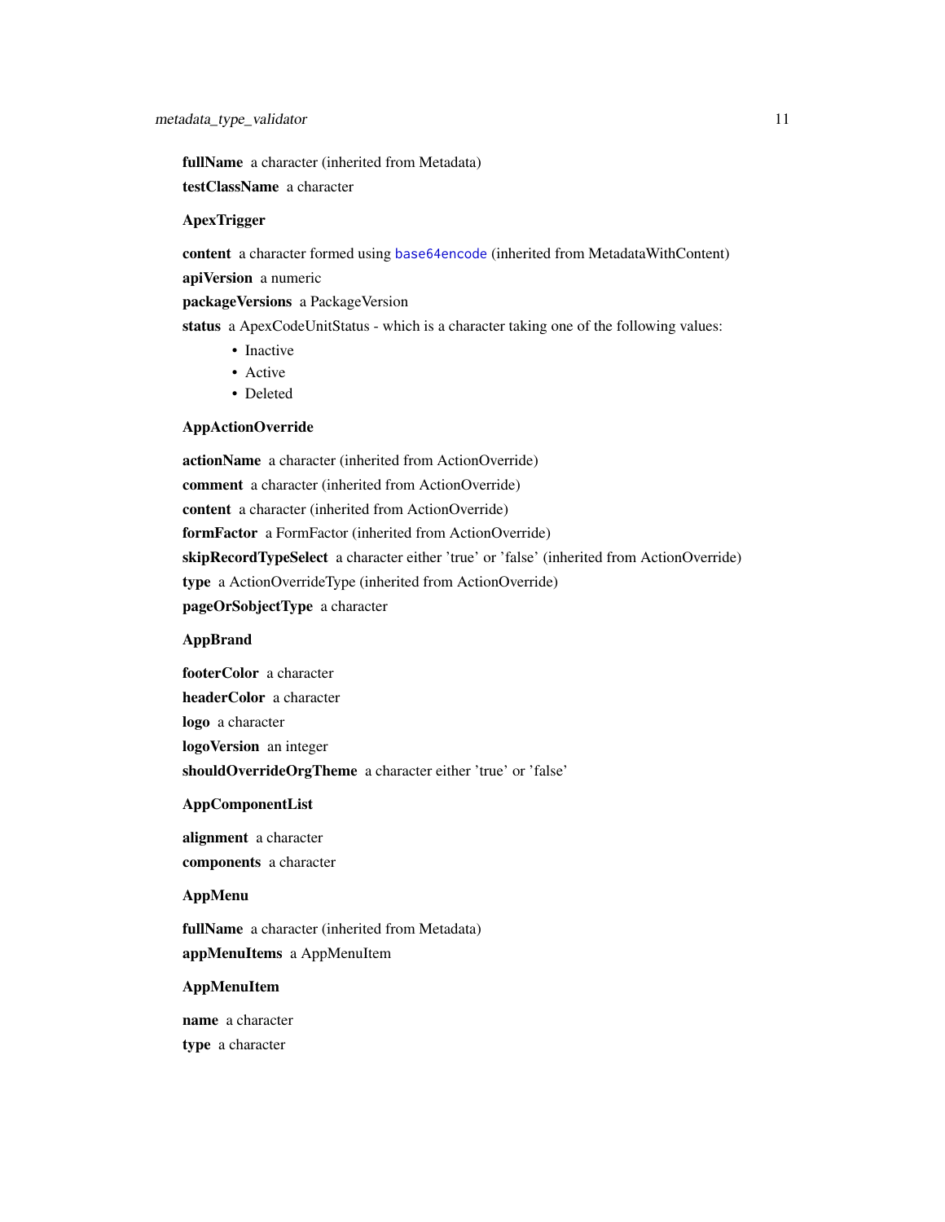**fullName** a character (inherited from Metadata)

**testClassName** a character

**ApexTrigger**

**content** a character formed using `base64encode` (inherited from MetadataWithContent)

**apiVersion** a numeric

**packageVersions** a PackageVersion

**status** a ApexCodeUnitStatus - which is a character taking one of the following values:

- Inactive
- Active
- Deleted

**AppActionOverride**

**actionName** a character (inherited from ActionOverride)

**comment** a character (inherited from ActionOverride)

**content** a character (inherited from ActionOverride)

**formFactor** a FormFactor (inherited from ActionOverride)

**skipRecordTypeSelect** a character either 'true' or 'false' (inherited from ActionOverride)

**type** a ActionOverrideType (inherited from ActionOverride)

**pageOrSobjectType** a character

**AppBrand**

**footerColor** a character

**headerColor** a character

**logo** a character

**logoVersion** an integer

**shouldOverrideOrgTheme** a character either 'true' or 'false'

**AppComponentList**

**alignment** a character

**components** a character

**AppMenu**

**fullName** a character (inherited from Metadata)

**appMenuItems** a AppMenuItem

**AppMenuItem**

**name** a character

**type** a character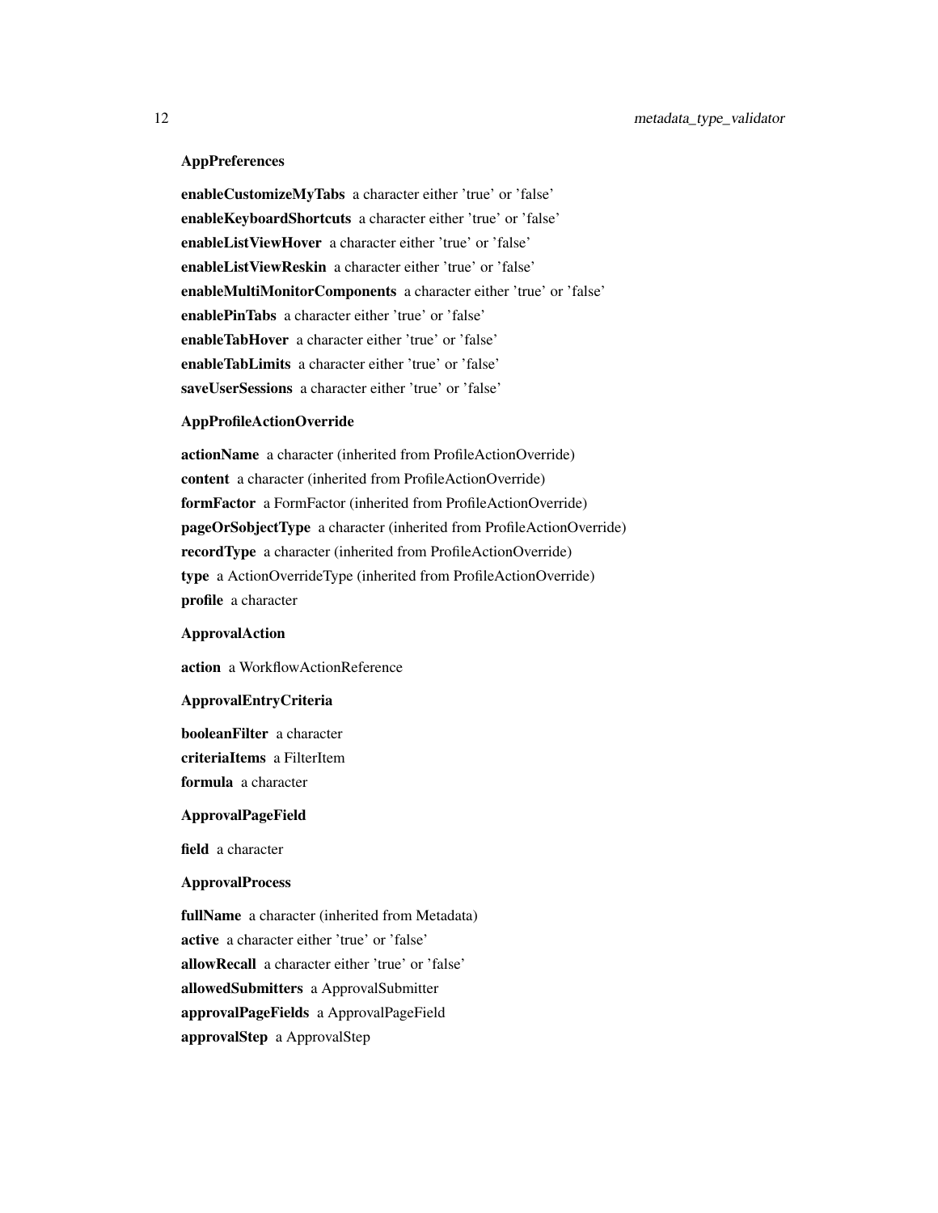### AppPreferences

**enableCustomizeMyTabs** a character either 'true' or 'false'
**enableKeyboardShortcuts** a character either 'true' or 'false'
**enableListViewHover** a character either 'true' or 'false'
**enableListViewReskin** a character either 'true' or 'false'
**enableMultiMonitorComponents** a character either 'true' or 'false'
**enablePinTabs** a character either 'true' or 'false'
**enableTabHover** a character either 'true' or 'false'
**enableTabLimits** a character either 'true' or 'false'
**saveUserSessions** a character either 'true' or 'false'

### AppProfileActionOverride

**actionName** a character (inherited from ProfileActionOverride)
**content** a character (inherited from ProfileActionOverride)
**formFactor** a FormFactor (inherited from ProfileActionOverride)
**pageOrSobjectType** a character (inherited from ProfileActionOverride)
**recordType** a character (inherited from ProfileActionOverride)
**type** a ActionOverrideType (inherited from ProfileActionOverride)
**profile** a character

### ApprovalAction

**action** a WorkflowActionReference

### ApprovalEntryCriteria

**booleanFilter** a character
**criteriaItems** a FilterItem
**formula** a character

### ApprovalPageField

**field** a character

### ApprovalProcess

**fullName** a character (inherited from Metadata)
**active** a character either 'true' or 'false'
**allowRecall** a character either 'true' or 'false'
**allowedSubmitters** a ApprovalSubmitter
**approvalPageFields** a ApprovalPageField
**approvalStep** a ApprovalStep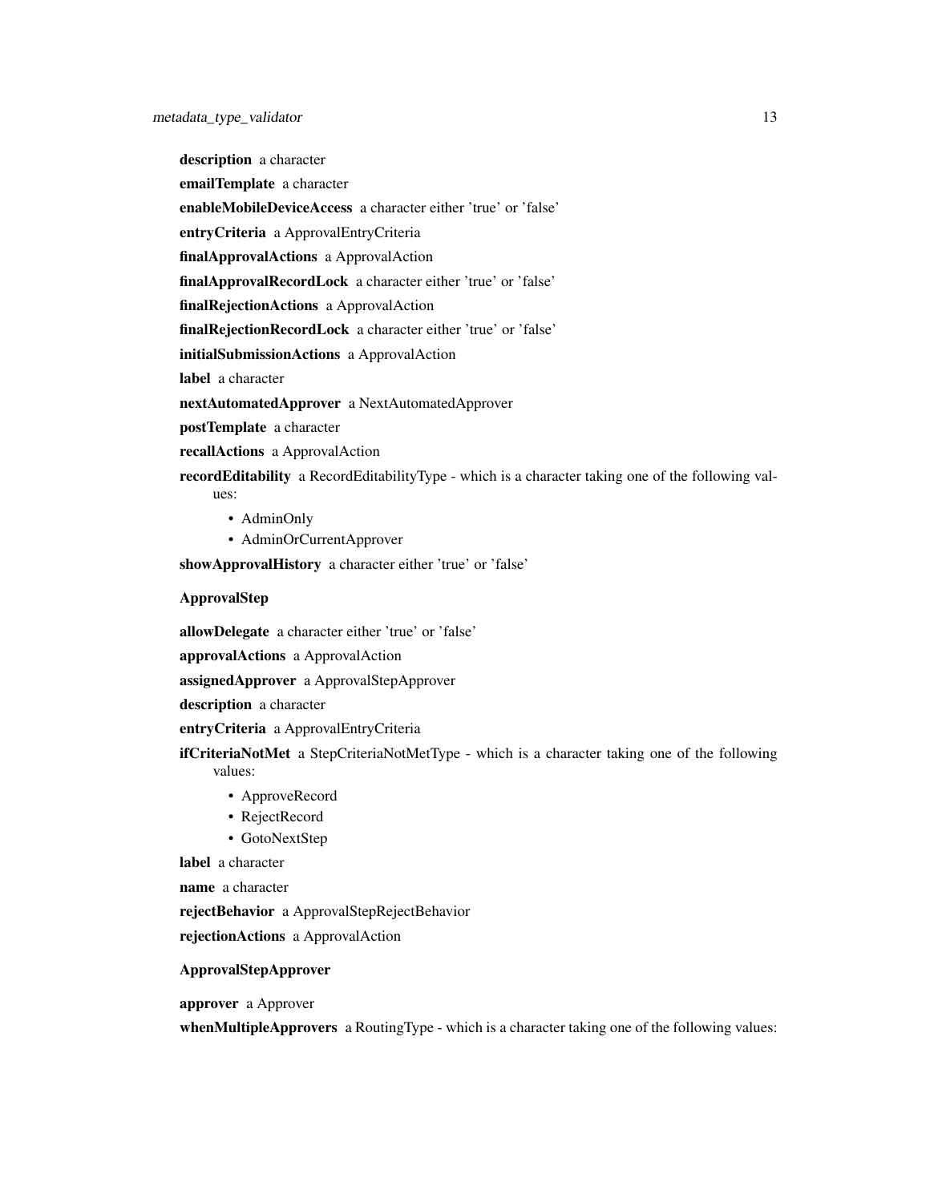**description** a character

**emailTemplate** a character

**enableMobileDeviceAccess** a character either 'true' or 'false'

**entryCriteria** a ApprovalEntryCriteria

**finalApprovalActions** a ApprovalAction

**finalApprovalRecordLock** a character either 'true' or 'false'

**finalRejectionActions** a ApprovalAction

**finalRejectionRecordLock** a character either 'true' or 'false'

**initialSubmissionActions** a ApprovalAction

**label** a character

**nextAutomatedApprover** a NextAutomatedApprover

**postTemplate** a character

**recallActions** a ApprovalAction

**recordEditability** a RecordEditabilityType - which is a character taking one of the following values:

- AdminOnly
- AdminOrCurrentApprover

**showApprovalHistory** a character either 'true' or 'false'

**ApprovalStep**

**allowDelegate** a character either 'true' or 'false'

**approvalActions** a ApprovalAction

**assignedApprover** a ApprovalStepApprover

**description** a character

**entryCriteria** a ApprovalEntryCriteria

**ifCriteriaNotMet** a StepCriteriaNotMetType - which is a character taking one of the following values:

- ApproveRecord
- RejectRecord
- GotoNextStep

**label** a character

**name** a character

**rejectBehavior** a ApprovalStepRejectBehavior

**rejectionActions** a ApprovalAction

**ApprovalStepApprover**

**approver** a Approver

**whenMultipleApprovers** a RoutingType - which is a character taking one of the following values: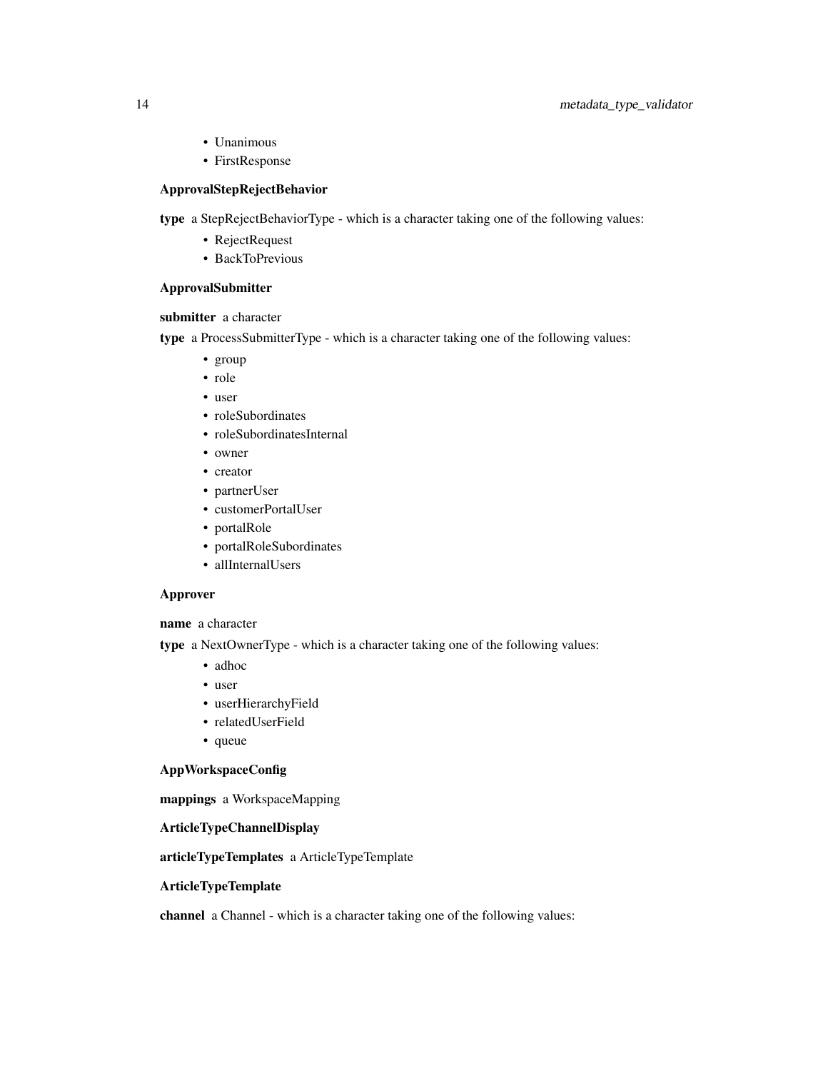- Unanimous
- FirstResponse

**ApprovalStepRejectBehavior**

**type** a StepRejectBehaviorType - which is a character taking one of the following values:

- RejectRequest
- BackToPrevious

**ApprovalSubmitter**

**submitter** a character

**type** a ProcessSubmitterType - which is a character taking one of the following values:

- group
- role
- user
- roleSubordinates
- roleSubordinatesInternal
- owner
- creator
- partnerUser
- customerPortalUser
- portalRole
- portalRoleSubordinates
- allInternalUsers

**Approver**

**name** a character

**type** a NextOwnerType - which is a character taking one of the following values:

- adhoc
- user
- userHierarchyField
- relatedUserField
- queue

**AppWorkspaceConfig**

**mappings** a WorkspaceMapping

**ArticleTypeChannelDisplay**

**articleTypeTemplates** a ArticleTypeTemplate

**ArticleTypeTemplate**

**channel** a Channel - which is a character taking one of the following values: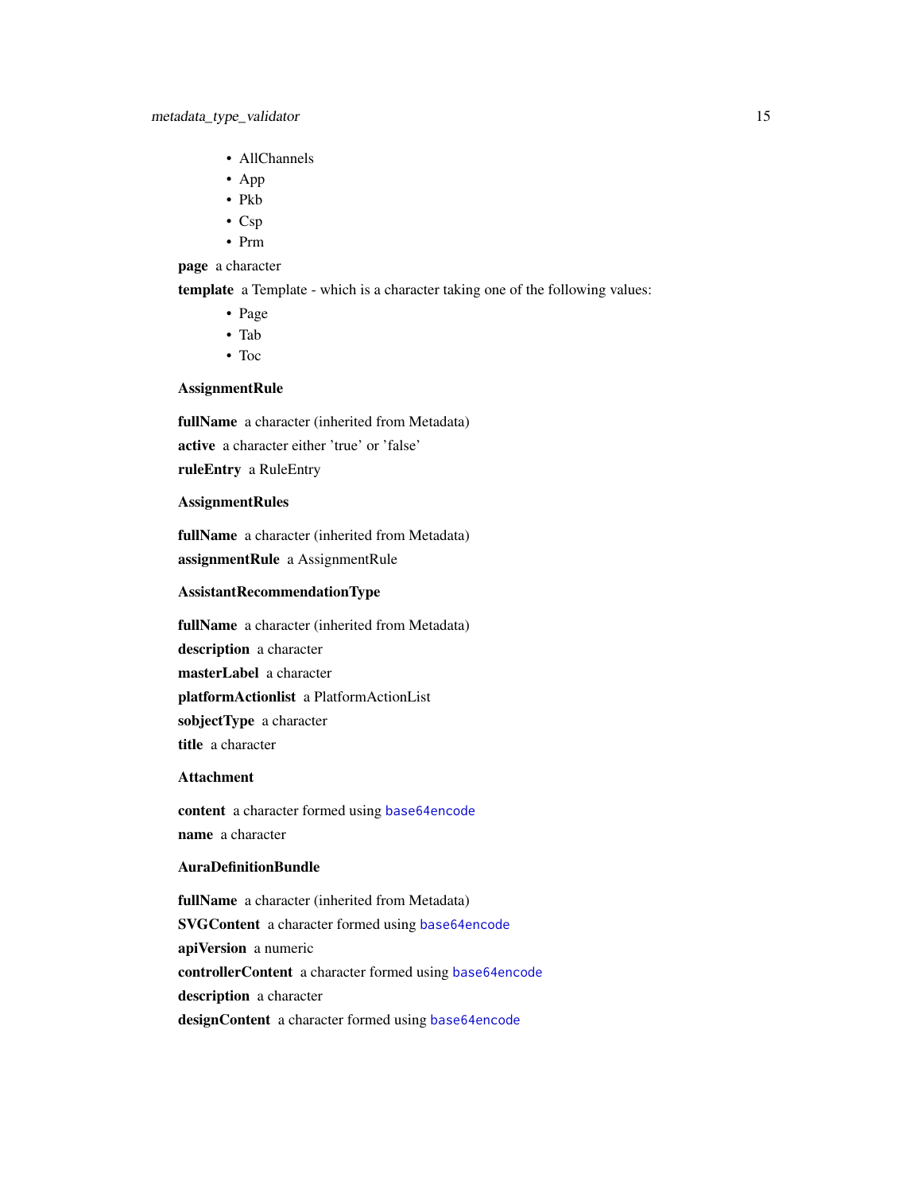- AllChannels
- App
- Pkb
- Csp
- Prm

**page** a character

**template** a Template - which is a character taking one of the following values:

- Page
- Tab
- Toc

### AssignmentRule

**fullName** a character (inherited from Metadata)

**active** a character either 'true' or 'false'

**ruleEntry** a RuleEntry

### AssignmentRules

**fullName** a character (inherited from Metadata)

**assignmentRule** a AssignmentRule

### AssistantRecommendationType

**fullName** a character (inherited from Metadata)

**description** a character

**masterLabel** a character

**platformActionlist** a PlatformActionList

**sobjectType** a character

**title** a character

### Attachment

**content** a character formed using base64encode

**name** a character

### AuraDefinitionBundle

**fullName** a character (inherited from Metadata)

**SVGContent** a character formed using base64encode

**apiVersion** a numeric

**controllerContent** a character formed using base64encode

**description** a character

**designContent** a character formed using base64encode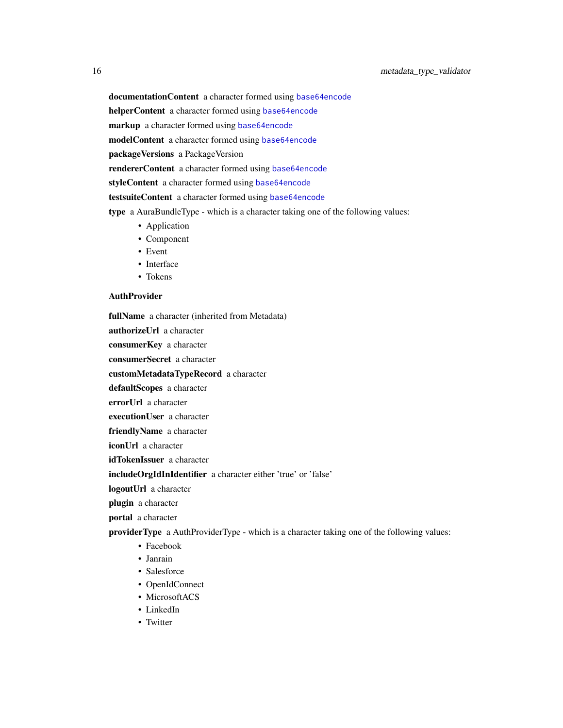**documentationContent** a character formed using base64encode

**helperContent** a character formed using base64encode

**markup** a character formed using base64encode

**modelContent** a character formed using base64encode

**packageVersions** a PackageVersion

**rendererContent** a character formed using base64encode

**styleContent** a character formed using base64encode

**testsuiteContent** a character formed using base64encode

**type** a AuraBundleType - which is a character taking one of the following values:

- Application
- Component
- Event
- Interface
- Tokens

**AuthProvider**

**fullName** a character (inherited from Metadata)

**authorizeUrl** a character

**consumerKey** a character

**consumerSecret** a character

**customMetadataTypeRecord** a character

**defaultScopes** a character

**errorUrl** a character

**executionUser** a character

**friendlyName** a character

**iconUrl** a character

**idTokenIssuer** a character

**includeOrgIdInIdentifier** a character either 'true' or 'false'

**logoutUrl** a character

**plugin** a character

**portal** a character

**providerType** a AuthProviderType - which is a character taking one of the following values:

- Facebook
- Janrain
- Salesforce
- OpenIdConnect
- MicrosoftACS
- LinkedIn
- Twitter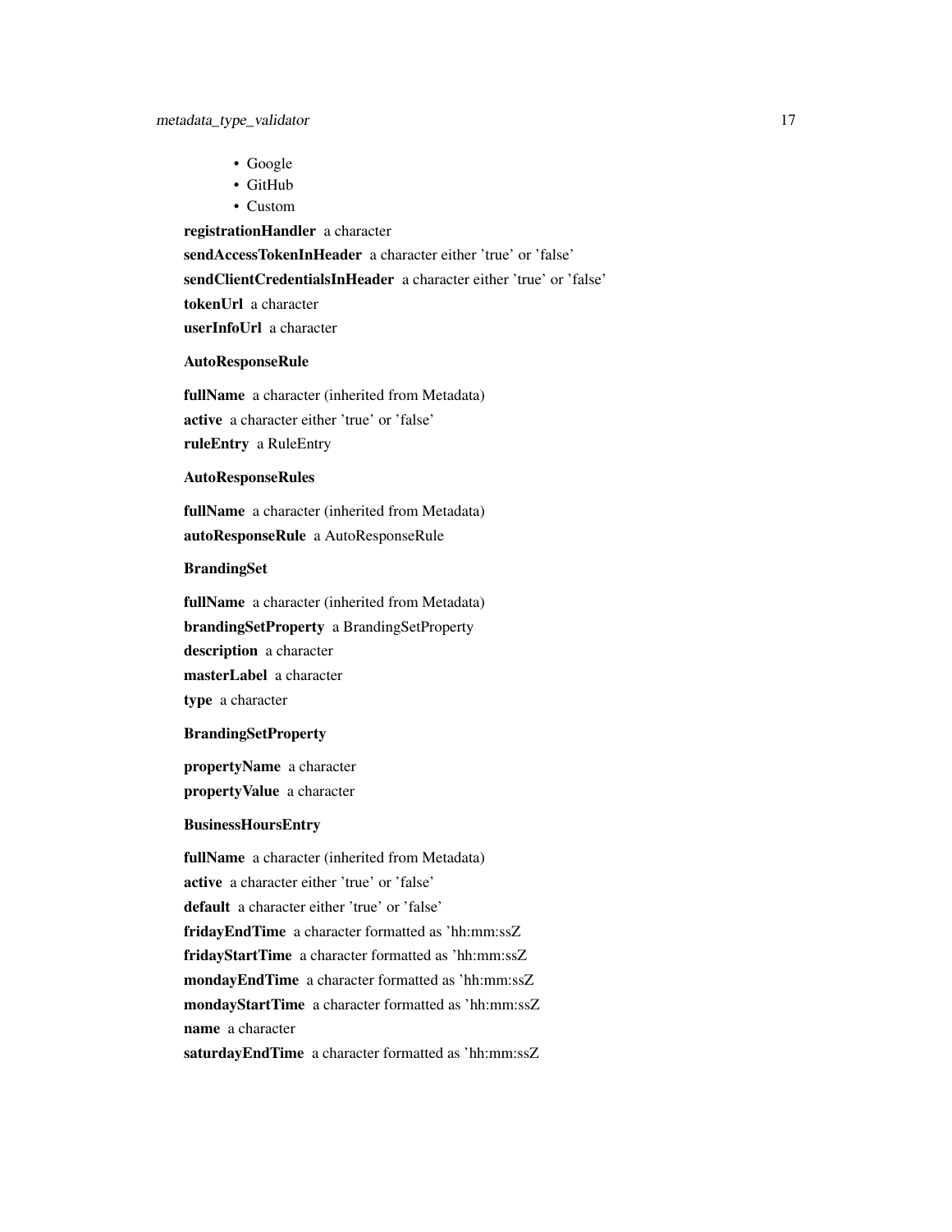- Google
- GitHub
- Custom

**registrationHandler** a character

**sendAccessTokenInHeader** a character either 'true' or 'false'

**sendClientCredentialsInHeader** a character either 'true' or 'false'

**tokenUrl** a character

**userInfoUrl** a character

### AutoResponseRule

**fullName** a character (inherited from Metadata)

**active** a character either 'true' or 'false'

**ruleEntry** a RuleEntry

### AutoResponseRules

**fullName** a character (inherited from Metadata)

**autoResponseRule** a AutoResponseRule

### BrandingSet

**fullName** a character (inherited from Metadata)

**brandingSetProperty** a BrandingSetProperty

**description** a character

**masterLabel** a character

**type** a character

### BrandingSetProperty

**propertyName** a character

**propertyValue** a character

### BusinessHoursEntry

**fullName** a character (inherited from Metadata)

**active** a character either 'true' or 'false'

**default** a character either 'true' or 'false'

**fridayEndTime** a character formatted as 'hh:mm:ssZ

**fridayStartTime** a character formatted as 'hh:mm:ssZ

**mondayEndTime** a character formatted as 'hh:mm:ssZ

**mondayStartTime** a character formatted as 'hh:mm:ssZ

**name** a character

**saturdayEndTime** a character formatted as 'hh:mm:ssZ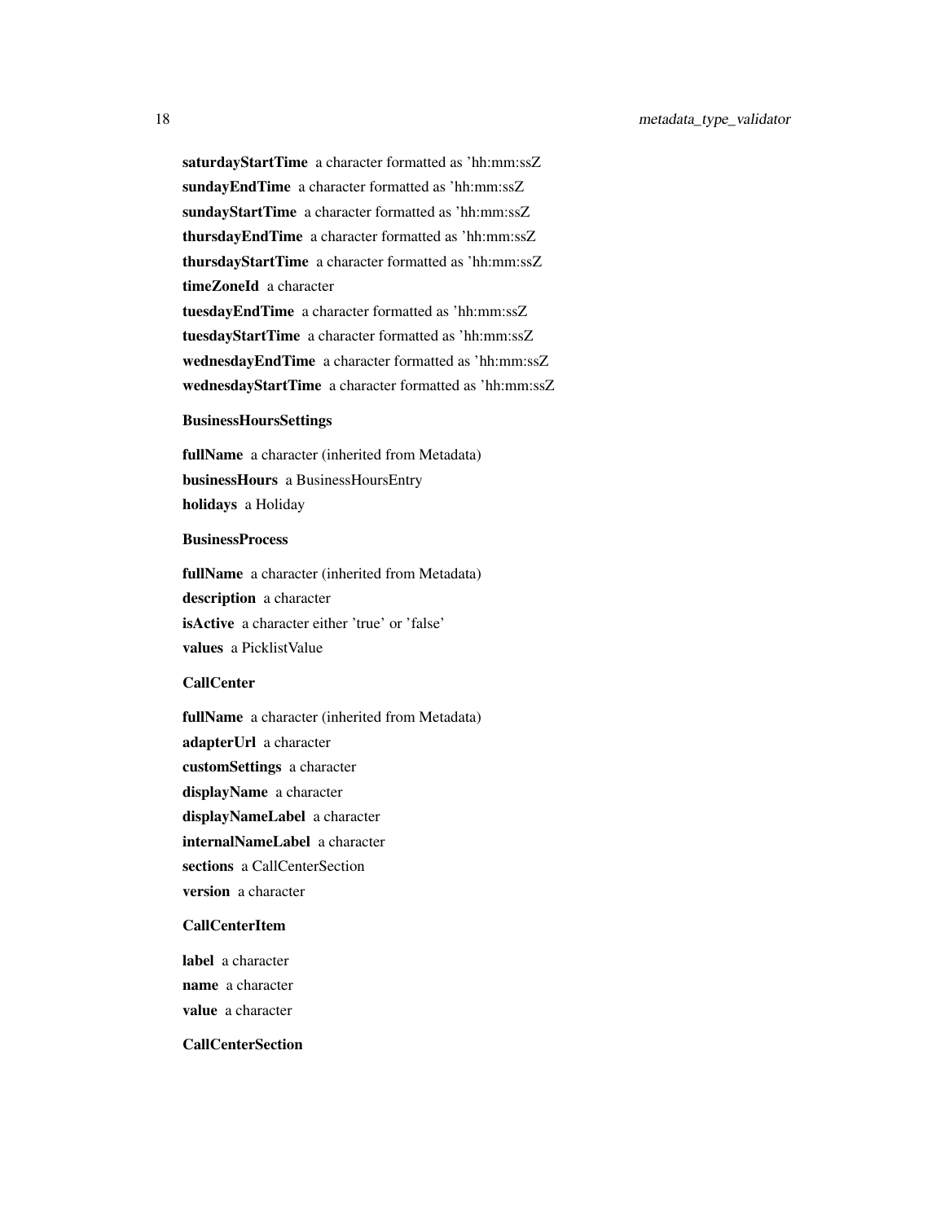**saturdayStartTime** a character formatted as 'hh:mm:ssZ

**sundayEndTime** a character formatted as 'hh:mm:ssZ

**sundayStartTime** a character formatted as 'hh:mm:ssZ

**thursdayEndTime** a character formatted as 'hh:mm:ssZ

**thursdayStartTime** a character formatted as 'hh:mm:ssZ

**timeZoneId** a character

**tuesdayEndTime** a character formatted as 'hh:mm:ssZ

**tuesdayStartTime** a character formatted as 'hh:mm:ssZ

**wednesdayEndTime** a character formatted as 'hh:mm:ssZ

**wednesdayStartTime** a character formatted as 'hh:mm:ssZ

**BusinessHoursSettings**

**fullName** a character (inherited from Metadata)

**businessHours** a BusinessHoursEntry

**holidays** a Holiday

**BusinessProcess**

**fullName** a character (inherited from Metadata)

**description** a character

**isActive** a character either 'true' or 'false'

**values** a PicklistValue

**CallCenter**

**fullName** a character (inherited from Metadata)

**adapterUrl** a character

**customSettings** a character

**displayName** a character

**displayNameLabel** a character

**internalNameLabel** a character

**sections** a CallCenterSection

**version** a character

**CallCenterItem**

**label** a character

**name** a character

**value** a character

**CallCenterSection**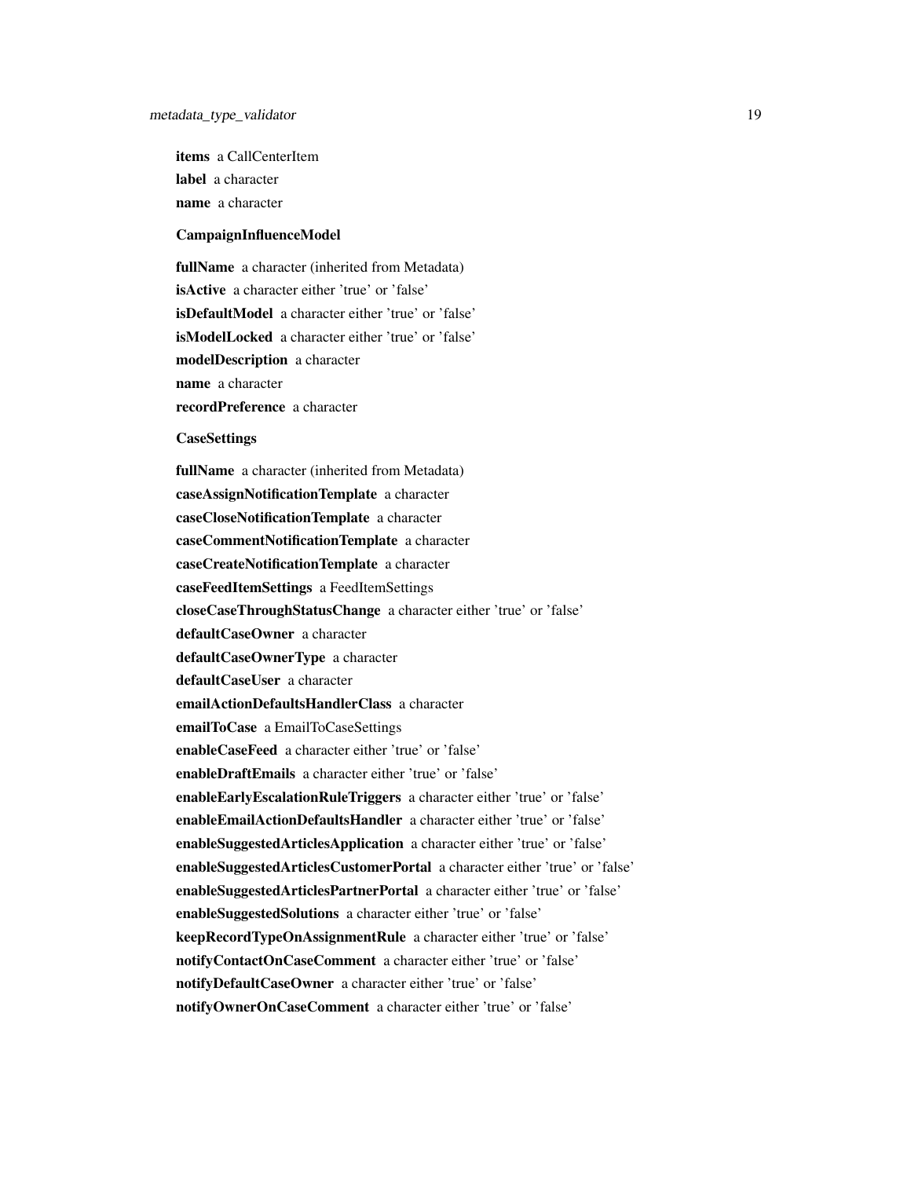**items** a CallCenterItem

**label** a character

**name** a character

**CampaignInfluenceModel**

**fullName** a character (inherited from Metadata)

**isActive** a character either 'true' or 'false'

**isDefaultModel** a character either 'true' or 'false'

**isModelLocked** a character either 'true' or 'false'

**modelDescription** a character

**name** a character

**recordPreference** a character

**CaseSettings**

**fullName** a character (inherited from Metadata)

**caseAssignNotificationTemplate** a character

**caseCloseNotificationTemplate** a character

**caseCommentNotificationTemplate** a character

**caseCreateNotificationTemplate** a character

**caseFeedItemSettings** a FeedItemSettings

**closeCaseThroughStatusChange** a character either 'true' or 'false'

**defaultCaseOwner** a character

**defaultCaseOwnerType** a character

**defaultCaseUser** a character

**emailActionDefaultsHandlerClass** a character

**emailToCase** a EmailToCaseSettings

**enableCaseFeed** a character either 'true' or 'false'

**enableDraftEmails** a character either 'true' or 'false'

**enableEarlyEscalationRuleTriggers** a character either 'true' or 'false'

**enableEmailActionDefaultsHandler** a character either 'true' or 'false'

**enableSuggestedArticlesApplication** a character either 'true' or 'false'

**enableSuggestedArticlesCustomerPortal** a character either 'true' or 'false'

**enableSuggestedArticlesPartnerPortal** a character either 'true' or 'false'

**enableSuggestedSolutions** a character either 'true' or 'false'

**keepRecordTypeOnAssignmentRule** a character either 'true' or 'false'

**notifyContactOnCaseComment** a character either 'true' or 'false'

**notifyDefaultCaseOwner** a character either 'true' or 'false'

**notifyOwnerOnCaseComment** a character either 'true' or 'false'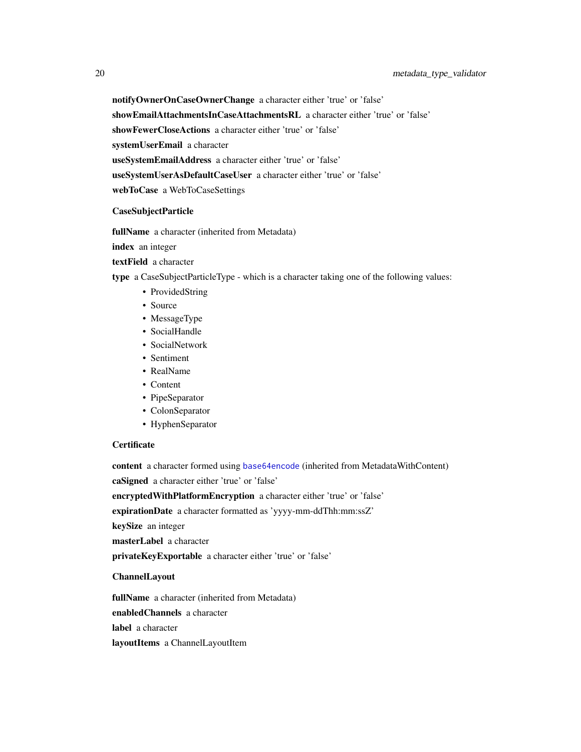**notifyOwnerOnCaseOwnerChange** a character either 'true' or 'false'

**showEmailAttachmentsInCaseAttachmentsRL** a character either 'true' or 'false'

**showFewerCloseActions** a character either 'true' or 'false'

**systemUserEmail** a character

**useSystemEmailAddress** a character either 'true' or 'false'

**useSystemUserAsDefaultCaseUser** a character either 'true' or 'false'

**webToCase** a WebToCaseSettings

**CaseSubjectParticle**

**fullName** a character (inherited from Metadata)

**index** an integer

**textField** a character

**type** a CaseSubjectParticleType - which is a character taking one of the following values:

- ProvidedString
- Source
- MessageType
- SocialHandle
- SocialNetwork
- Sentiment
- RealName
- Content
- PipeSeparator
- ColonSeparator
- HyphenSeparator

**Certificate**

**content** a character formed using base64encode (inherited from MetadataWithContent)

**caSigned** a character either 'true' or 'false'

**encryptedWithPlatformEncryption** a character either 'true' or 'false'

**expirationDate** a character formatted as 'yyyy-mm-ddThh:mm:ssZ'

**keySize** an integer

**masterLabel** a character

**privateKeyExportable** a character either 'true' or 'false'

**ChannelLayout**

**fullName** a character (inherited from Metadata)

**enabledChannels** a character

**label** a character

**layoutItems** a ChannelLayoutItem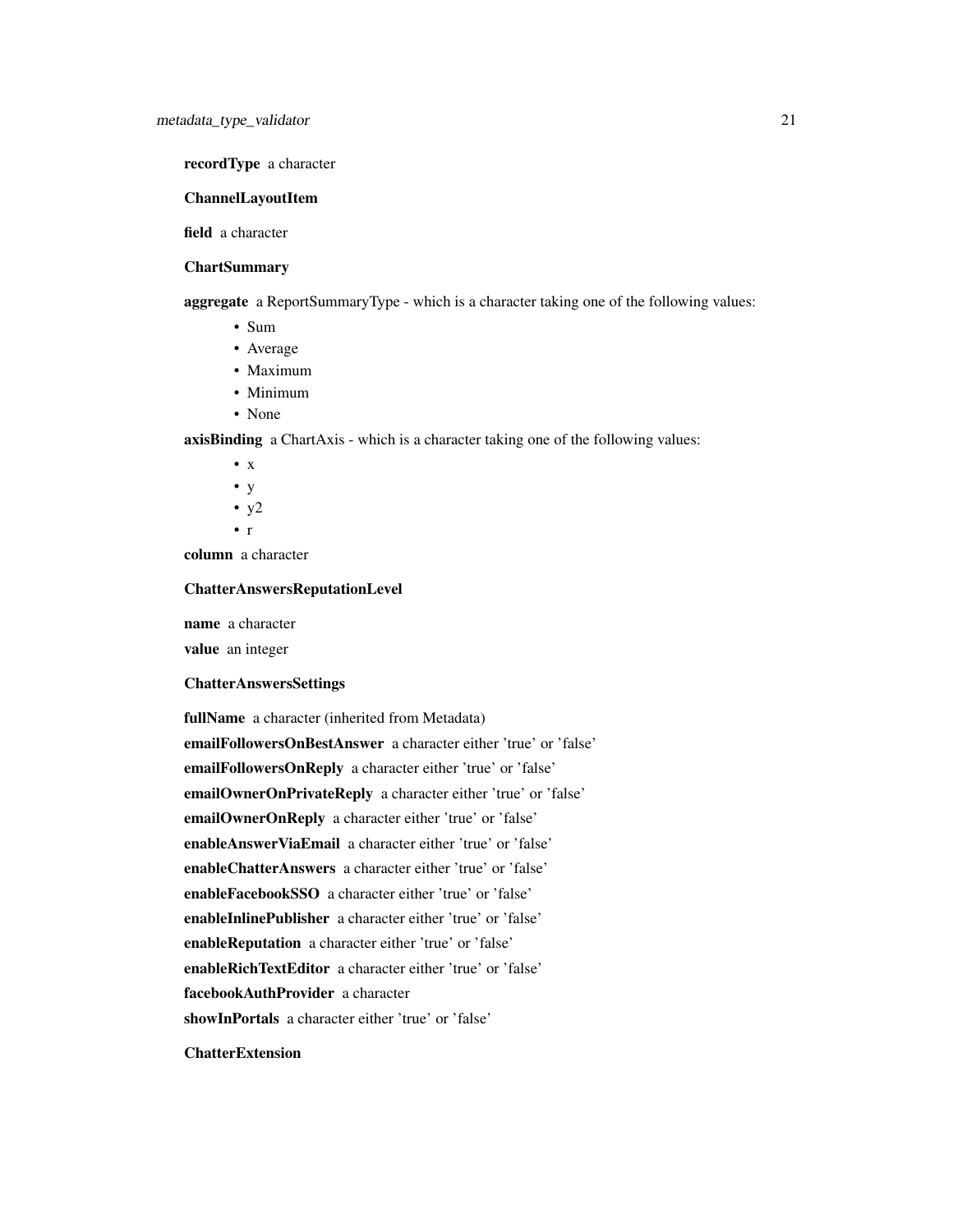**recordType** a character

**ChannelLayoutItem**

**field** a character

**ChartSummary**

**aggregate** a ReportSummaryType - which is a character taking one of the following values:

- Sum
- Average
- Maximum
- Minimum
- None

**axisBinding** a ChartAxis - which is a character taking one of the following values:

- x
- y
- y2
- r

**column** a character

**ChatterAnswersReputationLevel**

**name** a character

**value** an integer

**ChatterAnswersSettings**

**fullName** a character (inherited from Metadata)

**emailFollowersOnBestAnswer** a character either 'true' or 'false'

**emailFollowersOnReply** a character either 'true' or 'false'

**emailOwnerOnPrivateReply** a character either 'true' or 'false'

**emailOwnerOnReply** a character either 'true' or 'false'

**enableAnswerViaEmail** a character either 'true' or 'false'

**enableChatterAnswers** a character either 'true' or 'false'

**enableFacebookSSO** a character either 'true' or 'false'

**enableInlinePublisher** a character either 'true' or 'false'

**enableReputation** a character either 'true' or 'false'

**enableRichTextEditor** a character either 'true' or 'false'

**facebookAuthProvider** a character

**showInPortals** a character either 'true' or 'false'

**ChatterExtension**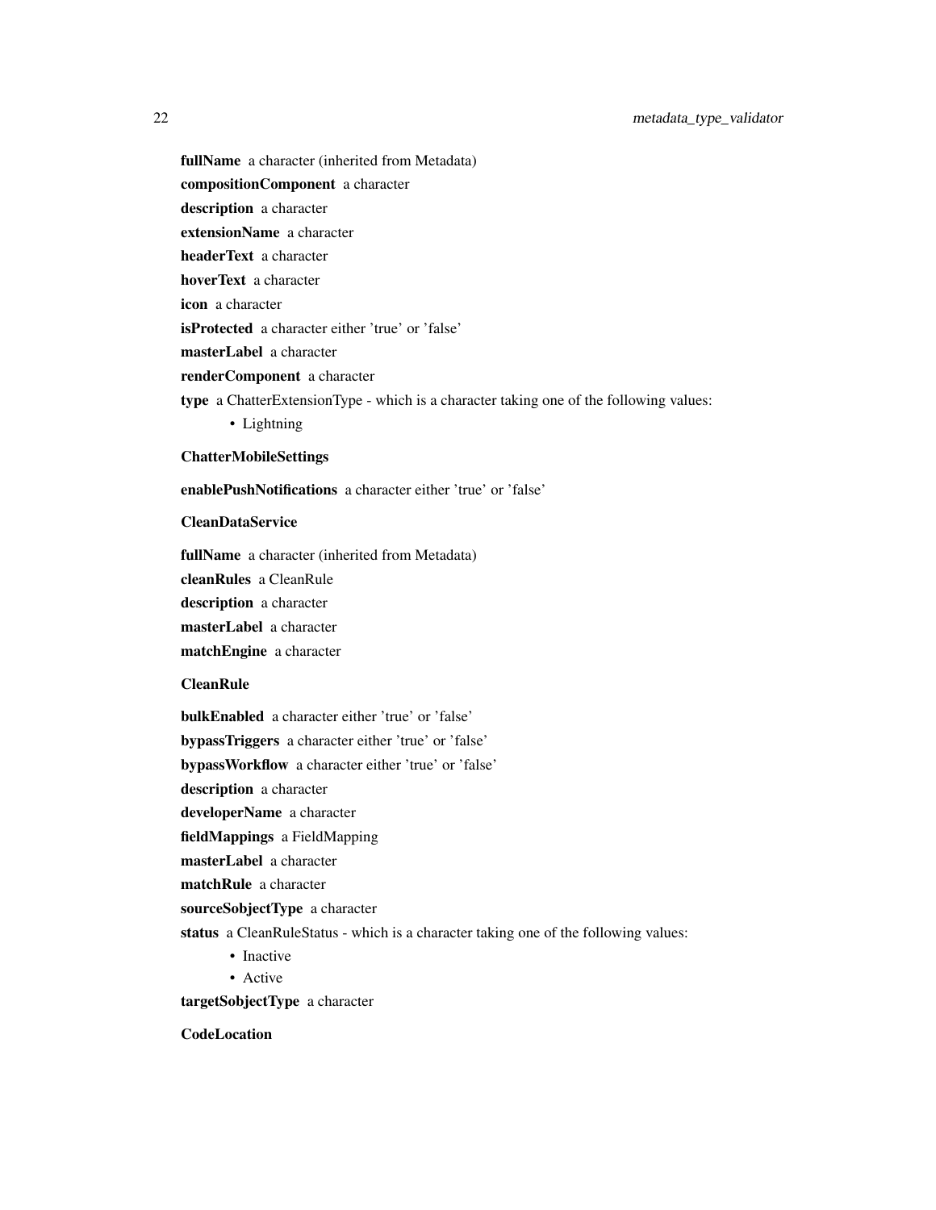**fullName** a character (inherited from Metadata)

**compositionComponent** a character

**description** a character

**extensionName** a character

**headerText** a character

**hoverText** a character

**icon** a character

**isProtected** a character either 'true' or 'false'

**masterLabel** a character

**renderComponent** a character

**type** a ChatterExtensionType - which is a character taking one of the following values:

- Lightning

**ChatterMobileSettings**

**enablePushNotifications** a character either 'true' or 'false'

**CleanDataService**

**fullName** a character (inherited from Metadata)

**cleanRules** a CleanRule

**description** a character

**masterLabel** a character

**matchEngine** a character

**CleanRule**

**bulkEnabled** a character either 'true' or 'false'

**bypassTriggers** a character either 'true' or 'false'

**bypassWorkflow** a character either 'true' or 'false'

**description** a character

**developerName** a character

**fieldMappings** a FieldMapping

**masterLabel** a character

**matchRule** a character

**sourceSobjectType** a character

**status** a CleanRuleStatus - which is a character taking one of the following values:

- Inactive
- Active

**targetSobjectType** a character

**CodeLocation**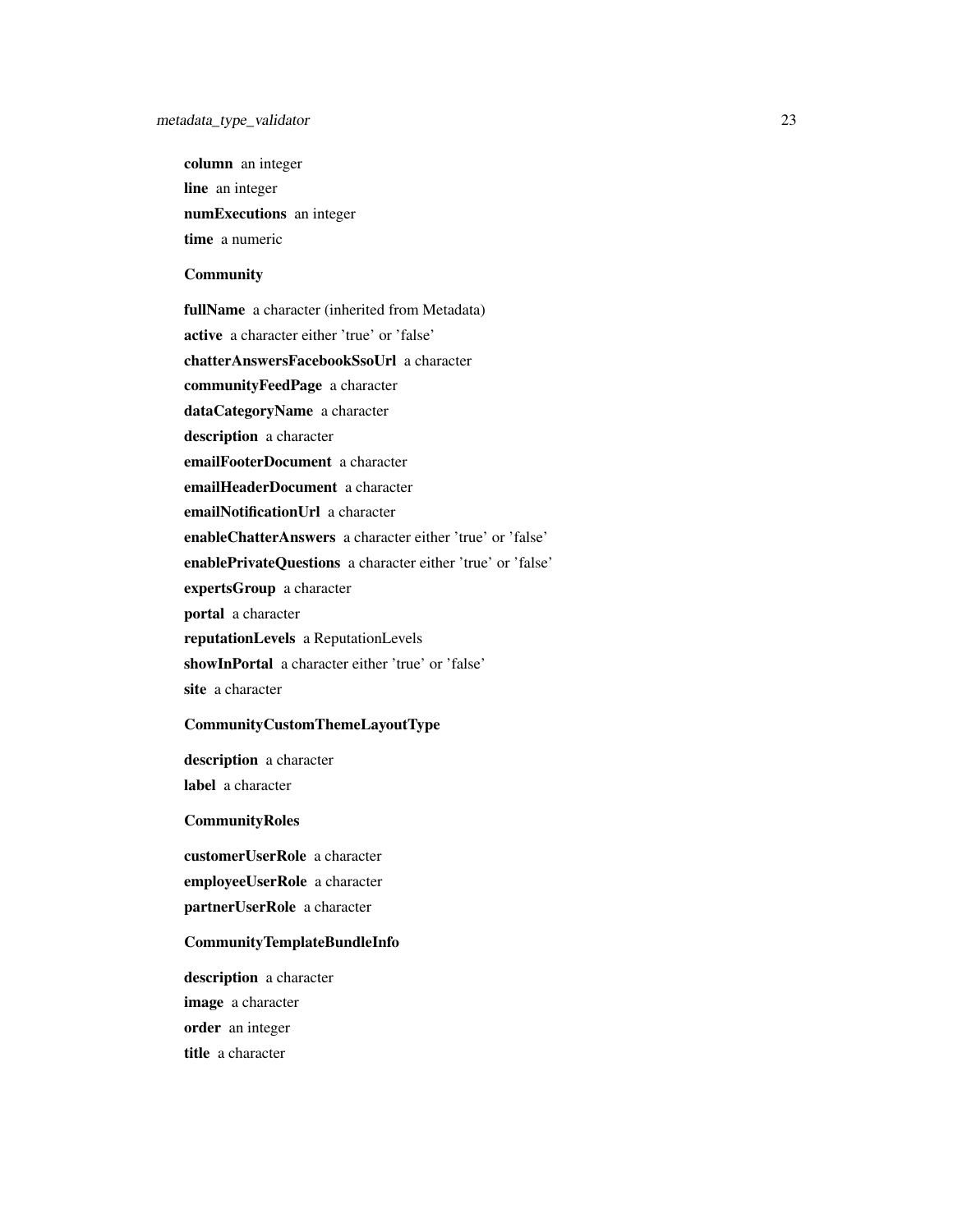**column** an integer

**line** an integer

**numExecutions** an integer

**time** a numeric

**Community**

**fullName** a character (inherited from Metadata)

**active** a character either 'true' or 'false'

**chatterAnswersFacebookSsoUrl** a character

**communityFeedPage** a character

**dataCategoryName** a character

**description** a character

**emailFooterDocument** a character

**emailHeaderDocument** a character

**emailNotificationUrl** a character

**enableChatterAnswers** a character either 'true' or 'false'

**enablePrivateQuestions** a character either 'true' or 'false'

**expertsGroup** a character

**portal** a character

**reputationLevels** a ReputationLevels

**showInPortal** a character either 'true' or 'false'

**site** a character

**CommunityCustomThemeLayoutType**

**description** a character

**label** a character

**CommunityRoles**

**customerUserRole** a character

**employeeUserRole** a character

**partnerUserRole** a character

**CommunityTemplateBundleInfo**

**description** a character

**image** a character

**order** an integer

**title** a character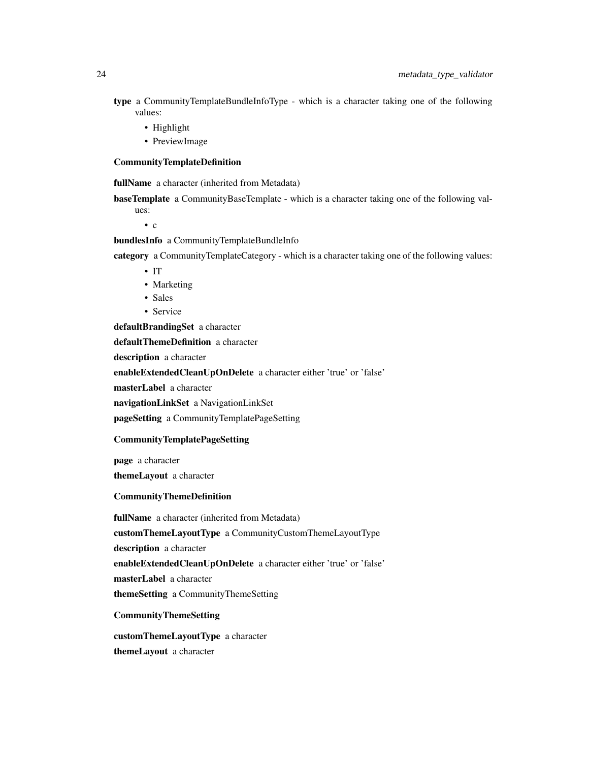**type** a CommunityTemplateBundleInfoType - which is a character taking one of the following values:

- Highlight
- PreviewImage

**CommunityTemplateDefinition**

**fullName** a character (inherited from Metadata)

**baseTemplate** a CommunityBaseTemplate - which is a character taking one of the following values:

- c

**bundlesInfo** a CommunityTemplateBundleInfo

**category** a CommunityTemplateCategory - which is a character taking one of the following values:

- IT
- Marketing
- Sales
- Service

**defaultBrandingSet** a character

**defaultThemeDefinition** a character

**description** a character

**enableExtendedCleanUpOnDelete** a character either 'true' or 'false'

**masterLabel** a character

**navigationLinkSet** a NavigationLinkSet

**pageSetting** a CommunityTemplatePageSetting

**CommunityTemplatePageSetting**

**page** a character

**themeLayout** a character

**CommunityThemeDefinition**

**fullName** a character (inherited from Metadata)

**customThemeLayoutType** a CommunityCustomThemeLayoutType

**description** a character

**enableExtendedCleanUpOnDelete** a character either 'true' or 'false'

**masterLabel** a character

**themeSetting** a CommunityThemeSetting

**CommunityThemeSetting**

**customThemeLayoutType** a character

**themeLayout** a character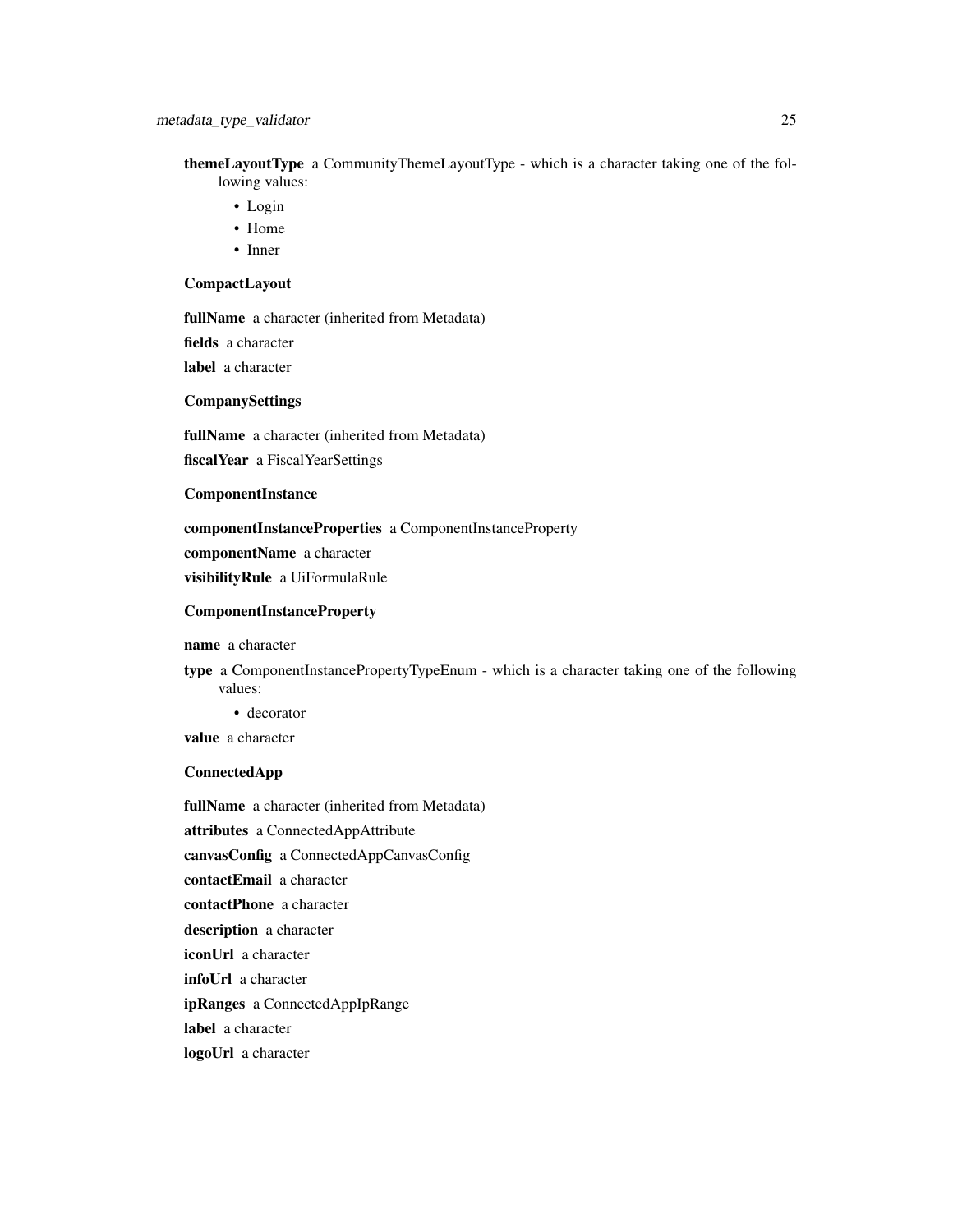**themeLayoutType** a CommunityThemeLayoutType - which is a character taking one of the following values:

- Login
- Home
- Inner

**CompactLayout**

**fullName** a character (inherited from Metadata)

**fields** a character

**label** a character

**CompanySettings**

**fullName** a character (inherited from Metadata)

**fiscalYear** a FiscalYearSettings

**ComponentInstance**

**componentInstanceProperties** a ComponentInstanceProperty

**componentName** a character

**visibilityRule** a UiFormulaRule

**ComponentInstanceProperty**

**name** a character

**type** a ComponentInstancePropertyTypeEnum - which is a character taking one of the following values:

- decorator

**value** a character

**ConnectedApp**

**fullName** a character (inherited from Metadata)

**attributes** a ConnectedAppAttribute

**canvasConfig** a ConnectedAppCanvasConfig

**contactEmail** a character

**contactPhone** a character

**description** a character

**iconUrl** a character

**infoUrl** a character

**ipRanges** a ConnectedAppIpRange

**label** a character

**logoUrl** a character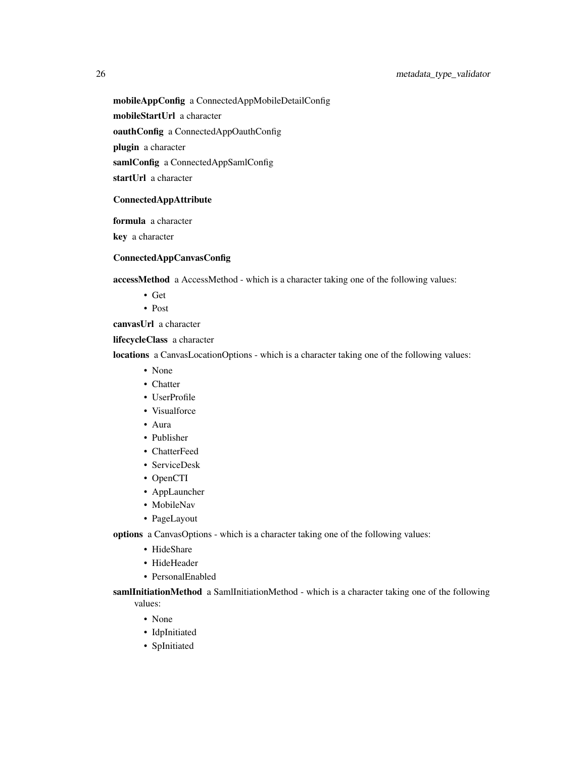**mobileAppConfig** a ConnectedAppMobileDetailConfig

**mobileStartUrl** a character

**oauthConfig** a ConnectedAppOauthConfig

**plugin** a character

**samlConfig** a ConnectedAppSamlConfig

**startUrl** a character

### ConnectedAppAttribute

**formula** a character

**key** a character

### ConnectedAppCanvasConfig

**accessMethod** a AccessMethod - which is a character taking one of the following values:

- Get
- Post

**canvasUrl** a character

**lifecycleClass** a character

**locations** a CanvasLocationOptions - which is a character taking one of the following values:

- None
- Chatter
- UserProfile
- Visualforce
- Aura
- Publisher
- ChatterFeed
- ServiceDesk
- OpenCTI
- AppLauncher
- MobileNav
- PageLayout

**options** a CanvasOptions - which is a character taking one of the following values:

- HideShare
- HideHeader
- PersonalEnabled

**samlInitiationMethod** a SamlInitiationMethod - which is a character taking one of the following values:

- None
- IdpInitiated
- SpInitiated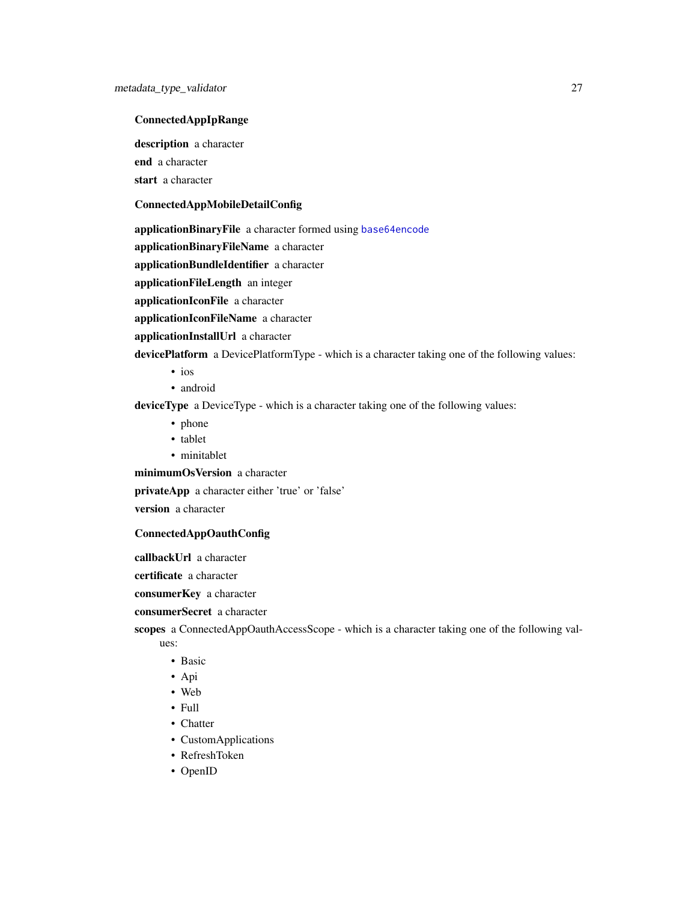**ConnectedAppIpRange**

**description** a character

**end** a character

**start** a character

**ConnectedAppMobileDetailConfig**

**applicationBinaryFile** a character formed using base64encode

**applicationBinaryFileName** a character

**applicationBundleIdentifier** a character

**applicationFileLength** an integer

**applicationIconFile** a character

**applicationIconFileName** a character

**applicationInstallUrl** a character

**devicePlatform** a DevicePlatformType - which is a character taking one of the following values:

- ios
- android

**deviceType** a DeviceType - which is a character taking one of the following values:

- phone
- tablet
- minitablet

**minimumOsVersion** a character

**privateApp** a character either 'true' or 'false'

**version** a character

**ConnectedAppOauthConfig**

**callbackUrl** a character

**certificate** a character

**consumerKey** a character

**consumerSecret** a character

**scopes** a ConnectedAppOauthAccessScope - which is a character taking one of the following values:

- Basic
- Api
- Web
- Full
- Chatter
- CustomApplications
- RefreshToken
- OpenID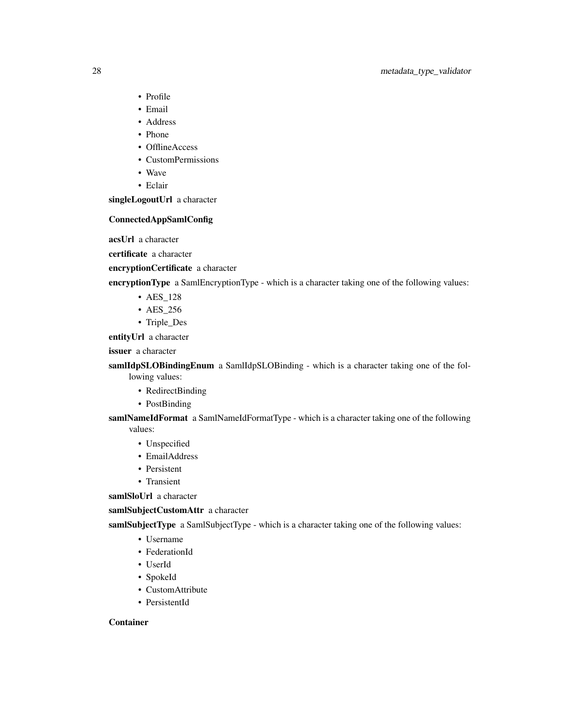- Profile
- Email
- Address
- Phone
- OfflineAccess
- CustomPermissions
- Wave
- Eclair

**singleLogoutUrl** a character

### ConnectedAppSamlConfig

**acsUrl** a character

**certificate** a character

**encryptionCertificate** a character

**encryptionType** a SamlEncryptionType - which is a character taking one of the following values:

- AES_128
- AES_256
- Triple_Des

**entityUrl** a character

**issuer** a character

**samlIdpSLOBindingEnum** a SamlIdpSLOBinding - which is a character taking one of the following values:

- RedirectBinding
- PostBinding

**samlNameIdFormat** a SamlNameIdFormatType - which is a character taking one of the following values:

- Unspecified
- EmailAddress
- Persistent
- Transient

**samlSloUrl** a character

**samlSubjectCustomAttr** a character

**samlSubjectType** a SamlSubjectType - which is a character taking one of the following values:

- Username
- FederationId
- UserId
- SpokeId
- CustomAttribute
- PersistentId

### Container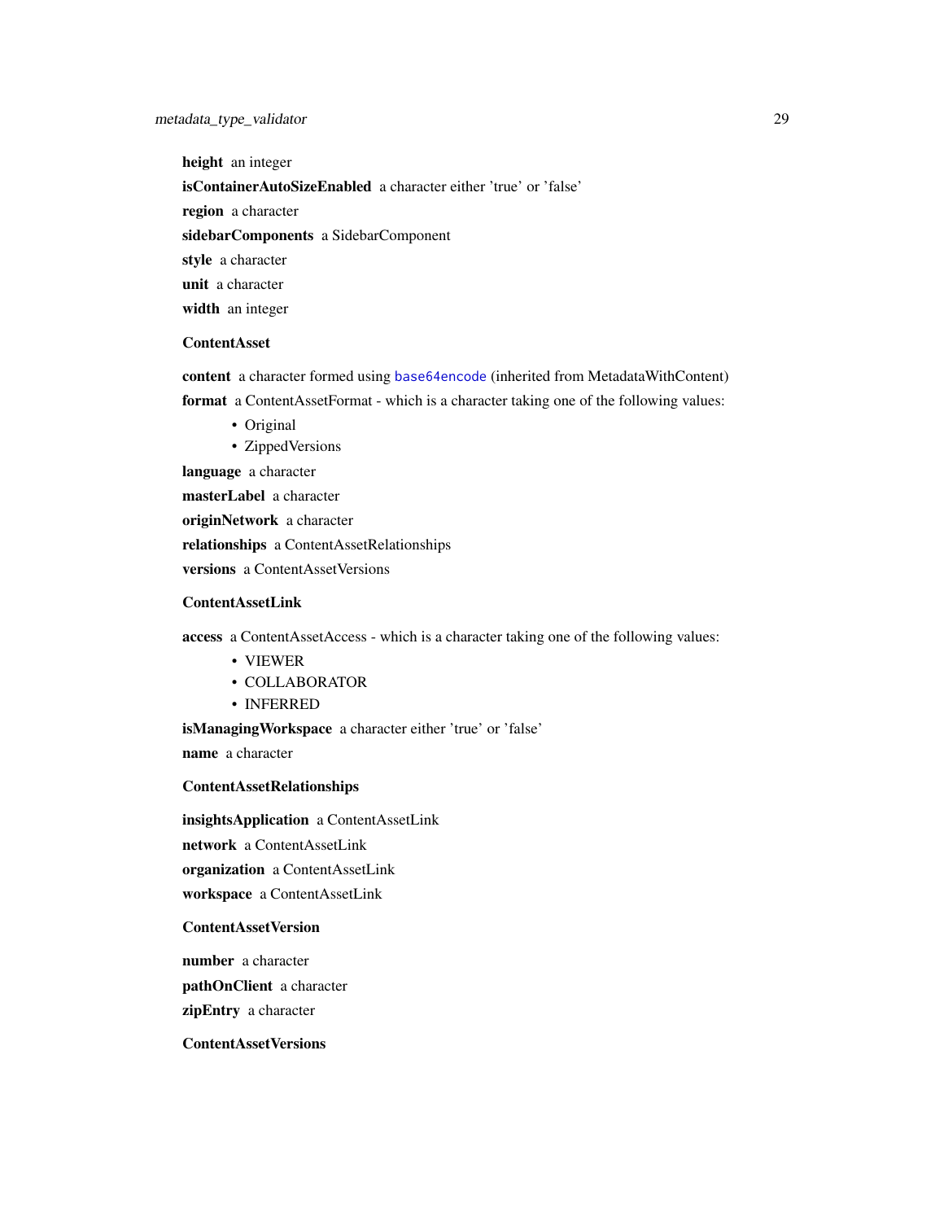**height** an integer

**isContainerAutoSizeEnabled** a character either 'true' or 'false'

**region** a character

**sidebarComponents** a SidebarComponent

**style** a character

**unit** a character

**width** an integer

**ContentAsset**

**content** a character formed using base64encode (inherited from MetadataWithContent)

**format** a ContentAssetFormat - which is a character taking one of the following values:

- Original
- ZippedVersions

**language** a character

**masterLabel** a character

**originNetwork** a character

**relationships** a ContentAssetRelationships

**versions** a ContentAssetVersions

**ContentAssetLink**

**access** a ContentAssetAccess - which is a character taking one of the following values:

- VIEWER
- COLLABORATOR
- INFERRED

**isManagingWorkspace** a character either 'true' or 'false'

**name** a character

**ContentAssetRelationships**

**insightsApplication** a ContentAssetLink

**network** a ContentAssetLink

**organization** a ContentAssetLink

**workspace** a ContentAssetLink

**ContentAssetVersion**

**number** a character

**pathOnClient** a character

**zipEntry** a character

**ContentAssetVersions**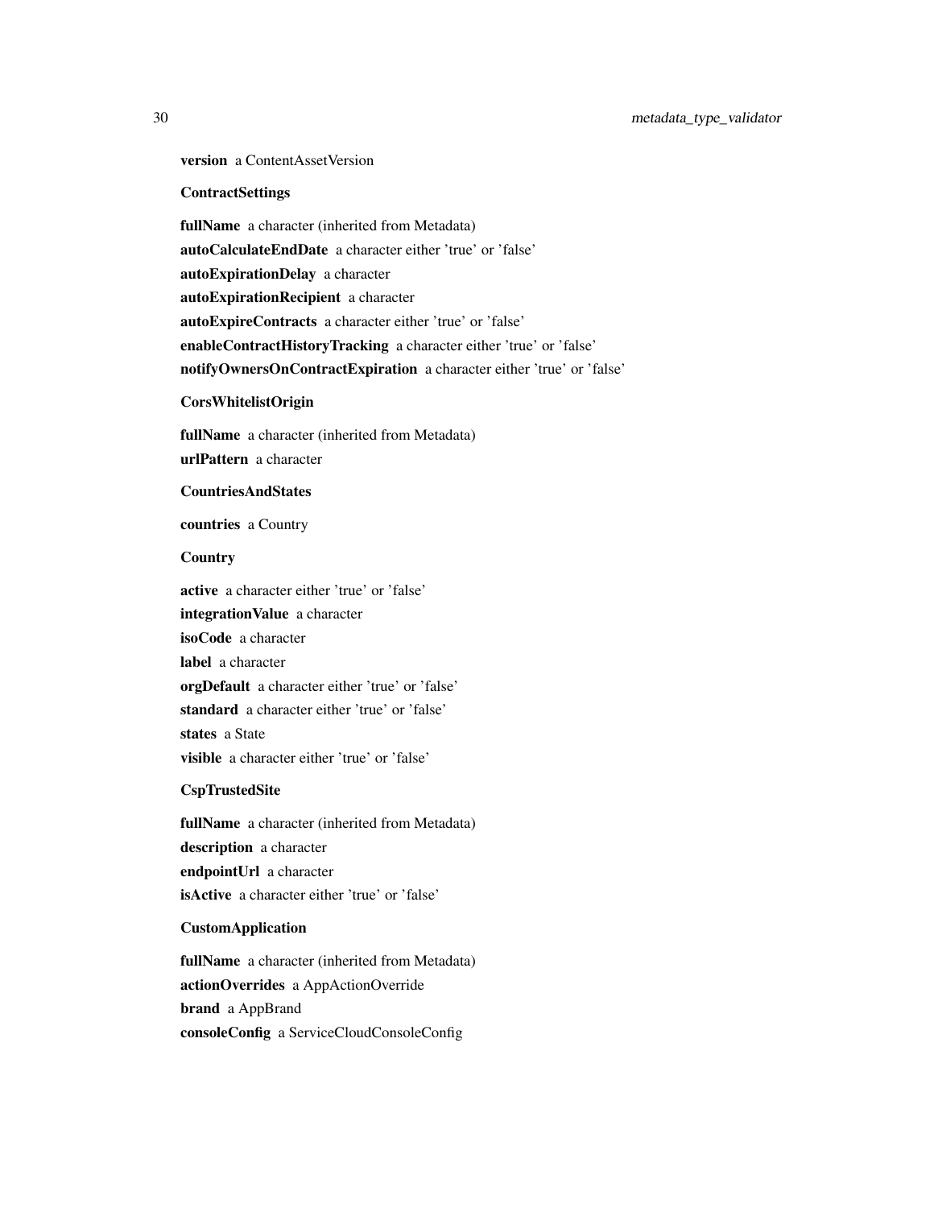**version** a ContentAssetVersion

**ContractSettings**

**fullName** a character (inherited from Metadata)
**autoCalculateEndDate** a character either 'true' or 'false'
**autoExpirationDelay** a character
**autoExpirationRecipient** a character
**autoExpireContracts** a character either 'true' or 'false'
**enableContractHistoryTracking** a character either 'true' or 'false'
**notifyOwnersOnContractExpiration** a character either 'true' or 'false'

**CorsWhitelistOrigin**

**fullName** a character (inherited from Metadata)
**urlPattern** a character

**CountriesAndStates**

**countries** a Country

**Country**

**active** a character either 'true' or 'false'
**integrationValue** a character
**isoCode** a character
**label** a character
**orgDefault** a character either 'true' or 'false'
**standard** a character either 'true' or 'false'
**states** a State
**visible** a character either 'true' or 'false'

**CspTrustedSite**

**fullName** a character (inherited from Metadata)
**description** a character
**endpointUrl** a character
**isActive** a character either 'true' or 'false'

**CustomApplication**

**fullName** a character (inherited from Metadata)
**actionOverrides** a AppActionOverride
**brand** a AppBrand
**consoleConfig** a ServiceCloudConsoleConfig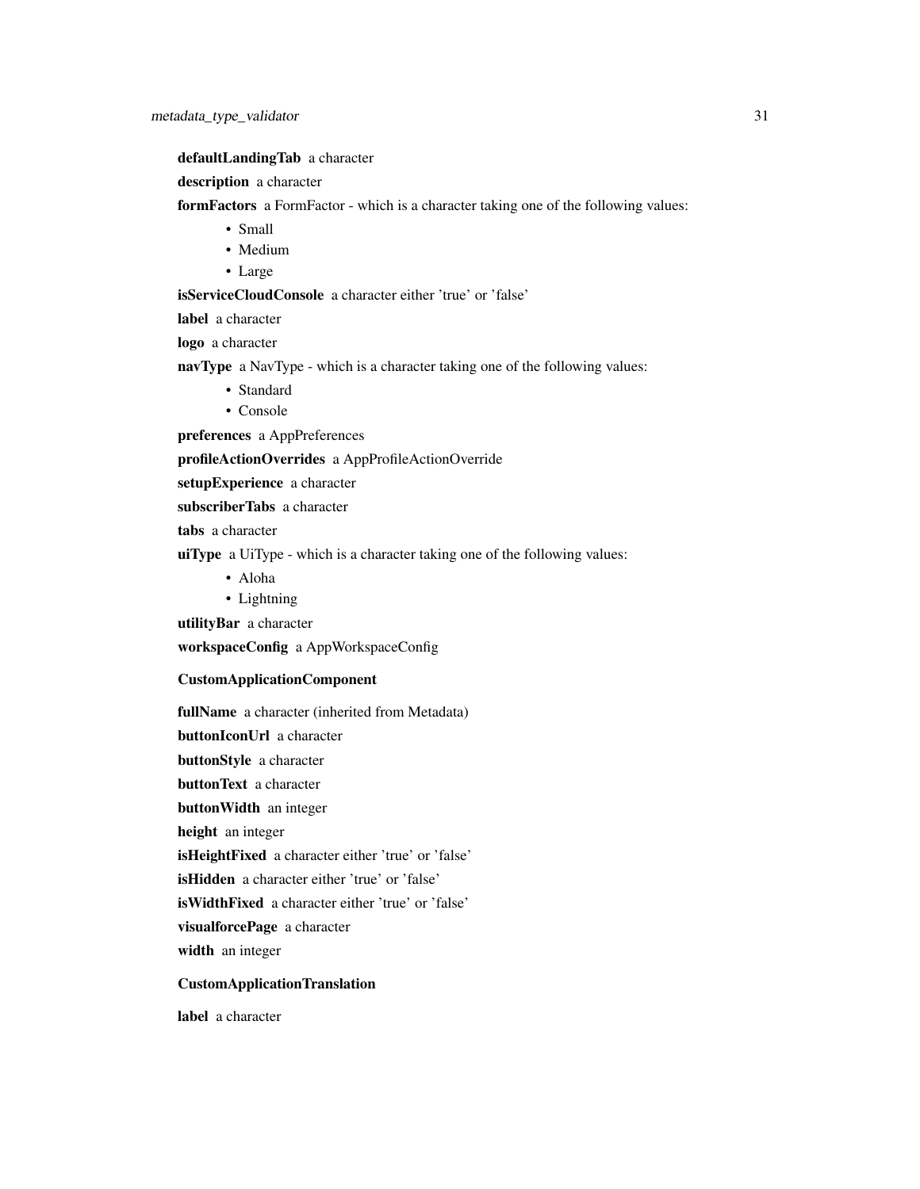**defaultLandingTab** a character

**description** a character

**formFactors** a FormFactor - which is a character taking one of the following values:

- Small
- Medium
- Large

**isServiceCloudConsole** a character either 'true' or 'false'

**label** a character

**logo** a character

**navType** a NavType - which is a character taking one of the following values:

- Standard
- Console

**preferences** a AppPreferences

**profileActionOverrides** a AppProfileActionOverride

**setupExperience** a character

**subscriberTabs** a character

**tabs** a character

**uiType** a UiType - which is a character taking one of the following values:

- Aloha
- Lightning

**utilityBar** a character

**workspaceConfig** a AppWorkspaceConfig

**CustomApplicationComponent**

**fullName** a character (inherited from Metadata)

**buttonIconUrl** a character

**buttonStyle** a character

**buttonText** a character

**buttonWidth** an integer

**height** an integer

**isHeightFixed** a character either 'true' or 'false'

**isHidden** a character either 'true' or 'false'

**isWidthFixed** a character either 'true' or 'false'

**visualforcePage** a character

**width** an integer

**CustomApplicationTranslation**

**label** a character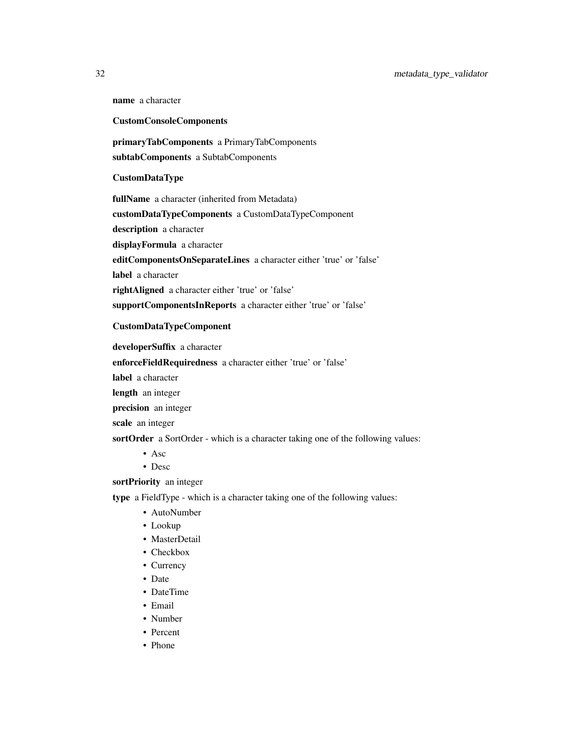**name** a character

**CustomConsoleComponents**

**primaryTabComponents** a PrimaryTabComponents

**subtabComponents** a SubtabComponents

**CustomDataType**

**fullName** a character (inherited from Metadata)

**customDataTypeComponents** a CustomDataTypeComponent

**description** a character

**displayFormula** a character

**editComponentsOnSeparateLines** a character either 'true' or 'false'

**label** a character

**rightAligned** a character either 'true' or 'false'

**supportComponentsInReports** a character either 'true' or 'false'

**CustomDataTypeComponent**

**developerSuffix** a character

**enforceFieldRequiredness** a character either 'true' or 'false'

**label** a character

**length** an integer

**precision** an integer

**scale** an integer

**sortOrder** a SortOrder - which is a character taking one of the following values:

- Asc
- Desc

**sortPriority** an integer

**type** a FieldType - which is a character taking one of the following values:

- AutoNumber
- Lookup
- MasterDetail
- Checkbox
- Currency
- Date
- DateTime
- Email
- Number
- Percent
- Phone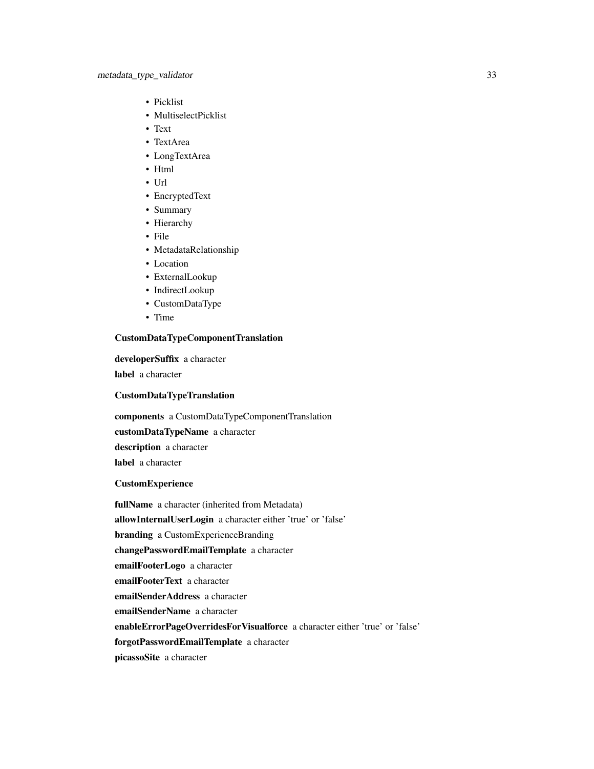- Picklist
- MultiselectPicklist
- Text
- TextArea
- LongTextArea
- Html
- Url
- EncryptedText
- Summary
- Hierarchy
- File
- MetadataRelationship
- Location
- ExternalLookup
- IndirectLookup
- CustomDataType
- Time

**CustomDataTypeComponentTranslation**

**developerSuffix** a character

**label** a character

**CustomDataTypeTranslation**

**components** a CustomDataTypeComponentTranslation

**customDataTypeName** a character

**description** a character

**label** a character

**CustomExperience**

**fullName** a character (inherited from Metadata)

**allowInternalUserLogin** a character either 'true' or 'false'

**branding** a CustomExperienceBranding

**changePasswordEmailTemplate** a character

**emailFooterLogo** a character

**emailFooterText** a character

**emailSenderAddress** a character

**emailSenderName** a character

**enableErrorPageOverridesForVisualforce** a character either 'true' or 'false'

**forgotPasswordEmailTemplate** a character

**picassoSite** a character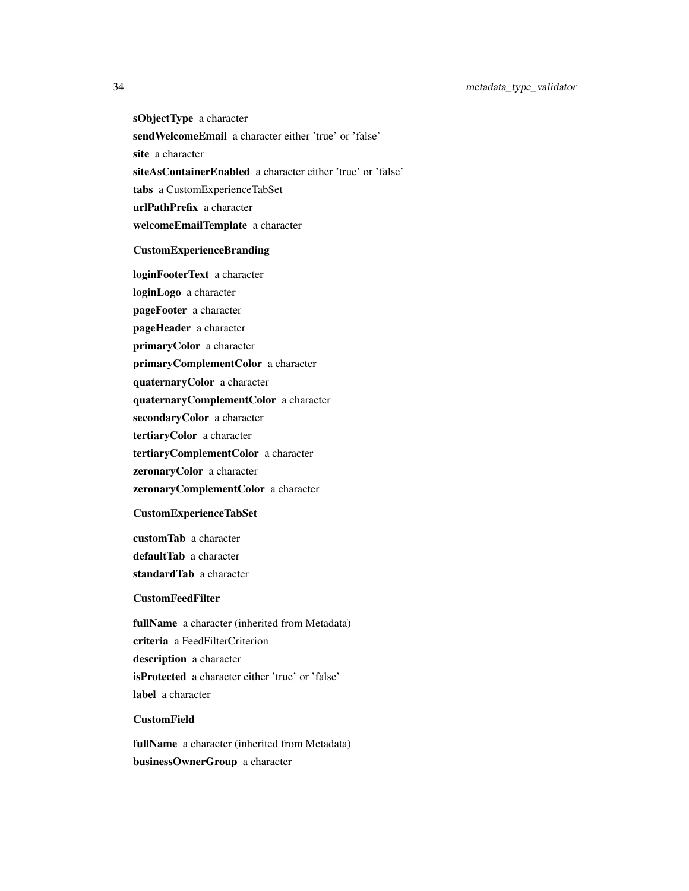**sObjectType** a character

**sendWelcomeEmail** a character either 'true' or 'false'

**site** a character

**siteAsContainerEnabled** a character either 'true' or 'false'

**tabs** a CustomExperienceTabSet

**urlPathPrefix** a character

**welcomeEmailTemplate** a character

### CustomExperienceBranding

**loginFooterText** a character

**loginLogo** a character

**pageFooter** a character

**pageHeader** a character

**primaryColor** a character

**primaryComplementColor** a character

**quaternaryColor** a character

**quaternaryComplementColor** a character

**secondaryColor** a character

**tertiaryColor** a character

**tertiaryComplementColor** a character

**zeronaryColor** a character

**zeronaryComplementColor** a character

### CustomExperienceTabSet

**customTab** a character

**defaultTab** a character

**standardTab** a character

### CustomFeedFilter

**fullName** a character (inherited from Metadata)

**criteria** a FeedFilterCriterion

**description** a character

**isProtected** a character either 'true' or 'false'

**label** a character

### CustomField

**fullName** a character (inherited from Metadata)

**businessOwnerGroup** a character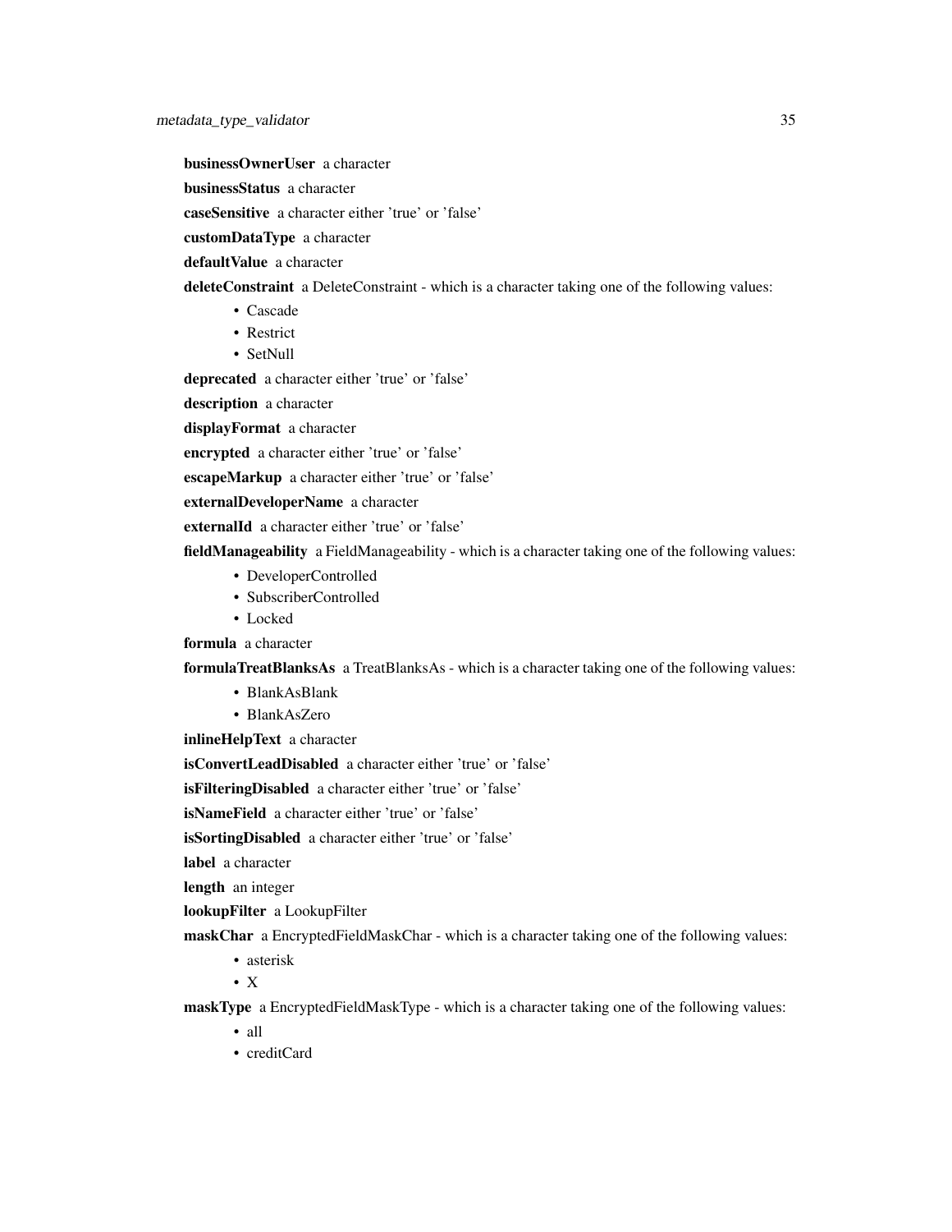**businessOwnerUser** a character

**businessStatus** a character

**caseSensitive** a character either 'true' or 'false'

**customDataType** a character

**defaultValue** a character

**deleteConstraint** a DeleteConstraint - which is a character taking one of the following values:

- Cascade
- Restrict
- SetNull

**deprecated** a character either 'true' or 'false'

**description** a character

**displayFormat** a character

**encrypted** a character either 'true' or 'false'

**escapeMarkup** a character either 'true' or 'false'

**externalDeveloperName** a character

**externalId** a character either 'true' or 'false'

**fieldManageability** a FieldManageability - which is a character taking one of the following values:

- DeveloperControlled
- SubscriberControlled
- Locked

**formula** a character

**formulaTreatBlanksAs** a TreatBlanksAs - which is a character taking one of the following values:

- BlankAsBlank
- BlankAsZero

**inlineHelpText** a character

**isConvertLeadDisabled** a character either 'true' or 'false'

**isFilteringDisabled** a character either 'true' or 'false'

**isNameField** a character either 'true' or 'false'

**isSortingDisabled** a character either 'true' or 'false'

**label** a character

**length** an integer

**lookupFilter** a LookupFilter

**maskChar** a EncryptedFieldMaskChar - which is a character taking one of the following values:

- asterisk
- X

**maskType** a EncryptedFieldMaskType - which is a character taking one of the following values:

- all
- creditCard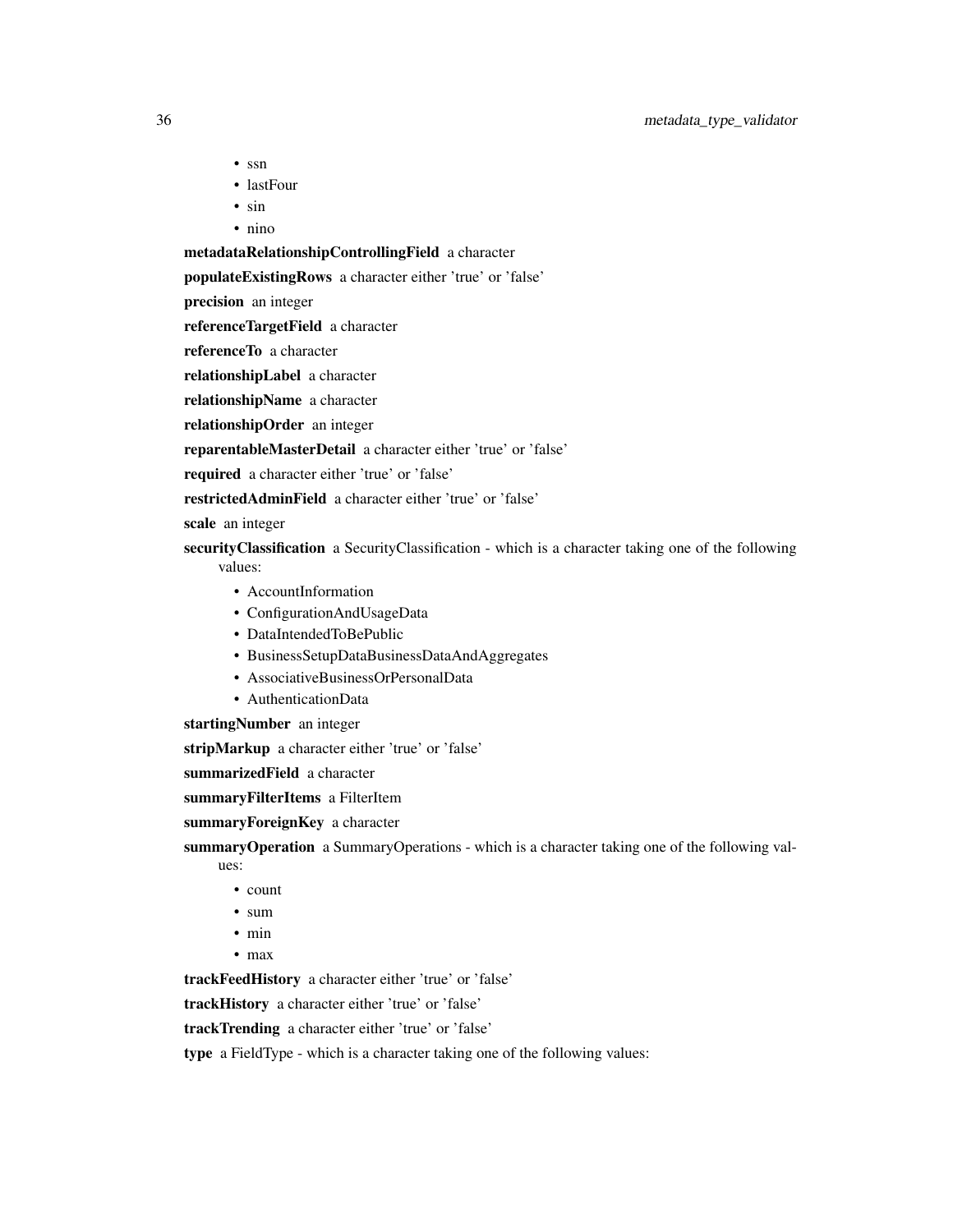- ssn
- lastFour
- sin
- nino

**metadataRelationshipControllingField** a character

**populateExistingRows** a character either 'true' or 'false'

**precision** an integer

**referenceTargetField** a character

**referenceTo** a character

**relationshipLabel** a character

**relationshipName** a character

**relationshipOrder** an integer

**reparentableMasterDetail** a character either 'true' or 'false'

**required** a character either 'true' or 'false'

**restrictedAdminField** a character either 'true' or 'false'

**scale** an integer

**securityClassification** a SecurityClassification - which is a character taking one of the following values:

- AccountInformation
- ConfigurationAndUsageData
- DataIntendedToBePublic
- BusinessSetupDataBusinessDataAndAggregates
- AssociativeBusinessOrPersonalData
- AuthenticationData

**startingNumber** an integer

**stripMarkup** a character either 'true' or 'false'

**summarizedField** a character

**summaryFilterItems** a FilterItem

**summaryForeignKey** a character

**summaryOperation** a SummaryOperations - which is a character taking one of the following values:

- count
- sum
- min
- max

**trackFeedHistory** a character either 'true' or 'false'

**trackHistory** a character either 'true' or 'false'

**trackTrending** a character either 'true' or 'false'

**type** a FieldType - which is a character taking one of the following values: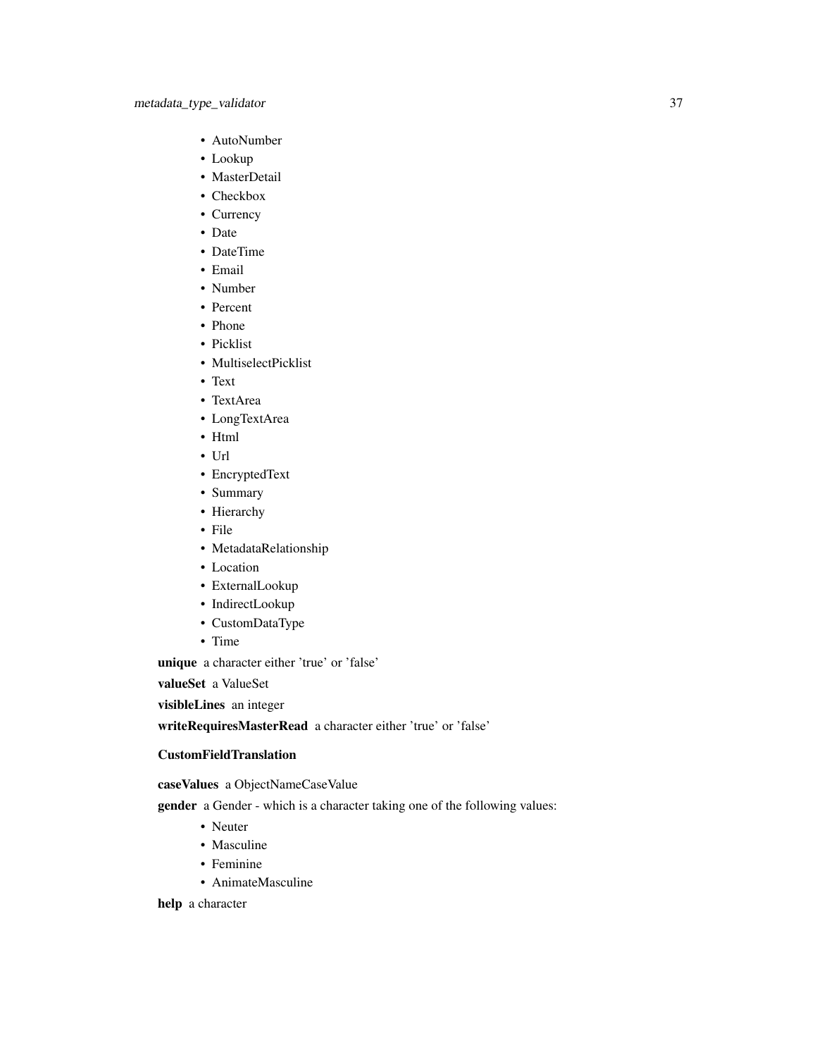- AutoNumber
- Lookup
- MasterDetail
- Checkbox
- Currency
- Date
- DateTime
- Email
- Number
- Percent
- Phone
- Picklist
- MultiselectPicklist
- Text
- TextArea
- LongTextArea
- Html
- Url
- EncryptedText
- Summary
- Hierarchy
- File
- MetadataRelationship
- Location
- ExternalLookup
- IndirectLookup
- CustomDataType
- Time

**unique** a character either 'true' or 'false'

**valueSet** a ValueSet

**visibleLines** an integer

**writeRequiresMasterRead** a character either 'true' or 'false'

**CustomFieldTranslation**

**caseValues** a ObjectNameCaseValue

**gender** a Gender - which is a character taking one of the following values:

- Neuter
- Masculine
- Feminine
- AnimateMasculine

**help** a character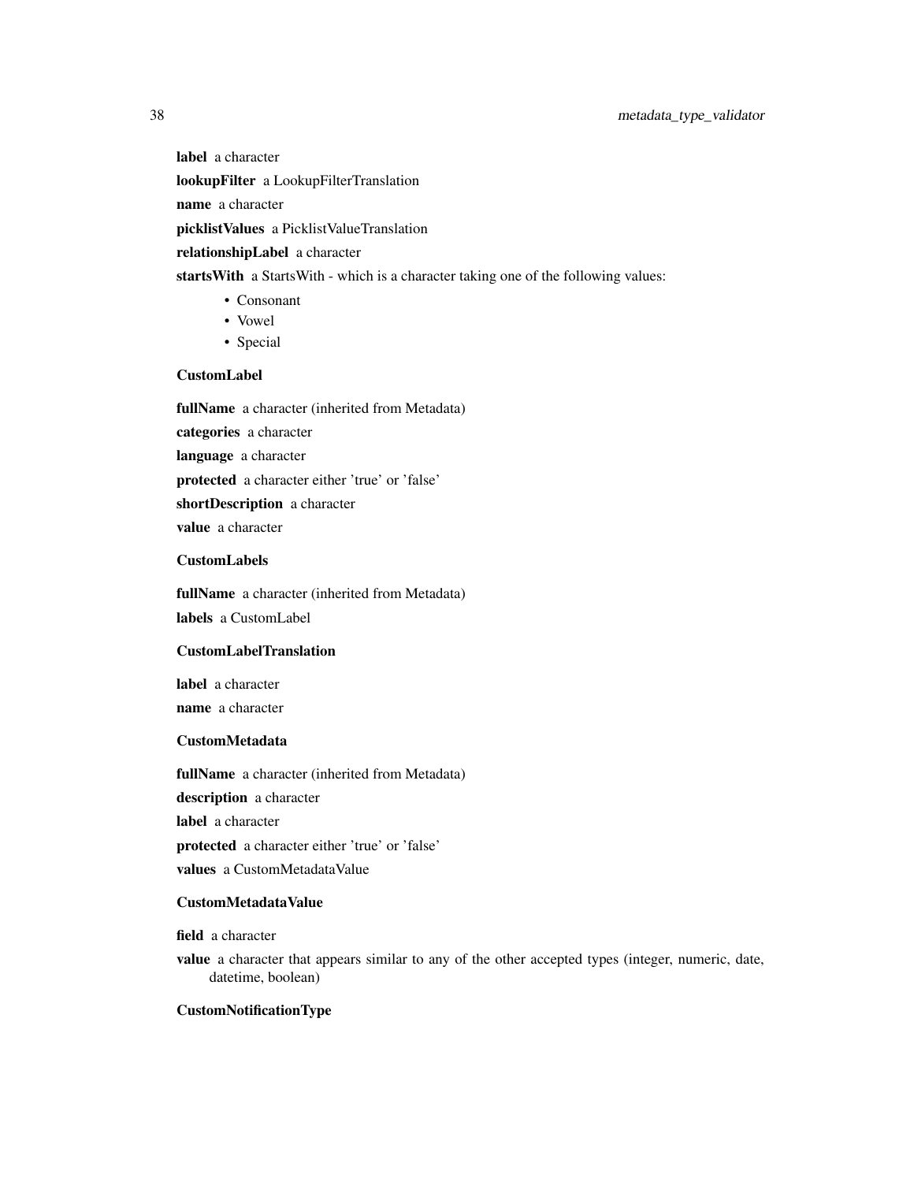**label** a character

**lookupFilter** a LookupFilterTranslation

**name** a character

**picklistValues** a PicklistValueTranslation

**relationshipLabel** a character

**startsWith** a StartsWith - which is a character taking one of the following values:

- Consonant
- Vowel
- Special

**CustomLabel**

**fullName** a character (inherited from Metadata)

**categories** a character

**language** a character

**protected** a character either 'true' or 'false'

**shortDescription** a character

**value** a character

**CustomLabels**

**fullName** a character (inherited from Metadata)

**labels** a CustomLabel

**CustomLabelTranslation**

**label** a character

**name** a character

**CustomMetadata**

**fullName** a character (inherited from Metadata)

**description** a character

**label** a character

**protected** a character either 'true' or 'false'

**values** a CustomMetadataValue

**CustomMetadataValue**

**field** a character

**value** a character that appears similar to any of the other accepted types (integer, numeric, date, datetime, boolean)

**CustomNotificationType**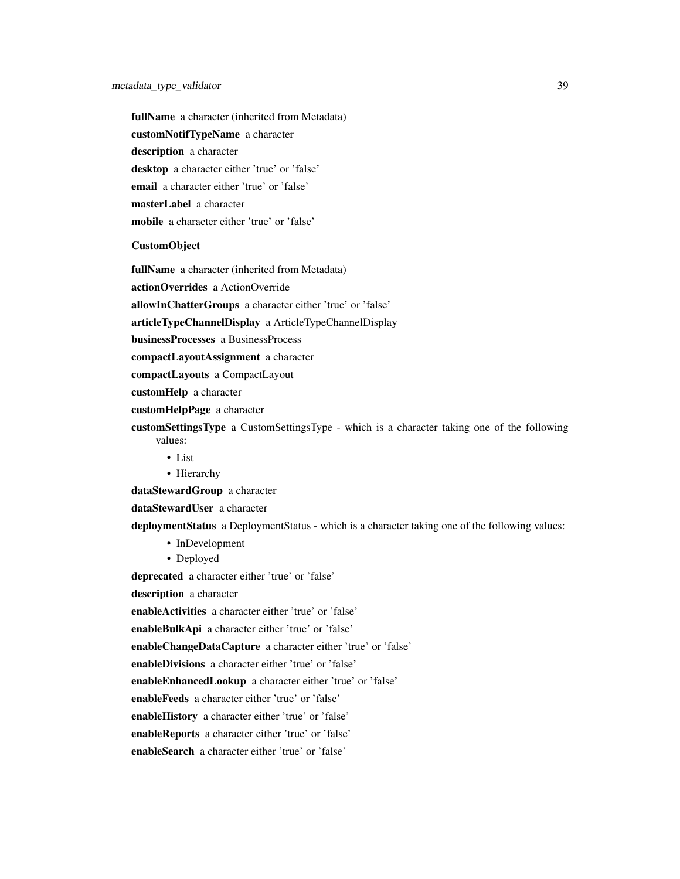**fullName** a character (inherited from Metadata)

**customNotifTypeName** a character

**description** a character

**desktop** a character either 'true' or 'false'

**email** a character either 'true' or 'false'

**masterLabel** a character

**mobile** a character either 'true' or 'false'

**CustomObject**

**fullName** a character (inherited from Metadata)

**actionOverrides** a ActionOverride

**allowInChatterGroups** a character either 'true' or 'false'

**articleTypeChannelDisplay** a ArticleTypeChannelDisplay

**businessProcesses** a BusinessProcess

**compactLayoutAssignment** a character

**compactLayouts** a CompactLayout

**customHelp** a character

**customHelpPage** a character

**customSettingsType** a CustomSettingsType - which is a character taking one of the following values:

- List
- Hierarchy

**dataStewardGroup** a character

**dataStewardUser** a character

**deploymentStatus** a DeploymentStatus - which is a character taking one of the following values:

- InDevelopment
- Deployed

**deprecated** a character either 'true' or 'false'

**description** a character

**enableActivities** a character either 'true' or 'false'

**enableBulkApi** a character either 'true' or 'false'

**enableChangeDataCapture** a character either 'true' or 'false'

**enableDivisions** a character either 'true' or 'false'

**enableEnhancedLookup** a character either 'true' or 'false'

**enableFeeds** a character either 'true' or 'false'

**enableHistory** a character either 'true' or 'false'

**enableReports** a character either 'true' or 'false'

**enableSearch** a character either 'true' or 'false'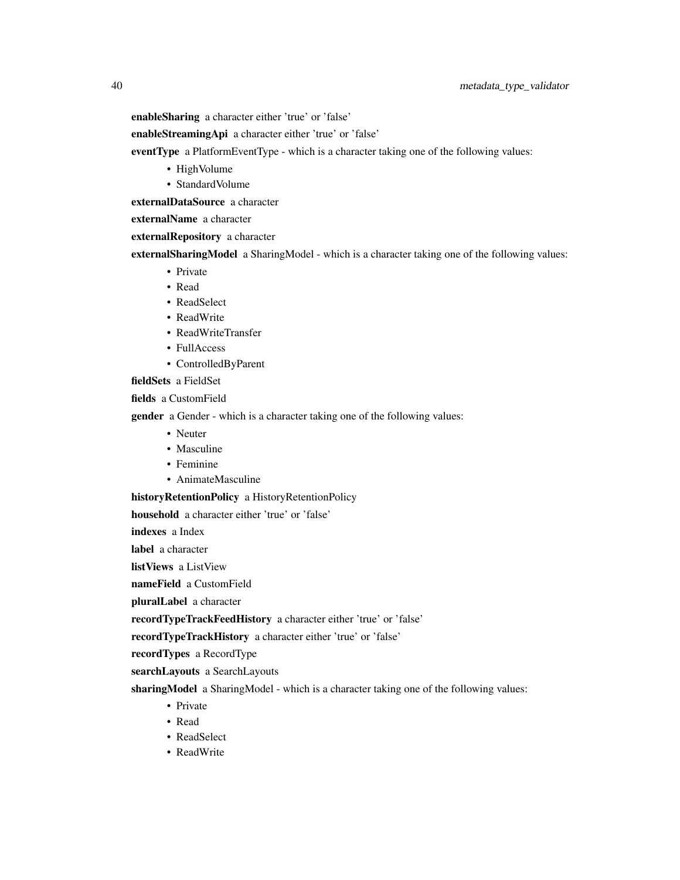**enableSharing** a character either 'true' or 'false'

**enableStreamingApi** a character either 'true' or 'false'

**eventType** a PlatformEventType - which is a character taking one of the following values:

- HighVolume
- StandardVolume

**externalDataSource** a character

**externalName** a character

**externalRepository** a character

**externalSharingModel** a SharingModel - which is a character taking one of the following values:

- Private
- Read
- ReadSelect
- ReadWrite
- ReadWriteTransfer
- FullAccess
- ControlledByParent

**fieldSets** a FieldSet

**fields** a CustomField

**gender** a Gender - which is a character taking one of the following values:

- Neuter
- Masculine
- Feminine
- AnimateMasculine

**historyRetentionPolicy** a HistoryRetentionPolicy

**household** a character either 'true' or 'false'

**indexes** a Index

**label** a character

**listViews** a ListView

**nameField** a CustomField

**pluralLabel** a character

**recordTypeTrackFeedHistory** a character either 'true' or 'false'

**recordTypeTrackHistory** a character either 'true' or 'false'

**recordTypes** a RecordType

**searchLayouts** a SearchLayouts

**sharingModel** a SharingModel - which is a character taking one of the following values:

- Private
- Read
- ReadSelect
- ReadWrite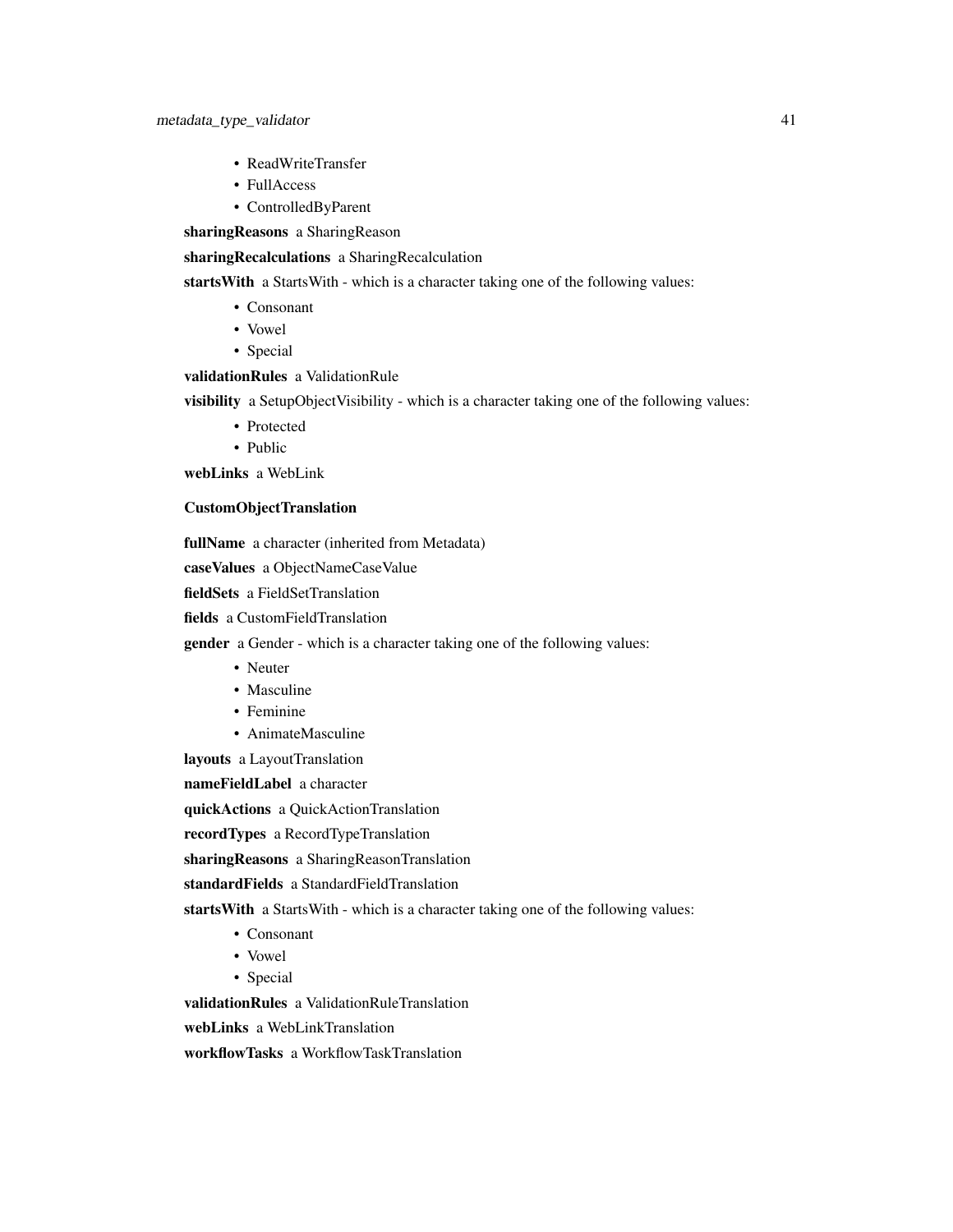- ReadWriteTransfer
- FullAccess
- ControlledByParent

**sharingReasons** a SharingReason

**sharingRecalculations** a SharingRecalculation

**startsWith** a StartsWith - which is a character taking one of the following values:

- Consonant
- Vowel
- Special

**validationRules** a ValidationRule

**visibility** a SetupObjectVisibility - which is a character taking one of the following values:

- Protected
- Public

**webLinks** a WebLink

**CustomObjectTranslation**

**fullName** a character (inherited from Metadata)

**caseValues** a ObjectNameCaseValue

**fieldSets** a FieldSetTranslation

**fields** a CustomFieldTranslation

**gender** a Gender - which is a character taking one of the following values:

- Neuter
- Masculine
- Feminine
- AnimateMasculine

**layouts** a LayoutTranslation

**nameFieldLabel** a character

**quickActions** a QuickActionTranslation

**recordTypes** a RecordTypeTranslation

**sharingReasons** a SharingReasonTranslation

**standardFields** a StandardFieldTranslation

**startsWith** a StartsWith - which is a character taking one of the following values:

- Consonant
- Vowel
- Special

**validationRules** a ValidationRuleTranslation

**webLinks** a WebLinkTranslation

**workflowTasks** a WorkflowTaskTranslation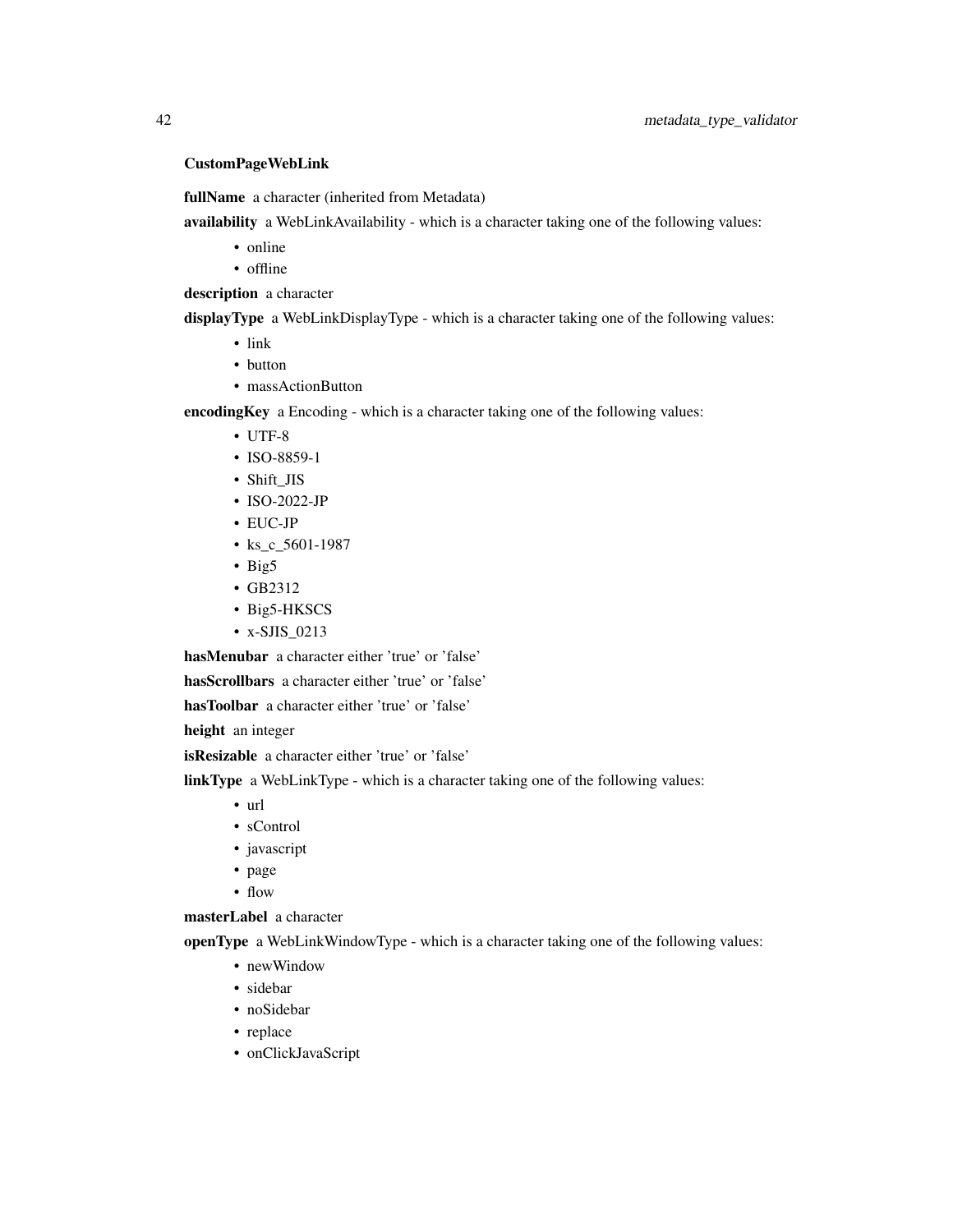**CustomPageWebLink**

**fullName** a character (inherited from Metadata)

**availability** a WebLinkAvailability - which is a character taking one of the following values:

- online
- offline

**description** a character

**displayType** a WebLinkDisplayType - which is a character taking one of the following values:

- link
- button
- massActionButton

**encodingKey** a Encoding - which is a character taking one of the following values:

- UTF-8
- ISO-8859-1
- Shift_JIS
- ISO-2022-JP
- EUC-JP
- ks_c_5601-1987
- Big5
- GB2312
- Big5-HKSCS
- x-SJIS_0213

**hasMenubar** a character either 'true' or 'false'

**hasScrollbars** a character either 'true' or 'false'

**hasToolbar** a character either 'true' or 'false'

**height** an integer

**isResizable** a character either 'true' or 'false'

**linkType** a WebLinkType - which is a character taking one of the following values:

- url
- sControl
- javascript
- page
- flow

**masterLabel** a character

**openType** a WebLinkWindowType - which is a character taking one of the following values:

- newWindow
- sidebar
- noSidebar
- replace
- onClickJavaScript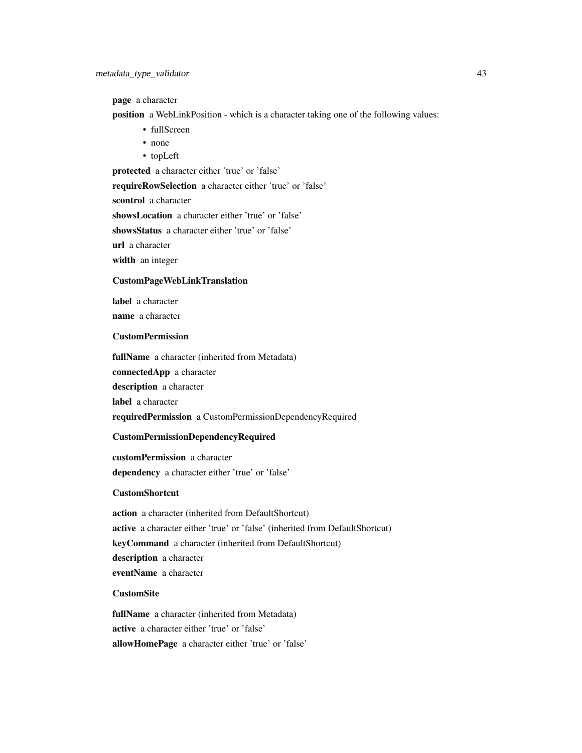**page** a character

**position** a WebLinkPosition - which is a character taking one of the following values:

- fullScreen
- none
- topLeft

**protected** a character either 'true' or 'false'

**requireRowSelection** a character either 'true' or 'false'

**scontrol** a character

**showsLocation** a character either 'true' or 'false'

**showsStatus** a character either 'true' or 'false'

**url** a character

**width** an integer

### CustomPageWebLinkTranslation

**label** a character

**name** a character

### CustomPermission

**fullName** a character (inherited from Metadata)

**connectedApp** a character

**description** a character

**label** a character

**requiredPermission** a CustomPermissionDependencyRequired

### CustomPermissionDependencyRequired

**customPermission** a character

**dependency** a character either 'true' or 'false'

### CustomShortcut

**action** a character (inherited from DefaultShortcut)

**active** a character either 'true' or 'false' (inherited from DefaultShortcut)

**keyCommand** a character (inherited from DefaultShortcut)

**description** a character

**eventName** a character

### CustomSite

**fullName** a character (inherited from Metadata)

**active** a character either 'true' or 'false'

**allowHomePage** a character either 'true' or 'false'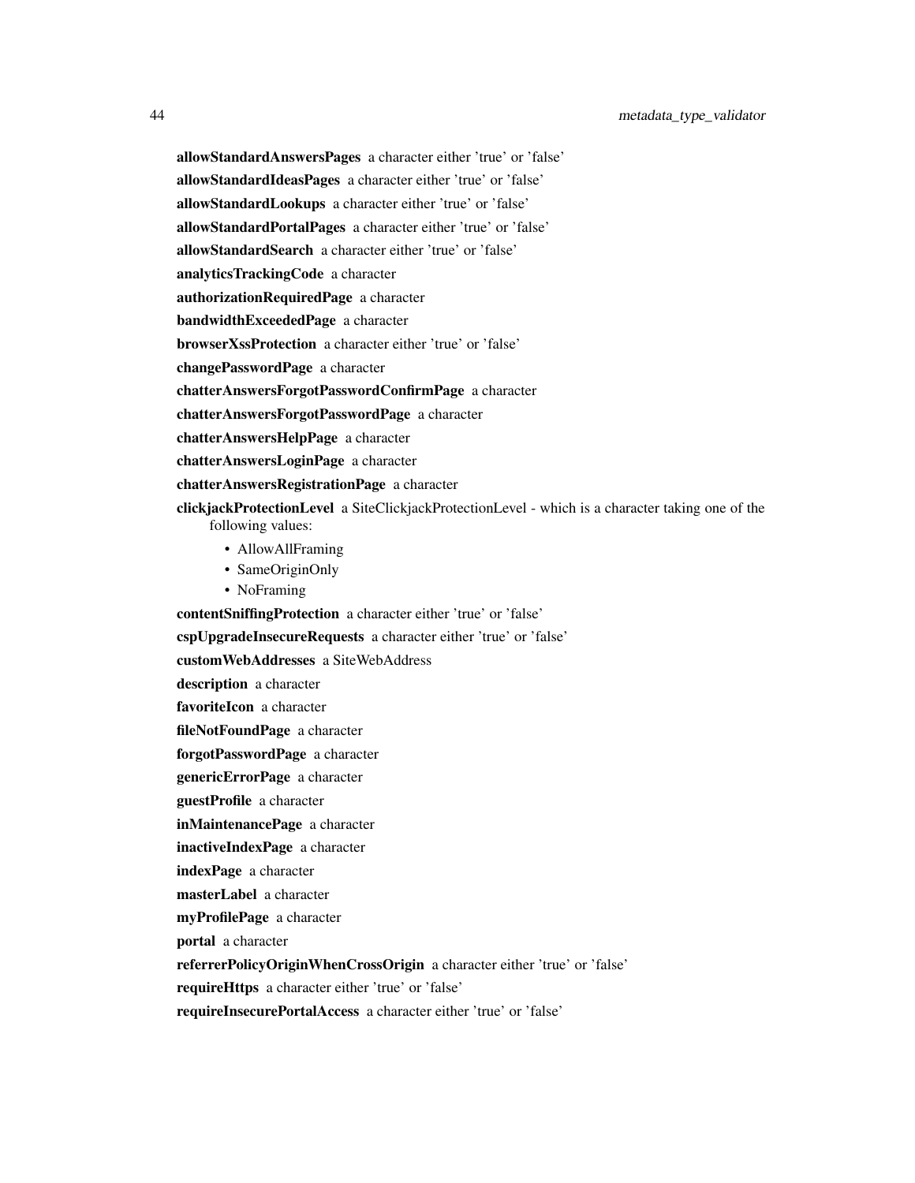**allowStandardAnswersPages** a character either 'true' or 'false'

**allowStandardIdeasPages** a character either 'true' or 'false'

**allowStandardLookups** a character either 'true' or 'false'

**allowStandardPortalPages** a character either 'true' or 'false'

**allowStandardSearch** a character either 'true' or 'false'

**analyticsTrackingCode** a character

**authorizationRequiredPage** a character

**bandwidthExceededPage** a character

**browserXssProtection** a character either 'true' or 'false'

**changePasswordPage** a character

**chatterAnswersForgotPasswordConfirmPage** a character

**chatterAnswersForgotPasswordPage** a character

**chatterAnswersHelpPage** a character

**chatterAnswersLoginPage** a character

**chatterAnswersRegistrationPage** a character

**clickjackProtectionLevel** a SiteClickjackProtectionLevel - which is a character taking one of the following values:

- AllowAllFraming
- SameOriginOnly
- NoFraming

**contentSniffingProtection** a character either 'true' or 'false'

**cspUpgradeInsecureRequests** a character either 'true' or 'false'

**customWebAddresses** a SiteWebAddress

**description** a character

**favoriteIcon** a character

**fileNotFoundPage** a character

**forgotPasswordPage** a character

**genericErrorPage** a character

**guestProfile** a character

**inMaintenancePage** a character

**inactiveIndexPage** a character

**indexPage** a character

**masterLabel** a character

**myProfilePage** a character

**portal** a character

**referrerPolicyOriginWhenCrossOrigin** a character either 'true' or 'false'

**requireHttps** a character either 'true' or 'false'

**requireInsecurePortalAccess** a character either 'true' or 'false'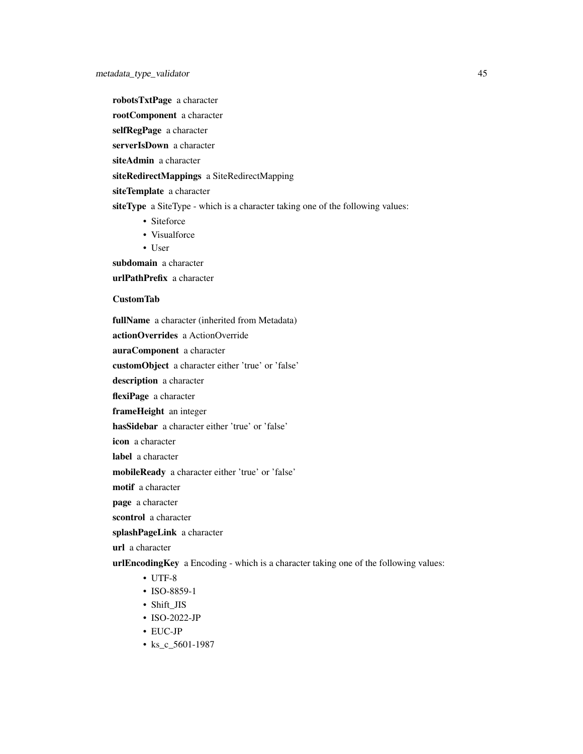**robotsTxtPage** a character

**rootComponent** a character

**selfRegPage** a character

**serverIsDown** a character

**siteAdmin** a character

**siteRedirectMappings** a SiteRedirectMapping

**siteTemplate** a character

**siteType** a SiteType - which is a character taking one of the following values:

- Siteforce
- Visualforce
- User

**subdomain** a character

**urlPathPrefix** a character

**CustomTab**

**fullName** a character (inherited from Metadata)

**actionOverrides** a ActionOverride

**auraComponent** a character

**customObject** a character either 'true' or 'false'

**description** a character

**flexiPage** a character

**frameHeight** an integer

**hasSidebar** a character either 'true' or 'false'

**icon** a character

**label** a character

**mobileReady** a character either 'true' or 'false'

**motif** a character

**page** a character

**scontrol** a character

**splashPageLink** a character

**url** a character

**urlEncodingKey** a Encoding - which is a character taking one of the following values:

- UTF-8
- ISO-8859-1
- Shift_JIS
- ISO-2022-JP
- EUC-JP
- ks_c_5601-1987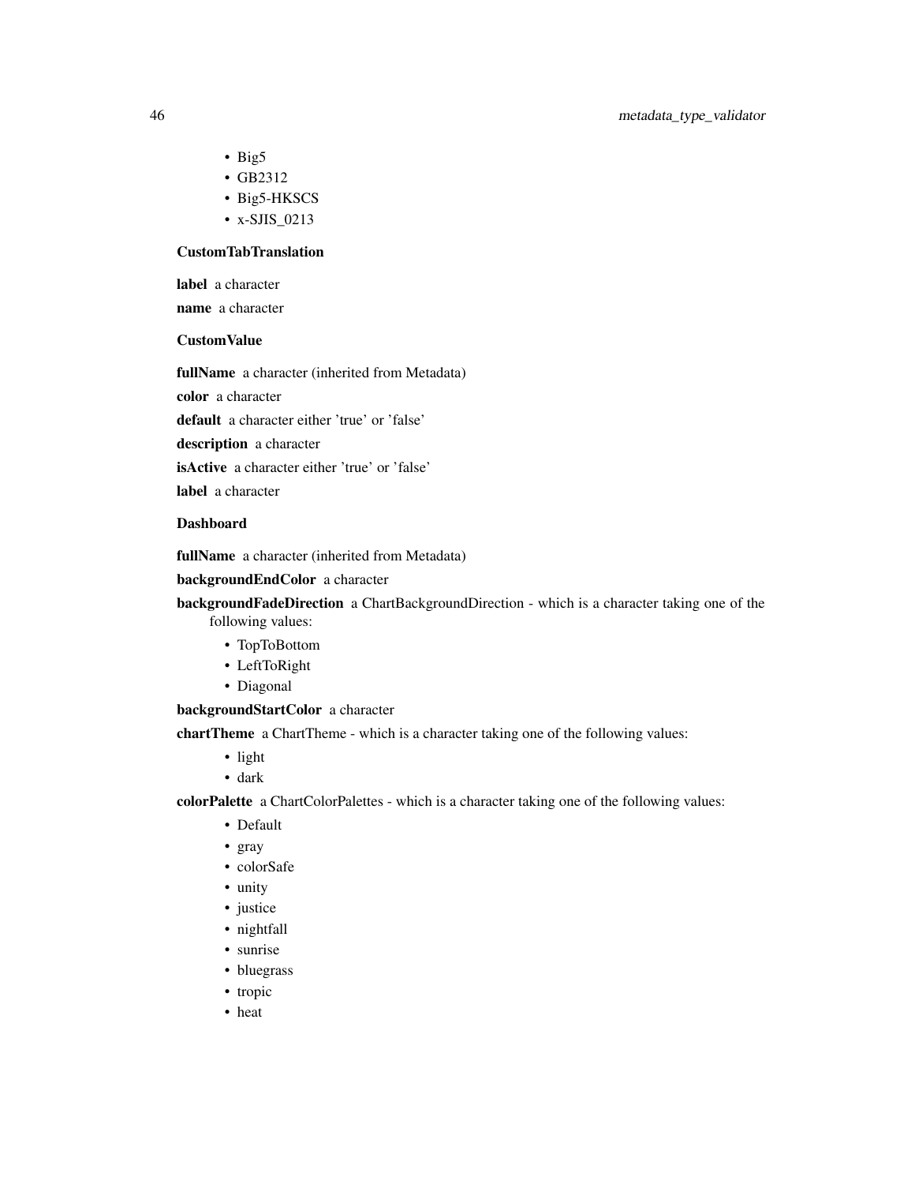- Big5
- GB2312
- Big5-HKSCS
- x-SJIS_0213

**CustomTabTranslation**

**label** a character

**name** a character

**CustomValue**

**fullName** a character (inherited from Metadata)

**color** a character

**default** a character either 'true' or 'false'

**description** a character

**isActive** a character either 'true' or 'false'

**label** a character

**Dashboard**

**fullName** a character (inherited from Metadata)

**backgroundEndColor** a character

**backgroundFadeDirection** a ChartBackgroundDirection - which is a character taking one of the following values:

- TopToBottom
- LeftToRight
- Diagonal

**backgroundStartColor** a character

**chartTheme** a ChartTheme - which is a character taking one of the following values:

- light
- dark

**colorPalette** a ChartColorPalettes - which is a character taking one of the following values:

- Default
- gray
- colorSafe
- unity
- justice
- nightfall
- sunrise
- bluegrass
- tropic
- heat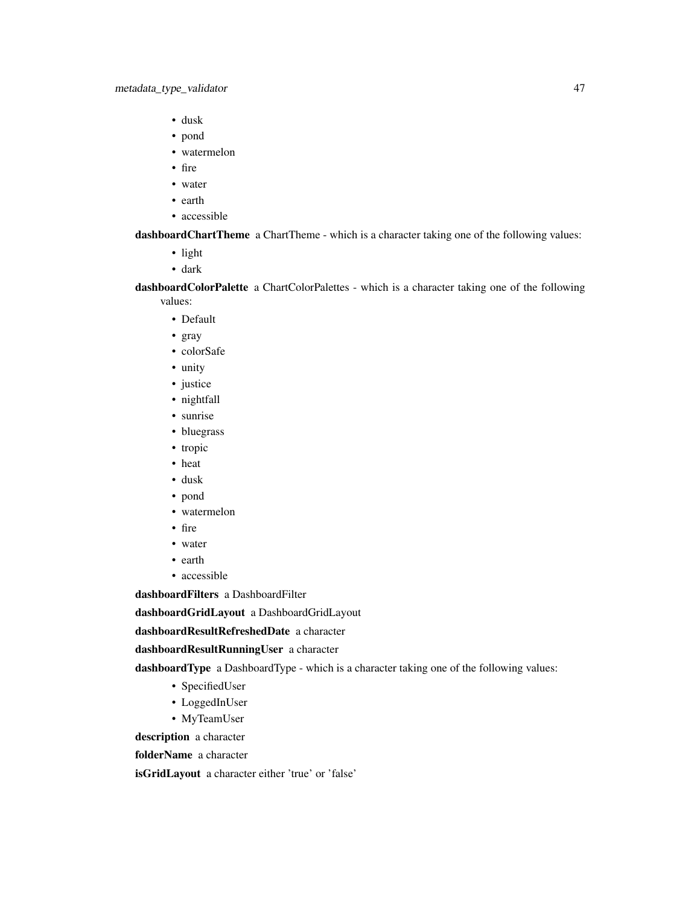- dusk
- pond
- watermelon
- fire
- water
- earth
- accessible

**dashboardChartTheme** a ChartTheme - which is a character taking one of the following values:

- light
- dark

**dashboardColorPalette** a ChartColorPalettes - which is a character taking one of the following values:

- Default
- gray
- colorSafe
- unity
- justice
- nightfall
- sunrise
- bluegrass
- tropic
- heat
- dusk
- pond
- watermelon
- fire
- water
- earth
- accessible

**dashboardFilters** a DashboardFilter

**dashboardGridLayout** a DashboardGridLayout

**dashboardResultRefreshedDate** a character

**dashboardResultRunningUser** a character

**dashboardType** a DashboardType - which is a character taking one of the following values:

- SpecifiedUser
- LoggedInUser
- MyTeamUser

**description** a character

**folderName** a character

**isGridLayout** a character either 'true' or 'false'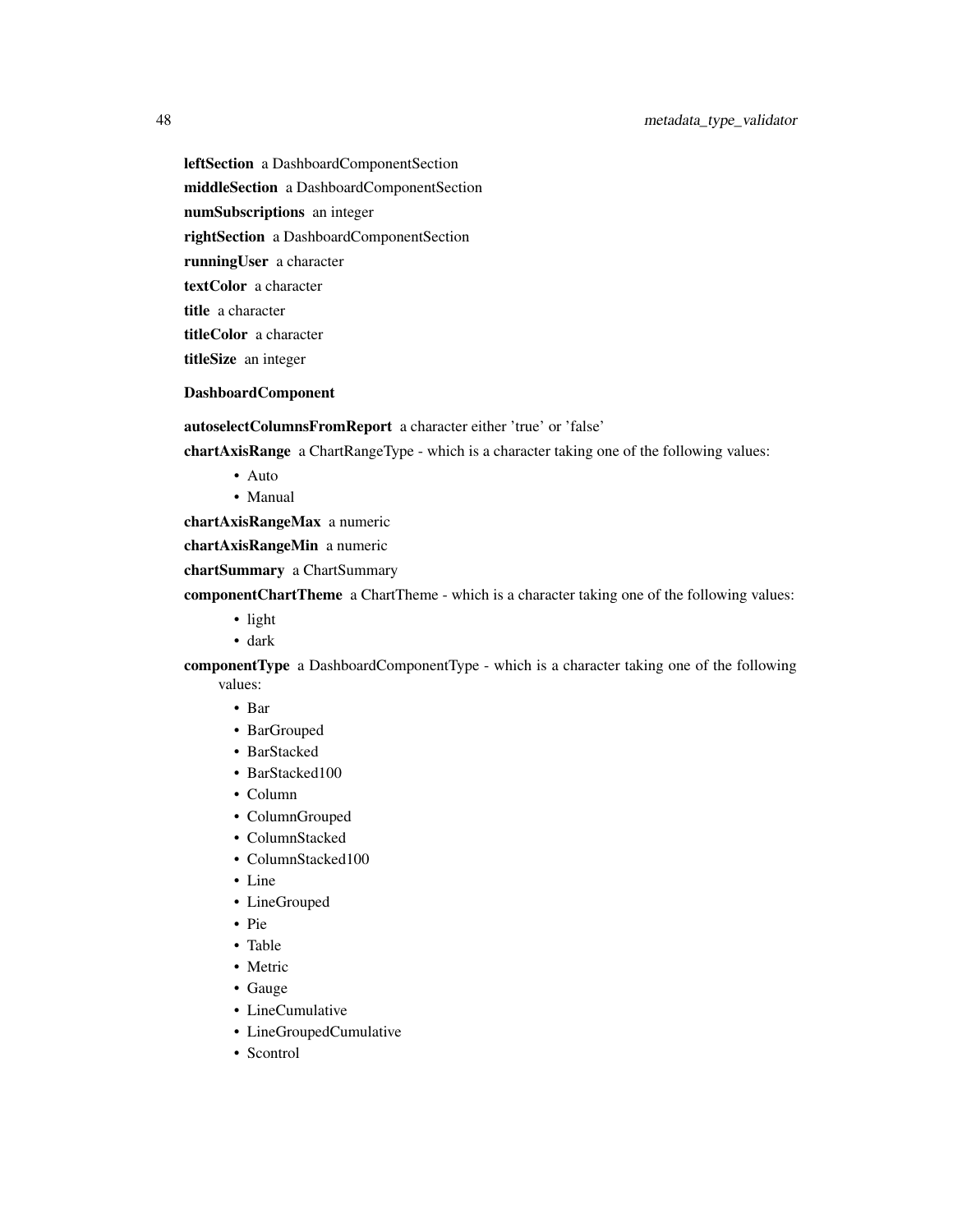**leftSection** a DashboardComponentSection

**middleSection** a DashboardComponentSection

**numSubscriptions** an integer

**rightSection** a DashboardComponentSection

**runningUser** a character

**textColor** a character

**title** a character

**titleColor** a character

**titleSize** an integer

**DashboardComponent**

**autoselectColumnsFromReport** a character either 'true' or 'false'

**chartAxisRange** a ChartRangeType - which is a character taking one of the following values:

- Auto
- Manual

**chartAxisRangeMax** a numeric

**chartAxisRangeMin** a numeric

**chartSummary** a ChartSummary

**componentChartTheme** a ChartTheme - which is a character taking one of the following values:

- light
- dark

**componentType** a DashboardComponentType - which is a character taking one of the following values:

- Bar
- BarGrouped
- BarStacked
- BarStacked100
- Column
- ColumnGrouped
- ColumnStacked
- ColumnStacked100
- Line
- LineGrouped
- Pie
- Table
- Metric
- Gauge
- LineCumulative
- LineGroupedCumulative
- Scontrol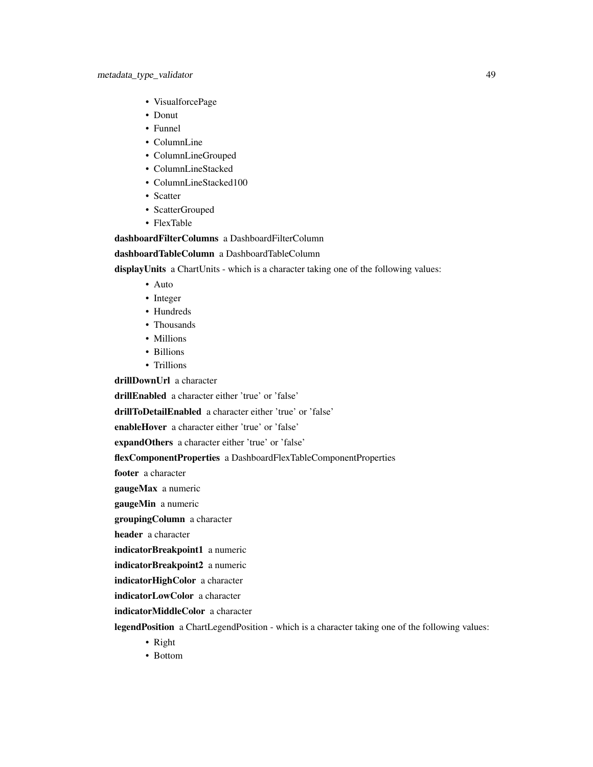- VisualforcePage
- Donut
- Funnel
- ColumnLine
- ColumnLineGrouped
- ColumnLineStacked
- ColumnLineStacked100
- Scatter
- ScatterGrouped
- FlexTable

**dashboardFilterColumns** a DashboardFilterColumn

**dashboardTableColumn** a DashboardTableColumn

**displayUnits** a ChartUnits - which is a character taking one of the following values:

- Auto
- Integer
- Hundreds
- Thousands
- Millions
- Billions
- Trillions

**drillDownUrl** a character

**drillEnabled** a character either 'true' or 'false'

**drillToDetailEnabled** a character either 'true' or 'false'

**enableHover** a character either 'true' or 'false'

**expandOthers** a character either 'true' or 'false'

**flexComponentProperties** a DashboardFlexTableComponentProperties

**footer** a character

**gaugeMax** a numeric

**gaugeMin** a numeric

**groupingColumn** a character

**header** a character

**indicatorBreakpoint1** a numeric

**indicatorBreakpoint2** a numeric

**indicatorHighColor** a character

**indicatorLowColor** a character

**indicatorMiddleColor** a character

**legendPosition** a ChartLegendPosition - which is a character taking one of the following values:

- Right
- Bottom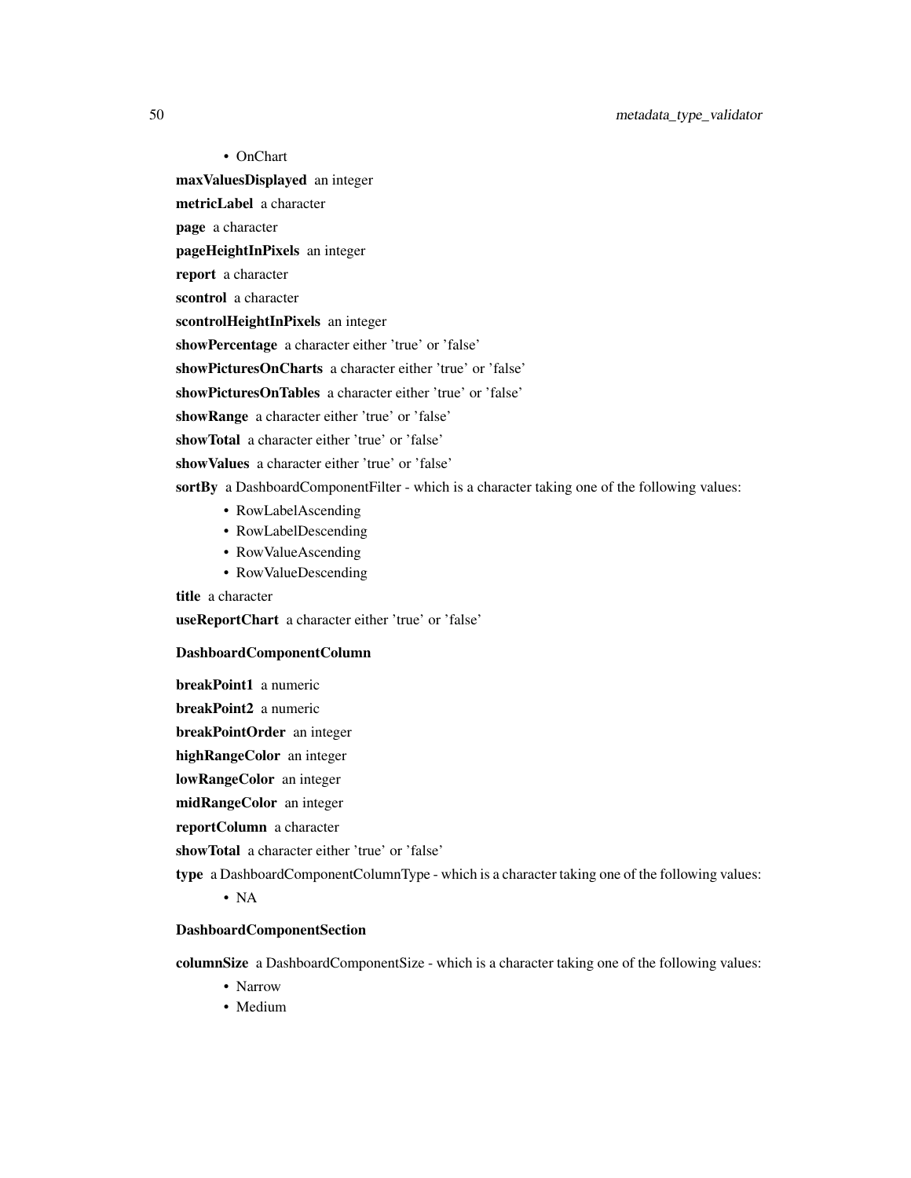- OnChart

**maxValuesDisplayed** an integer

**metricLabel** a character

**page** a character

**pageHeightInPixels** an integer

**report** a character

**scontrol** a character

**scontrolHeightInPixels** an integer

**showPercentage** a character either 'true' or 'false'

**showPicturesOnCharts** a character either 'true' or 'false'

**showPicturesOnTables** a character either 'true' or 'false'

**showRange** a character either 'true' or 'false'

**showTotal** a character either 'true' or 'false'

**showValues** a character either 'true' or 'false'

**sortBy** a DashboardComponentFilter - which is a character taking one of the following values:

- RowLabelAscending
- RowLabelDescending
- RowValueAscending
- RowValueDescending

**title** a character

**useReportChart** a character either 'true' or 'false'

**DashboardComponentColumn**

**breakPoint1** a numeric

**breakPoint2** a numeric

**breakPointOrder** an integer

**highRangeColor** an integer

**lowRangeColor** an integer

**midRangeColor** an integer

**reportColumn** a character

**showTotal** a character either 'true' or 'false'

**type** a DashboardComponentColumnType - which is a character taking one of the following values:

- NA

**DashboardComponentSection**

**columnSize** a DashboardComponentSize - which is a character taking one of the following values:

- Narrow
- Medium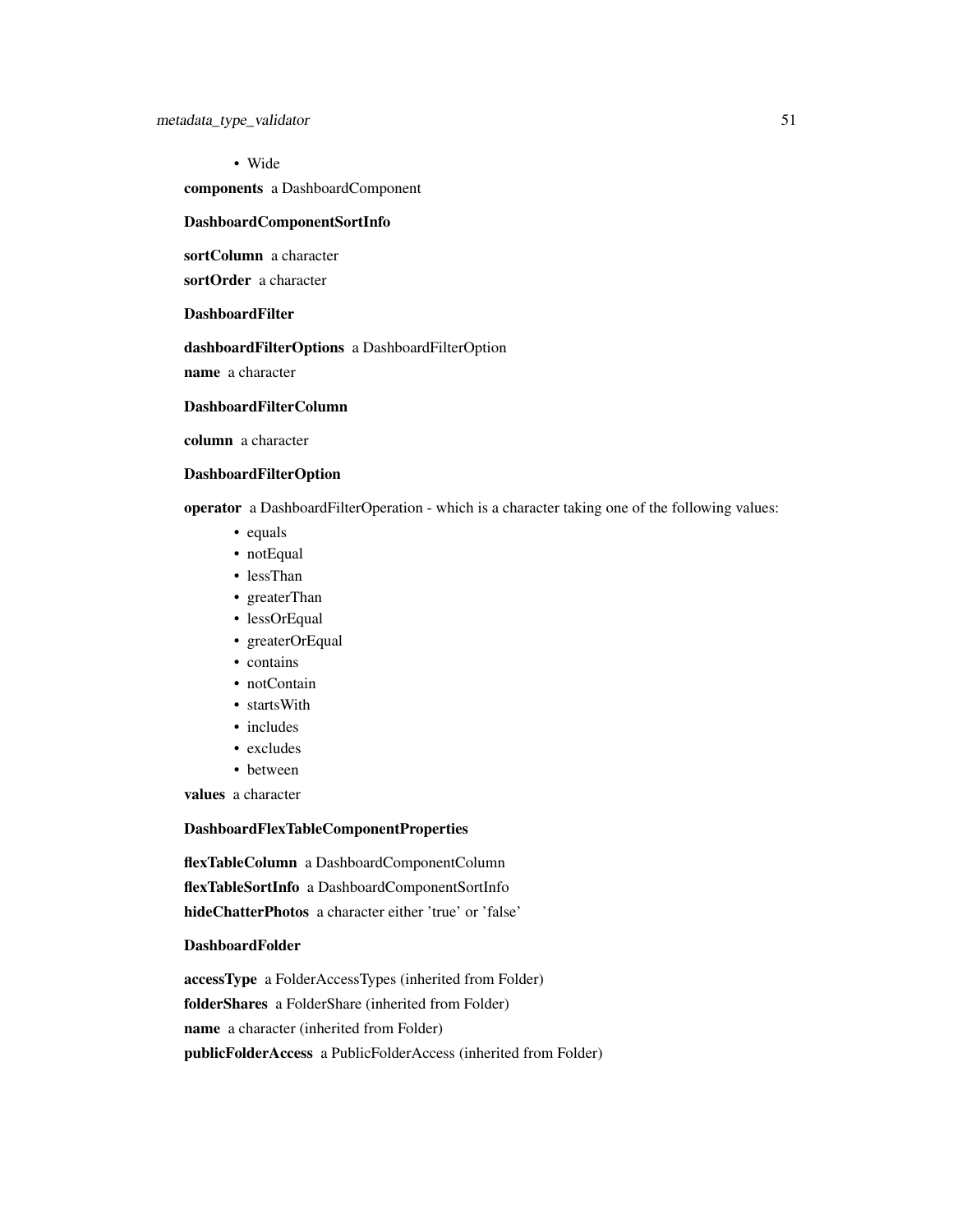- Wide

**components** a DashboardComponent

**DashboardComponentSortInfo**

**sortColumn** a character

**sortOrder** a character

**DashboardFilter**

**dashboardFilterOptions** a DashboardFilterOption

**name** a character

**DashboardFilterColumn**

**column** a character

**DashboardFilterOption**

**operator** a DashboardFilterOperation - which is a character taking one of the following values:

- equals
- notEqual
- lessThan
- greaterThan
- lessOrEqual
- greaterOrEqual
- contains
- notContain
- startsWith
- includes
- excludes
- between

**values** a character

**DashboardFlexTableComponentProperties**

**flexTableColumn** a DashboardComponentColumn

**flexTableSortInfo** a DashboardComponentSortInfo

**hideChatterPhotos** a character either 'true' or 'false'

**DashboardFolder**

**accessType** a FolderAccessTypes (inherited from Folder)

**folderShares** a FolderShare (inherited from Folder)

**name** a character (inherited from Folder)

**publicFolderAccess** a PublicFolderAccess (inherited from Folder)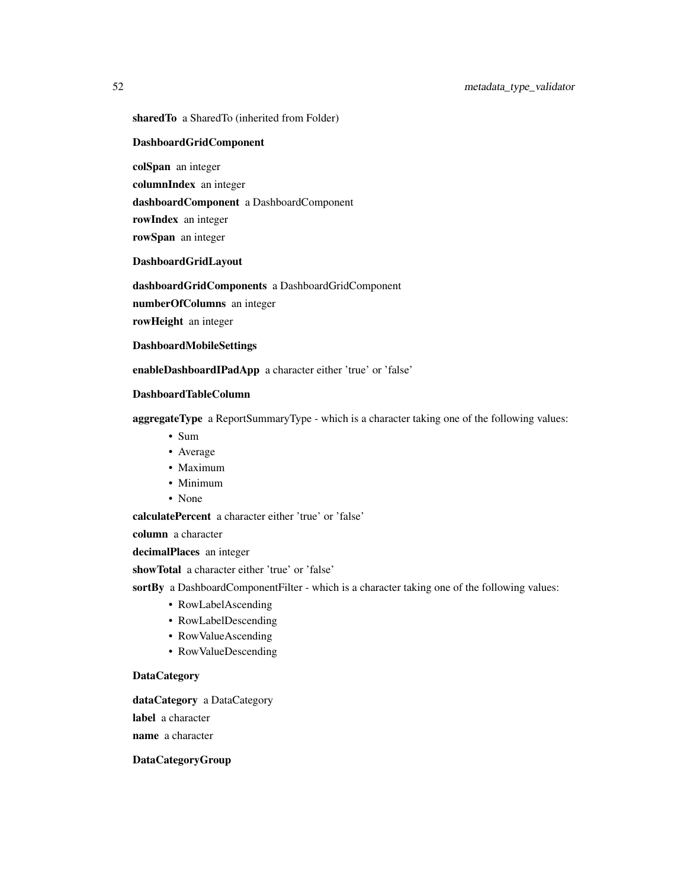**sharedTo** a SharedTo (inherited from Folder)

**DashboardGridComponent**

**colSpan** an integer

**columnIndex** an integer

**dashboardComponent** a DashboardComponent

**rowIndex** an integer

**rowSpan** an integer

**DashboardGridLayout**

**dashboardGridComponents** a DashboardGridComponent

**numberOfColumns** an integer

**rowHeight** an integer

**DashboardMobileSettings**

**enableDashboardIPadApp** a character either 'true' or 'false'

**DashboardTableColumn**

**aggregateType** a ReportSummaryType - which is a character taking one of the following values:

- Sum
- Average
- Maximum
- Minimum
- None

**calculatePercent** a character either 'true' or 'false'

**column** a character

**decimalPlaces** an integer

**showTotal** a character either 'true' or 'false'

**sortBy** a DashboardComponentFilter - which is a character taking one of the following values:

- RowLabelAscending
- RowLabelDescending
- RowValueAscending
- RowValueDescending

**DataCategory**

**dataCategory** a DataCategory

**label** a character

**name** a character

**DataCategoryGroup**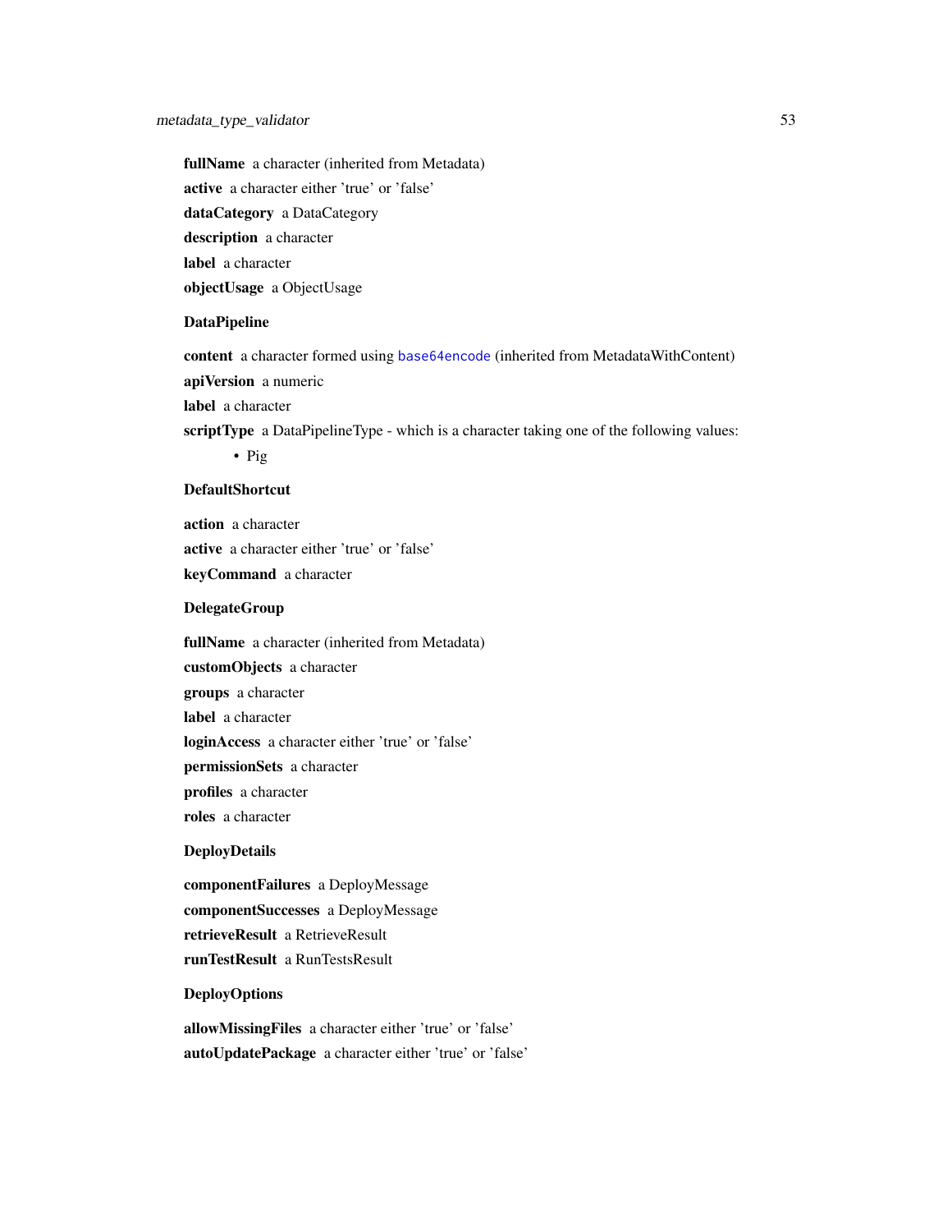**fullName** a character (inherited from Metadata)

**active** a character either 'true' or 'false'

**dataCategory** a DataCategory

**description** a character

**label** a character

**objectUsage** a ObjectUsage

### DataPipeline

**content** a character formed using base64encode (inherited from MetadataWithContent)

**apiVersion** a numeric

**label** a character

**scriptType** a DataPipelineType - which is a character taking one of the following values:

- Pig

### DefaultShortcut

**action** a character

**active** a character either 'true' or 'false'

**keyCommand** a character

### DelegateGroup

**fullName** a character (inherited from Metadata)

**customObjects** a character

**groups** a character

**label** a character

**loginAccess** a character either 'true' or 'false'

**permissionSets** a character

**profiles** a character

**roles** a character

### DeployDetails

**componentFailures** a DeployMessage

**componentSuccesses** a DeployMessage

**retrieveResult** a RetrieveResult

**runTestResult** a RunTestsResult

### DeployOptions

**allowMissingFiles** a character either 'true' or 'false'

**autoUpdatePackage** a character either 'true' or 'false'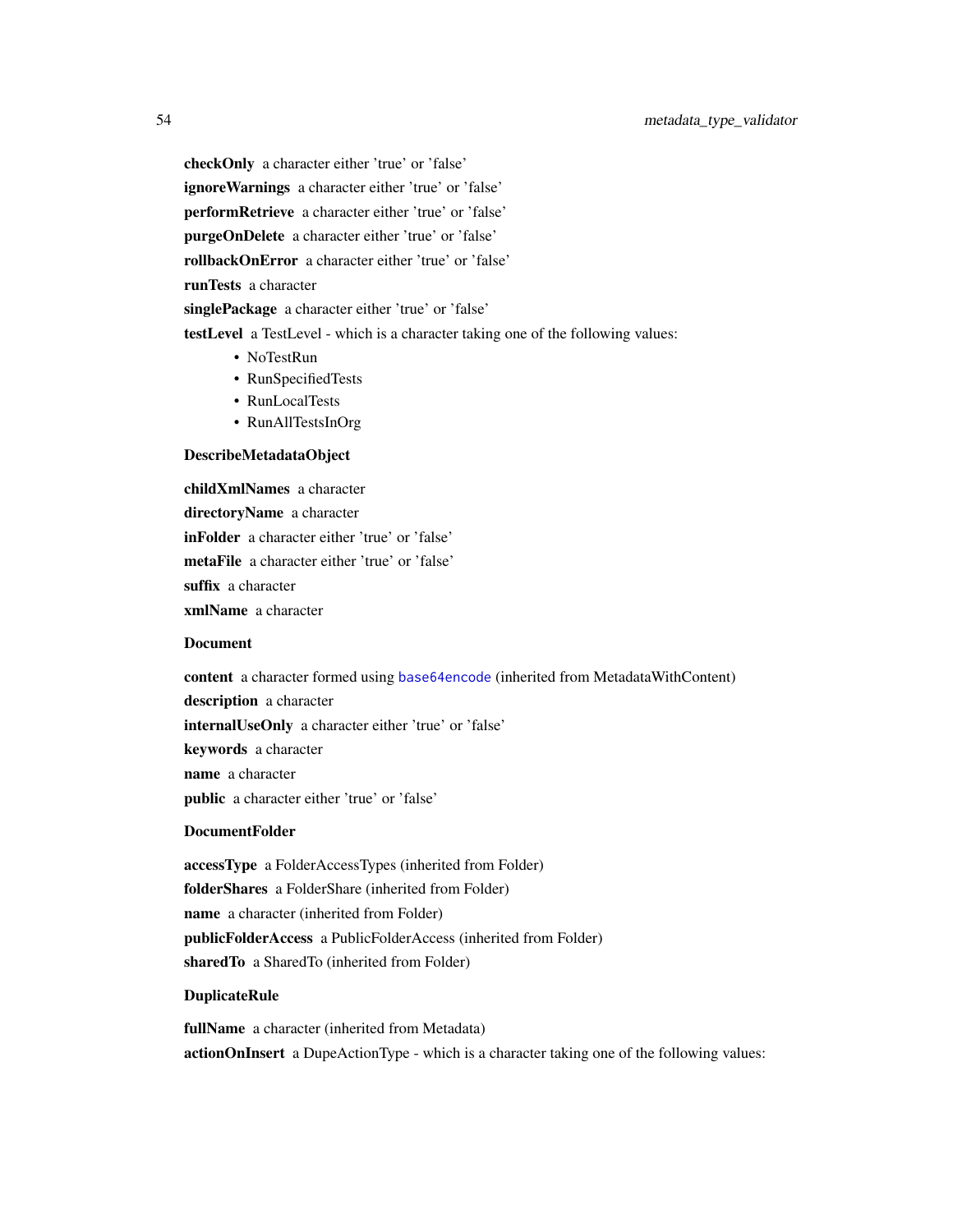**checkOnly** a character either 'true' or 'false'

**ignoreWarnings** a character either 'true' or 'false'

**performRetrieve** a character either 'true' or 'false'

**purgeOnDelete** a character either 'true' or 'false'

**rollbackOnError** a character either 'true' or 'false'

**runTests** a character

**singlePackage** a character either 'true' or 'false'

**testLevel** a TestLevel - which is a character taking one of the following values:

- NoTestRun
- RunSpecifiedTests
- RunLocalTests
- RunAllTestsInOrg

**DescribeMetadataObject**

**childXmlNames** a character

**directoryName** a character

**inFolder** a character either 'true' or 'false'

**metaFile** a character either 'true' or 'false'

**suffix** a character

**xmlName** a character

**Document**

**content** a character formed using base64encode (inherited from MetadataWithContent)

**description** a character

**internalUseOnly** a character either 'true' or 'false'

**keywords** a character

**name** a character

**public** a character either 'true' or 'false'

**DocumentFolder**

**accessType** a FolderAccessTypes (inherited from Folder)

**folderShares** a FolderShare (inherited from Folder)

**name** a character (inherited from Folder)

**publicFolderAccess** a PublicFolderAccess (inherited from Folder)

**sharedTo** a SharedTo (inherited from Folder)

**DuplicateRule**

**fullName** a character (inherited from Metadata)

**actionOnInsert** a DupeActionType - which is a character taking one of the following values: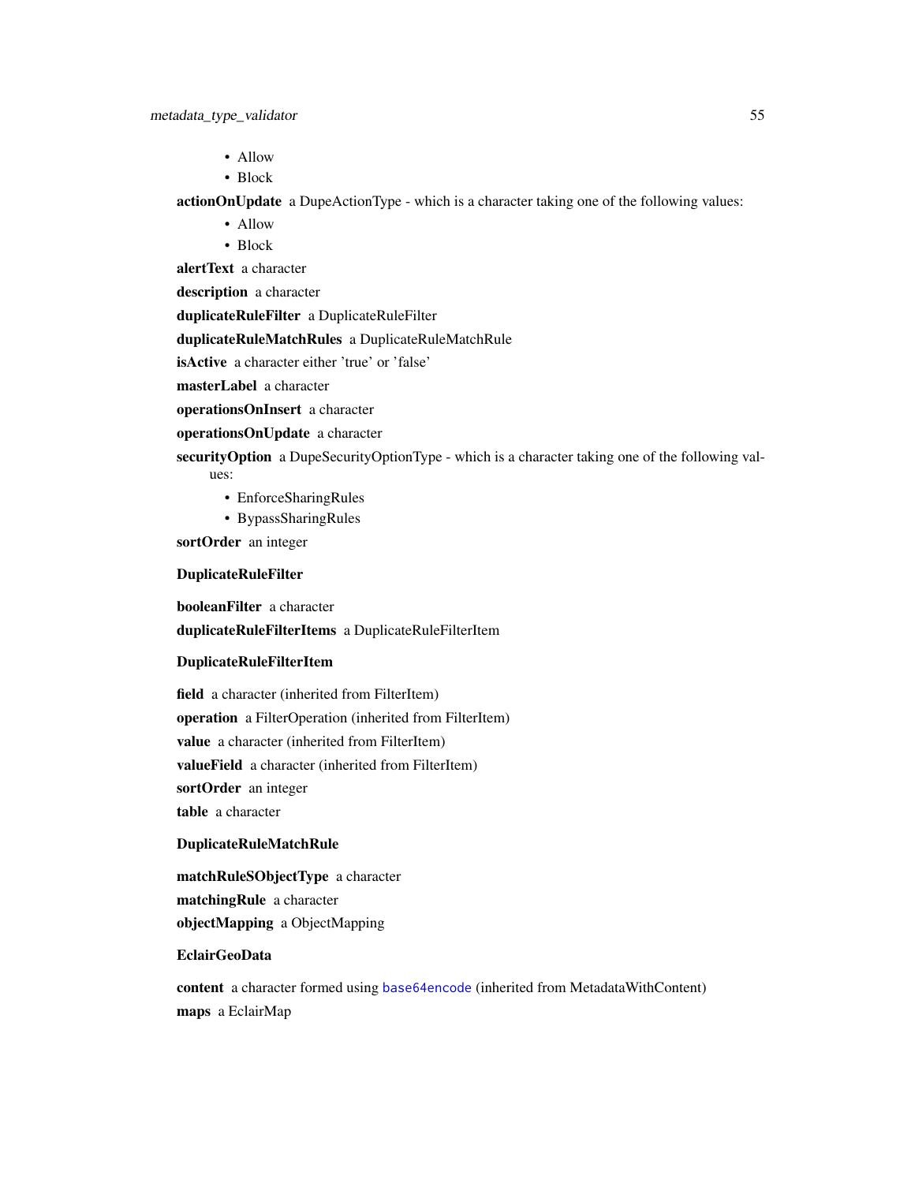- Allow
- Block

**actionOnUpdate** a DupeActionType - which is a character taking one of the following values:

- Allow
- Block

**alertText** a character

**description** a character

**duplicateRuleFilter** a DuplicateRuleFilter

**duplicateRuleMatchRules** a DuplicateRuleMatchRule

**isActive** a character either 'true' or 'false'

**masterLabel** a character

**operationsOnInsert** a character

**operationsOnUpdate** a character

**securityOption** a DupeSecurityOptionType - which is a character taking one of the following values:

- EnforceSharingRules
- BypassSharingRules

**sortOrder** an integer

**DuplicateRuleFilter**

**booleanFilter** a character

**duplicateRuleFilterItems** a DuplicateRuleFilterItem

**DuplicateRuleFilterItem**

**field** a character (inherited from FilterItem)

**operation** a FilterOperation (inherited from FilterItem)

**value** a character (inherited from FilterItem)

**valueField** a character (inherited from FilterItem)

**sortOrder** an integer

**table** a character

**DuplicateRuleMatchRule**

**matchRuleSObjectType** a character

**matchingRule** a character

**objectMapping** a ObjectMapping

**EclairGeoData**

**content** a character formed using base64encode (inherited from MetadataWithContent)

**maps** a EclairMap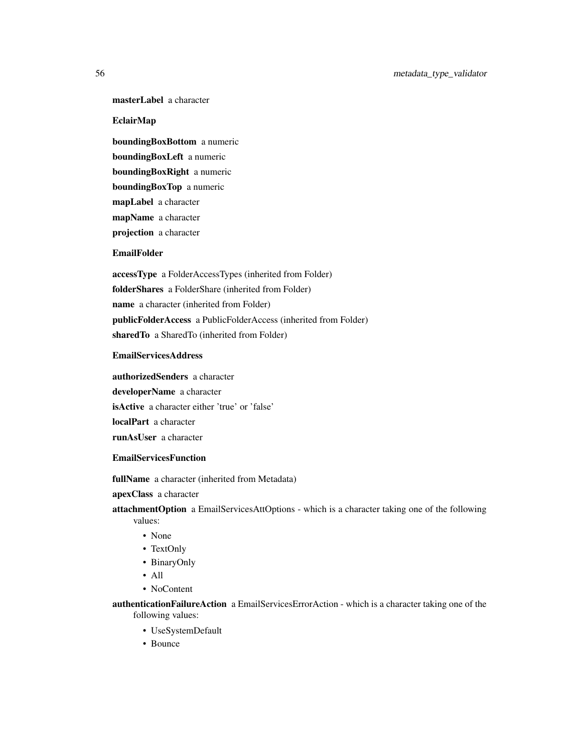**masterLabel** a character

**EclairMap**

**boundingBoxBottom** a numeric

**boundingBoxLeft** a numeric

**boundingBoxRight** a numeric

**boundingBoxTop** a numeric

**mapLabel** a character

**mapName** a character

**projection** a character

**EmailFolder**

**accessType** a FolderAccessTypes (inherited from Folder)

**folderShares** a FolderShare (inherited from Folder)

**name** a character (inherited from Folder)

**publicFolderAccess** a PublicFolderAccess (inherited from Folder)

**sharedTo** a SharedTo (inherited from Folder)

**EmailServicesAddress**

**authorizedSenders** a character

**developerName** a character

**isActive** a character either 'true' or 'false'

**localPart** a character

**runAsUser** a character

**EmailServicesFunction**

**fullName** a character (inherited from Metadata)

**apexClass** a character

**attachmentOption** a EmailServicesAttOptions - which is a character taking one of the following values:

- None
- TextOnly
- BinaryOnly
- All
- NoContent

**authenticationFailureAction** a EmailServicesErrorAction - which is a character taking one of the following values:

- UseSystemDefault
- Bounce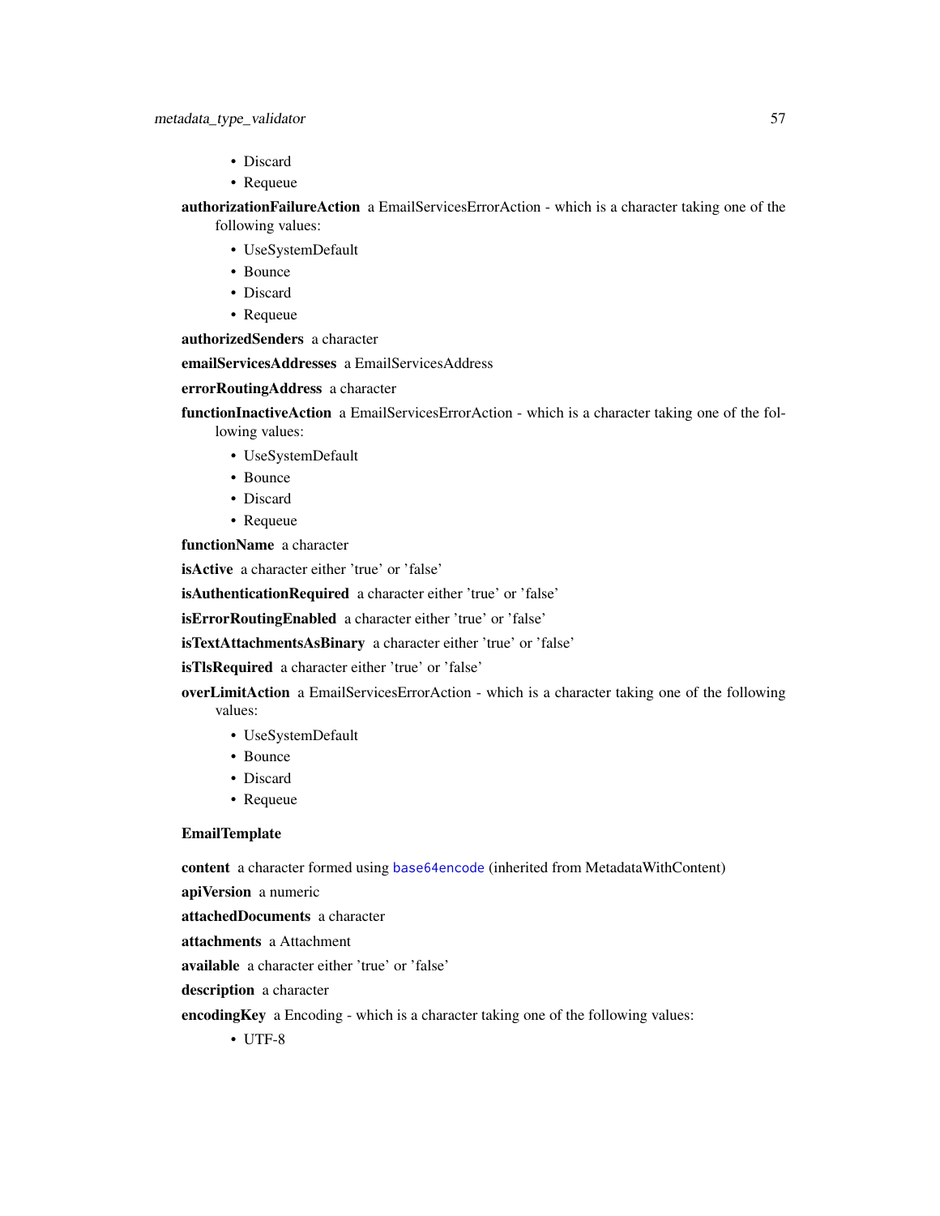- Discard
- Requeue

**authorizationFailureAction** a EmailServicesErrorAction - which is a character taking one of the following values:

- UseSystemDefault
- Bounce
- Discard
- Requeue

**authorizedSenders** a character

**emailServicesAddresses** a EmailServicesAddress

**errorRoutingAddress** a character

**functionInactiveAction** a EmailServicesErrorAction - which is a character taking one of the following values:

- UseSystemDefault
- Bounce
- Discard
- Requeue

**functionName** a character

**isActive** a character either 'true' or 'false'

**isAuthenticationRequired** a character either 'true' or 'false'

**isErrorRoutingEnabled** a character either 'true' or 'false'

**isTextAttachmentsAsBinary** a character either 'true' or 'false'

**isTlsRequired** a character either 'true' or 'false'

**overLimitAction** a EmailServicesErrorAction - which is a character taking one of the following values:

- UseSystemDefault
- Bounce
- Discard
- Requeue

**EmailTemplate**

**content** a character formed using base64encode (inherited from MetadataWithContent)

**apiVersion** a numeric

**attachedDocuments** a character

**attachments** a Attachment

**available** a character either 'true' or 'false'

**description** a character

**encodingKey** a Encoding - which is a character taking one of the following values:

- UTF-8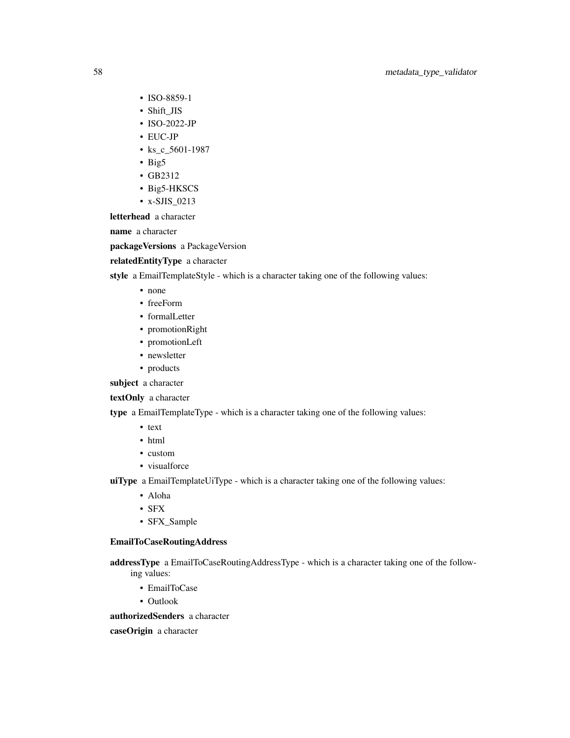- ISO-8859-1
- Shift_JIS
- ISO-2022-JP
- EUC-JP
- ks_c_5601-1987
- Big5
- GB2312
- Big5-HKSCS
- x-SJIS_0213

**letterhead** a character

**name** a character

**packageVersions** a PackageVersion

**relatedEntityType** a character

**style** a EmailTemplateStyle - which is a character taking one of the following values:

- none
- freeForm
- formalLetter
- promotionRight
- promotionLeft
- newsletter
- products

**subject** a character

**textOnly** a character

**type** a EmailTemplateType - which is a character taking one of the following values:

- text
- html
- custom
- visualforce

**uiType** a EmailTemplateUiType - which is a character taking one of the following values:

- Aloha
- SFX
- SFX_Sample

**EmailToCaseRoutingAddress**

**addressType** a EmailToCaseRoutingAddressType - which is a character taking one of the following values:

- EmailToCase
- Outlook

**authorizedSenders** a character

**caseOrigin** a character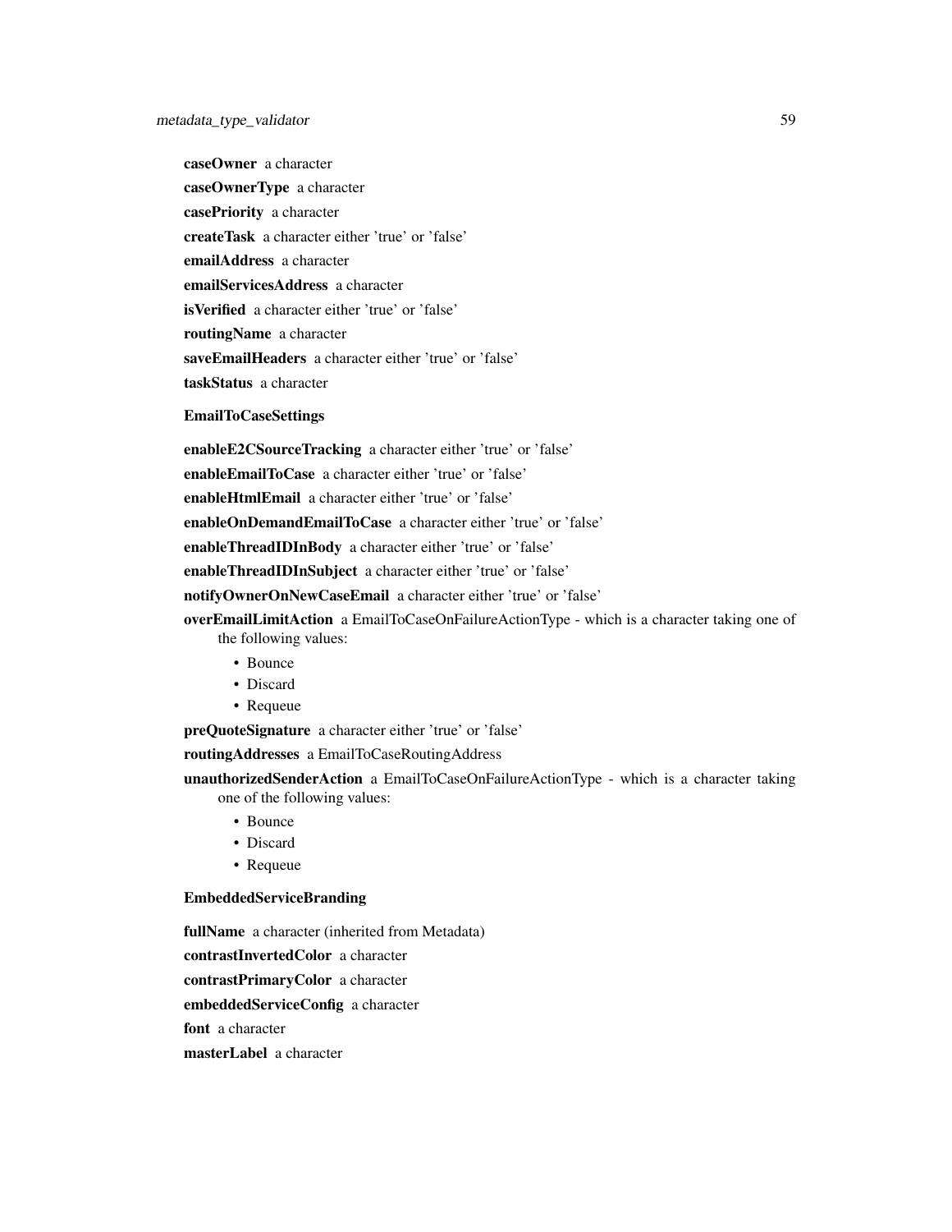**caseOwner** a character

**caseOwnerType** a character

**casePriority** a character

**createTask** a character either 'true' or 'false'

**emailAddress** a character

**emailServicesAddress** a character

**isVerified** a character either 'true' or 'false'

**routingName** a character

**saveEmailHeaders** a character either 'true' or 'false'

**taskStatus** a character

**EmailToCaseSettings**

**enableE2CSourceTracking** a character either 'true' or 'false'

**enableEmailToCase** a character either 'true' or 'false'

**enableHtmlEmail** a character either 'true' or 'false'

**enableOnDemandEmailToCase** a character either 'true' or 'false'

**enableThreadIDInBody** a character either 'true' or 'false'

**enableThreadIDInSubject** a character either 'true' or 'false'

**notifyOwnerOnNewCaseEmail** a character either 'true' or 'false'

**overEmailLimitAction** a EmailToCaseOnFailureActionType - which is a character taking one of the following values:

- Bounce
- Discard
- Requeue

**preQuoteSignature** a character either 'true' or 'false'

**routingAddresses** a EmailToCaseRoutingAddress

**unauthorizedSenderAction** a EmailToCaseOnFailureActionType - which is a character taking one of the following values:

- Bounce
- Discard
- Requeue

**EmbeddedServiceBranding**

**fullName** a character (inherited from Metadata)

**contrastInvertedColor** a character

**contrastPrimaryColor** a character

**embeddedServiceConfig** a character

**font** a character

**masterLabel** a character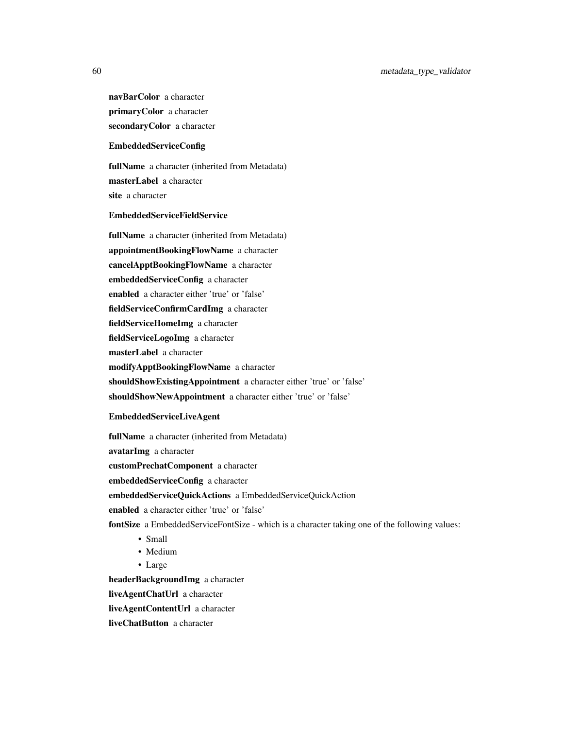**navBarColor** a character

**primaryColor** a character

**secondaryColor** a character

**EmbeddedServiceConfig**

**fullName** a character (inherited from Metadata)

**masterLabel** a character

**site** a character

**EmbeddedServiceFieldService**

**fullName** a character (inherited from Metadata)

**appointmentBookingFlowName** a character

**cancelApptBookingFlowName** a character

**embeddedServiceConfig** a character

**enabled** a character either 'true' or 'false'

**fieldServiceConfirmCardImg** a character

**fieldServiceHomeImg** a character

**fieldServiceLogoImg** a character

**masterLabel** a character

**modifyApptBookingFlowName** a character

**shouldShowExistingAppointment** a character either 'true' or 'false'

**shouldShowNewAppointment** a character either 'true' or 'false'

**EmbeddedServiceLiveAgent**

**fullName** a character (inherited from Metadata)

**avatarImg** a character

**customPrechatComponent** a character

**embeddedServiceConfig** a character

**embeddedServiceQuickActions** a EmbeddedServiceQuickAction

**enabled** a character either 'true' or 'false'

**fontSize** a EmbeddedServiceFontSize - which is a character taking one of the following values:

- Small
- Medium
- Large

**headerBackgroundImg** a character

**liveAgentChatUrl** a character

**liveAgentContentUrl** a character

**liveChatButton** a character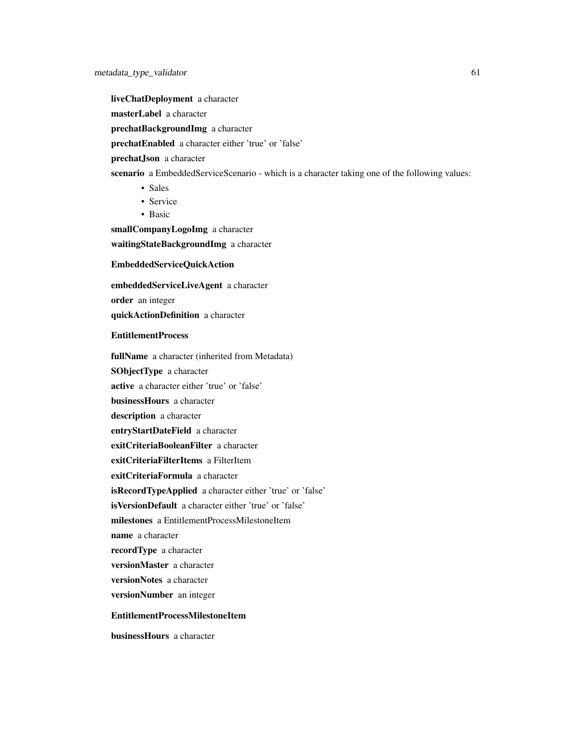**liveChatDeployment** a character

**masterLabel** a character

**prechatBackgroundImg** a character

**prechatEnabled** a character either 'true' or 'false'

**prechatJson** a character

**scenario** a EmbeddedServiceScenario - which is a character taking one of the following values:

- Sales
- Service
- Basic

**smallCompanyLogoImg** a character

**waitingStateBackgroundImg** a character

### EmbeddedServiceQuickAction

**embeddedServiceLiveAgent** a character

**order** an integer

**quickActionDefinition** a character

### EntitlementProcess

**fullName** a character (inherited from Metadata)

**SObjectType** a character

**active** a character either 'true' or 'false'

**businessHours** a character

**description** a character

**entryStartDateField** a character

**exitCriteriaBooleanFilter** a character

**exitCriteriaFilterItems** a FilterItem

**exitCriteriaFormula** a character

**isRecordTypeApplied** a character either 'true' or 'false'

**isVersionDefault** a character either 'true' or 'false'

**milestones** a EntitlementProcessMilestoneItem

**name** a character

**recordType** a character

**versionMaster** a character

**versionNotes** a character

**versionNumber** an integer

### EntitlementProcessMilestoneItem

**businessHours** a character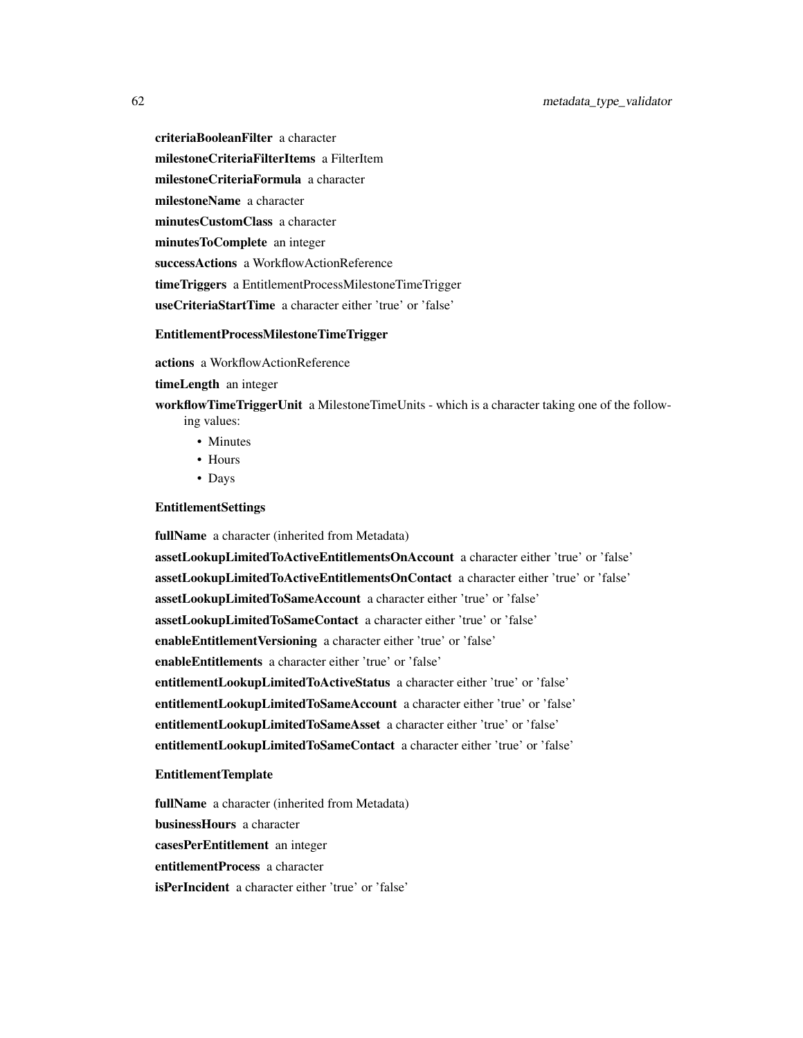**criteriaBooleanFilter** a character

**milestoneCriteriaFilterItems** a FilterItem

**milestoneCriteriaFormula** a character

**milestoneName** a character

**minutesCustomClass** a character

**minutesToComplete** an integer

**successActions** a WorkflowActionReference

**timeTriggers** a EntitlementProcessMilestoneTimeTrigger

**useCriteriaStartTime** a character either 'true' or 'false'

#### EntitlementProcessMilestoneTimeTrigger

**actions** a WorkflowActionReference

**timeLength** an integer

**workflowTimeTriggerUnit** a MilestoneTimeUnits - which is a character taking one of the following values:

- Minutes
- Hours
- Days

#### EntitlementSettings

**fullName** a character (inherited from Metadata)

**assetLookupLimitedToActiveEntitlementsOnAccount** a character either 'true' or 'false'

**assetLookupLimitedToActiveEntitlementsOnContact** a character either 'true' or 'false'

**assetLookupLimitedToSameAccount** a character either 'true' or 'false'

**assetLookupLimitedToSameContact** a character either 'true' or 'false'

**enableEntitlementVersioning** a character either 'true' or 'false'

**enableEntitlements** a character either 'true' or 'false'

**entitlementLookupLimitedToActiveStatus** a character either 'true' or 'false'

**entitlementLookupLimitedToSameAccount** a character either 'true' or 'false'

**entitlementLookupLimitedToSameAsset** a character either 'true' or 'false'

**entitlementLookupLimitedToSameContact** a character either 'true' or 'false'

#### EntitlementTemplate

**fullName** a character (inherited from Metadata)

**businessHours** a character

**casesPerEntitlement** an integer

**entitlementProcess** a character

**isPerIncident** a character either 'true' or 'false'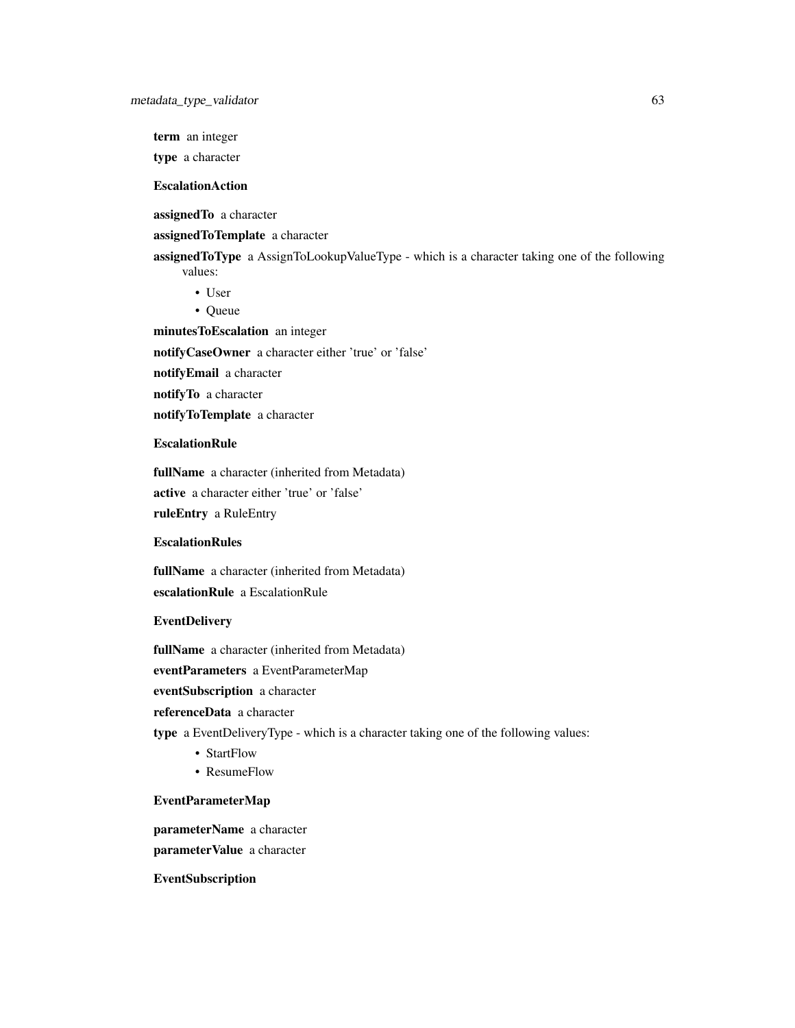**term** an integer

**type** a character

**EscalationAction**

**assignedTo** a character

**assignedToTemplate** a character

**assignedToType** a AssignToLookupValueType - which is a character taking one of the following values:

- User
- Queue

**minutesToEscalation** an integer

**notifyCaseOwner** a character either 'true' or 'false'

**notifyEmail** a character

**notifyTo** a character

**notifyToTemplate** a character

**EscalationRule**

**fullName** a character (inherited from Metadata)

**active** a character either 'true' or 'false'

**ruleEntry** a RuleEntry

**EscalationRules**

**fullName** a character (inherited from Metadata)

**escalationRule** a EscalationRule

**EventDelivery**

**fullName** a character (inherited from Metadata)

**eventParameters** a EventParameterMap

**eventSubscription** a character

**referenceData** a character

**type** a EventDeliveryType - which is a character taking one of the following values:

- StartFlow
- ResumeFlow

**EventParameterMap**

**parameterName** a character

**parameterValue** a character

**EventSubscription**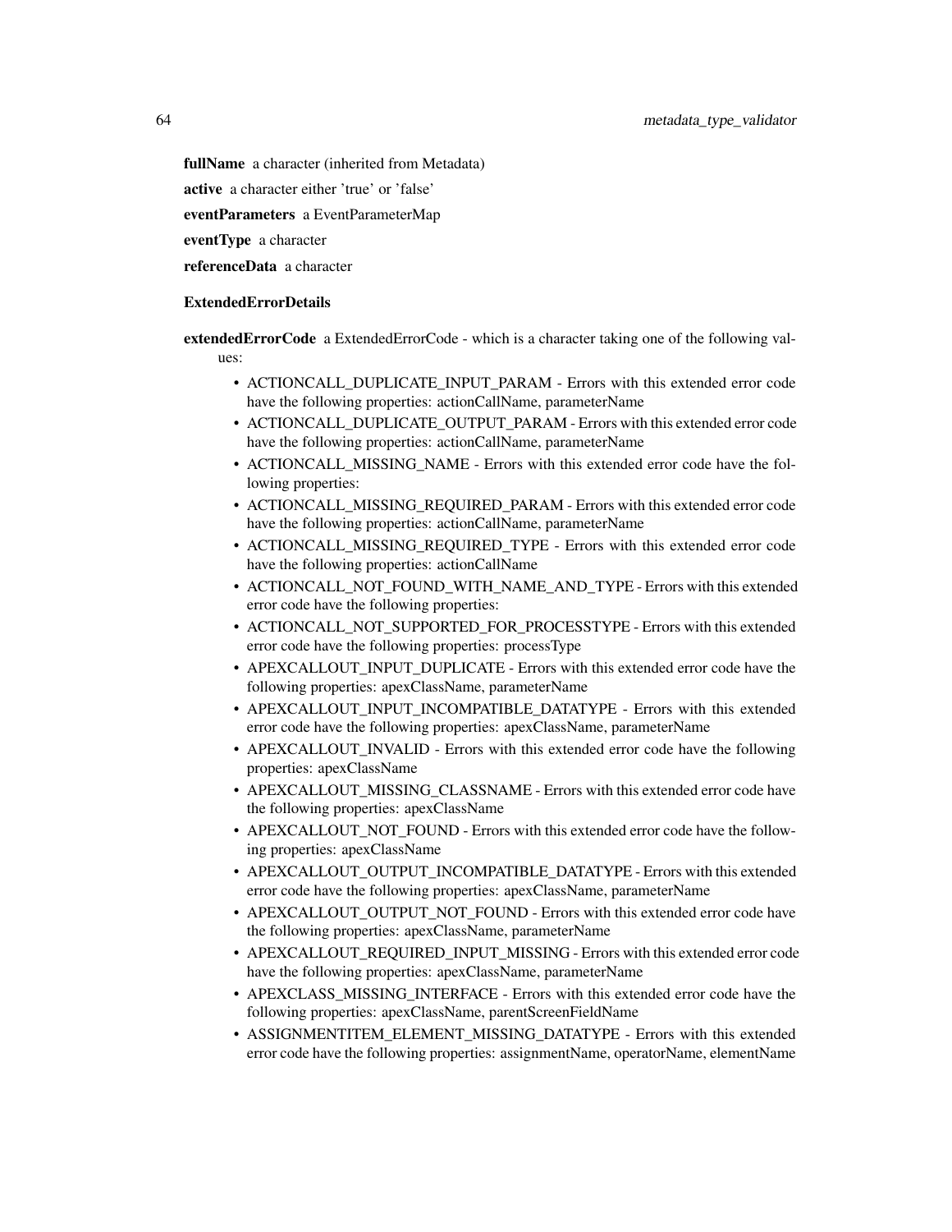**fullName** a character (inherited from Metadata)

**active** a character either 'true' or 'false'

**eventParameters** a EventParameterMap

**eventType** a character

**referenceData** a character

**ExtendedErrorDetails**

**extendedErrorCode** a ExtendedErrorCode - which is a character taking one of the following values:

- ACTIONCALL_DUPLICATE_INPUT_PARAM - Errors with this extended error code have the following properties: actionCallName, parameterName
- ACTIONCALL_DUPLICATE_OUTPUT_PARAM - Errors with this extended error code have the following properties: actionCallName, parameterName
- ACTIONCALL_MISSING_NAME - Errors with this extended error code have the following properties:
- ACTIONCALL_MISSING_REQUIRED_PARAM - Errors with this extended error code have the following properties: actionCallName, parameterName
- ACTIONCALL_MISSING_REQUIRED_TYPE - Errors with this extended error code have the following properties: actionCallName
- ACTIONCALL_NOT_FOUND_WITH_NAME_AND_TYPE - Errors with this extended error code have the following properties:
- ACTIONCALL_NOT_SUPPORTED_FOR_PROCESSTYPE - Errors with this extended error code have the following properties: processType
- APEXCALLOUT_INPUT_DUPLICATE - Errors with this extended error code have the following properties: apexClassName, parameterName
- APEXCALLOUT_INPUT_INCOMPATIBLE_DATATYPE - Errors with this extended error code have the following properties: apexClassName, parameterName
- APEXCALLOUT_INVALID - Errors with this extended error code have the following properties: apexClassName
- APEXCALLOUT_MISSING_CLASSNAME - Errors with this extended error code have the following properties: apexClassName
- APEXCALLOUT_NOT_FOUND - Errors with this extended error code have the following properties: apexClassName
- APEXCALLOUT_OUTPUT_INCOMPATIBLE_DATATYPE - Errors with this extended error code have the following properties: apexClassName, parameterName
- APEXCALLOUT_OUTPUT_NOT_FOUND - Errors with this extended error code have the following properties: apexClassName, parameterName
- APEXCALLOUT_REQUIRED_INPUT_MISSING - Errors with this extended error code have the following properties: apexClassName, parameterName
- APEXCLASS_MISSING_INTERFACE - Errors with this extended error code have the following properties: apexClassName, parentScreenFieldName
- ASSIGNMENTITEM_ELEMENT_MISSING_DATATYPE - Errors with this extended error code have the following properties: assignmentName, operatorName, elementName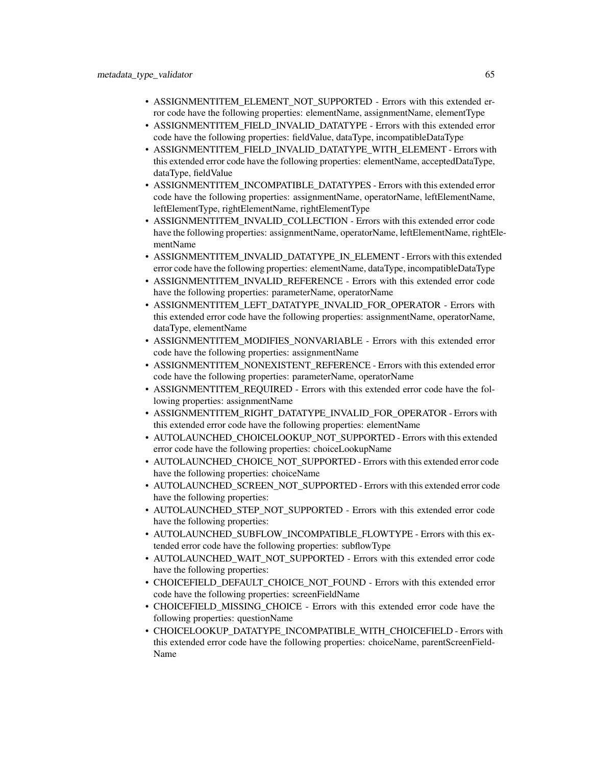- ASSIGNMENTITEM_ELEMENT_NOT_SUPPORTED - Errors with this extended error code have the following properties: elementName, assignmentName, elementType
- ASSIGNMENTITEM_FIELD_INVALID_DATATYPE - Errors with this extended error code have the following properties: fieldValue, dataType, incompatibleDataType
- ASSIGNMENTITEM_FIELD_INVALID_DATATYPE_WITH_ELEMENT - Errors with this extended error code have the following properties: elementName, acceptedDataType, dataType, fieldValue
- ASSIGNMENTITEM_INCOMPATIBLE_DATATYPES - Errors with this extended error code have the following properties: assignmentName, operatorName, leftElementName, leftElementType, rightElementName, rightElementType
- ASSIGNMENTITEM_INVALID_COLLECTION - Errors with this extended error code have the following properties: assignmentName, operatorName, leftElementName, rightElementName
- ASSIGNMENTITEM_INVALID_DATATYPE_IN_ELEMENT - Errors with this extended error code have the following properties: elementName, dataType, incompatibleDataType
- ASSIGNMENTITEM_INVALID_REFERENCE - Errors with this extended error code have the following properties: parameterName, operatorName
- ASSIGNMENTITEM_LEFT_DATATYPE_INVALID_FOR_OPERATOR - Errors with this extended error code have the following properties: assignmentName, operatorName, dataType, elementName
- ASSIGNMENTITEM_MODIFIES_NONVARIABLE - Errors with this extended error code have the following properties: assignmentName
- ASSIGNMENTITEM_NONEXISTENT_REFERENCE - Errors with this extended error code have the following properties: parameterName, operatorName
- ASSIGNMENTITEM_REQUIRED - Errors with this extended error code have the following properties: assignmentName
- ASSIGNMENTITEM_RIGHT_DATATYPE_INVALID_FOR_OPERATOR - Errors with this extended error code have the following properties: elementName
- AUTOLAUNCHED_CHOICELOOKUP_NOT_SUPPORTED - Errors with this extended error code have the following properties: choiceLookupName
- AUTOLAUNCHED_CHOICE_NOT_SUPPORTED - Errors with this extended error code have the following properties: choiceName
- AUTOLAUNCHED_SCREEN_NOT_SUPPORTED - Errors with this extended error code have the following properties:
- AUTOLAUNCHED_STEP_NOT_SUPPORTED - Errors with this extended error code have the following properties:
- AUTOLAUNCHED_SUBFLOW_INCOMPATIBLE_FLOWTYPE - Errors with this extended error code have the following properties: subflowType
- AUTOLAUNCHED_WAIT_NOT_SUPPORTED - Errors with this extended error code have the following properties:
- CHOICEFIELD_DEFAULT_CHOICE_NOT_FOUND - Errors with this extended error code have the following properties: screenFieldName
- CHOICEFIELD_MISSING_CHOICE - Errors with this extended error code have the following properties: questionName
- CHOICELOOKUP_DATATYPE_INCOMPATIBLE_WITH_CHOICEFIELD - Errors with this extended error code have the following properties: choiceName, parentScreenFieldName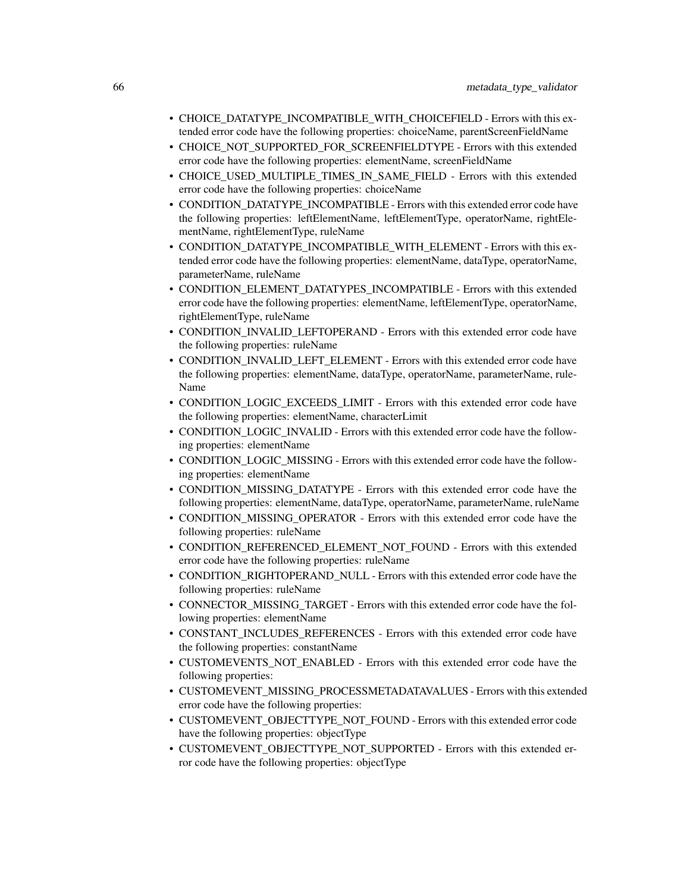- CHOICE_DATATYPE_INCOMPATIBLE_WITH_CHOICEFIELD - Errors with this extended error code have the following properties: choiceName, parentScreenFieldName
- CHOICE_NOT_SUPPORTED_FOR_SCREENFIELDTYPE - Errors with this extended error code have the following properties: elementName, screenFieldName
- CHOICE_USED_MULTIPLE_TIMES_IN_SAME_FIELD - Errors with this extended error code have the following properties: choiceName
- CONDITION_DATATYPE_INCOMPATIBLE - Errors with this extended error code have the following properties: leftElementName, leftElementType, operatorName, rightElementName, rightElementType, ruleName
- CONDITION_DATATYPE_INCOMPATIBLE_WITH_ELEMENT - Errors with this extended error code have the following properties: elementName, dataType, operatorName, parameterName, ruleName
- CONDITION_ELEMENT_DATATYPES_INCOMPATIBLE - Errors with this extended error code have the following properties: elementName, leftElementType, operatorName, rightElementType, ruleName
- CONDITION_INVALID_LEFTOPERAND - Errors with this extended error code have the following properties: ruleName
- CONDITION_INVALID_LEFT_ELEMENT - Errors with this extended error code have the following properties: elementName, dataType, operatorName, parameterName, ruleName
- CONDITION_LOGIC_EXCEEDS_LIMIT - Errors with this extended error code have the following properties: elementName, characterLimit
- CONDITION_LOGIC_INVALID - Errors with this extended error code have the following properties: elementName
- CONDITION_LOGIC_MISSING - Errors with this extended error code have the following properties: elementName
- CONDITION_MISSING_DATATYPE - Errors with this extended error code have the following properties: elementName, dataType, operatorName, parameterName, ruleName
- CONDITION_MISSING_OPERATOR - Errors with this extended error code have the following properties: ruleName
- CONDITION_REFERENCED_ELEMENT_NOT_FOUND - Errors with this extended error code have the following properties: ruleName
- CONDITION_RIGHTOPERAND_NULL - Errors with this extended error code have the following properties: ruleName
- CONNECTOR_MISSING_TARGET - Errors with this extended error code have the following properties: elementName
- CONSTANT_INCLUDES_REFERENCES - Errors with this extended error code have the following properties: constantName
- CUSTOMEVENTS_NOT_ENABLED - Errors with this extended error code have the following properties:
- CUSTOMEVENT_MISSING_PROCESSMETADATAVALUES - Errors with this extended error code have the following properties:
- CUSTOMEVENT_OBJECTTYPE_NOT_FOUND - Errors with this extended error code have the following properties: objectType
- CUSTOMEVENT_OBJECTTYPE_NOT_SUPPORTED - Errors with this extended error code have the following properties: objectType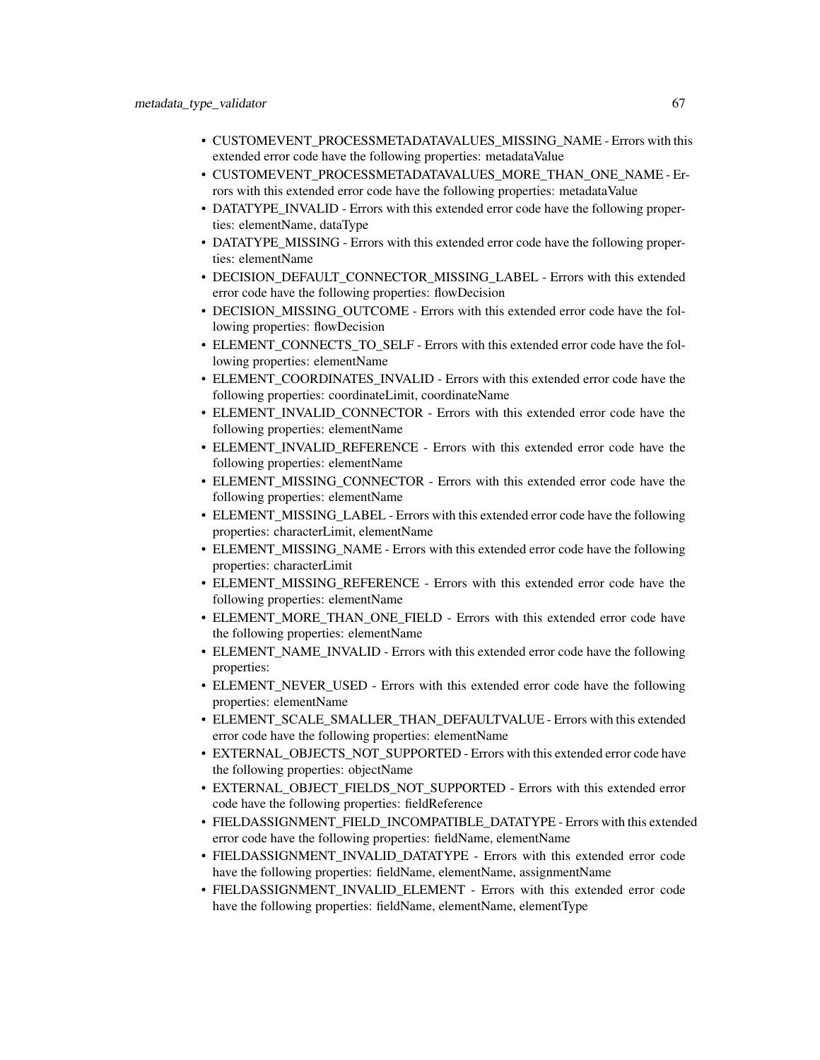- CUSTOMEVENT_PROCESSMETADATAVALUES_MISSING_NAME - Errors with this extended error code have the following properties: metadataValue
- CUSTOMEVENT_PROCESSMETADATAVALUES_MORE_THAN_ONE_NAME - Errors with this extended error code have the following properties: metadataValue
- DATATYPE_INVALID - Errors with this extended error code have the following properties: elementName, dataType
- DATATYPE_MISSING - Errors with this extended error code have the following properties: elementName
- DECISION_DEFAULT_CONNECTOR_MISSING_LABEL - Errors with this extended error code have the following properties: flowDecision
- DECISION_MISSING_OUTCOME - Errors with this extended error code have the following properties: flowDecision
- ELEMENT_CONNECTS_TO_SELF - Errors with this extended error code have the following properties: elementName
- ELEMENT_COORDINATES_INVALID - Errors with this extended error code have the following properties: coordinateLimit, coordinateName
- ELEMENT_INVALID_CONNECTOR - Errors with this extended error code have the following properties: elementName
- ELEMENT_INVALID_REFERENCE - Errors with this extended error code have the following properties: elementName
- ELEMENT_MISSING_CONNECTOR - Errors with this extended error code have the following properties: elementName
- ELEMENT_MISSING_LABEL - Errors with this extended error code have the following properties: characterLimit, elementName
- ELEMENT_MISSING_NAME - Errors with this extended error code have the following properties: characterLimit
- ELEMENT_MISSING_REFERENCE - Errors with this extended error code have the following properties: elementName
- ELEMENT_MORE_THAN_ONE_FIELD - Errors with this extended error code have the following properties: elementName
- ELEMENT_NAME_INVALID - Errors with this extended error code have the following properties:
- ELEMENT_NEVER_USED - Errors with this extended error code have the following properties: elementName
- ELEMENT_SCALE_SMALLER_THAN_DEFAULTVALUE - Errors with this extended error code have the following properties: elementName
- EXTERNAL_OBJECTS_NOT_SUPPORTED - Errors with this extended error code have the following properties: objectName
- EXTERNAL_OBJECT_FIELDS_NOT_SUPPORTED - Errors with this extended error code have the following properties: fieldReference
- FIELDASSIGNMENT_FIELD_INCOMPATIBLE_DATATYPE - Errors with this extended error code have the following properties: fieldName, elementName
- FIELDASSIGNMENT_INVALID_DATATYPE - Errors with this extended error code have the following properties: fieldName, elementName, assignmentName
- FIELDASSIGNMENT_INVALID_ELEMENT - Errors with this extended error code have the following properties: fieldName, elementName, elementType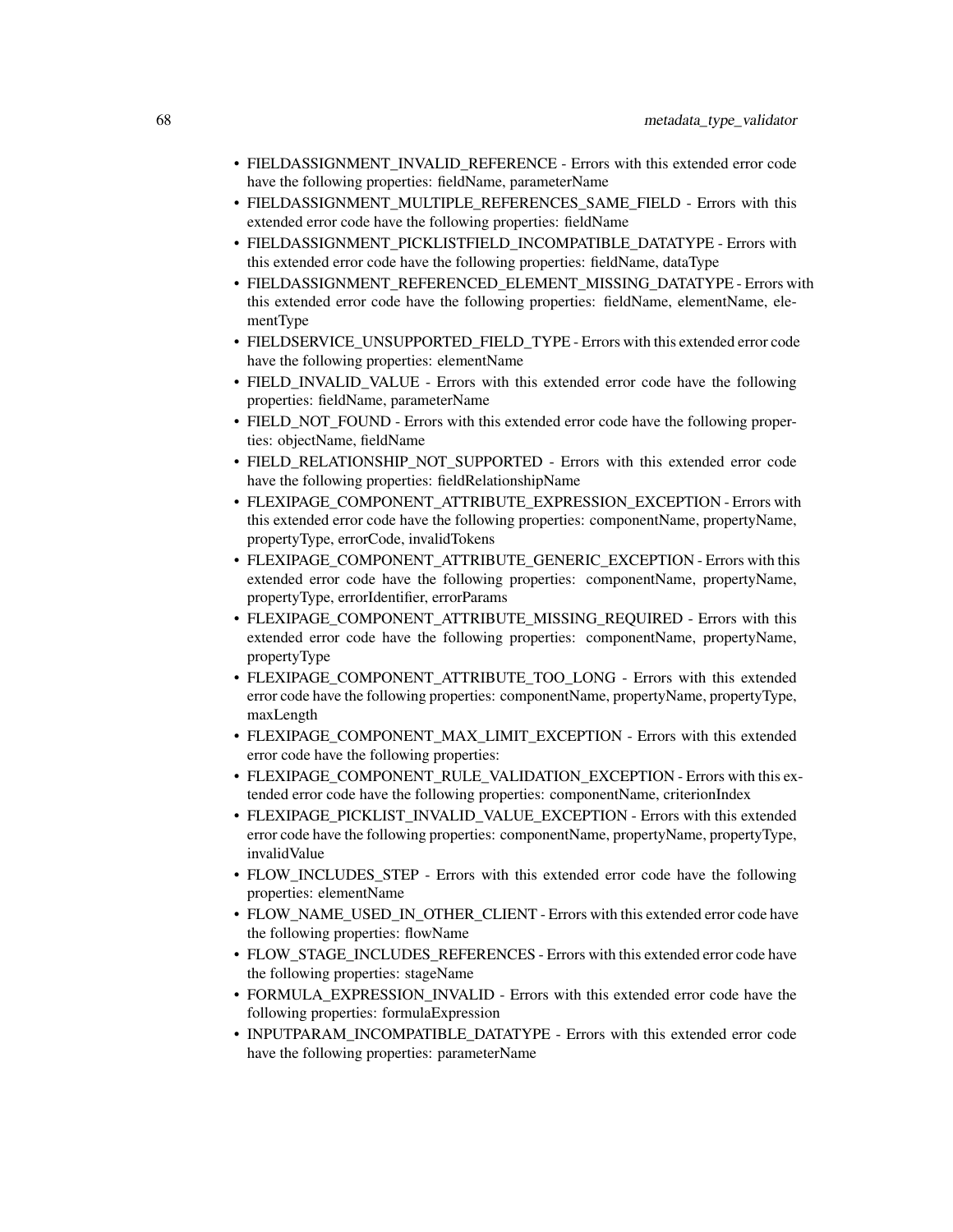- FIELDASSIGNMENT_INVALID_REFERENCE - Errors with this extended error code have the following properties: fieldName, parameterName
- FIELDASSIGNMENT_MULTIPLE_REFERENCES_SAME_FIELD - Errors with this extended error code have the following properties: fieldName
- FIELDASSIGNMENT_PICKLISTFIELD_INCOMPATIBLE_DATATYPE - Errors with this extended error code have the following properties: fieldName, dataType
- FIELDASSIGNMENT_REFERENCED_ELEMENT_MISSING_DATATYPE - Errors with this extended error code have the following properties: fieldName, elementName, elementType
- FIELDSERVICE_UNSUPPORTED_FIELD_TYPE - Errors with this extended error code have the following properties: elementName
- FIELD_INVALID_VALUE - Errors with this extended error code have the following properties: fieldName, parameterName
- FIELD_NOT_FOUND - Errors with this extended error code have the following properties: objectName, fieldName
- FIELD_RELATIONSHIP_NOT_SUPPORTED - Errors with this extended error code have the following properties: fieldRelationshipName
- FLEXIPAGE_COMPONENT_ATTRIBUTE_EXPRESSION_EXCEPTION - Errors with this extended error code have the following properties: componentName, propertyName, propertyType, errorCode, invalidTokens
- FLEXIPAGE_COMPONENT_ATTRIBUTE_GENERIC_EXCEPTION - Errors with this extended error code have the following properties: componentName, propertyName, propertyType, errorIdentifier, errorParams
- FLEXIPAGE_COMPONENT_ATTRIBUTE_MISSING_REQUIRED - Errors with this extended error code have the following properties: componentName, propertyName, propertyType
- FLEXIPAGE_COMPONENT_ATTRIBUTE_TOO_LONG - Errors with this extended error code have the following properties: componentName, propertyName, propertyType, maxLength
- FLEXIPAGE_COMPONENT_MAX_LIMIT_EXCEPTION - Errors with this extended error code have the following properties:
- FLEXIPAGE_COMPONENT_RULE_VALIDATION_EXCEPTION - Errors with this extended error code have the following properties: componentName, criterionIndex
- FLEXIPAGE_PICKLIST_INVALID_VALUE_EXCEPTION - Errors with this extended error code have the following properties: componentName, propertyName, propertyType, invalidValue
- FLOW_INCLUDES_STEP - Errors with this extended error code have the following properties: elementName
- FLOW_NAME_USED_IN_OTHER_CLIENT - Errors with this extended error code have the following properties: flowName
- FLOW_STAGE_INCLUDES_REFERENCES - Errors with this extended error code have the following properties: stageName
- FORMULA_EXPRESSION_INVALID - Errors with this extended error code have the following properties: formulaExpression
- INPUTPARAM_INCOMPATIBLE_DATATYPE - Errors with this extended error code have the following properties: parameterName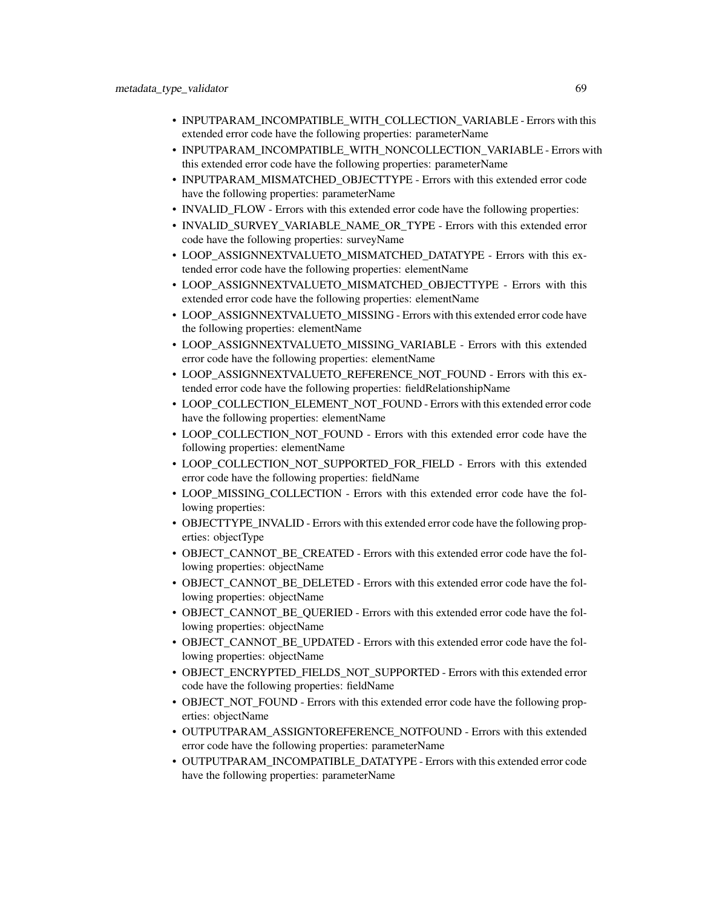- INPUTPARAM_INCOMPATIBLE_WITH_COLLECTION_VARIABLE - Errors with this extended error code have the following properties: parameterName
- INPUTPARAM_INCOMPATIBLE_WITH_NONCOLLECTION_VARIABLE - Errors with this extended error code have the following properties: parameterName
- INPUTPARAM_MISMATCHED_OBJECTTYPE - Errors with this extended error code have the following properties: parameterName
- INVALID_FLOW - Errors with this extended error code have the following properties:
- INVALID_SURVEY_VARIABLE_NAME_OR_TYPE - Errors with this extended error code have the following properties: surveyName
- LOOP_ASSIGNNEXTVALUETO_MISMATCHED_DATATYPE - Errors with this extended error code have the following properties: elementName
- LOOP_ASSIGNNEXTVALUETO_MISMATCHED_OBJECTTYPE - Errors with this extended error code have the following properties: elementName
- LOOP_ASSIGNNEXTVALUETO_MISSING - Errors with this extended error code have the following properties: elementName
- LOOP_ASSIGNNEXTVALUETO_MISSING_VARIABLE - Errors with this extended error code have the following properties: elementName
- LOOP_ASSIGNNEXTVALUETO_REFERENCE_NOT_FOUND - Errors with this extended error code have the following properties: fieldRelationshipName
- LOOP_COLLECTION_ELEMENT_NOT_FOUND - Errors with this extended error code have the following properties: elementName
- LOOP_COLLECTION_NOT_FOUND - Errors with this extended error code have the following properties: elementName
- LOOP_COLLECTION_NOT_SUPPORTED_FOR_FIELD - Errors with this extended error code have the following properties: fieldName
- LOOP_MISSING_COLLECTION - Errors with this extended error code have the following properties:
- OBJECTTYPE_INVALID - Errors with this extended error code have the following properties: objectType
- OBJECT_CANNOT_BE_CREATED - Errors with this extended error code have the following properties: objectName
- OBJECT_CANNOT_BE_DELETED - Errors with this extended error code have the following properties: objectName
- OBJECT_CANNOT_BE_QUERIED - Errors with this extended error code have the following properties: objectName
- OBJECT_CANNOT_BE_UPDATED - Errors with this extended error code have the following properties: objectName
- OBJECT_ENCRYPTED_FIELDS_NOT_SUPPORTED - Errors with this extended error code have the following properties: fieldName
- OBJECT_NOT_FOUND - Errors with this extended error code have the following properties: objectName
- OUTPUTPARAM_ASSIGNTOREFERENCE_NOTFOUND - Errors with this extended error code have the following properties: parameterName
- OUTPUTPARAM_INCOMPATIBLE_DATATYPE - Errors with this extended error code have the following properties: parameterName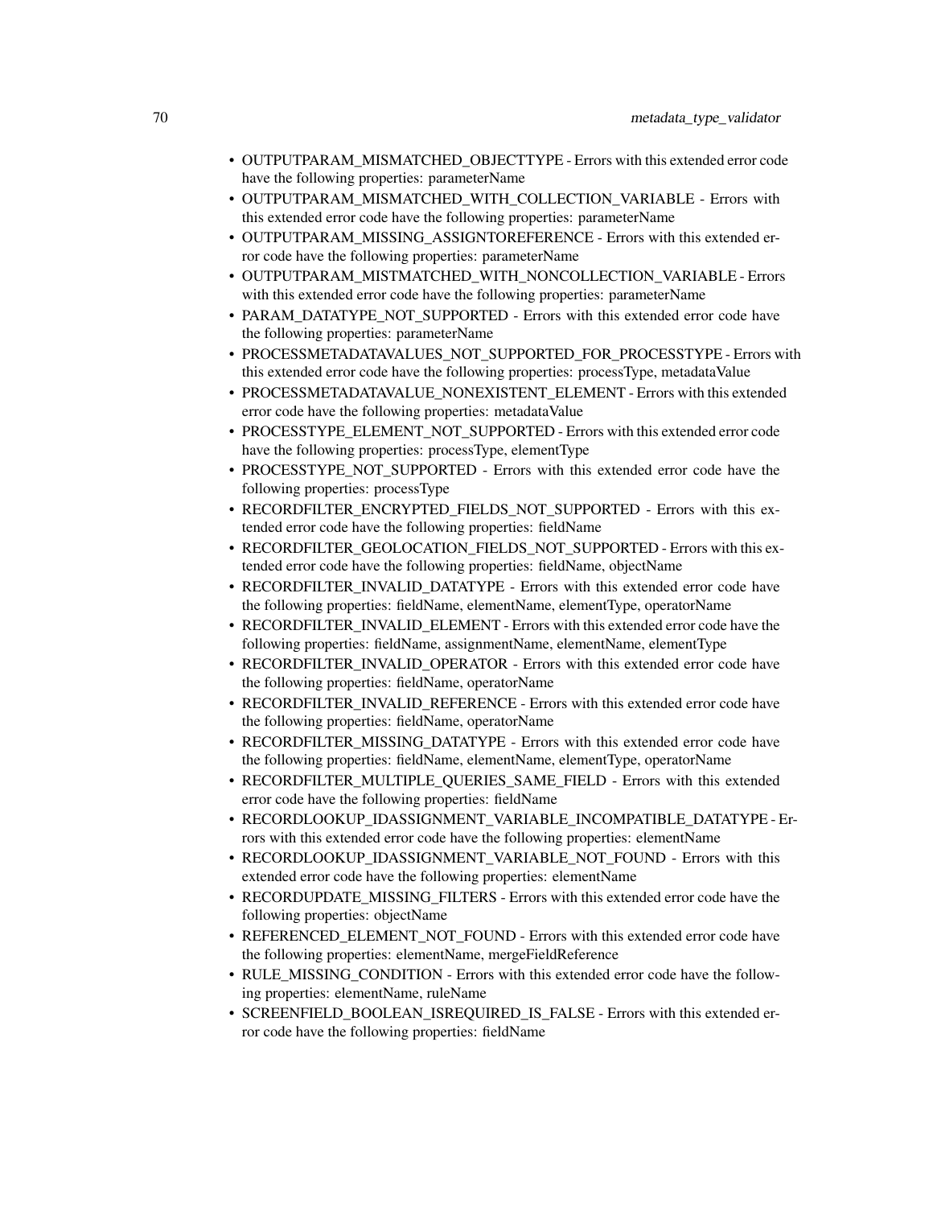- OUTPUTPARAM_MISMATCHED_OBJECTTYPE - Errors with this extended error code have the following properties: parameterName
- OUTPUTPARAM_MISMATCHED_WITH_COLLECTION_VARIABLE - Errors with this extended error code have the following properties: parameterName
- OUTPUTPARAM_MISSING_ASSIGNTOREFERENCE - Errors with this extended error code have the following properties: parameterName
- OUTPUTPARAM_MISTMATCHED_WITH_NONCOLLECTION_VARIABLE - Errors with this extended error code have the following properties: parameterName
- PARAM_DATATYPE_NOT_SUPPORTED - Errors with this extended error code have the following properties: parameterName
- PROCESSMETADATAVALUES_NOT_SUPPORTED_FOR_PROCESSTYPE - Errors with this extended error code have the following properties: processType, metadataValue
- PROCESSMETADATAVALUE_NONEXISTENT_ELEMENT - Errors with this extended error code have the following properties: metadataValue
- PROCESSTYPE_ELEMENT_NOT_SUPPORTED - Errors with this extended error code have the following properties: processType, elementType
- PROCESSTYPE_NOT_SUPPORTED - Errors with this extended error code have the following properties: processType
- RECORDFILTER_ENCRYPTED_FIELDS_NOT_SUPPORTED - Errors with this extended error code have the following properties: fieldName
- RECORDFILTER_GEOLOCATION_FIELDS_NOT_SUPPORTED - Errors with this extended error code have the following properties: fieldName, objectName
- RECORDFILTER_INVALID_DATATYPE - Errors with this extended error code have the following properties: fieldName, elementName, elementType, operatorName
- RECORDFILTER_INVALID_ELEMENT - Errors with this extended error code have the following properties: fieldName, assignmentName, elementName, elementType
- RECORDFILTER_INVALID_OPERATOR - Errors with this extended error code have the following properties: fieldName, operatorName
- RECORDFILTER_INVALID_REFERENCE - Errors with this extended error code have the following properties: fieldName, operatorName
- RECORDFILTER_MISSING_DATATYPE - Errors with this extended error code have the following properties: fieldName, elementName, elementType, operatorName
- RECORDFILTER_MULTIPLE_QUERIES_SAME_FIELD - Errors with this extended error code have the following properties: fieldName
- RECORDLOOKUP_IDASSIGNMENT_VARIABLE_INCOMPATIBLE_DATATYPE - Errors with this extended error code have the following properties: elementName
- RECORDLOOKUP_IDASSIGNMENT_VARIABLE_NOT_FOUND - Errors with this extended error code have the following properties: elementName
- RECORDUPDATE_MISSING_FILTERS - Errors with this extended error code have the following properties: objectName
- REFERENCED_ELEMENT_NOT_FOUND - Errors with this extended error code have the following properties: elementName, mergeFieldReference
- RULE_MISSING_CONDITION - Errors with this extended error code have the following properties: elementName, ruleName
- SCREENFIELD_BOOLEAN_ISREQUIRED_IS_FALSE - Errors with this extended error code have the following properties: fieldName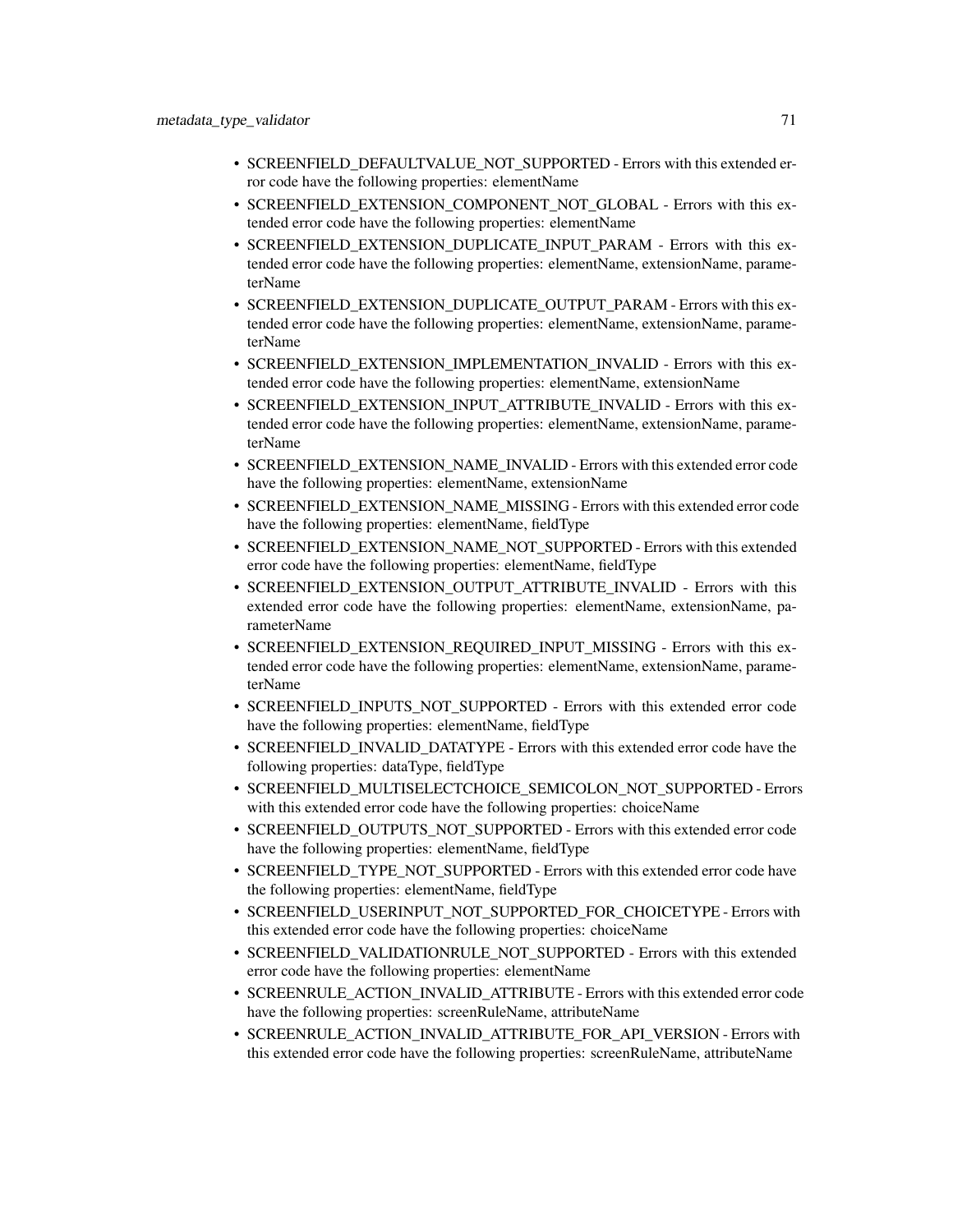- SCREENFIELD_DEFAULTVALUE_NOT_SUPPORTED - Errors with this extended error code have the following properties: elementName
- SCREENFIELD_EXTENSION_COMPONENT_NOT_GLOBAL - Errors with this extended error code have the following properties: elementName
- SCREENFIELD_EXTENSION_DUPLICATE_INPUT_PARAM - Errors with this extended error code have the following properties: elementName, extensionName, parameterName
- SCREENFIELD_EXTENSION_DUPLICATE_OUTPUT_PARAM - Errors with this extended error code have the following properties: elementName, extensionName, parameterName
- SCREENFIELD_EXTENSION_IMPLEMENTATION_INVALID - Errors with this extended error code have the following properties: elementName, extensionName
- SCREENFIELD_EXTENSION_INPUT_ATTRIBUTE_INVALID - Errors with this extended error code have the following properties: elementName, extensionName, parameterName
- SCREENFIELD_EXTENSION_NAME_INVALID - Errors with this extended error code have the following properties: elementName, extensionName
- SCREENFIELD_EXTENSION_NAME_MISSING - Errors with this extended error code have the following properties: elementName, fieldType
- SCREENFIELD_EXTENSION_NAME_NOT_SUPPORTED - Errors with this extended error code have the following properties: elementName, fieldType
- SCREENFIELD_EXTENSION_OUTPUT_ATTRIBUTE_INVALID - Errors with this extended error code have the following properties: elementName, extensionName, parameterName
- SCREENFIELD_EXTENSION_REQUIRED_INPUT_MISSING - Errors with this extended error code have the following properties: elementName, extensionName, parameterName
- SCREENFIELD_INPUTS_NOT_SUPPORTED - Errors with this extended error code have the following properties: elementName, fieldType
- SCREENFIELD_INVALID_DATATYPE - Errors with this extended error code have the following properties: dataType, fieldType
- SCREENFIELD_MULTISELECTCHOICE_SEMICOLON_NOT_SUPPORTED - Errors with this extended error code have the following properties: choiceName
- SCREENFIELD_OUTPUTS_NOT_SUPPORTED - Errors with this extended error code have the following properties: elementName, fieldType
- SCREENFIELD_TYPE_NOT_SUPPORTED - Errors with this extended error code have the following properties: elementName, fieldType
- SCREENFIELD_USERINPUT_NOT_SUPPORTED_FOR_CHOICETYPE - Errors with this extended error code have the following properties: choiceName
- SCREENFIELD_VALIDATIONRULE_NOT_SUPPORTED - Errors with this extended error code have the following properties: elementName
- SCREENRULE_ACTION_INVALID_ATTRIBUTE - Errors with this extended error code have the following properties: screenRuleName, attributeName
- SCREENRULE_ACTION_INVALID_ATTRIBUTE_FOR_API_VERSION - Errors with this extended error code have the following properties: screenRuleName, attributeName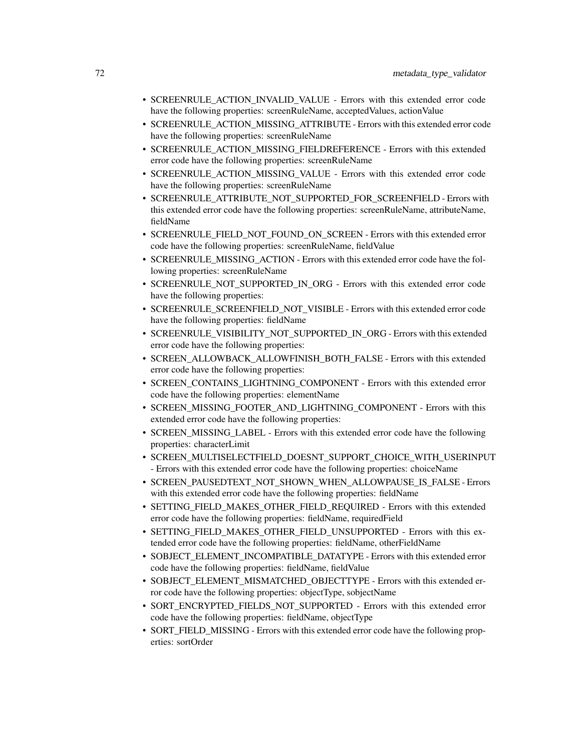- SCREENRULE_ACTION_INVALID_VALUE - Errors with this extended error code have the following properties: screenRuleName, acceptedValues, actionValue
- SCREENRULE_ACTION_MISSING_ATTRIBUTE - Errors with this extended error code have the following properties: screenRuleName
- SCREENRULE_ACTION_MISSING_FIELDREFERENCE - Errors with this extended error code have the following properties: screenRuleName
- SCREENRULE_ACTION_MISSING_VALUE - Errors with this extended error code have the following properties: screenRuleName
- SCREENRULE_ATTRIBUTE_NOT_SUPPORTED_FOR_SCREENFIELD - Errors with this extended error code have the following properties: screenRuleName, attributeName, fieldName
- SCREENRULE_FIELD_NOT_FOUND_ON_SCREEN - Errors with this extended error code have the following properties: screenRuleName, fieldValue
- SCREENRULE_MISSING_ACTION - Errors with this extended error code have the following properties: screenRuleName
- SCREENRULE_NOT_SUPPORTED_IN_ORG - Errors with this extended error code have the following properties:
- SCREENRULE_SCREENFIELD_NOT_VISIBLE - Errors with this extended error code have the following properties: fieldName
- SCREENRULE_VISIBILITY_NOT_SUPPORTED_IN_ORG - Errors with this extended error code have the following properties:
- SCREEN_ALLOWBACK_ALLOWFINISH_BOTH_FALSE - Errors with this extended error code have the following properties:
- SCREEN_CONTAINS_LIGHTNING_COMPONENT - Errors with this extended error code have the following properties: elementName
- SCREEN_MISSING_FOOTER_AND_LIGHTNING_COMPONENT - Errors with this extended error code have the following properties:
- SCREEN_MISSING_LABEL - Errors with this extended error code have the following properties: characterLimit
- SCREEN_MULTISELECTFIELD_DOESNT_SUPPORT_CHOICE_WITH_USERINPUT - Errors with this extended error code have the following properties: choiceName
- SCREEN_PAUSEDTEXT_NOT_SHOWN_WHEN_ALLOWPAUSE_IS_FALSE - Errors with this extended error code have the following properties: fieldName
- SETTING_FIELD_MAKES_OTHER_FIELD_REQUIRED - Errors with this extended error code have the following properties: fieldName, requiredField
- SETTING_FIELD_MAKES_OTHER_FIELD_UNSUPPORTED - Errors with this extended error code have the following properties: fieldName, otherFieldName
- SOBJECT_ELEMENT_INCOMPATIBLE_DATATYPE - Errors with this extended error code have the following properties: fieldName, fieldValue
- SOBJECT_ELEMENT_MISMATCHED_OBJECTTYPE - Errors with this extended error code have the following properties: objectType, sobjectName
- SORT_ENCRYPTED_FIELDS_NOT_SUPPORTED - Errors with this extended error code have the following properties: fieldName, objectType
- SORT_FIELD_MISSING - Errors with this extended error code have the following properties: sortOrder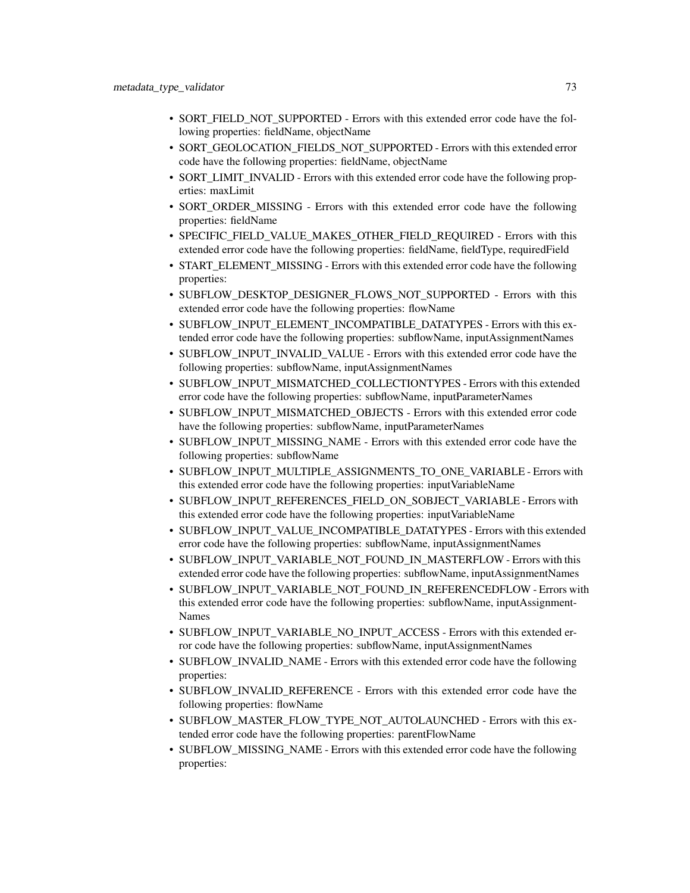- SORT_FIELD_NOT_SUPPORTED - Errors with this extended error code have the following properties: fieldName, objectName
- SORT_GEOLOCATION_FIELDS_NOT_SUPPORTED - Errors with this extended error code have the following properties: fieldName, objectName
- SORT_LIMIT_INVALID - Errors with this extended error code have the following properties: maxLimit
- SORT_ORDER_MISSING - Errors with this extended error code have the following properties: fieldName
- SPECIFIC_FIELD_VALUE_MAKES_OTHER_FIELD_REQUIRED - Errors with this extended error code have the following properties: fieldName, fieldType, requiredField
- START_ELEMENT_MISSING - Errors with this extended error code have the following properties:
- SUBFLOW_DESKTOP_DESIGNER_FLOWS_NOT_SUPPORTED - Errors with this extended error code have the following properties: flowName
- SUBFLOW_INPUT_ELEMENT_INCOMPATIBLE_DATATYPES - Errors with this extended error code have the following properties: subflowName, inputAssignmentNames
- SUBFLOW_INPUT_INVALID_VALUE - Errors with this extended error code have the following properties: subflowName, inputAssignmentNames
- SUBFLOW_INPUT_MISMATCHED_COLLECTIONTYPES - Errors with this extended error code have the following properties: subflowName, inputParameterNames
- SUBFLOW_INPUT_MISMATCHED_OBJECTS - Errors with this extended error code have the following properties: subflowName, inputParameterNames
- SUBFLOW_INPUT_MISSING_NAME - Errors with this extended error code have the following properties: subflowName
- SUBFLOW_INPUT_MULTIPLE_ASSIGNMENTS_TO_ONE_VARIABLE - Errors with this extended error code have the following properties: inputVariableName
- SUBFLOW_INPUT_REFERENCES_FIELD_ON_SOBJECT_VARIABLE - Errors with this extended error code have the following properties: inputVariableName
- SUBFLOW_INPUT_VALUE_INCOMPATIBLE_DATATYPES - Errors with this extended error code have the following properties: subflowName, inputAssignmentNames
- SUBFLOW_INPUT_VARIABLE_NOT_FOUND_IN_MASTERFLOW - Errors with this extended error code have the following properties: subflowName, inputAssignmentNames
- SUBFLOW_INPUT_VARIABLE_NOT_FOUND_IN_REFERENCEDFLOW - Errors with this extended error code have the following properties: subflowName, inputAssignmentNames
- SUBFLOW_INPUT_VARIABLE_NO_INPUT_ACCESS - Errors with this extended error code have the following properties: subflowName, inputAssignmentNames
- SUBFLOW_INVALID_NAME - Errors with this extended error code have the following properties:
- SUBFLOW_INVALID_REFERENCE - Errors with this extended error code have the following properties: flowName
- SUBFLOW_MASTER_FLOW_TYPE_NOT_AUTOLAUNCHED - Errors with this extended error code have the following properties: parentFlowName
- SUBFLOW_MISSING_NAME - Errors with this extended error code have the following properties: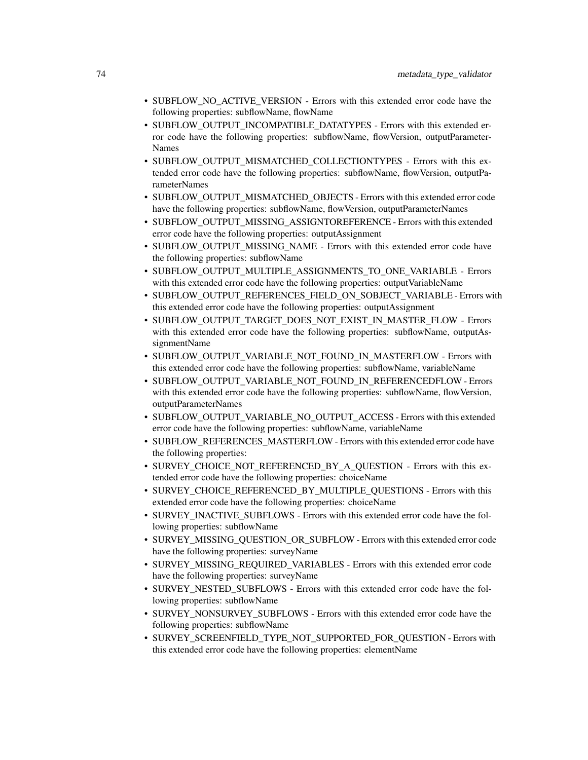- SUBFLOW_NO_ACTIVE_VERSION - Errors with this extended error code have the following properties: subflowName, flowName
- SUBFLOW_OUTPUT_INCOMPATIBLE_DATATYPES - Errors with this extended error code have the following properties: subflowName, flowVersion, outputParameterNames
- SUBFLOW_OUTPUT_MISMATCHED_COLLECTIONTYPES - Errors with this extended error code have the following properties: subflowName, flowVersion, outputParameterNames
- SUBFLOW_OUTPUT_MISMATCHED_OBJECTS - Errors with this extended error code have the following properties: subflowName, flowVersion, outputParameterNames
- SUBFLOW_OUTPUT_MISSING_ASSIGNTOREFERENCE - Errors with this extended error code have the following properties: outputAssignment
- SUBFLOW_OUTPUT_MISSING_NAME - Errors with this extended error code have the following properties: subflowName
- SUBFLOW_OUTPUT_MULTIPLE_ASSIGNMENTS_TO_ONE_VARIABLE - Errors with this extended error code have the following properties: outputVariableName
- SUBFLOW_OUTPUT_REFERENCES_FIELD_ON_SOBJECT_VARIABLE - Errors with this extended error code have the following properties: outputAssignment
- SUBFLOW_OUTPUT_TARGET_DOES_NOT_EXIST_IN_MASTER_FLOW - Errors with this extended error code have the following properties: subflowName, outputAssignmentName
- SUBFLOW_OUTPUT_VARIABLE_NOT_FOUND_IN_MASTERFLOW - Errors with this extended error code have the following properties: subflowName, variableName
- SUBFLOW_OUTPUT_VARIABLE_NOT_FOUND_IN_REFERENCEDFLOW - Errors with this extended error code have the following properties: subflowName, flowVersion, outputParameterNames
- SUBFLOW_OUTPUT_VARIABLE_NO_OUTPUT_ACCESS - Errors with this extended error code have the following properties: subflowName, variableName
- SUBFLOW_REFERENCES_MASTERFLOW - Errors with this extended error code have the following properties:
- SURVEY_CHOICE_NOT_REFERENCED_BY_A_QUESTION - Errors with this extended error code have the following properties: choiceName
- SURVEY_CHOICE_REFERENCED_BY_MULTIPLE_QUESTIONS - Errors with this extended error code have the following properties: choiceName
- SURVEY_INACTIVE_SUBFLOWS - Errors with this extended error code have the following properties: subflowName
- SURVEY_MISSING_QUESTION_OR_SUBFLOW - Errors with this extended error code have the following properties: surveyName
- SURVEY_MISSING_REQUIRED_VARIABLES - Errors with this extended error code have the following properties: surveyName
- SURVEY_NESTED_SUBFLOWS - Errors with this extended error code have the following properties: subflowName
- SURVEY_NONSURVEY_SUBFLOWS - Errors with this extended error code have the following properties: subflowName
- SURVEY_SCREENFIELD_TYPE_NOT_SUPPORTED_FOR_QUESTION - Errors with this extended error code have the following properties: elementName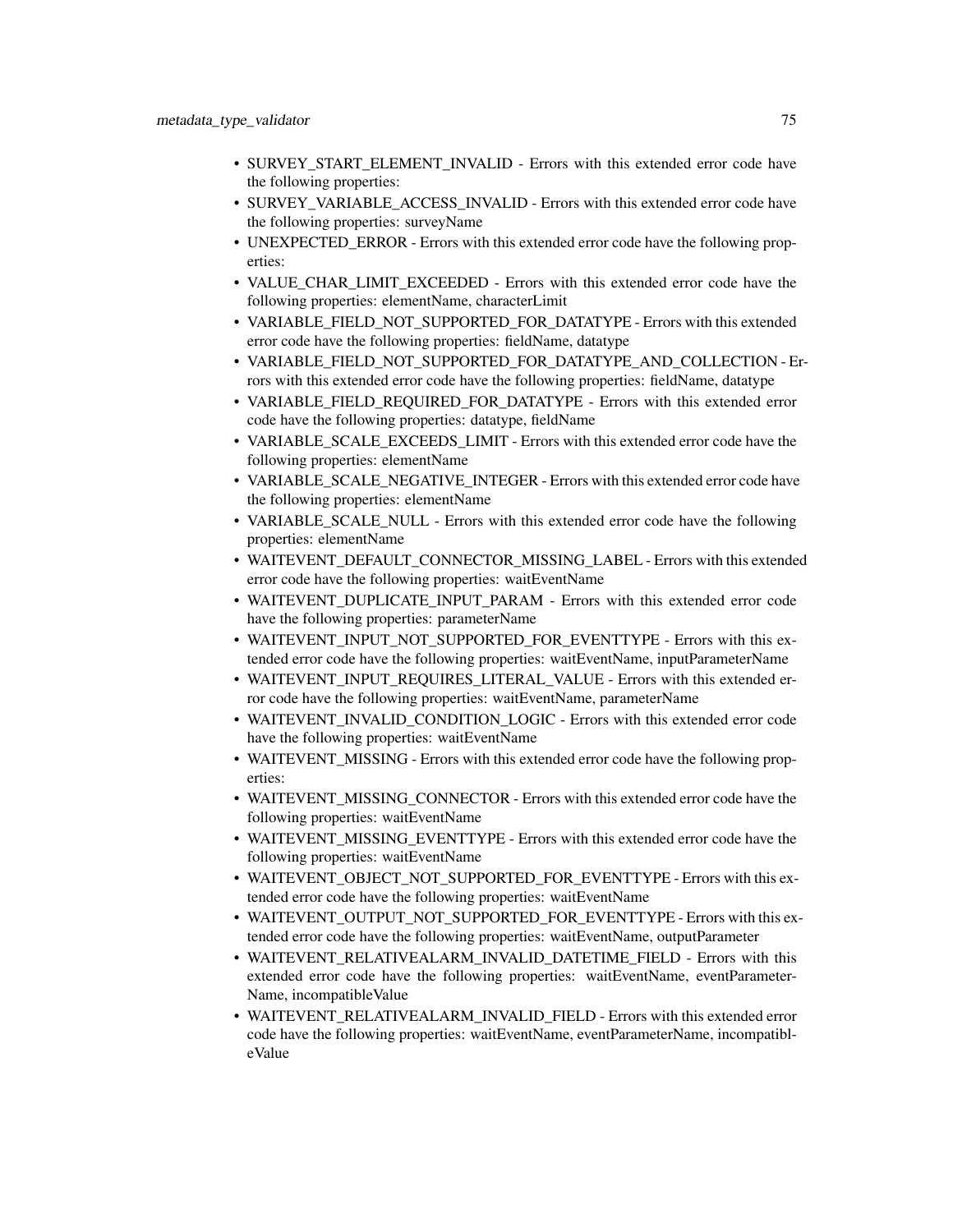- SURVEY_START_ELEMENT_INVALID - Errors with this extended error code have the following properties:
- SURVEY_VARIABLE_ACCESS_INVALID - Errors with this extended error code have the following properties: surveyName
- UNEXPECTED_ERROR - Errors with this extended error code have the following properties:
- VALUE_CHAR_LIMIT_EXCEEDED - Errors with this extended error code have the following properties: elementName, characterLimit
- VARIABLE_FIELD_NOT_SUPPORTED_FOR_DATATYPE - Errors with this extended error code have the following properties: fieldName, datatype
- VARIABLE_FIELD_NOT_SUPPORTED_FOR_DATATYPE_AND_COLLECTION - Errors with this extended error code have the following properties: fieldName, datatype
- VARIABLE_FIELD_REQUIRED_FOR_DATATYPE - Errors with this extended error code have the following properties: datatype, fieldName
- VARIABLE_SCALE_EXCEEDS_LIMIT - Errors with this extended error code have the following properties: elementName
- VARIABLE_SCALE_NEGATIVE_INTEGER - Errors with this extended error code have the following properties: elementName
- VARIABLE_SCALE_NULL - Errors with this extended error code have the following properties: elementName
- WAITEVENT_DEFAULT_CONNECTOR_MISSING_LABEL - Errors with this extended error code have the following properties: waitEventName
- WAITEVENT_DUPLICATE_INPUT_PARAM - Errors with this extended error code have the following properties: parameterName
- WAITEVENT_INPUT_NOT_SUPPORTED_FOR_EVENTTYPE - Errors with this extended error code have the following properties: waitEventName, inputParameterName
- WAITEVENT_INPUT_REQUIRES_LITERAL_VALUE - Errors with this extended error code have the following properties: waitEventName, parameterName
- WAITEVENT_INVALID_CONDITION_LOGIC - Errors with this extended error code have the following properties: waitEventName
- WAITEVENT_MISSING - Errors with this extended error code have the following properties:
- WAITEVENT_MISSING_CONNECTOR - Errors with this extended error code have the following properties: waitEventName
- WAITEVENT_MISSING_EVENTTYPE - Errors with this extended error code have the following properties: waitEventName
- WAITEVENT_OBJECT_NOT_SUPPORTED_FOR_EVENTTYPE - Errors with this extended error code have the following properties: waitEventName
- WAITEVENT_OUTPUT_NOT_SUPPORTED_FOR_EVENTTYPE - Errors with this extended error code have the following properties: waitEventName, outputParameter
- WAITEVENT_RELATIVEALARM_INVALID_DATETIME_FIELD - Errors with this extended error code have the following properties: waitEventName, eventParameterName, incompatibleValue
- WAITEVENT_RELATIVEALARM_INVALID_FIELD - Errors with this extended error code have the following properties: waitEventName, eventParameterName, incompatibleValue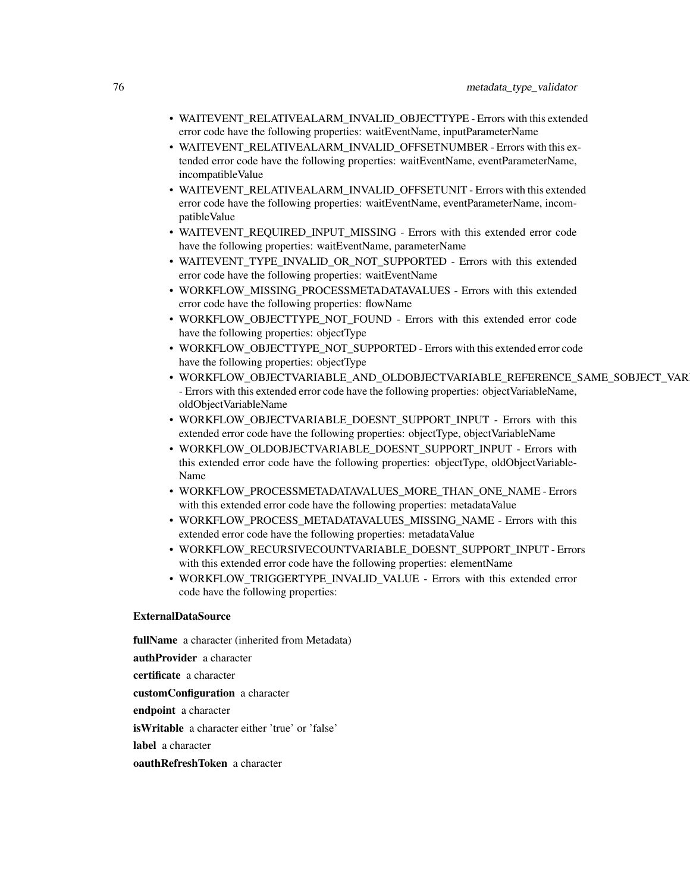- WAITEVENT_RELATIVEALARM_INVALID_OBJECTTYPE - Errors with this extended error code have the following properties: waitEventName, inputParameterName
- WAITEVENT_RELATIVEALARM_INVALID_OFFSETNUMBER - Errors with this extended error code have the following properties: waitEventName, eventParameterName, incompatibleValue
- WAITEVENT_RELATIVEALARM_INVALID_OFFSETUNIT - Errors with this extended error code have the following properties: waitEventName, eventParameterName, incompatibleValue
- WAITEVENT_REQUIRED_INPUT_MISSING - Errors with this extended error code have the following properties: waitEventName, parameterName
- WAITEVENT_TYPE_INVALID_OR_NOT_SUPPORTED - Errors with this extended error code have the following properties: waitEventName
- WORKFLOW_MISSING_PROCESSMETADATAVALUES - Errors with this extended error code have the following properties: flowName
- WORKFLOW_OBJECTTYPE_NOT_FOUND - Errors with this extended error code have the following properties: objectType
- WORKFLOW_OBJECTTYPE_NOT_SUPPORTED - Errors with this extended error code have the following properties: objectType
- WORKFLOW_OBJECTVARIABLE_AND_OLDOBJECTVARIABLE_REFERENCE_SAME_SOBJECT_VAR - Errors with this extended error code have the following properties: objectVariableName, oldObjectVariableName
- WORKFLOW_OBJECTVARIABLE_DOESNT_SUPPORT_INPUT - Errors with this extended error code have the following properties: objectType, objectVariableName
- WORKFLOW_OLDOBJECTVARIABLE_DOESNT_SUPPORT_INPUT - Errors with this extended error code have the following properties: objectType, oldObjectVariableName
- WORKFLOW_PROCESSMETADATAVALUES_MORE_THAN_ONE_NAME - Errors with this extended error code have the following properties: metadataValue
- WORKFLOW_PROCESS_METADATAVALUES_MISSING_NAME - Errors with this extended error code have the following properties: metadataValue
- WORKFLOW_RECURSIVECOUNTVARIABLE_DOESNT_SUPPORT_INPUT - Errors with this extended error code have the following properties: elementName
- WORKFLOW_TRIGGERTYPE_INVALID_VALUE - Errors with this extended error code have the following properties:

### ExternalDataSource

**fullName** a character (inherited from Metadata)

**authProvider** a character

**certificate** a character

**customConfiguration** a character

**endpoint** a character

**isWritable** a character either 'true' or 'false'

**label** a character

**oauthRefreshToken** a character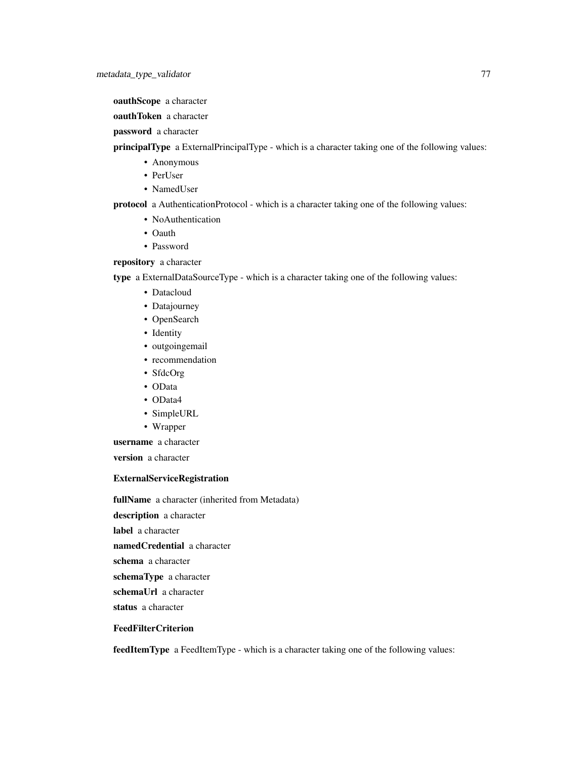**oauthScope** a character

**oauthToken** a character

**password** a character

**principalType** a ExternalPrincipalType - which is a character taking one of the following values:

- Anonymous
- PerUser
- NamedUser

**protocol** a AuthenticationProtocol - which is a character taking one of the following values:

- NoAuthentication
- Oauth
- Password

**repository** a character

**type** a ExternalDataSourceType - which is a character taking one of the following values:

- Datacloud
- Datajourney
- OpenSearch
- Identity
- outgoingemail
- recommendation
- SfdcOrg
- OData
- OData4
- SimpleURL
- Wrapper

**username** a character

**version** a character

### ExternalServiceRegistration

**fullName** a character (inherited from Metadata)

**description** a character

**label** a character

**namedCredential** a character

**schema** a character

**schemaType** a character

**schemaUrl** a character

**status** a character

### FeedFilterCriterion

**feedItemType** a FeedItemType - which is a character taking one of the following values: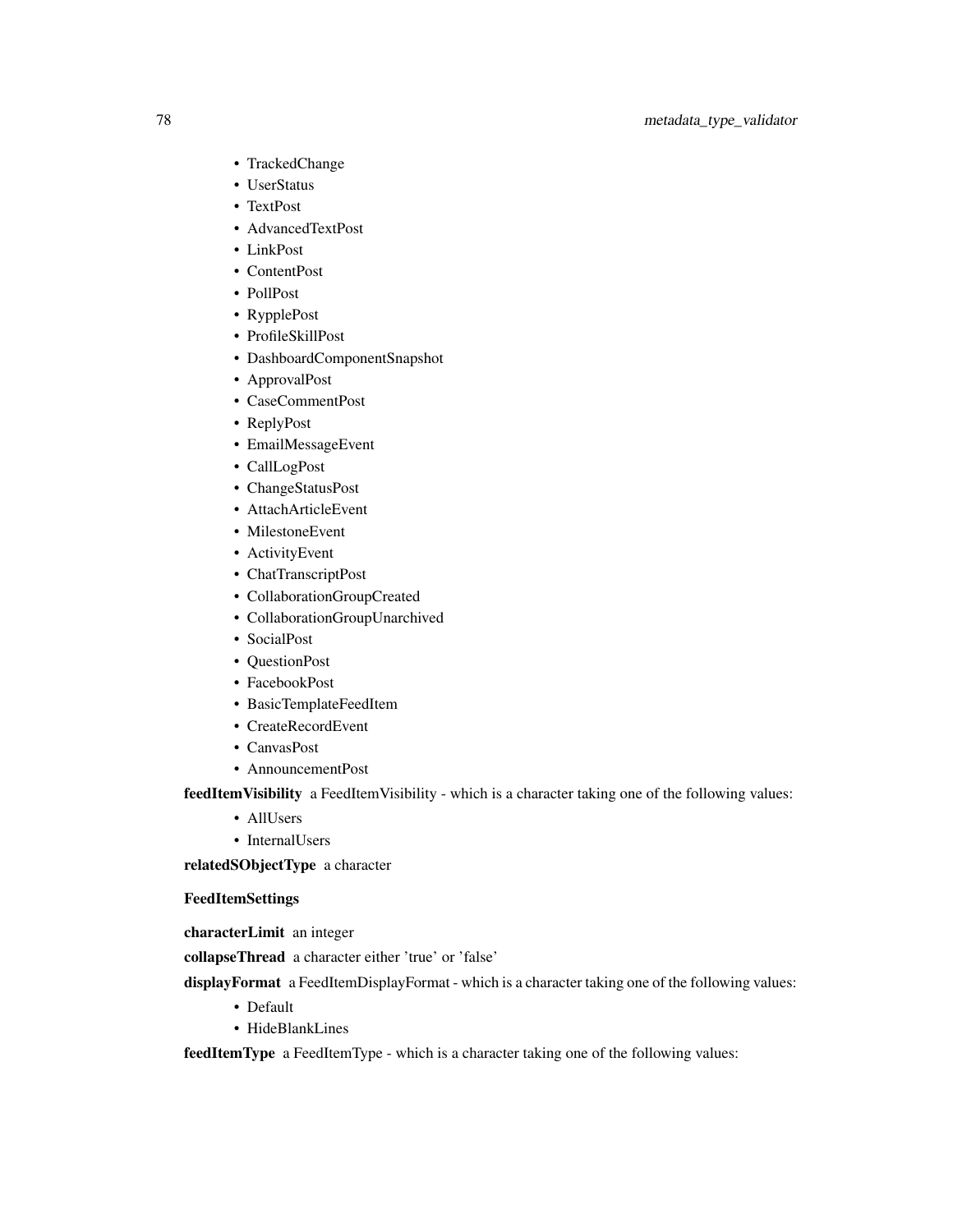- TrackedChange
- UserStatus
- TextPost
- AdvancedTextPost
- LinkPost
- ContentPost
- PollPost
- RypplePost
- ProfileSkillPost
- DashboardComponentSnapshot
- ApprovalPost
- CaseCommentPost
- ReplyPost
- EmailMessageEvent
- CallLogPost
- ChangeStatusPost
- AttachArticleEvent
- MilestoneEvent
- ActivityEvent
- ChatTranscriptPost
- CollaborationGroupCreated
- CollaborationGroupUnarchived
- SocialPost
- QuestionPost
- FacebookPost
- BasicTemplateFeedItem
- CreateRecordEvent
- CanvasPost
- AnnouncementPost

**feedItemVisibility** a FeedItemVisibility - which is a character taking one of the following values:

- AllUsers
- InternalUsers

**relatedSObjectType** a character

**FeedItemSettings**

**characterLimit** an integer

**collapseThread** a character either 'true' or 'false'

**displayFormat** a FeedItemDisplayFormat - which is a character taking one of the following values:

- Default
- HideBlankLines

**feedItemType** a FeedItemType - which is a character taking one of the following values: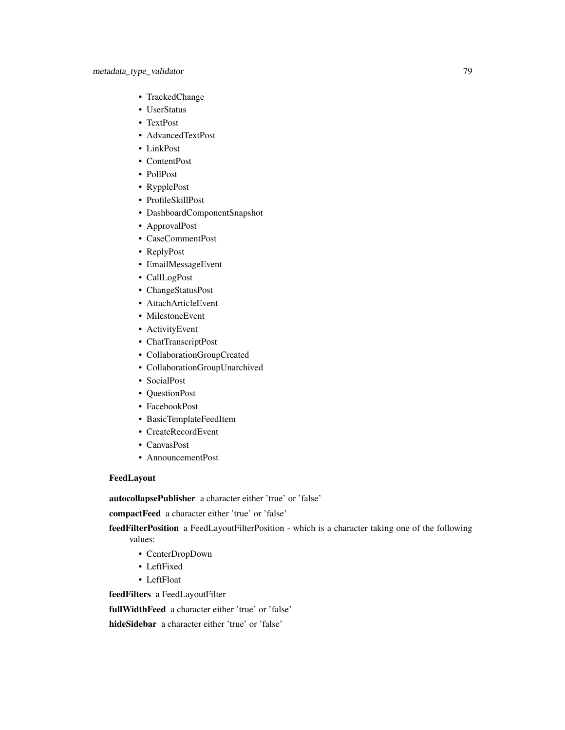- TrackedChange
- UserStatus
- TextPost
- AdvancedTextPost
- LinkPost
- ContentPost
- PollPost
- RypplePost
- ProfileSkillPost
- DashboardComponentSnapshot
- ApprovalPost
- CaseCommentPost
- ReplyPost
- EmailMessageEvent
- CallLogPost
- ChangeStatusPost
- AttachArticleEvent
- MilestoneEvent
- ActivityEvent
- ChatTranscriptPost
- CollaborationGroupCreated
- CollaborationGroupUnarchived
- SocialPost
- QuestionPost
- FacebookPost
- BasicTemplateFeedItem
- CreateRecordEvent
- CanvasPost
- AnnouncementPost

**FeedLayout**

**autocollapsePublisher** a character either 'true' or 'false'

**compactFeed** a character either 'true' or 'false'

**feedFilterPosition** a FeedLayoutFilterPosition - which is a character taking one of the following values:

- CenterDropDown
- LeftFixed
- LeftFloat

**feedFilters** a FeedLayoutFilter

**fullWidthFeed** a character either 'true' or 'false'

**hideSidebar** a character either 'true' or 'false'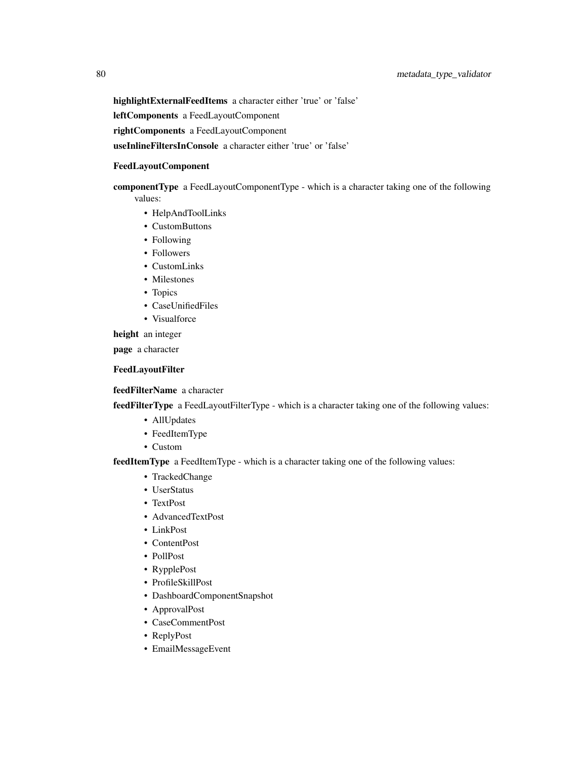**highlightExternalFeedItems** a character either 'true' or 'false'

**leftComponents** a FeedLayoutComponent

**rightComponents** a FeedLayoutComponent

**useInlineFiltersInConsole** a character either 'true' or 'false'

**FeedLayoutComponent**

**componentType** a FeedLayoutComponentType - which is a character taking one of the following values:

- HelpAndToolLinks
- CustomButtons
- Following
- Followers
- CustomLinks
- Milestones
- Topics
- CaseUnifiedFiles
- Visualforce

**height** an integer

**page** a character

**FeedLayoutFilter**

**feedFilterName** a character

**feedFilterType** a FeedLayoutFilterType - which is a character taking one of the following values:

- AllUpdates
- FeedItemType
- Custom

**feedItemType** a FeedItemType - which is a character taking one of the following values:

- TrackedChange
- UserStatus
- TextPost
- AdvancedTextPost
- LinkPost
- ContentPost
- PollPost
- RypplePost
- ProfileSkillPost
- DashboardComponentSnapshot
- ApprovalPost
- CaseCommentPost
- ReplyPost
- EmailMessageEvent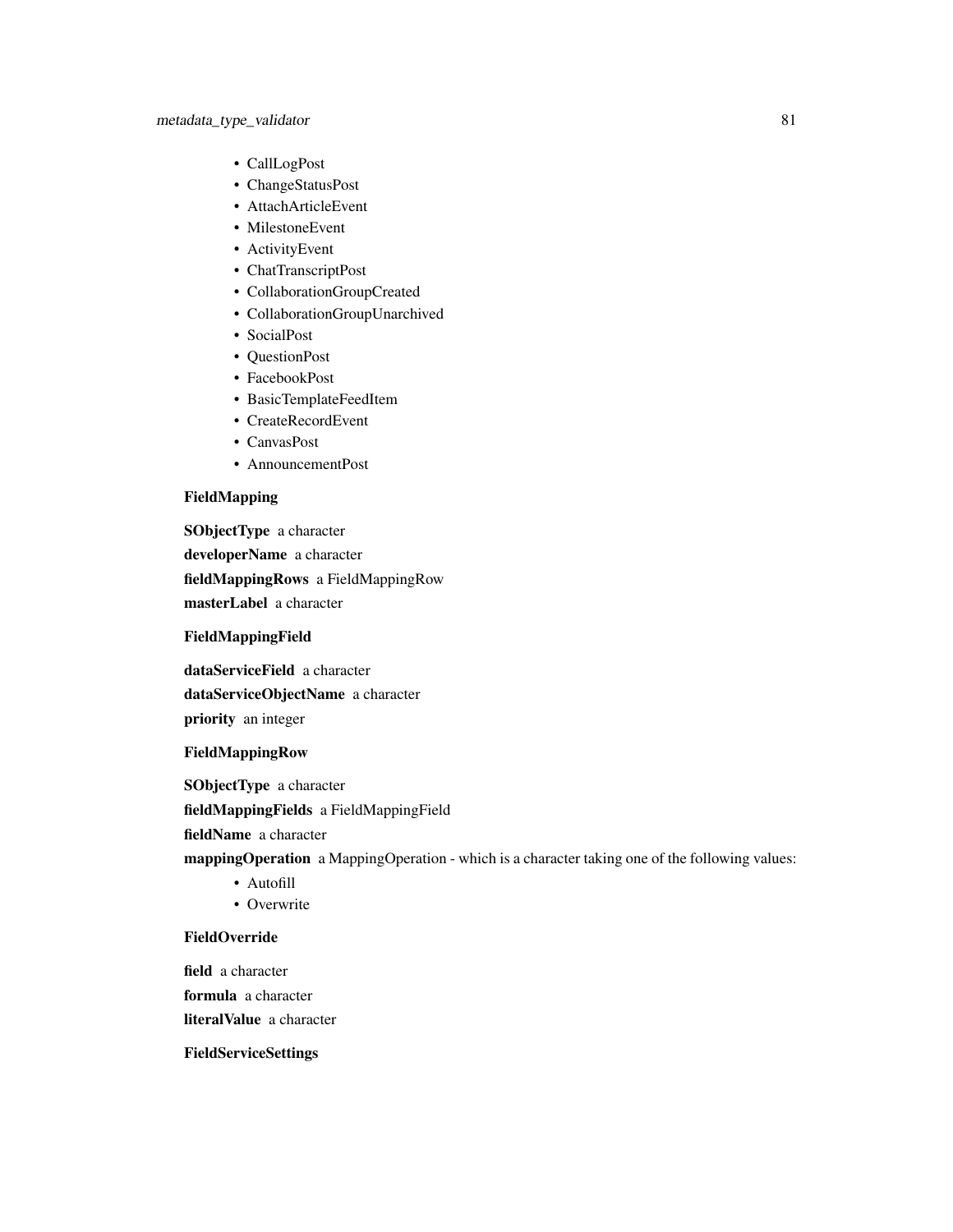- CallLogPost
- ChangeStatusPost
- AttachArticleEvent
- MilestoneEvent
- ActivityEvent
- ChatTranscriptPost
- CollaborationGroupCreated
- CollaborationGroupUnarchived
- SocialPost
- QuestionPost
- FacebookPost
- BasicTemplateFeedItem
- CreateRecordEvent
- CanvasPost
- AnnouncementPost

**FieldMapping**

**SObjectType** a character

**developerName** a character

**fieldMappingRows** a FieldMappingRow

**masterLabel** a character

**FieldMappingField**

**dataServiceField** a character

**dataServiceObjectName** a character

**priority** an integer

**FieldMappingRow**

**SObjectType** a character

**fieldMappingFields** a FieldMappingField

**fieldName** a character

**mappingOperation** a MappingOperation - which is a character taking one of the following values:

- Autofill
- Overwrite

**FieldOverride**

**field** a character

**formula** a character

**literalValue** a character

**FieldServiceSettings**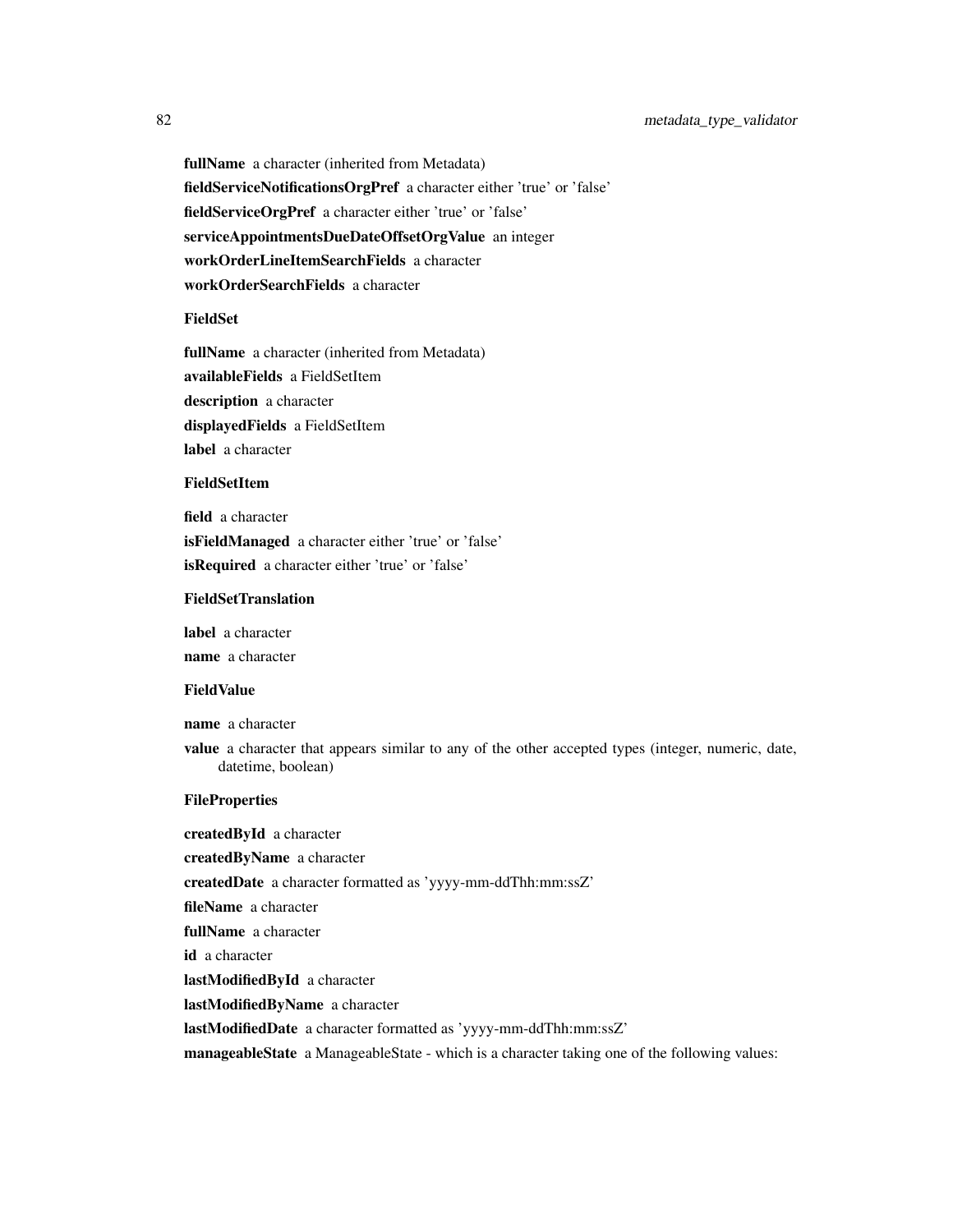**fullName** a character (inherited from Metadata)

**fieldServiceNotificationsOrgPref** a character either 'true' or 'false'

**fieldServiceOrgPref** a character either 'true' or 'false'

**serviceAppointmentsDueDateOffsetOrgValue** an integer

**workOrderLineItemSearchFields** a character

**workOrderSearchFields** a character

### FieldSet

**fullName** a character (inherited from Metadata)

**availableFields** a FieldSetItem

**description** a character

**displayedFields** a FieldSetItem

**label** a character

### FieldSetItem

**field** a character

**isFieldManaged** a character either 'true' or 'false'

**isRequired** a character either 'true' or 'false'

### FieldSetTranslation

**label** a character

**name** a character

### FieldValue

**name** a character

**value** a character that appears similar to any of the other accepted types (integer, numeric, date, datetime, boolean)

### FileProperties

**createdById** a character

**createdByName** a character

**createdDate** a character formatted as 'yyyy-mm-ddThh:mm:ssZ'

**fileName** a character

**fullName** a character

**id** a character

**lastModifiedById** a character

**lastModifiedByName** a character

**lastModifiedDate** a character formatted as 'yyyy-mm-ddThh:mm:ssZ'

**manageableState** a ManageableState - which is a character taking one of the following values: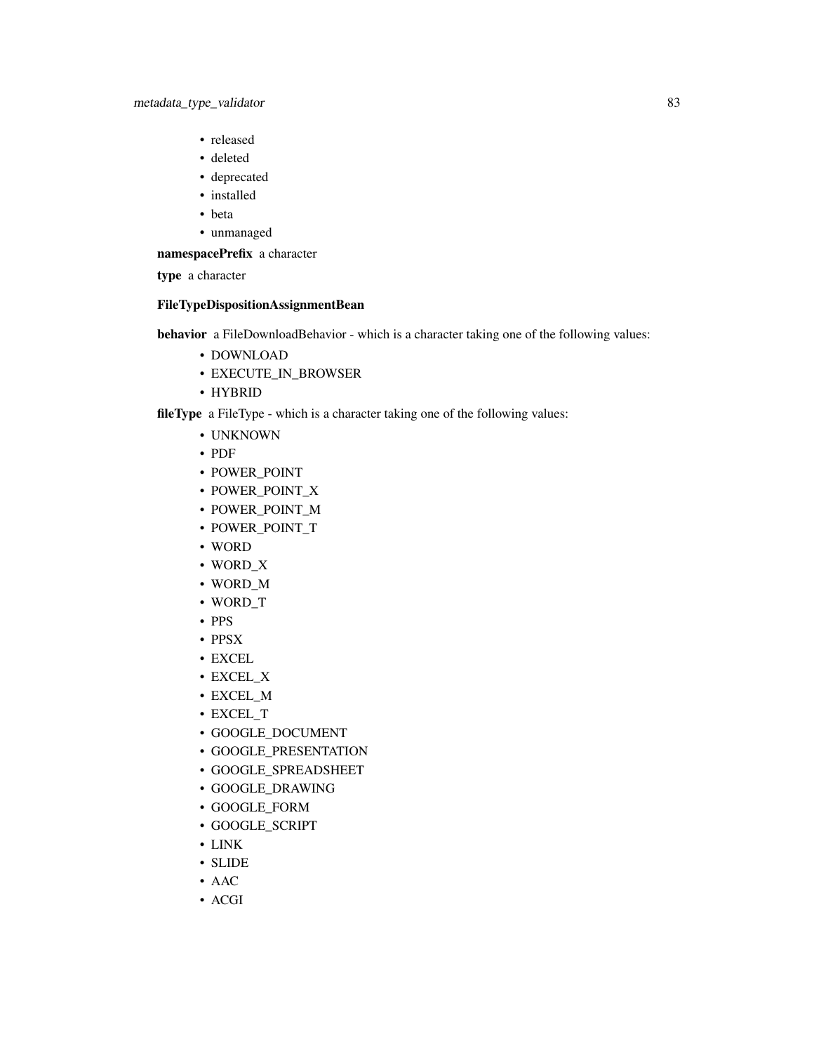- released
- deleted
- deprecated
- installed
- beta
- unmanaged

**namespacePrefix** a character

**type** a character

**FileTypeDispositionAssignmentBean**

**behavior** a FileDownloadBehavior - which is a character taking one of the following values:

- DOWNLOAD
- EXECUTE_IN_BROWSER
- HYBRID

**fileType** a FileType - which is a character taking one of the following values:

- UNKNOWN
- PDF
- POWER_POINT
- POWER_POINT_X
- POWER_POINT_M
- POWER_POINT_T
- WORD
- WORD_X
- WORD_M
- WORD_T
- PPS
- PPSX
- EXCEL
- EXCEL_X
- EXCEL_M
- EXCEL_T
- GOOGLE_DOCUMENT
- GOOGLE_PRESENTATION
- GOOGLE_SPREADSHEET
- GOOGLE_DRAWING
- GOOGLE_FORM
- GOOGLE_SCRIPT
- LINK
- SLIDE
- AAC
- ACGI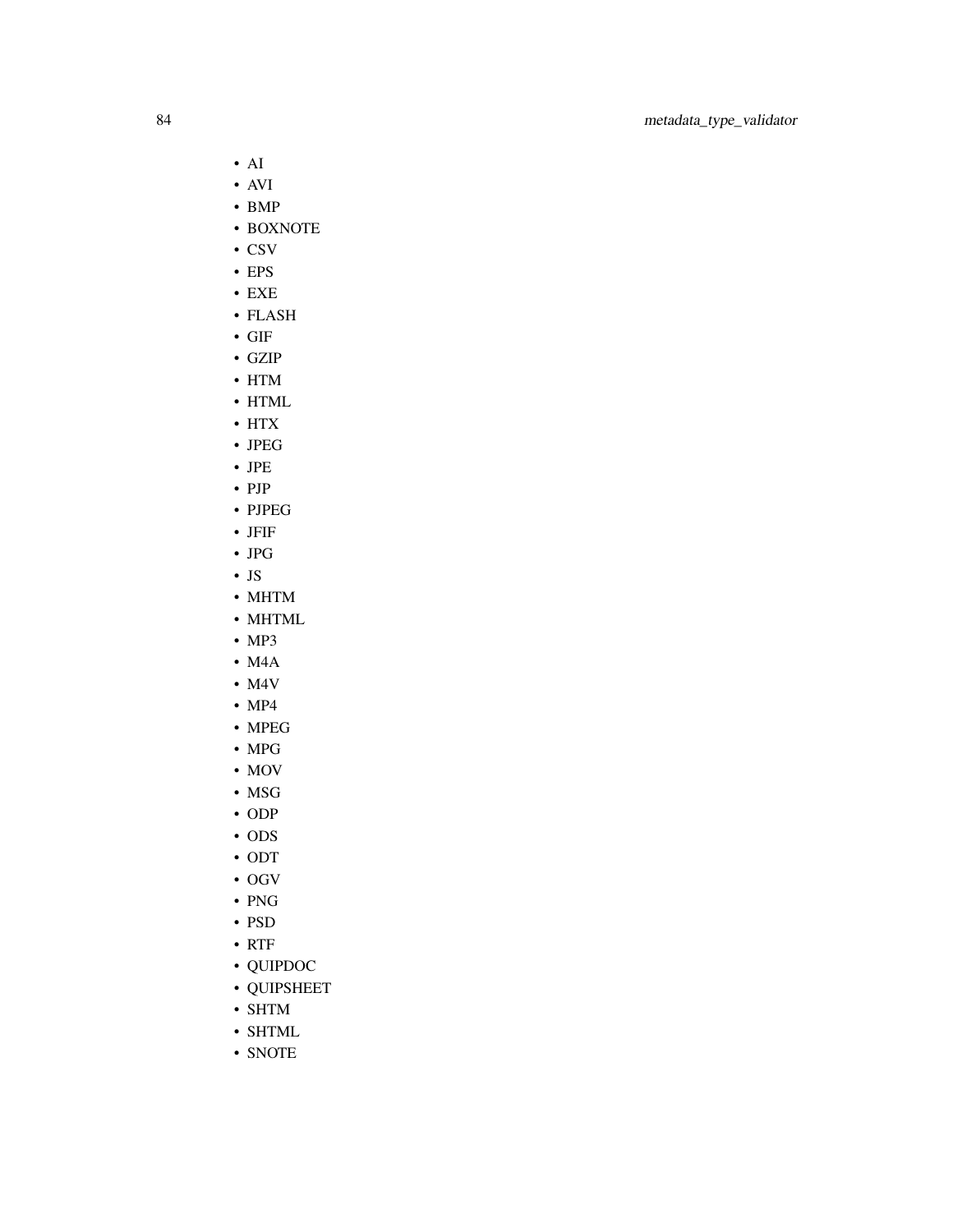- AI
- AVI
- BMP
- BOXNOTE
- CSV
- EPS
- EXE
- FLASH
- GIF
- GZIP
- HTM
- HTML
- HTX
- JPEG
- JPE
- PJP
- PJPEG
- JFIF
- JPG
- JS
- MHTM
- MHTML
- MP3
- M4A
- M4V
- MP4
- MPEG
- MPG
- MOV
- MSG
- ODP
- ODS
- ODT
- OGV
- PNG
- PSD
- RTF
- QUIPDOC
- QUIPSHEET
- SHTM
- SHTML
- SNOTE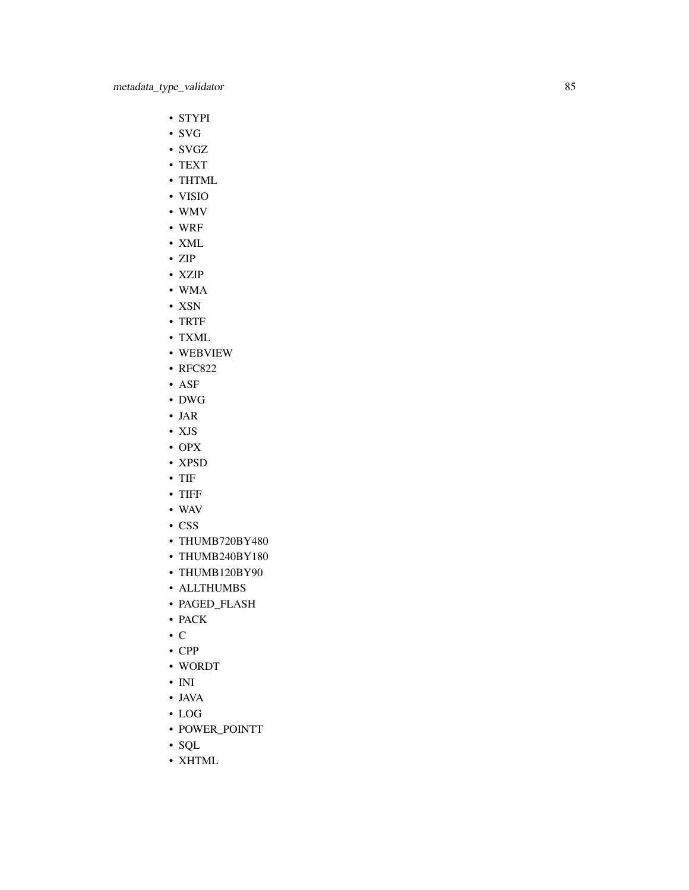- STYPI
- SVG
- SVGZ
- TEXT
- THTML
- VISIO
- WMV
- WRF
- XML
- ZIP
- XZIP
- WMA
- XSN
- TRTF
- TXML
- WEBVIEW
- RFC822
- ASF
- DWG
- JAR
- XJS
- OPX
- XPSD
- TIF
- TIFF
- WAV
- CSS
- THUMB720BY480
- THUMB240BY180
- THUMB120BY90
- ALLTHUMBS
- PAGED_FLASH
- PACK
- C
- CPP
- WORDT
- INI
- JAVA
- LOG
- POWER_POINTT
- SQL
- XHTML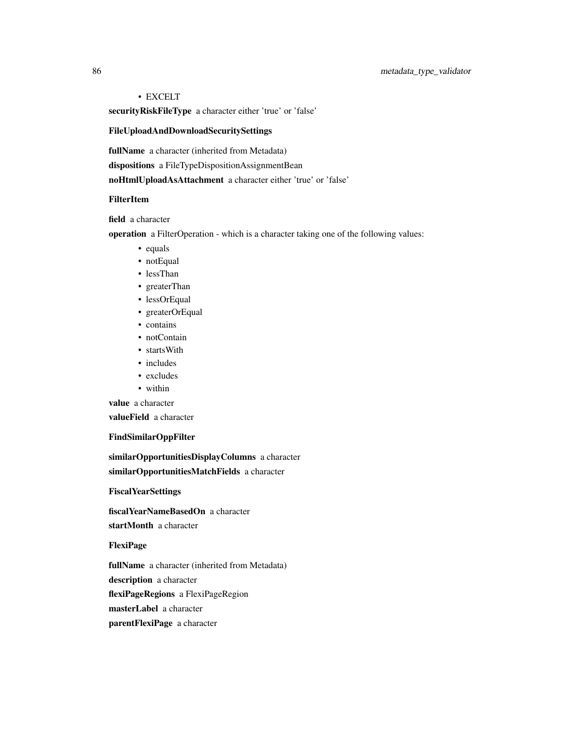- EXCELT

**securityRiskFileType** a character either 'true' or 'false'

**FileUploadAndDownloadSecuritySettings**

**fullName** a character (inherited from Metadata)

**dispositions** a FileTypeDispositionAssignmentBean

**noHtmlUploadAsAttachment** a character either 'true' or 'false'

**FilterItem**

**field** a character

**operation** a FilterOperation - which is a character taking one of the following values:

- equals
- notEqual
- lessThan
- greaterThan
- lessOrEqual
- greaterOrEqual
- contains
- notContain
- startsWith
- includes
- excludes
- within

**value** a character

**valueField** a character

**FindSimilarOppFilter**

**similarOpportunitiesDisplayColumns** a character

**similarOpportunitiesMatchFields** a character

**FiscalYearSettings**

**fiscalYearNameBasedOn** a character

**startMonth** a character

**FlexiPage**

**fullName** a character (inherited from Metadata)

**description** a character

**flexiPageRegions** a FlexiPageRegion

**masterLabel** a character

**parentFlexiPage** a character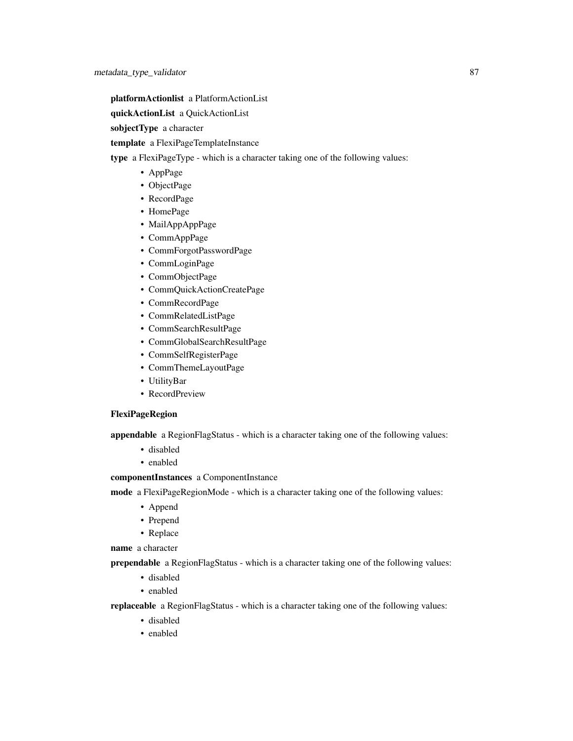**platformActionlist** a PlatformActionList

**quickActionList** a QuickActionList

**sobjectType** a character

**template** a FlexiPageTemplateInstance

**type** a FlexiPageType - which is a character taking one of the following values:

- AppPage
- ObjectPage
- RecordPage
- HomePage
- MailAppAppPage
- CommAppPage
- CommForgotPasswordPage
- CommLoginPage
- CommObjectPage
- CommQuickActionCreatePage
- CommRecordPage
- CommRelatedListPage
- CommSearchResultPage
- CommGlobalSearchResultPage
- CommSelfRegisterPage
- CommThemeLayoutPage
- UtilityBar
- RecordPreview

**FlexiPageRegion**

**appendable** a RegionFlagStatus - which is a character taking one of the following values:

- disabled
- enabled

**componentInstances** a ComponentInstance

**mode** a FlexiPageRegionMode - which is a character taking one of the following values:

- Append
- Prepend
- Replace

**name** a character

**prependable** a RegionFlagStatus - which is a character taking one of the following values:

- disabled
- enabled

**replaceable** a RegionFlagStatus - which is a character taking one of the following values:

- disabled
- enabled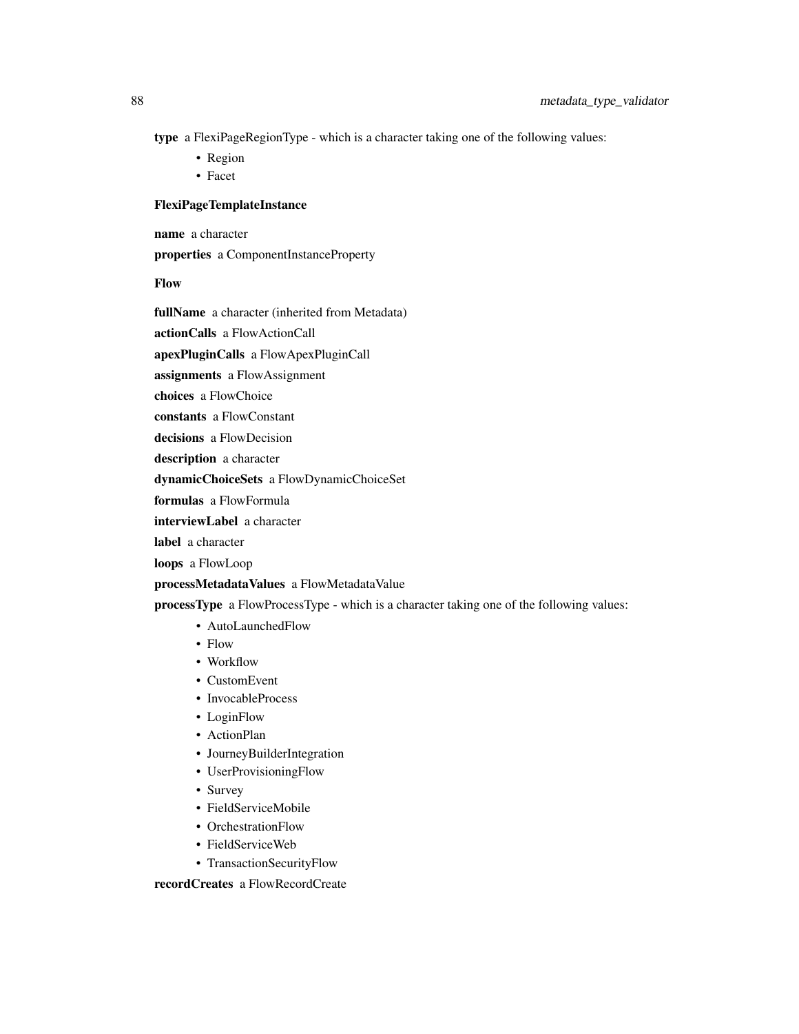**type** a FlexiPageRegionType - which is a character taking one of the following values:

- Region
- Facet

**FlexiPageTemplateInstance**

**name** a character

**properties** a ComponentInstanceProperty

**Flow**

**fullName** a character (inherited from Metadata)

**actionCalls** a FlowActionCall

**apexPluginCalls** a FlowApexPluginCall

**assignments** a FlowAssignment

**choices** a FlowChoice

**constants** a FlowConstant

**decisions** a FlowDecision

**description** a character

**dynamicChoiceSets** a FlowDynamicChoiceSet

**formulas** a FlowFormula

**interviewLabel** a character

**label** a character

**loops** a FlowLoop

**processMetadataValues** a FlowMetadataValue

**processType** a FlowProcessType - which is a character taking one of the following values:

- AutoLaunchedFlow
- Flow
- Workflow
- CustomEvent
- InvocableProcess
- LoginFlow
- ActionPlan
- JourneyBuilderIntegration
- UserProvisioningFlow
- Survey
- FieldServiceMobile
- OrchestrationFlow
- FieldServiceWeb
- TransactionSecurityFlow

**recordCreates** a FlowRecordCreate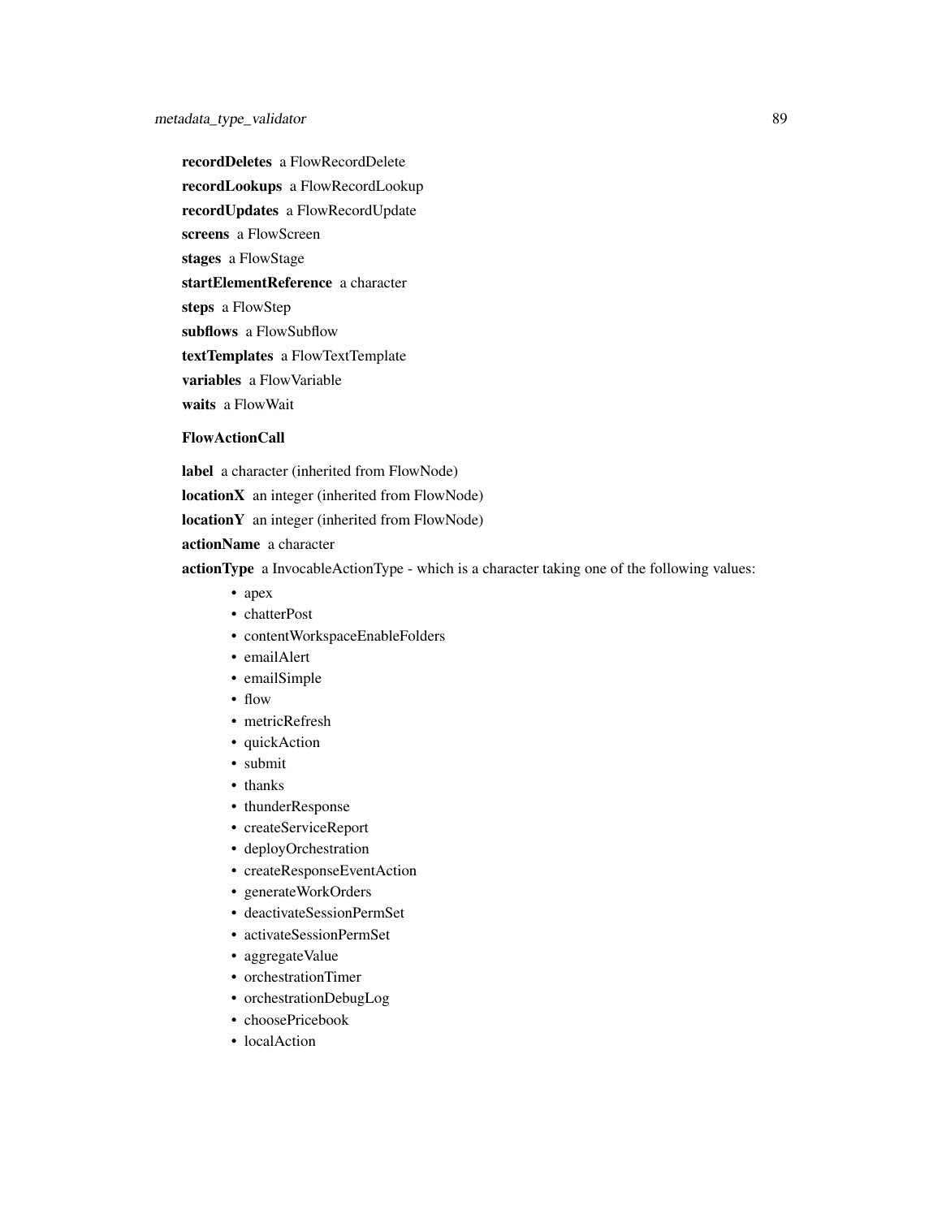**recordDeletes** a FlowRecordDelete

**recordLookups** a FlowRecordLookup

**recordUpdates** a FlowRecordUpdate

**screens** a FlowScreen

**stages** a FlowStage

**startElementReference** a character

**steps** a FlowStep

**subflows** a FlowSubflow

**textTemplates** a FlowTextTemplate

**variables** a FlowVariable

**waits** a FlowWait

**FlowActionCall**

**label** a character (inherited from FlowNode)

**locationX** an integer (inherited from FlowNode)

**locationY** an integer (inherited from FlowNode)

**actionName** a character

**actionType** a InvocableActionType - which is a character taking one of the following values:

- apex
- chatterPost
- contentWorkspaceEnableFolders
- emailAlert
- emailSimple
- flow
- metricRefresh
- quickAction
- submit
- thanks
- thunderResponse
- createServiceReport
- deployOrchestration
- createResponseEventAction
- generateWorkOrders
- deactivateSessionPermSet
- activateSessionPermSet
- aggregateValue
- orchestrationTimer
- orchestrationDebugLog
- choosePricebook
- localAction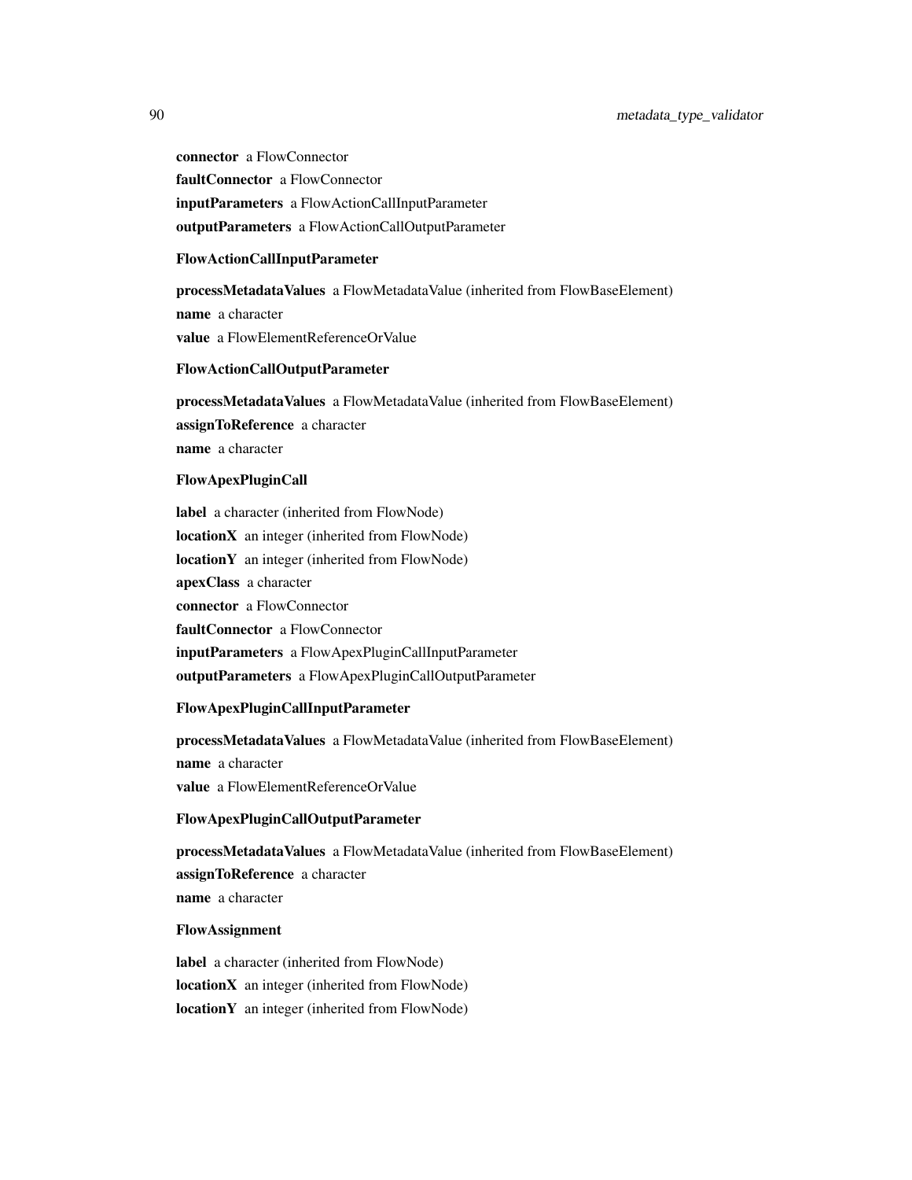**connector** a FlowConnector

**faultConnector** a FlowConnector

**inputParameters** a FlowActionCallInputParameter

**outputParameters** a FlowActionCallOutputParameter

**FlowActionCallInputParameter**

**processMetadataValues** a FlowMetadataValue (inherited from FlowBaseElement)

**name** a character

**value** a FlowElementReferenceOrValue

**FlowActionCallOutputParameter**

**processMetadataValues** a FlowMetadataValue (inherited from FlowBaseElement)

**assignToReference** a character

**name** a character

**FlowApexPluginCall**

**label** a character (inherited from FlowNode)

**locationX** an integer (inherited from FlowNode)

**locationY** an integer (inherited from FlowNode)

**apexClass** a character

**connector** a FlowConnector

**faultConnector** a FlowConnector

**inputParameters** a FlowApexPluginCallInputParameter

**outputParameters** a FlowApexPluginCallOutputParameter

**FlowApexPluginCallInputParameter**

**processMetadataValues** a FlowMetadataValue (inherited from FlowBaseElement)

**name** a character

**value** a FlowElementReferenceOrValue

**FlowApexPluginCallOutputParameter**

**processMetadataValues** a FlowMetadataValue (inherited from FlowBaseElement)

**assignToReference** a character

**name** a character

**FlowAssignment**

**label** a character (inherited from FlowNode)

**locationX** an integer (inherited from FlowNode)

**locationY** an integer (inherited from FlowNode)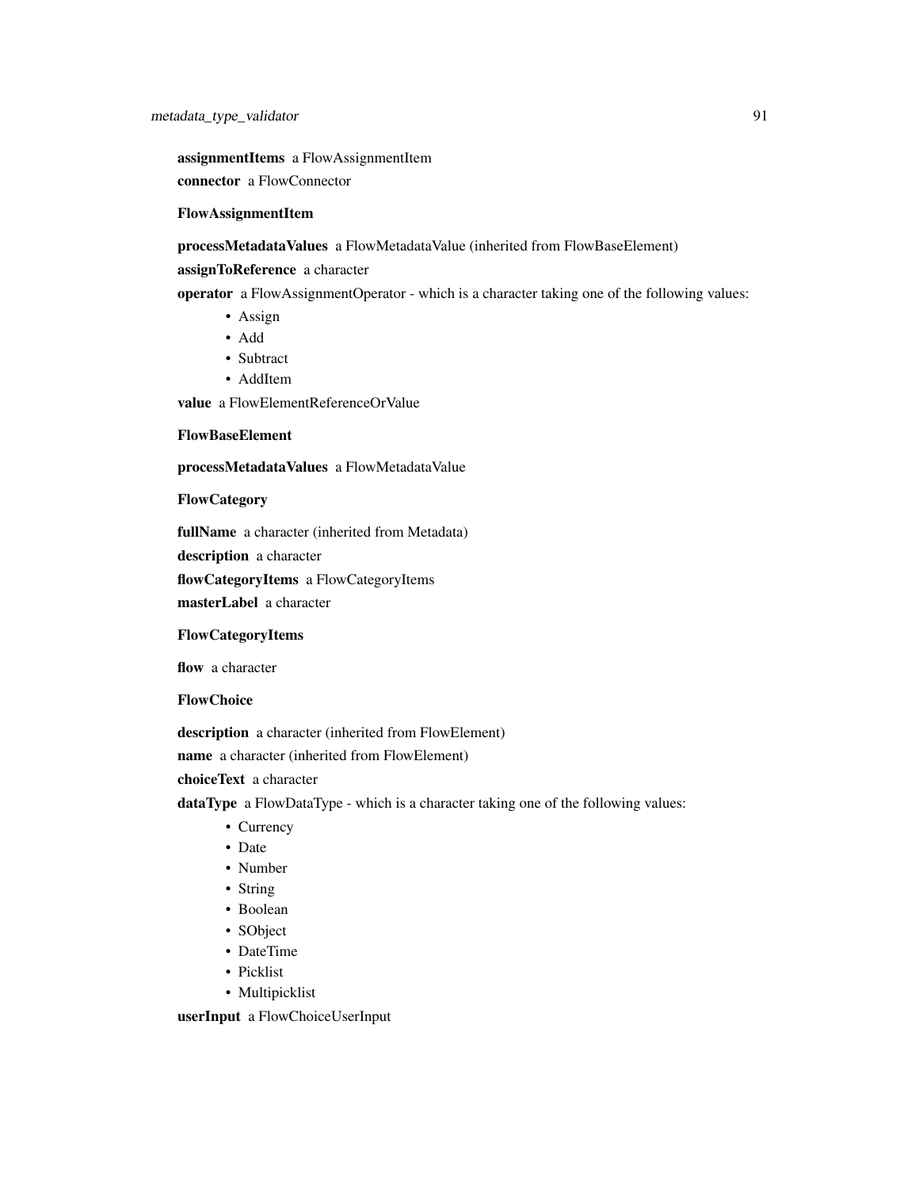**assignmentItems** a FlowAssignmentItem

**connector** a FlowConnector

**FlowAssignmentItem**

**processMetadataValues** a FlowMetadataValue (inherited from FlowBaseElement)

**assignToReference** a character

**operator** a FlowAssignmentOperator - which is a character taking one of the following values:

- Assign
- Add
- Subtract
- AddItem

**value** a FlowElementReferenceOrValue

**FlowBaseElement**

**processMetadataValues** a FlowMetadataValue

**FlowCategory**

**fullName** a character (inherited from Metadata)

**description** a character

**flowCategoryItems** a FlowCategoryItems

**masterLabel** a character

**FlowCategoryItems**

**flow** a character

**FlowChoice**

**description** a character (inherited from FlowElement)

**name** a character (inherited from FlowElement)

**choiceText** a character

**dataType** a FlowDataType - which is a character taking one of the following values:

- Currency
- Date
- Number
- String
- Boolean
- SObject
- DateTime
- Picklist
- Multipicklist

**userInput** a FlowChoiceUserInput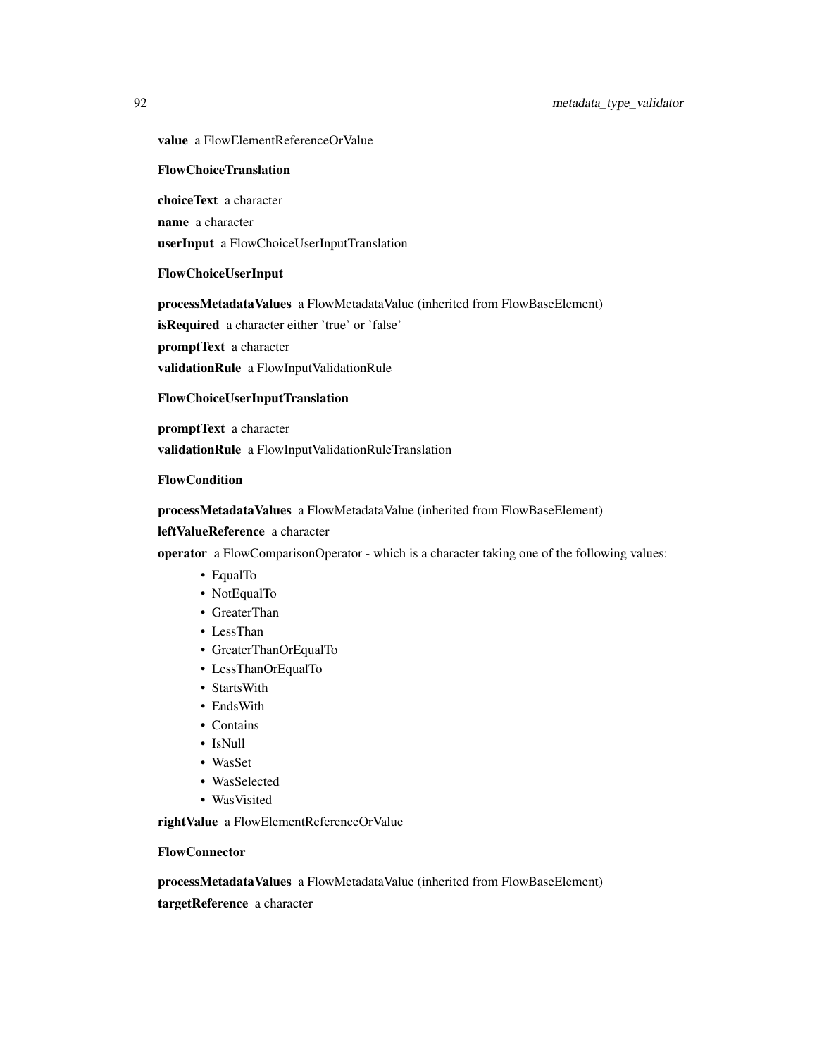**value** a FlowElementReferenceOrValue

**FlowChoiceTranslation**

**choiceText** a character

**name** a character

**userInput** a FlowChoiceUserInputTranslation

**FlowChoiceUserInput**

**processMetadataValues** a FlowMetadataValue (inherited from FlowBaseElement)

**isRequired** a character either 'true' or 'false'

**promptText** a character

**validationRule** a FlowInputValidationRule

**FlowChoiceUserInputTranslation**

**promptText** a character

**validationRule** a FlowInputValidationRuleTranslation

**FlowCondition**

**processMetadataValues** a FlowMetadataValue (inherited from FlowBaseElement)

**leftValueReference** a character

**operator** a FlowComparisonOperator - which is a character taking one of the following values:

- EqualTo
- NotEqualTo
- GreaterThan
- LessThan
- GreaterThanOrEqualTo
- LessThanOrEqualTo
- StartsWith
- EndsWith
- Contains
- IsNull
- WasSet
- WasSelected
- WasVisited

**rightValue** a FlowElementReferenceOrValue

**FlowConnector**

**processMetadataValues** a FlowMetadataValue (inherited from FlowBaseElement)

**targetReference** a character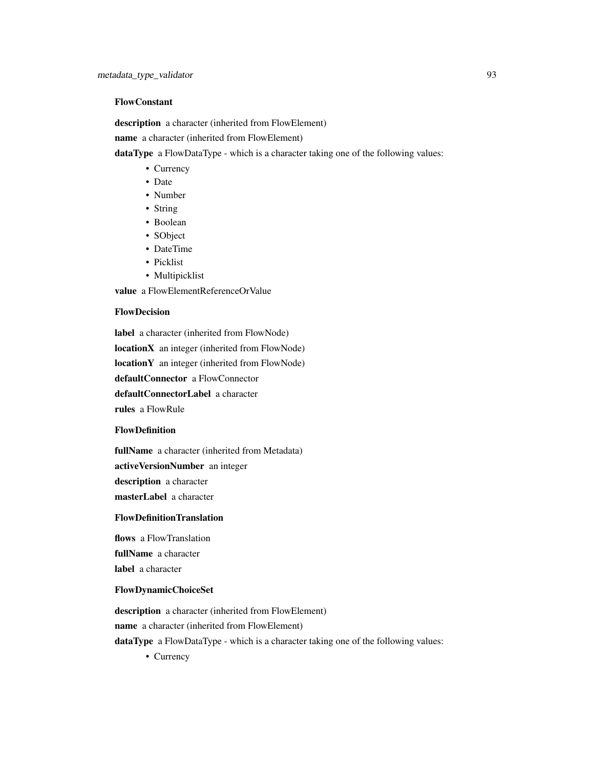### FlowConstant

**description** a character (inherited from FlowElement)

**name** a character (inherited from FlowElement)

**dataType** a FlowDataType - which is a character taking one of the following values:

- Currency
- Date
- Number
- String
- Boolean
- SObject
- DateTime
- Picklist
- Multipicklist

**value** a FlowElementReferenceOrValue

### FlowDecision

**label** a character (inherited from FlowNode)

**locationX** an integer (inherited from FlowNode)

**locationY** an integer (inherited from FlowNode)

**defaultConnector** a FlowConnector

**defaultConnectorLabel** a character

**rules** a FlowRule

### FlowDefinition

**fullName** a character (inherited from Metadata)

**activeVersionNumber** an integer

**description** a character

**masterLabel** a character

### FlowDefinitionTranslation

**flows** a FlowTranslation

**fullName** a character

**label** a character

### FlowDynamicChoiceSet

**description** a character (inherited from FlowElement)

**name** a character (inherited from FlowElement)

**dataType** a FlowDataType - which is a character taking one of the following values:

- Currency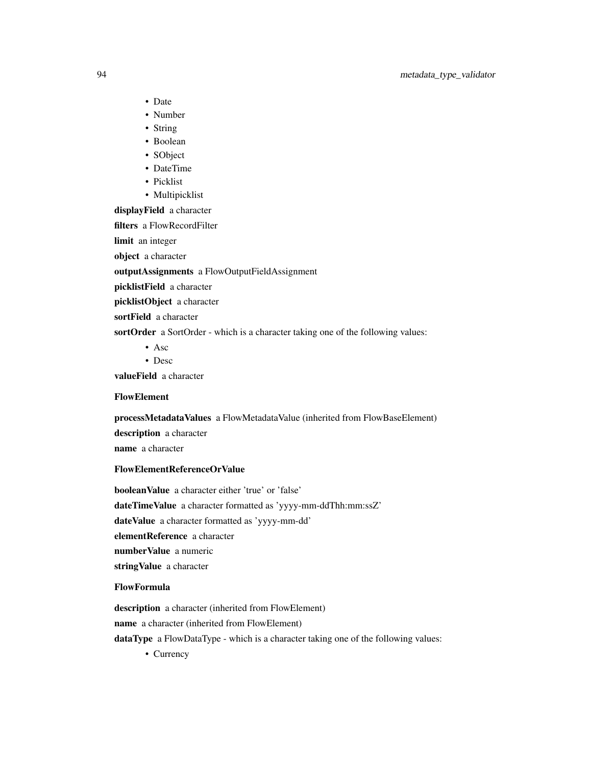- Date
- Number
- String
- Boolean
- SObject
- DateTime
- Picklist
- Multipicklist

**displayField** a character

**filters** a FlowRecordFilter

**limit** an integer

**object** a character

**outputAssignments** a FlowOutputFieldAssignment

**picklistField** a character

**picklistObject** a character

**sortField** a character

**sortOrder** a SortOrder - which is a character taking one of the following values:

- Asc
- Desc

**valueField** a character

**FlowElement**

**processMetadataValues** a FlowMetadataValue (inherited from FlowBaseElement)

**description** a character

**name** a character

**FlowElementReferenceOrValue**

**booleanValue** a character either 'true' or 'false'

**dateTimeValue** a character formatted as 'yyyy-mm-ddThh:mm:ssZ'

**dateValue** a character formatted as 'yyyy-mm-dd'

**elementReference** a character

**numberValue** a numeric

**stringValue** a character

**FlowFormula**

**description** a character (inherited from FlowElement)

**name** a character (inherited from FlowElement)

**dataType** a FlowDataType - which is a character taking one of the following values:

- Currency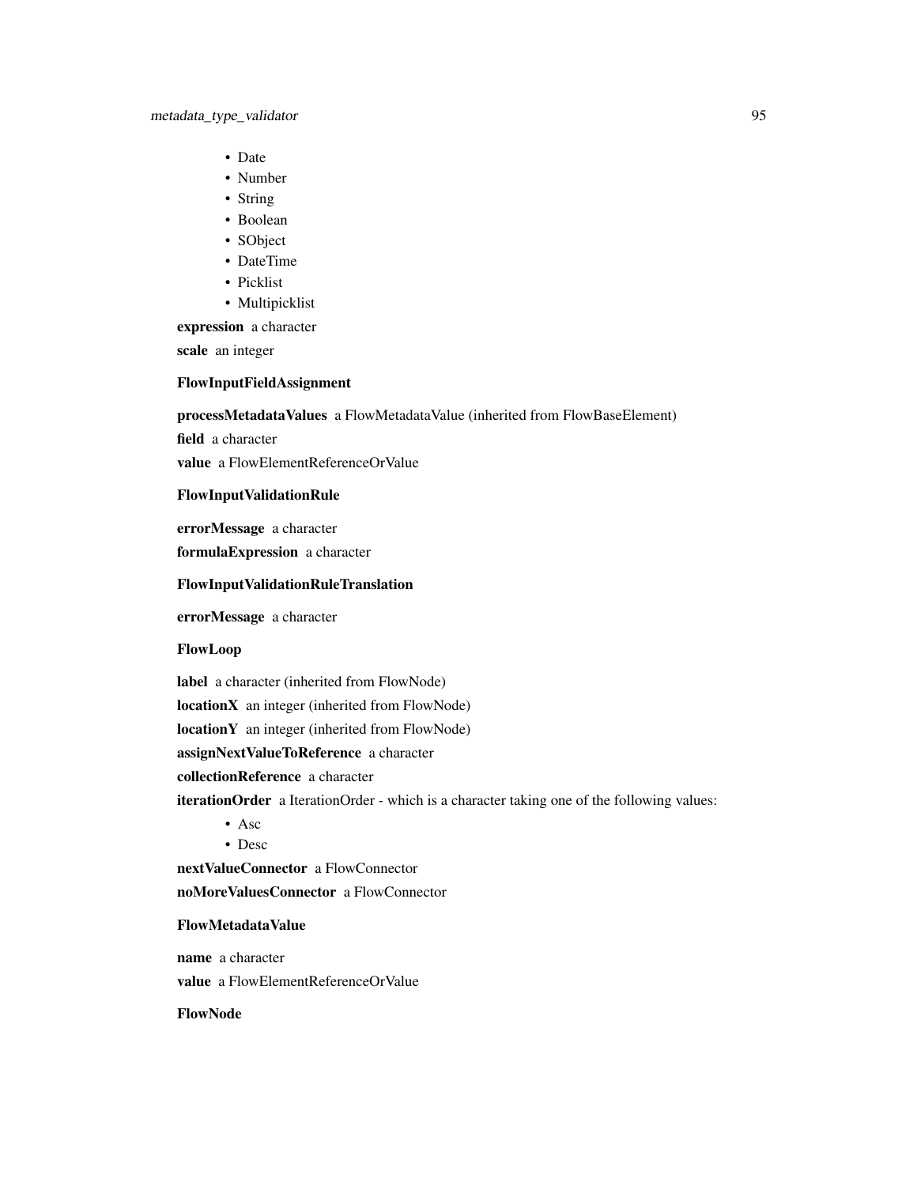- Date
- Number
- String
- Boolean
- SObject
- DateTime
- Picklist
- Multipicklist

**expression** a character

**scale** an integer

**FlowInputFieldAssignment**

**processMetadataValues** a FlowMetadataValue (inherited from FlowBaseElement)

**field** a character

**value** a FlowElementReferenceOrValue

**FlowInputValidationRule**

**errorMessage** a character

**formulaExpression** a character

**FlowInputValidationRuleTranslation**

**errorMessage** a character

**FlowLoop**

**label** a character (inherited from FlowNode)

**locationX** an integer (inherited from FlowNode)

**locationY** an integer (inherited from FlowNode)

**assignNextValueToReference** a character

**collectionReference** a character

**iterationOrder** a IterationOrder - which is a character taking one of the following values:

- Asc
- Desc

**nextValueConnector** a FlowConnector

**noMoreValuesConnector** a FlowConnector

**FlowMetadataValue**

**name** a character

**value** a FlowElementReferenceOrValue

**FlowNode**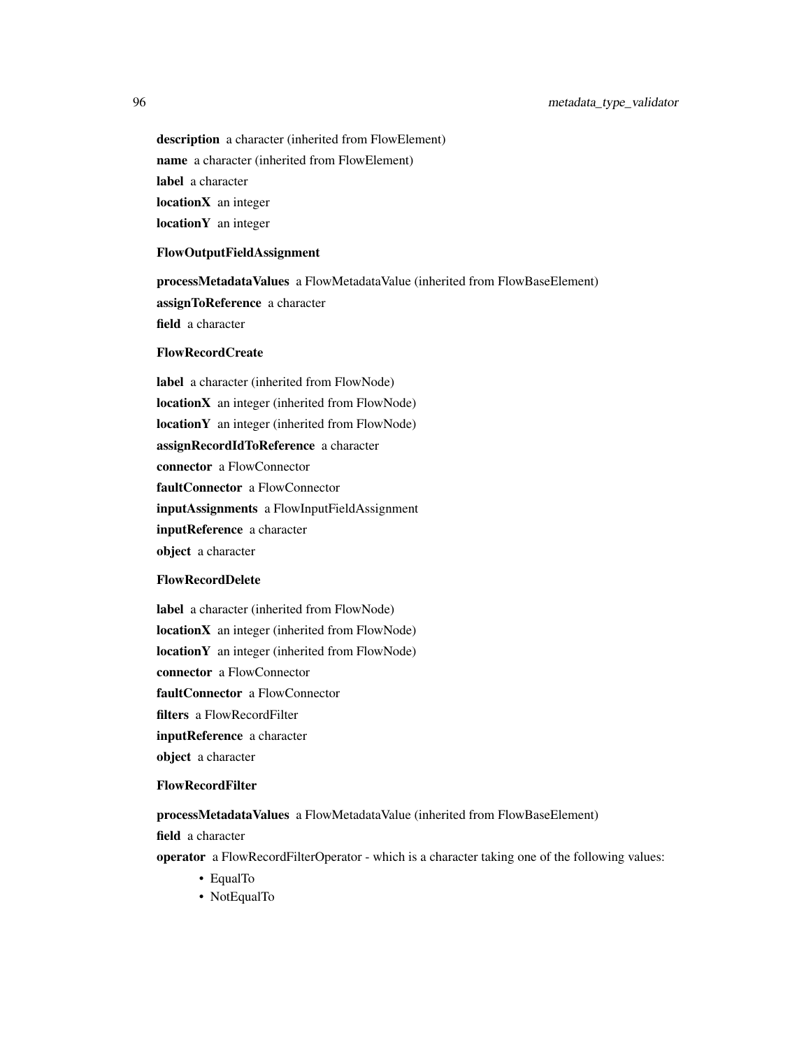**description** a character (inherited from FlowElement)

**name** a character (inherited from FlowElement)

**label** a character

**locationX** an integer

**locationY** an integer

**FlowOutputFieldAssignment**

**processMetadataValues** a FlowMetadataValue (inherited from FlowBaseElement)

**assignToReference** a character

**field** a character

**FlowRecordCreate**

**label** a character (inherited from FlowNode)

**locationX** an integer (inherited from FlowNode)

**locationY** an integer (inherited from FlowNode)

**assignRecordIdToReference** a character

**connector** a FlowConnector

**faultConnector** a FlowConnector

**inputAssignments** a FlowInputFieldAssignment

**inputReference** a character

**object** a character

**FlowRecordDelete**

**label** a character (inherited from FlowNode)

**locationX** an integer (inherited from FlowNode)

**locationY** an integer (inherited from FlowNode)

**connector** a FlowConnector

**faultConnector** a FlowConnector

**filters** a FlowRecordFilter

**inputReference** a character

**object** a character

**FlowRecordFilter**

**processMetadataValues** a FlowMetadataValue (inherited from FlowBaseElement)

**field** a character

**operator** a FlowRecordFilterOperator - which is a character taking one of the following values:

- EqualTo
- NotEqualTo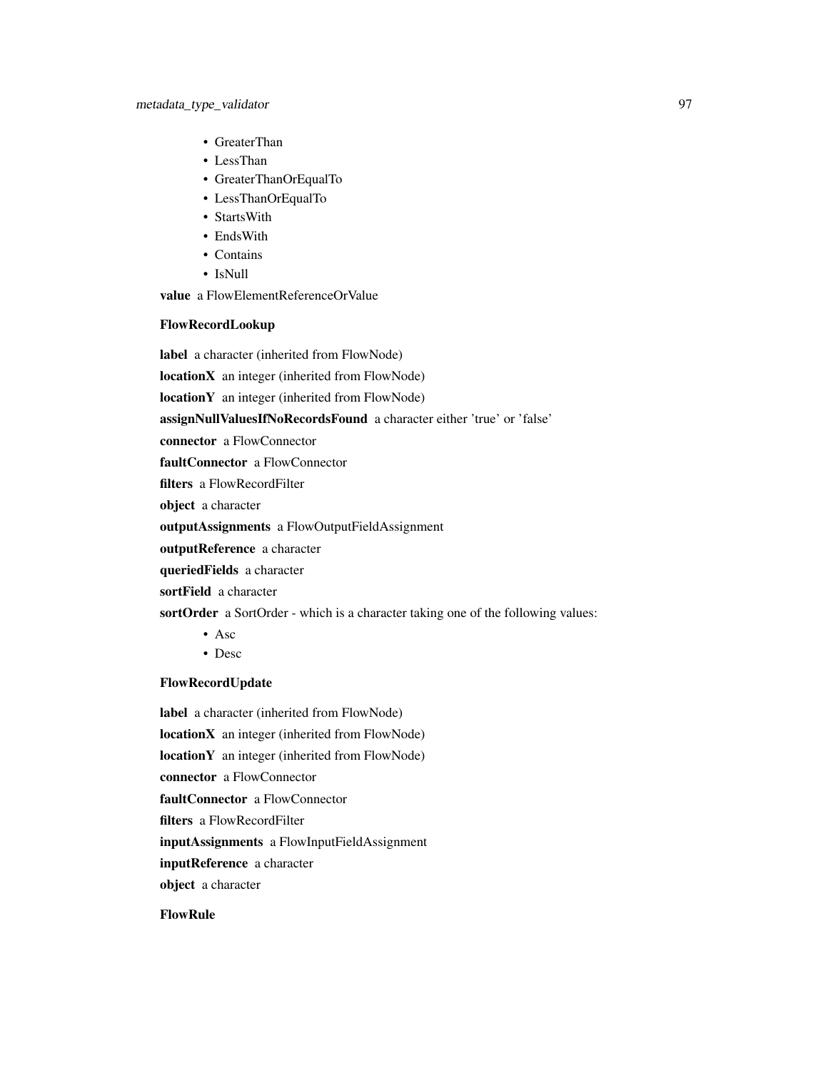- GreaterThan
- LessThan
- GreaterThanOrEqualTo
- LessThanOrEqualTo
- StartsWith
- EndsWith
- Contains
- IsNull

**value** a FlowElementReferenceOrValue

**FlowRecordLookup**

**label** a character (inherited from FlowNode)

**locationX** an integer (inherited from FlowNode)

**locationY** an integer (inherited from FlowNode)

**assignNullValuesIfNoRecordsFound** a character either 'true' or 'false'

**connector** a FlowConnector

**faultConnector** a FlowConnector

**filters** a FlowRecordFilter

**object** a character

**outputAssignments** a FlowOutputFieldAssignment

**outputReference** a character

**queriedFields** a character

**sortField** a character

**sortOrder** a SortOrder - which is a character taking one of the following values:

- Asc
- Desc

**FlowRecordUpdate**

**label** a character (inherited from FlowNode)

**locationX** an integer (inherited from FlowNode)

**locationY** an integer (inherited from FlowNode)

**connector** a FlowConnector

**faultConnector** a FlowConnector

**filters** a FlowRecordFilter

**inputAssignments** a FlowInputFieldAssignment

**inputReference** a character

**object** a character

**FlowRule**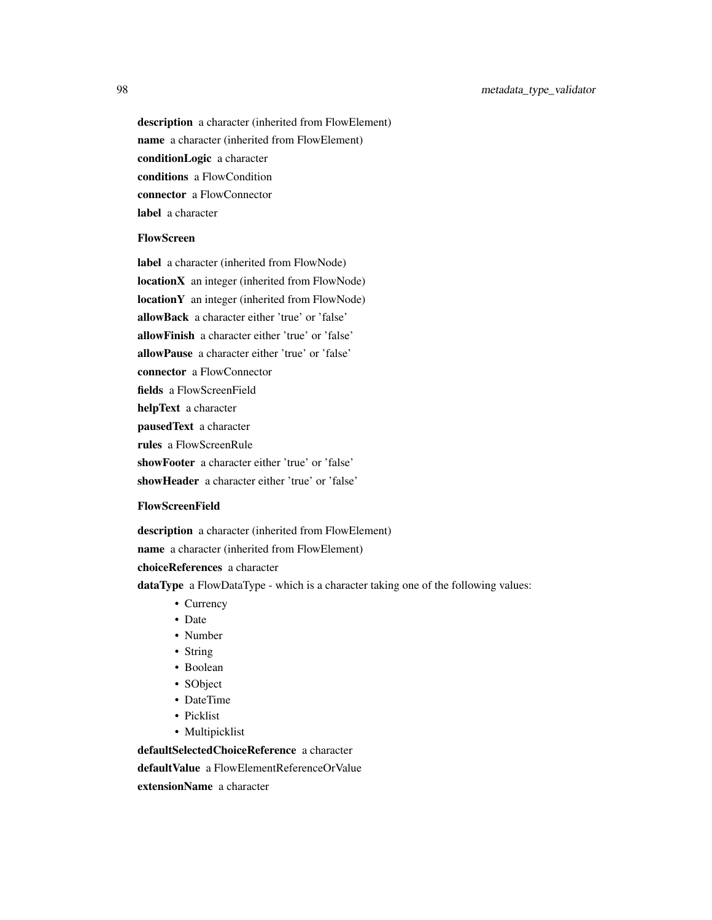**description** a character (inherited from FlowElement)

**name** a character (inherited from FlowElement)

**conditionLogic** a character

**conditions** a FlowCondition

**connector** a FlowConnector

**label** a character

**FlowScreen**

**label** a character (inherited from FlowNode)

**locationX** an integer (inherited from FlowNode)

**locationY** an integer (inherited from FlowNode)

**allowBack** a character either 'true' or 'false'

**allowFinish** a character either 'true' or 'false'

**allowPause** a character either 'true' or 'false'

**connector** a FlowConnector

**fields** a FlowScreenField

**helpText** a character

**pausedText** a character

**rules** a FlowScreenRule

**showFooter** a character either 'true' or 'false'

**showHeader** a character either 'true' or 'false'

**FlowScreenField**

**description** a character (inherited from FlowElement)

**name** a character (inherited from FlowElement)

**choiceReferences** a character

**dataType** a FlowDataType - which is a character taking one of the following values:

- Currency
- Date
- Number
- String
- Boolean
- SObject
- DateTime
- Picklist
- Multipicklist

**defaultSelectedChoiceReference** a character

**defaultValue** a FlowElementReferenceOrValue

**extensionName** a character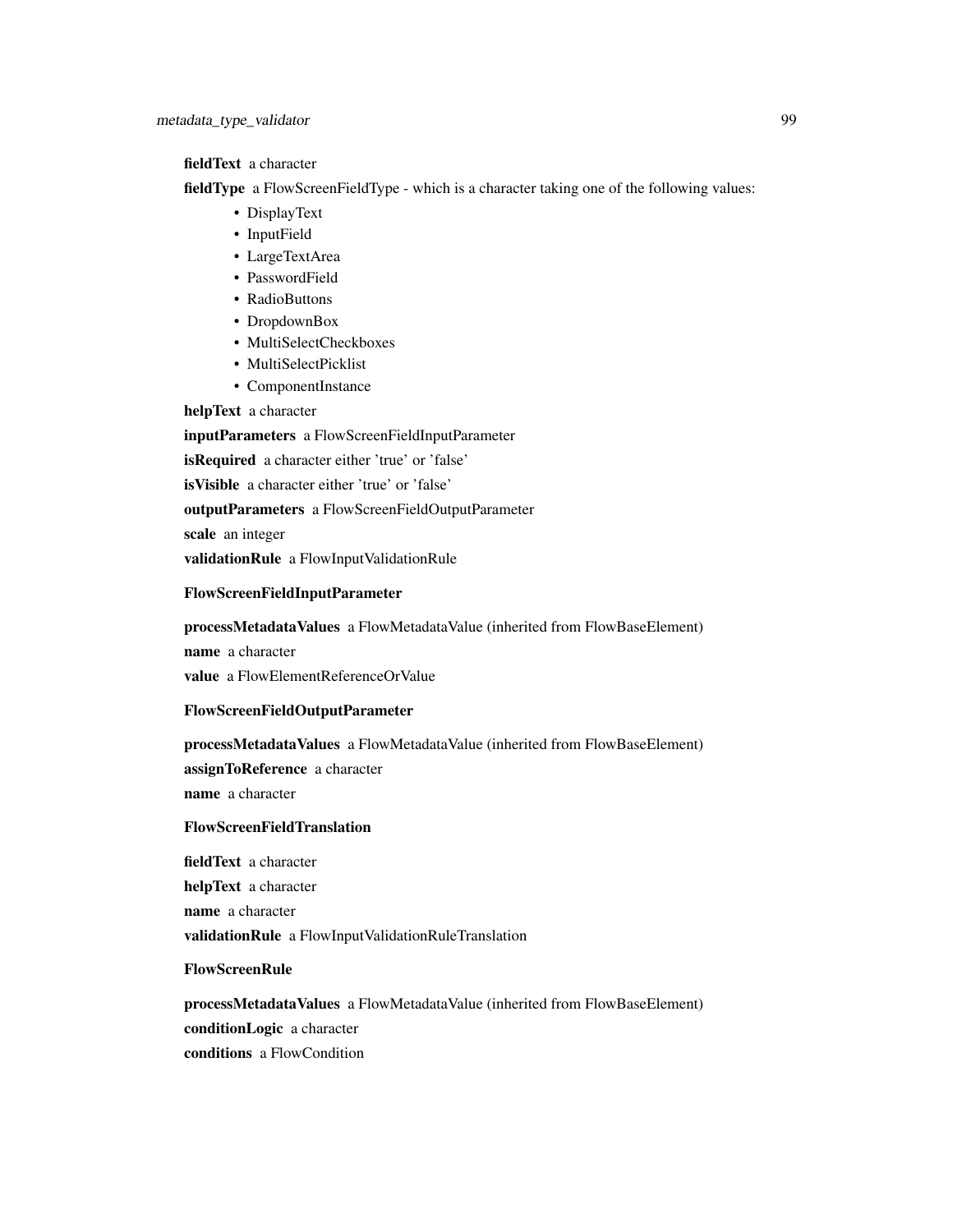**fieldText** a character

**fieldType** a FlowScreenFieldType - which is a character taking one of the following values:

- DisplayText
- InputField
- LargeTextArea
- PasswordField
- RadioButtons
- DropdownBox
- MultiSelectCheckboxes
- MultiSelectPicklist
- ComponentInstance

**helpText** a character

**inputParameters** a FlowScreenFieldInputParameter

**isRequired** a character either 'true' or 'false'

**isVisible** a character either 'true' or 'false'

**outputParameters** a FlowScreenFieldOutputParameter

**scale** an integer

**validationRule** a FlowInputValidationRule

**FlowScreenFieldInputParameter**

**processMetadataValues** a FlowMetadataValue (inherited from FlowBaseElement)

**name** a character

**value** a FlowElementReferenceOrValue

**FlowScreenFieldOutputParameter**

**processMetadataValues** a FlowMetadataValue (inherited from FlowBaseElement)

**assignToReference** a character

**name** a character

**FlowScreenFieldTranslation**

**fieldText** a character

**helpText** a character

**name** a character

**validationRule** a FlowInputValidationRuleTranslation

**FlowScreenRule**

**processMetadataValues** a FlowMetadataValue (inherited from FlowBaseElement)

**conditionLogic** a character

**conditions** a FlowCondition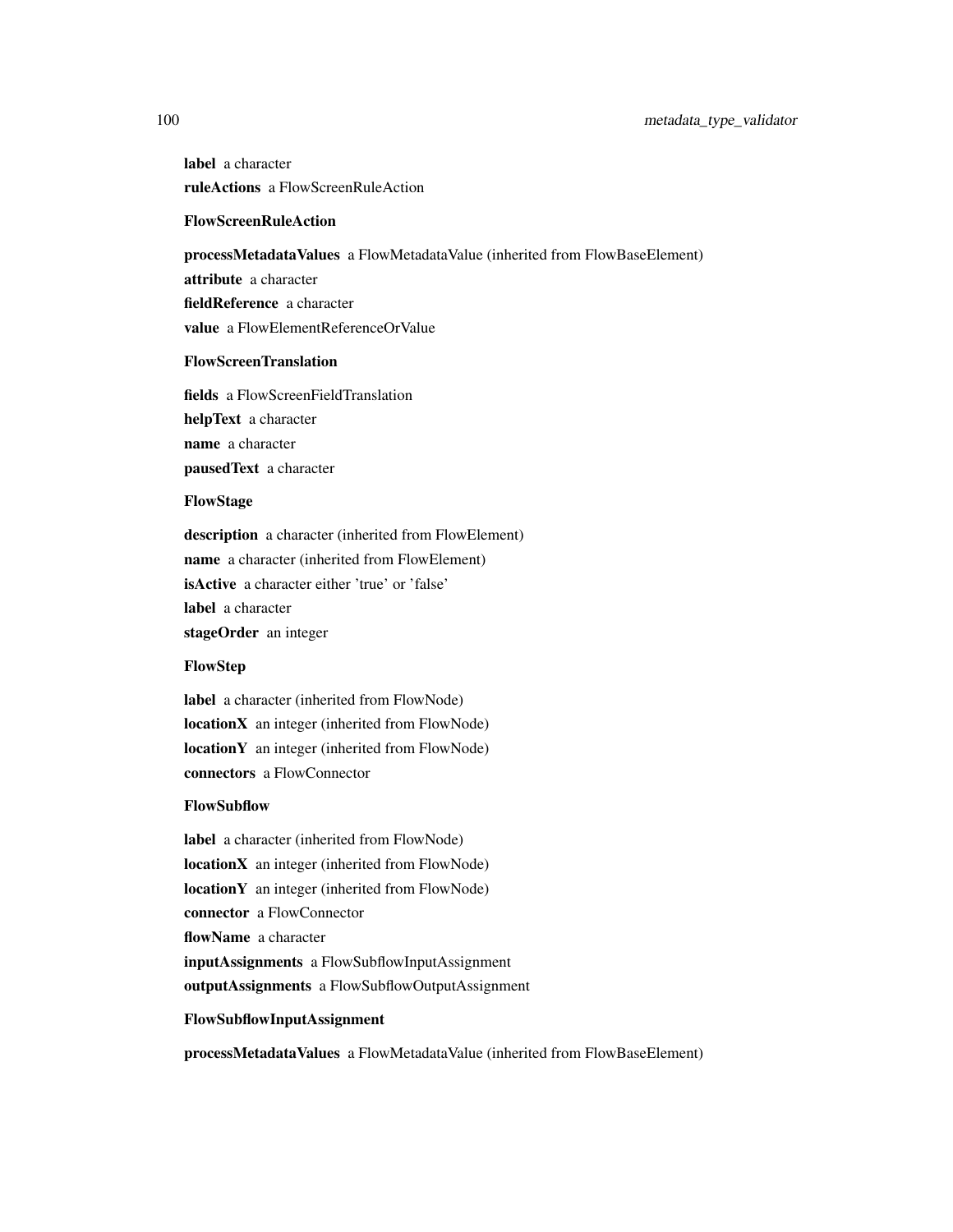**label** a character

**ruleActions** a FlowScreenRuleAction

### FlowScreenRuleAction

**processMetadataValues** a FlowMetadataValue (inherited from FlowBaseElement)

**attribute** a character

**fieldReference** a character

**value** a FlowElementReferenceOrValue

### FlowScreenTranslation

**fields** a FlowScreenFieldTranslation

**helpText** a character

**name** a character

**pausedText** a character

### FlowStage

**description** a character (inherited from FlowElement)

**name** a character (inherited from FlowElement)

**isActive** a character either 'true' or 'false'

**label** a character

**stageOrder** an integer

### FlowStep

**label** a character (inherited from FlowNode)

**locationX** an integer (inherited from FlowNode)

**locationY** an integer (inherited from FlowNode)

**connectors** a FlowConnector

### FlowSubflow

**label** a character (inherited from FlowNode)

**locationX** an integer (inherited from FlowNode)

**locationY** an integer (inherited from FlowNode)

**connector** a FlowConnector

**flowName** a character

**inputAssignments** a FlowSubflowInputAssignment

**outputAssignments** a FlowSubflowOutputAssignment

### FlowSubflowInputAssignment

**processMetadataValues** a FlowMetadataValue (inherited from FlowBaseElement)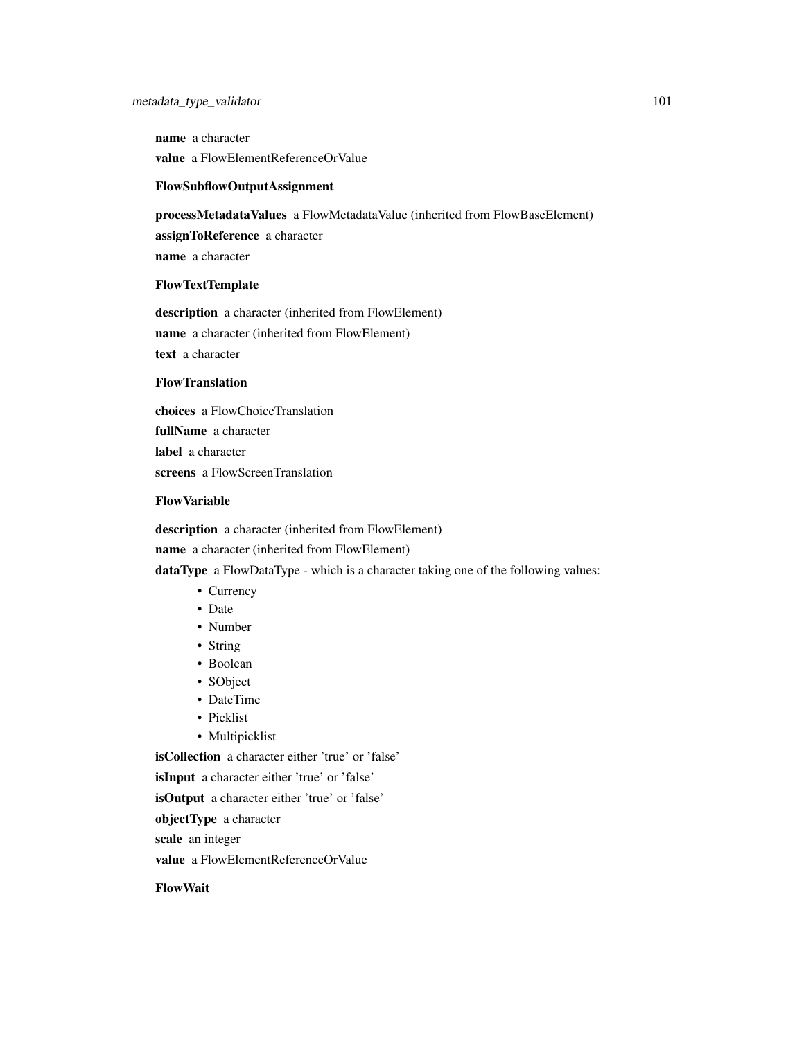**name** a character

**value** a FlowElementReferenceOrValue

**FlowSubflowOutputAssignment**

**processMetadataValues** a FlowMetadataValue (inherited from FlowBaseElement)

**assignToReference** a character

**name** a character

**FlowTextTemplate**

**description** a character (inherited from FlowElement)

**name** a character (inherited from FlowElement)

**text** a character

**FlowTranslation**

**choices** a FlowChoiceTranslation

**fullName** a character

**label** a character

**screens** a FlowScreenTranslation

**FlowVariable**

**description** a character (inherited from FlowElement)

**name** a character (inherited from FlowElement)

**dataType** a FlowDataType - which is a character taking one of the following values:

- Currency
- Date
- Number
- String
- Boolean
- SObject
- DateTime
- Picklist
- Multipicklist

**isCollection** a character either 'true' or 'false'

**isInput** a character either 'true' or 'false'

**isOutput** a character either 'true' or 'false'

**objectType** a character

**scale** an integer

**value** a FlowElementReferenceOrValue

**FlowWait**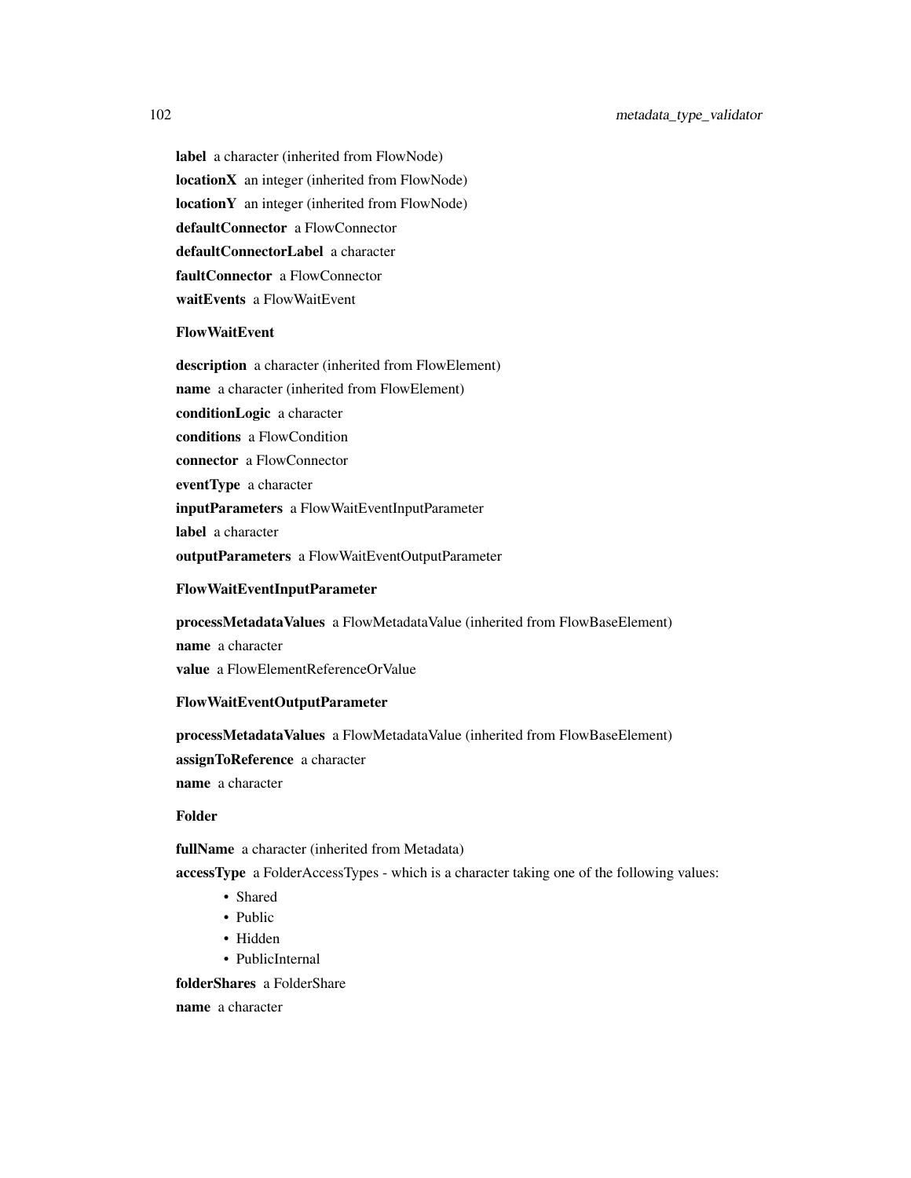**label** a character (inherited from FlowNode)

**locationX** an integer (inherited from FlowNode)

**locationY** an integer (inherited from FlowNode)

**defaultConnector** a FlowConnector

**defaultConnectorLabel** a character

**faultConnector** a FlowConnector

**waitEvents** a FlowWaitEvent

**FlowWaitEvent**

**description** a character (inherited from FlowElement)

**name** a character (inherited from FlowElement)

**conditionLogic** a character

**conditions** a FlowCondition

**connector** a FlowConnector

**eventType** a character

**inputParameters** a FlowWaitEventInputParameter

**label** a character

**outputParameters** a FlowWaitEventOutputParameter

**FlowWaitEventInputParameter**

**processMetadataValues** a FlowMetadataValue (inherited from FlowBaseElement)

**name** a character

**value** a FlowElementReferenceOrValue

**FlowWaitEventOutputParameter**

**processMetadataValues** a FlowMetadataValue (inherited from FlowBaseElement)

**assignToReference** a character

**name** a character

**Folder**

**fullName** a character (inherited from Metadata)

**accessType** a FolderAccessTypes - which is a character taking one of the following values:

- Shared
- Public
- Hidden
- PublicInternal

**folderShares** a FolderShare

**name** a character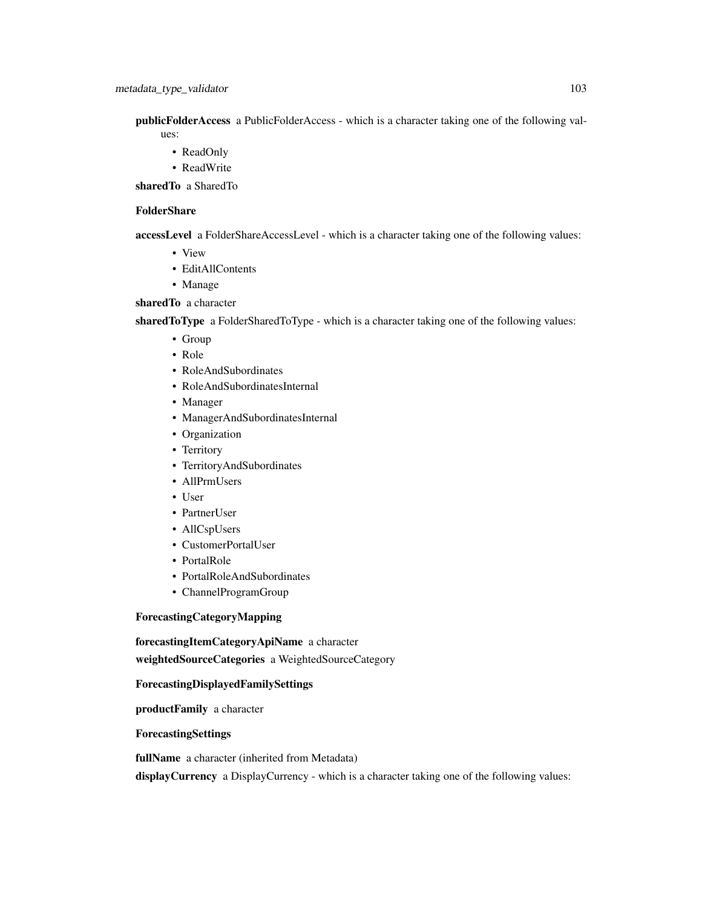**publicFolderAccess** a PublicFolderAccess - which is a character taking one of the following values:

- ReadOnly
- ReadWrite

**sharedTo** a SharedTo

**FolderShare**

**accessLevel** a FolderShareAccessLevel - which is a character taking one of the following values:

- View
- EditAllContents
- Manage

**sharedTo** a character

**sharedToType** a FolderSharedToType - which is a character taking one of the following values:

- Group
- Role
- RoleAndSubordinates
- RoleAndSubordinatesInternal
- Manager
- ManagerAndSubordinatesInternal
- Organization
- Territory
- TerritoryAndSubordinates
- AllPrmUsers
- User
- PartnerUser
- AllCspUsers
- CustomerPortalUser
- PortalRole
- PortalRoleAndSubordinates
- ChannelProgramGroup

**ForecastingCategoryMapping**

**forecastingItemCategoryApiName** a character

**weightedSourceCategories** a WeightedSourceCategory

**ForecastingDisplayedFamilySettings**

**productFamily** a character

**ForecastingSettings**

**fullName** a character (inherited from Metadata)

**displayCurrency** a DisplayCurrency - which is a character taking one of the following values: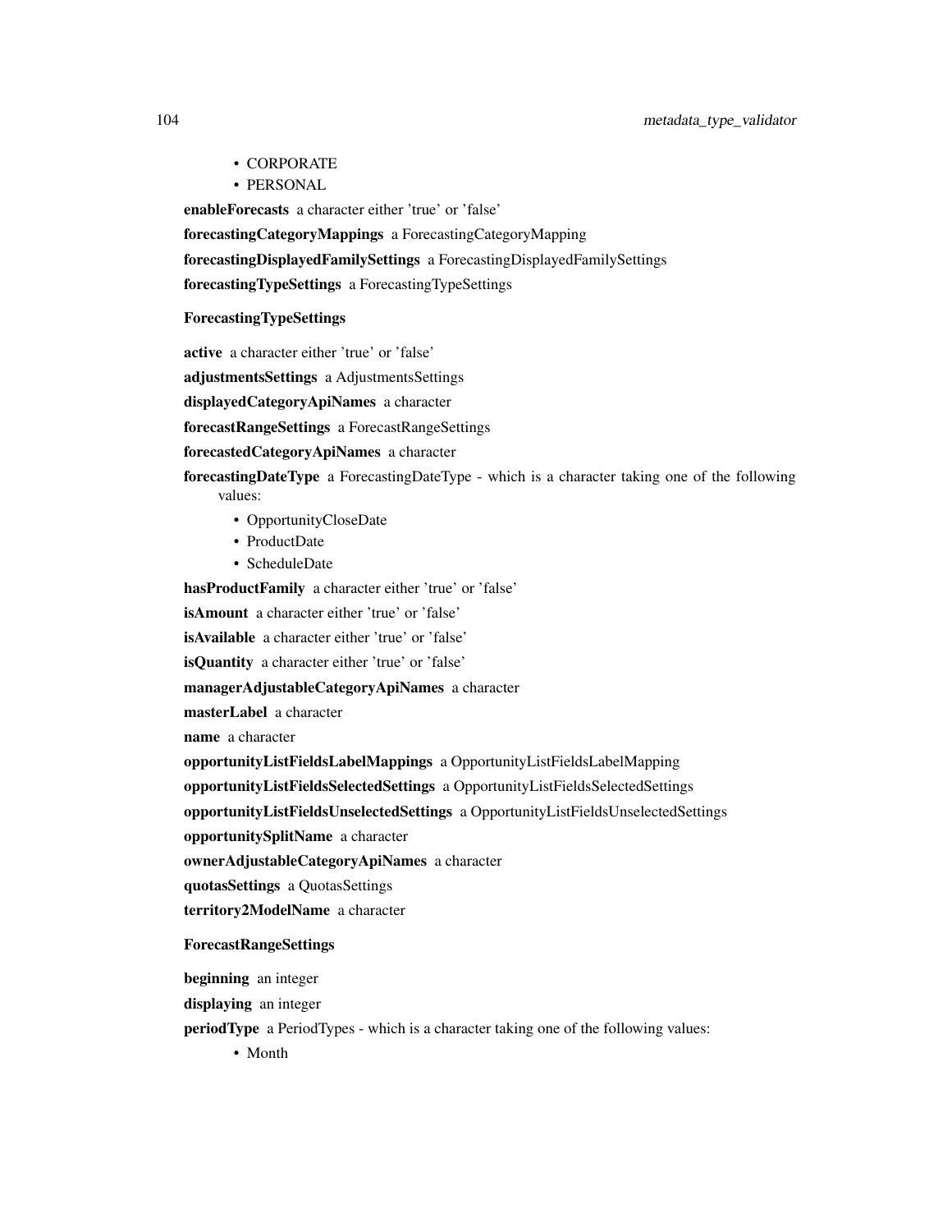- CORPORATE
- PERSONAL

**enableForecasts** a character either 'true' or 'false'

**forecastingCategoryMappings** a ForecastingCategoryMapping

**forecastingDisplayedFamilySettings** a ForecastingDisplayedFamilySettings

**forecastingTypeSettings** a ForecastingTypeSettings

**ForecastingTypeSettings**

**active** a character either 'true' or 'false'

**adjustmentsSettings** a AdjustmentsSettings

**displayedCategoryApiNames** a character

**forecastRangeSettings** a ForecastRangeSettings

**forecastedCategoryApiNames** a character

**forecastingDateType** a ForecastingDateType - which is a character taking one of the following values:

- OpportunityCloseDate
- ProductDate
- ScheduleDate

**hasProductFamily** a character either 'true' or 'false'

**isAmount** a character either 'true' or 'false'

**isAvailable** a character either 'true' or 'false'

**isQuantity** a character either 'true' or 'false'

**managerAdjustableCategoryApiNames** a character

**masterLabel** a character

**name** a character

**opportunityListFieldsLabelMappings** a OpportunityListFieldsLabelMapping

**opportunityListFieldsSelectedSettings** a OpportunityListFieldsSelectedSettings

**opportunityListFieldsUnselectedSettings** a OpportunityListFieldsUnselectedSettings

**opportunitySplitName** a character

**ownerAdjustableCategoryApiNames** a character

**quotasSettings** a QuotasSettings

**territory2ModelName** a character

**ForecastRangeSettings**

**beginning** an integer

**displaying** an integer

**periodType** a PeriodTypes - which is a character taking one of the following values:

- Month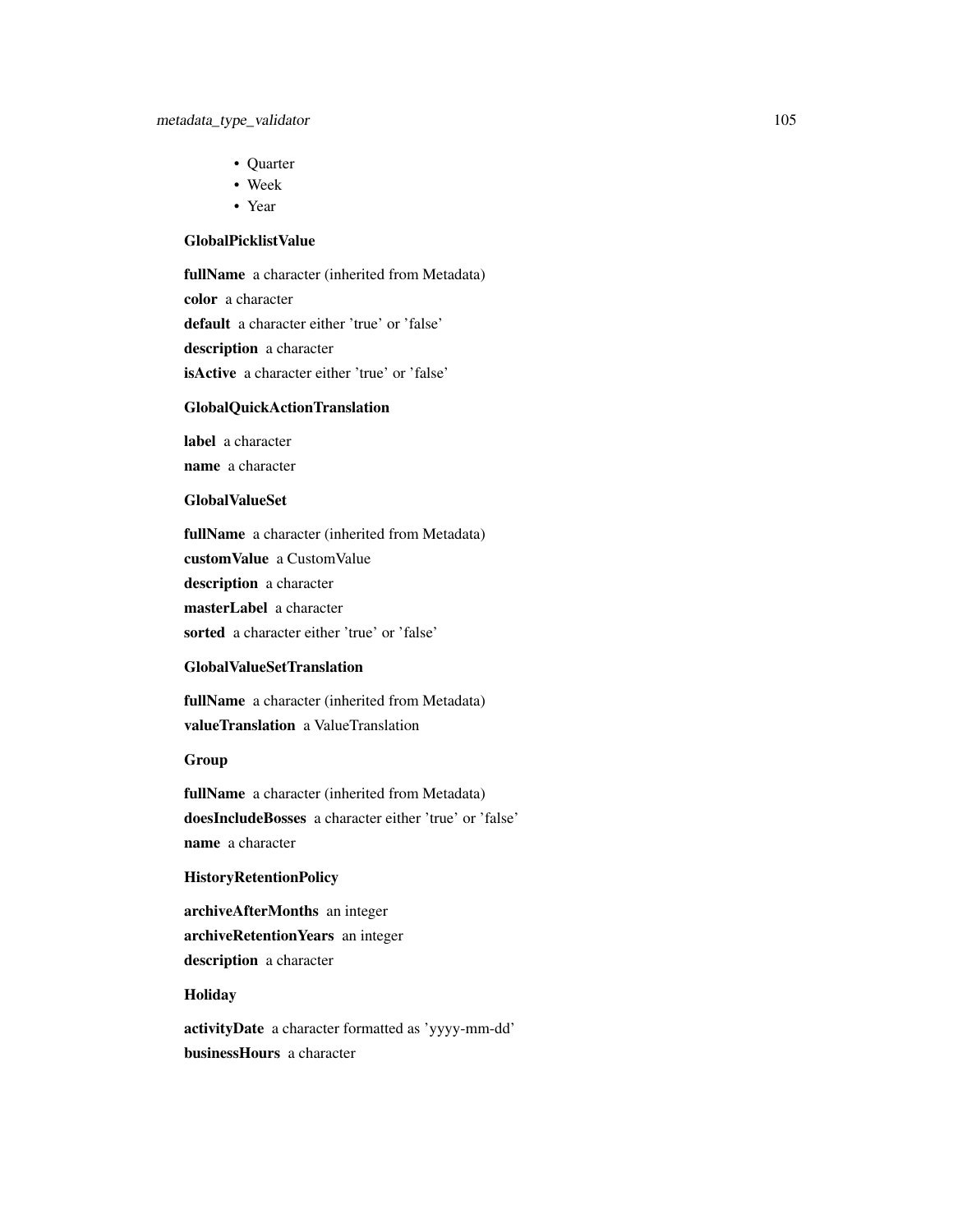- Quarter
- Week
- Year

**GlobalPicklistValue**

**fullName** a character (inherited from Metadata)

**color** a character

**default** a character either 'true' or 'false'

**description** a character

**isActive** a character either 'true' or 'false'

**GlobalQuickActionTranslation**

**label** a character

**name** a character

**GlobalValueSet**

**fullName** a character (inherited from Metadata)

**customValue** a CustomValue

**description** a character

**masterLabel** a character

**sorted** a character either 'true' or 'false'

**GlobalValueSetTranslation**

**fullName** a character (inherited from Metadata)

**valueTranslation** a ValueTranslation

**Group**

**fullName** a character (inherited from Metadata)

**doesIncludeBosses** a character either 'true' or 'false'

**name** a character

**HistoryRetentionPolicy**

**archiveAfterMonths** an integer

**archiveRetentionYears** an integer

**description** a character

**Holiday**

**activityDate** a character formatted as 'yyyy-mm-dd'

**businessHours** a character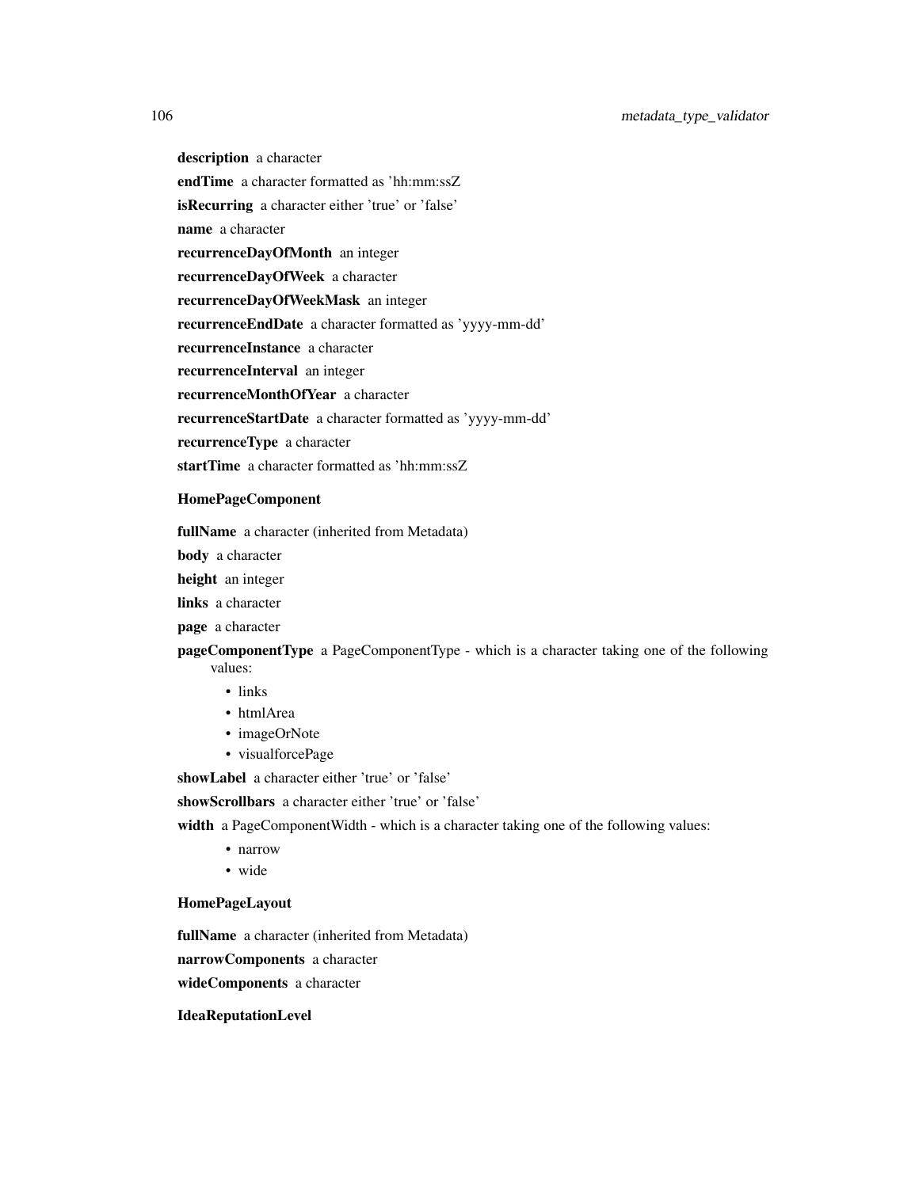**description** a character

**endTime** a character formatted as 'hh:mm:ssZ

**isRecurring** a character either 'true' or 'false'

**name** a character

**recurrenceDayOfMonth** an integer

**recurrenceDayOfWeek** a character

**recurrenceDayOfWeekMask** an integer

**recurrenceEndDate** a character formatted as 'yyyy-mm-dd'

**recurrenceInstance** a character

**recurrenceInterval** an integer

**recurrenceMonthOfYear** a character

**recurrenceStartDate** a character formatted as 'yyyy-mm-dd'

**recurrenceType** a character

**startTime** a character formatted as 'hh:mm:ssZ

### HomePageComponent

**fullName** a character (inherited from Metadata)

**body** a character

**height** an integer

**links** a character

**page** a character

**pageComponentType** a PageComponentType - which is a character taking one of the following values:

- links
- htmlArea
- imageOrNote
- visualforcePage

**showLabel** a character either 'true' or 'false'

**showScrollbars** a character either 'true' or 'false'

**width** a PageComponentWidth - which is a character taking one of the following values:

- narrow
- wide

### HomePageLayout

**fullName** a character (inherited from Metadata)

**narrowComponents** a character

**wideComponents** a character

### IdeaReputationLevel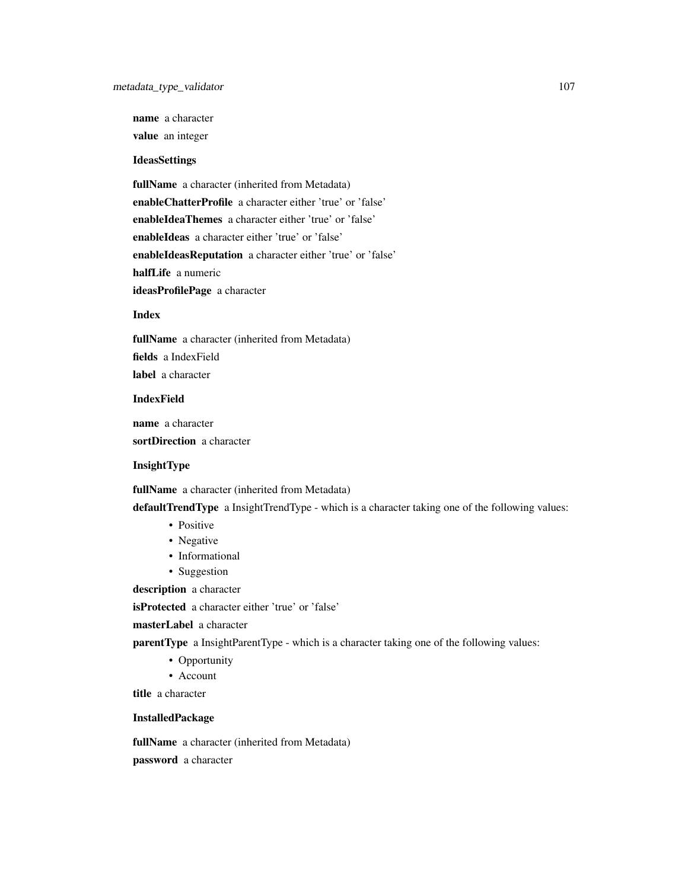**name** a character

**value** an integer

**IdeasSettings**

**fullName** a character (inherited from Metadata)

**enableChatterProfile** a character either 'true' or 'false'

**enableIdeaThemes** a character either 'true' or 'false'

**enableIdeas** a character either 'true' or 'false'

**enableIdeasReputation** a character either 'true' or 'false'

**halfLife** a numeric

**ideasProfilePage** a character

**Index**

**fullName** a character (inherited from Metadata)

**fields** a IndexField

**label** a character

**IndexField**

**name** a character

**sortDirection** a character

**InsightType**

**fullName** a character (inherited from Metadata)

**defaultTrendType** a InsightTrendType - which is a character taking one of the following values:

- Positive
- Negative
- Informational
- Suggestion

**description** a character

**isProtected** a character either 'true' or 'false'

**masterLabel** a character

**parentType** a InsightParentType - which is a character taking one of the following values:

- Opportunity
- Account

**title** a character

**InstalledPackage**

**fullName** a character (inherited from Metadata)

**password** a character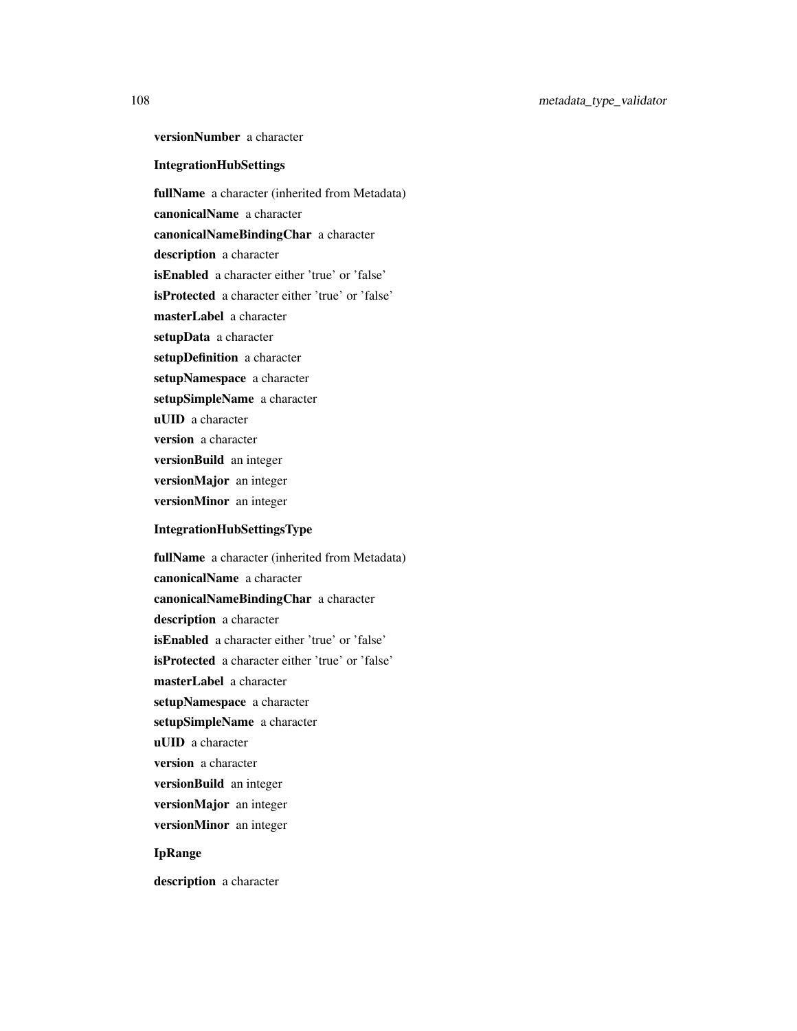**versionNumber** a character

**IntegrationHubSettings**

**fullName** a character (inherited from Metadata)

**canonicalName** a character

**canonicalNameBindingChar** a character

**description** a character

**isEnabled** a character either 'true' or 'false'

**isProtected** a character either 'true' or 'false'

**masterLabel** a character

**setupData** a character

**setupDefinition** a character

**setupNamespace** a character

**setupSimpleName** a character

**uUID** a character

**version** a character

**versionBuild** an integer

**versionMajor** an integer

**versionMinor** an integer

**IntegrationHubSettingsType**

**fullName** a character (inherited from Metadata)

**canonicalName** a character

**canonicalNameBindingChar** a character

**description** a character

**isEnabled** a character either 'true' or 'false'

**isProtected** a character either 'true' or 'false'

**masterLabel** a character

**setupNamespace** a character

**setupSimpleName** a character

**uUID** a character

**version** a character

**versionBuild** an integer

**versionMajor** an integer

**versionMinor** an integer

**IpRange**

**description** a character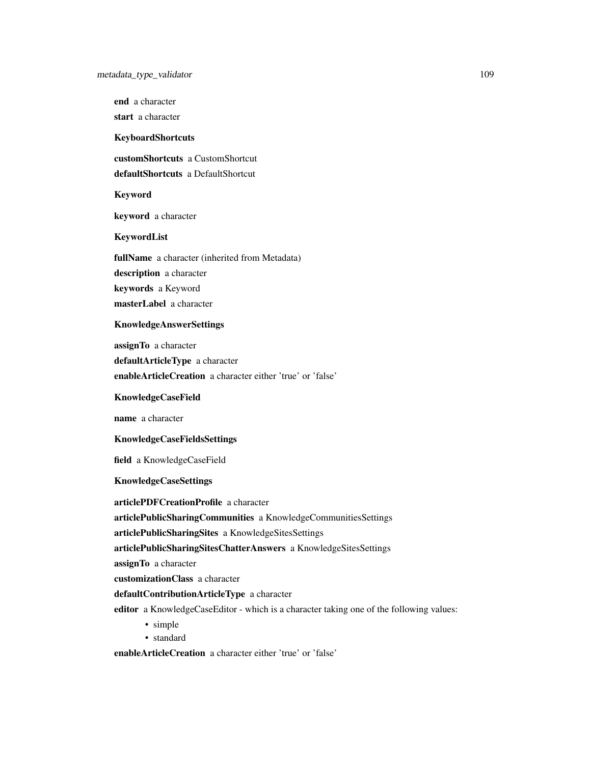**end** a character

**start** a character

**KeyboardShortcuts**

**customShortcuts** a CustomShortcut

**defaultShortcuts** a DefaultShortcut

**Keyword**

**keyword** a character

**KeywordList**

**fullName** a character (inherited from Metadata)

**description** a character

**keywords** a Keyword

**masterLabel** a character

**KnowledgeAnswerSettings**

**assignTo** a character

**defaultArticleType** a character

**enableArticleCreation** a character either 'true' or 'false'

**KnowledgeCaseField**

**name** a character

**KnowledgeCaseFieldsSettings**

**field** a KnowledgeCaseField

**KnowledgeCaseSettings**

**articlePDFCreationProfile** a character

**articlePublicSharingCommunities** a KnowledgeCommunitiesSettings

**articlePublicSharingSites** a KnowledgeSitesSettings

**articlePublicSharingSitesChatterAnswers** a KnowledgeSitesSettings

**assignTo** a character

**customizationClass** a character

**defaultContributionArticleType** a character

**editor** a KnowledgeCaseEditor - which is a character taking one of the following values:

- simple
- standard

**enableArticleCreation** a character either 'true' or 'false'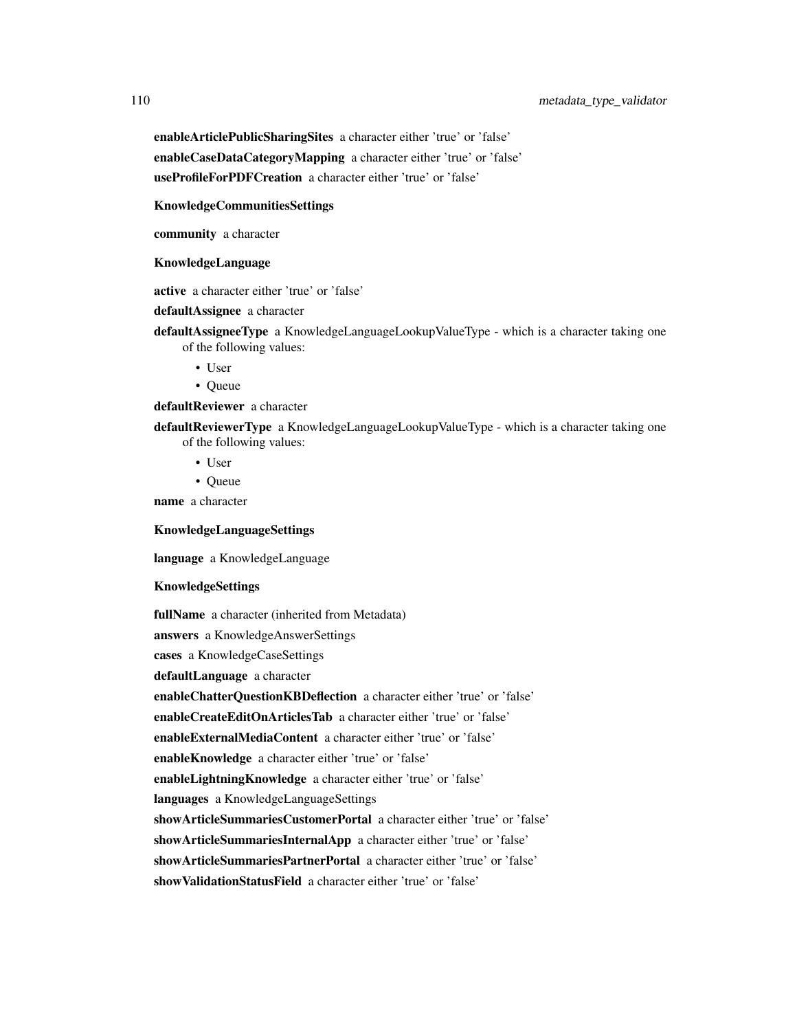**enableArticlePublicSharingSites** a character either 'true' or 'false'

**enableCaseDataCategoryMapping** a character either 'true' or 'false'

**useProfileForPDFCreation** a character either 'true' or 'false'

**KnowledgeCommunitiesSettings**

**community** a character

**KnowledgeLanguage**

**active** a character either 'true' or 'false'

**defaultAssignee** a character

**defaultAssigneeType** a KnowledgeLanguageLookupValueType - which is a character taking one of the following values:

- User
- Queue

**defaultReviewer** a character

**defaultReviewerType** a KnowledgeLanguageLookupValueType - which is a character taking one of the following values:

- User
- Queue

**name** a character

**KnowledgeLanguageSettings**

**language** a KnowledgeLanguage

**KnowledgeSettings**

**fullName** a character (inherited from Metadata)

**answers** a KnowledgeAnswerSettings

**cases** a KnowledgeCaseSettings

**defaultLanguage** a character

**enableChatterQuestionKBDeflection** a character either 'true' or 'false'

**enableCreateEditOnArticlesTab** a character either 'true' or 'false'

**enableExternalMediaContent** a character either 'true' or 'false'

**enableKnowledge** a character either 'true' or 'false'

**enableLightningKnowledge** a character either 'true' or 'false'

**languages** a KnowledgeLanguageSettings

**showArticleSummariesCustomerPortal** a character either 'true' or 'false'

**showArticleSummariesInternalApp** a character either 'true' or 'false'

**showArticleSummariesPartnerPortal** a character either 'true' or 'false'

**showValidationStatusField** a character either 'true' or 'false'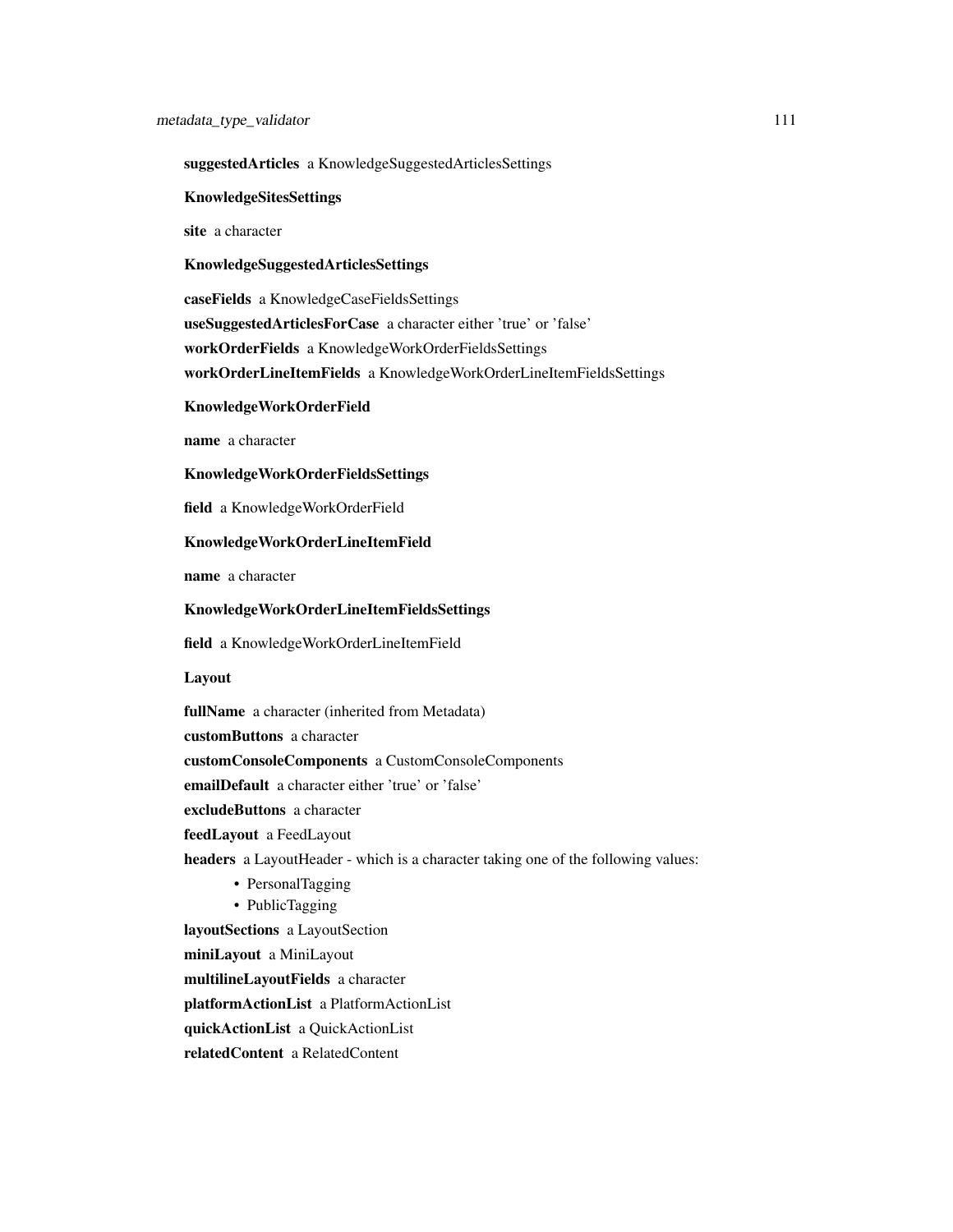**suggestedArticles** a KnowledgeSuggestedArticlesSettings

**KnowledgeSitesSettings**

**site** a character

**KnowledgeSuggestedArticlesSettings**

**caseFields** a KnowledgeCaseFieldsSettings

**useSuggestedArticlesForCase** a character either 'true' or 'false'

**workOrderFields** a KnowledgeWorkOrderFieldsSettings

**workOrderLineItemFields** a KnowledgeWorkOrderLineItemFieldsSettings

**KnowledgeWorkOrderField**

**name** a character

**KnowledgeWorkOrderFieldsSettings**

**field** a KnowledgeWorkOrderField

**KnowledgeWorkOrderLineItemField**

**name** a character

**KnowledgeWorkOrderLineItemFieldsSettings**

**field** a KnowledgeWorkOrderLineItemField

**Layout**

**fullName** a character (inherited from Metadata)

**customButtons** a character

**customConsoleComponents** a CustomConsoleComponents

**emailDefault** a character either 'true' or 'false'

**excludeButtons** a character

**feedLayout** a FeedLayout

**headers** a LayoutHeader - which is a character taking one of the following values:

- PersonalTagging
- PublicTagging

**layoutSections** a LayoutSection

**miniLayout** a MiniLayout

**multilineLayoutFields** a character

**platformActionList** a PlatformActionList

**quickActionList** a QuickActionList

**relatedContent** a RelatedContent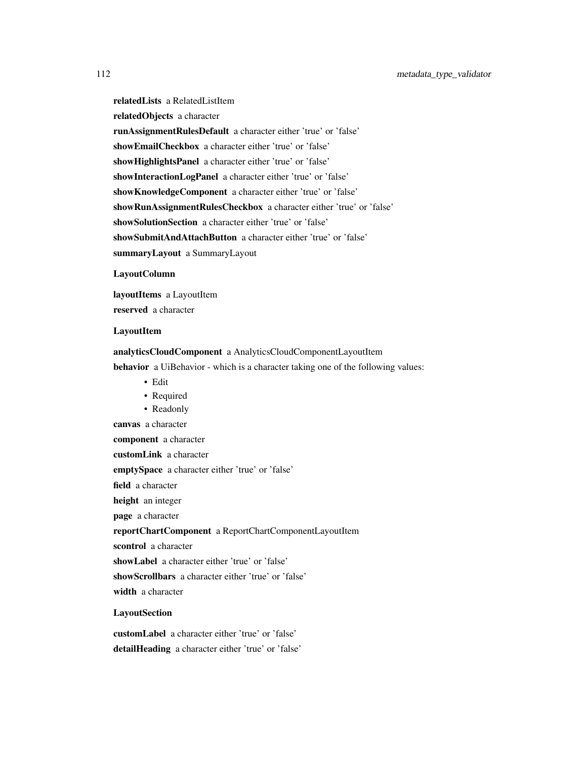**relatedLists** a RelatedListItem

**relatedObjects** a character

**runAssignmentRulesDefault** a character either 'true' or 'false'

**showEmailCheckbox** a character either 'true' or 'false'

**showHighlightsPanel** a character either 'true' or 'false'

**showInteractionLogPanel** a character either 'true' or 'false'

**showKnowledgeComponent** a character either 'true' or 'false'

**showRunAssignmentRulesCheckbox** a character either 'true' or 'false'

**showSolutionSection** a character either 'true' or 'false'

**showSubmitAndAttachButton** a character either 'true' or 'false'

**summaryLayout** a SummaryLayout

**LayoutColumn**

**layoutItems** a LayoutItem

**reserved** a character

**LayoutItem**

**analyticsCloudComponent** a AnalyticsCloudComponentLayoutItem

**behavior** a UiBehavior - which is a character taking one of the following values:

- Edit
- Required
- Readonly

**canvas** a character

**component** a character

**customLink** a character

**emptySpace** a character either 'true' or 'false'

**field** a character

**height** an integer

**page** a character

**reportChartComponent** a ReportChartComponentLayoutItem

**scontrol** a character

**showLabel** a character either 'true' or 'false'

**showScrollbars** a character either 'true' or 'false'

**width** a character

**LayoutSection**

**customLabel** a character either 'true' or 'false'

**detailHeading** a character either 'true' or 'false'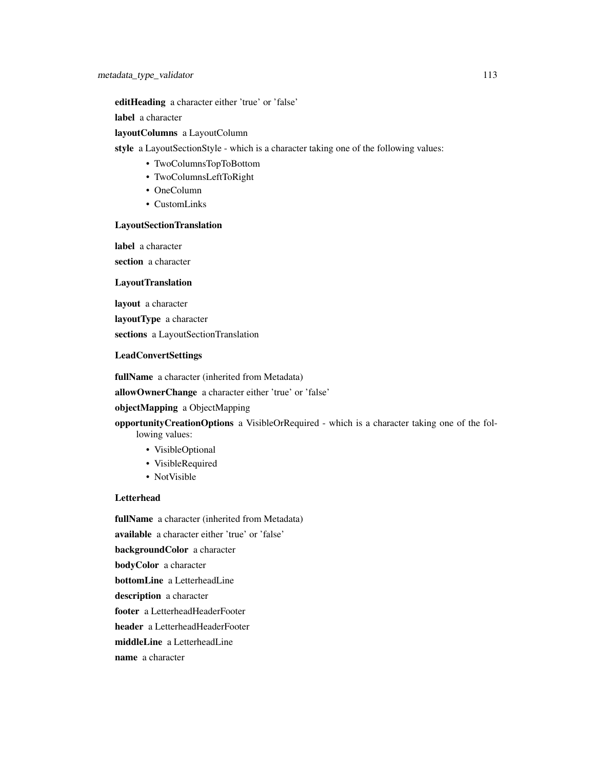**editHeading** a character either 'true' or 'false'

**label** a character

**layoutColumns** a LayoutColumn

**style** a LayoutSectionStyle - which is a character taking one of the following values:

- TwoColumnsTopToBottom
- TwoColumnsLeftToRight
- OneColumn
- CustomLinks

### LayoutSectionTranslation

**label** a character

**section** a character

### LayoutTranslation

**layout** a character

**layoutType** a character

**sections** a LayoutSectionTranslation

### LeadConvertSettings

**fullName** a character (inherited from Metadata)

**allowOwnerChange** a character either 'true' or 'false'

**objectMapping** a ObjectMapping

**opportunityCreationOptions** a VisibleOrRequired - which is a character taking one of the following values:

- VisibleOptional
- VisibleRequired
- NotVisible

### Letterhead

**fullName** a character (inherited from Metadata)

**available** a character either 'true' or 'false'

**backgroundColor** a character

**bodyColor** a character

**bottomLine** a LetterheadLine

**description** a character

**footer** a LetterheadHeaderFooter

**header** a LetterheadHeaderFooter

**middleLine** a LetterheadLine

**name** a character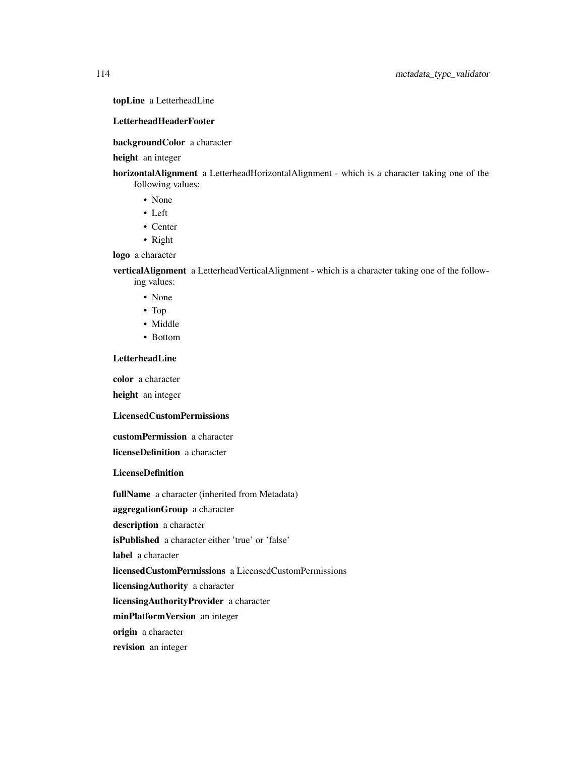**topLine** a LetterheadLine

**LetterheadHeaderFooter**

**backgroundColor** a character

**height** an integer

**horizontalAlignment** a LetterheadHorizontalAlignment - which is a character taking one of the following values:

- None
- Left
- Center
- Right

**logo** a character

**verticalAlignment** a LetterheadVerticalAlignment - which is a character taking one of the following values:

- None
- Top
- Middle
- Bottom

**LetterheadLine**

**color** a character

**height** an integer

**LicensedCustomPermissions**

**customPermission** a character

**licenseDefinition** a character

**LicenseDefinition**

**fullName** a character (inherited from Metadata)

**aggregationGroup** a character

**description** a character

**isPublished** a character either 'true' or 'false'

**label** a character

**licensedCustomPermissions** a LicensedCustomPermissions

**licensingAuthority** a character

**licensingAuthorityProvider** a character

**minPlatformVersion** an integer

**origin** a character

**revision** an integer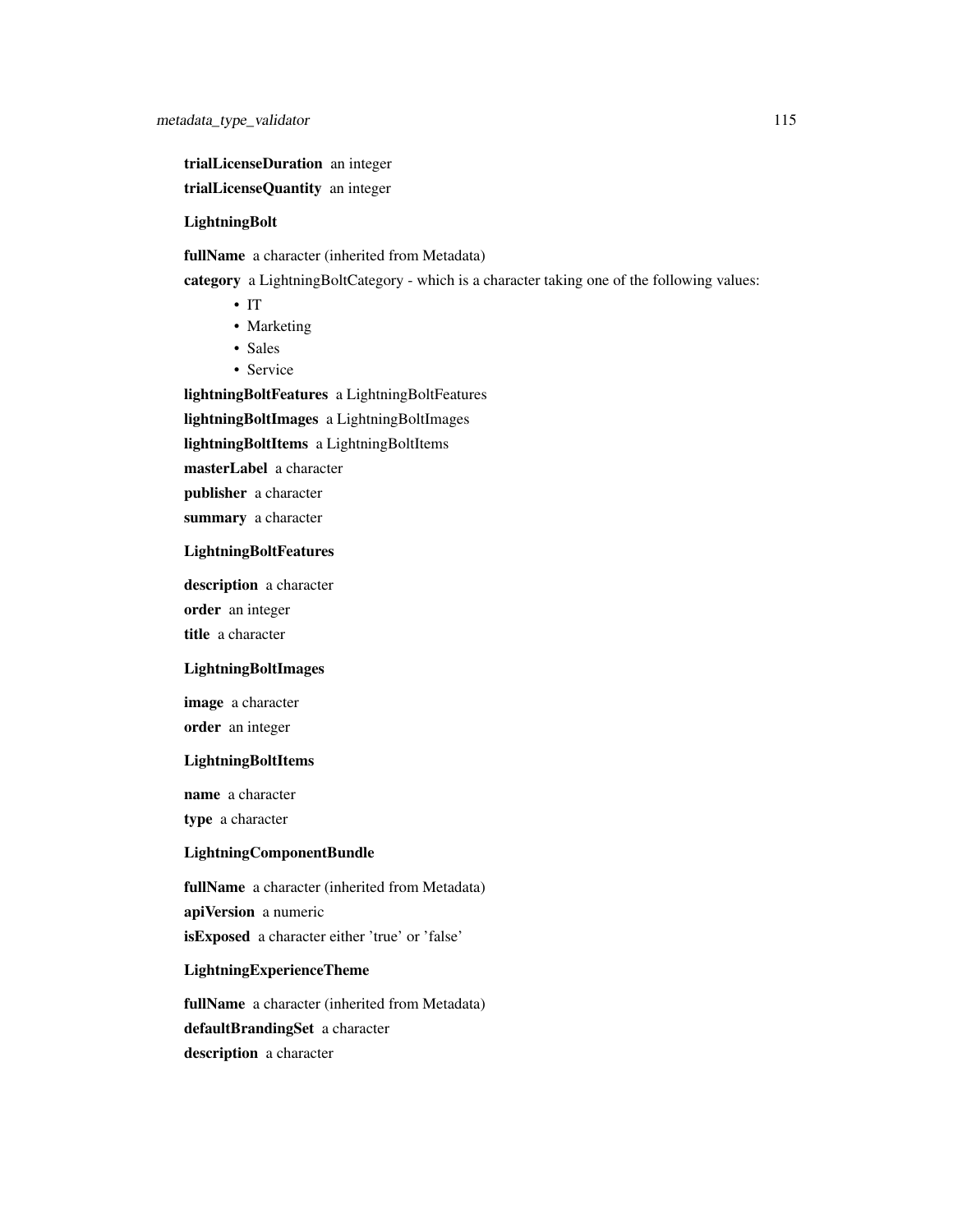**trialLicenseDuration** an integer

**trialLicenseQuantity** an integer

**LightningBolt**

**fullName** a character (inherited from Metadata)

**category** a LightningBoltCategory - which is a character taking one of the following values:

- IT
- Marketing
- Sales
- Service

**lightningBoltFeatures** a LightningBoltFeatures

**lightningBoltImages** a LightningBoltImages

**lightningBoltItems** a LightningBoltItems

**masterLabel** a character

**publisher** a character

**summary** a character

**LightningBoltFeatures**

**description** a character

**order** an integer

**title** a character

**LightningBoltImages**

**image** a character

**order** an integer

**LightningBoltItems**

**name** a character

**type** a character

**LightningComponentBundle**

**fullName** a character (inherited from Metadata)

**apiVersion** a numeric

**isExposed** a character either 'true' or 'false'

**LightningExperienceTheme**

**fullName** a character (inherited from Metadata)

**defaultBrandingSet** a character

**description** a character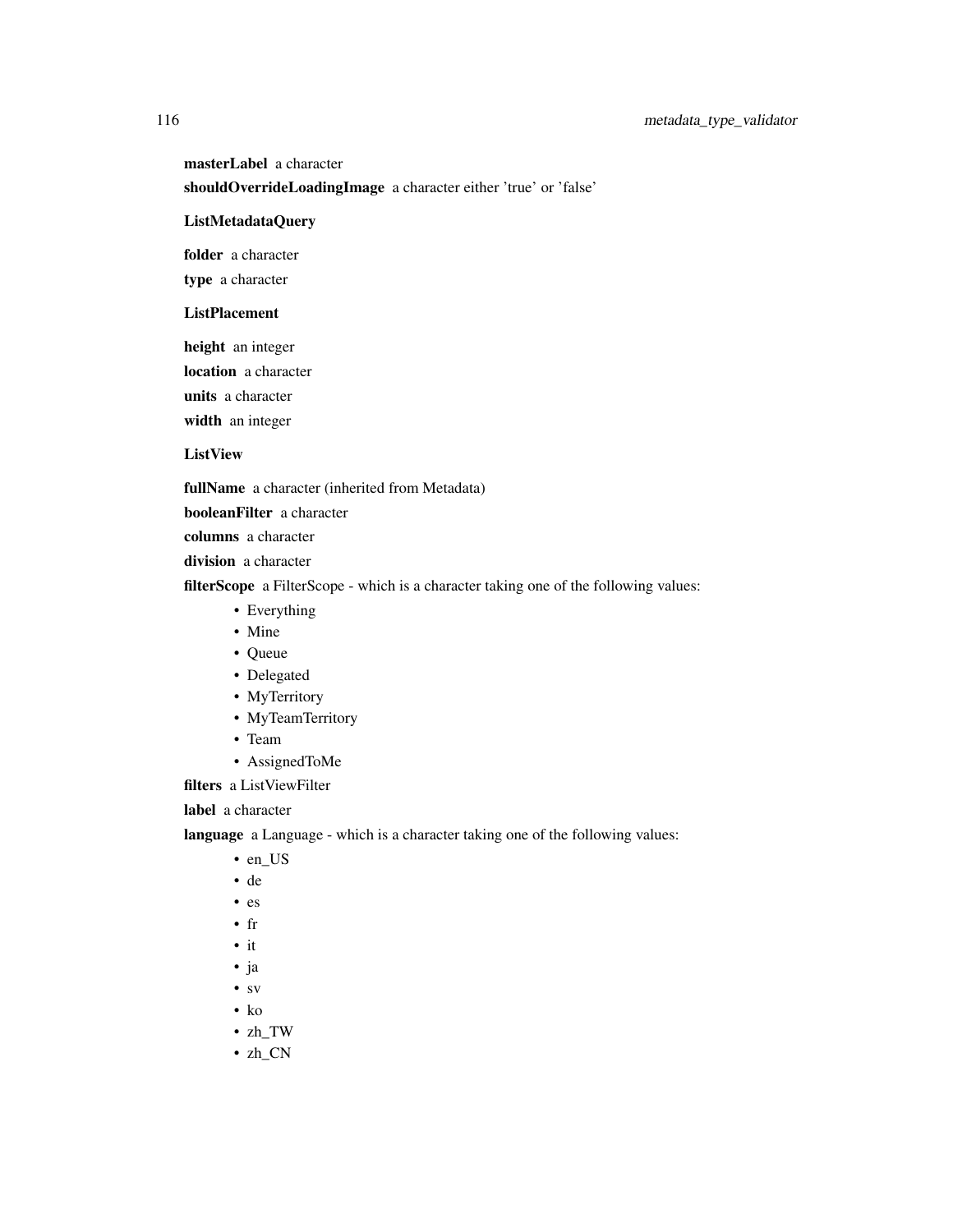**masterLabel** a character

**shouldOverrideLoadingImage** a character either 'true' or 'false'

**ListMetadataQuery**

**folder** a character

**type** a character

**ListPlacement**

**height** an integer

**location** a character

**units** a character

**width** an integer

**ListView**

**fullName** a character (inherited from Metadata)

**booleanFilter** a character

**columns** a character

**division** a character

**filterScope** a FilterScope - which is a character taking one of the following values:

- Everything
- Mine
- Queue
- Delegated
- MyTerritory
- MyTeamTerritory
- Team
- AssignedToMe

**filters** a ListViewFilter

**label** a character

**language** a Language - which is a character taking one of the following values:

- en_US
- de
- es
- fr
- it
- ja
- sv
- ko
- zh_TW
- zh_CN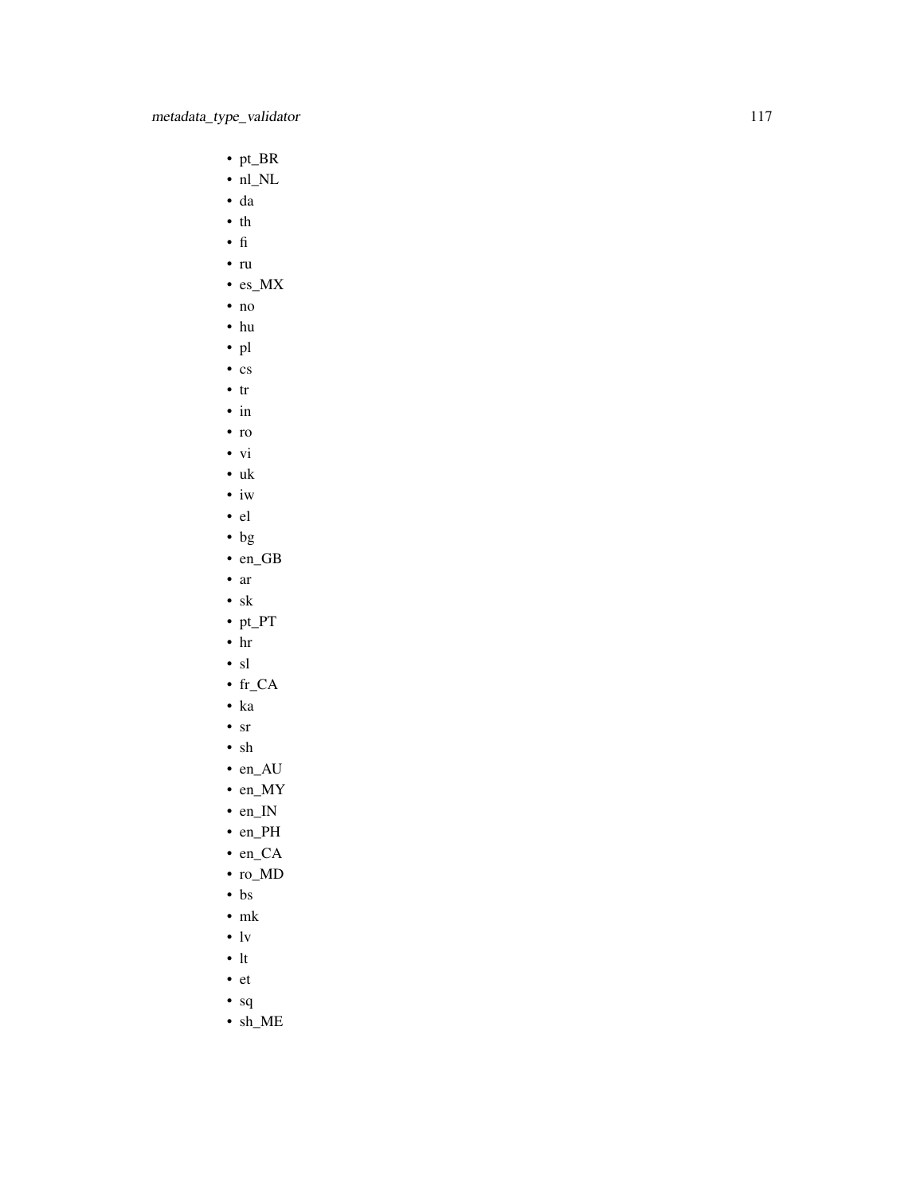- pt_BR
- nl_NL
- da
- th
- fi
- ru
- es_MX
- no
- hu
- pl
- cs
- tr
- in
- ro
- vi
- uk
- iw
- el
- bg
- en_GB
- ar
- sk
- pt_PT
- hr
- sl
- fr_CA
- ka
- sr
- sh
- en_AU
- en_MY
- en_IN
- en_PH
- en_CA
- ro_MD
- bs
- mk
- lv
- lt
- et
- sq
- sh_ME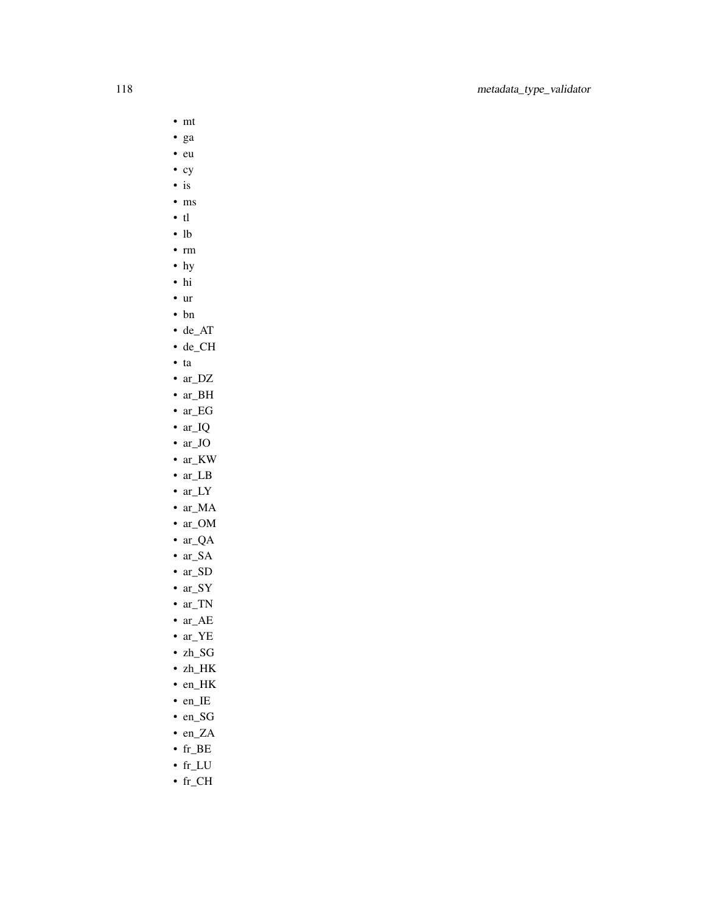- mt
- ga
- eu
- cy
- is
- ms
- tl
- lb
- rm
- hy
- hi
- ur
- bn
- de_AT
- de_CH
- ta
- ar_DZ
- ar_BH
- ar_EG
- ar_IQ
- ar_JO
- ar_KW
- ar_LB
- ar_LY
- ar_MA
- ar_OM
- ar_QA
- ar_SA
- ar_SD
- ar_SY
- ar_TN
- ar_AE
- ar_YE
- zh_SG
- zh_HK
- en_HK
- en_IE
- en_SG
- en_ZA
- fr_BE
- fr_LU
- fr_CH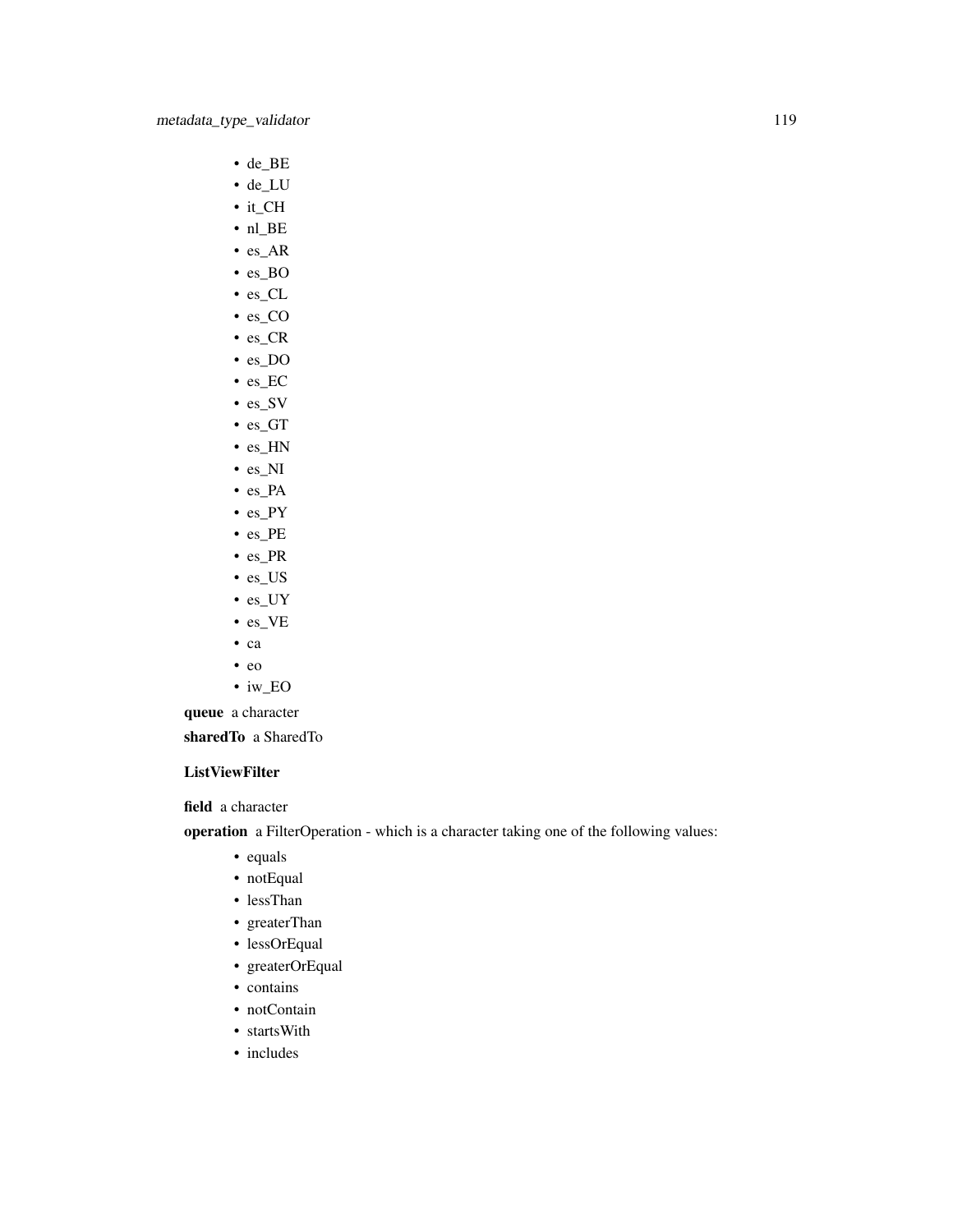- de_BE
- de_LU
- it_CH
- nl_BE
- es_AR
- es_BO
- es_CL
- es_CO
- es_CR
- es_DO
- es_EC
- es_SV
- es_GT
- es_HN
- es_NI
- es_PA
- es_PY
- es_PE
- es_PR
- es_US
- es_UY
- es_VE
- ca
- eo
- iw_EO

**queue** a character

**sharedTo** a SharedTo

**ListViewFilter**

**field** a character

**operation** a FilterOperation - which is a character taking one of the following values:

- equals
- notEqual
- lessThan
- greaterThan
- lessOrEqual
- greaterOrEqual
- contains
- notContain
- startsWith
- includes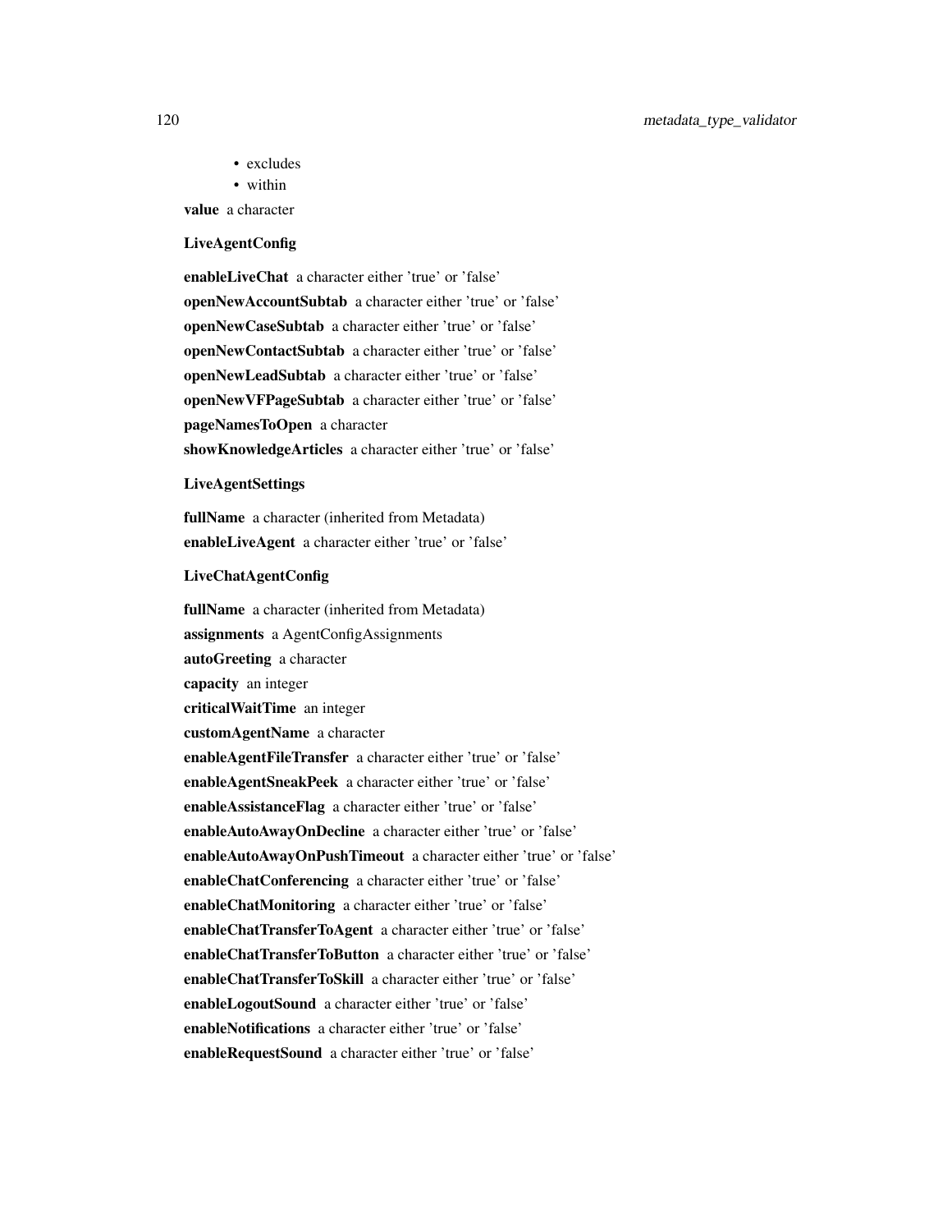- excludes
- within

**value** a character

**LiveAgentConfig**

**enableLiveChat** a character either 'true' or 'false'

**openNewAccountSubtab** a character either 'true' or 'false'

**openNewCaseSubtab** a character either 'true' or 'false'

**openNewContactSubtab** a character either 'true' or 'false'

**openNewLeadSubtab** a character either 'true' or 'false'

**openNewVFPageSubtab** a character either 'true' or 'false'

**pageNamesToOpen** a character

**showKnowledgeArticles** a character either 'true' or 'false'

**LiveAgentSettings**

**fullName** a character (inherited from Metadata)

**enableLiveAgent** a character either 'true' or 'false'

**LiveChatAgentConfig**

**fullName** a character (inherited from Metadata)

**assignments** a AgentConfigAssignments

**autoGreeting** a character

**capacity** an integer

**criticalWaitTime** an integer

**customAgentName** a character

**enableAgentFileTransfer** a character either 'true' or 'false'

**enableAgentSneakPeek** a character either 'true' or 'false'

**enableAssistanceFlag** a character either 'true' or 'false'

**enableAutoAwayOnDecline** a character either 'true' or 'false'

**enableAutoAwayOnPushTimeout** a character either 'true' or 'false'

**enableChatConferencing** a character either 'true' or 'false'

**enableChatMonitoring** a character either 'true' or 'false'

**enableChatTransferToAgent** a character either 'true' or 'false'

**enableChatTransferToButton** a character either 'true' or 'false'

**enableChatTransferToSkill** a character either 'true' or 'false'

**enableLogoutSound** a character either 'true' or 'false'

**enableNotifications** a character either 'true' or 'false'

**enableRequestSound** a character either 'true' or 'false'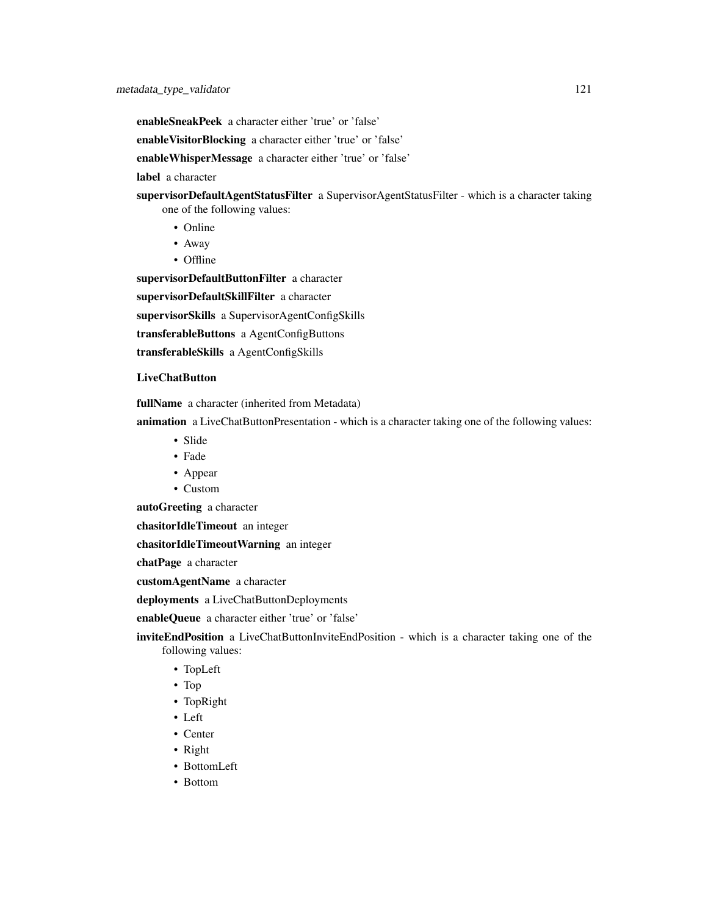**enableSneakPeek** a character either 'true' or 'false'

**enableVisitorBlocking** a character either 'true' or 'false'

**enableWhisperMessage** a character either 'true' or 'false'

**label** a character

**supervisorDefaultAgentStatusFilter** a SupervisorAgentStatusFilter - which is a character taking one of the following values:

- Online
- Away
- Offline

**supervisorDefaultButtonFilter** a character

**supervisorDefaultSkillFilter** a character

**supervisorSkills** a SupervisorAgentConfigSkills

**transferableButtons** a AgentConfigButtons

**transferableSkills** a AgentConfigSkills

**LiveChatButton**

**fullName** a character (inherited from Metadata)

**animation** a LiveChatButtonPresentation - which is a character taking one of the following values:

- Slide
- Fade
- Appear
- Custom

**autoGreeting** a character

**chasitorIdleTimeout** an integer

**chasitorIdleTimeoutWarning** an integer

**chatPage** a character

**customAgentName** a character

**deployments** a LiveChatButtonDeployments

**enableQueue** a character either 'true' or 'false'

**inviteEndPosition** a LiveChatButtonInviteEndPosition - which is a character taking one of the following values:

- TopLeft
- Top
- TopRight
- Left
- Center
- Right
- BottomLeft
- Bottom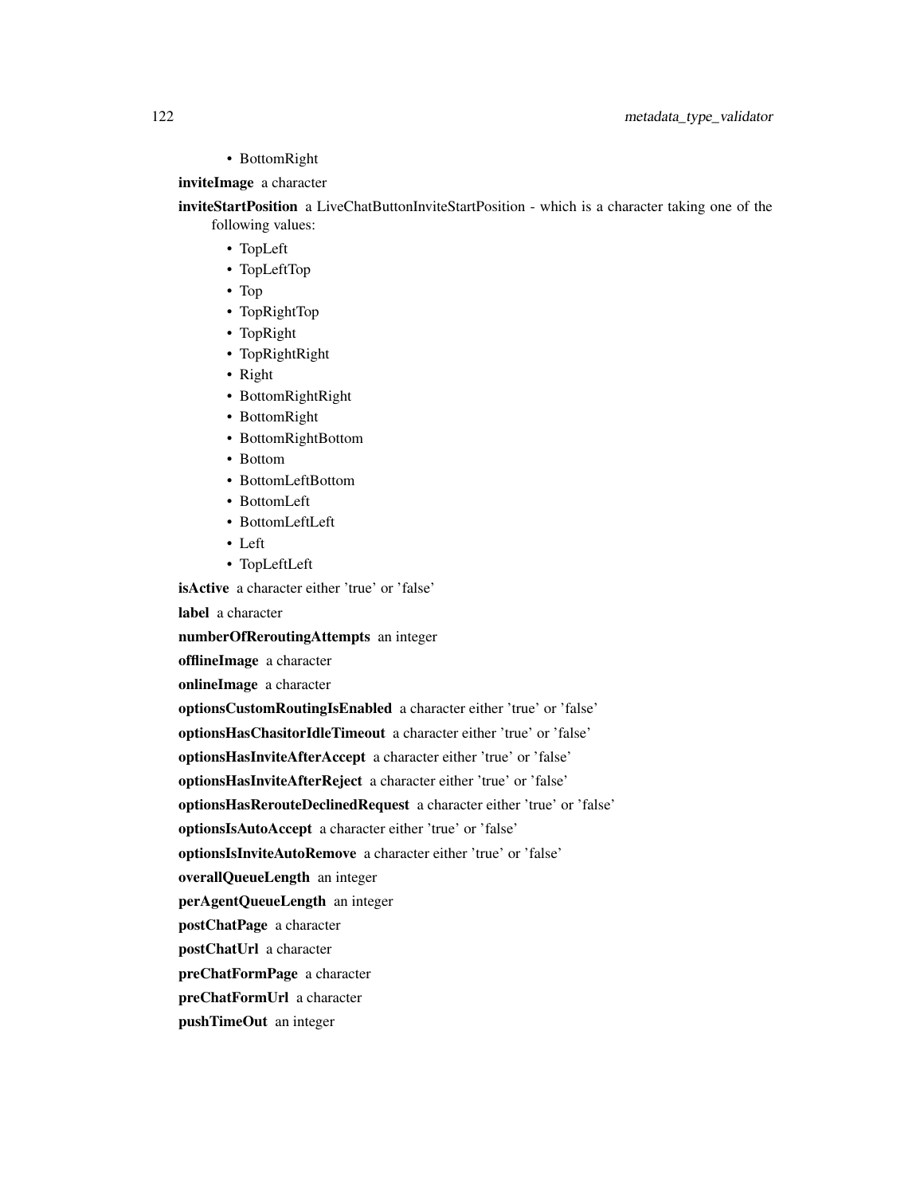- BottomRight

**inviteImage** a character

**inviteStartPosition** a LiveChatButtonInviteStartPosition - which is a character taking one of the following values:

- TopLeft
- TopLeftTop
- Top
- TopRightTop
- TopRight
- TopRightRight
- Right
- BottomRightRight
- BottomRight
- BottomRightBottom
- Bottom
- BottomLeftBottom
- BottomLeft
- BottomLeftLeft
- Left
- TopLeftLeft

**isActive** a character either 'true' or 'false'

**label** a character

**numberOfReroutingAttempts** an integer

**offlineImage** a character

**onlineImage** a character

**optionsCustomRoutingIsEnabled** a character either 'true' or 'false'

**optionsHasChasitorIdleTimeout** a character either 'true' or 'false'

**optionsHasInviteAfterAccept** a character either 'true' or 'false'

**optionsHasInviteAfterReject** a character either 'true' or 'false'

**optionsHasRerouteDeclinedRequest** a character either 'true' or 'false'

**optionsIsAutoAccept** a character either 'true' or 'false'

**optionsIsInviteAutoRemove** a character either 'true' or 'false'

**overallQueueLength** an integer

**perAgentQueueLength** an integer

**postChatPage** a character

**postChatUrl** a character

**preChatFormPage** a character

**preChatFormUrl** a character

**pushTimeOut** an integer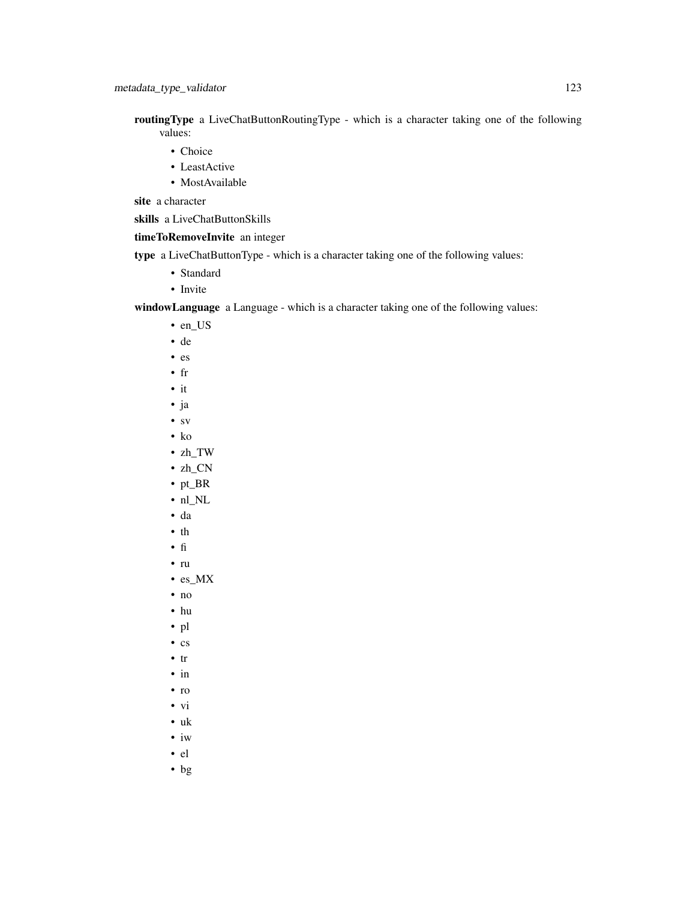**routingType** a LiveChatButtonRoutingType - which is a character taking one of the following values:

- Choice
- LeastActive
- MostAvailable

**site** a character

**skills** a LiveChatButtonSkills

**timeToRemoveInvite** an integer

**type** a LiveChatButtonType - which is a character taking one of the following values:

- Standard
- Invite

**windowLanguage** a Language - which is a character taking one of the following values:

- en_US
- de
- es
- fr
- it
- ja
- sv
- ko
- zh_TW
- zh_CN
- pt_BR
- nl_NL
- da
- th
- fi
- ru
- es_MX
- no
- hu
- pl
- cs
- tr
- in
- ro
- vi
- uk
- iw
- el
- bg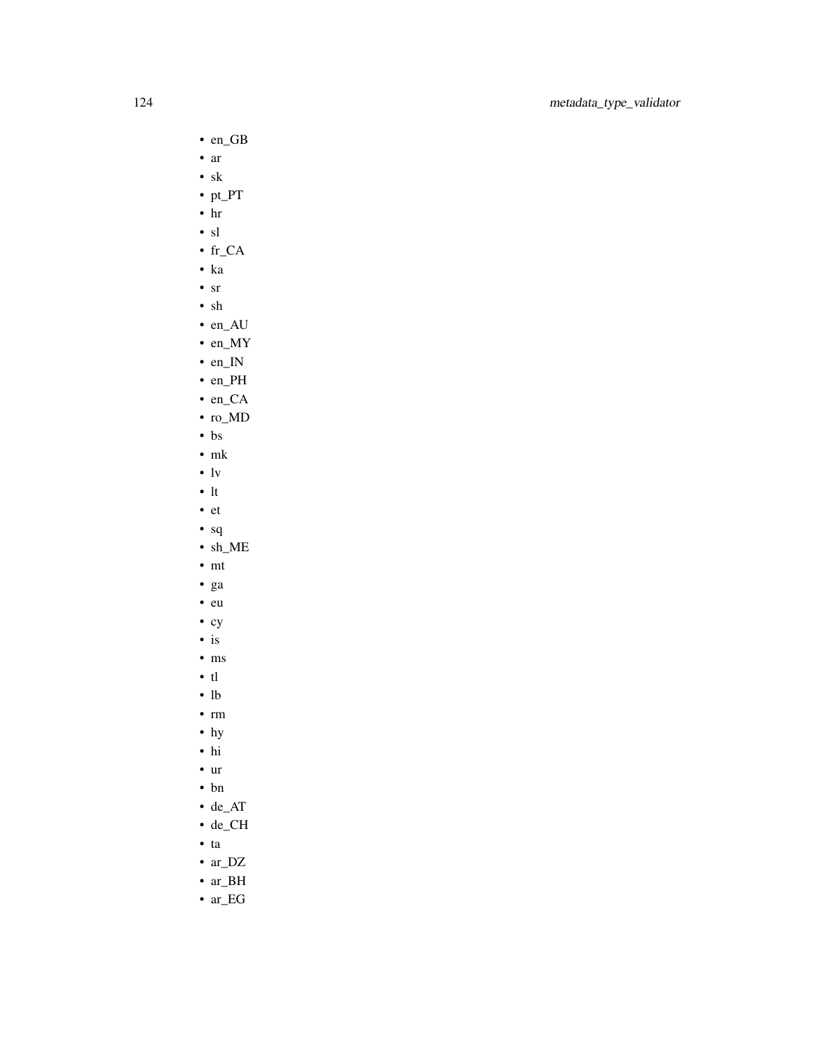- en_GB
- ar
- sk
- pt_PT
- hr
- sl
- fr_CA
- ka
- sr
- sh
- en_AU
- en_MY
- en_IN
- en_PH
- en_CA
- ro_MD
- bs
- mk
- lv
- lt
- et
- sq
- sh_ME
- mt
- ga
- eu
- cy
- is
- ms
- tl
- lb
- rm
- hy
- hi
- ur
- bn
- de_AT
- de_CH
- ta
- ar_DZ
- ar_BH
- ar_EG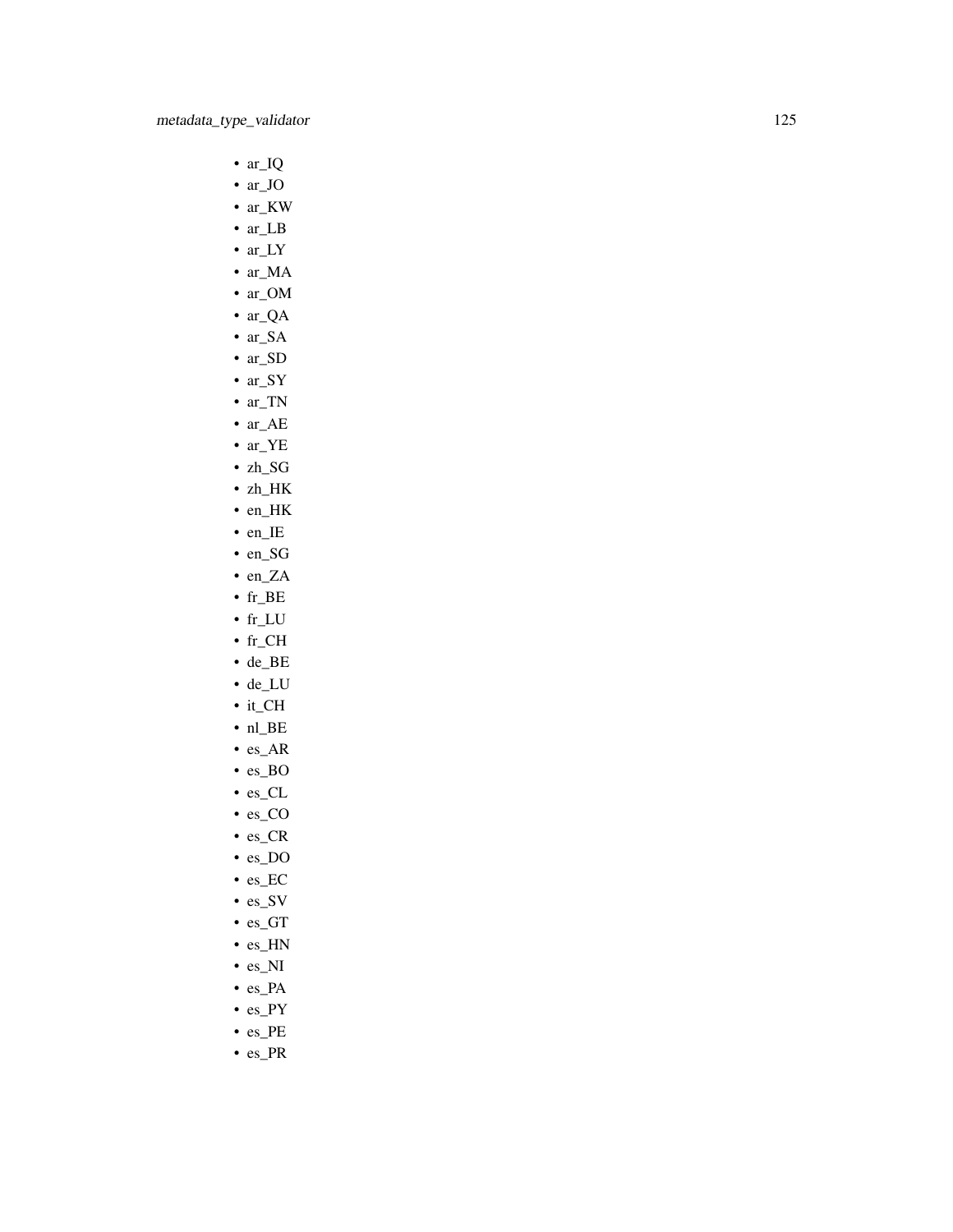- ar_IQ
- ar_JO
- ar_KW
- ar_LB
- ar_LY
- ar_MA
- ar_OM
- ar_QA
- ar_SA
- ar_SD
- ar_SY
- ar_TN
- ar_AE
- ar_YE
- zh_SG
- zh_HK
- en_HK
- en_IE
- en_SG
- en_ZA
- fr_BE
- fr_LU
- fr_CH
- de_BE
- de_LU
- it_CH
- nl_BE
- es_AR
- es_BO
- es_CL
- es_CO
- es_CR
- es_DO
- es_EC
- es_SV
- es_GT
- es_HN
- es_NI
- es_PA
- es_PY
- es_PE
- es_PR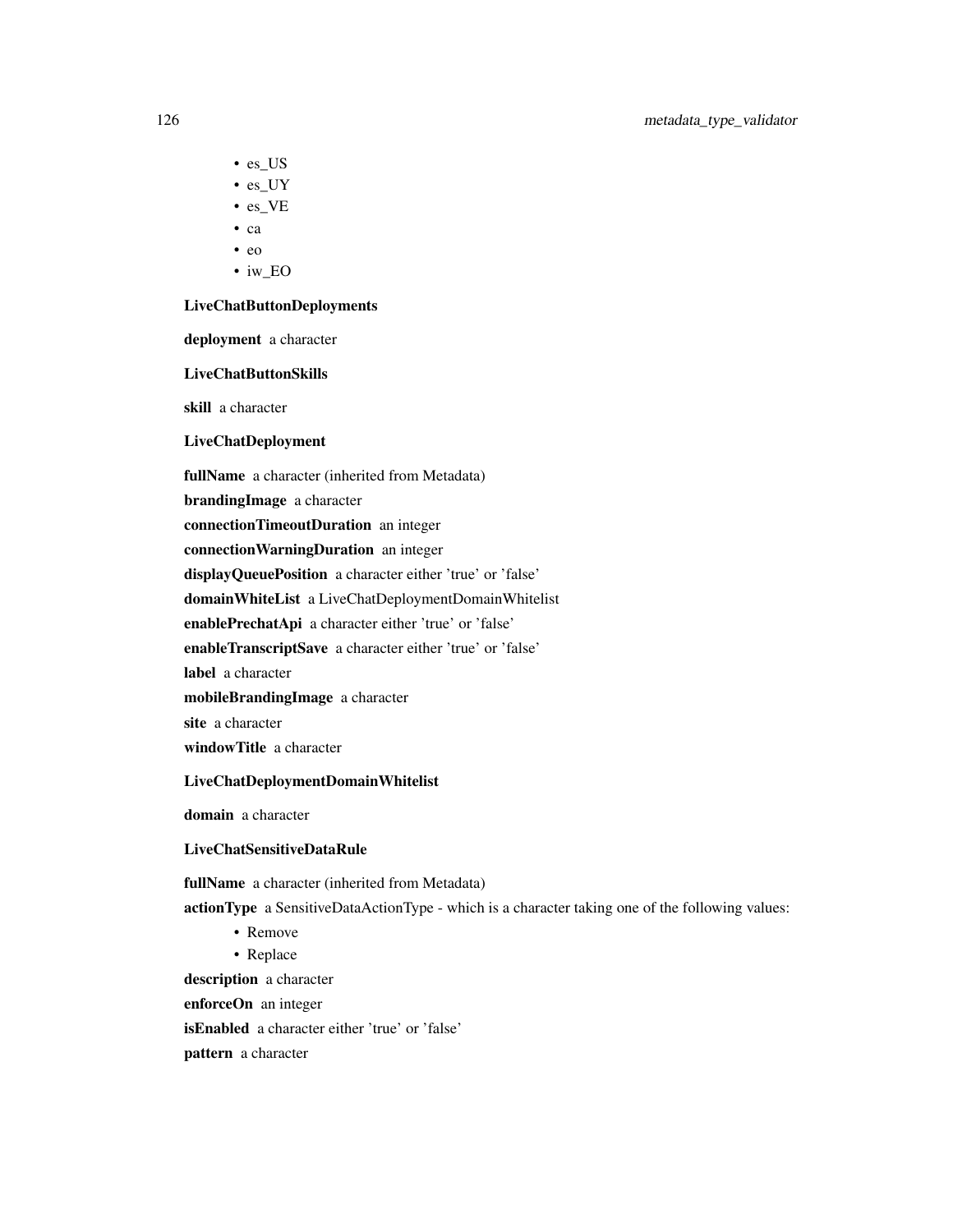- es_US
- es_UY
- es_VE
- ca
- eo
- iw_EO

**LiveChatButtonDeployments**

**deployment** a character

**LiveChatButtonSkills**

**skill** a character

**LiveChatDeployment**

**fullName** a character (inherited from Metadata)

**brandingImage** a character

**connectionTimeoutDuration** an integer

**connectionWarningDuration** an integer

**displayQueuePosition** a character either 'true' or 'false'

**domainWhiteList** a LiveChatDeploymentDomainWhitelist

**enablePrechatApi** a character either 'true' or 'false'

**enableTranscriptSave** a character either 'true' or 'false'

**label** a character

**mobileBrandingImage** a character

**site** a character

**windowTitle** a character

**LiveChatDeploymentDomainWhitelist**

**domain** a character

**LiveChatSensitiveDataRule**

**fullName** a character (inherited from Metadata)

**actionType** a SensitiveDataActionType - which is a character taking one of the following values:

- Remove
- Replace

**description** a character

**enforceOn** an integer

**isEnabled** a character either 'true' or 'false'

**pattern** a character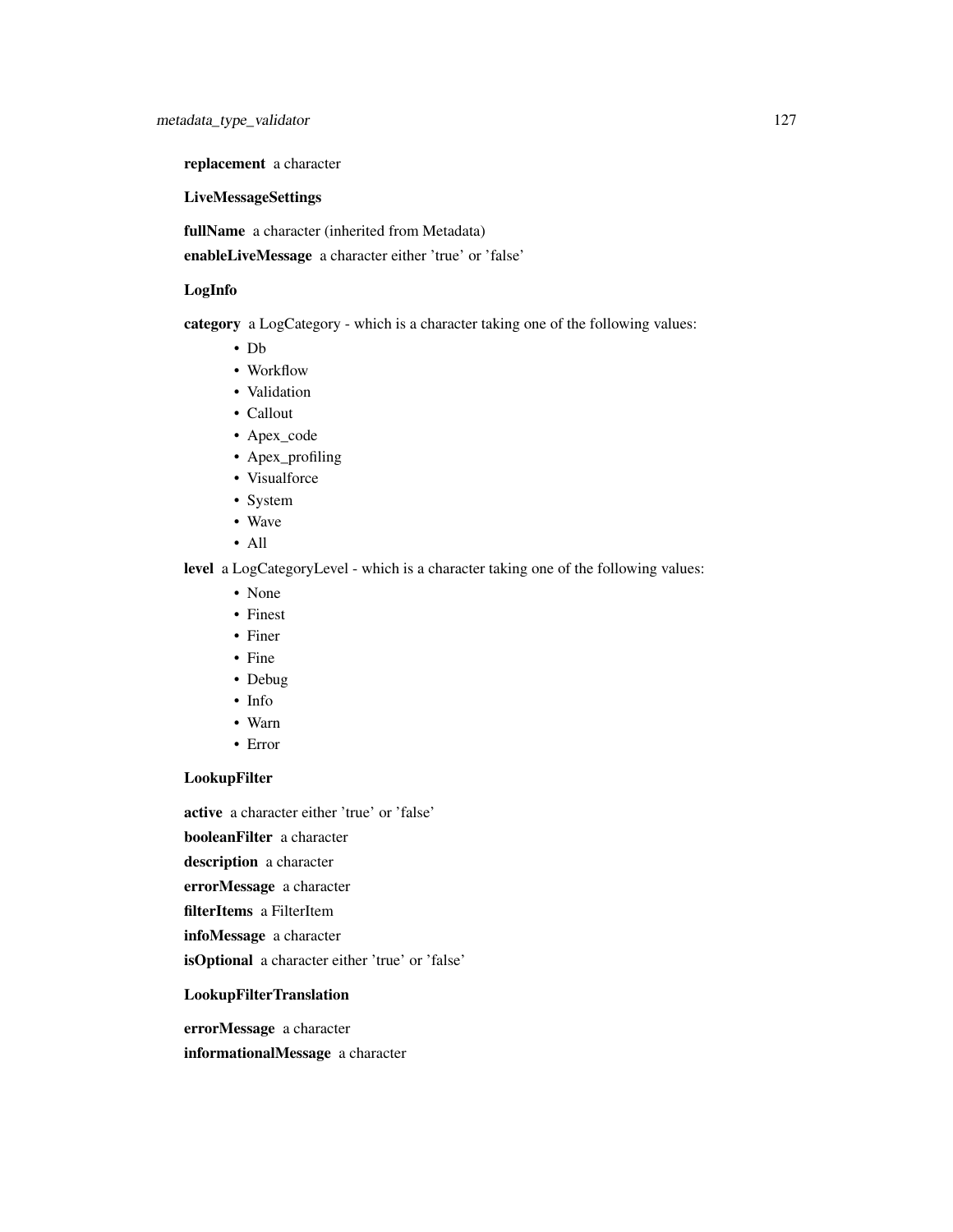**replacement** a character

**LiveMessageSettings**

**fullName** a character (inherited from Metadata)

**enableLiveMessage** a character either 'true' or 'false'

**LogInfo**

**category** a LogCategory - which is a character taking one of the following values:

- Db
- Workflow
- Validation
- Callout
- Apex_code
- Apex_profiling
- Visualforce
- System
- Wave
- All

**level** a LogCategoryLevel - which is a character taking one of the following values:

- None
- Finest
- Finer
- Fine
- Debug
- Info
- Warn
- Error

**LookupFilter**

**active** a character either 'true' or 'false'

**booleanFilter** a character

**description** a character

**errorMessage** a character

**filterItems** a FilterItem

**infoMessage** a character

**isOptional** a character either 'true' or 'false'

**LookupFilterTranslation**

**errorMessage** a character

**informationalMessage** a character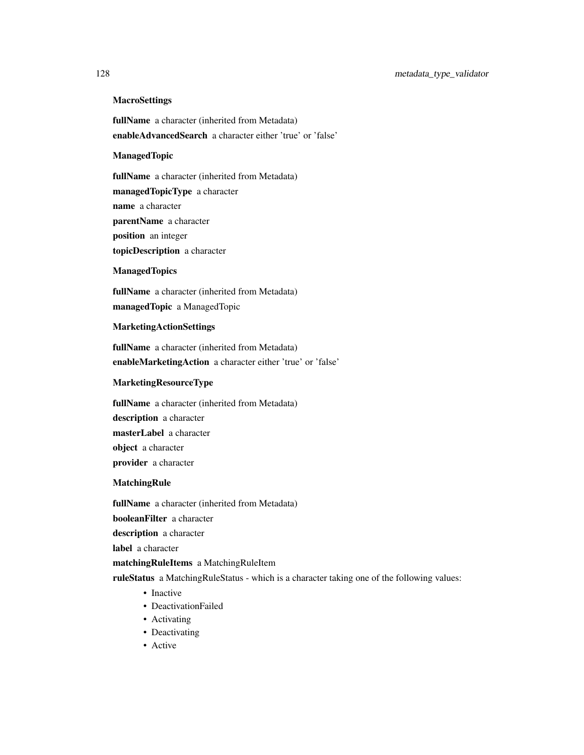### MacroSettings

**fullName** a character (inherited from Metadata)

**enableAdvancedSearch** a character either 'true' or 'false'

### ManagedTopic

**fullName** a character (inherited from Metadata)

**managedTopicType** a character

**name** a character

**parentName** a character

**position** an integer

**topicDescription** a character

### ManagedTopics

**fullName** a character (inherited from Metadata)

**managedTopic** a ManagedTopic

### MarketingActionSettings

**fullName** a character (inherited from Metadata)

**enableMarketingAction** a character either 'true' or 'false'

### MarketingResourceType

**fullName** a character (inherited from Metadata)

**description** a character

**masterLabel** a character

**object** a character

**provider** a character

### MatchingRule

**fullName** a character (inherited from Metadata)

**booleanFilter** a character

**description** a character

**label** a character

**matchingRuleItems** a MatchingRuleItem

**ruleStatus** a MatchingRuleStatus - which is a character taking one of the following values:

- Inactive
- DeactivationFailed
- Activating
- Deactivating
- Active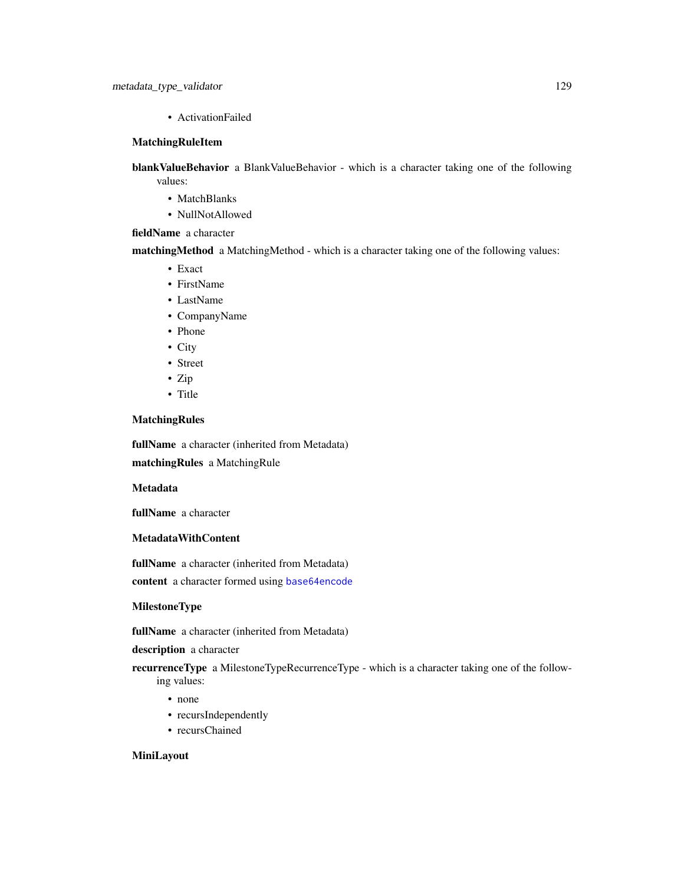- ActivationFailed

**MatchingRuleItem**

**blankValueBehavior** a BlankValueBehavior - which is a character taking one of the following values:

- MatchBlanks
- NullNotAllowed

**fieldName** a character

**matchingMethod** a MatchingMethod - which is a character taking one of the following values:

- Exact
- FirstName
- LastName
- CompanyName
- Phone
- City
- Street
- Zip
- Title

**MatchingRules**

**fullName** a character (inherited from Metadata)

**matchingRules** a MatchingRule

**Metadata**

**fullName** a character

**MetadataWithContent**

**fullName** a character (inherited from Metadata)

**content** a character formed using `base64encode`

**MilestoneType**

**fullName** a character (inherited from Metadata)

**description** a character

**recurrenceType** a MilestoneTypeRecurrenceType - which is a character taking one of the following values:

- none
- recursIndependently
- recursChained

**MiniLayout**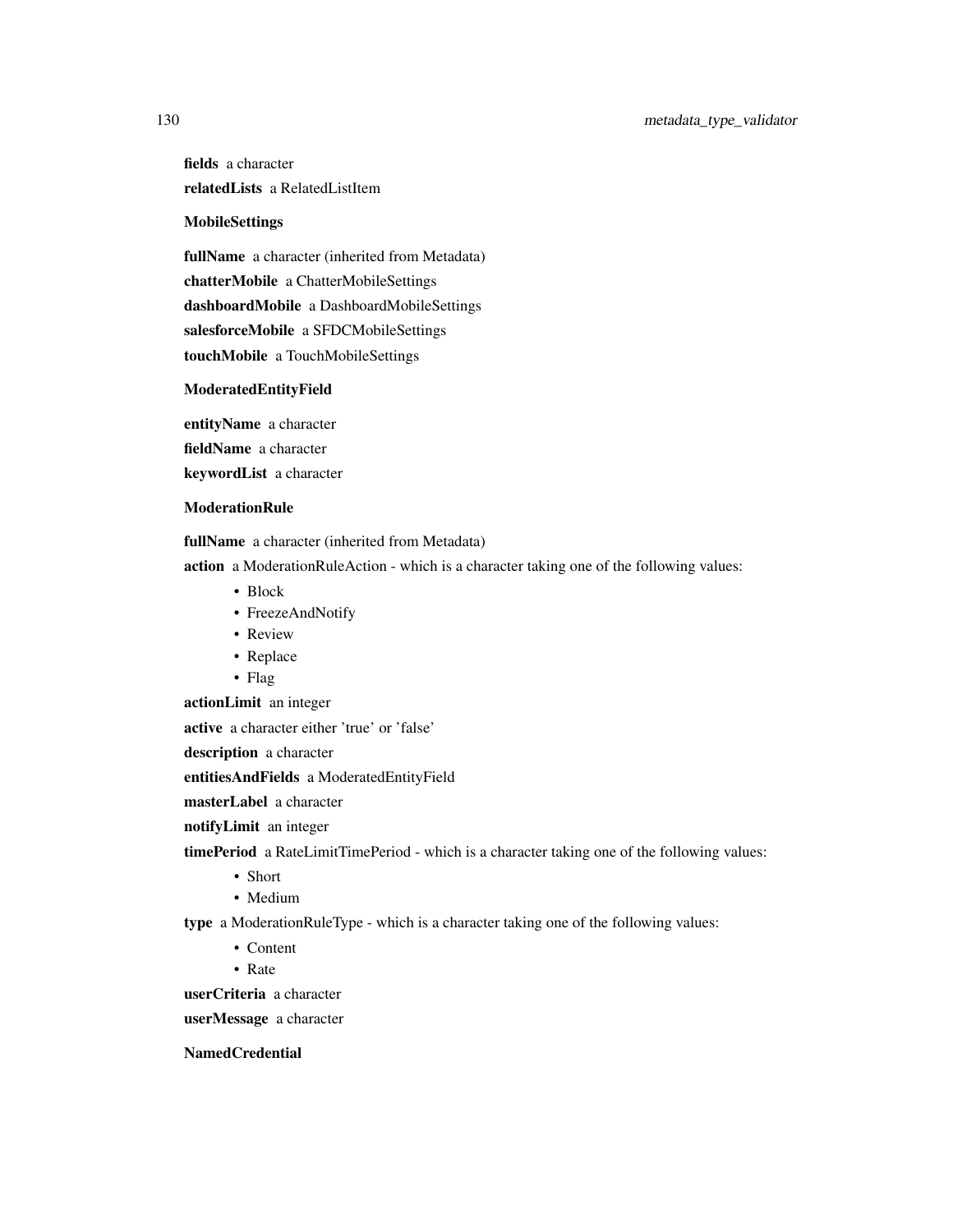**fields** a character

**relatedLists** a RelatedListItem

**MobileSettings**

**fullName** a character (inherited from Metadata)

**chatterMobile** a ChatterMobileSettings

**dashboardMobile** a DashboardMobileSettings

**salesforceMobile** a SFDCMobileSettings

**touchMobile** a TouchMobileSettings

**ModeratedEntityField**

**entityName** a character

**fieldName** a character

**keywordList** a character

**ModerationRule**

**fullName** a character (inherited from Metadata)

**action** a ModerationRuleAction - which is a character taking one of the following values:

- Block
- FreezeAndNotify
- Review
- Replace
- Flag

**actionLimit** an integer

**active** a character either 'true' or 'false'

**description** a character

**entitiesAndFields** a ModeratedEntityField

**masterLabel** a character

**notifyLimit** an integer

**timePeriod** a RateLimitTimePeriod - which is a character taking one of the following values:

- Short
- Medium

**type** a ModerationRuleType - which is a character taking one of the following values:

- Content
- Rate

**userCriteria** a character

**userMessage** a character

**NamedCredential**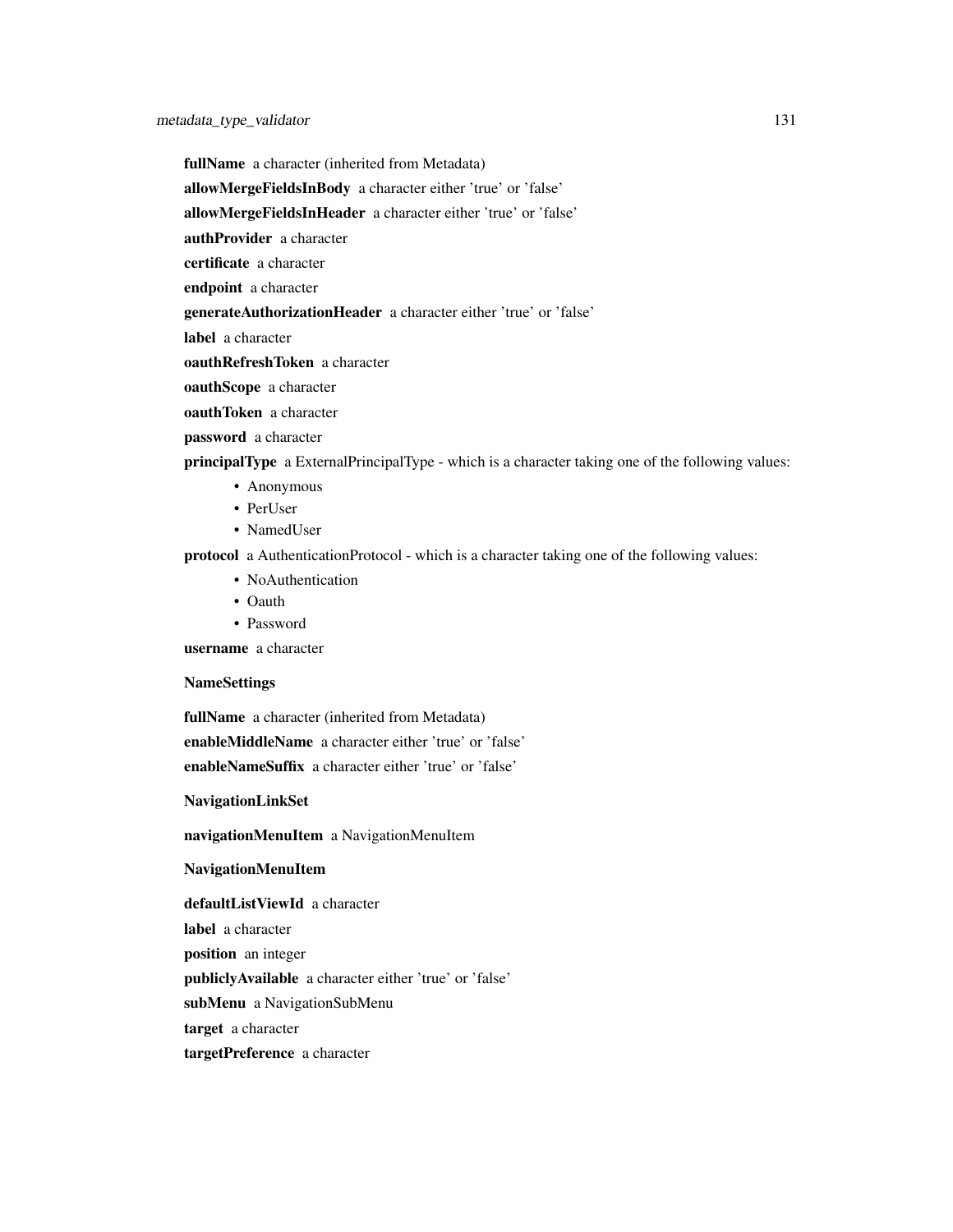**fullName** a character (inherited from Metadata)

**allowMergeFieldsInBody** a character either 'true' or 'false'

**allowMergeFieldsInHeader** a character either 'true' or 'false'

**authProvider** a character

**certificate** a character

**endpoint** a character

**generateAuthorizationHeader** a character either 'true' or 'false'

**label** a character

**oauthRefreshToken** a character

**oauthScope** a character

**oauthToken** a character

**password** a character

**principalType** a ExternalPrincipalType - which is a character taking one of the following values:

- Anonymous
- PerUser
- NamedUser

**protocol** a AuthenticationProtocol - which is a character taking one of the following values:

- NoAuthentication
- Oauth
- Password

**username** a character

**NameSettings**

**fullName** a character (inherited from Metadata)

**enableMiddleName** a character either 'true' or 'false'

**enableNameSuffix** a character either 'true' or 'false'

**NavigationLinkSet**

**navigationMenuItem** a NavigationMenuItem

**NavigationMenuItem**

**defaultListViewId** a character

**label** a character

**position** an integer

**publiclyAvailable** a character either 'true' or 'false'

**subMenu** a NavigationSubMenu

**target** a character

**targetPreference** a character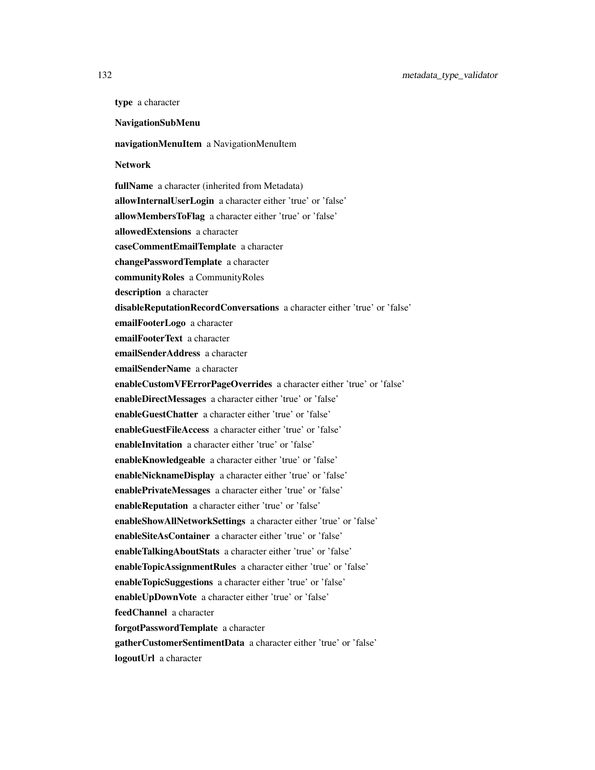**type** a character

**NavigationSubMenu**

**navigationMenuItem** a NavigationMenuItem

**Network**

**fullName** a character (inherited from Metadata)

**allowInternalUserLogin** a character either 'true' or 'false'

**allowMembersToFlag** a character either 'true' or 'false'

**allowedExtensions** a character

**caseCommentEmailTemplate** a character

**changePasswordTemplate** a character

**communityRoles** a CommunityRoles

**description** a character

**disableReputationRecordConversations** a character either 'true' or 'false'

**emailFooterLogo** a character

**emailFooterText** a character

**emailSenderAddress** a character

**emailSenderName** a character

**enableCustomVFErrorPageOverrides** a character either 'true' or 'false'

**enableDirectMessages** a character either 'true' or 'false'

**enableGuestChatter** a character either 'true' or 'false'

**enableGuestFileAccess** a character either 'true' or 'false'

**enableInvitation** a character either 'true' or 'false'

**enableKnowledgeable** a character either 'true' or 'false'

**enableNicknameDisplay** a character either 'true' or 'false'

**enablePrivateMessages** a character either 'true' or 'false'

**enableReputation** a character either 'true' or 'false'

**enableShowAllNetworkSettings** a character either 'true' or 'false'

**enableSiteAsContainer** a character either 'true' or 'false'

**enableTalkingAboutStats** a character either 'true' or 'false'

**enableTopicAssignmentRules** a character either 'true' or 'false'

**enableTopicSuggestions** a character either 'true' or 'false'

**enableUpDownVote** a character either 'true' or 'false'

**feedChannel** a character

**forgotPasswordTemplate** a character

**gatherCustomerSentimentData** a character either 'true' or 'false'

**logoutUrl** a character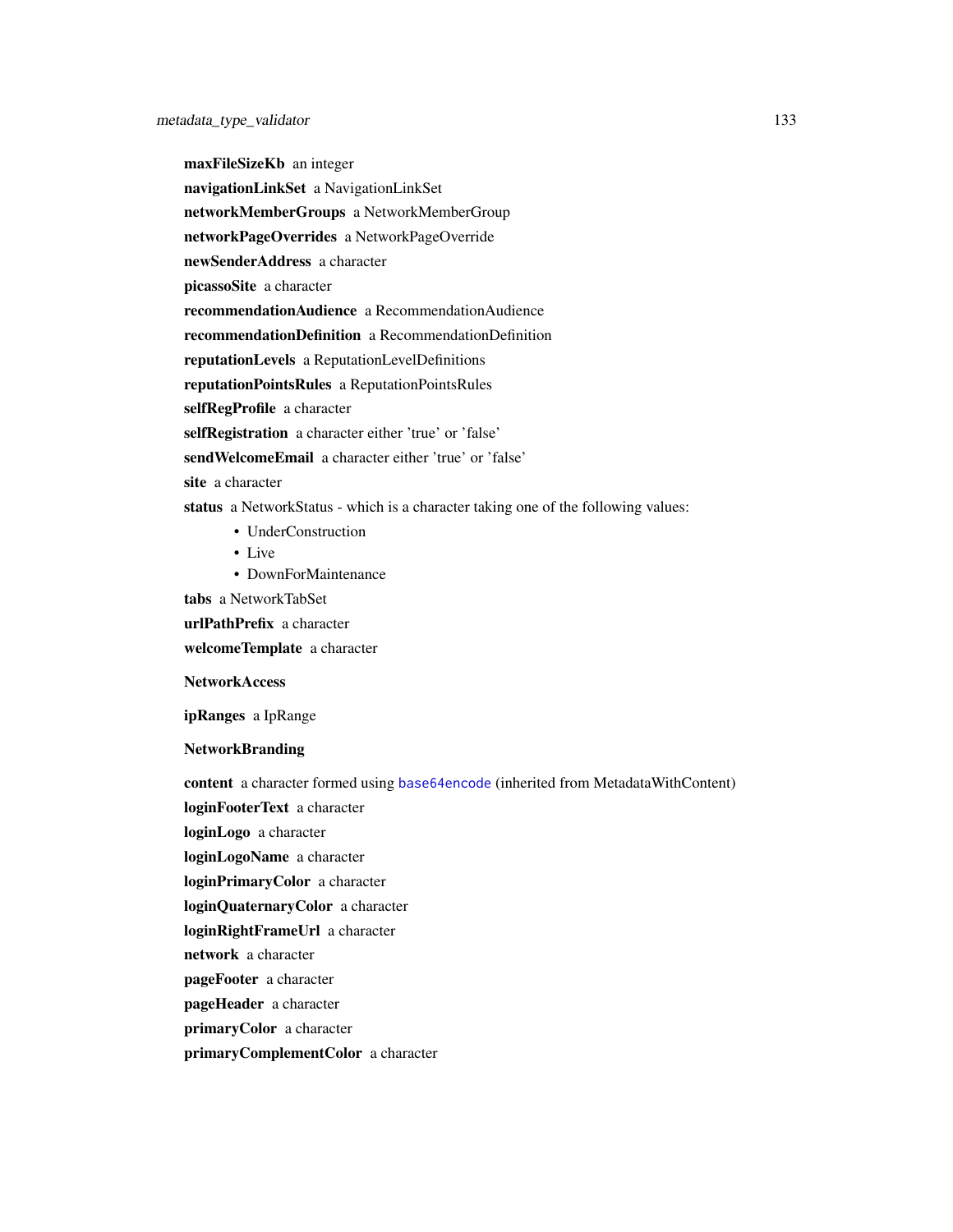**maxFileSizeKb** an integer

**navigationLinkSet** a NavigationLinkSet

**networkMemberGroups** a NetworkMemberGroup

**networkPageOverrides** a NetworkPageOverride

**newSenderAddress** a character

**picassoSite** a character

**recommendationAudience** a RecommendationAudience

**recommendationDefinition** a RecommendationDefinition

**reputationLevels** a ReputationLevelDefinitions

**reputationPointsRules** a ReputationPointsRules

**selfRegProfile** a character

**selfRegistration** a character either 'true' or 'false'

**sendWelcomeEmail** a character either 'true' or 'false'

**site** a character

**status** a NetworkStatus - which is a character taking one of the following values:

- UnderConstruction
- Live
- DownForMaintenance

**tabs** a NetworkTabSet

**urlPathPrefix** a character

**welcomeTemplate** a character

**NetworkAccess**

**ipRanges** a IpRange

**NetworkBranding**

**content** a character formed using base64encode (inherited from MetadataWithContent)

**loginFooterText** a character

**loginLogo** a character

**loginLogoName** a character

**loginPrimaryColor** a character

**loginQuaternaryColor** a character

**loginRightFrameUrl** a character

**network** a character

**pageFooter** a character

**pageHeader** a character

**primaryColor** a character

**primaryComplementColor** a character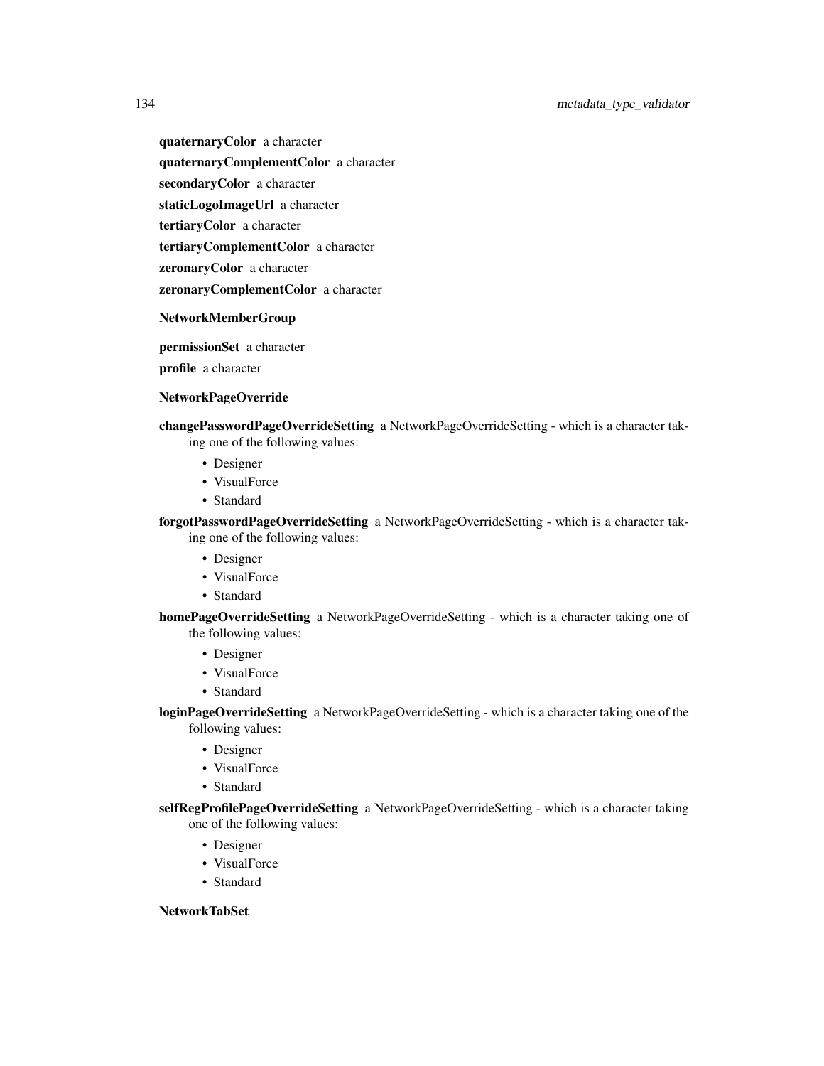**quaternaryColor** a character

**quaternaryComplementColor** a character

**secondaryColor** a character

**staticLogoImageUrl** a character

**tertiaryColor** a character

**tertiaryComplementColor** a character

**zeronaryColor** a character

**zeronaryComplementColor** a character

**NetworkMemberGroup**

**permissionSet** a character

**profile** a character

**NetworkPageOverride**

**changePasswordPageOverrideSetting** a NetworkPageOverrideSetting - which is a character taking one of the following values:

- Designer
- VisualForce
- Standard

**forgotPasswordPageOverrideSetting** a NetworkPageOverrideSetting - which is a character taking one of the following values:

- Designer
- VisualForce
- Standard

**homePageOverrideSetting** a NetworkPageOverrideSetting - which is a character taking one of the following values:

- Designer
- VisualForce
- Standard

**loginPageOverrideSetting** a NetworkPageOverrideSetting - which is a character taking one of the following values:

- Designer
- VisualForce
- Standard

**selfRegProfilePageOverrideSetting** a NetworkPageOverrideSetting - which is a character taking one of the following values:

- Designer
- VisualForce
- Standard

**NetworkTabSet**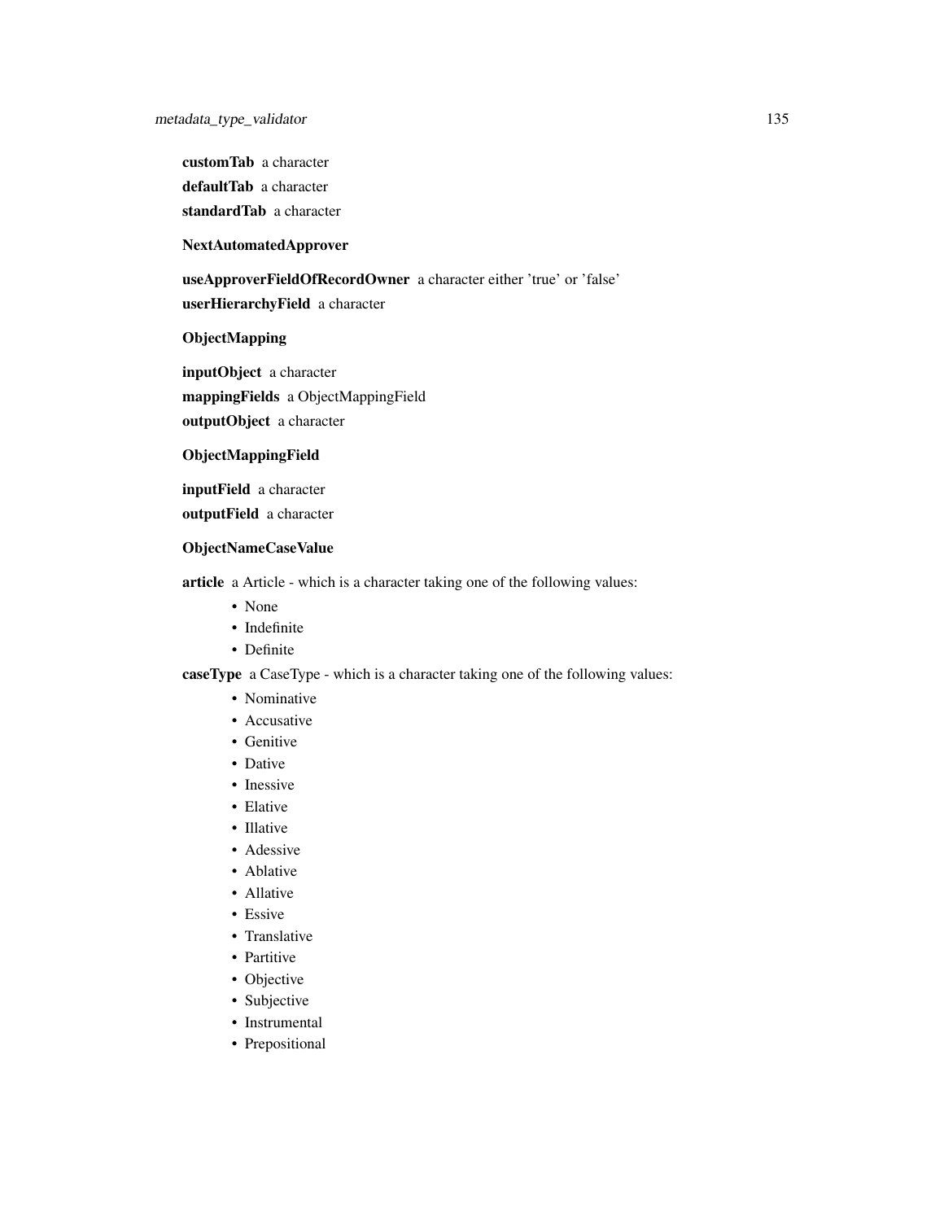**customTab** a character

**defaultTab** a character

**standardTab** a character

**NextAutomatedApprover**

**useApproverFieldOfRecordOwner** a character either 'true' or 'false'

**userHierarchyField** a character

**ObjectMapping**

**inputObject** a character

**mappingFields** a ObjectMappingField

**outputObject** a character

**ObjectMappingField**

**inputField** a character

**outputField** a character

**ObjectNameCaseValue**

**article** a Article - which is a character taking one of the following values:

- None
- Indefinite
- Definite

**caseType** a CaseType - which is a character taking one of the following values:

- Nominative
- Accusative
- Genitive
- Dative
- Inessive
- Elative
- Illative
- Adessive
- Ablative
- Allative
- Essive
- Translative
- Partitive
- Objective
- Subjective
- Instrumental
- Prepositional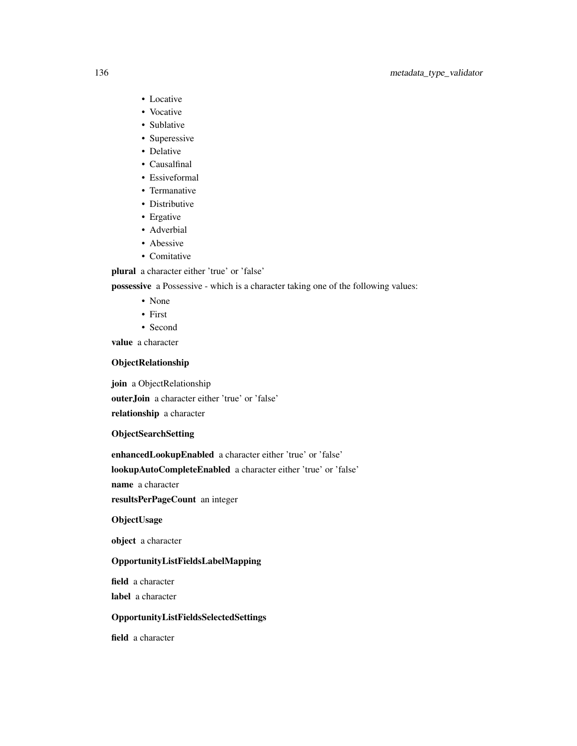- Locative
- Vocative
- Sublative
- Superessive
- Delative
- Causalfinal
- Essiveformal
- Termanative
- Distributive
- Ergative
- Adverbial
- Abessive
- Comitative

**plural** a character either 'true' or 'false'

**possessive** a Possessive - which is a character taking one of the following values:

- None
- First
- Second

**value** a character

**ObjectRelationship**

**join** a ObjectRelationship

**outerJoin** a character either 'true' or 'false'

**relationship** a character

**ObjectSearchSetting**

**enhancedLookupEnabled** a character either 'true' or 'false'

**lookupAutoCompleteEnabled** a character either 'true' or 'false'

**name** a character

**resultsPerPageCount** an integer

**ObjectUsage**

**object** a character

**OpportunityListFieldsLabelMapping**

**field** a character

**label** a character

**OpportunityListFieldsSelectedSettings**

**field** a character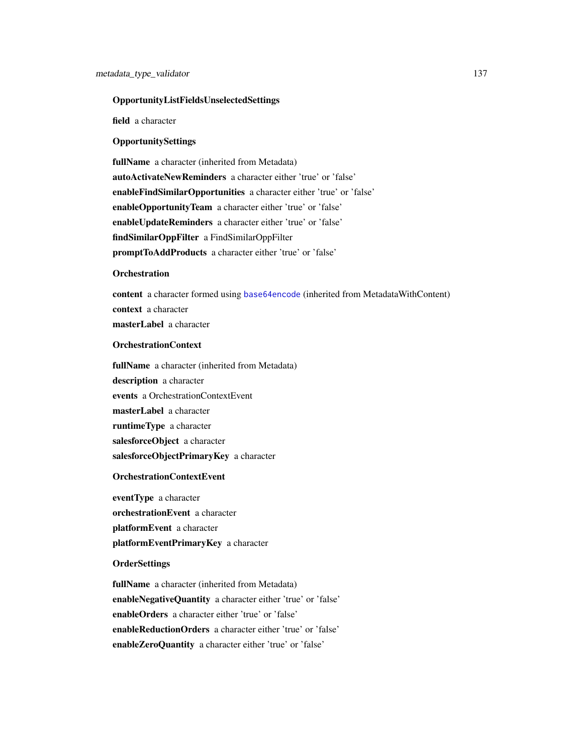**OpportunityListFieldsUnselectedSettings**

**field** a character

**OpportunitySettings**

**fullName** a character (inherited from Metadata)

**autoActivateNewReminders** a character either 'true' or 'false'

**enableFindSimilarOpportunities** a character either 'true' or 'false'

**enableOpportunityTeam** a character either 'true' or 'false'

**enableUpdateReminders** a character either 'true' or 'false'

**findSimilarOppFilter** a FindSimilarOppFilter

**promptToAddProducts** a character either 'true' or 'false'

**Orchestration**

**content** a character formed using base64encode (inherited from MetadataWithContent)

**context** a character

**masterLabel** a character

**OrchestrationContext**

**fullName** a character (inherited from Metadata)

**description** a character

**events** a OrchestrationContextEvent

**masterLabel** a character

**runtimeType** a character

**salesforceObject** a character

**salesforceObjectPrimaryKey** a character

**OrchestrationContextEvent**

**eventType** a character

**orchestrationEvent** a character

**platformEvent** a character

**platformEventPrimaryKey** a character

**OrderSettings**

**fullName** a character (inherited from Metadata)

**enableNegativeQuantity** a character either 'true' or 'false'

**enableOrders** a character either 'true' or 'false'

**enableReductionOrders** a character either 'true' or 'false'

**enableZeroQuantity** a character either 'true' or 'false'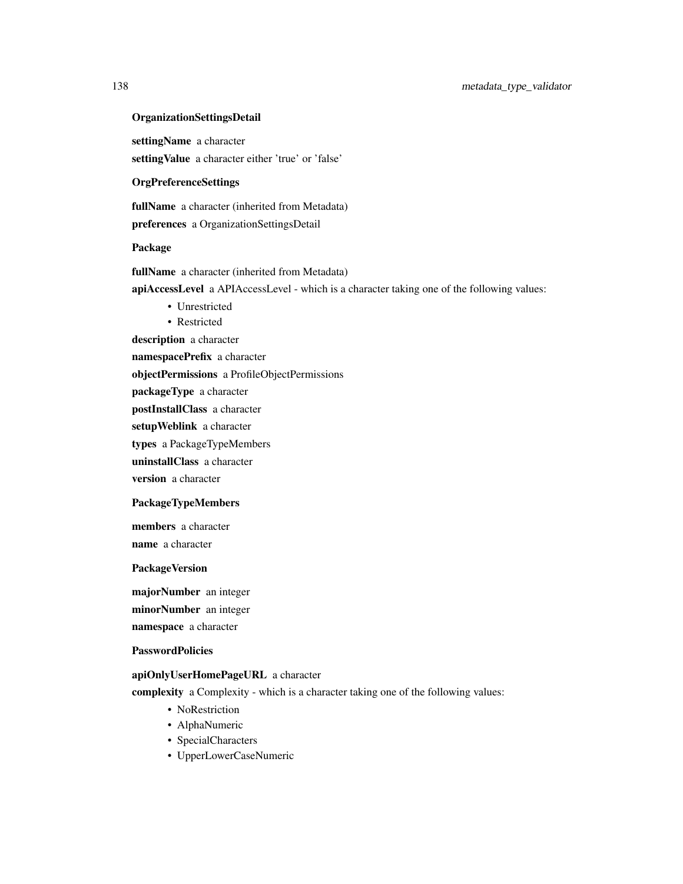**OrganizationSettingsDetail**

**settingName** a character

**settingValue** a character either 'true' or 'false'

**OrgPreferenceSettings**

**fullName** a character (inherited from Metadata)

**preferences** a OrganizationSettingsDetail

**Package**

**fullName** a character (inherited from Metadata)

**apiAccessLevel** a APIAccessLevel - which is a character taking one of the following values:

- Unrestricted
- Restricted

**description** a character

**namespacePrefix** a character

**objectPermissions** a ProfileObjectPermissions

**packageType** a character

**postInstallClass** a character

**setupWeblink** a character

**types** a PackageTypeMembers

**uninstallClass** a character

**version** a character

**PackageTypeMembers**

**members** a character

**name** a character

**PackageVersion**

**majorNumber** an integer

**minorNumber** an integer

**namespace** a character

**PasswordPolicies**

**apiOnlyUserHomePageURL** a character

**complexity** a Complexity - which is a character taking one of the following values:

- NoRestriction
- AlphaNumeric
- SpecialCharacters
- UpperLowerCaseNumeric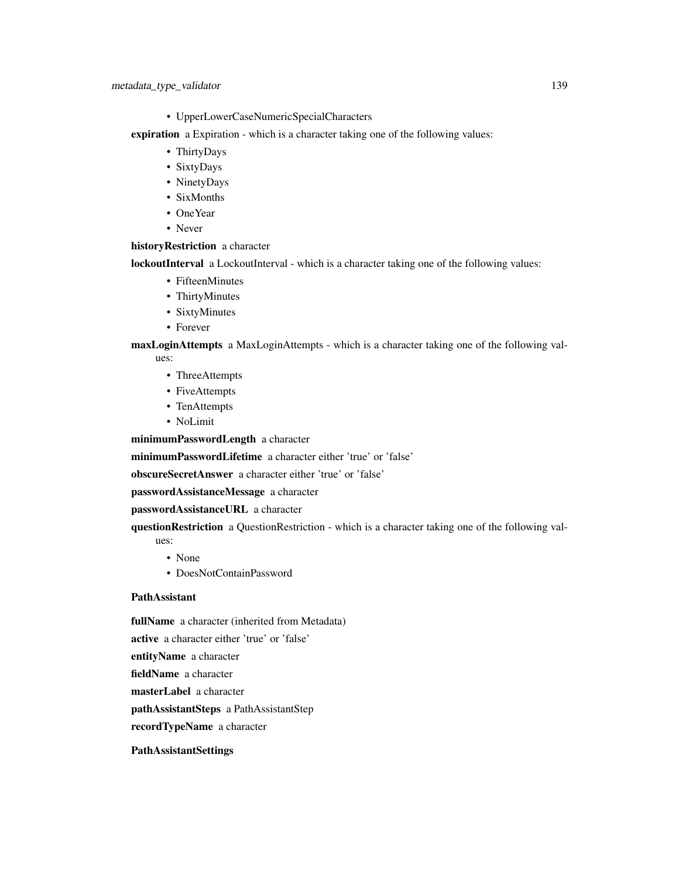- UpperLowerCaseNumericSpecialCharacters

**expiration** a Expiration - which is a character taking one of the following values:

- ThirtyDays
- SixtyDays
- NinetyDays
- SixMonths
- OneYear
- Never

**historyRestriction** a character

**lockoutInterval** a LockoutInterval - which is a character taking one of the following values:

- FifteenMinutes
- ThirtyMinutes
- SixtyMinutes
- Forever

**maxLoginAttempts** a MaxLoginAttempts - which is a character taking one of the following values:

- ThreeAttempts
- FiveAttempts
- TenAttempts
- NoLimit

**minimumPasswordLength** a character

**minimumPasswordLifetime** a character either 'true' or 'false'

**obscureSecretAnswer** a character either 'true' or 'false'

**passwordAssistanceMessage** a character

**passwordAssistanceURL** a character

**questionRestriction** a QuestionRestriction - which is a character taking one of the following values:

- None
- DoesNotContainPassword

**PathAssistant**

**fullName** a character (inherited from Metadata)

**active** a character either 'true' or 'false'

**entityName** a character

**fieldName** a character

**masterLabel** a character

**pathAssistantSteps** a PathAssistantStep

**recordTypeName** a character

**PathAssistantSettings**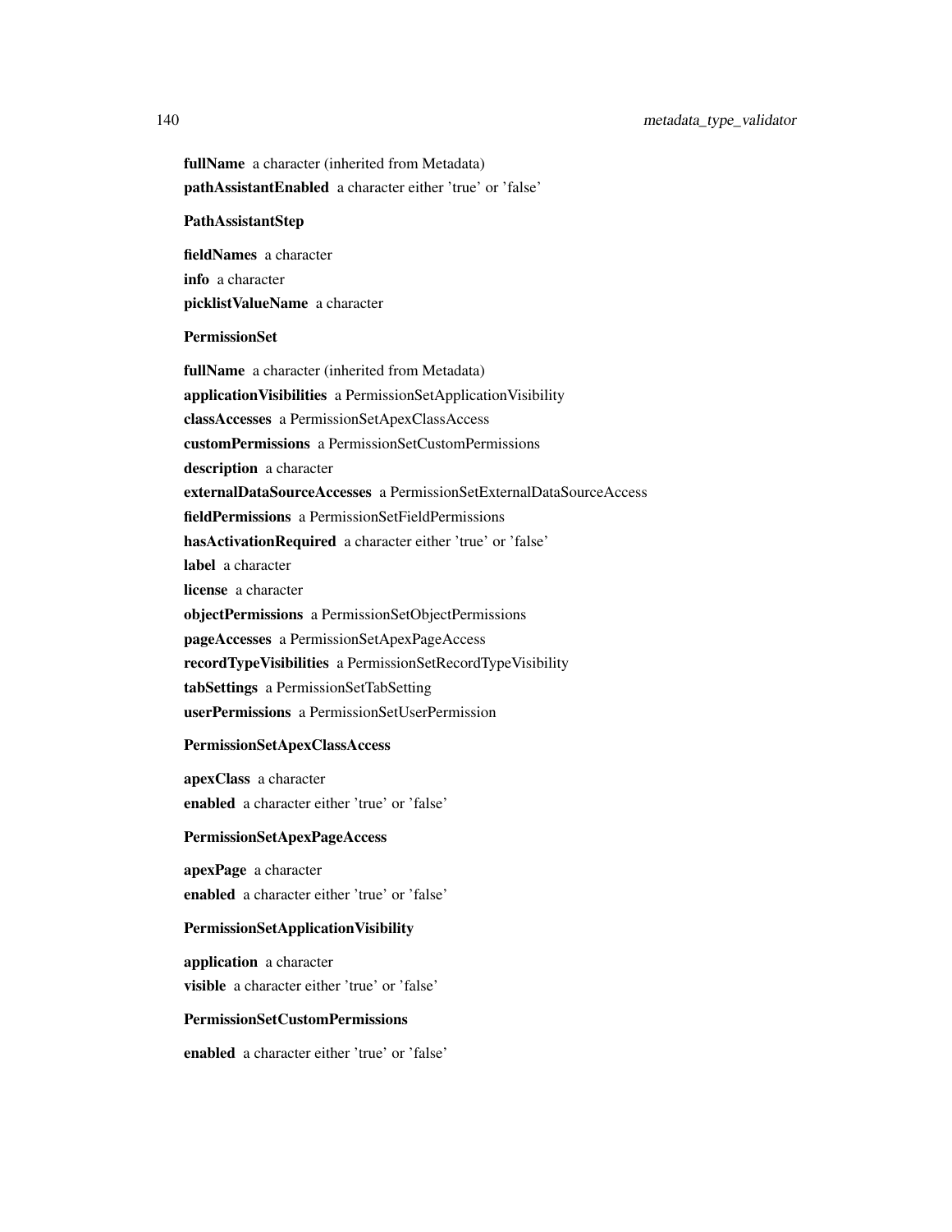**fullName** a character (inherited from Metadata)

**pathAssistantEnabled** a character either 'true' or 'false'

**PathAssistantStep**

**fieldNames** a character

**info** a character

**picklistValueName** a character

**PermissionSet**

**fullName** a character (inherited from Metadata)

**applicationVisibilities** a PermissionSetApplicationVisibility

**classAccesses** a PermissionSetApexClassAccess

**customPermissions** a PermissionSetCustomPermissions

**description** a character

**externalDataSourceAccesses** a PermissionSetExternalDataSourceAccess

**fieldPermissions** a PermissionSetFieldPermissions

**hasActivationRequired** a character either 'true' or 'false'

**label** a character

**license** a character

**objectPermissions** a PermissionSetObjectPermissions

**pageAccesses** a PermissionSetApexPageAccess

**recordTypeVisibilities** a PermissionSetRecordTypeVisibility

**tabSettings** a PermissionSetTabSetting

**userPermissions** a PermissionSetUserPermission

**PermissionSetApexClassAccess**

**apexClass** a character

**enabled** a character either 'true' or 'false'

**PermissionSetApexPageAccess**

**apexPage** a character

**enabled** a character either 'true' or 'false'

**PermissionSetApplicationVisibility**

**application** a character

**visible** a character either 'true' or 'false'

**PermissionSetCustomPermissions**

**enabled** a character either 'true' or 'false'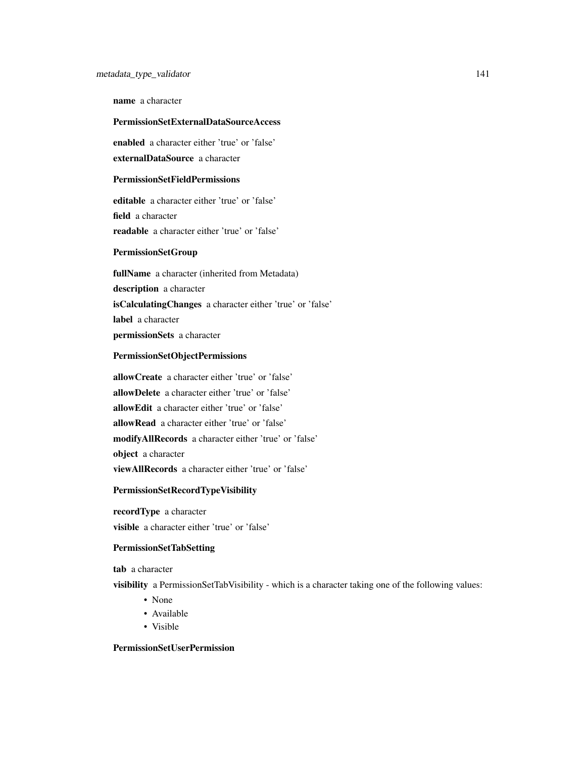**name** a character

**PermissionSetExternalDataSourceAccess**

**enabled** a character either 'true' or 'false'

**externalDataSource** a character

**PermissionSetFieldPermissions**

**editable** a character either 'true' or 'false'

**field** a character

**readable** a character either 'true' or 'false'

**PermissionSetGroup**

**fullName** a character (inherited from Metadata)

**description** a character

**isCalculatingChanges** a character either 'true' or 'false'

**label** a character

**permissionSets** a character

**PermissionSetObjectPermissions**

**allowCreate** a character either 'true' or 'false'

**allowDelete** a character either 'true' or 'false'

**allowEdit** a character either 'true' or 'false'

**allowRead** a character either 'true' or 'false'

**modifyAllRecords** a character either 'true' or 'false'

**object** a character

**viewAllRecords** a character either 'true' or 'false'

**PermissionSetRecordTypeVisibility**

**recordType** a character

**visible** a character either 'true' or 'false'

**PermissionSetTabSetting**

**tab** a character

**visibility** a PermissionSetTabVisibility - which is a character taking one of the following values:

- None
- Available
- Visible

**PermissionSetUserPermission**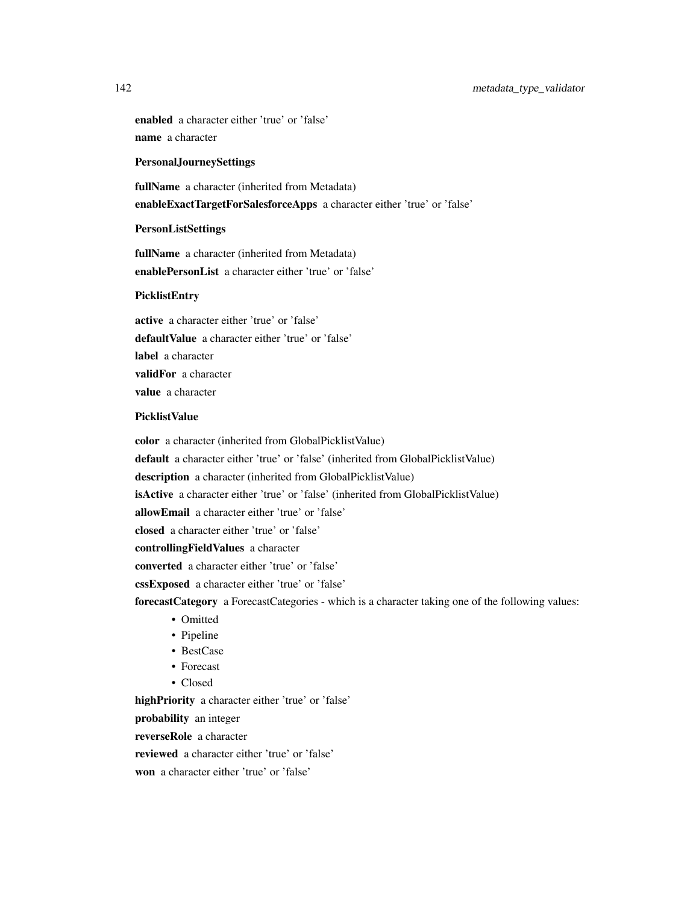**enabled** a character either 'true' or 'false'

**name** a character

**PersonalJourneySettings**

**fullName** a character (inherited from Metadata)

**enableExactTargetForSalesforceApps** a character either 'true' or 'false'

**PersonListSettings**

**fullName** a character (inherited from Metadata)

**enablePersonList** a character either 'true' or 'false'

**PicklistEntry**

**active** a character either 'true' or 'false'

**defaultValue** a character either 'true' or 'false'

**label** a character

**validFor** a character

**value** a character

**PicklistValue**

**color** a character (inherited from GlobalPicklistValue)

**default** a character either 'true' or 'false' (inherited from GlobalPicklistValue)

**description** a character (inherited from GlobalPicklistValue)

**isActive** a character either 'true' or 'false' (inherited from GlobalPicklistValue)

**allowEmail** a character either 'true' or 'false'

**closed** a character either 'true' or 'false'

**controllingFieldValues** a character

**converted** a character either 'true' or 'false'

**cssExposed** a character either 'true' or 'false'

**forecastCategory** a ForecastCategories - which is a character taking one of the following values:

- Omitted
- Pipeline
- BestCase
- Forecast
- Closed

**highPriority** a character either 'true' or 'false'

**probability** an integer

**reverseRole** a character

**reviewed** a character either 'true' or 'false'

**won** a character either 'true' or 'false'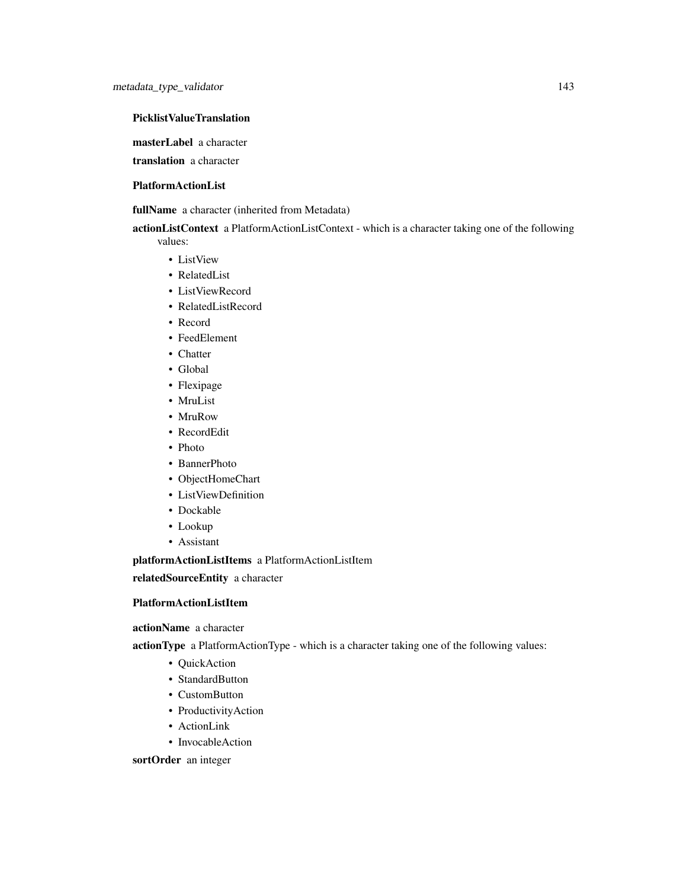**PicklistValueTranslation**

**masterLabel** a character

**translation** a character

**PlatformActionList**

**fullName** a character (inherited from Metadata)

**actionListContext** a PlatformActionListContext - which is a character taking one of the following values:

- ListView
- RelatedList
- ListViewRecord
- RelatedListRecord
- Record
- FeedElement
- Chatter
- Global
- Flexipage
- MruList
- MruRow
- RecordEdit
- Photo
- BannerPhoto
- ObjectHomeChart
- ListViewDefinition
- Dockable
- Lookup
- Assistant

**platformActionListItems** a PlatformActionListItem

**relatedSourceEntity** a character

**PlatformActionListItem**

**actionName** a character

**actionType** a PlatformActionType - which is a character taking one of the following values:

- QuickAction
- StandardButton
- CustomButton
- ProductivityAction
- ActionLink
- InvocableAction

**sortOrder** an integer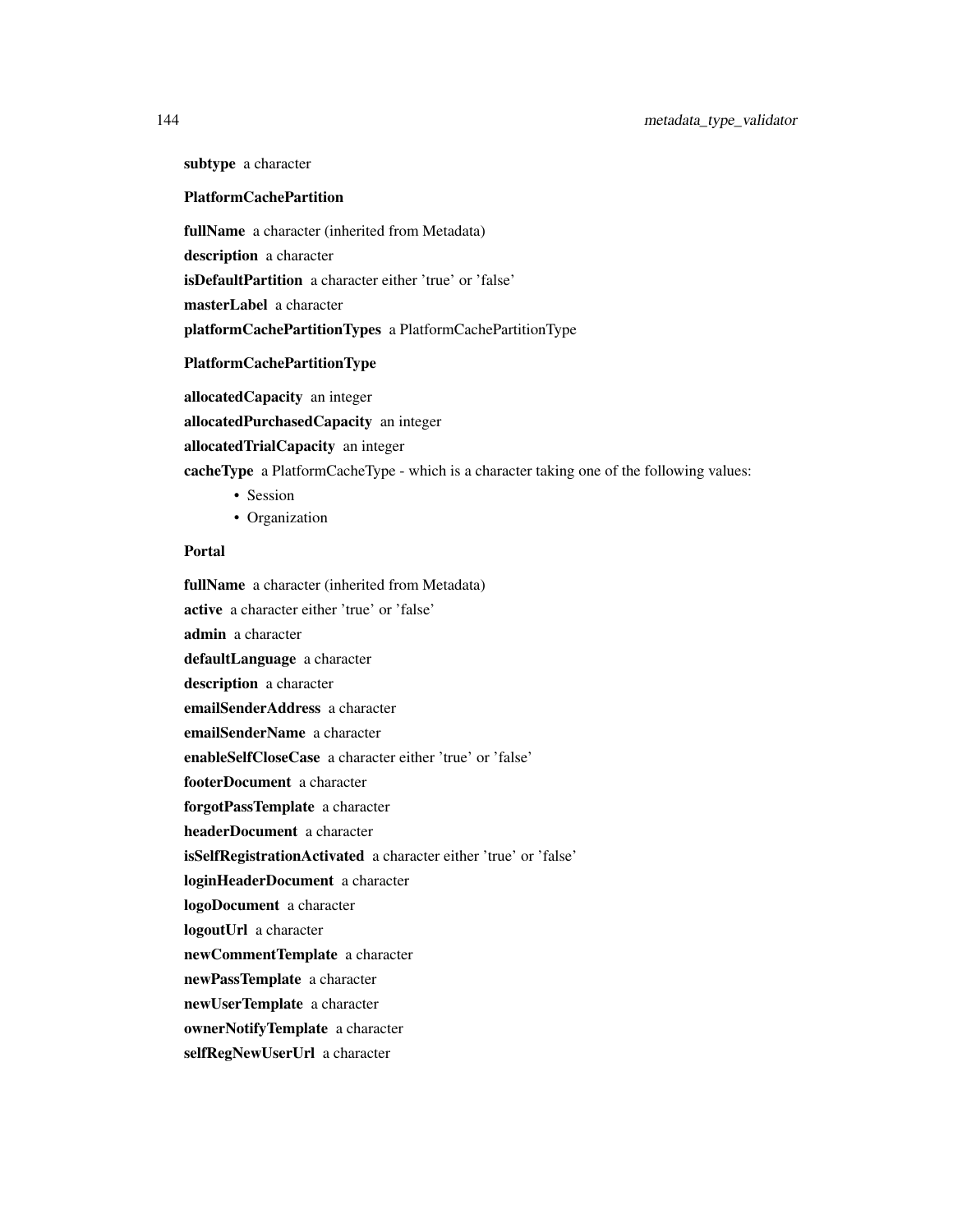**subtype** a character

**PlatformCachePartition**

**fullName** a character (inherited from Metadata)

**description** a character

**isDefaultPartition** a character either 'true' or 'false'

**masterLabel** a character

**platformCachePartitionTypes** a PlatformCachePartitionType

**PlatformCachePartitionType**

**allocatedCapacity** an integer

**allocatedPurchasedCapacity** an integer

**allocatedTrialCapacity** an integer

**cacheType** a PlatformCacheType - which is a character taking one of the following values:

- Session
- Organization

**Portal**

**fullName** a character (inherited from Metadata)

**active** a character either 'true' or 'false'

**admin** a character

**defaultLanguage** a character

**description** a character

**emailSenderAddress** a character

**emailSenderName** a character

**enableSelfCloseCase** a character either 'true' or 'false'

**footerDocument** a character

**forgotPassTemplate** a character

**headerDocument** a character

**isSelfRegistrationActivated** a character either 'true' or 'false'

**loginHeaderDocument** a character

**logoDocument** a character

**logoutUrl** a character

**newCommentTemplate** a character

**newPassTemplate** a character

**newUserTemplate** a character

**ownerNotifyTemplate** a character

**selfRegNewUserUrl** a character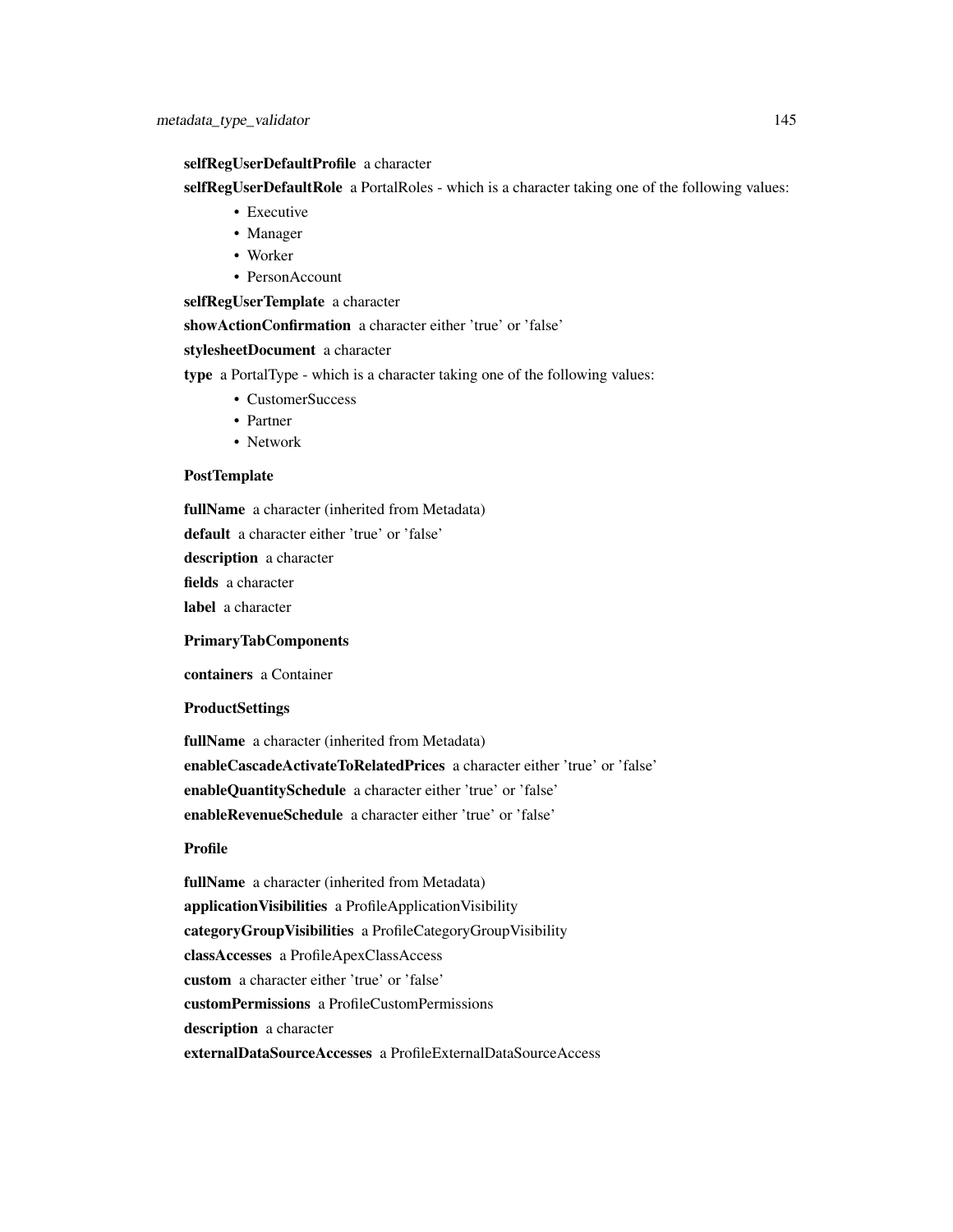**selfRegUserDefaultProfile** a character

**selfRegUserDefaultRole** a PortalRoles - which is a character taking one of the following values:

- Executive
- Manager
- Worker
- PersonAccount

**selfRegUserTemplate** a character

**showActionConfirmation** a character either 'true' or 'false'

**stylesheetDocument** a character

**type** a PortalType - which is a character taking one of the following values:

- CustomerSuccess
- Partner
- Network

**PostTemplate**

**fullName** a character (inherited from Metadata)

**default** a character either 'true' or 'false'

**description** a character

**fields** a character

**label** a character

**PrimaryTabComponents**

**containers** a Container

**ProductSettings**

**fullName** a character (inherited from Metadata)

**enableCascadeActivateToRelatedPrices** a character either 'true' or 'false'

**enableQuantitySchedule** a character either 'true' or 'false'

**enableRevenueSchedule** a character either 'true' or 'false'

**Profile**

**fullName** a character (inherited from Metadata)

**applicationVisibilities** a ProfileApplicationVisibility

**categoryGroupVisibilities** a ProfileCategoryGroupVisibility

**classAccesses** a ProfileApexClassAccess

**custom** a character either 'true' or 'false'

**customPermissions** a ProfileCustomPermissions

**description** a character

**externalDataSourceAccesses** a ProfileExternalDataSourceAccess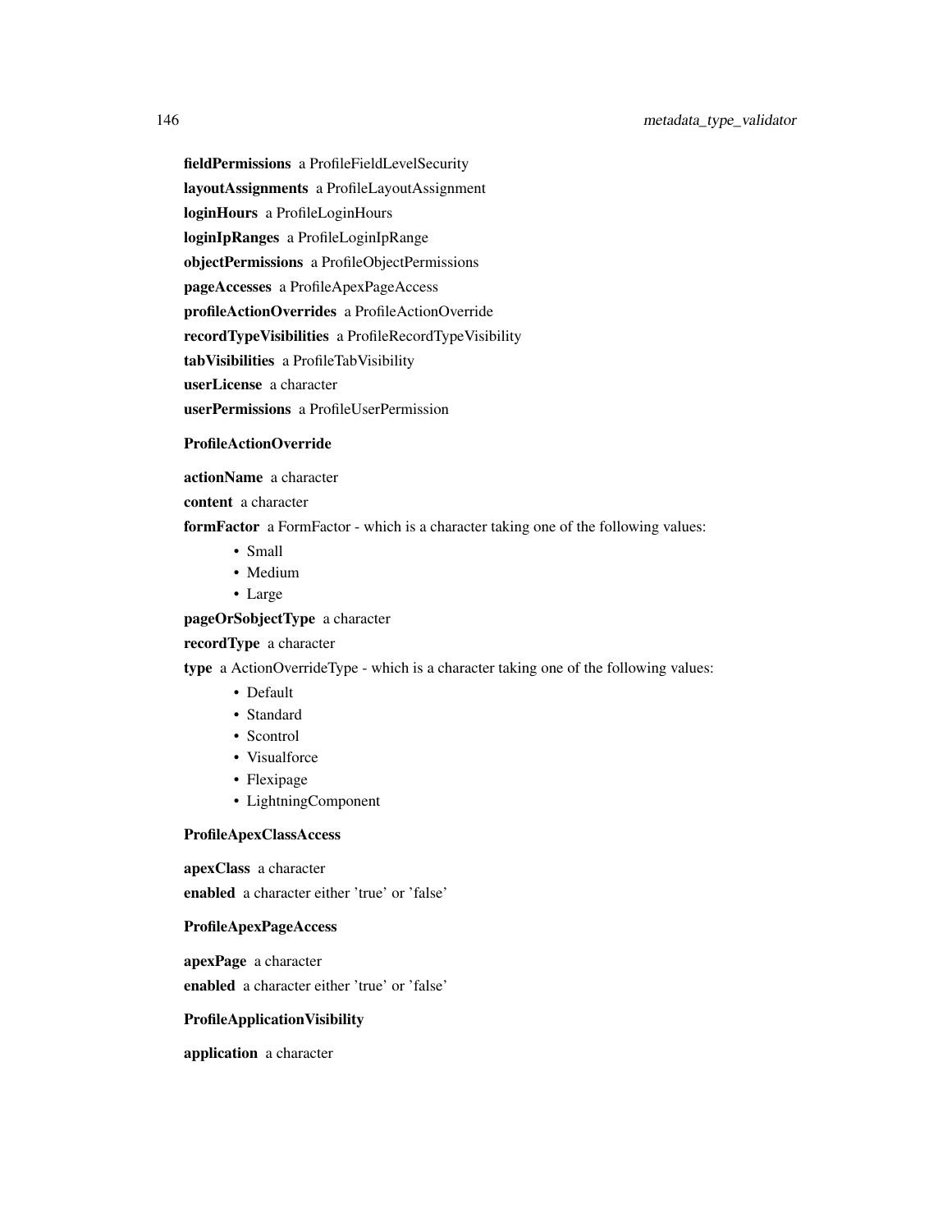**fieldPermissions** a ProfileFieldLevelSecurity

**layoutAssignments** a ProfileLayoutAssignment

**loginHours** a ProfileLoginHours

**loginIpRanges** a ProfileLoginIpRange

**objectPermissions** a ProfileObjectPermissions

**pageAccesses** a ProfileApexPageAccess

**profileActionOverrides** a ProfileActionOverride

**recordTypeVisibilities** a ProfileRecordTypeVisibility

**tabVisibilities** a ProfileTabVisibility

**userLicense** a character

**userPermissions** a ProfileUserPermission

**ProfileActionOverride**

**actionName** a character

**content** a character

**formFactor** a FormFactor - which is a character taking one of the following values:

- Small
- Medium
- Large

**pageOrSobjectType** a character

**recordType** a character

**type** a ActionOverrideType - which is a character taking one of the following values:

- Default
- Standard
- Scontrol
- Visualforce
- Flexipage
- LightningComponent

**ProfileApexClassAccess**

**apexClass** a character

**enabled** a character either 'true' or 'false'

**ProfileApexPageAccess**

**apexPage** a character

**enabled** a character either 'true' or 'false'

**ProfileApplicationVisibility**

**application** a character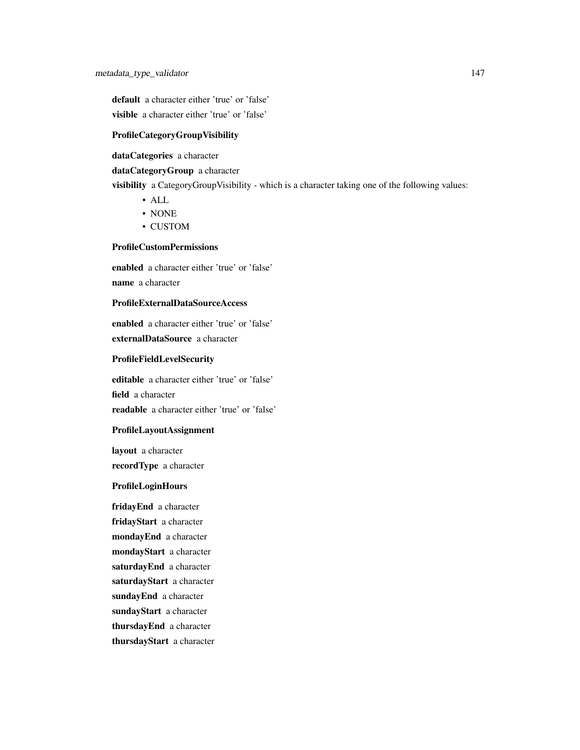**default** a character either 'true' or 'false'

**visible** a character either 'true' or 'false'

**ProfileCategoryGroupVisibility**

**dataCategories** a character

**dataCategoryGroup** a character

**visibility** a CategoryGroupVisibility - which is a character taking one of the following values:

- ALL
- NONE
- CUSTOM

**ProfileCustomPermissions**

**enabled** a character either 'true' or 'false'

**name** a character

**ProfileExternalDataSourceAccess**

**enabled** a character either 'true' or 'false'

**externalDataSource** a character

**ProfileFieldLevelSecurity**

**editable** a character either 'true' or 'false'

**field** a character

**readable** a character either 'true' or 'false'

**ProfileLayoutAssignment**

**layout** a character

**recordType** a character

**ProfileLoginHours**

**fridayEnd** a character

**fridayStart** a character

**mondayEnd** a character

**mondayStart** a character

**saturdayEnd** a character

**saturdayStart** a character

**sundayEnd** a character

**sundayStart** a character

**thursdayEnd** a character

**thursdayStart** a character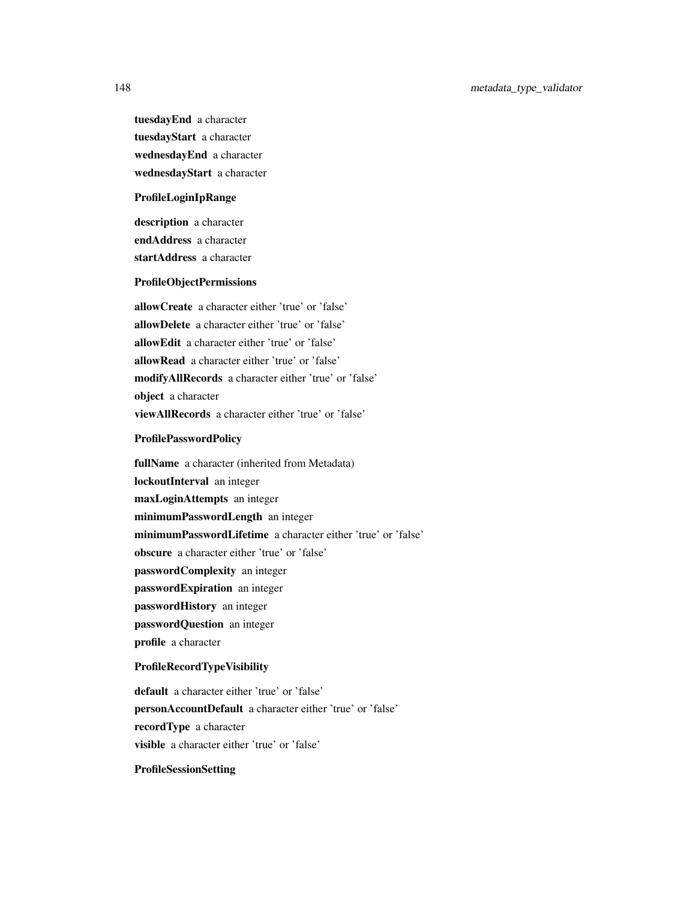**tuesdayEnd** a character

**tuesdayStart** a character

**wednesdayEnd** a character

**wednesdayStart** a character

**ProfileLoginIpRange**

**description** a character

**endAddress** a character

**startAddress** a character

**ProfileObjectPermissions**

**allowCreate** a character either 'true' or 'false'

**allowDelete** a character either 'true' or 'false'

**allowEdit** a character either 'true' or 'false'

**allowRead** a character either 'true' or 'false'

**modifyAllRecords** a character either 'true' or 'false'

**object** a character

**viewAllRecords** a character either 'true' or 'false'

**ProfilePasswordPolicy**

**fullName** a character (inherited from Metadata)

**lockoutInterval** an integer

**maxLoginAttempts** an integer

**minimumPasswordLength** an integer

**minimumPasswordLifetime** a character either 'true' or 'false'

**obscure** a character either 'true' or 'false'

**passwordComplexity** an integer

**passwordExpiration** an integer

**passwordHistory** an integer

**passwordQuestion** an integer

**profile** a character

**ProfileRecordTypeVisibility**

**default** a character either 'true' or 'false'

**personAccountDefault** a character either 'true' or 'false'

**recordType** a character

**visible** a character either 'true' or 'false'

**ProfileSessionSetting**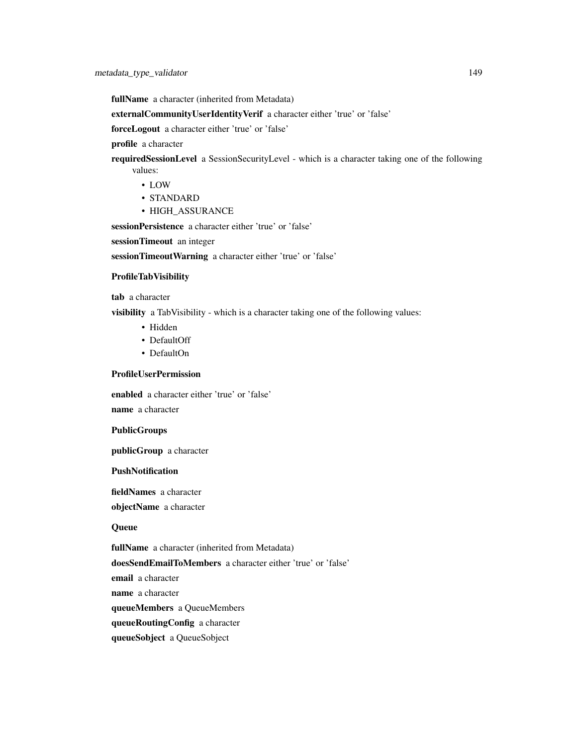**fullName** a character (inherited from Metadata)

**externalCommunityUserIdentityVerif** a character either 'true' or 'false'

**forceLogout** a character either 'true' or 'false'

**profile** a character

**requiredSessionLevel** a SessionSecurityLevel - which is a character taking one of the following values:

- LOW
- STANDARD
- HIGH_ASSURANCE

**sessionPersistence** a character either 'true' or 'false'

**sessionTimeout** an integer

**sessionTimeoutWarning** a character either 'true' or 'false'

**ProfileTabVisibility**

**tab** a character

**visibility** a TabVisibility - which is a character taking one of the following values:

- Hidden
- DefaultOff
- DefaultOn

**ProfileUserPermission**

**enabled** a character either 'true' or 'false'

**name** a character

**PublicGroups**

**publicGroup** a character

**PushNotification**

**fieldNames** a character

**objectName** a character

**Queue**

**fullName** a character (inherited from Metadata)

**doesSendEmailToMembers** a character either 'true' or 'false'

**email** a character

**name** a character

**queueMembers** a QueueMembers

**queueRoutingConfig** a character

**queueSobject** a QueueSobject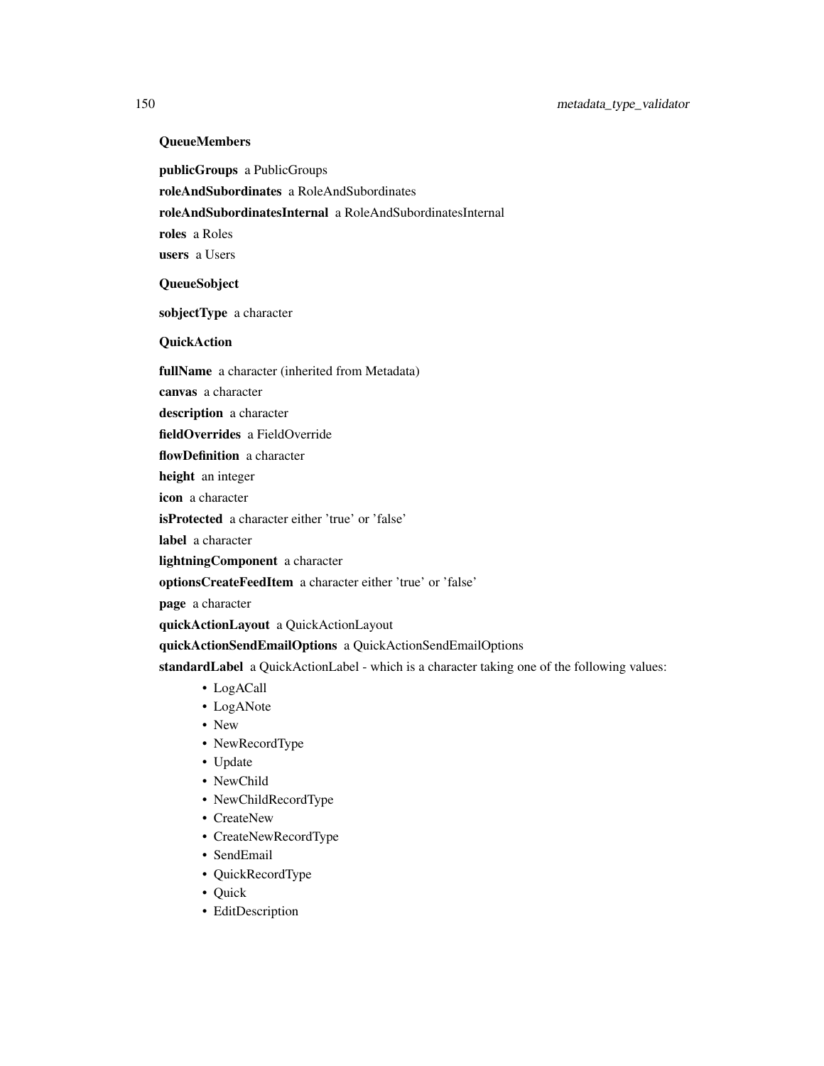**QueueMembers**

**publicGroups** a PublicGroups

**roleAndSubordinates** a RoleAndSubordinates

**roleAndSubordinatesInternal** a RoleAndSubordinatesInternal

**roles** a Roles

**users** a Users

**QueueSobject**

**sobjectType** a character

**QuickAction**

**fullName** a character (inherited from Metadata)

**canvas** a character

**description** a character

**fieldOverrides** a FieldOverride

**flowDefinition** a character

**height** an integer

**icon** a character

**isProtected** a character either 'true' or 'false'

**label** a character

**lightningComponent** a character

**optionsCreateFeedItem** a character either 'true' or 'false'

**page** a character

**quickActionLayout** a QuickActionLayout

**quickActionSendEmailOptions** a QuickActionSendEmailOptions

**standardLabel** a QuickActionLabel - which is a character taking one of the following values:

- LogACall
- LogANote
- New
- NewRecordType
- Update
- NewChild
- NewChildRecordType
- CreateNew
- CreateNewRecordType
- SendEmail
- QuickRecordType
- Quick
- EditDescription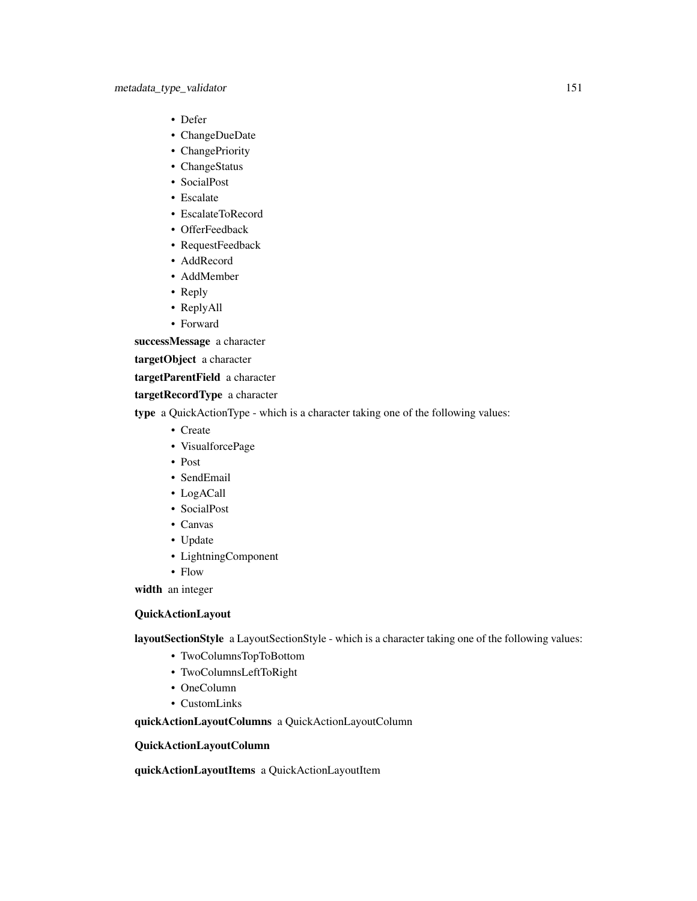- Defer
- ChangeDueDate
- ChangePriority
- ChangeStatus
- SocialPost
- Escalate
- EscalateToRecord
- OfferFeedback
- RequestFeedback
- AddRecord
- AddMember
- Reply
- ReplyAll
- Forward

**successMessage** a character

**targetObject** a character

**targetParentField** a character

**targetRecordType** a character

**type** a QuickActionType - which is a character taking one of the following values:

- Create
- VisualforcePage
- Post
- SendEmail
- LogACall
- SocialPost
- Canvas
- Update
- LightningComponent
- Flow

**width** an integer

**QuickActionLayout**

**layoutSectionStyle** a LayoutSectionStyle - which is a character taking one of the following values:

- TwoColumnsTopToBottom
- TwoColumnsLeftToRight
- OneColumn
- CustomLinks

**quickActionLayoutColumns** a QuickActionLayoutColumn

**QuickActionLayoutColumn**

**quickActionLayoutItems** a QuickActionLayoutItem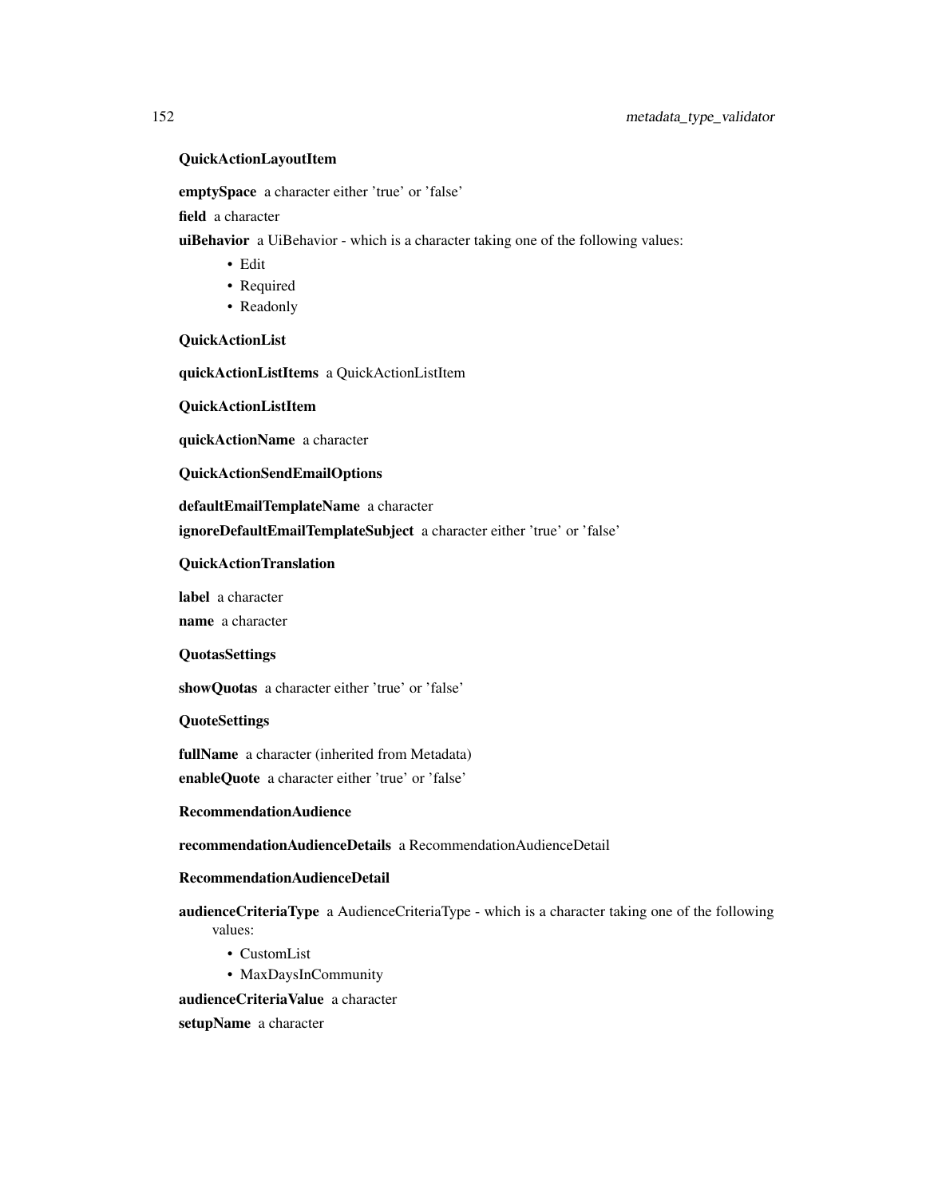**QuickActionLayoutItem**

**emptySpace** a character either 'true' or 'false'

**field** a character

**uiBehavior** a UiBehavior - which is a character taking one of the following values:

- Edit
- Required
- Readonly

**QuickActionList**

**quickActionListItems** a QuickActionListItem

**QuickActionListItem**

**quickActionName** a character

**QuickActionSendEmailOptions**

**defaultEmailTemplateName** a character

**ignoreDefaultEmailTemplateSubject** a character either 'true' or 'false'

**QuickActionTranslation**

**label** a character

**name** a character

**QuotasSettings**

**showQuotas** a character either 'true' or 'false'

**QuoteSettings**

**fullName** a character (inherited from Metadata)

**enableQuote** a character either 'true' or 'false'

**RecommendationAudience**

**recommendationAudienceDetails** a RecommendationAudienceDetail

**RecommendationAudienceDetail**

**audienceCriteriaType** a AudienceCriteriaType - which is a character taking one of the following values:

- CustomList
- MaxDaysInCommunity

**audienceCriteriaValue** a character

**setupName** a character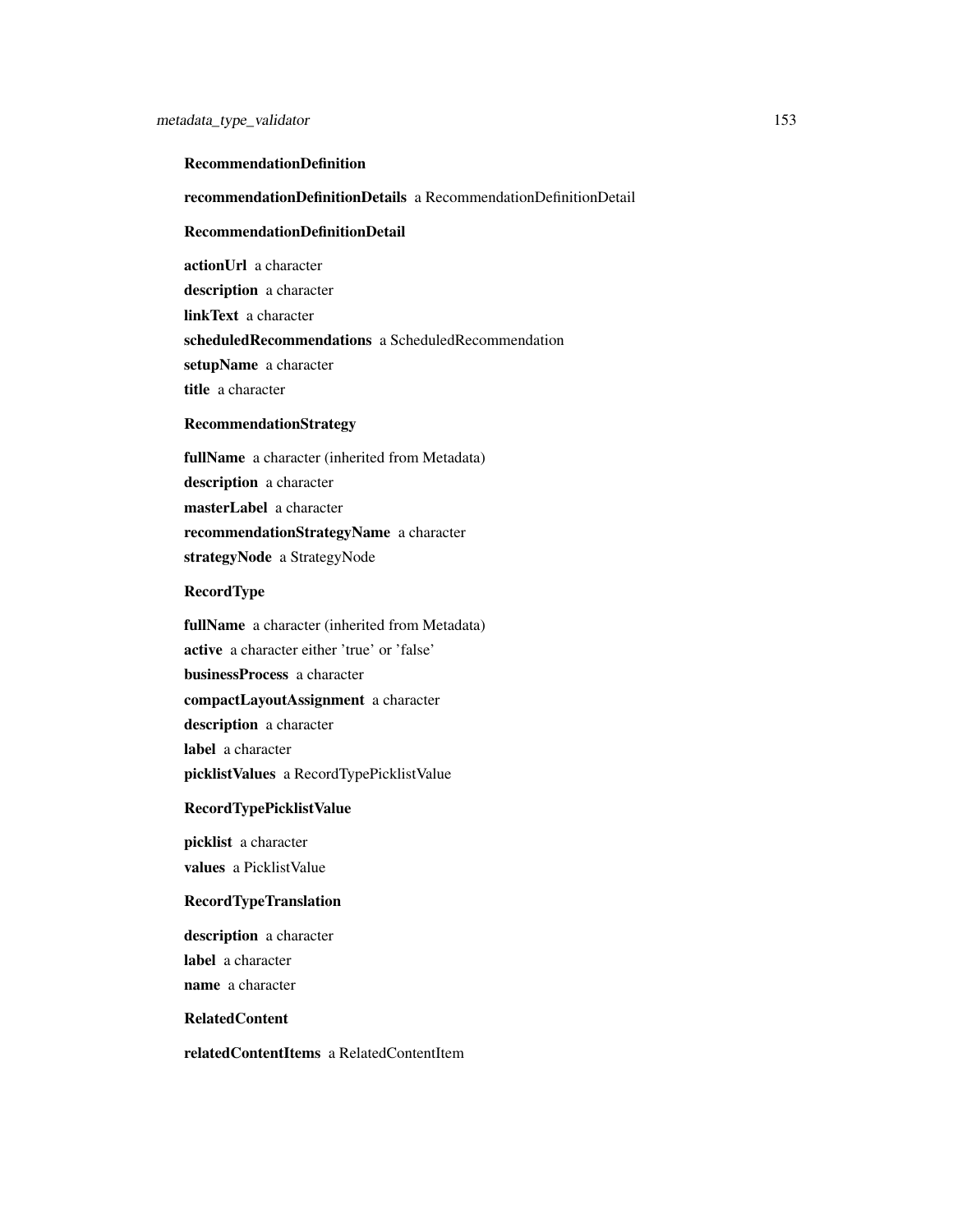**RecommendationDefinition**

**recommendationDefinitionDetails** a RecommendationDefinitionDetail

**RecommendationDefinitionDetail**

**actionUrl** a character

**description** a character

**linkText** a character

**scheduledRecommendations** a ScheduledRecommendation

**setupName** a character

**title** a character

**RecommendationStrategy**

**fullName** a character (inherited from Metadata)

**description** a character

**masterLabel** a character

**recommendationStrategyName** a character

**strategyNode** a StrategyNode

**RecordType**

**fullName** a character (inherited from Metadata)

**active** a character either 'true' or 'false'

**businessProcess** a character

**compactLayoutAssignment** a character

**description** a character

**label** a character

**picklistValues** a RecordTypePicklistValue

**RecordTypePicklistValue**

**picklist** a character

**values** a PicklistValue

**RecordTypeTranslation**

**description** a character

**label** a character

**name** a character

**RelatedContent**

**relatedContentItems** a RelatedContentItem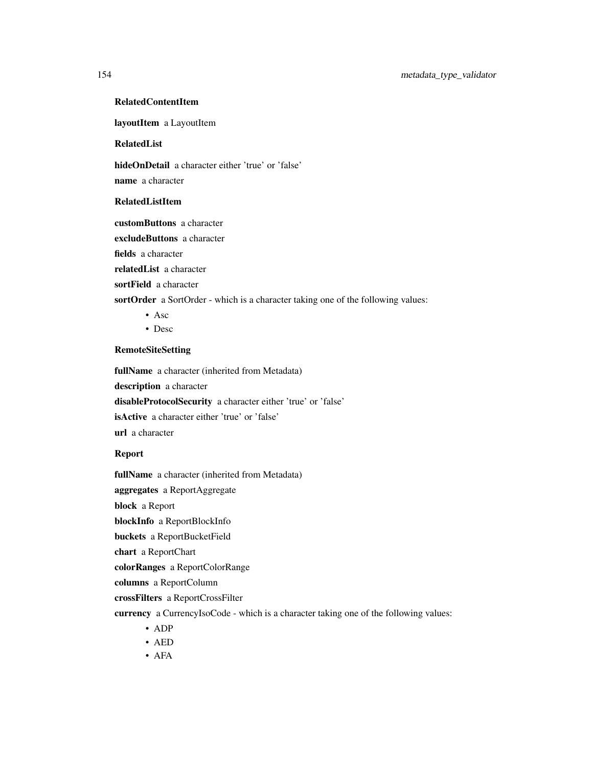**RelatedContentItem**

**layoutItem** a LayoutItem

**RelatedList**

**hideOnDetail** a character either 'true' or 'false'

**name** a character

**RelatedListItem**

**customButtons** a character

**excludeButtons** a character

**fields** a character

**relatedList** a character

**sortField** a character

**sortOrder** a SortOrder - which is a character taking one of the following values:

- Asc
- Desc

**RemoteSiteSetting**

**fullName** a character (inherited from Metadata)

**description** a character

**disableProtocolSecurity** a character either 'true' or 'false'

**isActive** a character either 'true' or 'false'

**url** a character

**Report**

**fullName** a character (inherited from Metadata)

**aggregates** a ReportAggregate

**block** a Report

**blockInfo** a ReportBlockInfo

**buckets** a ReportBucketField

**chart** a ReportChart

**colorRanges** a ReportColorRange

**columns** a ReportColumn

**crossFilters** a ReportCrossFilter

**currency** a CurrencyIsoCode - which is a character taking one of the following values:

- ADP
- AED
- AFA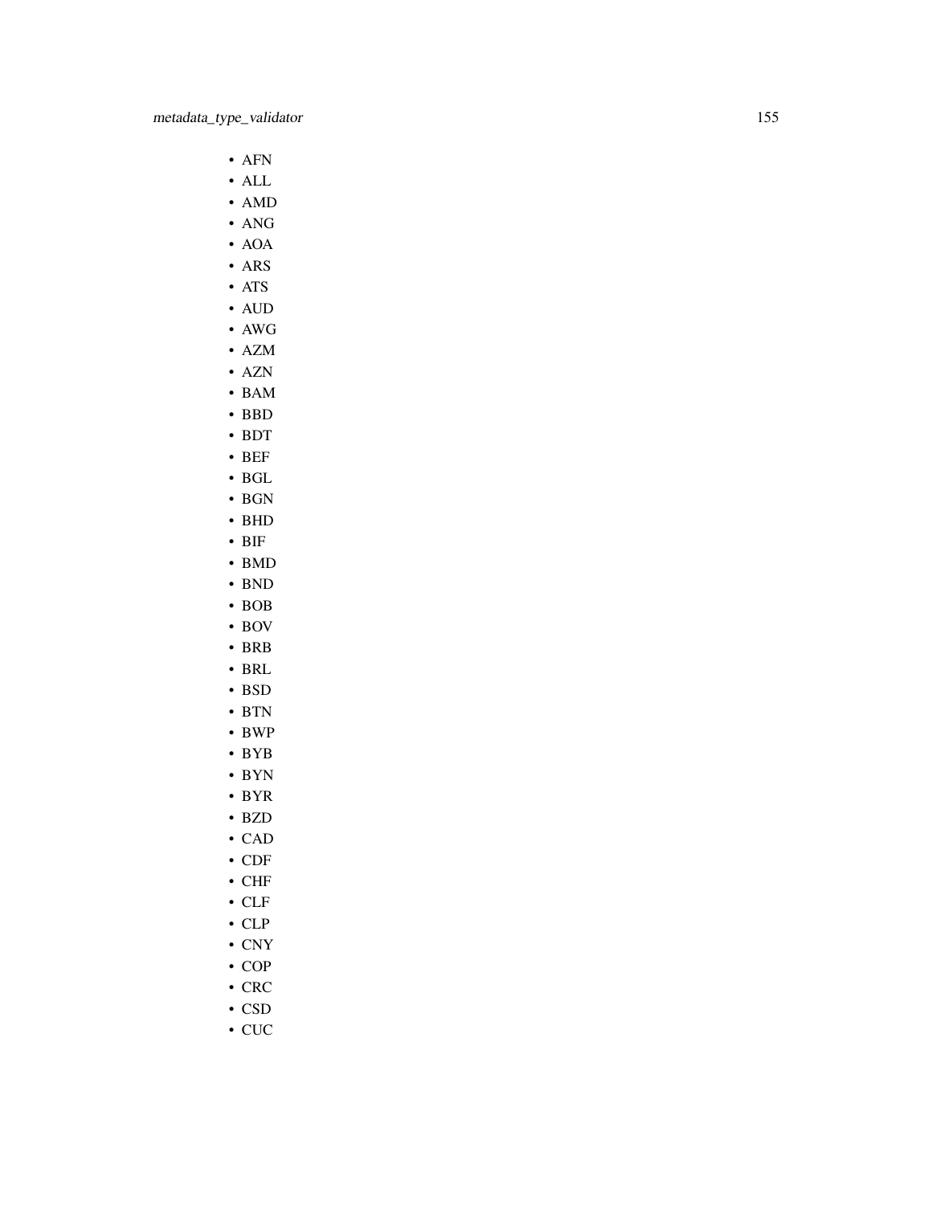- AFN
- ALL
- AMD
- ANG
- AOA
- ARS
- ATS
- AUD
- AWG
- AZM
- AZN
- BAM
- BBD
- BDT
- BEF
- BGL
- BGN
- BHD
- BIF
- BMD
- BND
- BOB
- BOV
- BRB
- BRL
- BSD
- BTN
- BWP
- BYB
- BYN
- BYR
- BZD
- CAD
- CDF
- CHF
- CLF
- CLP
- CNY
- COP
- CRC
- CSD
- CUC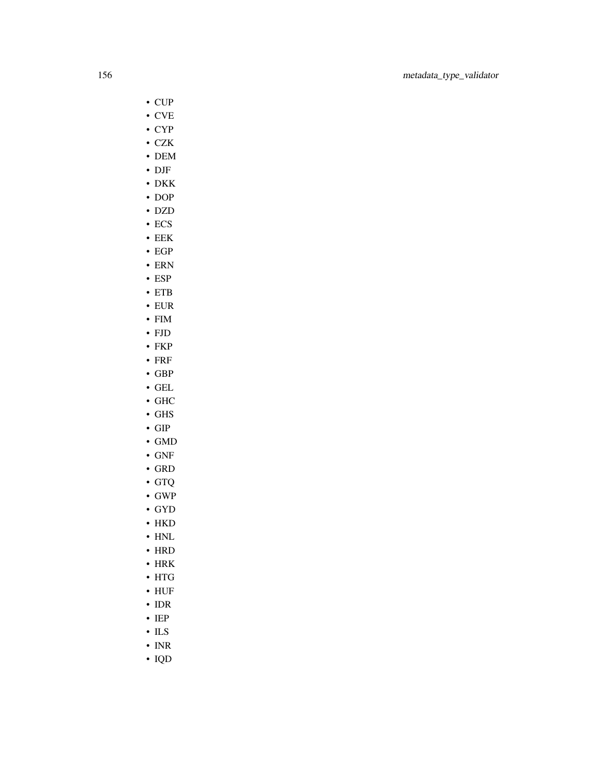- CUP
- CVE
- CYP
- CZK
- DEM
- DJF
- DKK
- DOP
- DZD
- ECS
- EEK
- EGP
- ERN
- ESP
- ETB
- EUR
- FIM
- FJD
- FKP
- FRF
- GBP
- GEL
- GHC
- GHS
- GIP
- GMD
- GNF
- GRD
- GTQ
- GWP
- GYD
- HKD
- HNL
- HRD
- HRK
- HTG
- HUF
- IDR
- IEP
- ILS
- INR
- IQD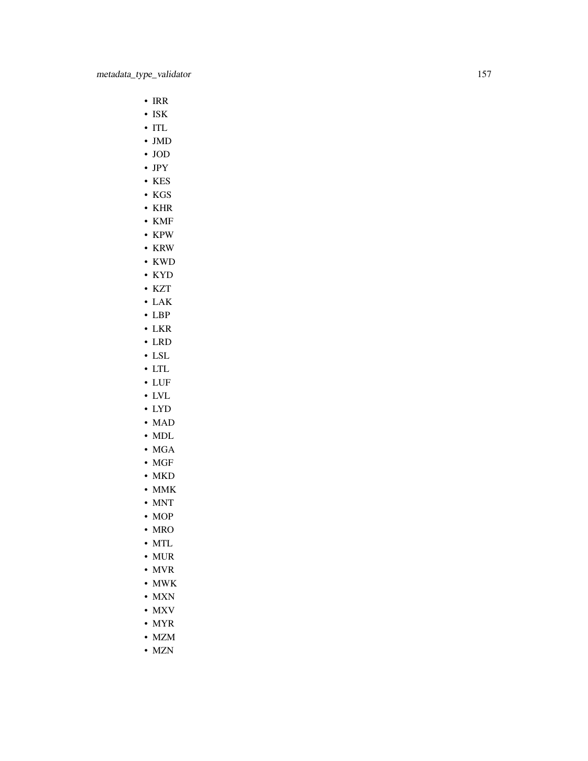- IRR
- ISK
- ITL
- JMD
- JOD
- JPY
- KES
- KGS
- KHR
- KMF
- KPW
- KRW
- KWD
- KYD
- KZT
- LAK
- LBP
- LKR
- LRD
- LSL
- LTL
- LUF
- LVL
- LYD
- MAD
- MDL
- MGA
- MGF
- MKD
- MMK
- MNT
- MOP
- MRO
- MTL
- MUR
- MVR
- MWK
- MXN
- MXV
- MYR
- MZM
- MZN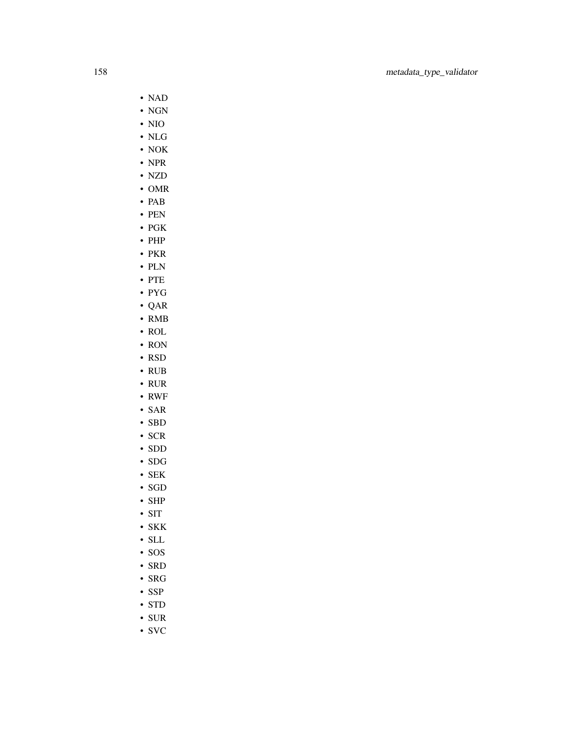- NAD
- NGN
- NIO
- NLG
- NOK
- NPR
- NZD
- OMR
- PAB
- PEN
- PGK
- PHP
- PKR
- PLN
- PTE
- PYG
- QAR
- RMB
- ROL
- RON
- RSD
- RUB
- RUR
- RWF
- SAR
- SBD
- SCR
- SDD
- SDG
- SEK
- SGD
- SHP
- SIT
- SKK
- SLL
- SOS
- SRD
- SRG
- SSP
- STD
- SUR
- SVC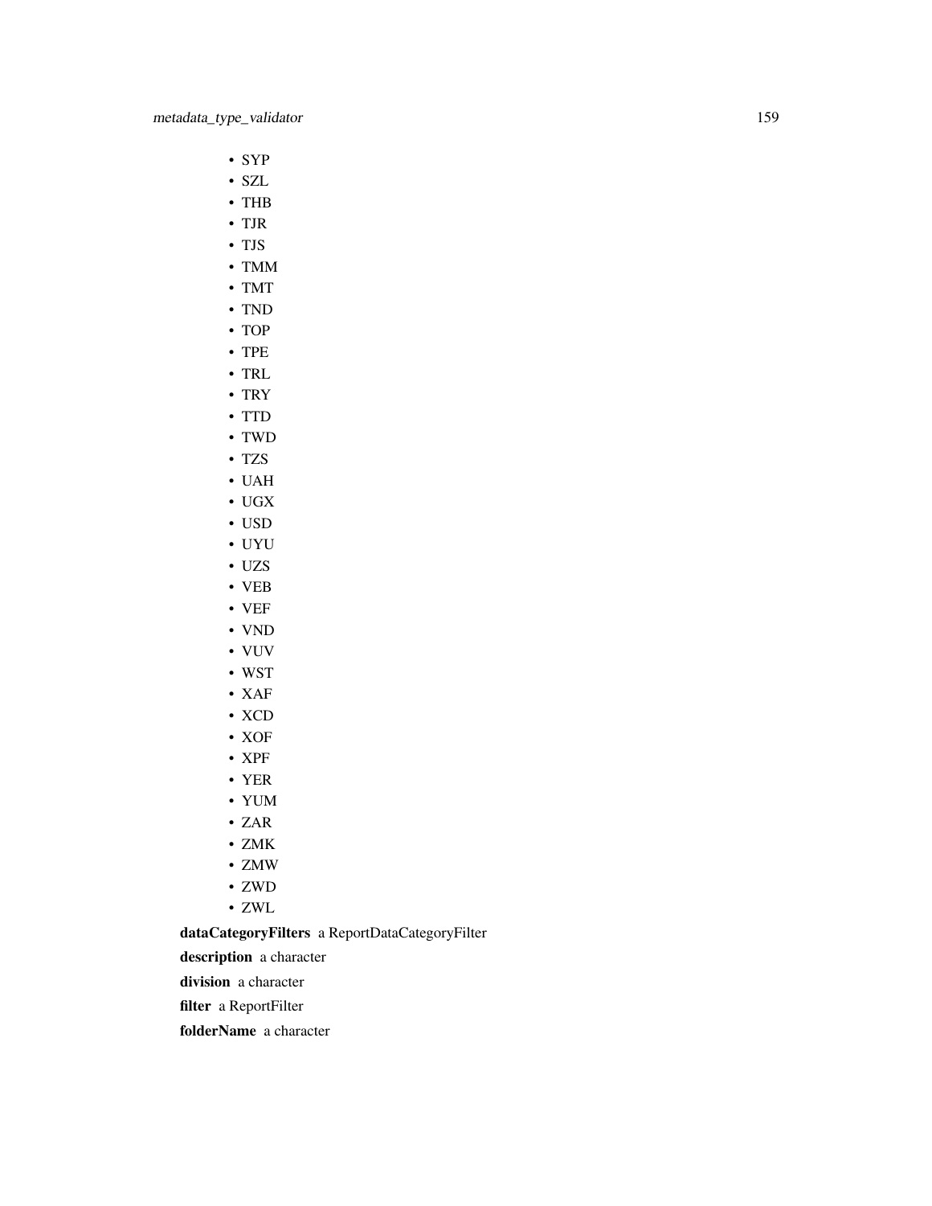- SYP
- SZL
- THB
- TJR
- TJS
- TMM
- TMT
- TND
- TOP
- TPE
- TRL
- TRY
- TTD
- TWD
- TZS
- UAH
- UGX
- USD
- UYU
- UZS
- VEB
- VEF
- VND
- VUV
- WST
- XAF
- XCD
- XOF
- XPF
- YER
- YUM
- ZAR
- ZMK
- ZMW
- ZWD
- ZWL

**dataCategoryFilters** a ReportDataCategoryFilter

**description** a character

**division** a character

**filter** a ReportFilter

**folderName** a character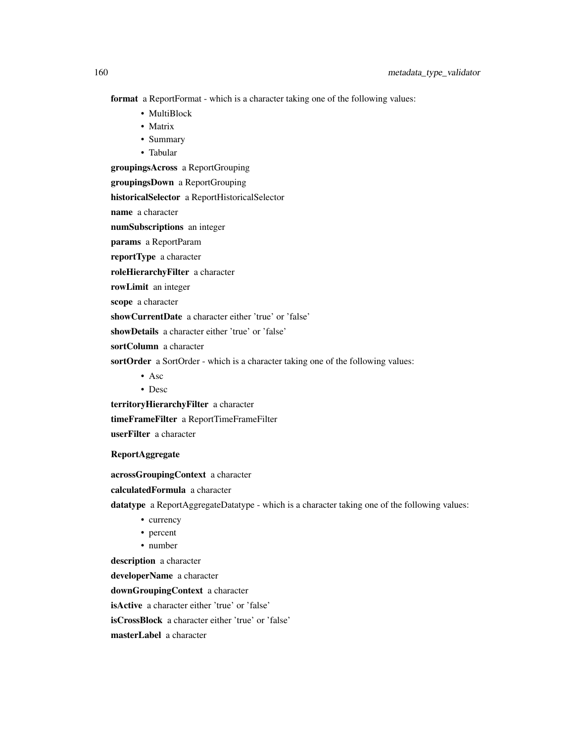**format** a ReportFormat - which is a character taking one of the following values:

- MultiBlock
- Matrix
- Summary
- Tabular

**groupingsAcross** a ReportGrouping

**groupingsDown** a ReportGrouping

**historicalSelector** a ReportHistoricalSelector

**name** a character

**numSubscriptions** an integer

**params** a ReportParam

**reportType** a character

**roleHierarchyFilter** a character

**rowLimit** an integer

**scope** a character

**showCurrentDate** a character either 'true' or 'false'

**showDetails** a character either 'true' or 'false'

**sortColumn** a character

**sortOrder** a SortOrder - which is a character taking one of the following values:

- Asc
- Desc

**territoryHierarchyFilter** a character

**timeFrameFilter** a ReportTimeFrameFilter

**userFilter** a character

**ReportAggregate**

**acrossGroupingContext** a character

**calculatedFormula** a character

**datatype** a ReportAggregateDatatype - which is a character taking one of the following values:

- currency
- percent
- number

**description** a character

**developerName** a character

**downGroupingContext** a character

**isActive** a character either 'true' or 'false'

**isCrossBlock** a character either 'true' or 'false'

**masterLabel** a character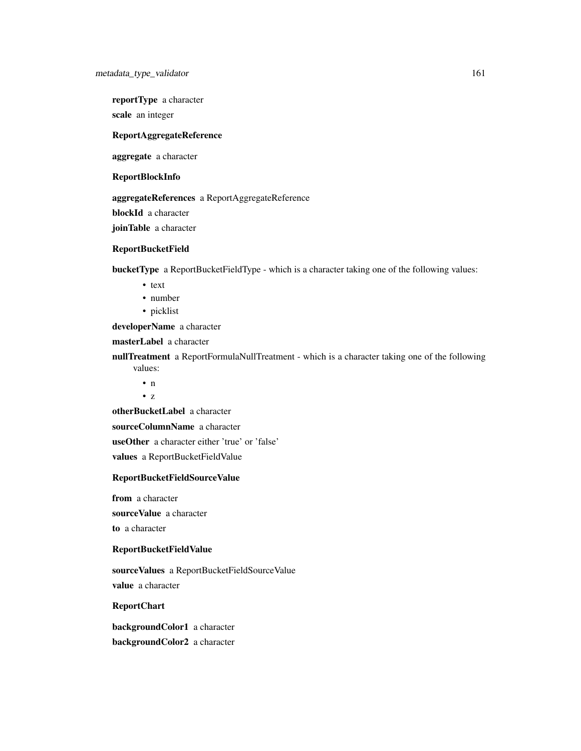**reportType** a character

**scale** an integer

**ReportAggregateReference**

**aggregate** a character

**ReportBlockInfo**

**aggregateReferences** a ReportAggregateReference

**blockId** a character

**joinTable** a character

**ReportBucketField**

**bucketType** a ReportBucketFieldType - which is a character taking one of the following values:

- text
- number
- picklist

**developerName** a character

**masterLabel** a character

**nullTreatment** a ReportFormulaNullTreatment - which is a character taking one of the following values:

- n
- z

**otherBucketLabel** a character

**sourceColumnName** a character

**useOther** a character either 'true' or 'false'

**values** a ReportBucketFieldValue

**ReportBucketFieldSourceValue**

**from** a character

**sourceValue** a character

**to** a character

**ReportBucketFieldValue**

**sourceValues** a ReportBucketFieldSourceValue

**value** a character

**ReportChart**

**backgroundColor1** a character

**backgroundColor2** a character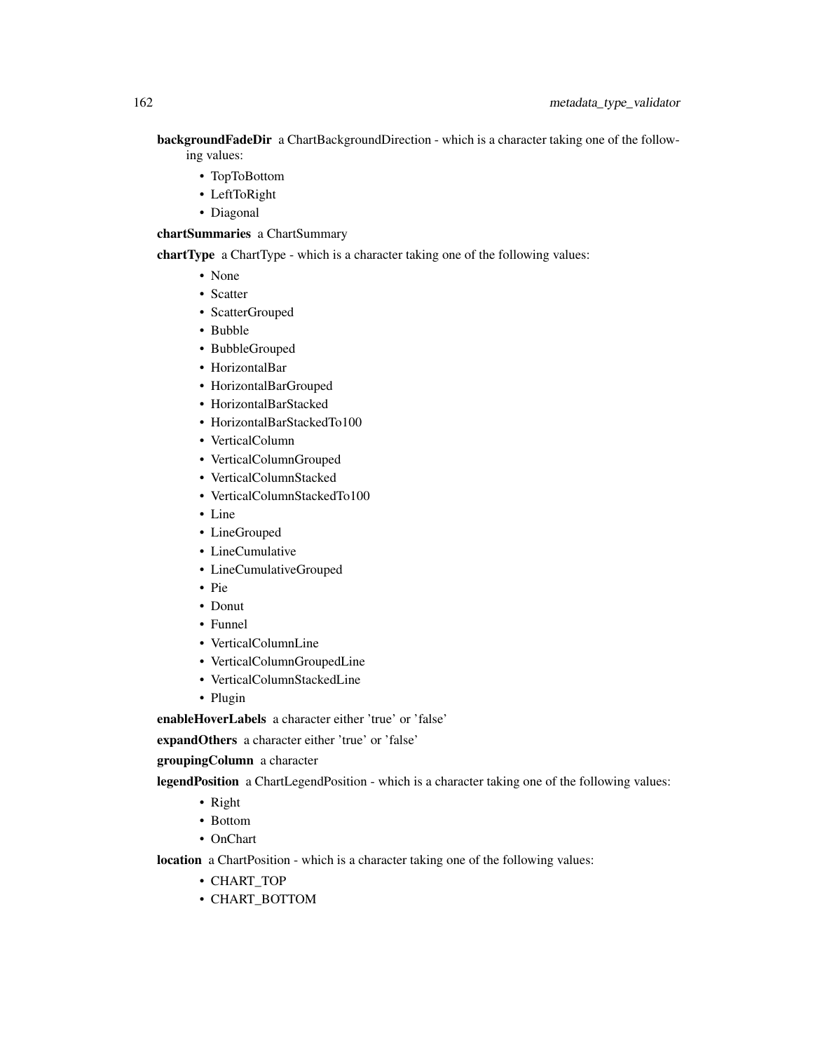**backgroundFadeDir** a ChartBackgroundDirection - which is a character taking one of the following values:

- TopToBottom
- LeftToRight
- Diagonal

**chartSummaries** a ChartSummary

**chartType** a ChartType - which is a character taking one of the following values:

- None
- Scatter
- ScatterGrouped
- Bubble
- BubbleGrouped
- HorizontalBar
- HorizontalBarGrouped
- HorizontalBarStacked
- HorizontalBarStackedTo100
- VerticalColumn
- VerticalColumnGrouped
- VerticalColumnStacked
- VerticalColumnStackedTo100
- Line
- LineGrouped
- LineCumulative
- LineCumulativeGrouped
- Pie
- Donut
- Funnel
- VerticalColumnLine
- VerticalColumnGroupedLine
- VerticalColumnStackedLine
- Plugin

**enableHoverLabels** a character either 'true' or 'false'

**expandOthers** a character either 'true' or 'false'

**groupingColumn** a character

**legendPosition** a ChartLegendPosition - which is a character taking one of the following values:

- Right
- Bottom
- OnChart

**location** a ChartPosition - which is a character taking one of the following values:

- CHART_TOP
- CHART_BOTTOM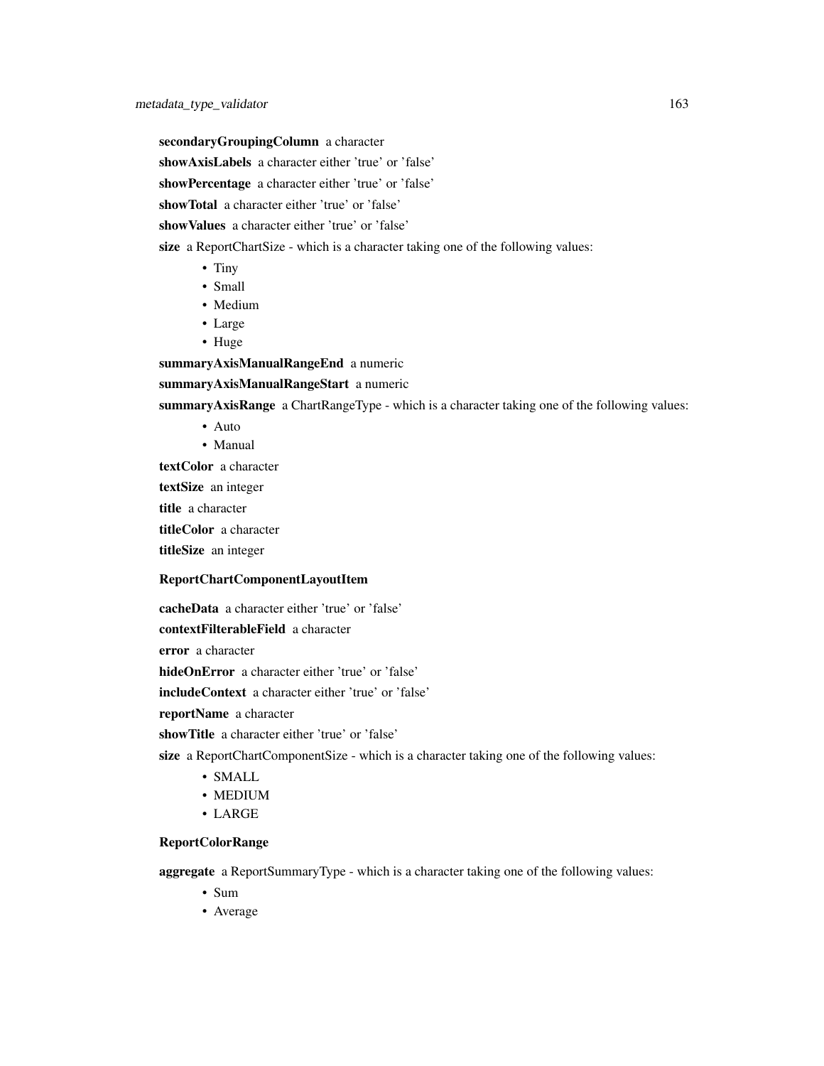**secondaryGroupingColumn** a character

**showAxisLabels** a character either 'true' or 'false'

**showPercentage** a character either 'true' or 'false'

**showTotal** a character either 'true' or 'false'

**showValues** a character either 'true' or 'false'

**size** a ReportChartSize - which is a character taking one of the following values:

- Tiny
- Small
- Medium
- Large
- Huge

**summaryAxisManualRangeEnd** a numeric

**summaryAxisManualRangeStart** a numeric

**summaryAxisRange** a ChartRangeType - which is a character taking one of the following values:

- Auto
- Manual

**textColor** a character

**textSize** an integer

**title** a character

**titleColor** a character

**titleSize** an integer

### ReportChartComponentLayoutItem

**cacheData** a character either 'true' or 'false'

**contextFilterableField** a character

**error** a character

**hideOnError** a character either 'true' or 'false'

**includeContext** a character either 'true' or 'false'

**reportName** a character

**showTitle** a character either 'true' or 'false'

**size** a ReportChartComponentSize - which is a character taking one of the following values:

- SMALL
- MEDIUM
- LARGE

### ReportColorRange

**aggregate** a ReportSummaryType - which is a character taking one of the following values:

- Sum
- Average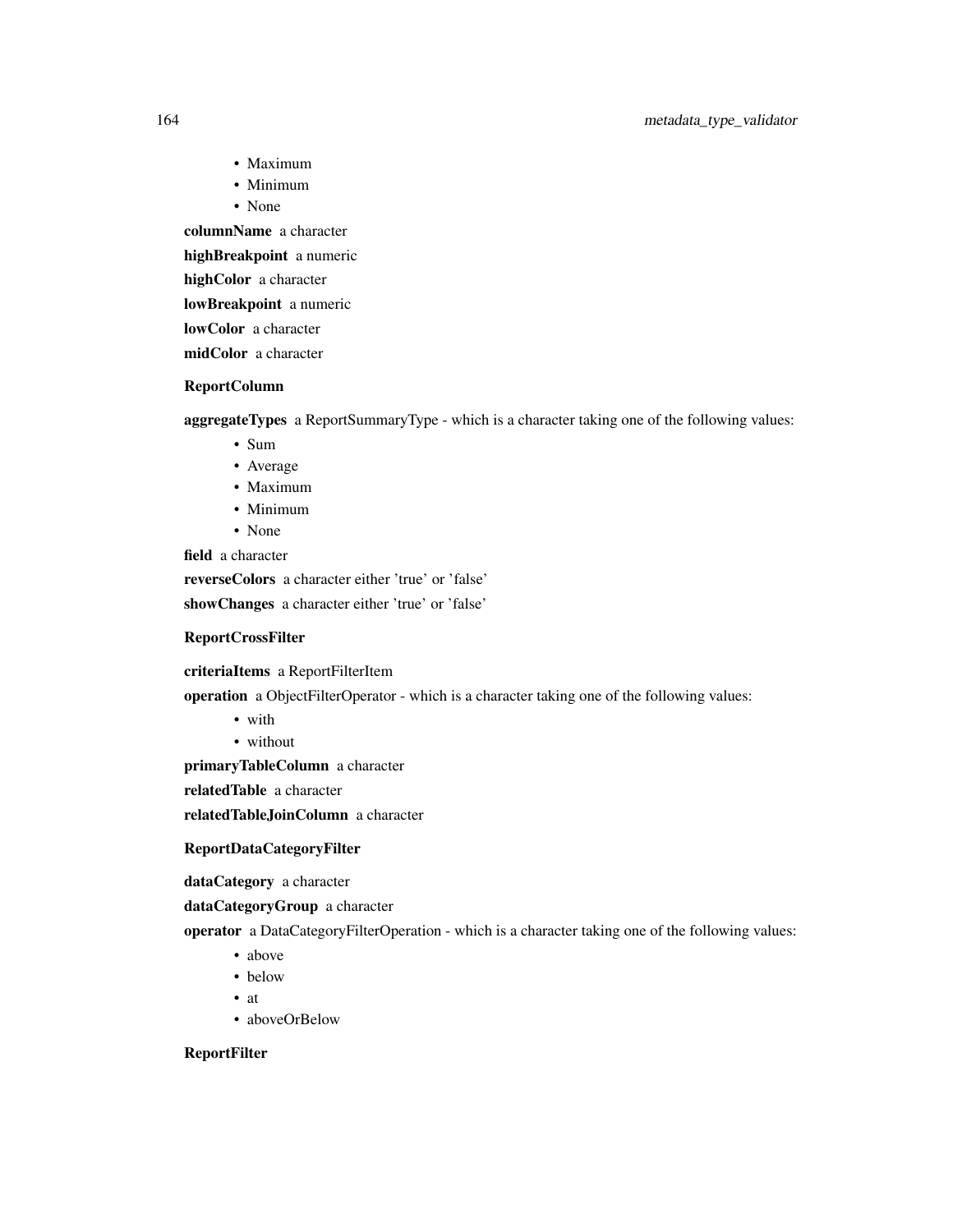- Maximum
- Minimum
- None

**columnName** a character

**highBreakpoint** a numeric

**highColor** a character

**lowBreakpoint** a numeric

**lowColor** a character

**midColor** a character

**ReportColumn**

**aggregateTypes** a ReportSummaryType - which is a character taking one of the following values:

- Sum
- Average
- Maximum
- Minimum
- None

**field** a character

**reverseColors** a character either 'true' or 'false'

**showChanges** a character either 'true' or 'false'

**ReportCrossFilter**

**criteriaItems** a ReportFilterItem

**operation** a ObjectFilterOperator - which is a character taking one of the following values:

- with
- without

**primaryTableColumn** a character

**relatedTable** a character

**relatedTableJoinColumn** a character

**ReportDataCategoryFilter**

**dataCategory** a character

**dataCategoryGroup** a character

**operator** a DataCategoryFilterOperation - which is a character taking one of the following values:

- above
- below
- at
- aboveOrBelow

**ReportFilter**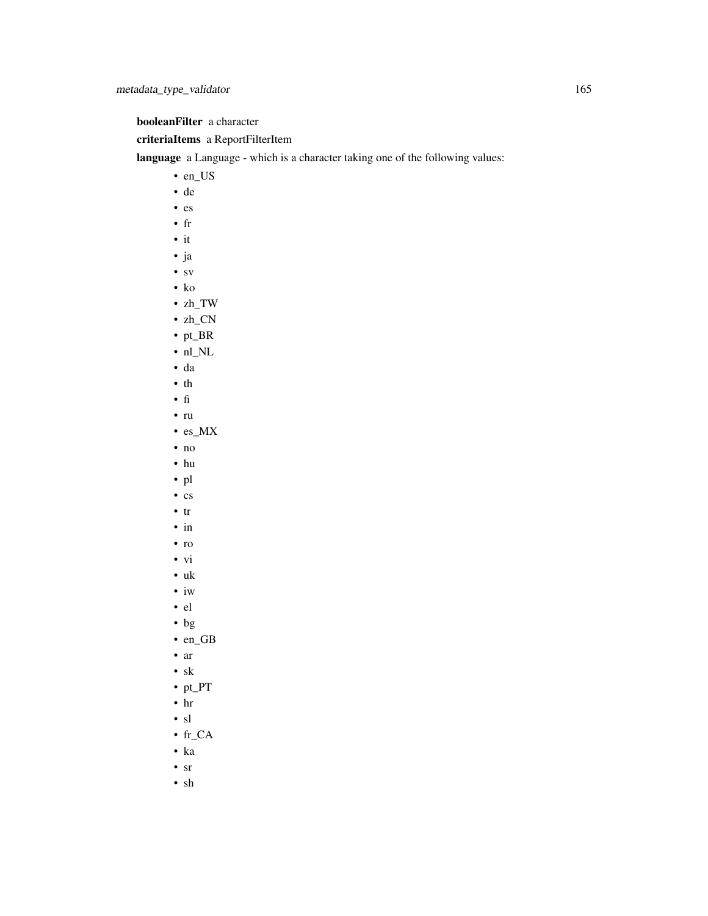**booleanFilter** a character

**criteriaItems** a ReportFilterItem

**language** a Language - which is a character taking one of the following values:

- en_US
- de
- es
- fr
- it
- ja
- sv
- ko
- zh_TW
- zh_CN
- pt_BR
- nl_NL
- da
- th
- fi
- ru
- es_MX
- no
- hu
- pl
- cs
- tr
- in
- ro
- vi
- uk
- iw
- el
- bg
- en_GB
- ar
- sk
- pt_PT
- hr
- sl
- fr_CA
- ka
- sr
- sh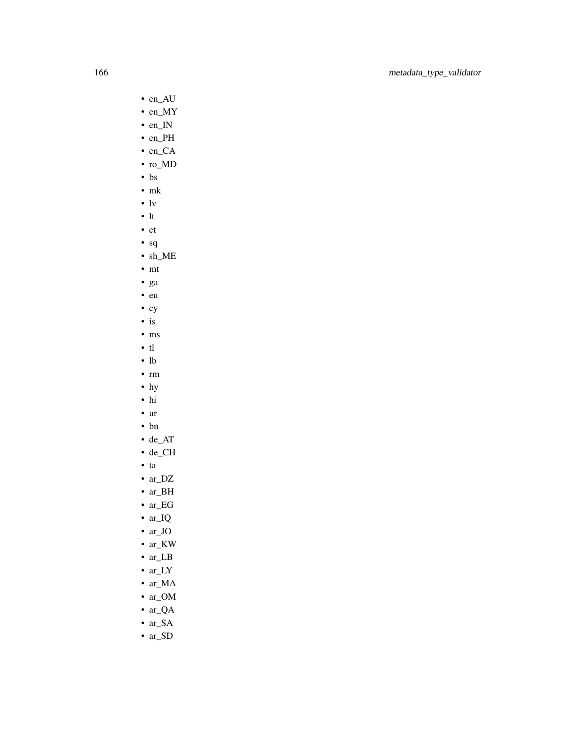- en_AU
- en_MY
- en_IN
- en_PH
- en_CA
- ro_MD
- bs
- mk
- lv
- lt
- et
- sq
- sh_ME
- mt
- ga
- eu
- cy
- is
- ms
- tl
- lb
- rm
- hy
- hi
- ur
- bn
- de_AT
- de_CH
- ta
- ar_DZ
- ar_BH
- ar_EG
- ar_IQ
- ar_JO
- ar_KW
- ar_LB
- ar_LY
- ar_MA
- ar_OM
- ar_QA
- ar_SA
- ar_SD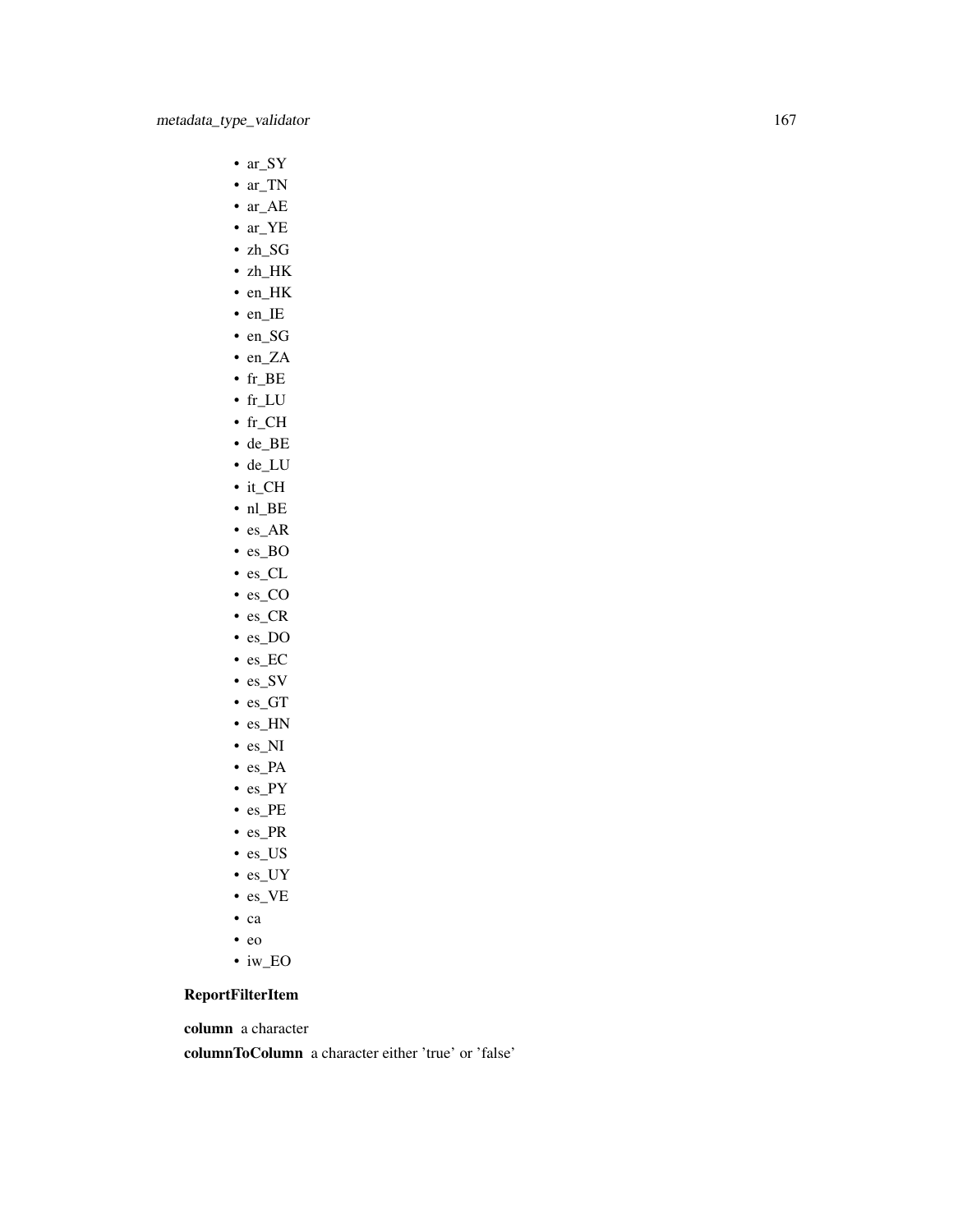- ar_SY
- ar_TN
- ar_AE
- ar_YE
- zh_SG
- zh_HK
- en_HK
- en_IE
- en_SG
- en_ZA
- fr_BE
- fr_LU
- fr_CH
- de_BE
- de_LU
- it_CH
- nl_BE
- es_AR
- es_BO
- es_CL
- es_CO
- es_CR
- es_DO
- es_EC
- es_SV
- es_GT
- es_HN
- es_NI
- es_PA
- es_PY
- es_PE
- es_PR
- es_US
- es_UY
- es_VE
- ca
- eo
- iw_EO

**ReportFilterItem**

**column** a character

**columnToColumn** a character either 'true' or 'false'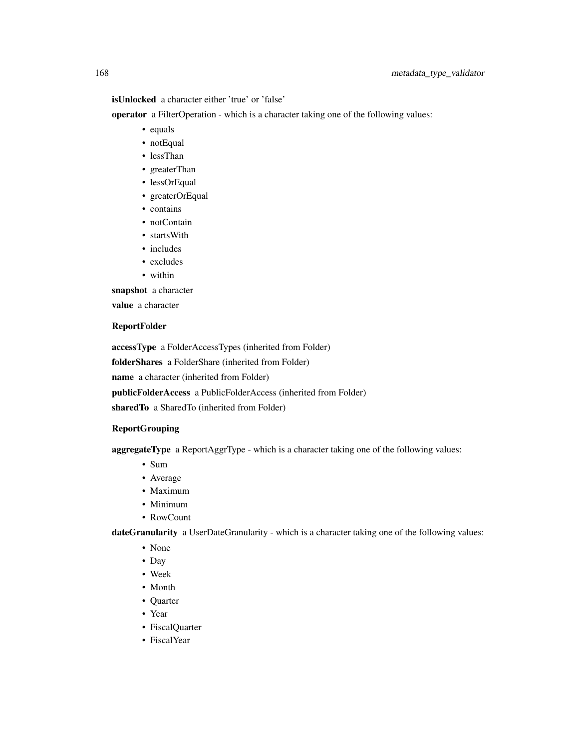**isUnlocked** a character either 'true' or 'false'

**operator** a FilterOperation - which is a character taking one of the following values:

- equals
- notEqual
- lessThan
- greaterThan
- lessOrEqual
- greaterOrEqual
- contains
- notContain
- startsWith
- includes
- excludes
- within

**snapshot** a character

**value** a character

### ReportFolder

**accessType** a FolderAccessTypes (inherited from Folder)

**folderShares** a FolderShare (inherited from Folder)

**name** a character (inherited from Folder)

**publicFolderAccess** a PublicFolderAccess (inherited from Folder)

**sharedTo** a SharedTo (inherited from Folder)

### ReportGrouping

**aggregateType** a ReportAggrType - which is a character taking one of the following values:

- Sum
- Average
- Maximum
- Minimum
- RowCount

**dateGranularity** a UserDateGranularity - which is a character taking one of the following values:

- None
- Day
- Week
- Month
- Quarter
- Year
- FiscalQuarter
- FiscalYear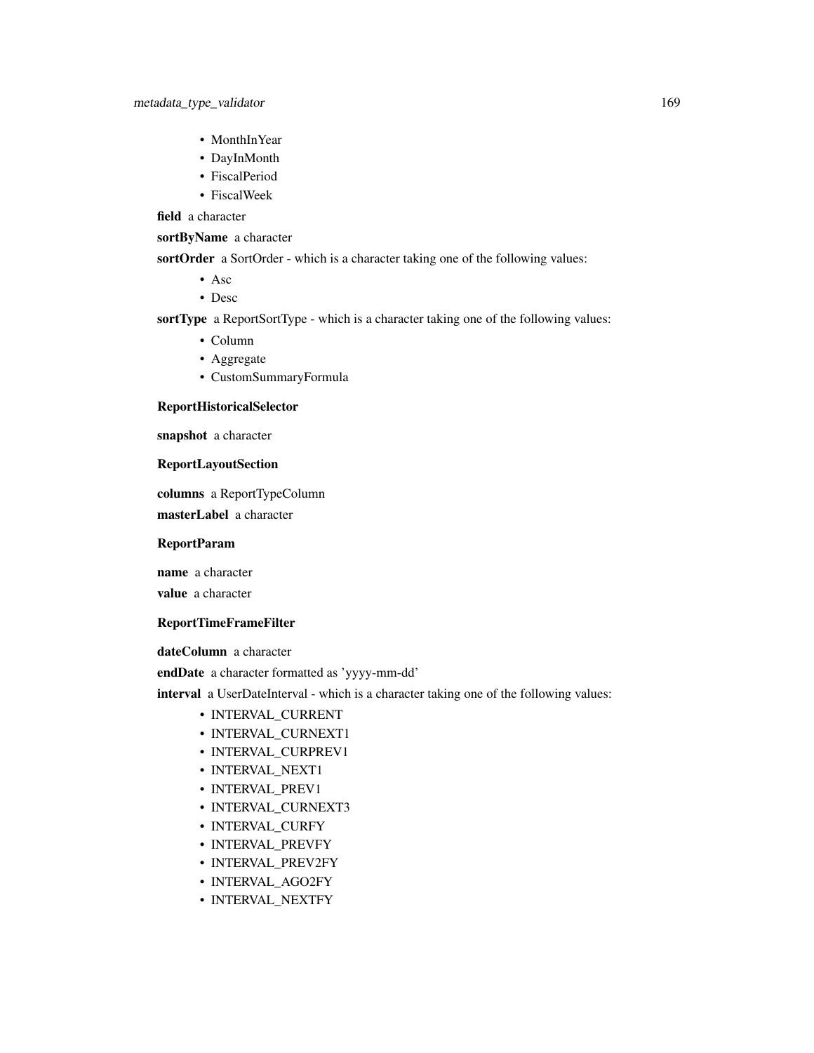- MonthInYear
- DayInMonth
- FiscalPeriod
- FiscalWeek

**field** a character

**sortByName** a character

**sortOrder** a SortOrder - which is a character taking one of the following values:

- Asc
- Desc

**sortType** a ReportSortType - which is a character taking one of the following values:

- Column
- Aggregate
- CustomSummaryFormula

**ReportHistoricalSelector**

**snapshot** a character

**ReportLayoutSection**

**columns** a ReportTypeColumn

**masterLabel** a character

**ReportParam**

**name** a character

**value** a character

**ReportTimeFrameFilter**

**dateColumn** a character

**endDate** a character formatted as 'yyyy-mm-dd'

**interval** a UserDateInterval - which is a character taking one of the following values:

- INTERVAL_CURRENT
- INTERVAL_CURNEXT1
- INTERVAL_CURPREV1
- INTERVAL_NEXT1
- INTERVAL_PREV1
- INTERVAL_CURNEXT3
- INTERVAL_CURFY
- INTERVAL_PREVFY
- INTERVAL_PREV2FY
- INTERVAL_AGO2FY
- INTERVAL_NEXTFY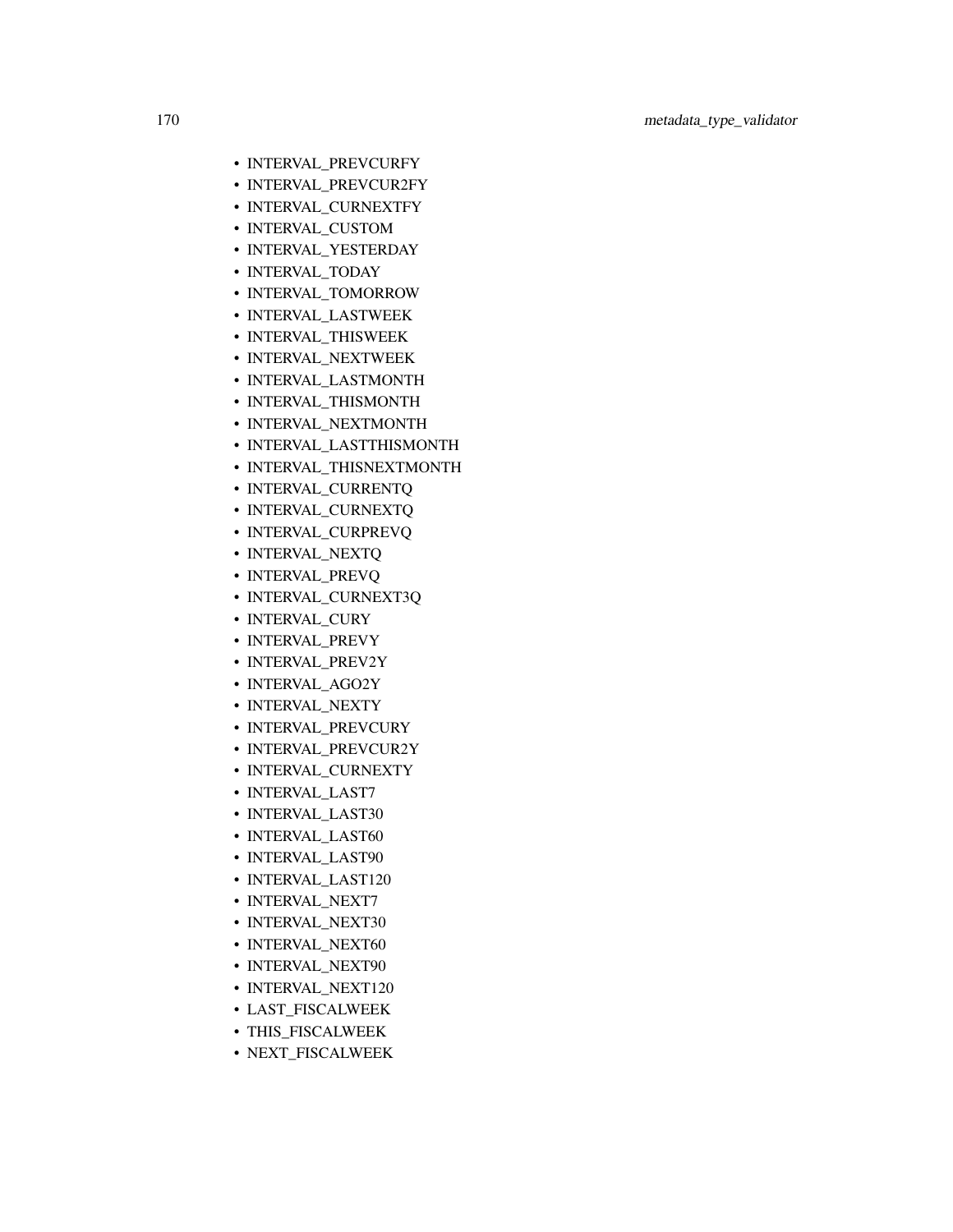- INTERVAL_PREVCURFY
- INTERVAL_PREVCUR2FY
- INTERVAL_CURNEXTFY
- INTERVAL_CUSTOM
- INTERVAL_YESTERDAY
- INTERVAL_TODAY
- INTERVAL_TOMORROW
- INTERVAL_LASTWEEK
- INTERVAL_THISWEEK
- INTERVAL_NEXTWEEK
- INTERVAL_LASTMONTH
- INTERVAL_THISMONTH
- INTERVAL_NEXTMONTH
- INTERVAL_LASTTHISMONTH
- INTERVAL_THISNEXTMONTH
- INTERVAL_CURRENTQ
- INTERVAL_CURNEXTQ
- INTERVAL_CURPREVQ
- INTERVAL_NEXTQ
- INTERVAL_PREVQ
- INTERVAL_CURNEXT3Q
- INTERVAL_CURY
- INTERVAL_PREVY
- INTERVAL_PREV2Y
- INTERVAL_AGO2Y
- INTERVAL_NEXTY
- INTERVAL_PREVCURY
- INTERVAL_PREVCUR2Y
- INTERVAL_CURNEXTY
- INTERVAL_LAST7
- INTERVAL_LAST30
- INTERVAL_LAST60
- INTERVAL_LAST90
- INTERVAL_LAST120
- INTERVAL_NEXT7
- INTERVAL_NEXT30
- INTERVAL_NEXT60
- INTERVAL_NEXT90
- INTERVAL_NEXT120
- LAST_FISCALWEEK
- THIS_FISCALWEEK
- NEXT_FISCALWEEK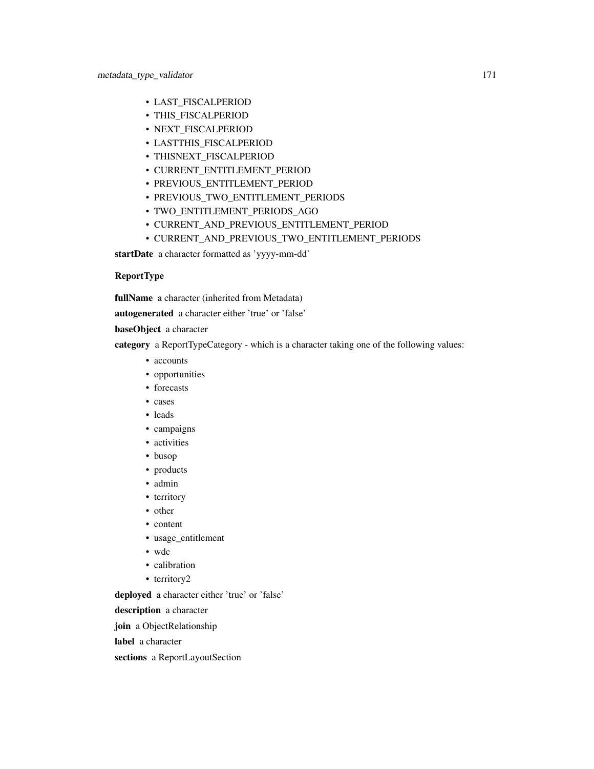- LAST_FISCALPERIOD
- THIS_FISCALPERIOD
- NEXT_FISCALPERIOD
- LASTTHIS_FISCALPERIOD
- THISNEXT_FISCALPERIOD
- CURRENT_ENTITLEMENT_PERIOD
- PREVIOUS_ENTITLEMENT_PERIOD
- PREVIOUS_TWO_ENTITLEMENT_PERIODS
- TWO_ENTITLEMENT_PERIODS_AGO
- CURRENT_AND_PREVIOUS_ENTITLEMENT_PERIOD
- CURRENT_AND_PREVIOUS_TWO_ENTITLEMENT_PERIODS

**startDate** a character formatted as 'yyyy-mm-dd'

**ReportType**

**fullName** a character (inherited from Metadata)

**autogenerated** a character either 'true' or 'false'

**baseObject** a character

**category** a ReportTypeCategory - which is a character taking one of the following values:

- accounts
- opportunities
- forecasts
- cases
- leads
- campaigns
- activities
- busop
- products
- admin
- territory
- other
- content
- usage_entitlement
- wdc
- calibration
- territory2

**deployed** a character either 'true' or 'false'

**description** a character

**join** a ObjectRelationship

**label** a character

**sections** a ReportLayoutSection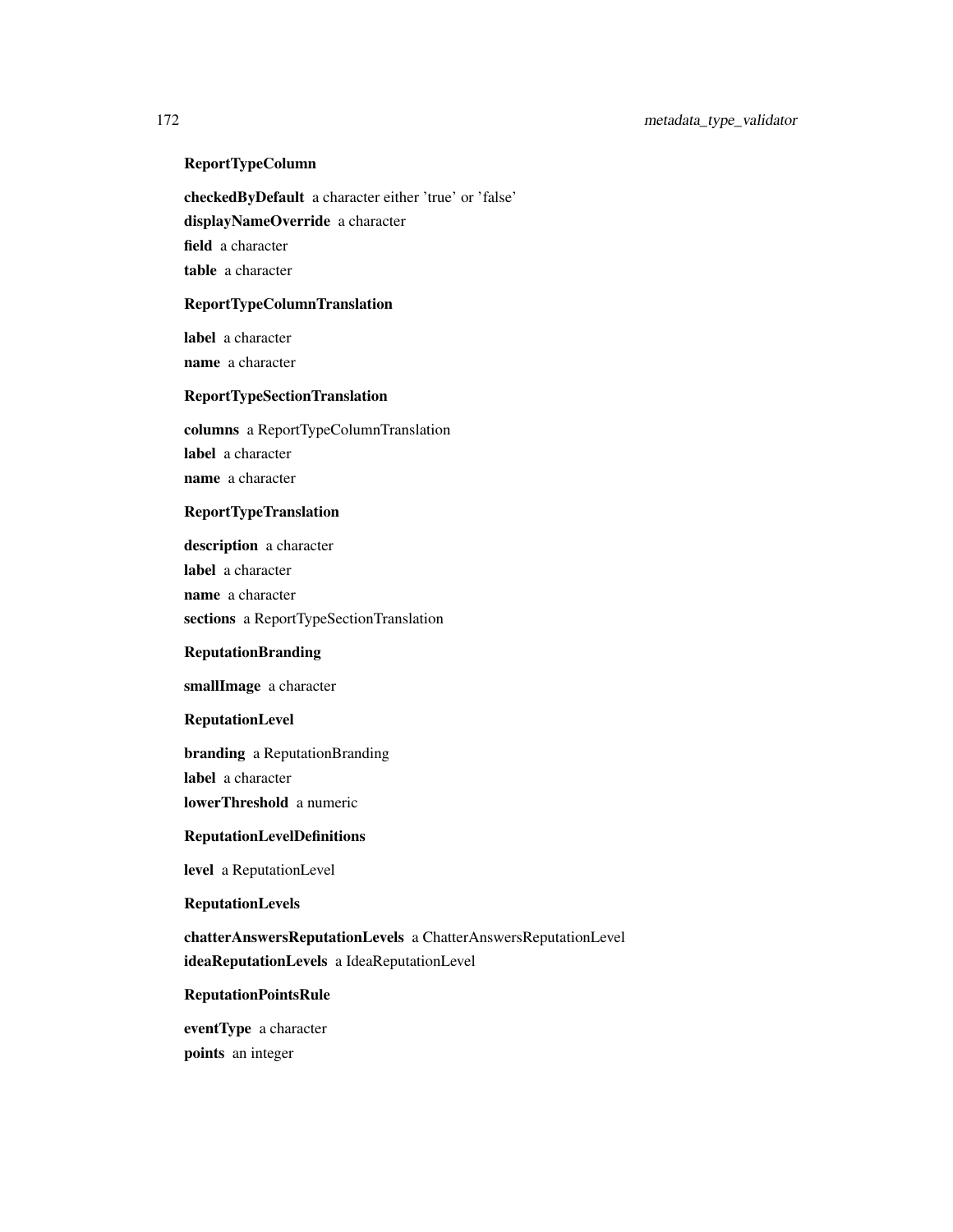**ReportTypeColumn**

**checkedByDefault** a character either 'true' or 'false'

**displayNameOverride** a character

**field** a character

**table** a character

**ReportTypeColumnTranslation**

**label** a character

**name** a character

**ReportTypeSectionTranslation**

**columns** a ReportTypeColumnTranslation

**label** a character

**name** a character

**ReportTypeTranslation**

**description** a character

**label** a character

**name** a character

**sections** a ReportTypeSectionTranslation

**ReputationBranding**

**smallImage** a character

**ReputationLevel**

**branding** a ReputationBranding

**label** a character

**lowerThreshold** a numeric

**ReputationLevelDefinitions**

**level** a ReputationLevel

**ReputationLevels**

**chatterAnswersReputationLevels** a ChatterAnswersReputationLevel

**ideaReputationLevels** a IdeaReputationLevel

**ReputationPointsRule**

**eventType** a character

**points** an integer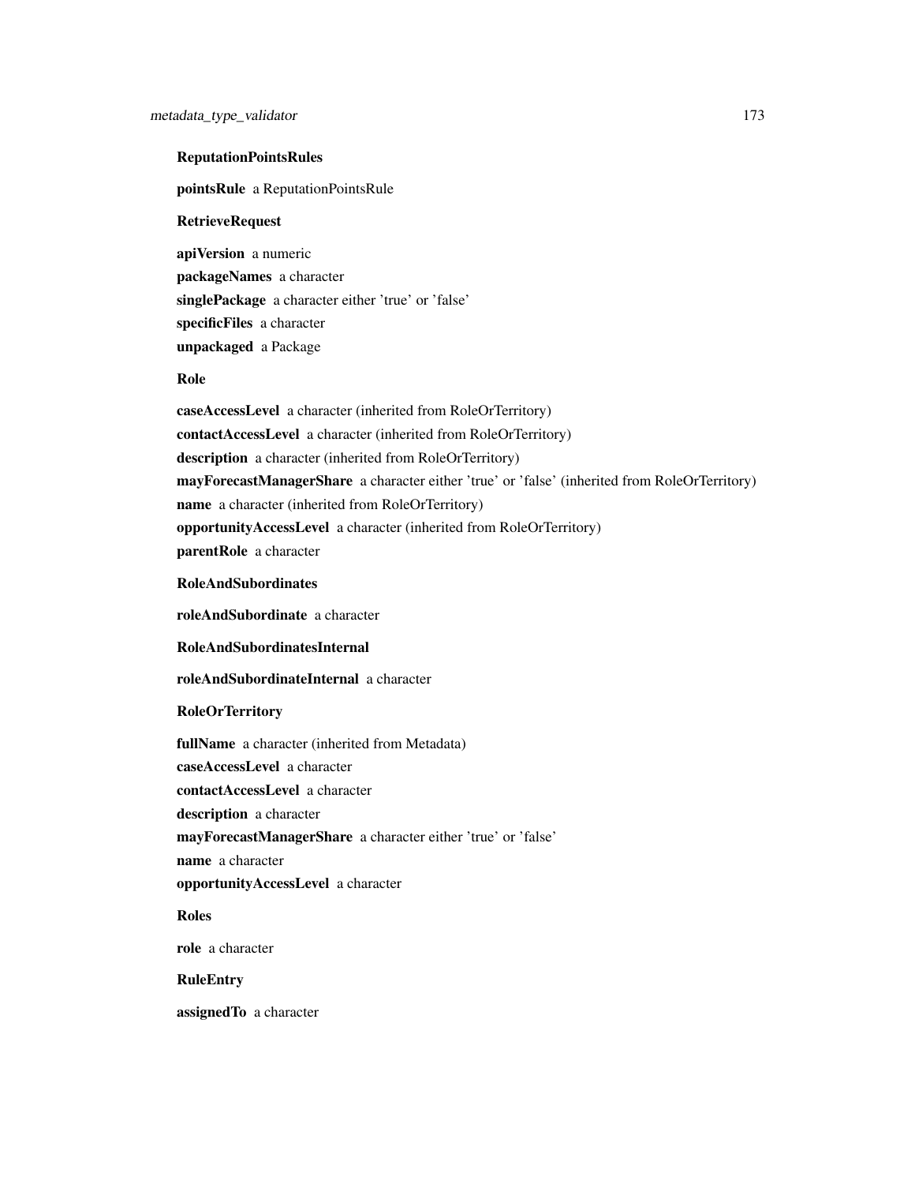**ReputationPointsRules**

**pointsRule** a ReputationPointsRule

**RetrieveRequest**

**apiVersion** a numeric

**packageNames** a character

**singlePackage** a character either 'true' or 'false'

**specificFiles** a character

**unpackaged** a Package

**Role**

**caseAccessLevel** a character (inherited from RoleOrTerritory)

**contactAccessLevel** a character (inherited from RoleOrTerritory)

**description** a character (inherited from RoleOrTerritory)

**mayForecastManagerShare** a character either 'true' or 'false' (inherited from RoleOrTerritory)

**name** a character (inherited from RoleOrTerritory)

**opportunityAccessLevel** a character (inherited from RoleOrTerritory)

**parentRole** a character

**RoleAndSubordinates**

**roleAndSubordinate** a character

**RoleAndSubordinatesInternal**

**roleAndSubordinateInternal** a character

**RoleOrTerritory**

**fullName** a character (inherited from Metadata)

**caseAccessLevel** a character

**contactAccessLevel** a character

**description** a character

**mayForecastManagerShare** a character either 'true' or 'false'

**name** a character

**opportunityAccessLevel** a character

**Roles**

**role** a character

**RuleEntry**

**assignedTo** a character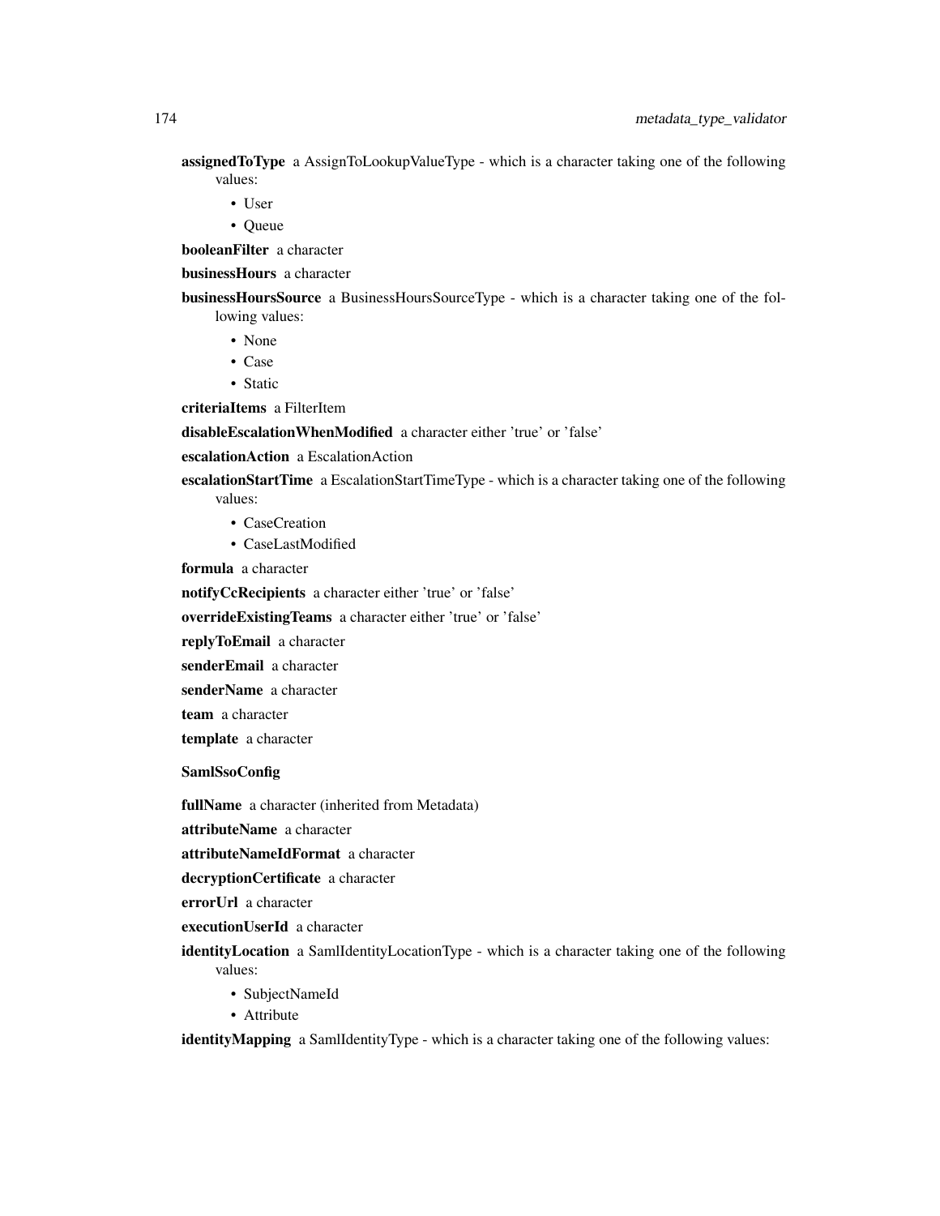**assignedToType** a AssignToLookupValueType - which is a character taking one of the following values:

- User
- Queue

**booleanFilter** a character

**businessHours** a character

**businessHoursSource** a BusinessHoursSourceType - which is a character taking one of the following values:

- None
- Case
- Static

**criteriaItems** a FilterItem

**disableEscalationWhenModified** a character either 'true' or 'false'

**escalationAction** a EscalationAction

**escalationStartTime** a EscalationStartTimeType - which is a character taking one of the following values:

- CaseCreation
- CaseLastModified

**formula** a character

**notifyCcRecipients** a character either 'true' or 'false'

**overrideExistingTeams** a character either 'true' or 'false'

**replyToEmail** a character

**senderEmail** a character

**senderName** a character

**team** a character

**template** a character

**SamlSsoConfig**

**fullName** a character (inherited from Metadata)

**attributeName** a character

**attributeNameIdFormat** a character

**decryptionCertificate** a character

**errorUrl** a character

**executionUserId** a character

**identityLocation** a SamlIdentityLocationType - which is a character taking one of the following values:

- SubjectNameId
- Attribute

**identityMapping** a SamlIdentityType - which is a character taking one of the following values: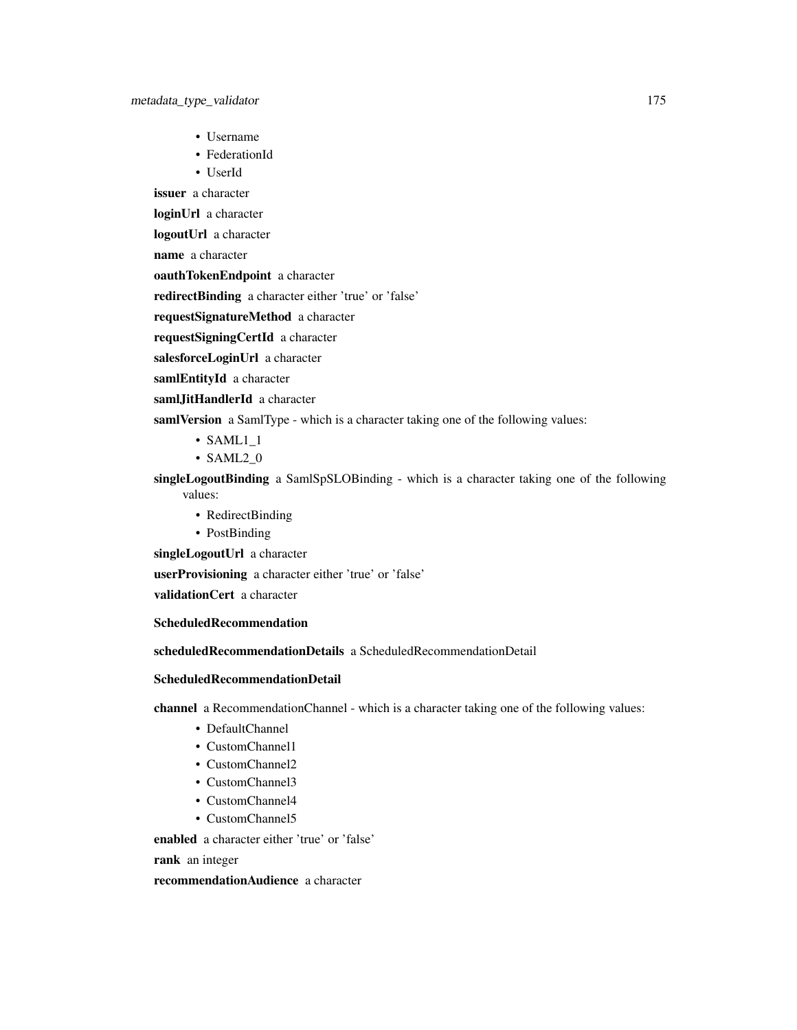- Username
- FederationId
- UserId

**issuer** a character

**loginUrl** a character

**logoutUrl** a character

**name** a character

**oauthTokenEndpoint** a character

**redirectBinding** a character either 'true' or 'false'

**requestSignatureMethod** a character

**requestSigningCertId** a character

**salesforceLoginUrl** a character

**samlEntityId** a character

**samlJitHandlerId** a character

**samlVersion** a SamlType - which is a character taking one of the following values:

- SAML1_1
- SAML2_0

**singleLogoutBinding** a SamlSpSLOBinding - which is a character taking one of the following values:

- RedirectBinding
- PostBinding

**singleLogoutUrl** a character

**userProvisioning** a character either 'true' or 'false'

**validationCert** a character

**ScheduledRecommendation**

**scheduledRecommendationDetails** a ScheduledRecommendationDetail

**ScheduledRecommendationDetail**

**channel** a RecommendationChannel - which is a character taking one of the following values:

- DefaultChannel
- CustomChannel1
- CustomChannel2
- CustomChannel3
- CustomChannel4
- CustomChannel5

**enabled** a character either 'true' or 'false'

**rank** an integer

**recommendationAudience** a character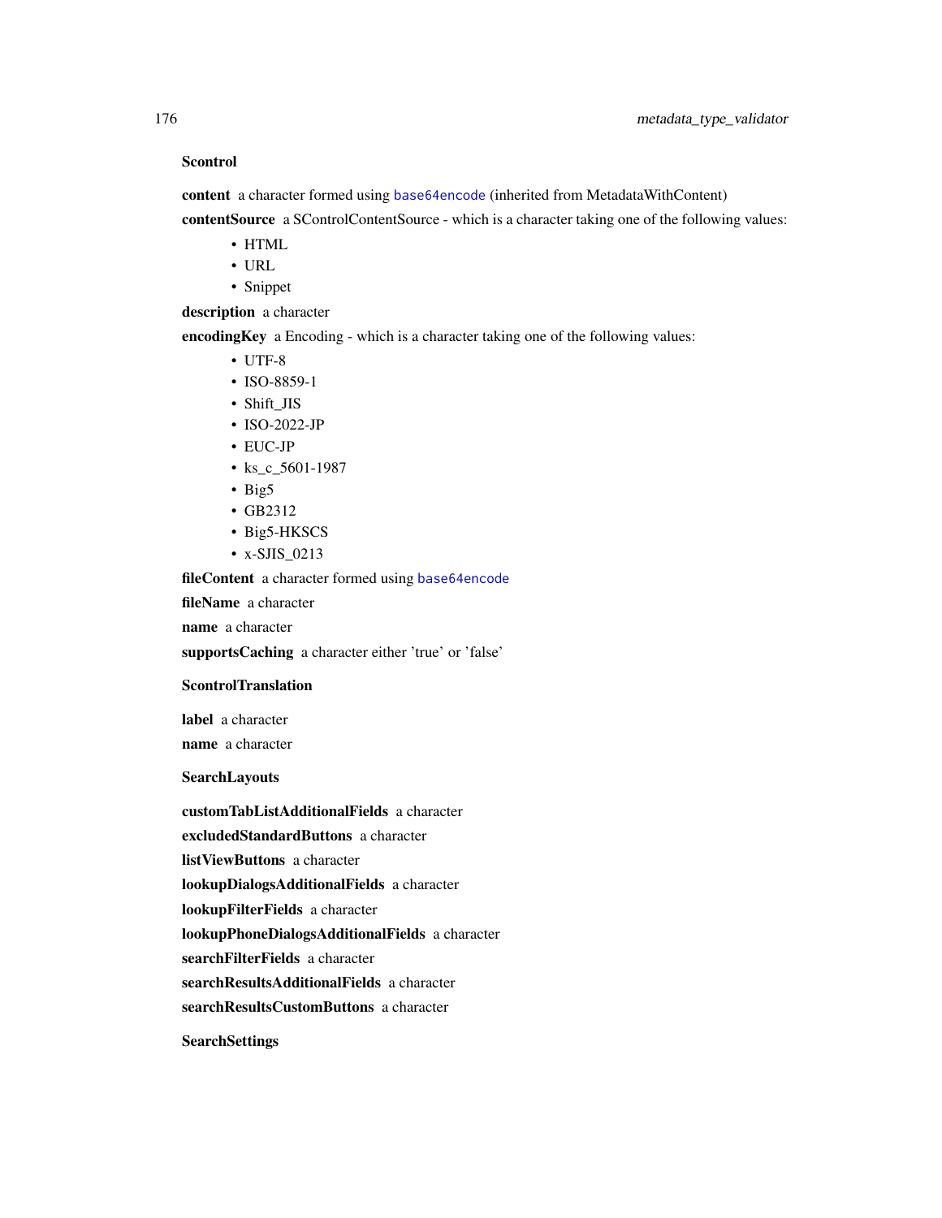**Scontrol**

**content** a character formed using `base64encode` (inherited from MetadataWithContent)

**contentSource** a SControlContentSource - which is a character taking one of the following values:

- HTML
- URL
- Snippet

**description** a character

**encodingKey** a Encoding - which is a character taking one of the following values:

- UTF-8
- ISO-8859-1
- Shift_JIS
- ISO-2022-JP
- EUC-JP
- ks_c_5601-1987
- Big5
- GB2312
- Big5-HKSCS
- x-SJIS_0213

**fileContent** a character formed using `base64encode`

**fileName** a character

**name** a character

**supportsCaching** a character either 'true' or 'false'

**ScontrolTranslation**

**label** a character

**name** a character

**SearchLayouts**

**customTabListAdditionalFields** a character

**excludedStandardButtons** a character

**listViewButtons** a character

**lookupDialogsAdditionalFields** a character

**lookupFilterFields** a character

**lookupPhoneDialogsAdditionalFields** a character

**searchFilterFields** a character

**searchResultsAdditionalFields** a character

**searchResultsCustomButtons** a character

**SearchSettings**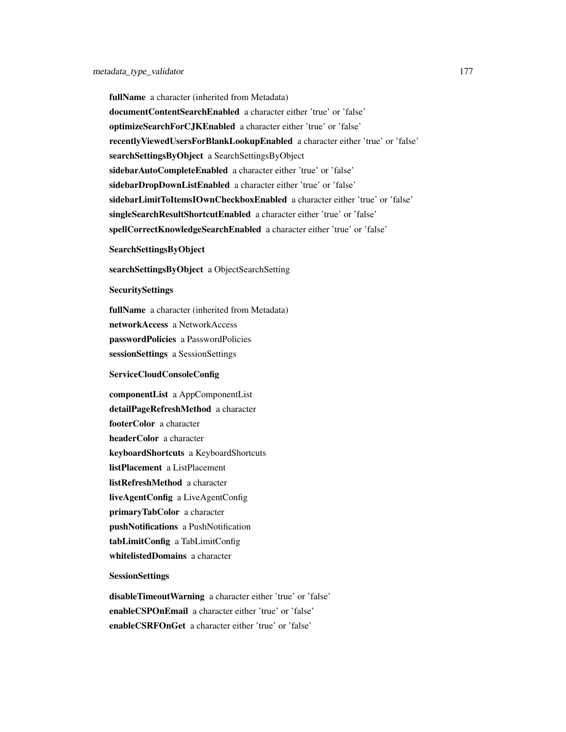**fullName** a character (inherited from Metadata)

**documentContentSearchEnabled** a character either 'true' or 'false'

**optimizeSearchForCJKEnabled** a character either 'true' or 'false'

**recentlyViewedUsersForBlankLookupEnabled** a character either 'true' or 'false'

**searchSettingsByObject** a SearchSettingsByObject

**sidebarAutoCompleteEnabled** a character either 'true' or 'false'

**sidebarDropDownListEnabled** a character either 'true' or 'false'

**sidebarLimitToItemsIOwnCheckboxEnabled** a character either 'true' or 'false'

**singleSearchResultShortcutEnabled** a character either 'true' or 'false'

**spellCorrectKnowledgeSearchEnabled** a character either 'true' or 'false'

**SearchSettingsByObject**

**searchSettingsByObject** a ObjectSearchSetting

**SecuritySettings**

**fullName** a character (inherited from Metadata)

**networkAccess** a NetworkAccess

**passwordPolicies** a PasswordPolicies

**sessionSettings** a SessionSettings

**ServiceCloudConsoleConfig**

**componentList** a AppComponentList

**detailPageRefreshMethod** a character

**footerColor** a character

**headerColor** a character

**keyboardShortcuts** a KeyboardShortcuts

**listPlacement** a ListPlacement

**listRefreshMethod** a character

**liveAgentConfig** a LiveAgentConfig

**primaryTabColor** a character

**pushNotifications** a PushNotification

**tabLimitConfig** a TabLimitConfig

**whitelistedDomains** a character

**SessionSettings**

**disableTimeoutWarning** a character either 'true' or 'false'

**enableCSPOnEmail** a character either 'true' or 'false'

**enableCSRFOnGet** a character either 'true' or 'false'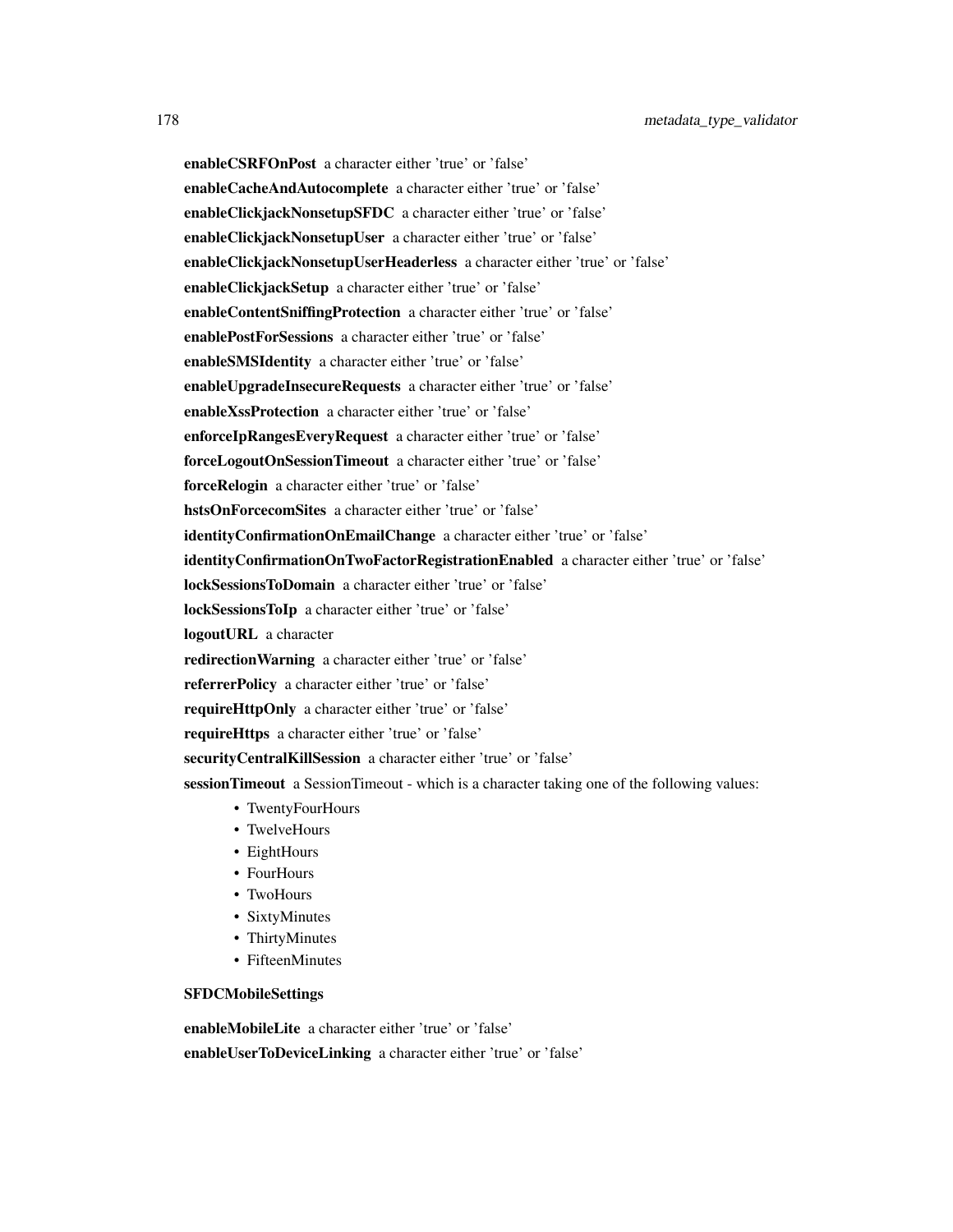**enableCSRFOnPost** a character either 'true' or 'false'

**enableCacheAndAutocomplete** a character either 'true' or 'false'

**enableClickjackNonsetupSFDC** a character either 'true' or 'false'

**enableClickjackNonsetupUser** a character either 'true' or 'false'

**enableClickjackNonsetupUserHeaderless** a character either 'true' or 'false'

**enableClickjackSetup** a character either 'true' or 'false'

**enableContentSniffingProtection** a character either 'true' or 'false'

**enablePostForSessions** a character either 'true' or 'false'

**enableSMSIdentity** a character either 'true' or 'false'

**enableUpgradeInsecureRequests** a character either 'true' or 'false'

**enableXssProtection** a character either 'true' or 'false'

**enforceIpRangesEveryRequest** a character either 'true' or 'false'

**forceLogoutOnSessionTimeout** a character either 'true' or 'false'

**forceRelogin** a character either 'true' or 'false'

**hstsOnForcecomSites** a character either 'true' or 'false'

**identityConfirmationOnEmailChange** a character either 'true' or 'false'

**identityConfirmationOnTwoFactorRegistrationEnabled** a character either 'true' or 'false'

**lockSessionsToDomain** a character either 'true' or 'false'

**lockSessionsToIp** a character either 'true' or 'false'

**logoutURL** a character

**redirectionWarning** a character either 'true' or 'false'

**referrerPolicy** a character either 'true' or 'false'

**requireHttpOnly** a character either 'true' or 'false'

**requireHttps** a character either 'true' or 'false'

**securityCentralKillSession** a character either 'true' or 'false'

**sessionTimeout** a SessionTimeout - which is a character taking one of the following values:

- TwentyFourHours
- TwelveHours
- EightHours
- FourHours
- TwoHours
- SixtyMinutes
- ThirtyMinutes
- FifteenMinutes

**SFDCMobileSettings**

**enableMobileLite** a character either 'true' or 'false'

**enableUserToDeviceLinking** a character either 'true' or 'false'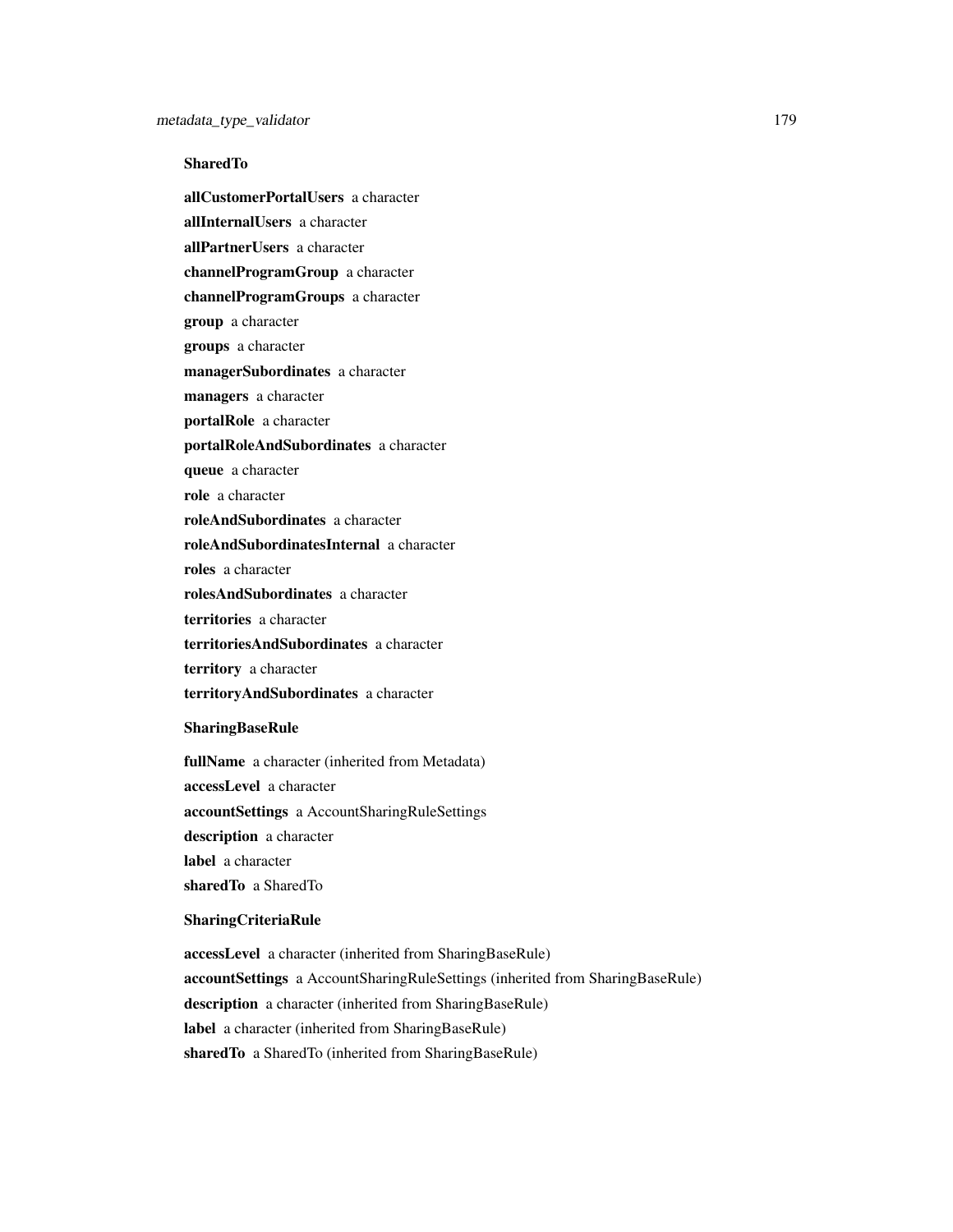**SharedTo**

**allCustomerPortalUsers** a character
**allInternalUsers** a character
**allPartnerUsers** a character
**channelProgramGroup** a character
**channelProgramGroups** a character
**group** a character
**groups** a character
**managerSubordinates** a character
**managers** a character
**portalRole** a character
**portalRoleAndSubordinates** a character
**queue** a character
**role** a character
**roleAndSubordinates** a character
**roleAndSubordinatesInternal** a character
**roles** a character
**rolesAndSubordinates** a character
**territories** a character
**territoriesAndSubordinates** a character
**territory** a character
**territoryAndSubordinates** a character

**SharingBaseRule**

**fullName** a character (inherited from Metadata)
**accessLevel** a character
**accountSettings** a AccountSharingRuleSettings
**description** a character
**label** a character
**sharedTo** a SharedTo

**SharingCriteriaRule**

**accessLevel** a character (inherited from SharingBaseRule)
**accountSettings** a AccountSharingRuleSettings (inherited from SharingBaseRule)
**description** a character (inherited from SharingBaseRule)
**label** a character (inherited from SharingBaseRule)
**sharedTo** a SharedTo (inherited from SharingBaseRule)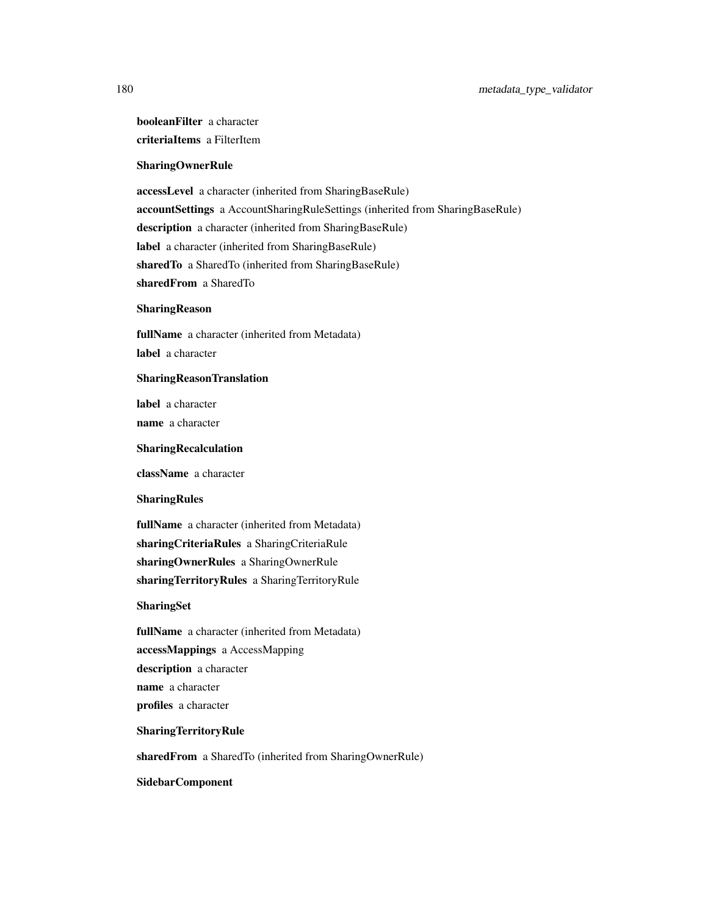**booleanFilter** a character

**criteriaItems** a FilterItem

**SharingOwnerRule**

**accessLevel** a character (inherited from SharingBaseRule)

**accountSettings** a AccountSharingRuleSettings (inherited from SharingBaseRule)

**description** a character (inherited from SharingBaseRule)

**label** a character (inherited from SharingBaseRule)

**sharedTo** a SharedTo (inherited from SharingBaseRule)

**sharedFrom** a SharedTo

**SharingReason**

**fullName** a character (inherited from Metadata)

**label** a character

**SharingReasonTranslation**

**label** a character

**name** a character

**SharingRecalculation**

**className** a character

**SharingRules**

**fullName** a character (inherited from Metadata)

**sharingCriteriaRules** a SharingCriteriaRule

**sharingOwnerRules** a SharingOwnerRule

**sharingTerritoryRules** a SharingTerritoryRule

**SharingSet**

**fullName** a character (inherited from Metadata)

**accessMappings** a AccessMapping

**description** a character

**name** a character

**profiles** a character

**SharingTerritoryRule**

**sharedFrom** a SharedTo (inherited from SharingOwnerRule)

**SidebarComponent**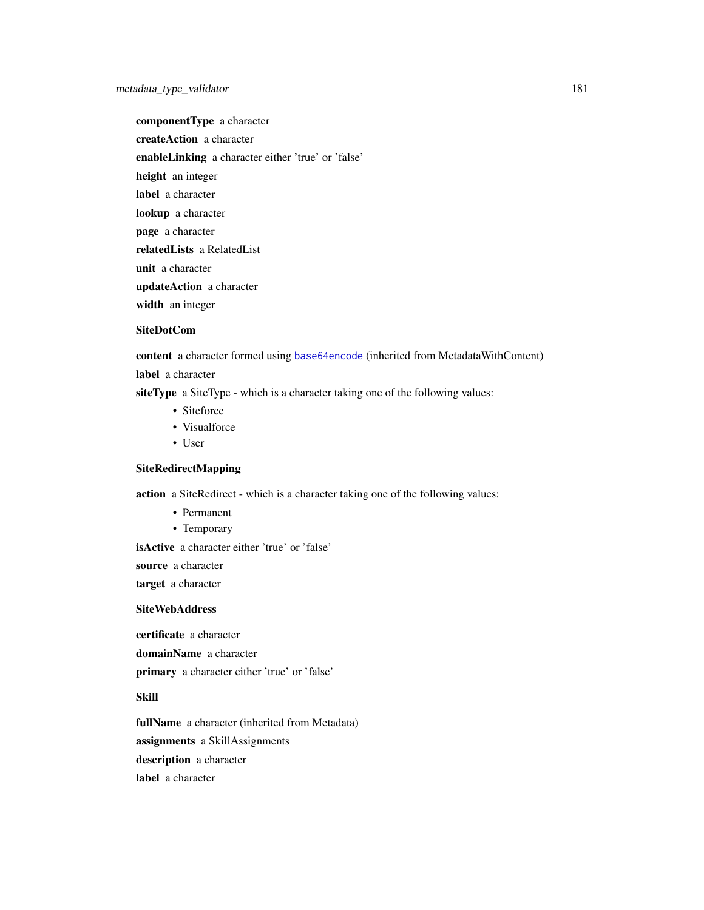**componentType** a character

**createAction** a character

**enableLinking** a character either 'true' or 'false'

**height** an integer

**label** a character

**lookup** a character

**page** a character

**relatedLists** a RelatedList

**unit** a character

**updateAction** a character

**width** an integer

### SiteDotCom

**content** a character formed using base64encode (inherited from MetadataWithContent)

**label** a character

**siteType** a SiteType - which is a character taking one of the following values:

- Siteforce
- Visualforce
- User

### SiteRedirectMapping

**action** a SiteRedirect - which is a character taking one of the following values:

- Permanent
- Temporary

**isActive** a character either 'true' or 'false'

**source** a character

**target** a character

### SiteWebAddress

**certificate** a character

**domainName** a character

**primary** a character either 'true' or 'false'

### Skill

**fullName** a character (inherited from Metadata)

**assignments** a SkillAssignments

**description** a character

**label** a character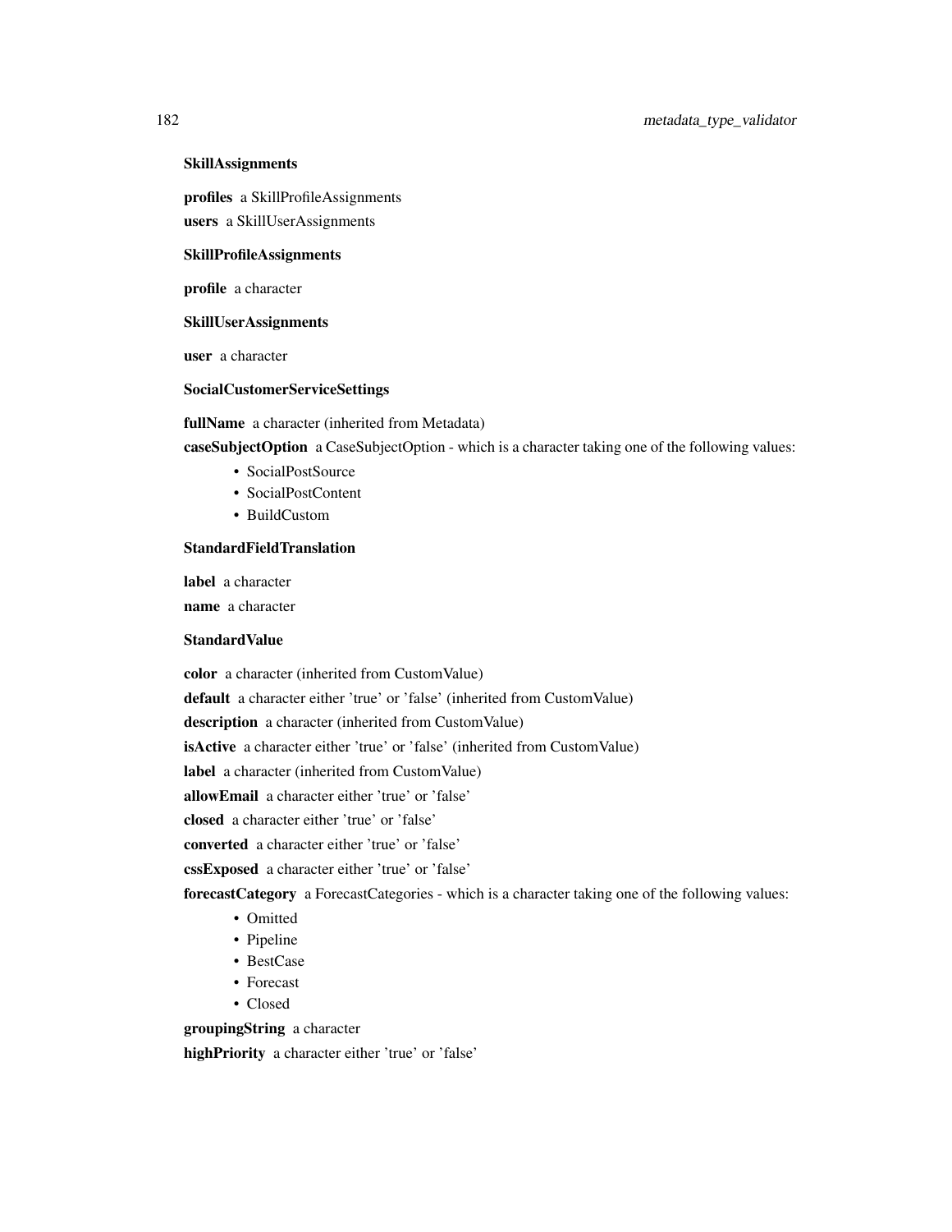**SkillAssignments**

**profiles** a SkillProfileAssignments

**users** a SkillUserAssignments

**SkillProfileAssignments**

**profile** a character

**SkillUserAssignments**

**user** a character

**SocialCustomerServiceSettings**

**fullName** a character (inherited from Metadata)

**caseSubjectOption** a CaseSubjectOption - which is a character taking one of the following values:

- SocialPostSource
- SocialPostContent
- BuildCustom

**StandardFieldTranslation**

**label** a character

**name** a character

**StandardValue**

**color** a character (inherited from CustomValue)

**default** a character either 'true' or 'false' (inherited from CustomValue)

**description** a character (inherited from CustomValue)

**isActive** a character either 'true' or 'false' (inherited from CustomValue)

**label** a character (inherited from CustomValue)

**allowEmail** a character either 'true' or 'false'

**closed** a character either 'true' or 'false'

**converted** a character either 'true' or 'false'

**cssExposed** a character either 'true' or 'false'

**forecastCategory** a ForecastCategories - which is a character taking one of the following values:

- Omitted
- Pipeline
- BestCase
- Forecast
- Closed

**groupingString** a character

**highPriority** a character either 'true' or 'false'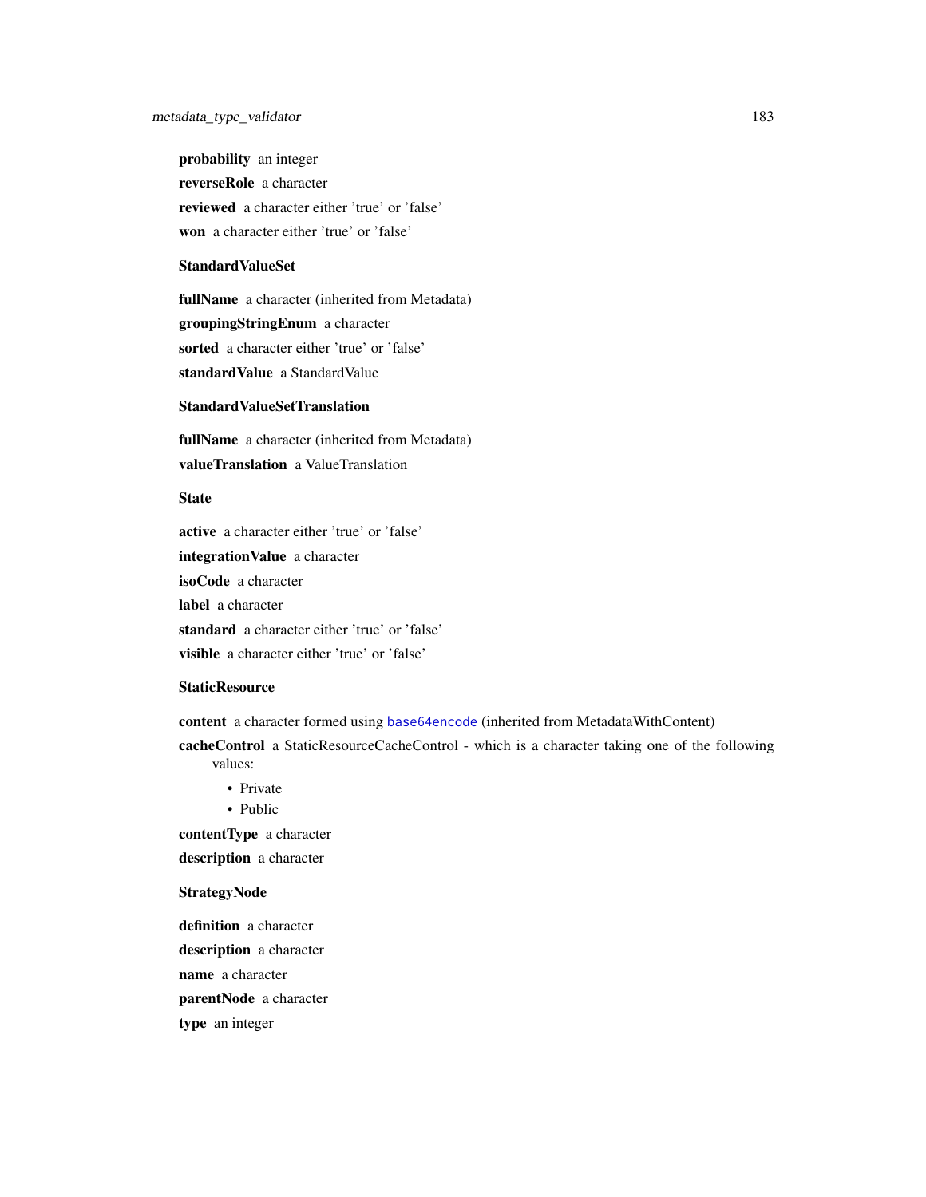**probability** an integer

**reverseRole** a character

**reviewed** a character either 'true' or 'false'

**won** a character either 'true' or 'false'

**StandardValueSet**

**fullName** a character (inherited from Metadata)

**groupingStringEnum** a character

**sorted** a character either 'true' or 'false'

**standardValue** a StandardValue

**StandardValueSetTranslation**

**fullName** a character (inherited from Metadata)

**valueTranslation** a ValueTranslation

**State**

**active** a character either 'true' or 'false'

**integrationValue** a character

**isoCode** a character

**label** a character

**standard** a character either 'true' or 'false'

**visible** a character either 'true' or 'false'

**StaticResource**

**content** a character formed using base64encode (inherited from MetadataWithContent)

**cacheControl** a StaticResourceCacheControl - which is a character taking one of the following values:

- Private
- Public

**contentType** a character

**description** a character

**StrategyNode**

**definition** a character

**description** a character

**name** a character

**parentNode** a character

**type** an integer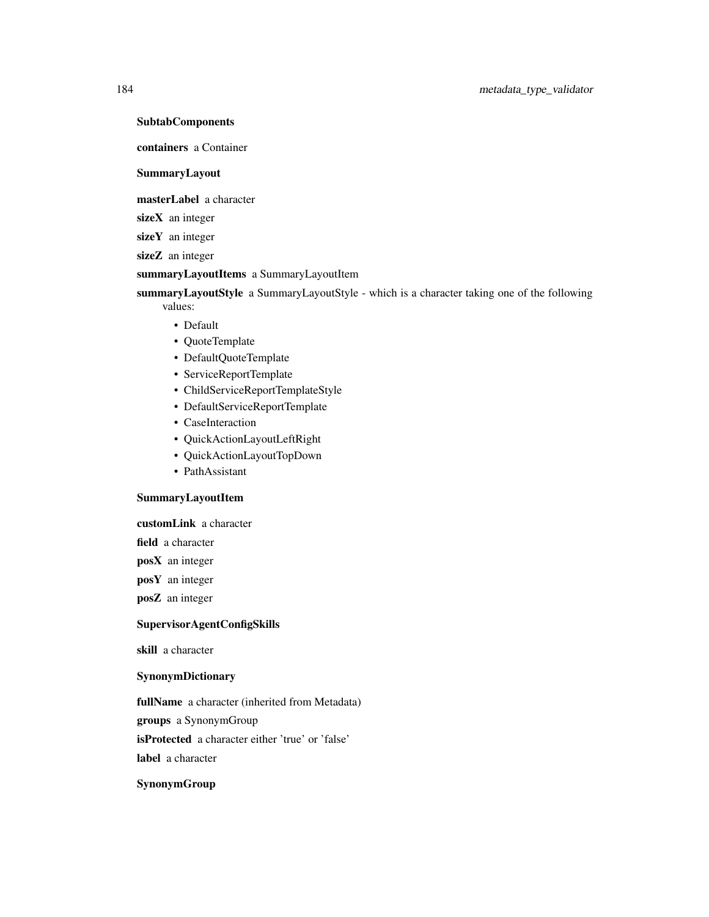**SubtabComponents**

**containers** a Container

**SummaryLayout**

**masterLabel** a character

**sizeX** an integer

**sizeY** an integer

**sizeZ** an integer

**summaryLayoutItems** a SummaryLayoutItem

**summaryLayoutStyle** a SummaryLayoutStyle - which is a character taking one of the following values:

- Default
- QuoteTemplate
- DefaultQuoteTemplate
- ServiceReportTemplate
- ChildServiceReportTemplateStyle
- DefaultServiceReportTemplate
- CaseInteraction
- QuickActionLayoutLeftRight
- QuickActionLayoutTopDown
- PathAssistant

**SummaryLayoutItem**

**customLink** a character

**field** a character

**posX** an integer

**posY** an integer

**posZ** an integer

**SupervisorAgentConfigSkills**

**skill** a character

**SynonymDictionary**

**fullName** a character (inherited from Metadata)

**groups** a SynonymGroup

**isProtected** a character either 'true' or 'false'

**label** a character

**SynonymGroup**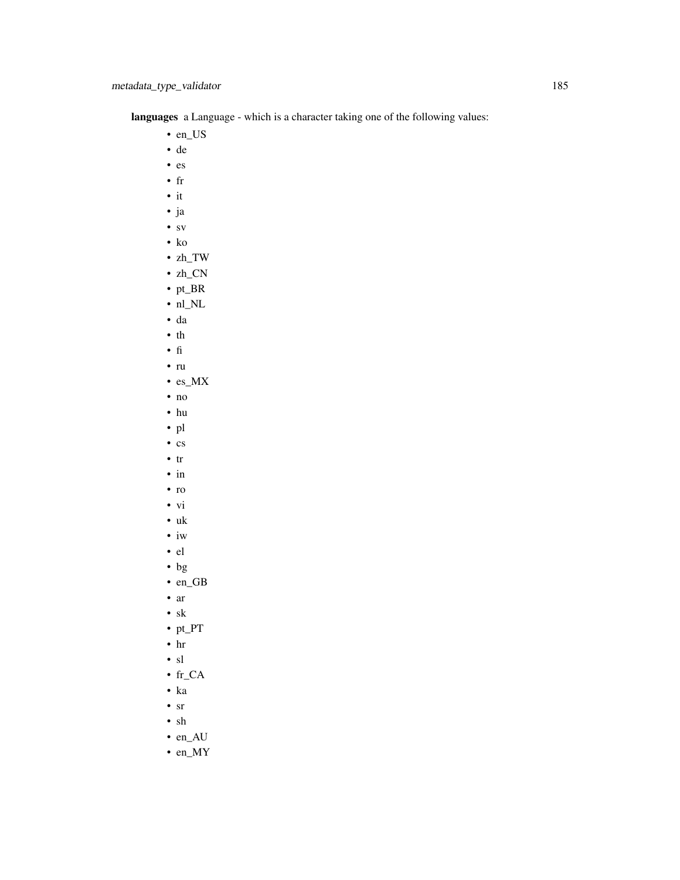**languages** a Language - which is a character taking one of the following values:

- en_US
- de
- es
- fr
- it
- ja
- sv
- ko
- zh_TW
- zh_CN
- pt_BR
- nl_NL
- da
- th
- fi
- ru
- es_MX
- no
- hu
- pl
- cs
- tr
- in
- ro
- vi
- uk
- iw
- el
- bg
- en_GB
- ar
- sk
- pt_PT
- hr
- sl
- fr_CA
- ka
- sr
- sh
- en_AU
- en_MY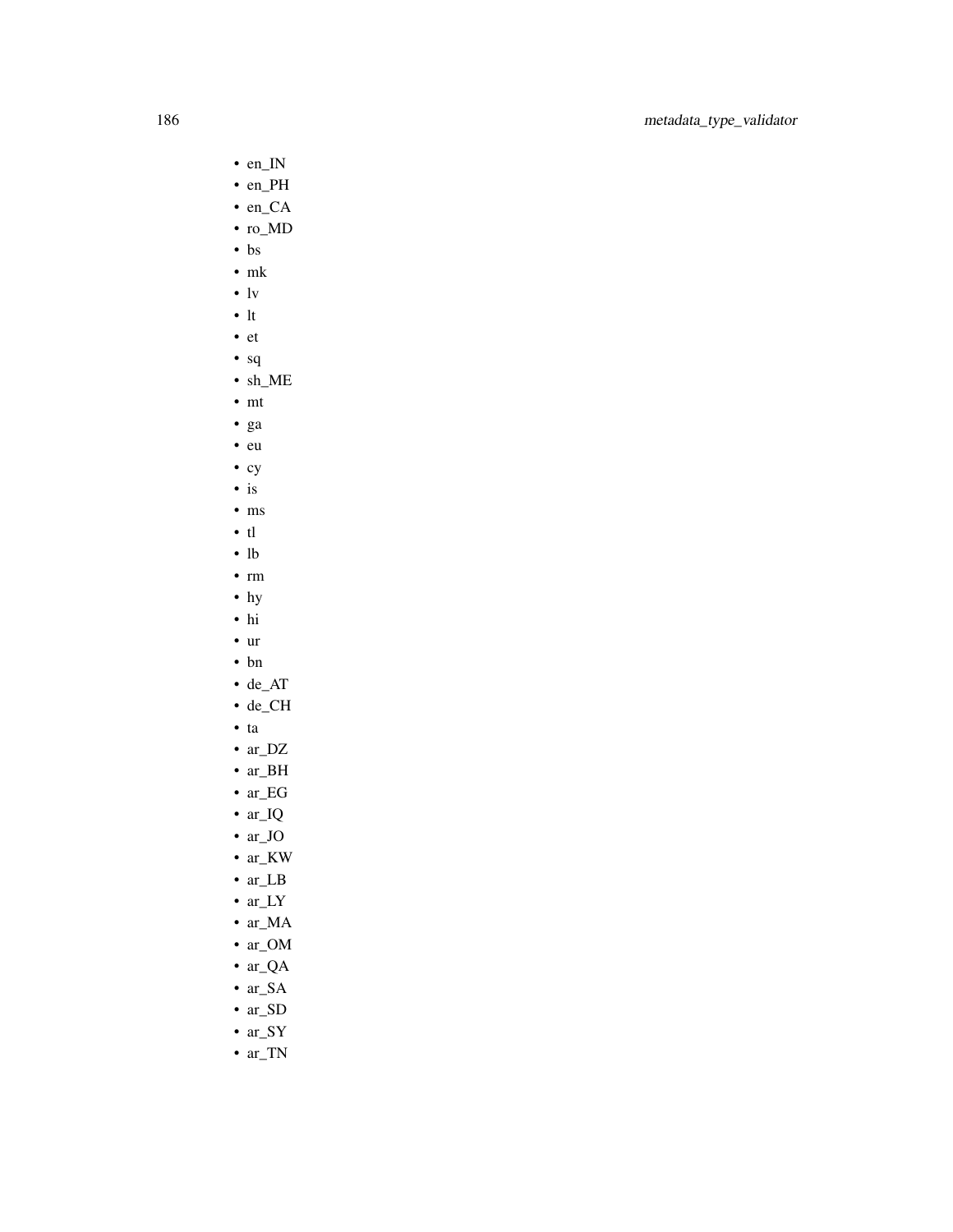- en_IN
- en_PH
- en_CA
- ro_MD
- bs
- mk
- lv
- lt
- et
- sq
- sh_ME
- mt
- ga
- eu
- cy
- is
- ms
- tl
- lb
- rm
- hy
- hi
- ur
- bn
- de_AT
- de_CH
- ta
- ar_DZ
- ar_BH
- ar_EG
- ar_IQ
- ar_JO
- ar_KW
- ar_LB
- ar_LY
- ar_MA
- ar_OM
- ar_QA
- ar_SA
- ar_SD
- ar_SY
- ar_TN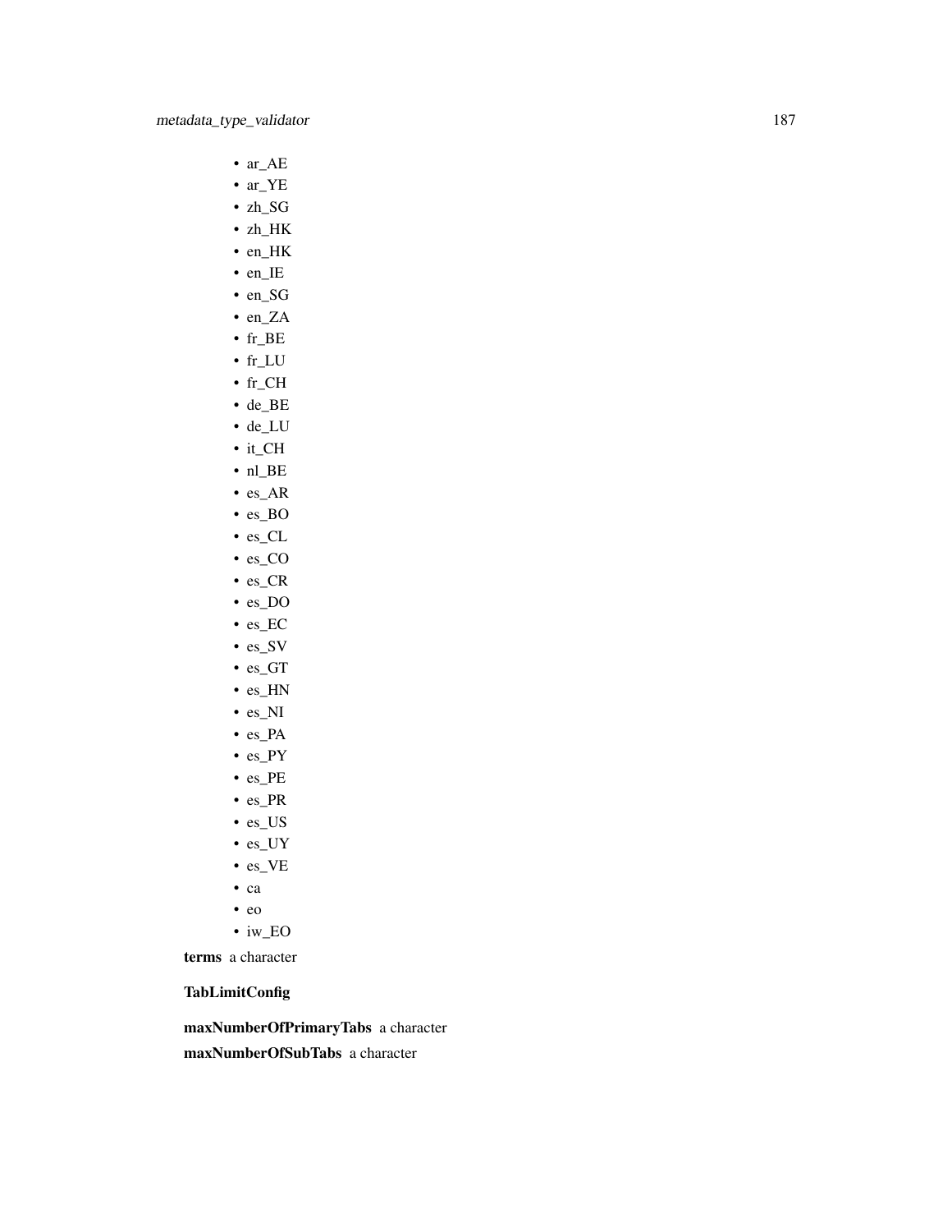- ar_AE
- ar_YE
- zh_SG
- zh_HK
- en_HK
- en_IE
- en_SG
- en_ZA
- fr_BE
- fr_LU
- fr_CH
- de_BE
- de_LU
- it_CH
- nl_BE
- es_AR
- es_BO
- es_CL
- es_CO
- es_CR
- es_DO
- es_EC
- es_SV
- es_GT
- es_HN
- es_NI
- es_PA
- es_PY
- es_PE
- es_PR
- es_US
- es_UY
- es_VE
- ca
- eo
- iw_EO

**terms** a character

**TabLimitConfig**

**maxNumberOfPrimaryTabs** a character

**maxNumberOfSubTabs** a character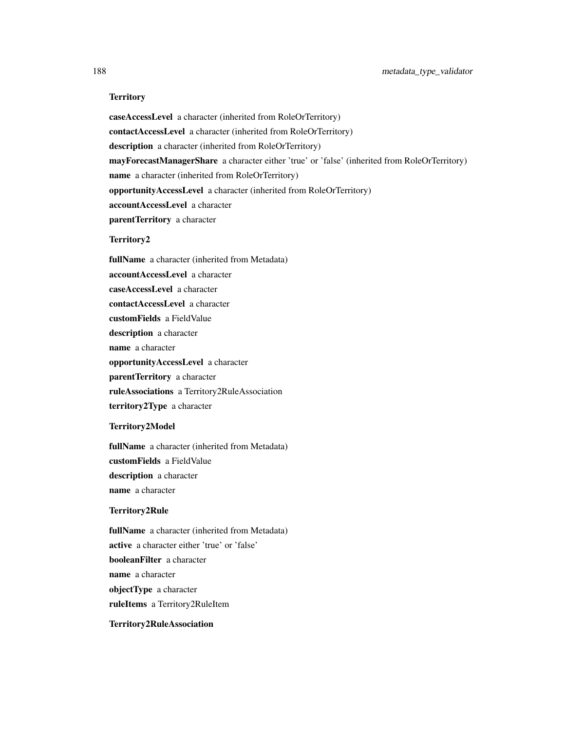**Territory**

**caseAccessLevel** a character (inherited from RoleOrTerritory)

**contactAccessLevel** a character (inherited from RoleOrTerritory)

**description** a character (inherited from RoleOrTerritory)

**mayForecastManagerShare** a character either 'true' or 'false' (inherited from RoleOrTerritory)

**name** a character (inherited from RoleOrTerritory)

**opportunityAccessLevel** a character (inherited from RoleOrTerritory)

**accountAccessLevel** a character

**parentTerritory** a character

**Territory2**

**fullName** a character (inherited from Metadata)

**accountAccessLevel** a character

**caseAccessLevel** a character

**contactAccessLevel** a character

**customFields** a FieldValue

**description** a character

**name** a character

**opportunityAccessLevel** a character

**parentTerritory** a character

**ruleAssociations** a Territory2RuleAssociation

**territory2Type** a character

**Territory2Model**

**fullName** a character (inherited from Metadata)

**customFields** a FieldValue

**description** a character

**name** a character

**Territory2Rule**

**fullName** a character (inherited from Metadata)

**active** a character either 'true' or 'false'

**booleanFilter** a character

**name** a character

**objectType** a character

**ruleItems** a Territory2RuleItem

**Territory2RuleAssociation**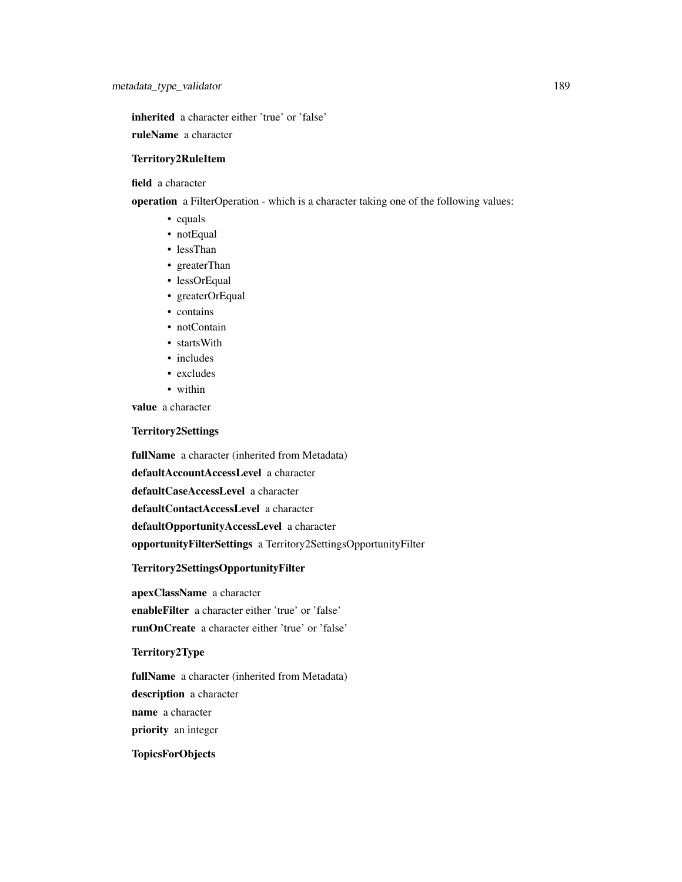**inherited** a character either 'true' or 'false'

**ruleName** a character

**Territory2RuleItem**

**field** a character

**operation** a FilterOperation - which is a character taking one of the following values:

- equals
- notEqual
- lessThan
- greaterThan
- lessOrEqual
- greaterOrEqual
- contains
- notContain
- startsWith
- includes
- excludes
- within

**value** a character

**Territory2Settings**

**fullName** a character (inherited from Metadata)

**defaultAccountAccessLevel** a character

**defaultCaseAccessLevel** a character

**defaultContactAccessLevel** a character

**defaultOpportunityAccessLevel** a character

**opportunityFilterSettings** a Territory2SettingsOpportunityFilter

**Territory2SettingsOpportunityFilter**

**apexClassName** a character

**enableFilter** a character either 'true' or 'false'

**runOnCreate** a character either 'true' or 'false'

**Territory2Type**

**fullName** a character (inherited from Metadata)

**description** a character

**name** a character

**priority** an integer

**TopicsForObjects**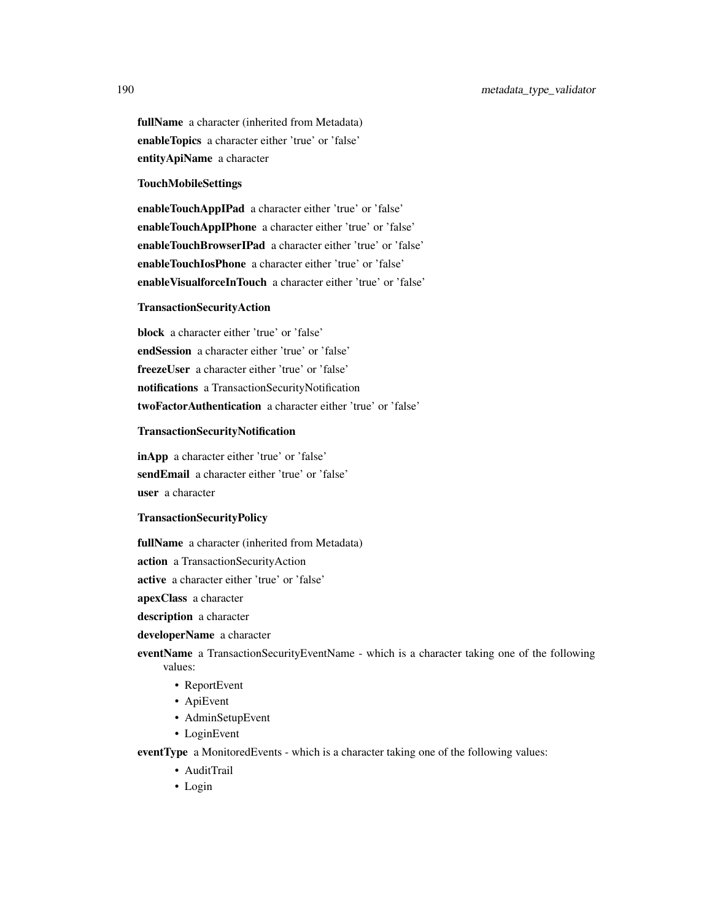**fullName** a character (inherited from Metadata)

**enableTopics** a character either 'true' or 'false'

**entityApiName** a character

**TouchMobileSettings**

**enableTouchAppIPad** a character either 'true' or 'false'

**enableTouchAppIPhone** a character either 'true' or 'false'

**enableTouchBrowserIPad** a character either 'true' or 'false'

**enableTouchIosPhone** a character either 'true' or 'false'

**enableVisualforceInTouch** a character either 'true' or 'false'

**TransactionSecurityAction**

**block** a character either 'true' or 'false'

**endSession** a character either 'true' or 'false'

**freezeUser** a character either 'true' or 'false'

**notifications** a TransactionSecurityNotification

**twoFactorAuthentication** a character either 'true' or 'false'

**TransactionSecurityNotification**

**inApp** a character either 'true' or 'false'

**sendEmail** a character either 'true' or 'false'

**user** a character

**TransactionSecurityPolicy**

**fullName** a character (inherited from Metadata)

**action** a TransactionSecurityAction

**active** a character either 'true' or 'false'

**apexClass** a character

**description** a character

**developerName** a character

**eventName** a TransactionSecurityEventName - which is a character taking one of the following values:

- ReportEvent
- ApiEvent
- AdminSetupEvent
- LoginEvent

**eventType** a MonitoredEvents - which is a character taking one of the following values:

- AuditTrail
- Login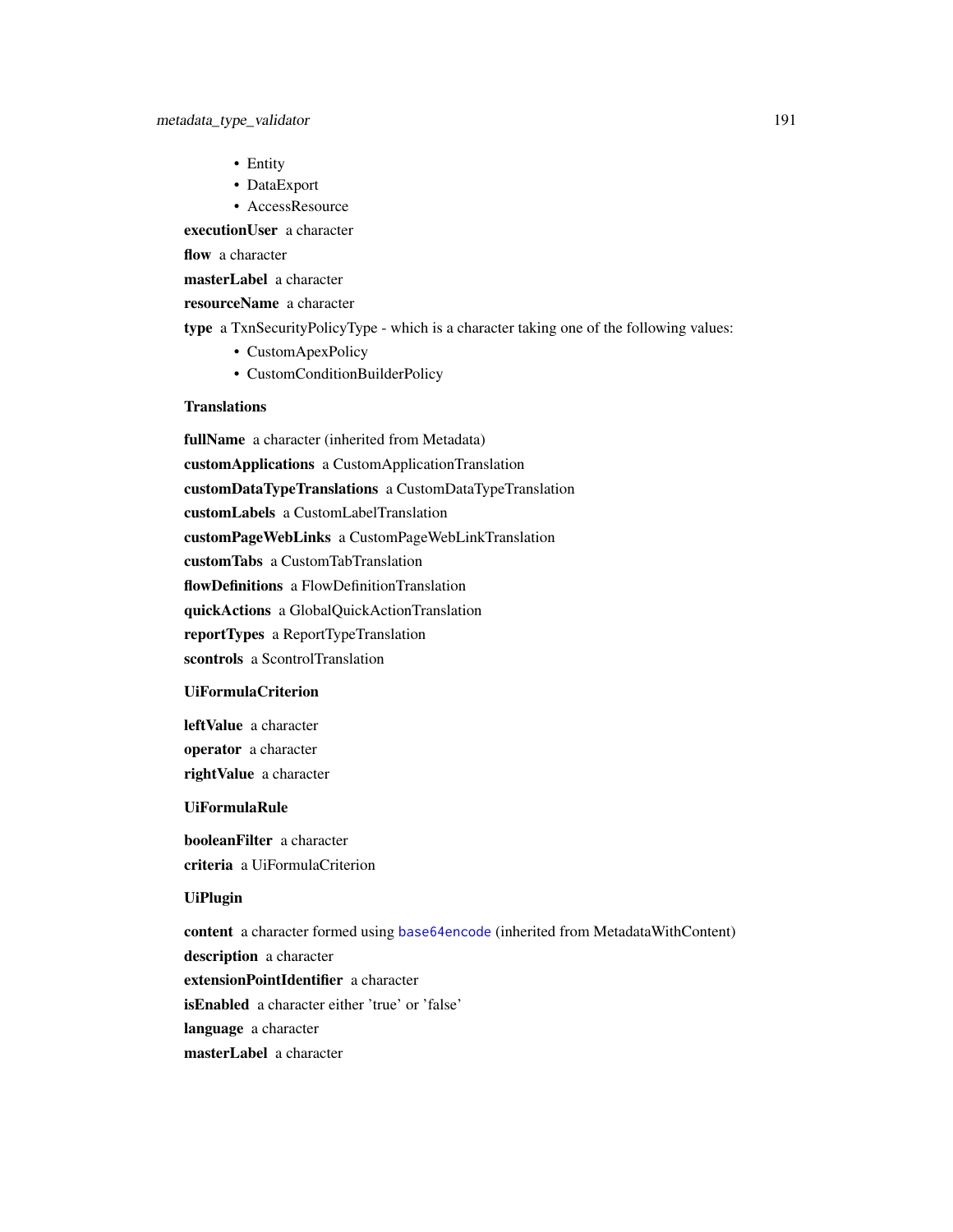- Entity
- DataExport
- AccessResource

**executionUser** a character

**flow** a character

**masterLabel** a character

**resourceName** a character

**type** a TxnSecurityPolicyType - which is a character taking one of the following values:

- CustomApexPolicy
- CustomConditionBuilderPolicy

### Translations

**fullName** a character (inherited from Metadata)

**customApplications** a CustomApplicationTranslation

**customDataTypeTranslations** a CustomDataTypeTranslation

**customLabels** a CustomLabelTranslation

**customPageWebLinks** a CustomPageWebLinkTranslation

**customTabs** a CustomTabTranslation

**flowDefinitions** a FlowDefinitionTranslation

**quickActions** a GlobalQuickActionTranslation

**reportTypes** a ReportTypeTranslation

**scontrols** a ScontrolTranslation

### UiFormulaCriterion

**leftValue** a character

**operator** a character

**rightValue** a character

### UiFormulaRule

**booleanFilter** a character

**criteria** a UiFormulaCriterion

### UiPlugin

**content** a character formed using base64encode (inherited from MetadataWithContent)

**description** a character

**extensionPointIdentifier** a character

**isEnabled** a character either 'true' or 'false'

**language** a character

**masterLabel** a character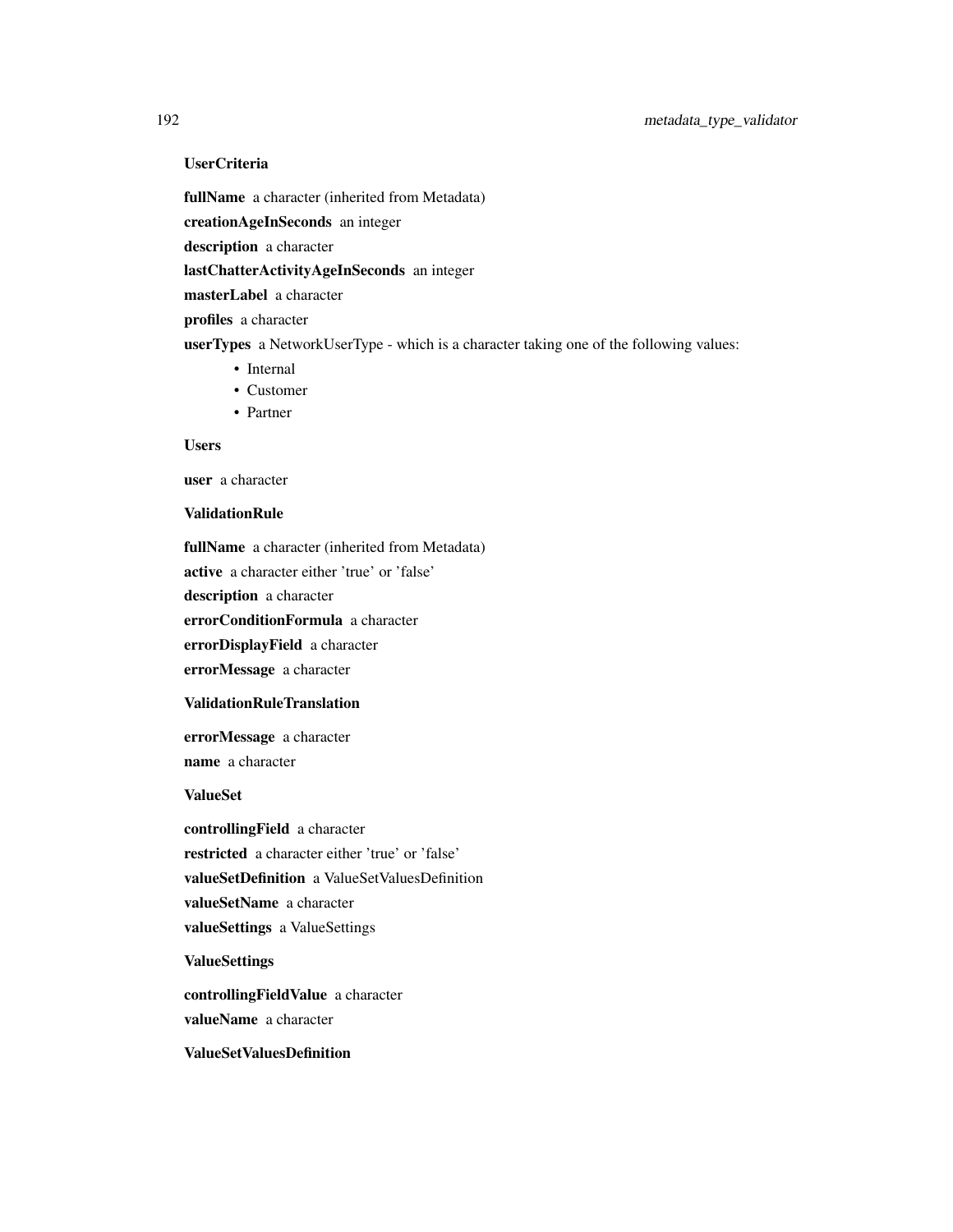**UserCriteria**

**fullName** a character (inherited from Metadata)

**creationAgeInSeconds** an integer

**description** a character

**lastChatterActivityAgeInSeconds** an integer

**masterLabel** a character

**profiles** a character

**userTypes** a NetworkUserType - which is a character taking one of the following values:

- Internal
- Customer
- Partner

**Users**

**user** a character

**ValidationRule**

**fullName** a character (inherited from Metadata)

**active** a character either 'true' or 'false'

**description** a character

**errorConditionFormula** a character

**errorDisplayField** a character

**errorMessage** a character

**ValidationRuleTranslation**

**errorMessage** a character

**name** a character

**ValueSet**

**controllingField** a character

**restricted** a character either 'true' or 'false'

**valueSetDefinition** a ValueSetValuesDefinition

**valueSetName** a character

**valueSettings** a ValueSettings

**ValueSettings**

**controllingFieldValue** a character

**valueName** a character

**ValueSetValuesDefinition**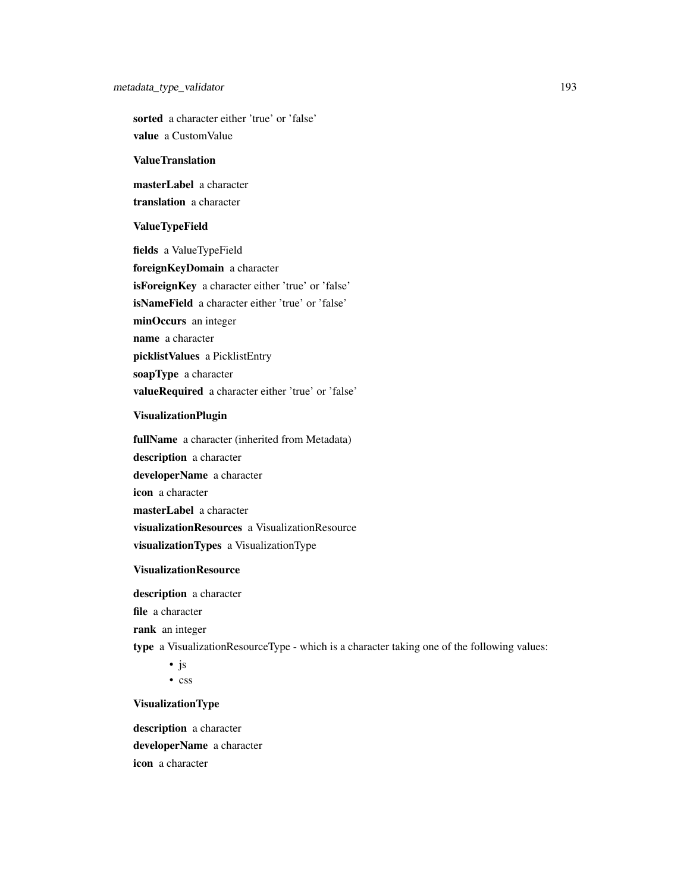**sorted** a character either 'true' or 'false'

**value** a CustomValue

**ValueTranslation**

**masterLabel** a character

**translation** a character

**ValueTypeField**

**fields** a ValueTypeField

**foreignKeyDomain** a character

**isForeignKey** a character either 'true' or 'false'

**isNameField** a character either 'true' or 'false'

**minOccurs** an integer

**name** a character

**picklistValues** a PicklistEntry

**soapType** a character

**valueRequired** a character either 'true' or 'false'

**VisualizationPlugin**

**fullName** a character (inherited from Metadata)

**description** a character

**developerName** a character

**icon** a character

**masterLabel** a character

**visualizationResources** a VisualizationResource

**visualizationTypes** a VisualizationType

**VisualizationResource**

**description** a character

**file** a character

**rank** an integer

**type** a VisualizationResourceType - which is a character taking one of the following values:

- js
- css

**VisualizationType**

**description** a character

**developerName** a character

**icon** a character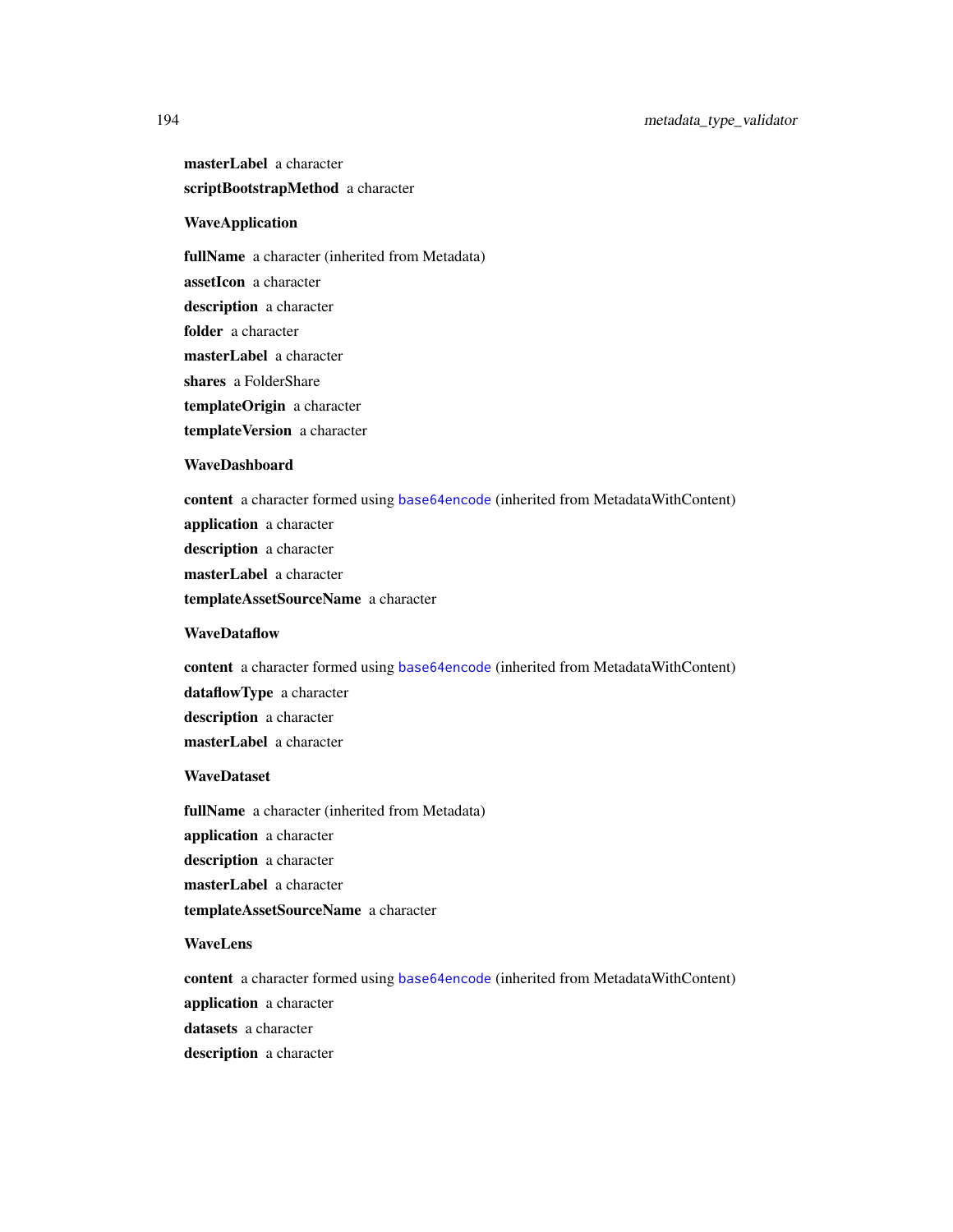**masterLabel** a character

**scriptBootstrapMethod** a character

**WaveApplication**

**fullName** a character (inherited from Metadata)

**assetIcon** a character

**description** a character

**folder** a character

**masterLabel** a character

**shares** a FolderShare

**templateOrigin** a character

**templateVersion** a character

**WaveDashboard**

**content** a character formed using base64encode (inherited from MetadataWithContent)

**application** a character

**description** a character

**masterLabel** a character

**templateAssetSourceName** a character

**WaveDataflow**

**content** a character formed using base64encode (inherited from MetadataWithContent)

**dataflowType** a character

**description** a character

**masterLabel** a character

**WaveDataset**

**fullName** a character (inherited from Metadata)

**application** a character

**description** a character

**masterLabel** a character

**templateAssetSourceName** a character

**WaveLens**

**content** a character formed using base64encode (inherited from MetadataWithContent)

**application** a character

**datasets** a character

**description** a character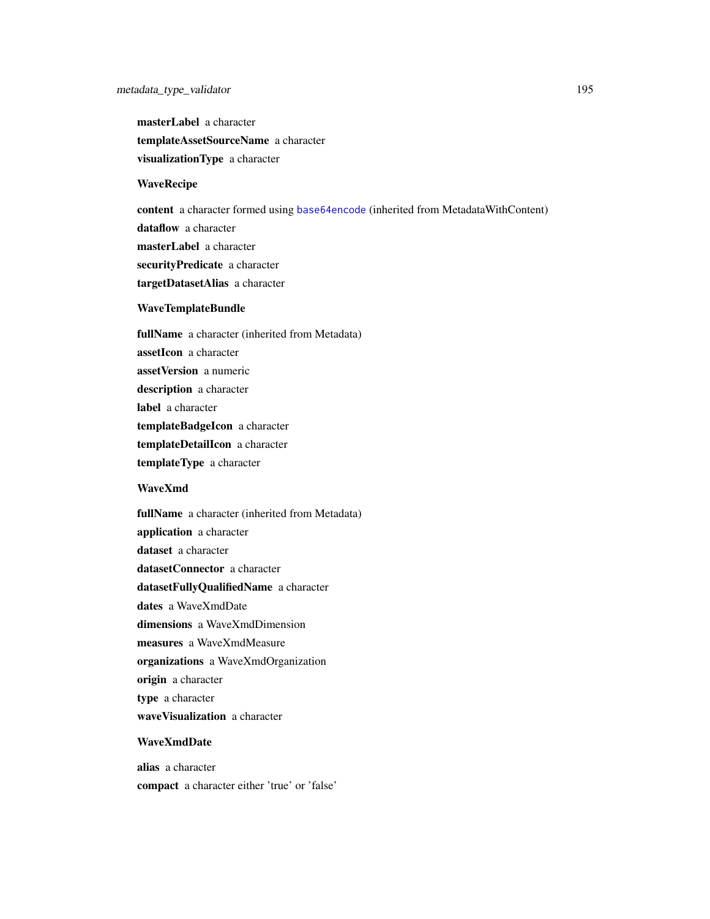**masterLabel** a character

**templateAssetSourceName** a character

**visualizationType** a character

**WaveRecipe**

**content** a character formed using base64encode (inherited from MetadataWithContent)

**dataflow** a character

**masterLabel** a character

**securityPredicate** a character

**targetDatasetAlias** a character

**WaveTemplateBundle**

**fullName** a character (inherited from Metadata)

**assetIcon** a character

**assetVersion** a numeric

**description** a character

**label** a character

**templateBadgeIcon** a character

**templateDetailIcon** a character

**templateType** a character

**WaveXmd**

**fullName** a character (inherited from Metadata)

**application** a character

**dataset** a character

**datasetConnector** a character

**datasetFullyQualifiedName** a character

**dates** a WaveXmdDate

**dimensions** a WaveXmdDimension

**measures** a WaveXmdMeasure

**organizations** a WaveXmdOrganization

**origin** a character

**type** a character

**waveVisualization** a character

**WaveXmdDate**

**alias** a character

**compact** a character either 'true' or 'false'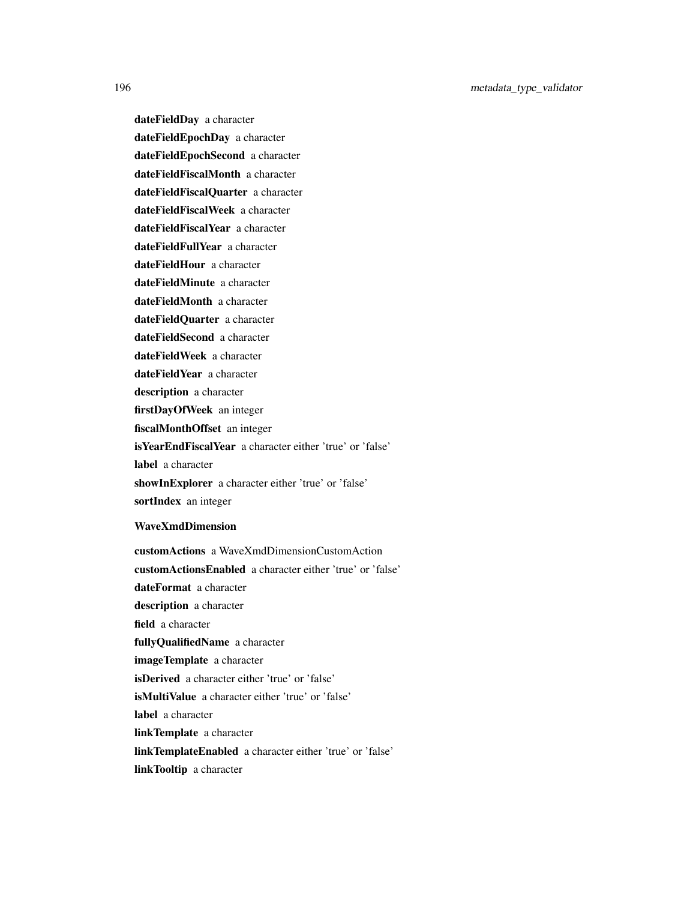**dateFieldDay** a character

**dateFieldEpochDay** a character

**dateFieldEpochSecond** a character

**dateFieldFiscalMonth** a character

**dateFieldFiscalQuarter** a character

**dateFieldFiscalWeek** a character

**dateFieldFiscalYear** a character

**dateFieldFullYear** a character

**dateFieldHour** a character

**dateFieldMinute** a character

**dateFieldMonth** a character

**dateFieldQuarter** a character

**dateFieldSecond** a character

**dateFieldWeek** a character

**dateFieldYear** a character

**description** a character

**firstDayOfWeek** an integer

**fiscalMonthOffset** an integer

**isYearEndFiscalYear** a character either 'true' or 'false'

**label** a character

**showInExplorer** a character either 'true' or 'false'

**sortIndex** an integer

**WaveXmdDimension**

**customActions** a WaveXmdDimensionCustomAction

**customActionsEnabled** a character either 'true' or 'false'

**dateFormat** a character

**description** a character

**field** a character

**fullyQualifiedName** a character

**imageTemplate** a character

**isDerived** a character either 'true' or 'false'

**isMultiValue** a character either 'true' or 'false'

**label** a character

**linkTemplate** a character

**linkTemplateEnabled** a character either 'true' or 'false'

**linkTooltip** a character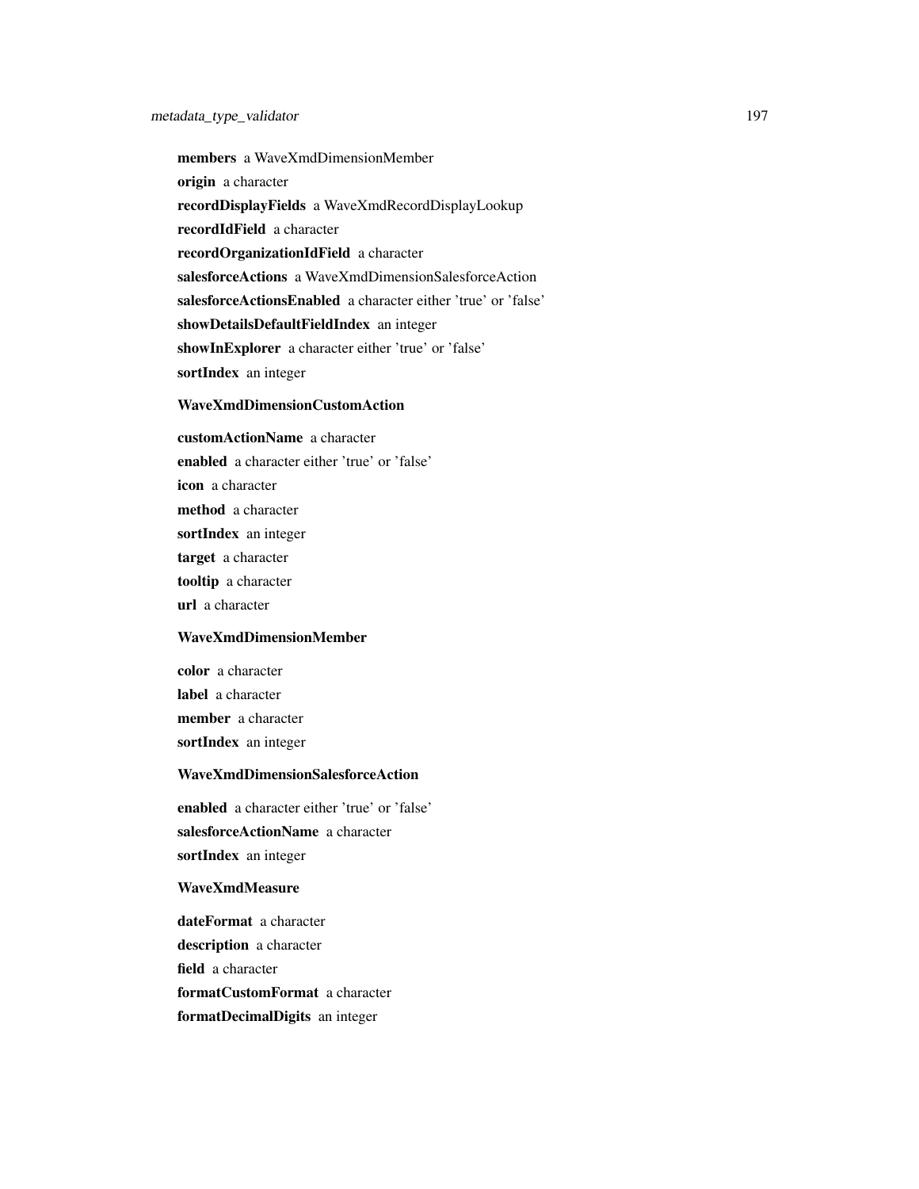**members** a WaveXmdDimensionMember

**origin** a character

**recordDisplayFields** a WaveXmdRecordDisplayLookup

**recordIdField** a character

**recordOrganizationIdField** a character

**salesforceActions** a WaveXmdDimensionSalesforceAction

**salesforceActionsEnabled** a character either 'true' or 'false'

**showDetailsDefaultFieldIndex** an integer

**showInExplorer** a character either 'true' or 'false'

**sortIndex** an integer

**WaveXmdDimensionCustomAction**

**customActionName** a character

**enabled** a character either 'true' or 'false'

**icon** a character

**method** a character

**sortIndex** an integer

**target** a character

**tooltip** a character

**url** a character

**WaveXmdDimensionMember**

**color** a character

**label** a character

**member** a character

**sortIndex** an integer

**WaveXmdDimensionSalesforceAction**

**enabled** a character either 'true' or 'false'

**salesforceActionName** a character

**sortIndex** an integer

**WaveXmdMeasure**

**dateFormat** a character

**description** a character

**field** a character

**formatCustomFormat** a character

**formatDecimalDigits** an integer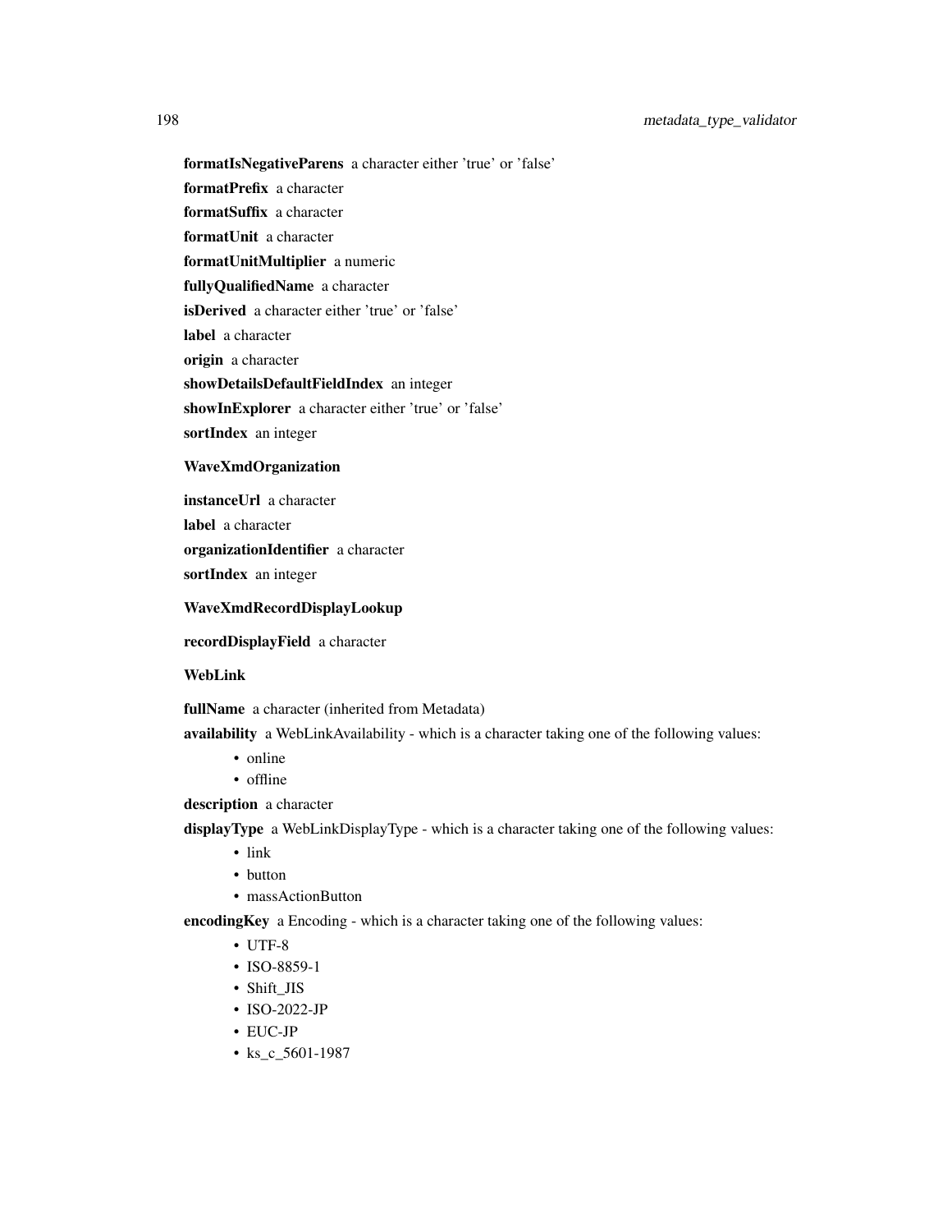**formatIsNegativeParens** a character either 'true' or 'false'

**formatPrefix** a character

**formatSuffix** a character

**formatUnit** a character

**formatUnitMultiplier** a numeric

**fullyQualifiedName** a character

**isDerived** a character either 'true' or 'false'

**label** a character

**origin** a character

**showDetailsDefaultFieldIndex** an integer

**showInExplorer** a character either 'true' or 'false'

**sortIndex** an integer

**WaveXmdOrganization**

**instanceUrl** a character

**label** a character

**organizationIdentifier** a character

**sortIndex** an integer

**WaveXmdRecordDisplayLookup**

**recordDisplayField** a character

**WebLink**

**fullName** a character (inherited from Metadata)

**availability** a WebLinkAvailability - which is a character taking one of the following values:

- online
- offline

**description** a character

**displayType** a WebLinkDisplayType - which is a character taking one of the following values:

- link
- button
- massActionButton

**encodingKey** a Encoding - which is a character taking one of the following values:

- UTF-8
- ISO-8859-1
- Shift_JIS
- ISO-2022-JP
- EUC-JP
- ks_c_5601-1987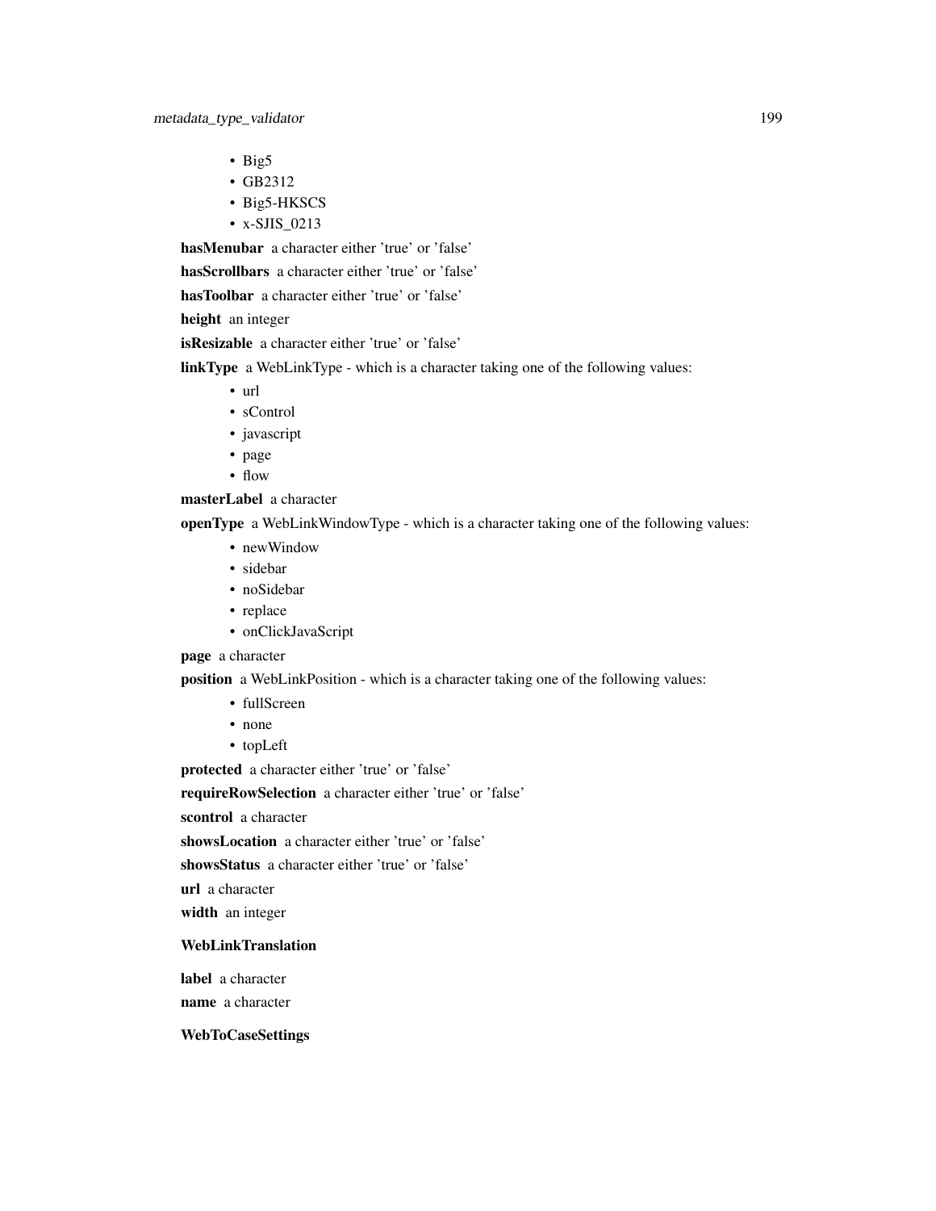- Big5
- GB2312
- Big5-HKSCS
- x-SJIS_0213

**hasMenubar** a character either 'true' or 'false'

**hasScrollbars** a character either 'true' or 'false'

**hasToolbar** a character either 'true' or 'false'

**height** an integer

**isResizable** a character either 'true' or 'false'

**linkType** a WebLinkType - which is a character taking one of the following values:

- url
- sControl
- javascript
- page
- flow

**masterLabel** a character

**openType** a WebLinkWindowType - which is a character taking one of the following values:

- newWindow
- sidebar
- noSidebar
- replace
- onClickJavaScript

**page** a character

**position** a WebLinkPosition - which is a character taking one of the following values:

- fullScreen
- none
- topLeft

**protected** a character either 'true' or 'false'

**requireRowSelection** a character either 'true' or 'false'

**scontrol** a character

**showsLocation** a character either 'true' or 'false'

**showsStatus** a character either 'true' or 'false'

**url** a character

**width** an integer

**WebLinkTranslation**

**label** a character

**name** a character

**WebToCaseSettings**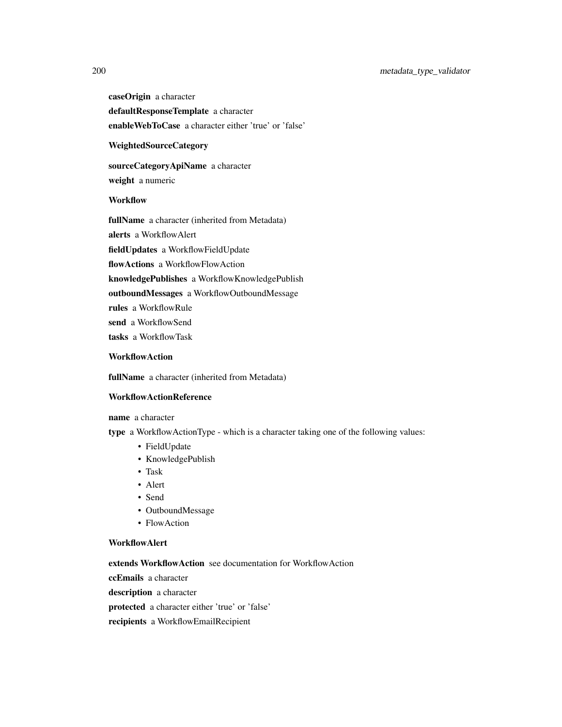**caseOrigin** a character

**defaultResponseTemplate** a character

**enableWebToCase** a character either 'true' or 'false'

**WeightedSourceCategory**

**sourceCategoryApiName** a character

**weight** a numeric

**Workflow**

**fullName** a character (inherited from Metadata)

**alerts** a WorkflowAlert

**fieldUpdates** a WorkflowFieldUpdate

**flowActions** a WorkflowFlowAction

**knowledgePublishes** a WorkflowKnowledgePublish

**outboundMessages** a WorkflowOutboundMessage

**rules** a WorkflowRule

**send** a WorkflowSend

**tasks** a WorkflowTask

**WorkflowAction**

**fullName** a character (inherited from Metadata)

**WorkflowActionReference**

**name** a character

**type** a WorkflowActionType - which is a character taking one of the following values:

- FieldUpdate
- KnowledgePublish
- Task
- Alert
- Send
- OutboundMessage
- FlowAction

**WorkflowAlert**

**extends WorkflowAction** see documentation for WorkflowAction

**ccEmails** a character

**description** a character

**protected** a character either 'true' or 'false'

**recipients** a WorkflowEmailRecipient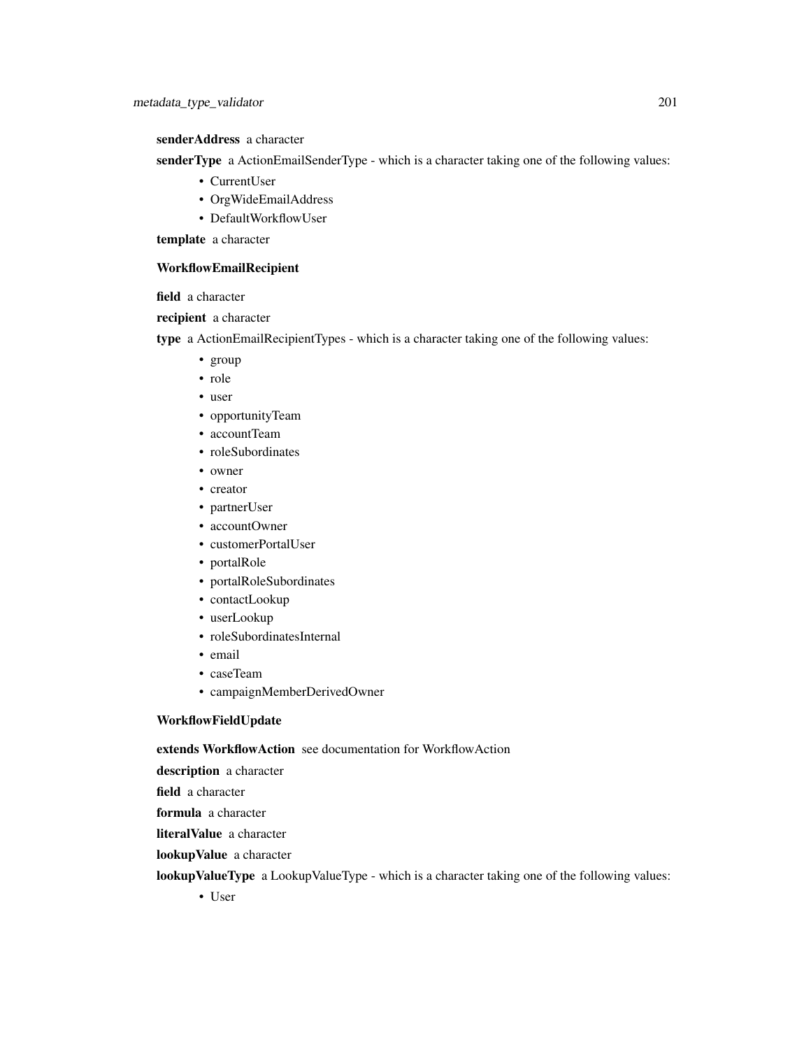**senderAddress** a character

**senderType** a ActionEmailSenderType - which is a character taking one of the following values:

- CurrentUser
- OrgWideEmailAddress
- DefaultWorkflowUser

**template** a character

**WorkflowEmailRecipient**

**field** a character

**recipient** a character

**type** a ActionEmailRecipientTypes - which is a character taking one of the following values:

- group
- role
- user
- opportunityTeam
- accountTeam
- roleSubordinates
- owner
- creator
- partnerUser
- accountOwner
- customerPortalUser
- portalRole
- portalRoleSubordinates
- contactLookup
- userLookup
- roleSubordinatesInternal
- email
- caseTeam
- campaignMemberDerivedOwner

**WorkflowFieldUpdate**

**extends WorkflowAction** see documentation for WorkflowAction

**description** a character

**field** a character

**formula** a character

**literalValue** a character

**lookupValue** a character

**lookupValueType** a LookupValueType - which is a character taking one of the following values:

- User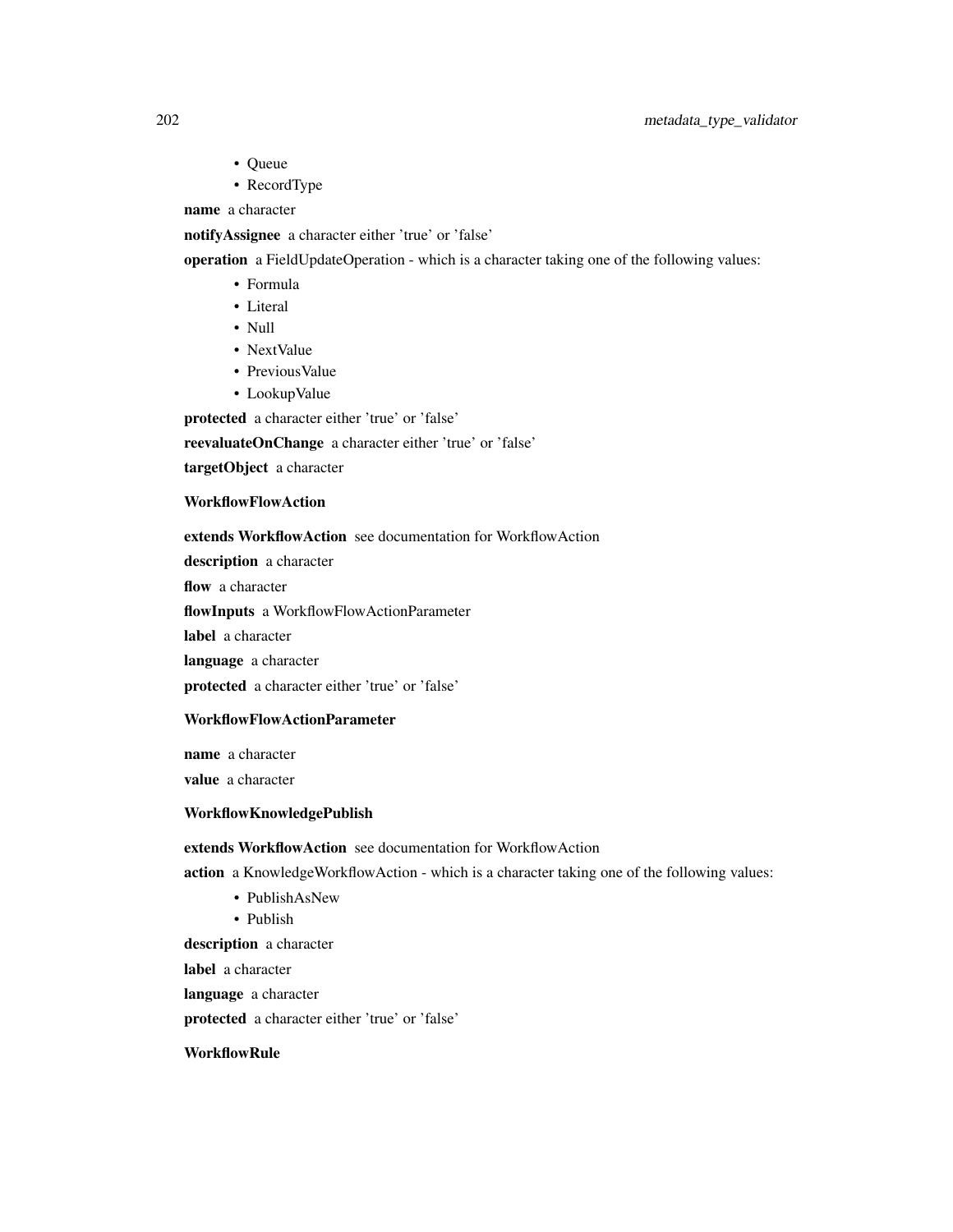- Queue
- RecordType

**name** a character

**notifyAssignee** a character either 'true' or 'false'

**operation** a FieldUpdateOperation - which is a character taking one of the following values:

- Formula
- Literal
- Null
- NextValue
- PreviousValue
- LookupValue

**protected** a character either 'true' or 'false'

**reevaluateOnChange** a character either 'true' or 'false'

**targetObject** a character

**WorkflowFlowAction**

**extends WorkflowAction** see documentation for WorkflowAction

**description** a character

**flow** a character

**flowInputs** a WorkflowFlowActionParameter

**label** a character

**language** a character

**protected** a character either 'true' or 'false'

**WorkflowFlowActionParameter**

**name** a character

**value** a character

**WorkflowKnowledgePublish**

**extends WorkflowAction** see documentation for WorkflowAction

**action** a KnowledgeWorkflowAction - which is a character taking one of the following values:

- PublishAsNew
- Publish

**description** a character

**label** a character

**language** a character

**protected** a character either 'true' or 'false'

**WorkflowRule**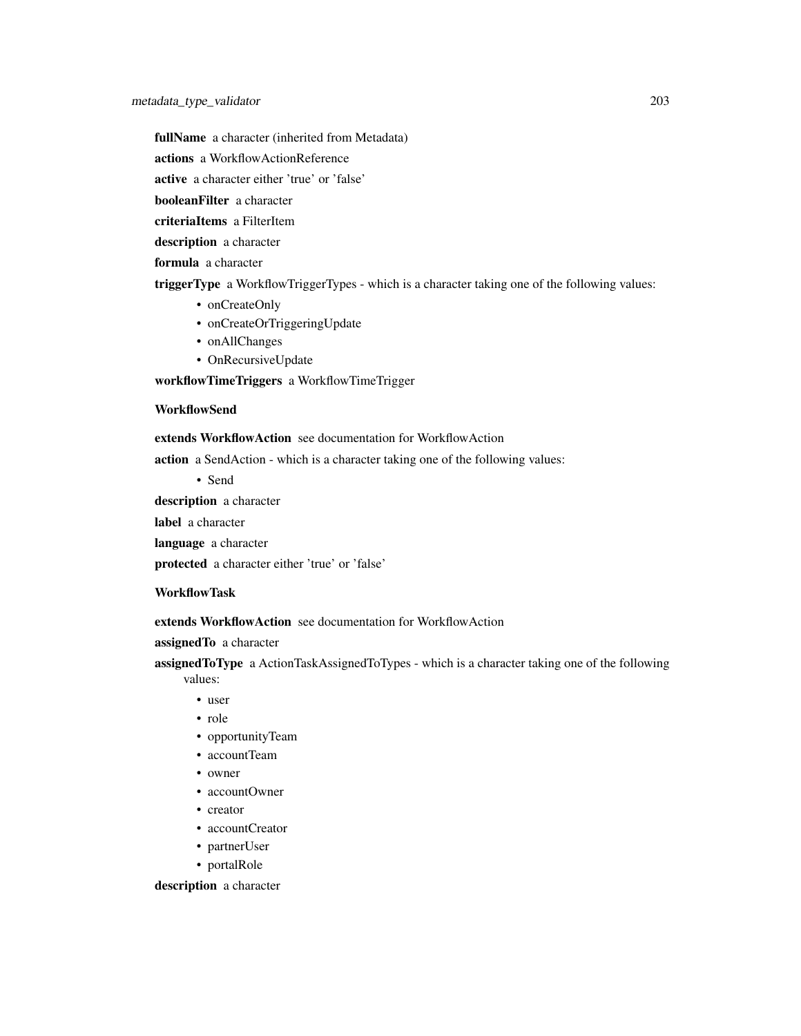**fullName** a character (inherited from Metadata)

**actions** a WorkflowActionReference

**active** a character either 'true' or 'false'

**booleanFilter** a character

**criteriaItems** a FilterItem

**description** a character

**formula** a character

**triggerType** a WorkflowTriggerTypes - which is a character taking one of the following values:

- onCreateOnly
- onCreateOrTriggeringUpdate
- onAllChanges
- OnRecursiveUpdate

**workflowTimeTriggers** a WorkflowTimeTrigger

**WorkflowSend**

**extends WorkflowAction** see documentation for WorkflowAction

**action** a SendAction - which is a character taking one of the following values:

- Send

**description** a character

**label** a character

**language** a character

**protected** a character either 'true' or 'false'

**WorkflowTask**

**extends WorkflowAction** see documentation for WorkflowAction

**assignedTo** a character

**assignedToType** a ActionTaskAssignedToTypes - which is a character taking one of the following values:

- user
- role
- opportunityTeam
- accountTeam
- owner
- accountOwner
- creator
- accountCreator
- partnerUser
- portalRole

**description** a character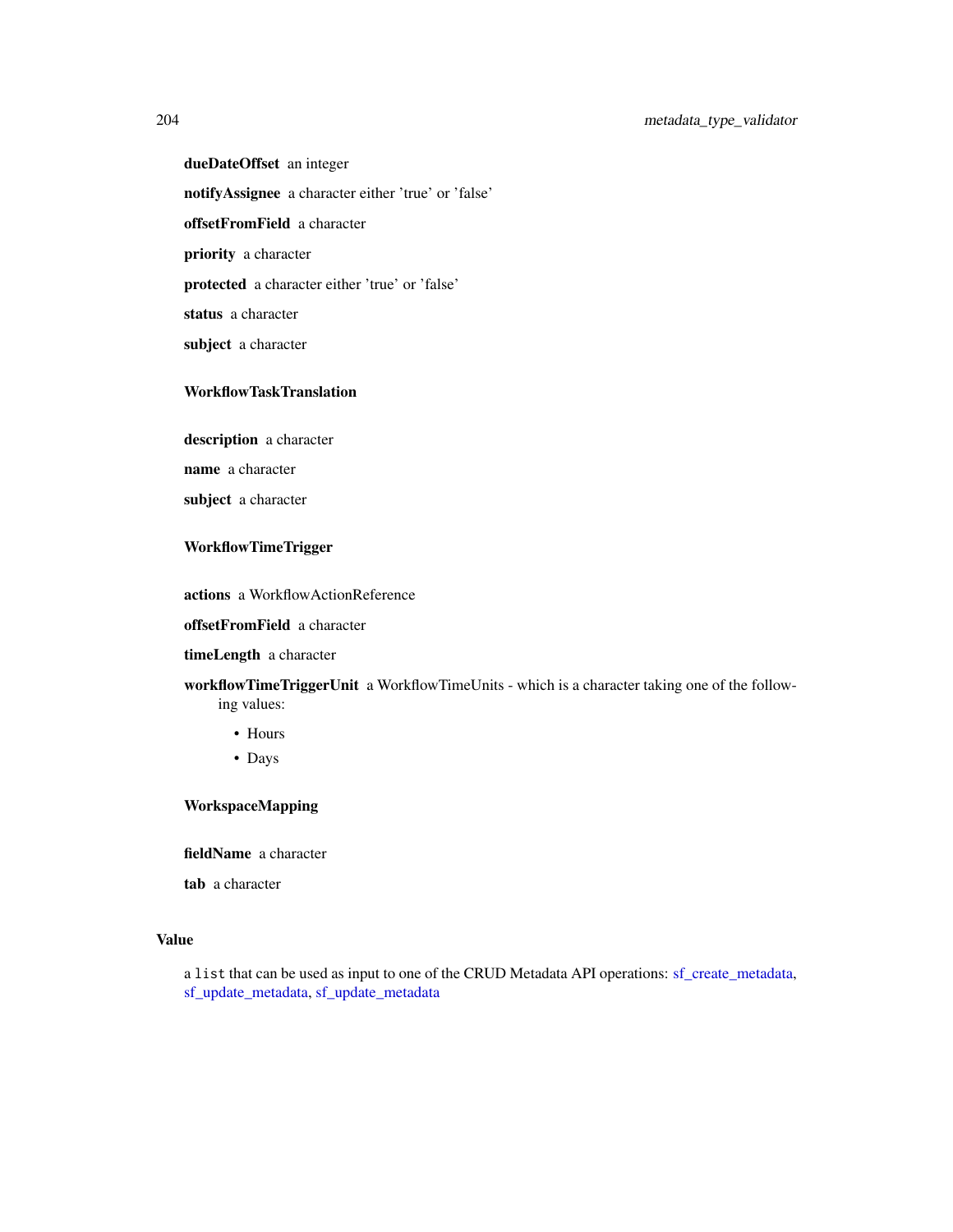**dueDateOffset** an integer

**notifyAssignee** a character either 'true' or 'false'

**offsetFromField** a character

**priority** a character

**protected** a character either 'true' or 'false'

**status** a character

**subject** a character

### WorkflowTaskTranslation

**description** a character

**name** a character

**subject** a character

### WorkflowTimeTrigger

**actions** a WorkflowActionReference

**offsetFromField** a character

**timeLength** a character

**workflowTimeTriggerUnit** a WorkflowTimeUnits - which is a character taking one of the following values:

- Hours
- Days

### WorkspaceMapping

**fieldName** a character

**tab** a character

## Value

a `list` that can be used as input to one of the CRUD Metadata API operations: sf_create_metadata, sf_update_metadata, sf_update_metadata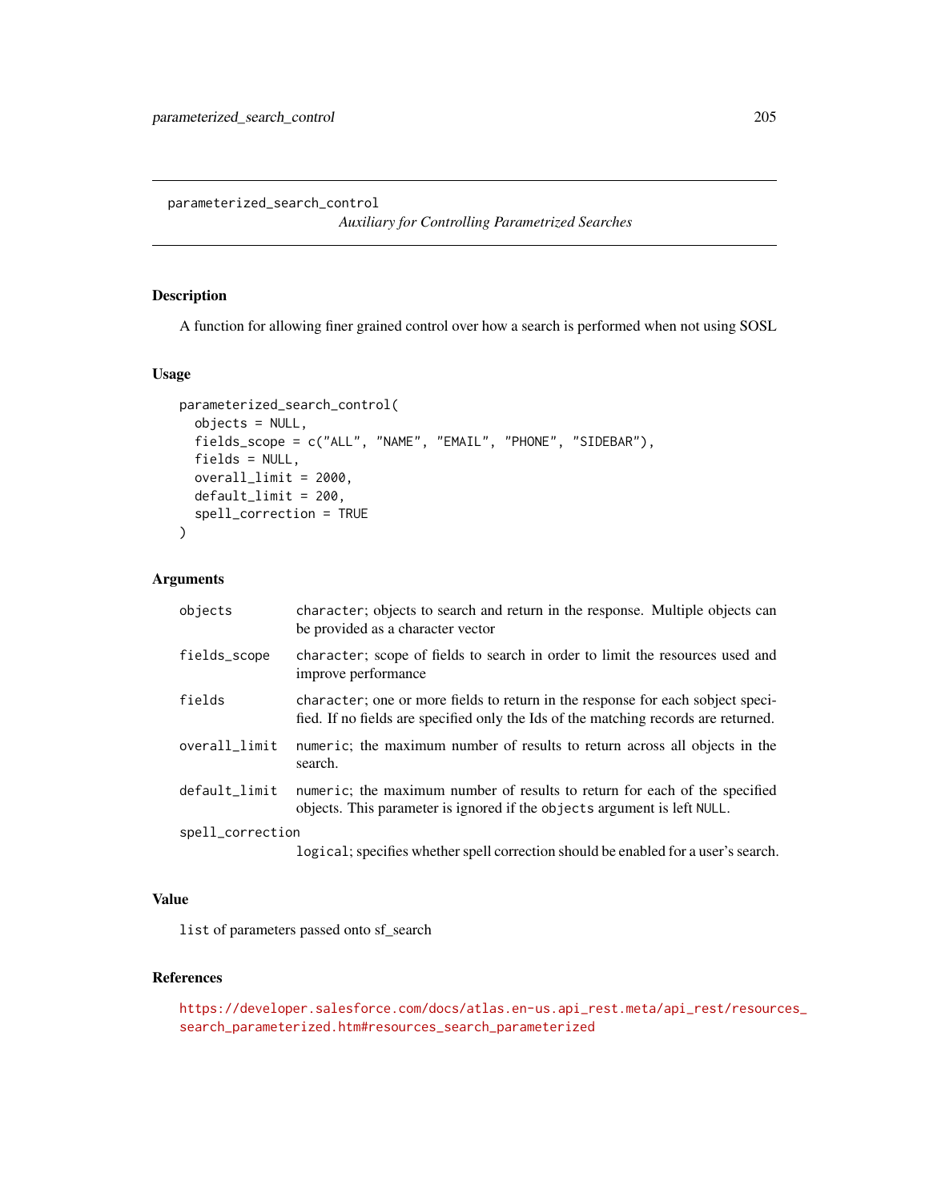parameterized_search_control

*Auxiliary for Controlling Parametrized Searches*

## Description

A function for allowing finer grained control over how a search is performed when not using SOSL

## Usage

```
parameterized_search_control(
  objects = NULL,
  fields_scope = c("ALL", "NAME", "EMAIL", "PHONE", "SIDEBAR"),
  fields = NULL,
  overall_limit = 2000,
  default_limit = 200,
  spell_correction = TRUE
)
```

## Arguments

| | |
|---|---|
| `objects` | `character`; objects to search and return in the response. Multiple objects can be provided as a character vector |
| `fields_scope` | `character`; scope of fields to search in order to limit the resources used and improve performance |
| `fields` | `character`; one or more fields to return in the response for each sobject specified. If no fields are specified only the Ids of the matching records are returned. |
| `overall_limit` | `numeric`; the maximum number of results to return across all objects in the search. |
| `default_limit` | `numeric`; the maximum number of results to return for each of the specified objects. This parameter is ignored if the `objects` argument is left `NULL`. |
| `spell_correction` | `logical`; specifies whether spell correction should be enabled for a user's search. |

## Value

`list` of parameters passed onto sf_search

## References

https://developer.salesforce.com/docs/atlas.en-us.api_rest.meta/api_rest/resources_search_parameterized.htm#resources_search_parameterized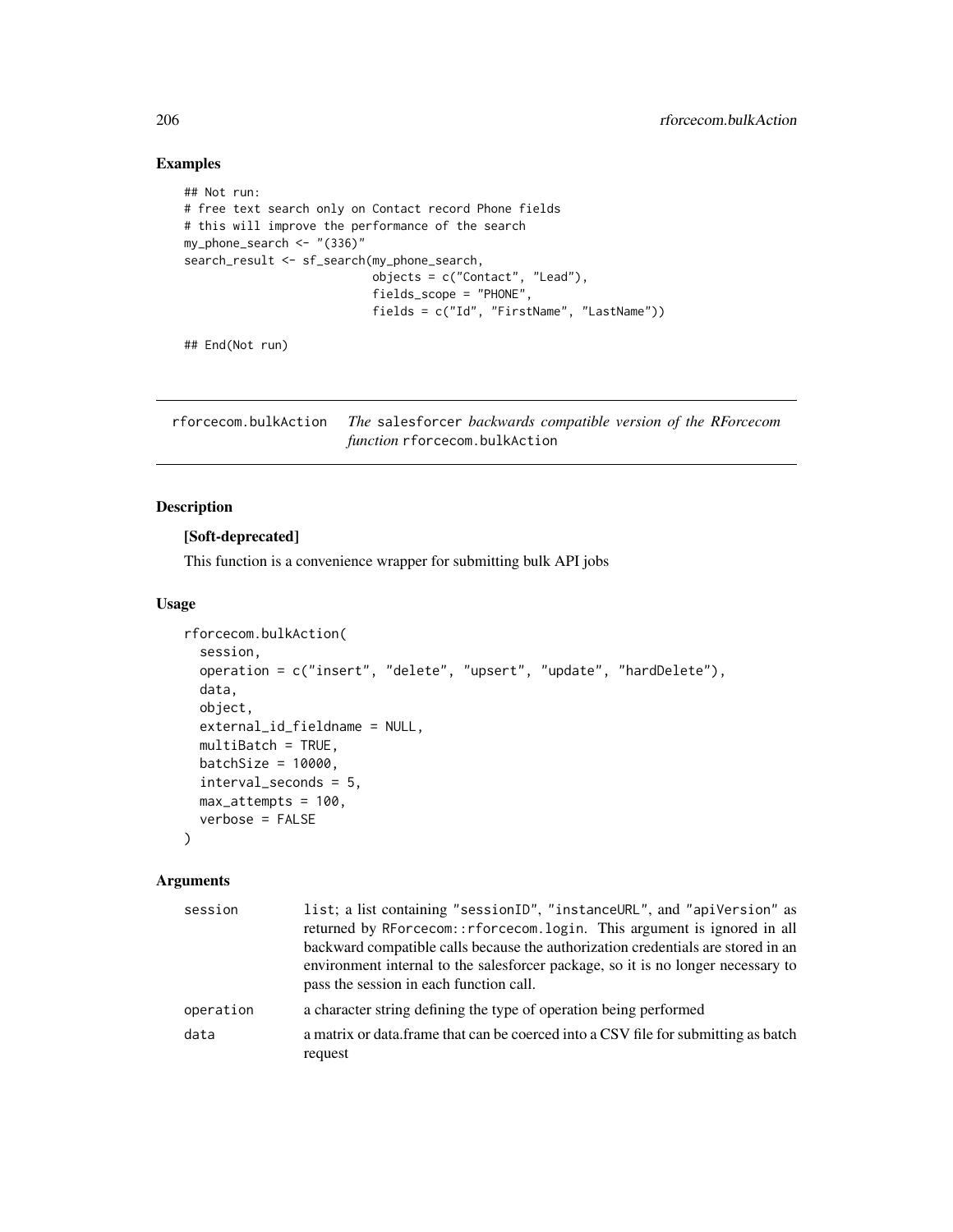## Examples

```
## Not run:
# free text search only on Contact record Phone fields
# this will improve the performance of the search
my_phone_search <- "(336)"
search_result <- sf_search(my_phone_search,
                           objects = c("Contact", "Lead"),
                           fields_scope = "PHONE",
                           fields = c("Id", "FirstName", "LastName"))

## End(Not run)
```

---

`rforcecom.bulkAction` *The* `salesforcer` *backwards compatible version of the RForcecom function* `rforcecom.bulkAction`

---

## Description

**[Soft-deprecated]**

This function is a convenience wrapper for submitting bulk API jobs

## Usage

```
rforcecom.bulkAction(
  session,
  operation = c("insert", "delete", "upsert", "update", "hardDelete"),
  data,
  object,
  external_id_fieldname = NULL,
  multiBatch = TRUE,
  batchSize = 10000,
  interval_seconds = 5,
  max_attempts = 100,
  verbose = FALSE
)
```

## Arguments

| | |
|---|---|
| `session` | list; a list containing "sessionID", "instanceURL", and "apiVersion" as returned by `RForcecom::rforcecom.login`. This argument is ignored in all backward compatible calls because the authorization credentials are stored in an environment internal to the salesforcer package, so it is no longer necessary to pass the session in each function call. |
| `operation` | a character string defining the type of operation being performed |
| `data` | a matrix or data.frame that can be coerced into a CSV file for submitting as batch request |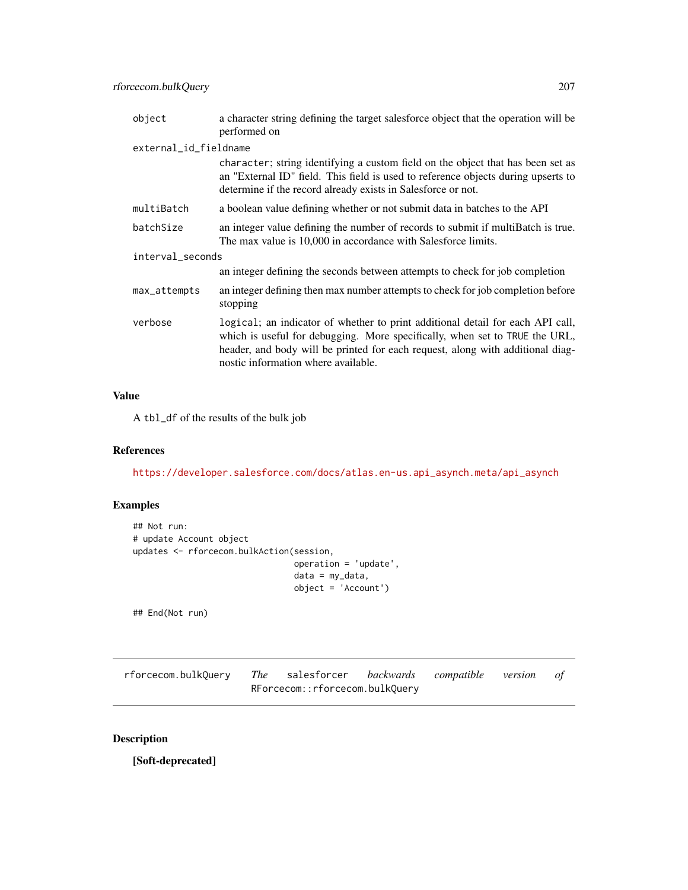| | |
|---|---|
| `object` | a character string defining the target salesforce object that the operation will be performed on |
| `external_id_fieldname` | `character`; string identifying a custom field on the object that has been set as an "External ID" field. This field is used to reference objects during upserts to determine if the record already exists in Salesforce or not. |
| `multiBatch` | a boolean value defining whether or not submit data in batches to the API |
| `batchSize` | an integer value defining the number of records to submit if multiBatch is true. The max value is 10,000 in accordance with Salesforce limits. |
| `interval_seconds` | an integer defining the seconds between attempts to check for job completion |
| `max_attempts` | an integer defining then max number attempts to check for job completion before stopping |
| `verbose` | `logical`; an indicator of whether to print additional detail for each API call, which is useful for debugging. More specifically, when set to `TRUE` the URL, header, and body will be printed for each request, along with additional diagnostic information where available. |

## Value

A `tbl_df` of the results of the bulk job

## References

https://developer.salesforce.com/docs/atlas.en-us.api_asynch.meta/api_asynch

## Examples

```
## Not run:
# update Account object
updates <- rforcecom.bulkAction(session,
                                operation = 'update',
                                data = my_data,
                                object = 'Account')

## End(Not run)
```

---

# `rforcecom.bulkQuery` *The* `salesforcer` *backwards compatible version of* `RForcecom::rforcecom.bulkQuery`

## Description

**[Soft-deprecated]**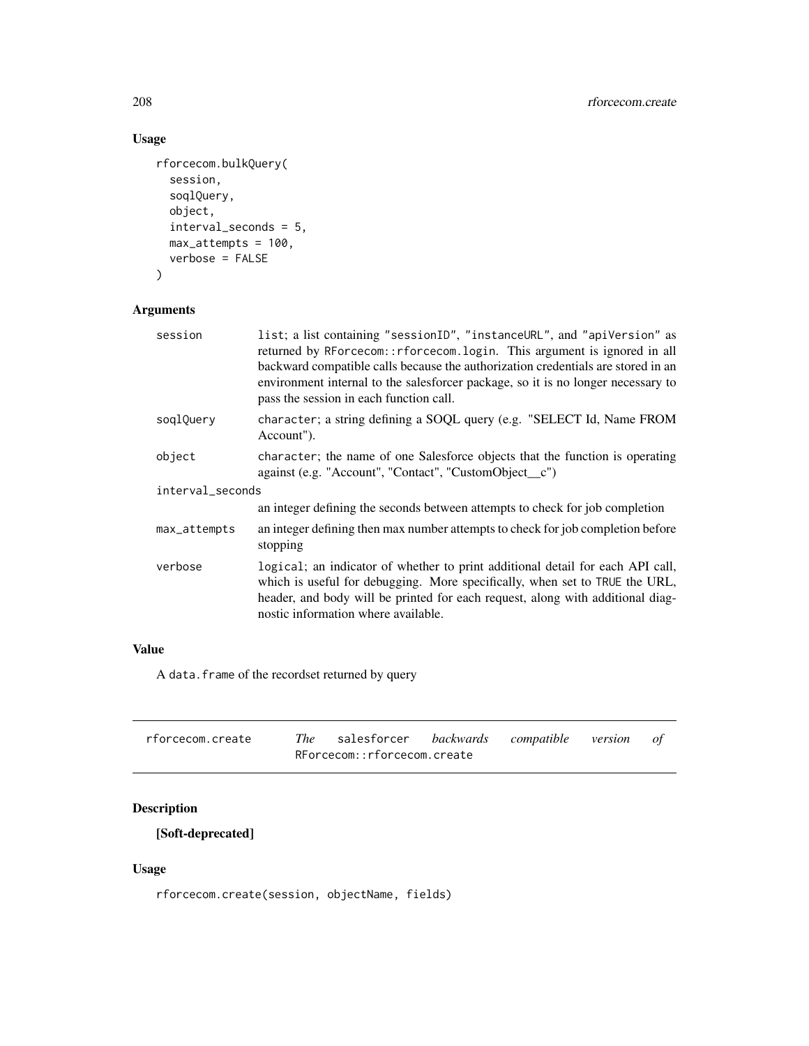## Usage

```
rforcecom.bulkQuery(
  session,
  soqlQuery,
  object,
  interval_seconds = 5,
  max_attempts = 100,
  verbose = FALSE
)
```

## Arguments

| | |
|---|---|
| session | list; a list containing "sessionID", "instanceURL", and "apiVersion" as returned by RForcecom::rforcecom.login. This argument is ignored in all backward compatible calls because the authorization credentials are stored in an environment internal to the salesforcer package, so it is no longer necessary to pass the session in each function call. |
| soqlQuery | character; a string defining a SOQL query (e.g. "SELECT Id, Name FROM Account"). |
| object | character; the name of one Salesforce objects that the function is operating against (e.g. "Account", "Contact", "CustomObject__c") |
| interval_seconds | an integer defining the seconds between attempts to check for job completion |
| max_attempts | an integer defining then max number attempts to check for job completion before stopping |
| verbose | logical; an indicator of whether to print additional detail for each API call, which is useful for debugging. More specifically, when set to TRUE the URL, header, and body will be printed for each request, along with additional diagnostic information where available. |

## Value

A data.frame of the recordset returned by query

---

# rforcecom.create — *The* salesforcer *backwards compatible version of* RForcecom::rforcecom.create

## Description

**[Soft-deprecated]**

## Usage

```
rforcecom.create(session, objectName, fields)
```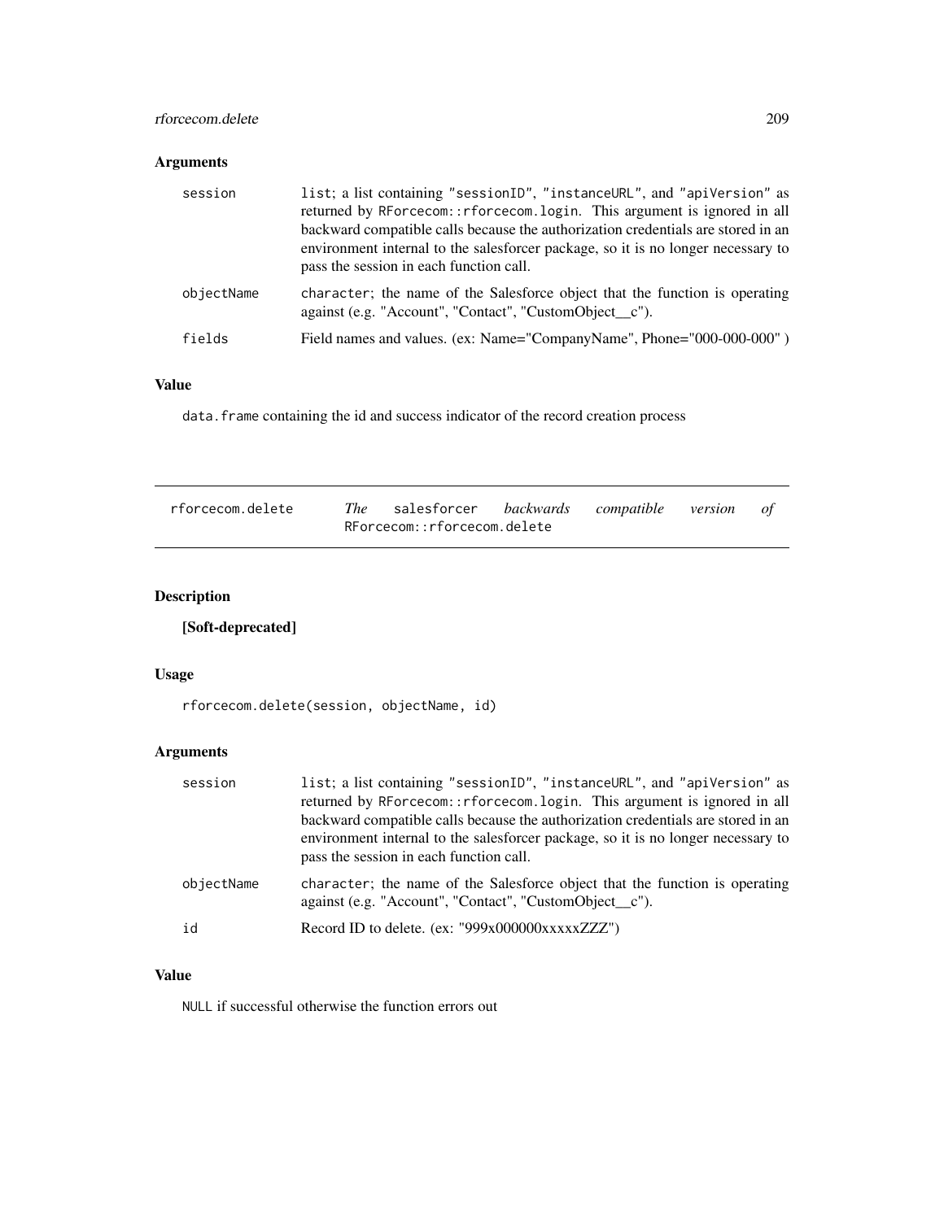### Arguments

| | |
|---|---|
| session | `list`; a list containing "sessionID", "instanceURL", and "apiVersion" as returned by `RForcecom::rforcecom.login`. This argument is ignored in all backward compatible calls because the authorization credentials are stored in an environment internal to the salesforcer package, so it is no longer necessary to pass the session in each function call. |
| objectName | `character`; the name of the Salesforce object that the function is operating against (e.g. "Account", "Contact", "CustomObject__c"). |
| fields | Field names and values. (ex: Name="CompanyName", Phone="000-000-000" ) |

### Value

`data.frame` containing the id and success indicator of the record creation process

---

## rforcecom.delete — *The* salesforcer *backwards compatible version of* RForcecom::rforcecom.delete

---

### Description

**[Soft-deprecated]**

### Usage

```
rforcecom.delete(session, objectName, id)
```

### Arguments

| | |
|---|---|
| session | `list`; a list containing "sessionID", "instanceURL", and "apiVersion" as returned by `RForcecom::rforcecom.login`. This argument is ignored in all backward compatible calls because the authorization credentials are stored in an environment internal to the salesforcer package, so it is no longer necessary to pass the session in each function call. |
| objectName | `character`; the name of the Salesforce object that the function is operating against (e.g. "Account", "Contact", "CustomObject__c"). |
| id | Record ID to delete. (ex: "999x000000xxxxxZZZ") |

### Value

`NULL` if successful otherwise the function errors out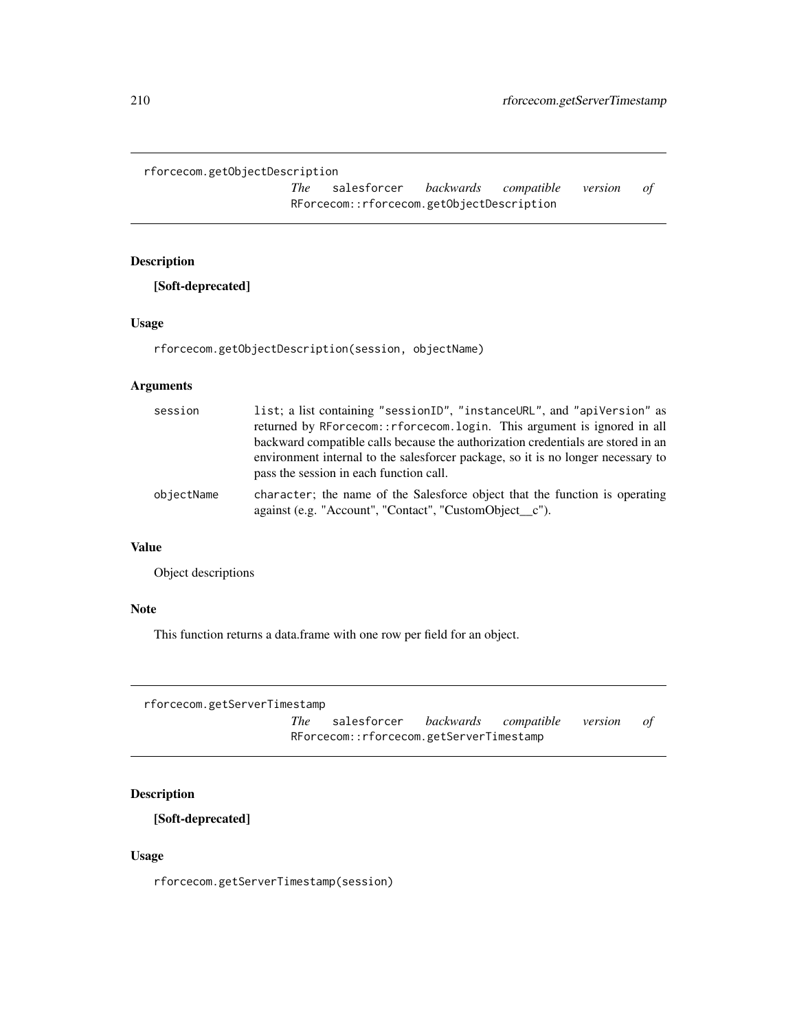## rforcecom.getObjectDescription

*The* salesforcer *backwards compatible version of* RForcecom::rforcecom.getObjectDescription

### Description

**[Soft-deprecated]**

### Usage

```
rforcecom.getObjectDescription(session, objectName)
```

### Arguments

| | |
|---|---|
| session | list; a list containing "sessionID", "instanceURL", and "apiVersion" as returned by RForcecom::rforcecom.login. This argument is ignored in all backward compatible calls because the authorization credentials are stored in an environment internal to the salesforcer package, so it is no longer necessary to pass the session in each function call. |
| objectName | character; the name of the Salesforce object that the function is operating against (e.g. "Account", "Contact", "CustomObject__c"). |

### Value

Object descriptions

### Note

This function returns a data.frame with one row per field for an object.

## rforcecom.getServerTimestamp

*The* salesforcer *backwards compatible version of* RForcecom::rforcecom.getServerTimestamp

### Description

**[Soft-deprecated]**

### Usage

```
rforcecom.getServerTimestamp(session)
```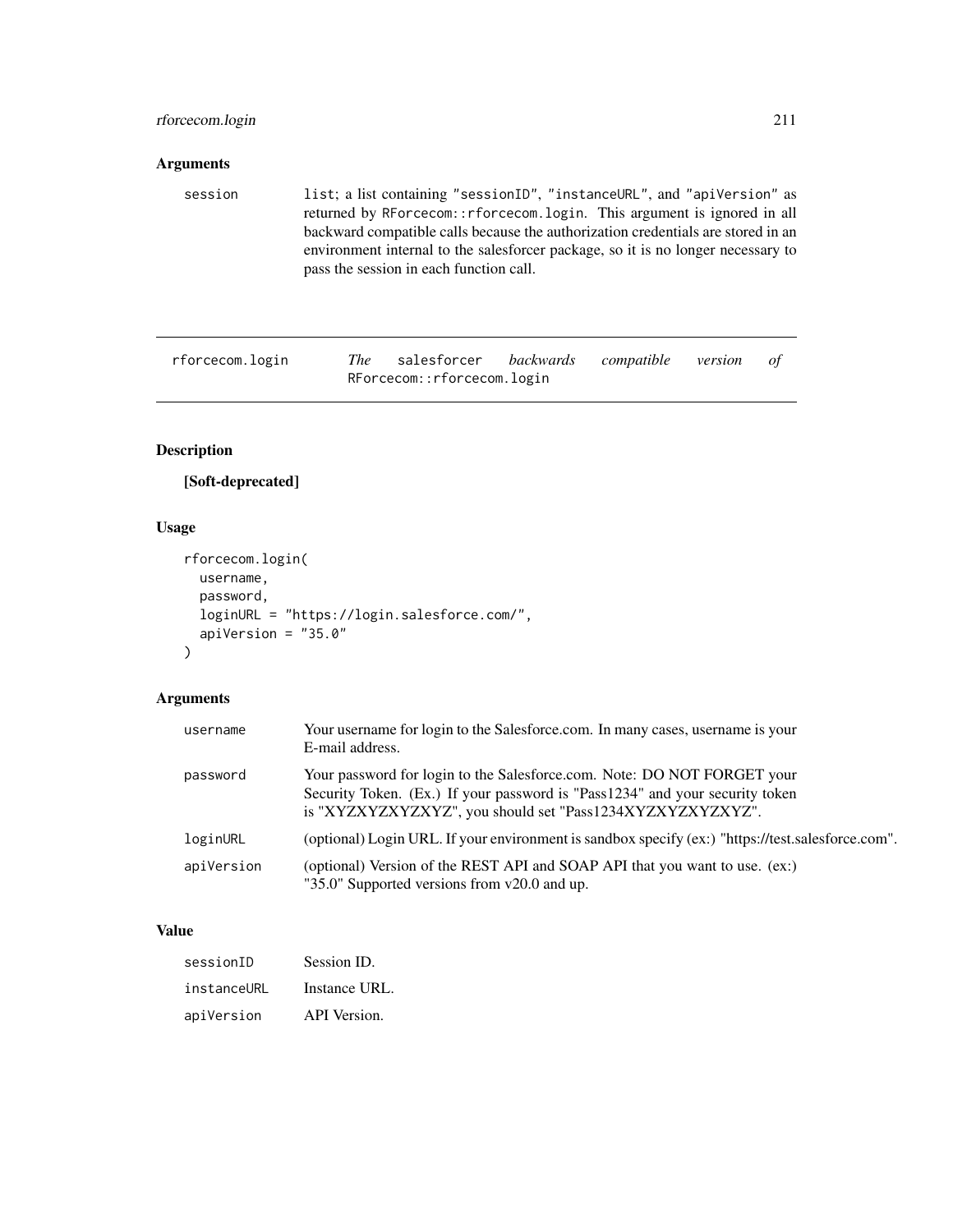## Arguments

| | |
|---|---|
| `session` | list; a list containing "sessionID", "instanceURL", and "apiVersion" as returned by `RForcecom::rforcecom.login`. This argument is ignored in all backward compatible calls because the authorization credentials are stored in an environment internal to the salesforcer package, so it is no longer necessary to pass the session in each function call. |

---

`rforcecom.login` *The* salesforcer *backwards compatible version of* `RForcecom::rforcecom.login`

---

## Description

**[Soft-deprecated]**

## Usage

```
rforcecom.login(
  username,
  password,
  loginURL = "https://login.salesforce.com/",
  apiVersion = "35.0"
)
```

## Arguments

| | |
|---|---|
| `username` | Your username for login to the Salesforce.com. In many cases, username is your E-mail address. |
| `password` | Your password for login to the Salesforce.com. Note: DO NOT FORGET your Security Token. (Ex.) If your password is "Pass1234" and your security token is "XYZXYZXYZXYZ", you should set "Pass1234XYZXYZXYZXYZ". |
| `loginURL` | (optional) Login URL. If your environment is sandbox specify (ex:) "https://test.salesforce.com". |
| `apiVersion` | (optional) Version of the REST API and SOAP API that you want to use. (ex:) "35.0" Supported versions from v20.0 and up. |

## Value

| | |
|---|---|
| `sessionID` | Session ID. |
| `instanceURL` | Instance URL. |
| `apiVersion` | API Version. |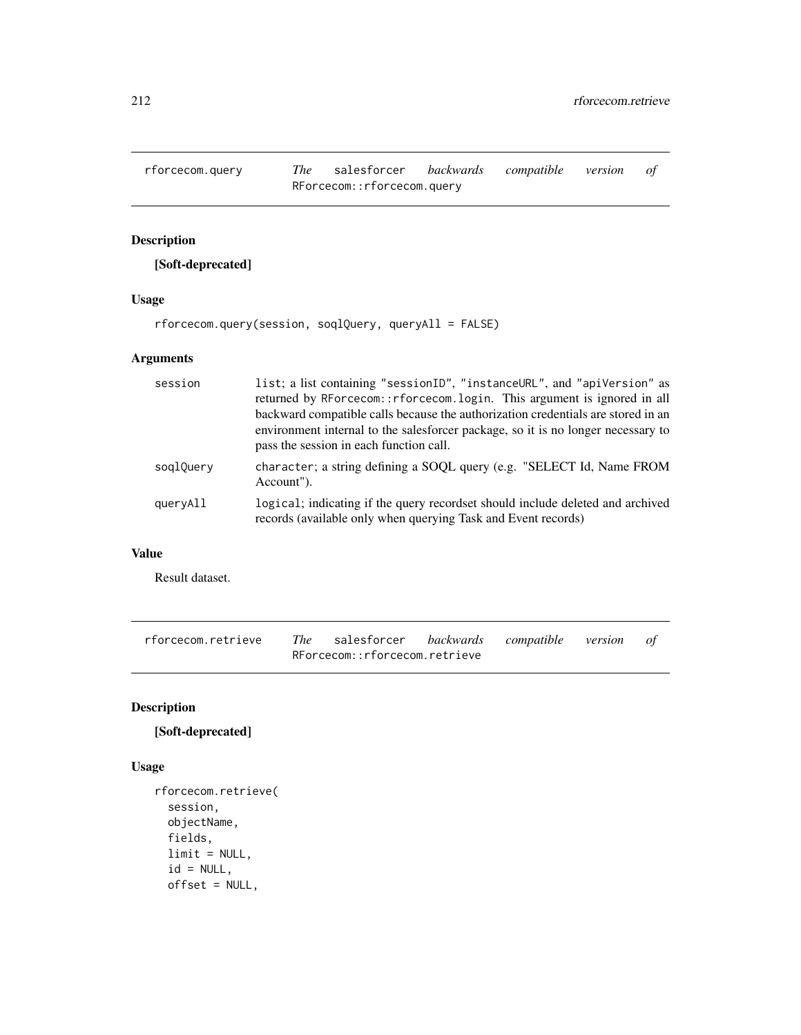## rforcecom.query — *The* salesforcer *backwards compatible version of* RForcecom::rforcecom.query

### Description

**[Soft-deprecated]**

### Usage

```
rforcecom.query(session, soqlQuery, queryAll = FALSE)
```

### Arguments

| Argument | Description |
| --- | --- |
| session | list; a list containing "sessionID", "instanceURL", and "apiVersion" as returned by RForcecom::rforcecom.login. This argument is ignored in all backward compatible calls because the authorization credentials are stored in an environment internal to the salesforcer package, so it is no longer necessary to pass the session in each function call. |
| soqlQuery | character; a string defining a SOQL query (e.g. "SELECT Id, Name FROM Account"). |
| queryAll | logical; indicating if the query recordset should include deleted and archived records (available only when querying Task and Event records) |

### Value

Result dataset.

## rforcecom.retrieve — *The* salesforcer *backwards compatible version of* RForcecom::rforcecom.retrieve

### Description

**[Soft-deprecated]**

### Usage

```
rforcecom.retrieve(
  session,
  objectName,
  fields,
  limit = NULL,
  id = NULL,
  offset = NULL,
```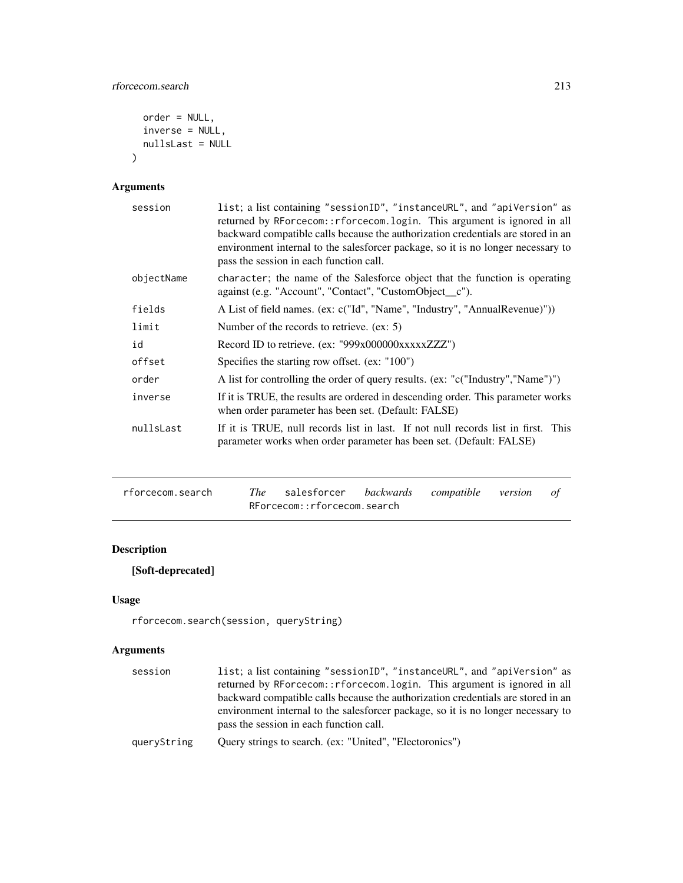```
  order = NULL,
  inverse = NULL,
  nullsLast = NULL
)
```

### Arguments

| | |
|---|---|
| session | list; a list containing "sessionID", "instanceURL", and "apiVersion" as returned by RForcecom::rforcecom.login. This argument is ignored in all backward compatible calls because the authorization credentials are stored in an environment internal to the salesforcer package, so it is no longer necessary to pass the session in each function call. |
| objectName | character; the name of the Salesforce object that the function is operating against (e.g. "Account", "Contact", "CustomObject__c"). |
| fields | A List of field names. (ex: c("Id", "Name", "Industry", "AnnualRevenue)")) |
| limit | Number of the records to retrieve. (ex: 5) |
| id | Record ID to retrieve. (ex: "999x000000xxxxxZZZ") |
| offset | Specifies the starting row offset. (ex: "100") |
| order | A list for controlling the order of query results. (ex: "c("Industry","Name")") |
| inverse | If it is TRUE, the results are ordered in descending order. This parameter works when order parameter has been set. (Default: FALSE) |
| nullsLast | If it is TRUE, null records list in last. If not null records list in first. This parameter works when order parameter has been set. (Default: FALSE) |

---

## rforcecom.search — *The* salesforcer *backwards compatible version of* RForcecom::rforcecom.search

---

### Description

**[Soft-deprecated]**

### Usage

```
rforcecom.search(session, queryString)
```

### Arguments

| | |
|---|---|
| session | list; a list containing "sessionID", "instanceURL", and "apiVersion" as returned by RForcecom::rforcecom.login. This argument is ignored in all backward compatible calls because the authorization credentials are stored in an environment internal to the salesforcer package, so it is no longer necessary to pass the session in each function call. |
| queryString | Query strings to search. (ex: "United", "Electoronics") |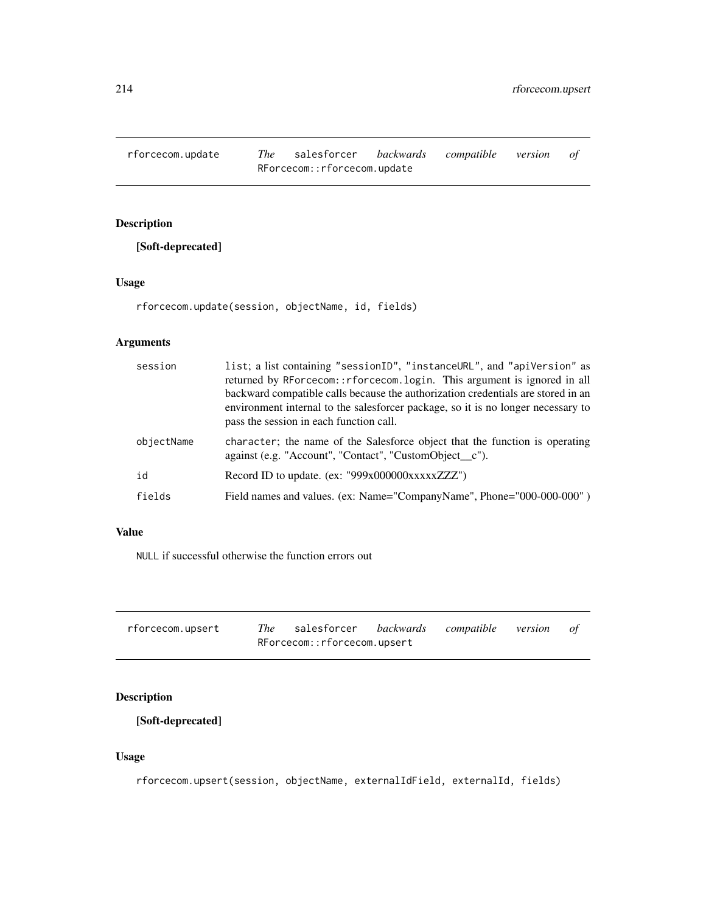## rforcecom.update *The* salesforcer *backwards compatible version of* RForcecom::rforcecom.update

### Description

**[Soft-deprecated]**

### Usage

```
rforcecom.update(session, objectName, id, fields)
```

### Arguments

| | |
|---|---|
| session | list; a list containing "sessionID", "instanceURL", and "apiVersion" as returned by RForcecom::rforcecom.login. This argument is ignored in all backward compatible calls because the authorization credentials are stored in an environment internal to the salesforcer package, so it is no longer necessary to pass the session in each function call. |
| objectName | character; the name of the Salesforce object that the function is operating against (e.g. "Account", "Contact", "CustomObject__c"). |
| id | Record ID to update. (ex: "999x000000xxxxxZZZ") |
| fields | Field names and values. (ex: Name="CompanyName", Phone="000-000-000" ) |

### Value

NULL if successful otherwise the function errors out

## rforcecom.upsert *The* salesforcer *backwards compatible version of* RForcecom::rforcecom.upsert

### Description

**[Soft-deprecated]**

### Usage

```
rforcecom.upsert(session, objectName, externalIdField, externalId, fields)
```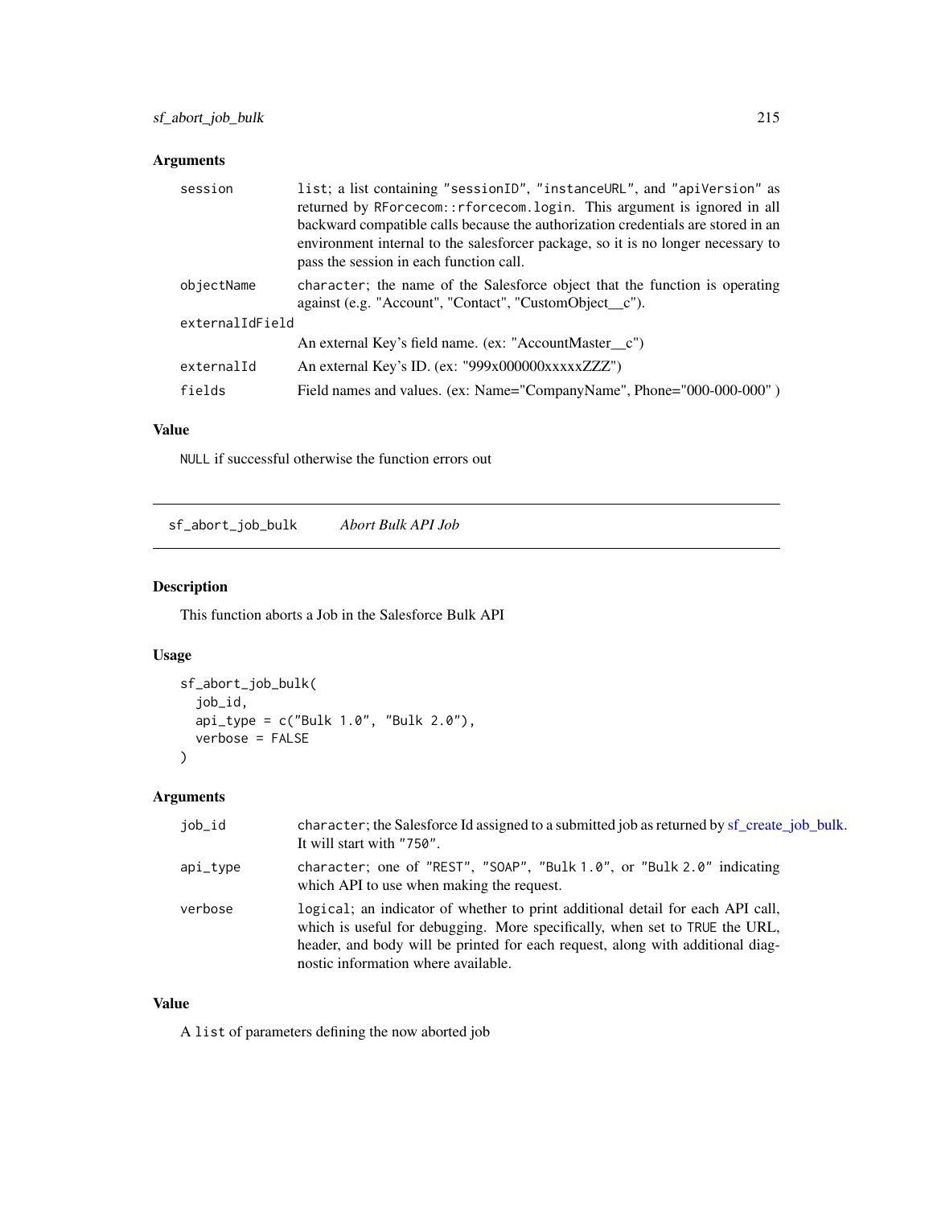### Arguments

| | |
|---|---|
| session | list; a list containing "sessionID", "instanceURL", and "apiVersion" as returned by RForcecom::rforcecom.login. This argument is ignored in all backward compatible calls because the authorization credentials are stored in an environment internal to the salesforcer package, so it is no longer necessary to pass the session in each function call. |
| objectName | character; the name of the Salesforce object that the function is operating against (e.g. "Account", "Contact", "CustomObject__c"). |
| externalIdField | An external Key's field name. (ex: "AccountMaster__c") |
| externalId | An external Key's ID. (ex: "999x000000xxxxxZZZ") |
| fields | Field names and values. (ex: Name="CompanyName", Phone="000-000-000" ) |

### Value

NULL if successful otherwise the function errors out

---

## sf_abort_job_bulk *Abort Bulk API Job*

### Description

This function aborts a Job in the Salesforce Bulk API

### Usage

```
sf_abort_job_bulk(
  job_id,
  api_type = c("Bulk 1.0", "Bulk 2.0"),
  verbose = FALSE
)
```

### Arguments

| | |
|---|---|
| job_id | character; the Salesforce Id assigned to a submitted job as returned by sf_create_job_bulk. It will start with "750". |
| api_type | character; one of "REST", "SOAP", "Bulk 1.0", or "Bulk 2.0" indicating which API to use when making the request. |
| verbose | logical; an indicator of whether to print additional detail for each API call, which is useful for debugging. More specifically, when set to TRUE the URL, header, and body will be printed for each request, along with additional diagnostic information where available. |

### Value

A list of parameters defining the now aborted job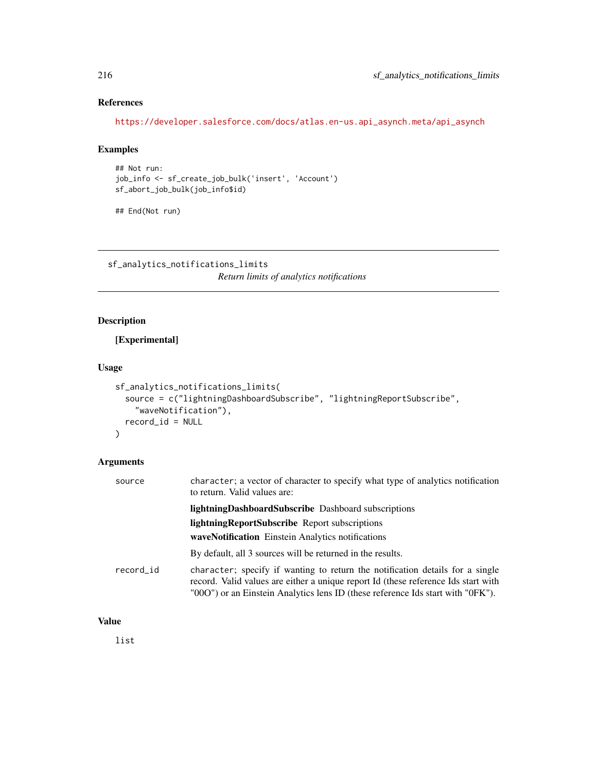### References

https://developer.salesforce.com/docs/atlas.en-us.api_asynch.meta/api_asynch

### Examples

```
## Not run:
job_info <- sf_create_job_bulk('insert', 'Account')
sf_abort_job_bulk(job_info$id)

## End(Not run)
```

---

## sf_analytics_notifications_limits

*Return limits of analytics notifications*

---

### Description

**[Experimental]**

### Usage

```
sf_analytics_notifications_limits(
  source = c("lightningDashboardSubscribe", "lightningReportSubscribe",
    "waveNotification"),
  record_id = NULL
)
```

### Arguments

| | |
|---|---|
| `source` | `character`; a vector of character to specify what type of analytics notification to return. Valid values are:<br>**lightningDashboardSubscribe** Dashboard subscriptions<br>**lightningReportSubscribe** Report subscriptions<br>**waveNotification** Einstein Analytics notifications<br>By default, all 3 sources will be returned in the results. |
| `record_id` | `character`; specify if wanting to return the notification details for a single record. Valid values are either a unique report Id (these reference Ids start with "00O") or an Einstein Analytics lens ID (these reference Ids start with "0FK"). |

### Value

`list`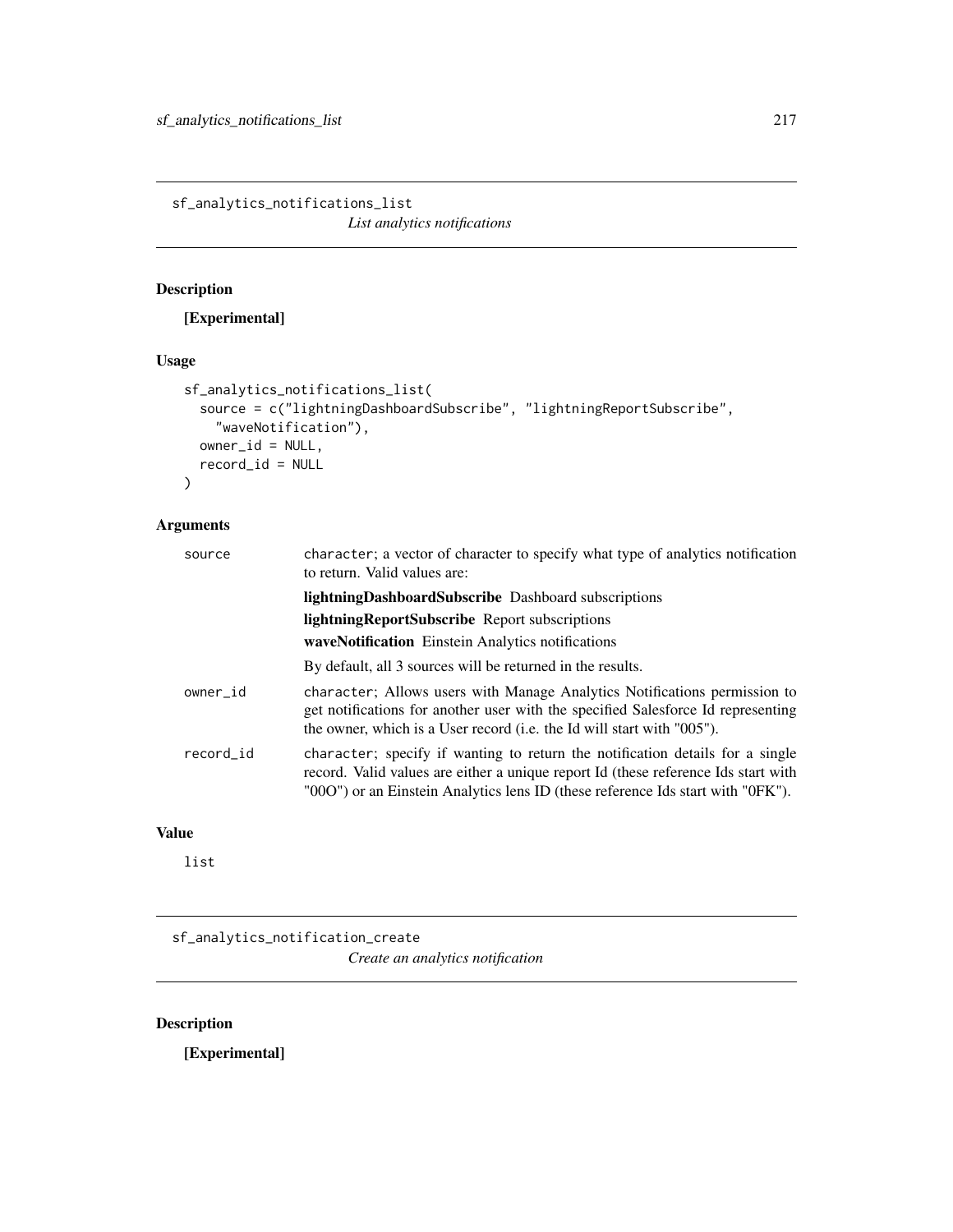## sf_analytics_notifications_list

*List analytics notifications*

### Description

**[Experimental]**

### Usage

```
sf_analytics_notifications_list(
  source = c("lightningDashboardSubscribe", "lightningReportSubscribe",
    "waveNotification"),
  owner_id = NULL,
  record_id = NULL
)
```

### Arguments

| | |
|---|---|
| `source` | `character`; a vector of character to specify what type of analytics notification to return. Valid values are:<br>**lightningDashboardSubscribe** Dashboard subscriptions<br>**lightningReportSubscribe** Report subscriptions<br>**waveNotification** Einstein Analytics notifications<br>By default, all 3 sources will be returned in the results. |
| `owner_id` | `character`; Allows users with Manage Analytics Notifications permission to get notifications for another user with the specified Salesforce Id representing the owner, which is a User record (i.e. the Id will start with "005"). |
| `record_id` | `character`; specify if wanting to return the notification details for a single record. Valid values are either a unique report Id (these reference Ids start with "00O") or an Einstein Analytics lens ID (these reference Ids start with "0FK"). |

### Value

`list`

## sf_analytics_notification_create

*Create an analytics notification*

### Description

**[Experimental]**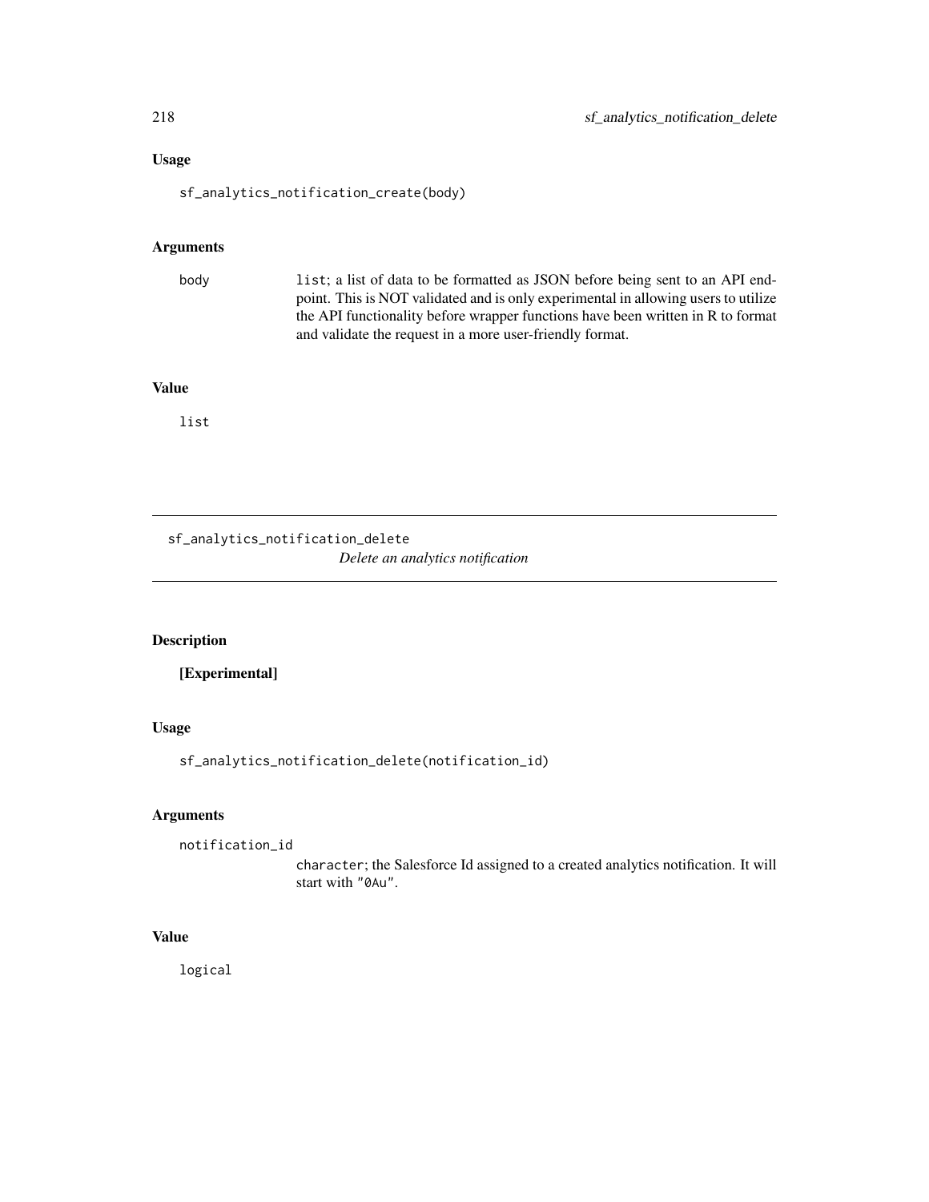### Usage

```
sf_analytics_notification_create(body)
```

### Arguments

| | |
|---|---|
| body | `list`; a list of data to be formatted as JSON before being sent to an API endpoint. This is NOT validated and is only experimental in allowing users to utilize the API functionality before wrapper functions have been written in R to format and validate the request in a more user-friendly format. |

### Value

list

---

## sf_analytics_notification_delete

*Delete an analytics notification*

---

### Description

**[Experimental]**

### Usage

```
sf_analytics_notification_delete(notification_id)
```

### Arguments

| | |
|---|---|
| notification_id | `character`; the Salesforce Id assigned to a created analytics notification. It will start with `"0Au"`. |

### Value

logical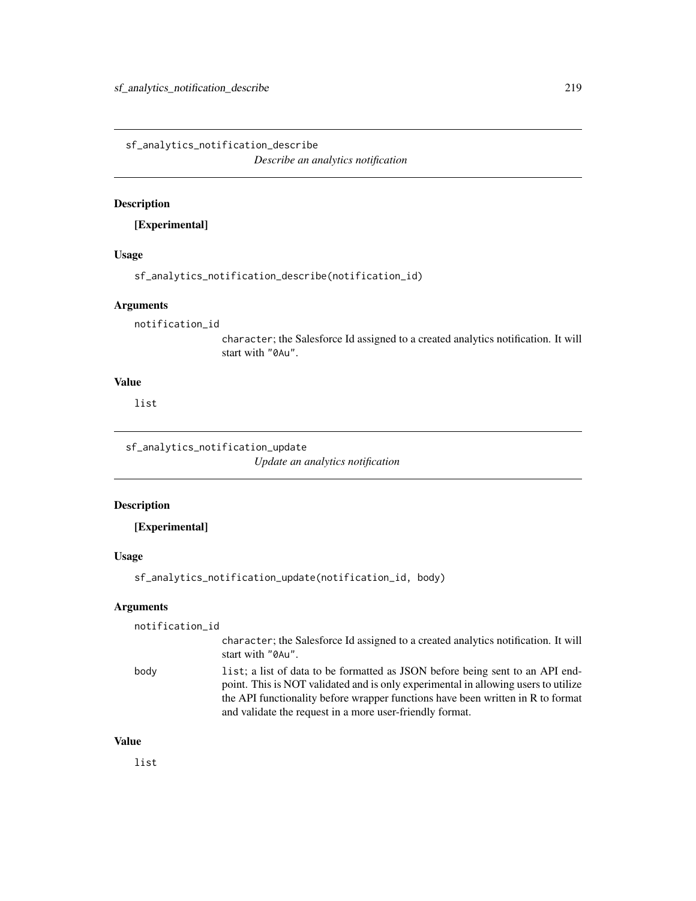## sf_analytics_notification_describe

*Describe an analytics notification*

### Description

**[Experimental]**

### Usage

```
sf_analytics_notification_describe(notification_id)
```

### Arguments

| | |
|---|---|
| notification_id | `character`; the Salesforce Id assigned to a created analytics notification. It will start with "0Au". |

### Value

list

## sf_analytics_notification_update

*Update an analytics notification*

### Description

**[Experimental]**

### Usage

```
sf_analytics_notification_update(notification_id, body)
```

### Arguments

| | |
|---|---|
| notification_id | `character`; the Salesforce Id assigned to a created analytics notification. It will start with "0Au". |
| body | `list`; a list of data to be formatted as JSON before being sent to an API endpoint. This is NOT validated and is only experimental in allowing users to utilize the API functionality before wrapper functions have been written in R to format and validate the request in a more user-friendly format. |

### Value

list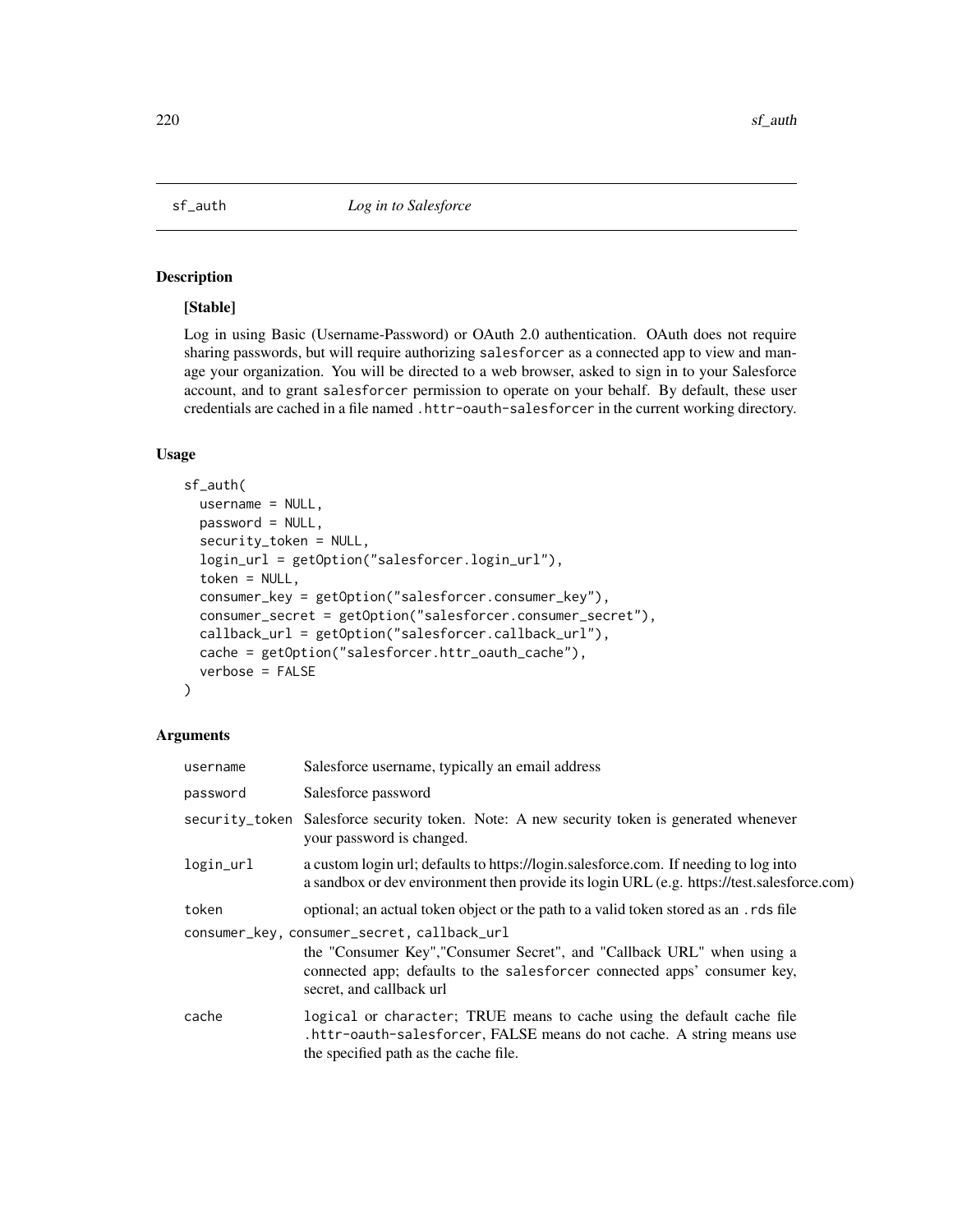## sf_auth *Log in to Salesforce*

### Description

**[Stable]**

Log in using Basic (Username-Password) or OAuth 2.0 authentication. OAuth does not require sharing passwords, but will require authorizing salesforcer as a connected app to view and manage your organization. You will be directed to a web browser, asked to sign in to your Salesforce account, and to grant salesforcer permission to operate on your behalf. By default, these user credentials are cached in a file named .httr-oauth-salesforcer in the current working directory.

### Usage

```
sf_auth(
  username = NULL,
  password = NULL,
  security_token = NULL,
  login_url = getOption("salesforcer.login_url"),
  token = NULL,
  consumer_key = getOption("salesforcer.consumer_key"),
  consumer_secret = getOption("salesforcer.consumer_secret"),
  callback_url = getOption("salesforcer.callback_url"),
  cache = getOption("salesforcer.httr_oauth_cache"),
  verbose = FALSE
)
```

### Arguments

| | |
|---|---|
| username | Salesforce username, typically an email address |
| password | Salesforce password |
| security_token | Salesforce security token. Note: A new security token is generated whenever your password is changed. |
| login_url | a custom login url; defaults to https://login.salesforce.com. If needing to log into a sandbox or dev environment then provide its login URL (e.g. https://test.salesforce.com) |
| token | optional; an actual token object or the path to a valid token stored as an .rds file |
| consumer_key, consumer_secret, callback_url | the "Consumer Key","Consumer Secret", and "Callback URL" when using a connected app; defaults to the salesforcer connected apps' consumer key, secret, and callback url |
| cache | logical or character; TRUE means to cache using the default cache file .httr-oauth-salesforcer, FALSE means do not cache. A string means use the specified path as the cache file. |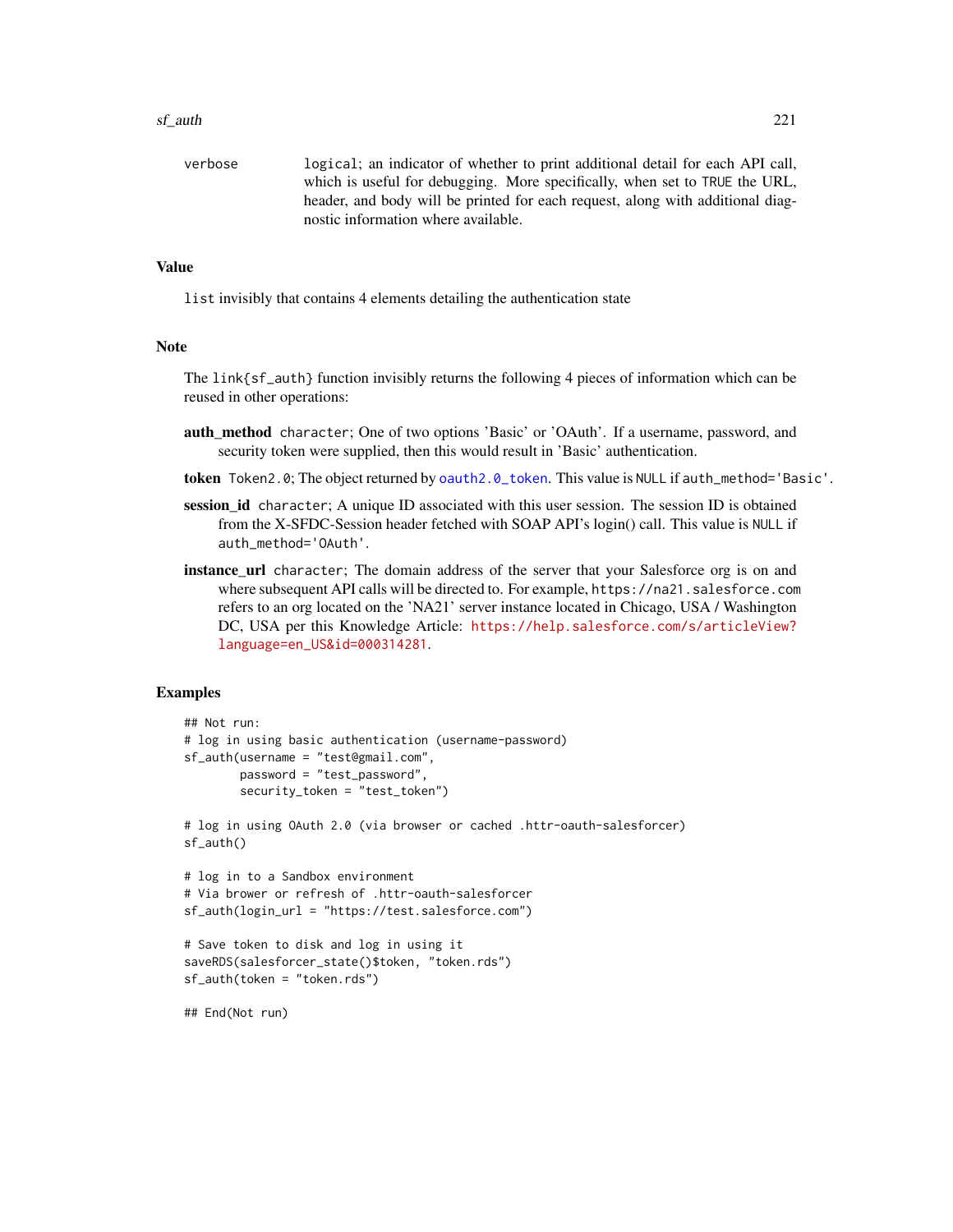verbose    `logical`; an indicator of whether to print additional detail for each API call, which is useful for debugging. More specifically, when set to `TRUE` the URL, header, and body will be printed for each request, along with additional diagnostic information where available.

## Value

`list` invisibly that contains 4 elements detailing the authentication state

## Note

The `link{sf_auth}` function invisibly returns the following 4 pieces of information which can be reused in other operations:

**auth_method** `character`; One of two options 'Basic' or 'OAuth'. If a username, password, and security token were supplied, then this would result in 'Basic' authentication.

**token** `Token2.0`; The object returned by `oauth2.0_token`. This value is `NULL` if `auth_method='Basic'`.

**session_id** `character`; A unique ID associated with this user session. The session ID is obtained from the X-SFDC-Session header fetched with SOAP API's login() call. This value is `NULL` if `auth_method='OAuth'`.

**instance_url** `character`; The domain address of the server that your Salesforce org is on and where subsequent API calls will be directed to. For example, `https://na21.salesforce.com` refers to an org located on the 'NA21' server instance located in Chicago, USA / Washington DC, USA per this Knowledge Article: https://help.salesforce.com/s/articleView?language=en_US&id=000314281.

## Examples

```
## Not run:
# log in using basic authentication (username-password)
sf_auth(username = "test@gmail.com",
        password = "test_password",
        security_token = "test_token")

# log in using OAuth 2.0 (via browser or cached .httr-oauth-salesforcer)
sf_auth()

# log in to a Sandbox environment
# Via brower or refresh of .httr-oauth-salesforcer
sf_auth(login_url = "https://test.salesforce.com")

# Save token to disk and log in using it
saveRDS(salesforcer_state()$token, "token.rds")
sf_auth(token = "token.rds")

## End(Not run)
```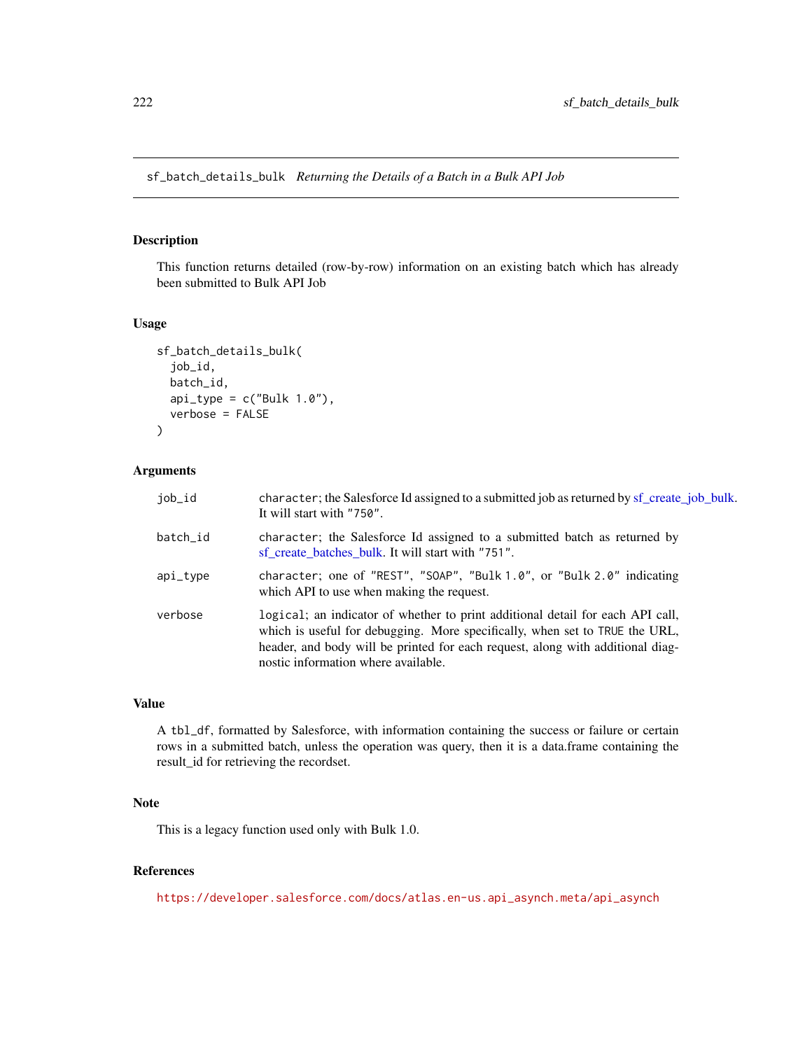## sf_batch_details_bulk *Returning the Details of a Batch in a Bulk API Job*

### Description

This function returns detailed (row-by-row) information on an existing batch which has already been submitted to Bulk API Job

### Usage

```
sf_batch_details_bulk(
  job_id,
  batch_id,
  api_type = c("Bulk 1.0"),
  verbose = FALSE
)
```

### Arguments

| | |
|---|---|
| job_id | character; the Salesforce Id assigned to a submitted job as returned by sf_create_job_bulk. It will start with "750". |
| batch_id | character; the Salesforce Id assigned to a submitted batch as returned by sf_create_batches_bulk. It will start with "751". |
| api_type | character; one of "REST", "SOAP", "Bulk 1.0", or "Bulk 2.0" indicating which API to use when making the request. |
| verbose | logical; an indicator of whether to print additional detail for each API call, which is useful for debugging. More specifically, when set to TRUE the URL, header, and body will be printed for each request, along with additional diagnostic information where available. |

### Value

A tbl_df, formatted by Salesforce, with information containing the success or failure or certain rows in a submitted batch, unless the operation was query, then it is a data.frame containing the result_id for retrieving the recordset.

### Note

This is a legacy function used only with Bulk 1.0.

### References

https://developer.salesforce.com/docs/atlas.en-us.api_asynch.meta/api_asynch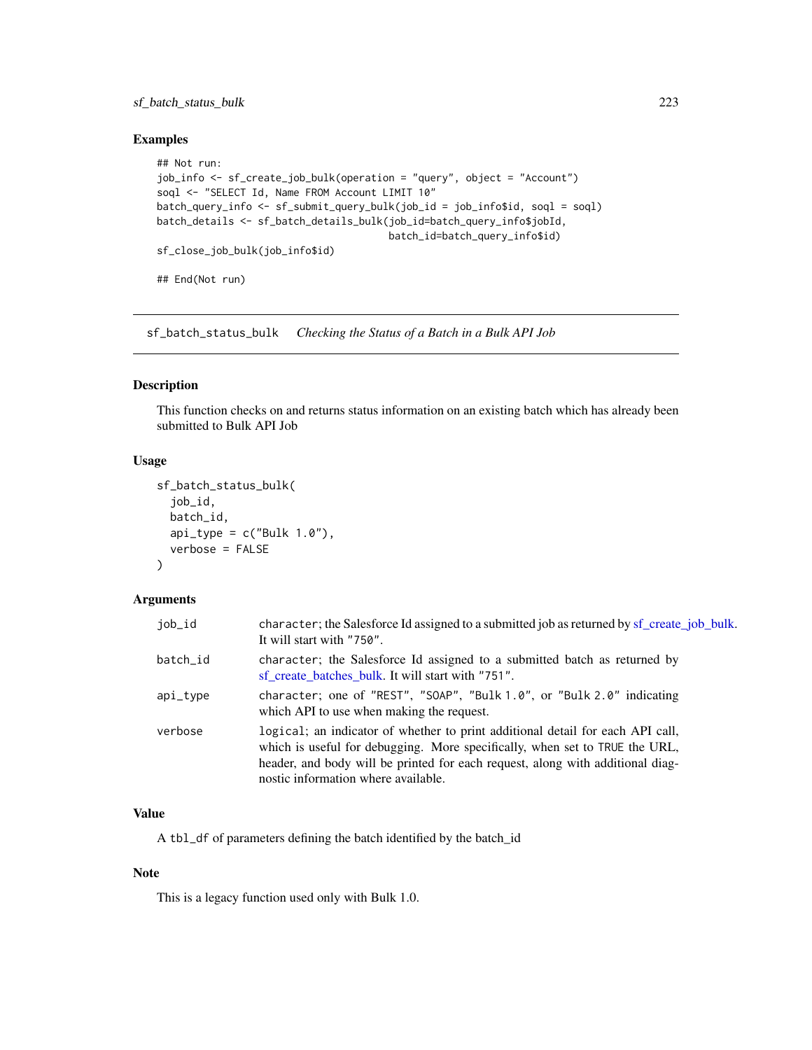### Examples

```
## Not run:
job_info <- sf_create_job_bulk(operation = "query", object = "Account")
soql <- "SELECT Id, Name FROM Account LIMIT 10"
batch_query_info <- sf_submit_query_bulk(job_id = job_info$id, soql = soql)
batch_details <- sf_batch_details_bulk(job_id=batch_query_info$jobId,
                                       batch_id=batch_query_info$id)
sf_close_job_bulk(job_info$id)

## End(Not run)
```

---

## sf_batch_status_bulk    *Checking the Status of a Batch in a Bulk API Job*

---

### Description

This function checks on and returns status information on an existing batch which has already been submitted to Bulk API Job

### Usage

```
sf_batch_status_bulk(
  job_id,
  batch_id,
  api_type = c("Bulk 1.0"),
  verbose = FALSE
)
```

### Arguments

| | |
|---|---|
| job_id | character; the Salesforce Id assigned to a submitted job as returned by sf_create_job_bulk. It will start with "750". |
| batch_id | character; the Salesforce Id assigned to a submitted batch as returned by sf_create_batches_bulk. It will start with "751". |
| api_type | character; one of "REST", "SOAP", "Bulk 1.0", or "Bulk 2.0" indicating which API to use when making the request. |
| verbose | logical; an indicator of whether to print additional detail for each API call, which is useful for debugging. More specifically, when set to TRUE the URL, header, and body will be printed for each request, along with additional diagnostic information where available. |

### Value

A tbl_df of parameters defining the batch identified by the batch_id

### Note

This is a legacy function used only with Bulk 1.0.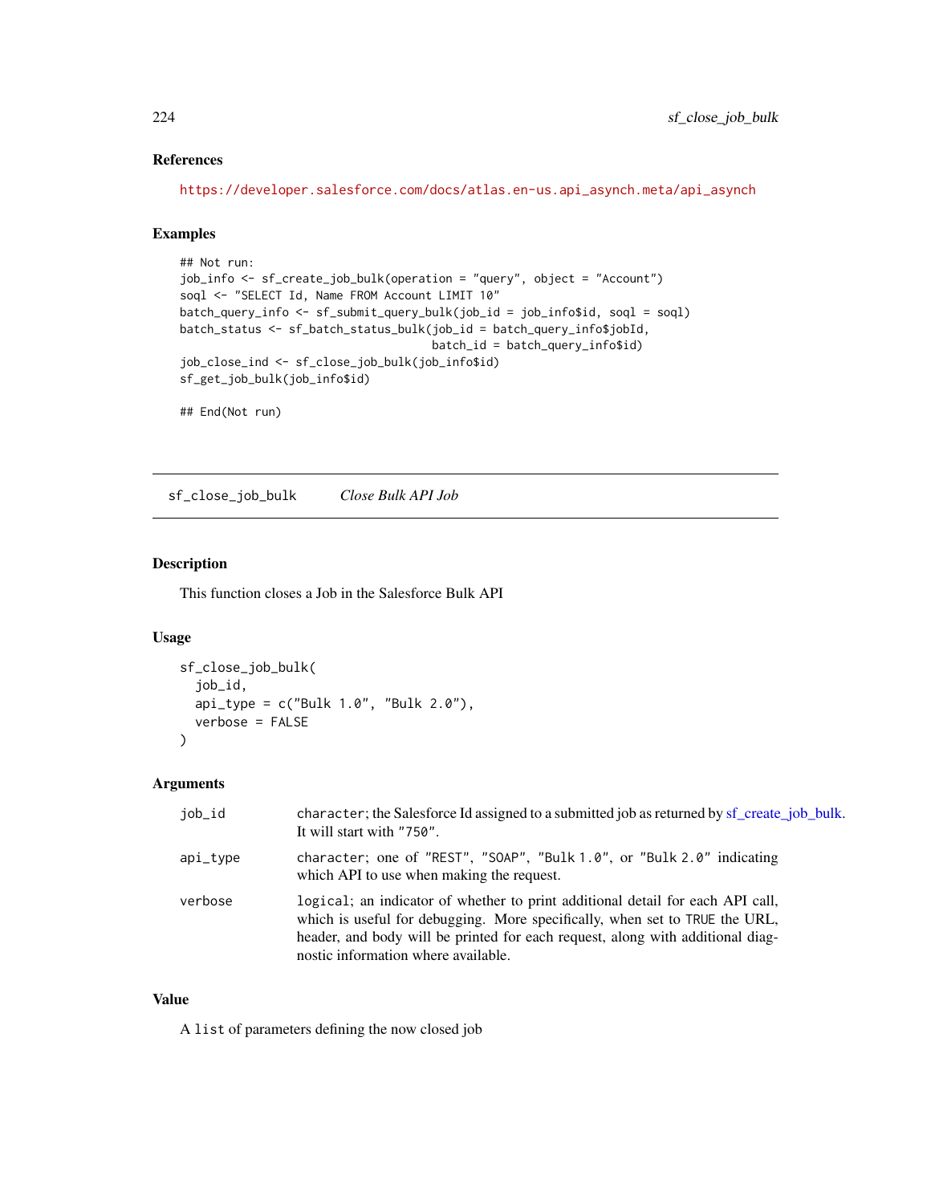## References

https://developer.salesforce.com/docs/atlas.en-us.api_asynch.meta/api_asynch

## Examples

```
## Not run:
job_info <- sf_create_job_bulk(operation = "query", object = "Account")
soql <- "SELECT Id, Name FROM Account LIMIT 10"
batch_query_info <- sf_submit_query_bulk(job_id = job_info$id, soql = soql)
batch_status <- sf_batch_status_bulk(job_id = batch_query_info$jobId,
                                     batch_id = batch_query_info$id)
job_close_ind <- sf_close_job_bulk(job_info$id)
sf_get_job_bulk(job_info$id)

## End(Not run)
```

---

# sf_close_job_bulk *Close Bulk API Job*

## Description

This function closes a Job in the Salesforce Bulk API

## Usage

```
sf_close_job_bulk(
  job_id,
  api_type = c("Bulk 1.0", "Bulk 2.0"),
  verbose = FALSE
)
```

## Arguments

| | |
|---|---|
| job_id | character; the Salesforce Id assigned to a submitted job as returned by sf_create_job_bulk. It will start with "750". |
| api_type | character; one of "REST", "SOAP", "Bulk 1.0", or "Bulk 2.0" indicating which API to use when making the request. |
| verbose | logical; an indicator of whether to print additional detail for each API call, which is useful for debugging. More specifically, when set to TRUE the URL, header, and body will be printed for each request, along with additional diagnostic information where available. |

## Value

A list of parameters defining the now closed job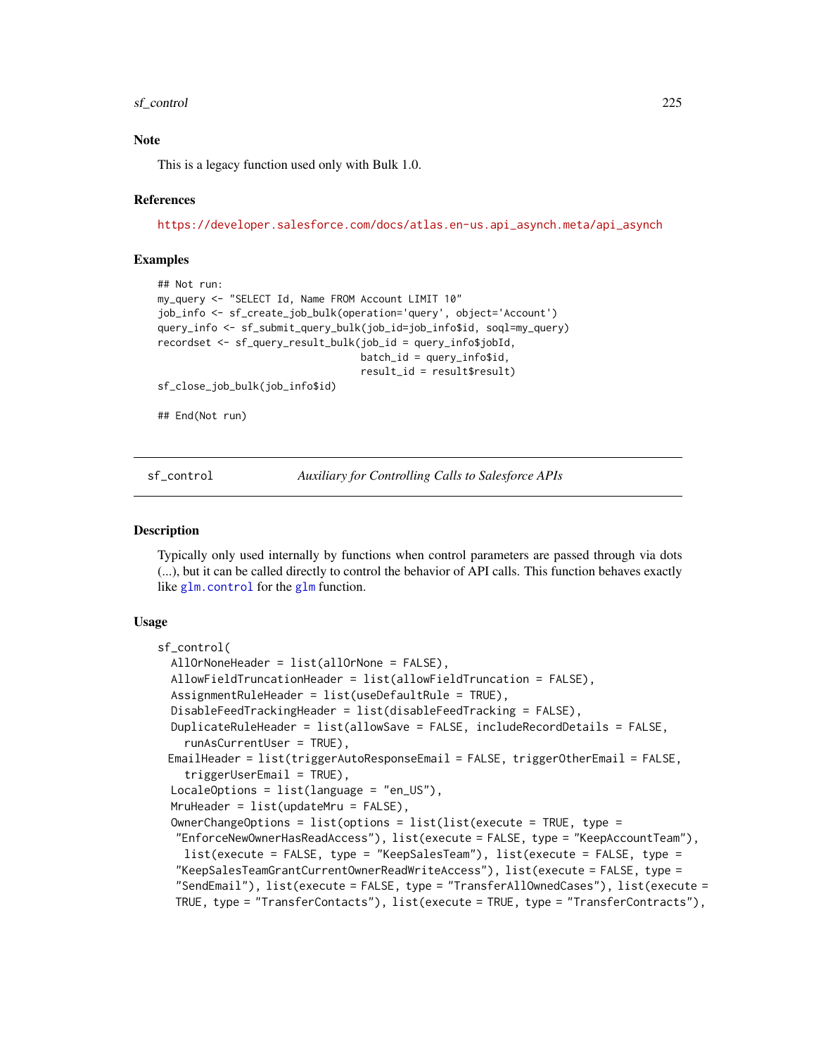### Note

This is a legacy function used only with Bulk 1.0.

### References

https://developer.salesforce.com/docs/atlas.en-us.api_asynch.meta/api_asynch

### Examples

```
## Not run:
my_query <- "SELECT Id, Name FROM Account LIMIT 10"
job_info <- sf_create_job_bulk(operation='query', object='Account')
query_info <- sf_submit_query_bulk(job_id=job_info$id, soql=my_query)
recordset <- sf_query_result_bulk(job_id = query_info$jobId,
                                  batch_id = query_info$id,
                                  result_id = result$result)
sf_close_job_bulk(job_info$id)

## End(Not run)
```

---

## sf_control — *Auxiliary for Controlling Calls to Salesforce APIs*

---

### Description

Typically only used internally by functions when control parameters are passed through via dots (...), but it can be called directly to control the behavior of API calls. This function behaves exactly like `glm.control` for the `glm` function.

### Usage

```
sf_control(
  AllOrNoneHeader = list(allOrNone = FALSE),
  AllowFieldTruncationHeader = list(allowFieldTruncation = FALSE),
  AssignmentRuleHeader = list(useDefaultRule = TRUE),
  DisableFeedTrackingHeader = list(disableFeedTracking = FALSE),
  DuplicateRuleHeader = list(allowSave = FALSE, includeRecordDetails = FALSE,
    runAsCurrentUser = TRUE),
 EmailHeader = list(triggerAutoResponseEmail = FALSE, triggerOtherEmail = FALSE,
    triggerUserEmail = TRUE),
  LocaleOptions = list(language = "en_US"),
  MruHeader = list(updateMru = FALSE),
  OwnerChangeOptions = list(options = list(list(execute = TRUE, type =
   "EnforceNewOwnerHasReadAccess"), list(execute = FALSE, type = "KeepAccountTeam"),
    list(execute = FALSE, type = "KeepSalesTeam"), list(execute = FALSE, type =
   "KeepSalesTeamGrantCurrentOwnerReadWriteAccess"), list(execute = FALSE, type =
   "SendEmail"), list(execute = FALSE, type = "TransferAllOwnedCases"), list(execute =
   TRUE, type = "TransferContacts"), list(execute = TRUE, type = "TransferContracts"),
```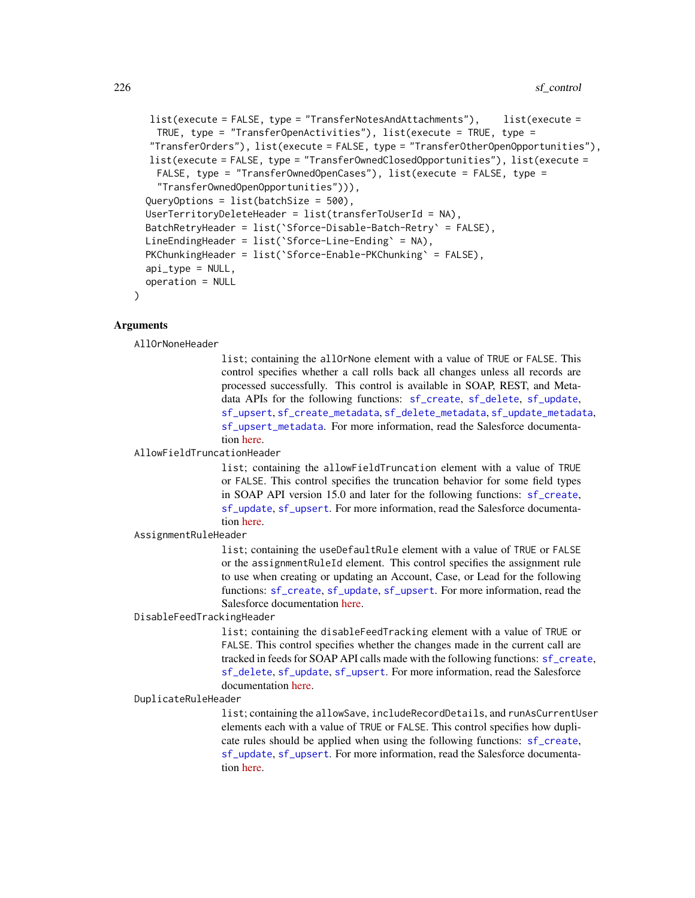```
    list(execute = FALSE, type = "TransferNotesAndAttachments"),    list(execute =
      TRUE, type = "TransferOpenActivities"), list(execute = TRUE, type =
    "TransferOrders"), list(execute = FALSE, type = "TransferOtherOpenOpportunities"),
    list(execute = FALSE, type = "TransferOwnedClosedOpportunities"), list(execute =
      FALSE, type = "TransferOwnedOpenCases"), list(execute = FALSE, type =
      "TransferOwnedOpenOpportunities"))),
  QueryOptions = list(batchSize = 500),
  UserTerritoryDeleteHeader = list(transferToUserId = NA),
  BatchRetryHeader = list(`Sforce-Disable-Batch-Retry` = FALSE),
  LineEndingHeader = list(`Sforce-Line-Ending` = NA),
  PKChunkingHeader = list(`Sforce-Enable-PKChunking` = FALSE),
  api_type = NULL,
  operation = NULL
)
```

## Arguments

**AllOrNoneHeader**
: list; containing the allOrNone element with a value of TRUE or FALSE. This control specifies whether a call rolls back all changes unless all records are processed successfully. This control is available in SOAP, REST, and Metadata APIs for the following functions: sf_create, sf_delete, sf_update, sf_upsert, sf_create_metadata, sf_delete_metadata, sf_update_metadata, sf_upsert_metadata. For more information, read the Salesforce documentation here.

**AllowFieldTruncationHeader**
: list; containing the allowFieldTruncation element with a value of TRUE or FALSE. This control specifies the truncation behavior for some field types in SOAP API version 15.0 and later for the following functions: sf_create, sf_update, sf_upsert. For more information, read the Salesforce documentation here.

**AssignmentRuleHeader**
: list; containing the useDefaultRule element with a value of TRUE or FALSE or the assignmentRuleId element. This control specifies the assignment rule to use when creating or updating an Account, Case, or Lead for the following functions: sf_create, sf_update, sf_upsert. For more information, read the Salesforce documentation here.

**DisableFeedTrackingHeader**
: list; containing the disableFeedTracking element with a value of TRUE or FALSE. This control specifies whether the changes made in the current call are tracked in feeds for SOAP API calls made with the following functions: sf_create, sf_delete, sf_update, sf_upsert. For more information, read the Salesforce documentation here.

**DuplicateRuleHeader**
: list; containing the allowSave, includeRecordDetails, and runAsCurrentUser elements each with a value of TRUE or FALSE. This control specifies how duplicate rules should be applied when using the following functions: sf_create, sf_update, sf_upsert. For more information, read the Salesforce documentation here.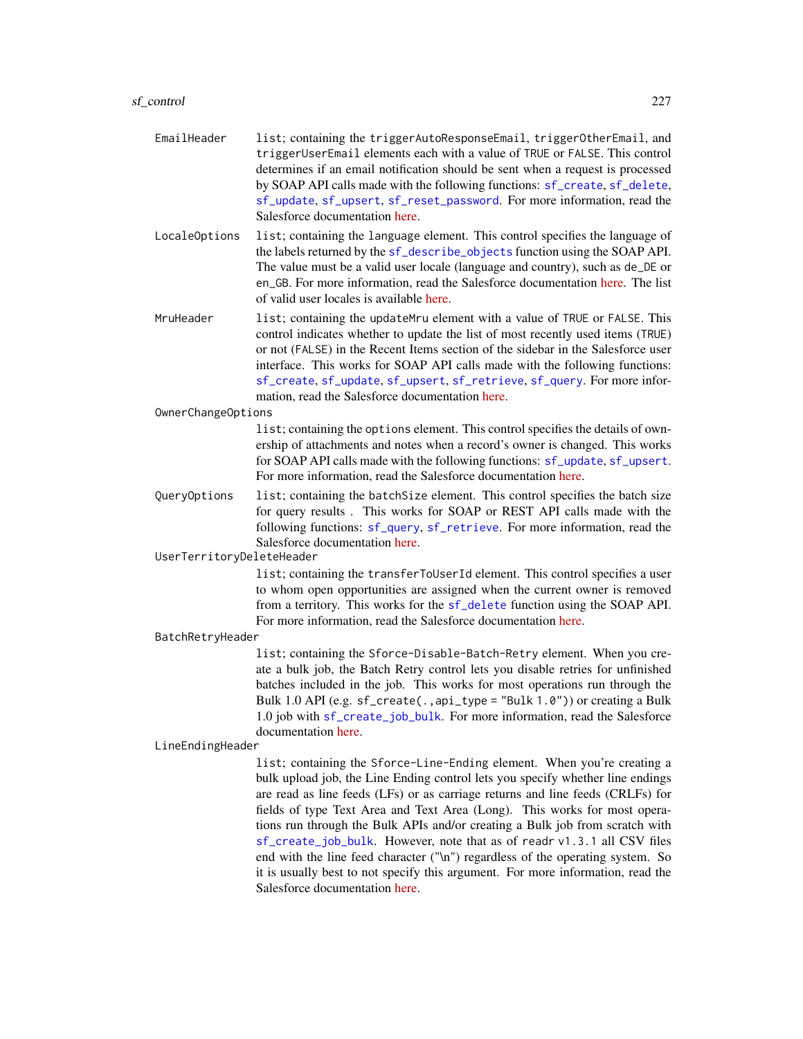EmailHeader
: list; containing the triggerAutoResponseEmail, triggerOtherEmail, and triggerUserEmail elements each with a value of TRUE or FALSE. This control determines if an email notification should be sent when a request is processed by SOAP API calls made with the following functions: sf_create, sf_delete, sf_update, sf_upsert, sf_reset_password. For more information, read the Salesforce documentation here.

LocaleOptions
: list; containing the language element. This control specifies the language of the labels returned by the sf_describe_objects function using the SOAP API. The value must be a valid user locale (language and country), such as de_DE or en_GB. For more information, read the Salesforce documentation here. The list of valid user locales is available here.

MruHeader
: list; containing the updateMru element with a value of TRUE or FALSE. This control indicates whether to update the list of most recently used items (TRUE) or not (FALSE) in the Recent Items section of the sidebar in the Salesforce user interface. This works for SOAP API calls made with the following functions: sf_create, sf_update, sf_upsert, sf_retrieve, sf_query. For more information, read the Salesforce documentation here.

OwnerChangeOptions
: list; containing the options element. This control specifies the details of ownership of attachments and notes when a record's owner is changed. This works for SOAP API calls made with the following functions: sf_update, sf_upsert. For more information, read the Salesforce documentation here.

QueryOptions
: list; containing the batchSize element. This control specifies the batch size for query results . This works for SOAP or REST API calls made with the following functions: sf_query, sf_retrieve. For more information, read the Salesforce documentation here.

UserTerritoryDeleteHeader
: list; containing the transferToUserId element. This control specifies a user to whom open opportunities are assigned when the current owner is removed from a territory. This works for the sf_delete function using the SOAP API. For more information, read the Salesforce documentation here.

BatchRetryHeader
: list; containing the Sforce-Disable-Batch-Retry element. When you create a bulk job, the Batch Retry control lets you disable retries for unfinished batches included in the job. This works for most operations run through the Bulk 1.0 API (e.g. sf_create(.,api_type = "Bulk 1.0")) or creating a Bulk 1.0 job with sf_create_job_bulk. For more information, read the Salesforce documentation here.

LineEndingHeader
: list; containing the Sforce-Line-Ending element. When you're creating a bulk upload job, the Line Ending control lets you specify whether line endings are read as line feeds (LFs) or as carriage returns and line feeds (CRLFs) for fields of type Text Area and Text Area (Long). This works for most operations run through the Bulk APIs and/or creating a Bulk job from scratch with sf_create_job_bulk. However, note that as of readr v1.3.1 all CSV files end with the line feed character ("\n") regardless of the operating system. So it is usually best to not specify this argument. For more information, read the Salesforce documentation here.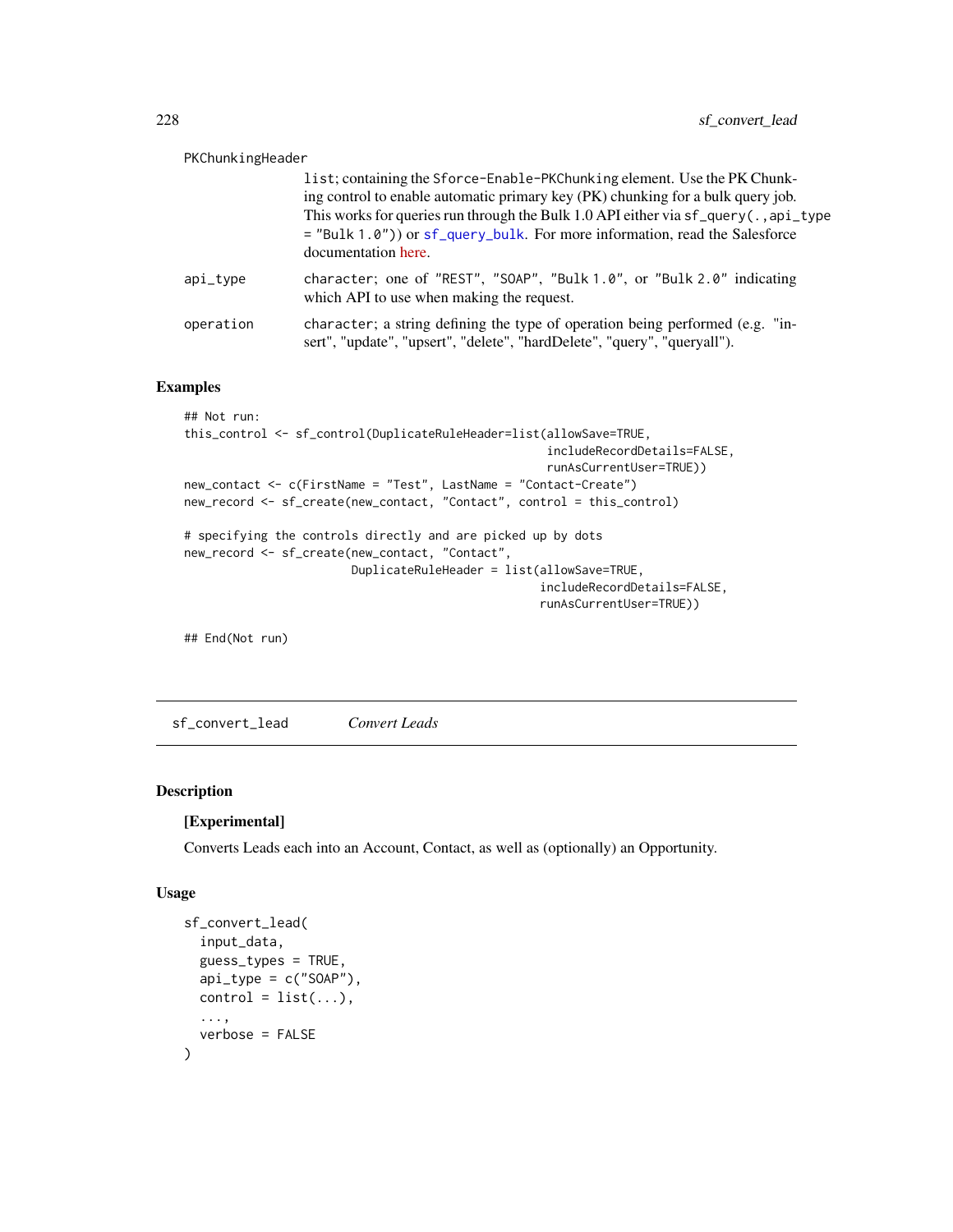PKChunkingHeader
: `list`; containing the `Sforce-Enable-PKChunking` element. Use the PK Chunking control to enable automatic primary key (PK) chunking for a bulk query job. This works for queries run through the Bulk 1.0 API either via `sf_query(.,api_type = "Bulk 1.0")`) or `sf_query_bulk`. For more information, read the Salesforce documentation here.

api_type
: `character`; one of `"REST"`, `"SOAP"`, `"Bulk 1.0"`, or `"Bulk 2.0"` indicating which API to use when making the request.

operation
: `character`; a string defining the type of operation being performed (e.g. "insert", "update", "upsert", "delete", "hardDelete", "query", "queryall").

### Examples

```
## Not run:
this_control <- sf_control(DuplicateRuleHeader=list(allowSave=TRUE,
                                                    includeRecordDetails=FALSE,
                                                    runAsCurrentUser=TRUE))
new_contact <- c(FirstName = "Test", LastName = "Contact-Create")
new_record <- sf_create(new_contact, "Contact", control = this_control)

# specifying the controls directly and are picked up by dots
new_record <- sf_create(new_contact, "Contact",
                        DuplicateRuleHeader = list(allowSave=TRUE,
                                                   includeRecordDetails=FALSE,
                                                   runAsCurrentUser=TRUE))

## End(Not run)
```

## sf_convert_lead *Convert Leads*

### Description

**[Experimental]**

Converts Leads each into an Account, Contact, as well as (optionally) an Opportunity.

### Usage

```
sf_convert_lead(
  input_data,
  guess_types = TRUE,
  api_type = c("SOAP"),
  control = list(...),
  ...,
  verbose = FALSE
)
```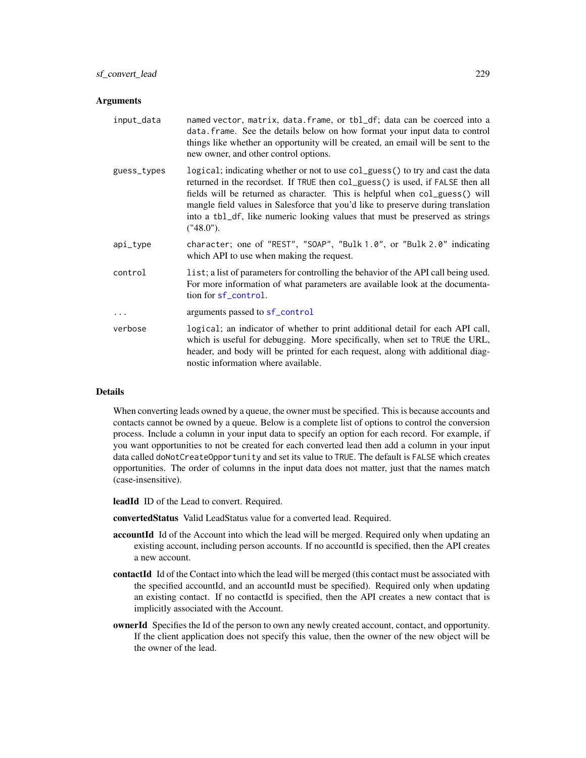## Arguments

| | |
|---|---|
| input_data | named vector, matrix, data.frame, or tbl_df; data can be coerced into a data.frame. See the details below on how format your input data to control things like whether an opportunity will be created, an email will be sent to the new owner, and other control options. |
| guess_types | logical; indicating whether or not to use col_guess() to try and cast the data returned in the recordset. If TRUE then col_guess() is used, if FALSE then all fields will be returned as character. This is helpful when col_guess() will mangle field values in Salesforce that you'd like to preserve during translation into a tbl_df, like numeric looking values that must be preserved as strings ("48.0"). |
| api_type | character; one of "REST", "SOAP", "Bulk 1.0", or "Bulk 2.0" indicating which API to use when making the request. |
| control | list; a list of parameters for controlling the behavior of the API call being used. For more information of what parameters are available look at the documentation for sf_control. |
| ... | arguments passed to sf_control |
| verbose | logical; an indicator of whether to print additional detail for each API call, which is useful for debugging. More specifically, when set to TRUE the URL, header, and body will be printed for each request, along with additional diagnostic information where available. |

## Details

When converting leads owned by a queue, the owner must be specified. This is because accounts and contacts cannot be owned by a queue. Below is a complete list of options to control the conversion process. Include a column in your input data to specify an option for each record. For example, if you want opportunities to not be created for each converted lead then add a column in your input data called doNotCreateOpportunity and set its value to TRUE. The default is FALSE which creates opportunities. The order of columns in the input data does not matter, just that the names match (case-insensitive).

**leadId** ID of the Lead to convert. Required.

**convertedStatus** Valid LeadStatus value for a converted lead. Required.

**accountId** Id of the Account into which the lead will be merged. Required only when updating an existing account, including person accounts. If no accountId is specified, then the API creates a new account.

**contactId** Id of the Contact into which the lead will be merged (this contact must be associated with the specified accountId, and an accountId must be specified). Required only when updating an existing contact. If no contactId is specified, then the API creates a new contact that is implicitly associated with the Account.

**ownerId** Specifies the Id of the person to own any newly created account, contact, and opportunity. If the client application does not specify this value, then the owner of the new object will be the owner of the lead.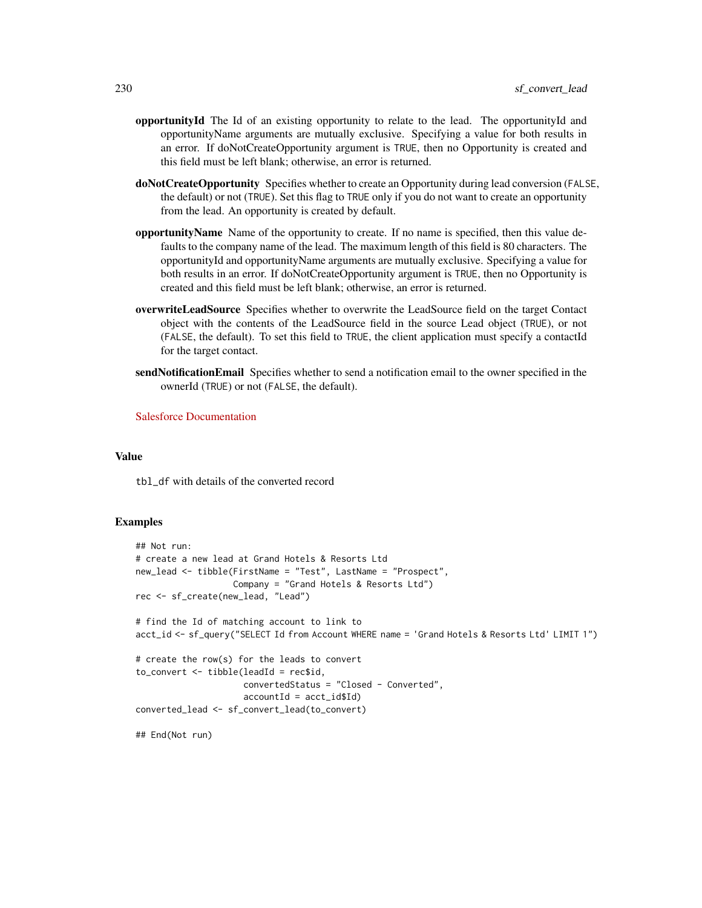**opportunityId** The Id of an existing opportunity to relate to the lead. The opportunityId and opportunityName arguments are mutually exclusive. Specifying a value for both results in an error. If doNotCreateOpportunity argument is `TRUE`, then no Opportunity is created and this field must be left blank; otherwise, an error is returned.

**doNotCreateOpportunity** Specifies whether to create an Opportunity during lead conversion (`FALSE`, the default) or not (`TRUE`). Set this flag to `TRUE` only if you do not want to create an opportunity from the lead. An opportunity is created by default.

**opportunityName** Name of the opportunity to create. If no name is specified, then this value defaults to the company name of the lead. The maximum length of this field is 80 characters. The opportunityId and opportunityName arguments are mutually exclusive. Specifying a value for both results in an error. If doNotCreateOpportunity argument is `TRUE`, then no Opportunity is created and this field must be left blank; otherwise, an error is returned.

**overwriteLeadSource** Specifies whether to overwrite the LeadSource field on the target Contact object with the contents of the LeadSource field in the source Lead object (`TRUE`), or not (`FALSE`, the default). To set this field to `TRUE`, the client application must specify a contactId for the target contact.

**sendNotificationEmail** Specifies whether to send a notification email to the owner specified in the ownerId (`TRUE`) or not (`FALSE`, the default).

Salesforce Documentation

## Value

`tbl_df` with details of the converted record

## Examples

```
## Not run:
# create a new lead at Grand Hotels & Resorts Ltd
new_lead <- tibble(FirstName = "Test", LastName = "Prospect",
                   Company = "Grand Hotels & Resorts Ltd")
rec <- sf_create(new_lead, "Lead")

# find the Id of matching account to link to
acct_id <- sf_query("SELECT Id from Account WHERE name = 'Grand Hotels & Resorts Ltd' LIMIT 1")

# create the row(s) for the leads to convert
to_convert <- tibble(leadId = rec$id,
                     convertedStatus = "Closed - Converted",
                     accountId = acct_id$Id)
converted_lead <- sf_convert_lead(to_convert)

## End(Not run)
```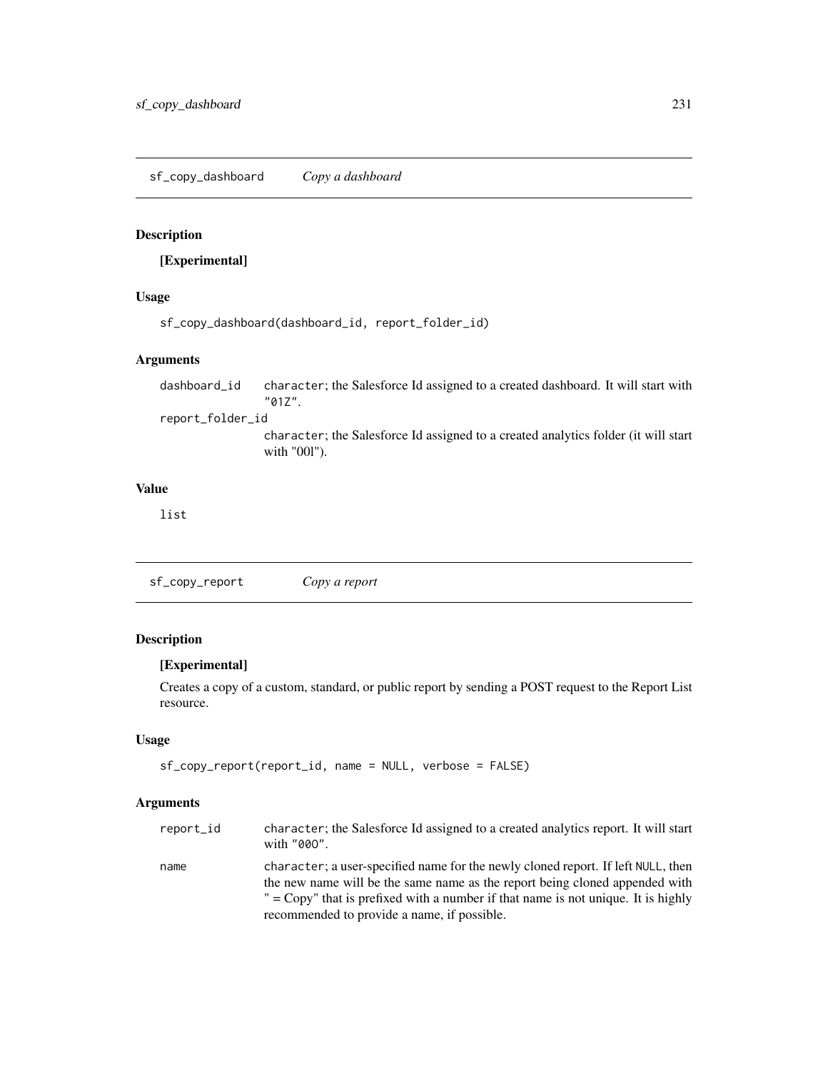## sf_copy_dashboard *Copy a dashboard*

### Description

**[Experimental]**

### Usage

```
sf_copy_dashboard(dashboard_id, report_folder_id)
```

### Arguments

| | |
|---|---|
| `dashboard_id` | `character`; the Salesforce Id assigned to a created dashboard. It will start with `"01Z"`. |
| `report_folder_id` | `character`; the Salesforce Id assigned to a created analytics folder (it will start with "00l"). |

### Value

`list`

## sf_copy_report *Copy a report*

### Description

**[Experimental]**

Creates a copy of a custom, standard, or public report by sending a POST request to the Report List resource.

### Usage

```
sf_copy_report(report_id, name = NULL, verbose = FALSE)
```

### Arguments

| | |
|---|---|
| `report_id` | `character`; the Salesforce Id assigned to a created analytics report. It will start with `"00O"`. |
| `name` | `character`; a user-specified name for the newly cloned report. If left `NULL`, then the new name will be the same name as the report being cloned appended with " = Copy" that is prefixed with a number if that name is not unique. It is highly recommended to provide a name, if possible. |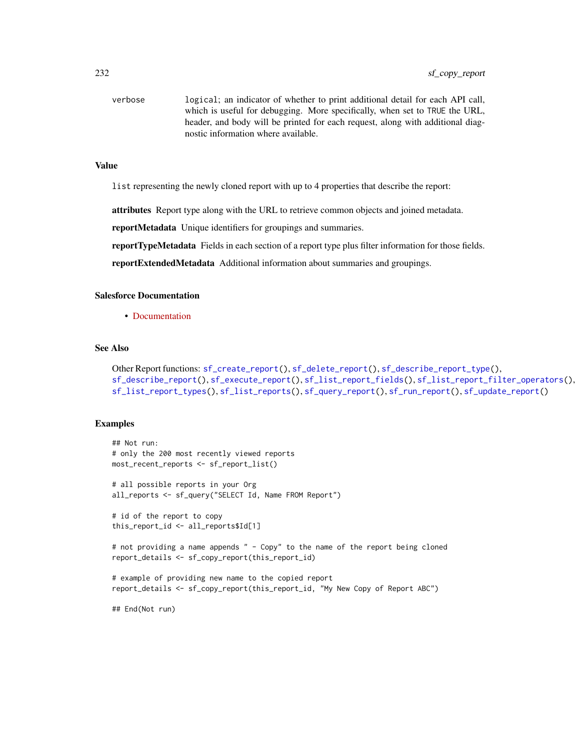verbose logical; an indicator of whether to print additional detail for each API call, which is useful for debugging. More specifically, when set to TRUE the URL, header, and body will be printed for each request, along with additional diagnostic information where available.

## Value

list representing the newly cloned report with up to 4 properties that describe the report:

**attributes** Report type along with the URL to retrieve common objects and joined metadata.

**reportMetadata** Unique identifiers for groupings and summaries.

**reportTypeMetadata** Fields in each section of a report type plus filter information for those fields.

**reportExtendedMetadata** Additional information about summaries and groupings.

## Salesforce Documentation

- Documentation

## See Also

Other Report functions: sf_create_report(), sf_delete_report(), sf_describe_report_type(), sf_describe_report(), sf_execute_report(), sf_list_report_fields(), sf_list_report_filter_operators(), sf_list_report_types(), sf_list_reports(), sf_query_report(), sf_run_report(), sf_update_report()

## Examples

```
## Not run:
# only the 200 most recently viewed reports
most_recent_reports <- sf_report_list()

# all possible reports in your Org
all_reports <- sf_query("SELECT Id, Name FROM Report")

# id of the report to copy
this_report_id <- all_reports$Id[1]

# not providing a name appends " - Copy" to the name of the report being cloned
report_details <- sf_copy_report(this_report_id)

# example of providing new name to the copied report
report_details <- sf_copy_report(this_report_id, "My New Copy of Report ABC")

## End(Not run)
```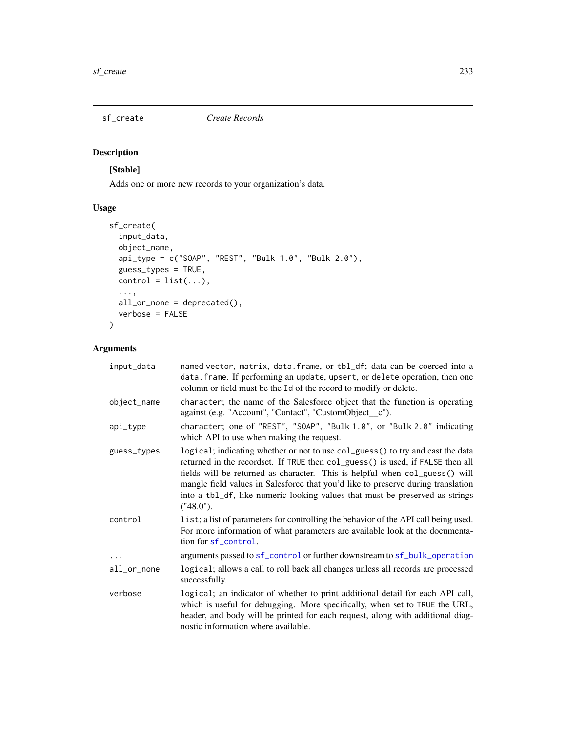# sf_create — *Create Records*

## Description

**[Stable]**

Adds one or more new records to your organization's data.

## Usage

```
sf_create(
  input_data,
  object_name,
  api_type = c("SOAP", "REST", "Bulk 1.0", "Bulk 2.0"),
  guess_types = TRUE,
  control = list(...),
  ...,
  all_or_none = deprecated(),
  verbose = FALSE
)
```

## Arguments

| Argument | Description |
|---|---|
| `input_data` | named vector, matrix, data.frame, or tbl_df; data can be coerced into a data.frame. If performing an update, upsert, or delete operation, then one column or field must be the Id of the record to modify or delete. |
| `object_name` | character; the name of the Salesforce object that the function is operating against (e.g. "Account", "Contact", "CustomObject__c"). |
| `api_type` | character; one of "REST", "SOAP", "Bulk 1.0", or "Bulk 2.0" indicating which API to use when making the request. |
| `guess_types` | logical; indicating whether or not to use col_guess() to try and cast the data returned in the recordset. If TRUE then col_guess() is used, if FALSE then all fields will be returned as character. This is helpful when col_guess() will mangle field values in Salesforce that you'd like to preserve during translation into a tbl_df, like numeric looking values that must be preserved as strings ("48.0"). |
| `control` | list; a list of parameters for controlling the behavior of the API call being used. For more information of what parameters are available look at the documentation for sf_control. |
| `...` | arguments passed to sf_control or further downstream to sf_bulk_operation |
| `all_or_none` | logical; allows a call to roll back all changes unless all records are processed successfully. |
| `verbose` | logical; an indicator of whether to print additional detail for each API call, which is useful for debugging. More specifically, when set to TRUE the URL, header, and body will be printed for each request, along with additional diagnostic information where available. |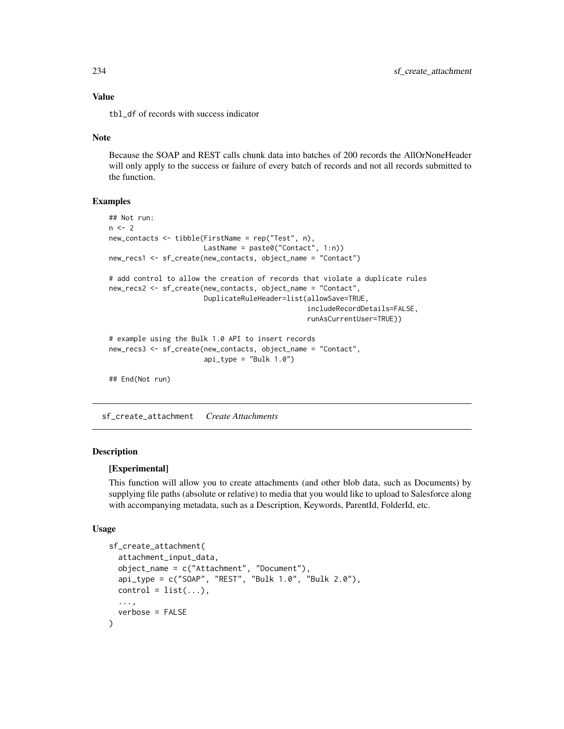### Value

`tbl_df` of records with success indicator

### Note

Because the SOAP and REST calls chunk data into batches of 200 records the AllOrNoneHeader will only apply to the success or failure of every batch of records and not all records submitted to the function.

### Examples

```
## Not run:
n <- 2
new_contacts <- tibble(FirstName = rep("Test", n),
                       LastName = paste0("Contact", 1:n))
new_recs1 <- sf_create(new_contacts, object_name = "Contact")

# add control to allow the creation of records that violate a duplicate rules
new_recs2 <- sf_create(new_contacts, object_name = "Contact",
                       DuplicateRuleHeader=list(allowSave=TRUE,
                                                includeRecordDetails=FALSE,
                                                runAsCurrentUser=TRUE))

# example using the Bulk 1.0 API to insert records
new_recs3 <- sf_create(new_contacts, object_name = "Contact",
                       api_type = "Bulk 1.0")

## End(Not run)
```

---

## sf_create_attachment &nbsp;&nbsp; *Create Attachments*

---

### Description

**[Experimental]**

This function will allow you to create attachments (and other blob data, such as Documents) by supplying file paths (absolute or relative) to media that you would like to upload to Salesforce along with accompanying metadata, such as a Description, Keywords, ParentId, FolderId, etc.

### Usage

```
sf_create_attachment(
  attachment_input_data,
  object_name = c("Attachment", "Document"),
  api_type = c("SOAP", "REST", "Bulk 1.0", "Bulk 2.0"),
  control = list(...),
  ...,
  verbose = FALSE
)
```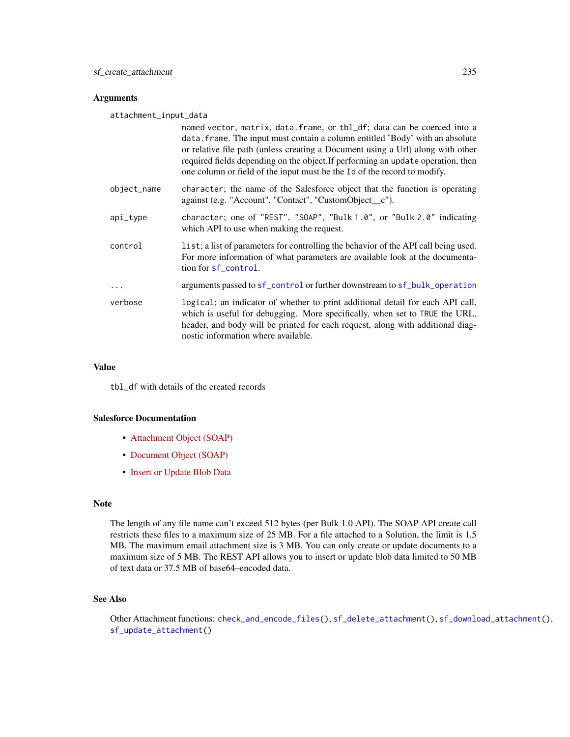### Arguments

`attachment_input_data`
: named `vector`, `matrix`, `data.frame`, or `tbl_df`; data can be coerced into a `data.frame`. The input must contain a column entitled 'Body' with an absolute or relative file path (unless creating a Document using a Url) along with other required fields depending on the object.If performing an `update` operation, then one column or field of the input must be the `Id` of the record to modify.

`object_name`
: `character`; the name of the Salesforce object that the function is operating against (e.g. "Account", "Contact", "CustomObject__c").

`api_type`
: `character`; one of `"REST"`, `"SOAP"`, `"Bulk 1.0"`, or `"Bulk 2.0"` indicating which API to use when making the request.

`control`
: `list`; a list of parameters for controlling the behavior of the API call being used. For more information of what parameters are available look at the documentation for `sf_control`.

`...`
: arguments passed to `sf_control` or further downstream to `sf_bulk_operation`

`verbose`
: `logical`; an indicator of whether to print additional detail for each API call, which is useful for debugging. More specifically, when set to `TRUE` the URL, header, and body will be printed for each request, along with additional diagnostic information where available.

### Value

`tbl_df` with details of the created records

### Salesforce Documentation

- Attachment Object (SOAP)
- Document Object (SOAP)
- Insert or Update Blob Data

### Note

The length of any file name can't exceed 512 bytes (per Bulk 1.0 API). The SOAP API create call restricts these files to a maximum size of 25 MB. For a file attached to a Solution, the limit is 1.5 MB. The maximum email attachment size is 3 MB. You can only create or update documents to a maximum size of 5 MB. The REST API allows you to insert or update blob data limited to 50 MB of text data or 37.5 MB of base64–encoded data.

### See Also

Other Attachment functions: `check_and_encode_files()`, `sf_delete_attachment()`, `sf_download_attachment()`, `sf_update_attachment()`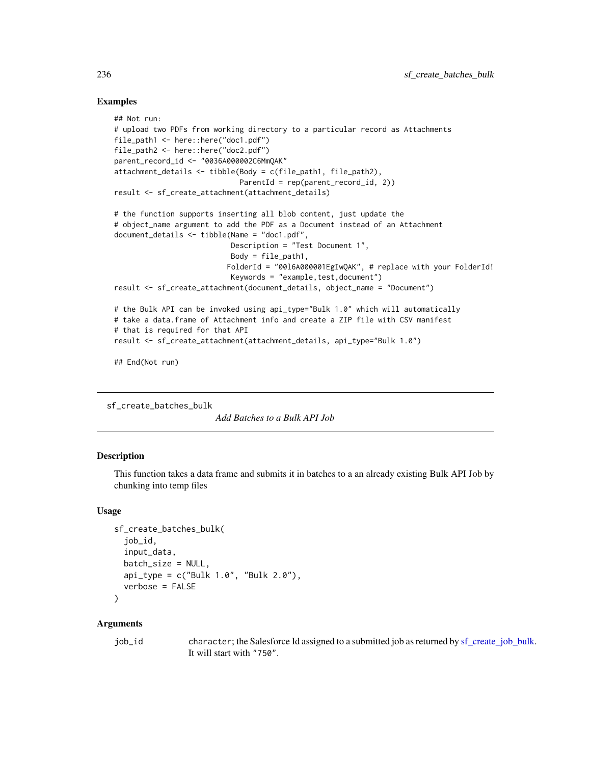## Examples

```
## Not run:
# upload two PDFs from working directory to a particular record as Attachments
file_path1 <- here::here("doc1.pdf")
file_path2 <- here::here("doc2.pdf")
parent_record_id <- "0036A000002C6MmQAK"
attachment_details <- tibble(Body = c(file_path1, file_path2),
                             ParentId = rep(parent_record_id, 2))
result <- sf_create_attachment(attachment_details)

# the function supports inserting all blob content, just update the
# object_name argument to add the PDF as a Document instead of an Attachment
document_details <- tibble(Name = "doc1.pdf",
                           Description = "Test Document 1",
                           Body = file_path1,
                          FolderId = "00l6A000001EgIwQAK", # replace with your FolderId!
                           Keywords = "example,test,document")
result <- sf_create_attachment(document_details, object_name = "Document")

# the Bulk API can be invoked using api_type="Bulk 1.0" which will automatically
# take a data.frame of Attachment info and create a ZIP file with CSV manifest
# that is required for that API
result <- sf_create_attachment(attachment_details, api_type="Bulk 1.0")

## End(Not run)
```

---

sf_create_batches_bulk &emsp;&emsp; *Add Batches to a Bulk API Job*

---

## Description

This function takes a data frame and submits it in batches to a an already existing Bulk API Job by chunking into temp files

## Usage

```
sf_create_batches_bulk(
  job_id,
  input_data,
  batch_size = NULL,
  api_type = c("Bulk 1.0", "Bulk 2.0"),
  verbose = FALSE
)
```

## Arguments

`job_id` &emsp; `character`; the Salesforce Id assigned to a submitted job as returned by sf_create_job_bulk. It will start with `"750"`.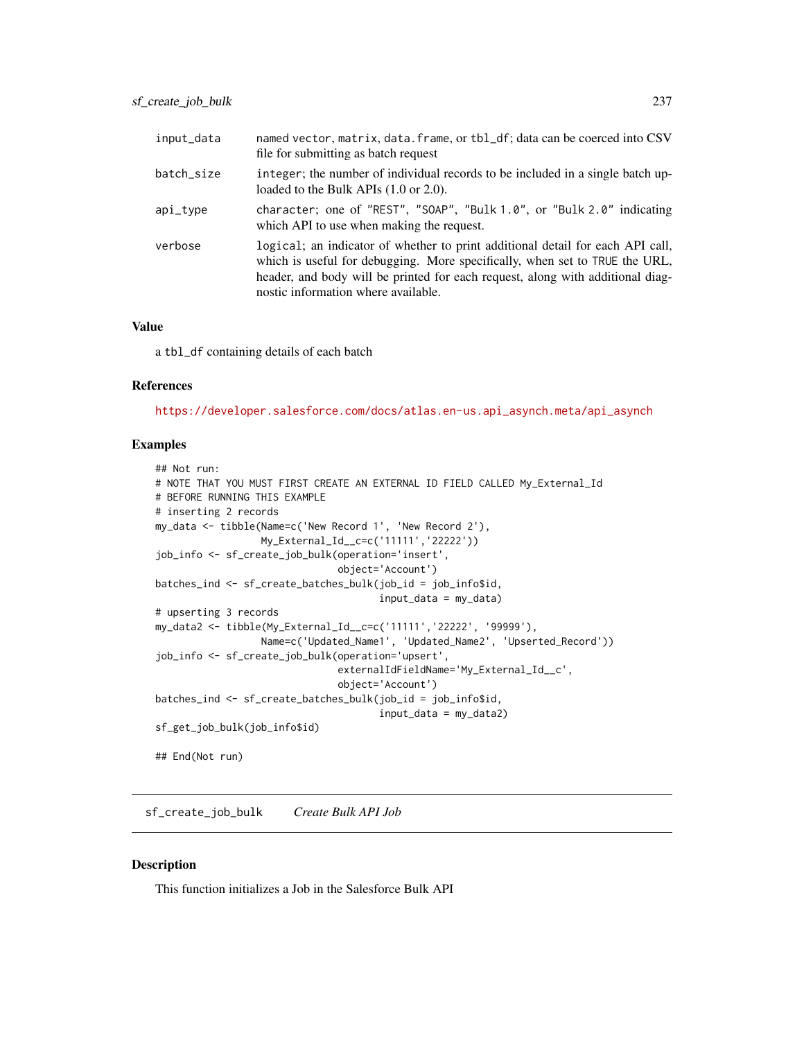| | |
|---|---|
| input_data | named vector, matrix, data.frame, or tbl_df; data can be coerced into CSV file for submitting as batch request |
| batch_size | integer; the number of individual records to be included in a single batch uploaded to the Bulk APIs (1.0 or 2.0). |
| api_type | character; one of "REST", "SOAP", "Bulk 1.0", or "Bulk 2.0" indicating which API to use when making the request. |
| verbose | logical; an indicator of whether to print additional detail for each API call, which is useful for debugging. More specifically, when set to TRUE the URL, header, and body will be printed for each request, along with additional diagnostic information where available. |

### Value

a tbl_df containing details of each batch

### References

https://developer.salesforce.com/docs/atlas.en-us.api_asynch.meta/api_asynch

### Examples

```
## Not run:
# NOTE THAT YOU MUST FIRST CREATE AN EXTERNAL ID FIELD CALLED My_External_Id
# BEFORE RUNNING THIS EXAMPLE
# inserting 2 records
my_data <- tibble(Name=c('New Record 1', 'New Record 2'),
                  My_External_Id__c=c('11111','22222'))
job_info <- sf_create_job_bulk(operation='insert',
                               object='Account')
batches_ind <- sf_create_batches_bulk(job_id = job_info$id,
                                      input_data = my_data)
# upserting 3 records
my_data2 <- tibble(My_External_Id__c=c('11111','22222', '99999'),
                  Name=c('Updated_Name1', 'Updated_Name2', 'Upserted_Record'))
job_info <- sf_create_job_bulk(operation='upsert',
                               externalIdFieldName='My_External_Id__c',
                               object='Account')
batches_ind <- sf_create_batches_bulk(job_id = job_info$id,
                                      input_data = my_data2)
sf_get_job_bulk(job_info$id)

## End(Not run)
```

## sf_create_job_bulk *Create Bulk API Job*

### Description

This function initializes a Job in the Salesforce Bulk API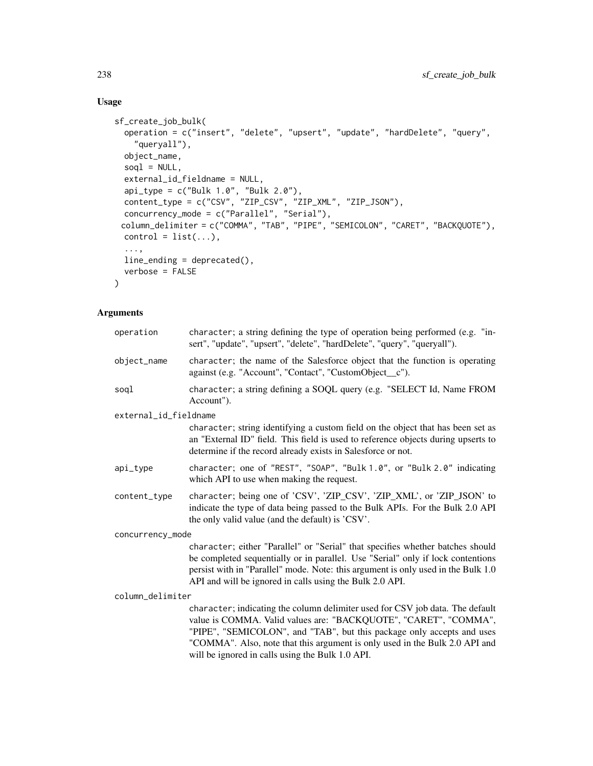## Usage

```
sf_create_job_bulk(
  operation = c("insert", "delete", "upsert", "update", "hardDelete", "query",
    "queryall"),
  object_name,
  soql = NULL,
  external_id_fieldname = NULL,
  api_type = c("Bulk 1.0", "Bulk 2.0"),
  content_type = c("CSV", "ZIP_CSV", "ZIP_XML", "ZIP_JSON"),
  concurrency_mode = c("Parallel", "Serial"),
  column_delimiter = c("COMMA", "TAB", "PIPE", "SEMICOLON", "CARET", "BACKQUOTE"),
  control = list(...),
  ...,
  line_ending = deprecated(),
  verbose = FALSE
)
```

## Arguments

**operation**
: `character`; a string defining the type of operation being performed (e.g. "insert", "update", "upsert", "delete", "hardDelete", "query", "queryall").

**object_name**
: `character`; the name of the Salesforce object that the function is operating against (e.g. "Account", "Contact", "CustomObject__c").

**soql**
: `character`; a string defining a SOQL query (e.g. "SELECT Id, Name FROM Account").

**external_id_fieldname**
: `character`; string identifying a custom field on the object that has been set as an "External ID" field. This field is used to reference objects during upserts to determine if the record already exists in Salesforce or not.

**api_type**
: `character`; one of `"REST"`, `"SOAP"`, `"Bulk 1.0"`, or `"Bulk 2.0"` indicating which API to use when making the request.

**content_type**
: `character`; being one of 'CSV', 'ZIP_CSV', 'ZIP_XML', or 'ZIP_JSON' to indicate the type of data being passed to the Bulk APIs. For the Bulk 2.0 API the only valid value (and the default) is 'CSV'.

**concurrency_mode**
: `character`; either "Parallel" or "Serial" that specifies whether batches should be completed sequentially or in parallel. Use "Serial" only if lock contentions persist with in "Parallel" mode. Note: this argument is only used in the Bulk 1.0 API and will be ignored in calls using the Bulk 2.0 API.

**column_delimiter**
: `character`; indicating the column delimiter used for CSV job data. The default value is COMMA. Valid values are: "BACKQUOTE", "CARET", "COMMA", "PIPE", "SEMICOLON", and "TAB", but this package only accepts and uses "COMMA". Also, note that this argument is only used in the Bulk 2.0 API and will be ignored in calls using the Bulk 1.0 API.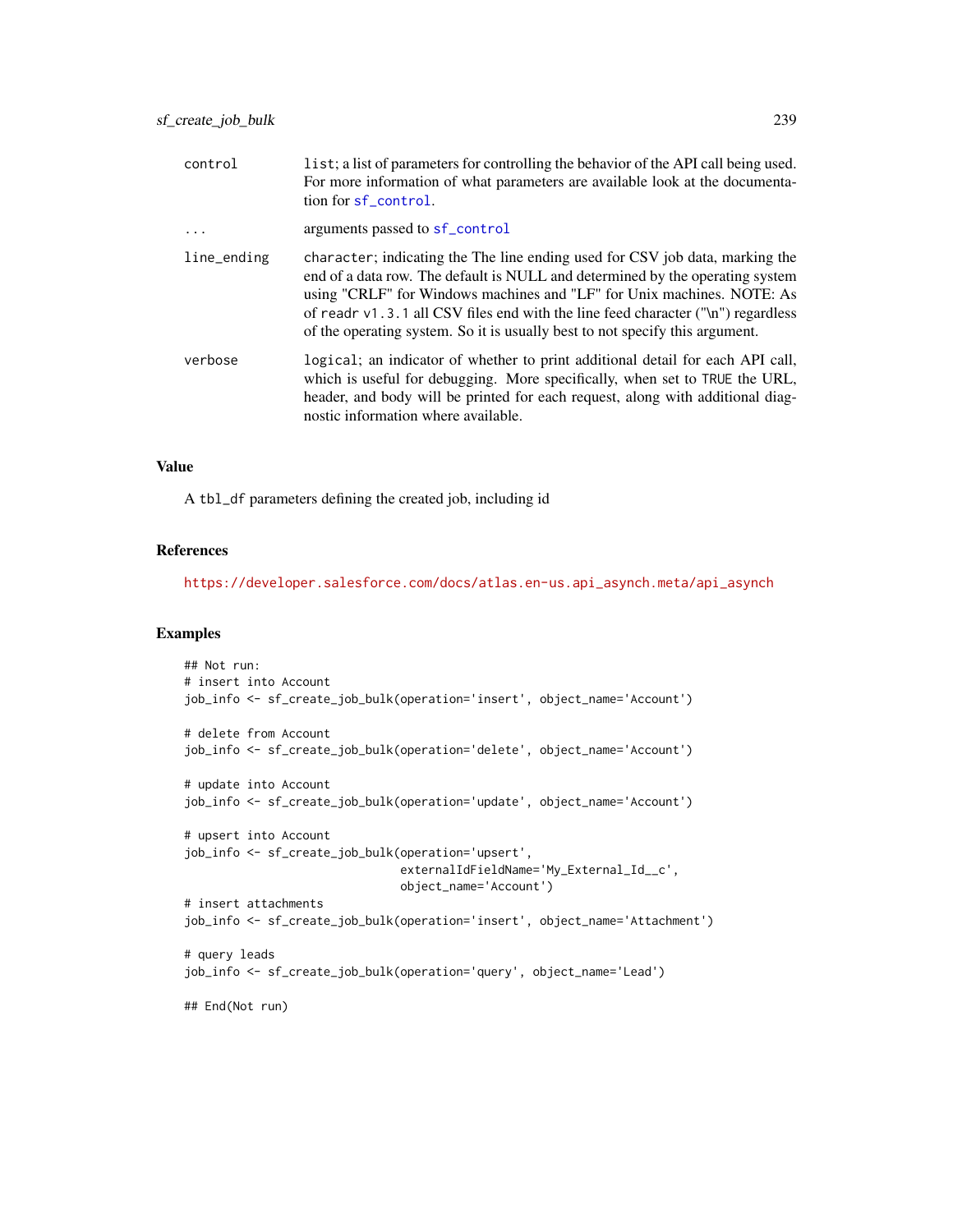| | |
|---|---|
| control | `list`; a list of parameters for controlling the behavior of the API call being used. For more information of what parameters are available look at the documentation for `sf_control`. |
| ... | arguments passed to `sf_control` |
| line_ending | `character`; indicating the The line ending used for CSV job data, marking the end of a data row. The default is NULL and determined by the operating system using "CRLF" for Windows machines and "LF" for Unix machines. NOTE: As of readr `v1.3.1` all CSV files end with the line feed character ("\n") regardless of the operating system. So it is usually best to not specify this argument. |
| verbose | `logical`; an indicator of whether to print additional detail for each API call, which is useful for debugging. More specifically, when set to `TRUE` the URL, header, and body will be printed for each request, along with additional diagnostic information where available. |

## Value

A `tbl_df` parameters defining the created job, including id

## References

https://developer.salesforce.com/docs/atlas.en-us.api_asynch.meta/api_asynch

## Examples

```
## Not run:
# insert into Account
job_info <- sf_create_job_bulk(operation='insert', object_name='Account')

# delete from Account
job_info <- sf_create_job_bulk(operation='delete', object_name='Account')

# update into Account
job_info <- sf_create_job_bulk(operation='update', object_name='Account')

# upsert into Account
job_info <- sf_create_job_bulk(operation='upsert',
                               externalIdFieldName='My_External_Id__c',
                               object_name='Account')
# insert attachments
job_info <- sf_create_job_bulk(operation='insert', object_name='Attachment')

# query leads
job_info <- sf_create_job_bulk(operation='query', object_name='Lead')

## End(Not run)
```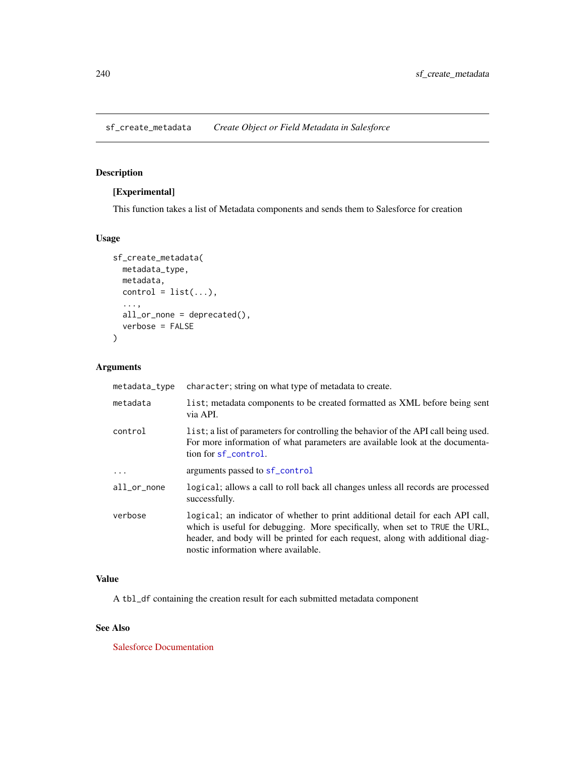## sf_create_metadata *Create Object or Field Metadata in Salesforce*

### Description

**[Experimental]**

This function takes a list of Metadata components and sends them to Salesforce for creation

### Usage

```
sf_create_metadata(
  metadata_type,
  metadata,
  control = list(...),
  ...,
  all_or_none = deprecated(),
  verbose = FALSE
)
```

### Arguments

| | |
|---|---|
| `metadata_type` | `character`; string on what type of metadata to create. |
| `metadata` | `list`; metadata components to be created formatted as XML before being sent via API. |
| `control` | `list`; a list of parameters for controlling the behavior of the API call being used. For more information of what parameters are available look at the documentation for `sf_control`. |
| `...` | arguments passed to `sf_control` |
| `all_or_none` | `logical`; allows a call to roll back all changes unless all records are processed successfully. |
| `verbose` | `logical`; an indicator of whether to print additional detail for each API call, which is useful for debugging. More specifically, when set to `TRUE` the URL, header, and body will be printed for each request, along with additional diagnostic information where available. |

### Value

A `tbl_df` containing the creation result for each submitted metadata component

### See Also

Salesforce Documentation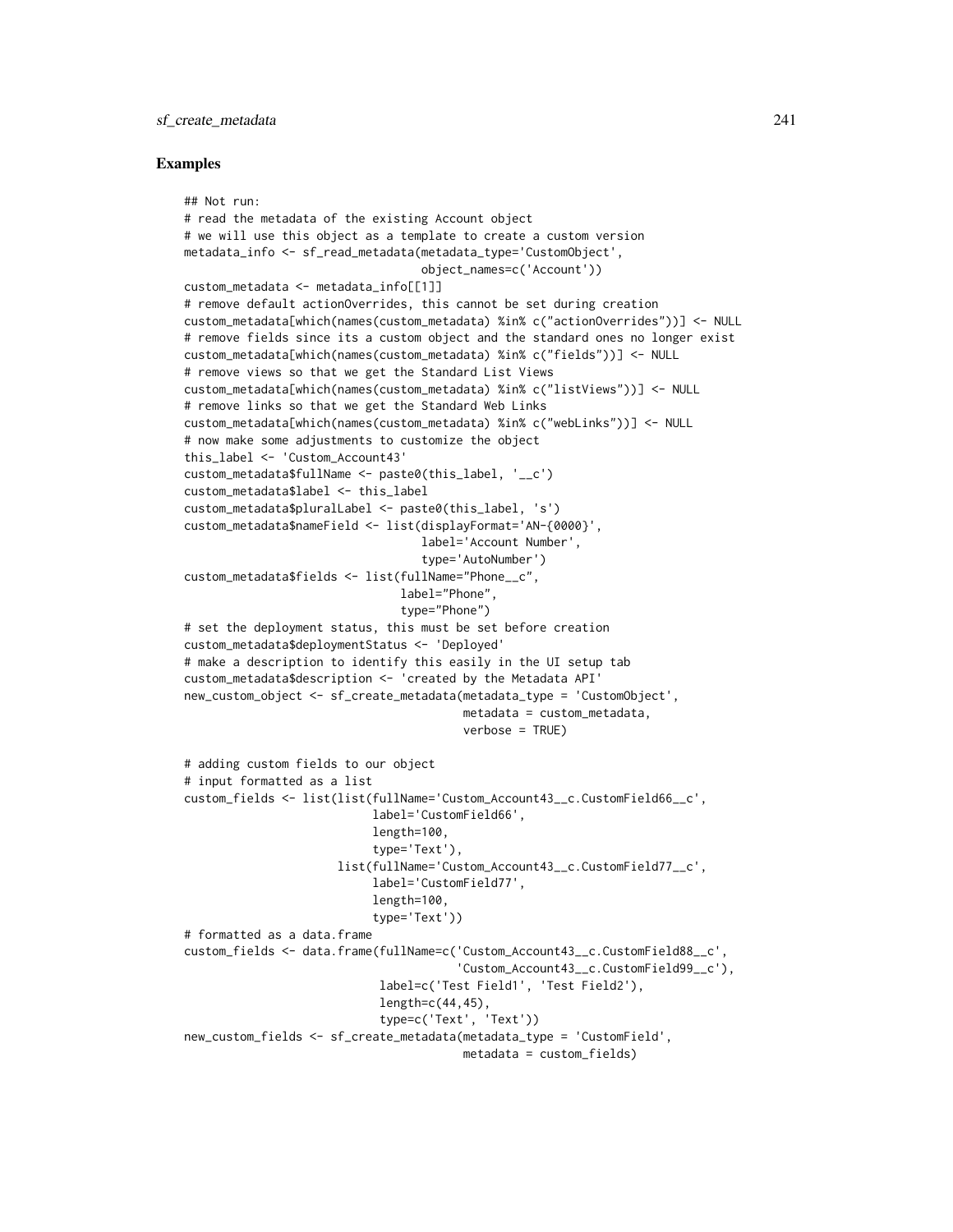## Examples

```
## Not run:
# read the metadata of the existing Account object
# we will use this object as a template to create a custom version
metadata_info <- sf_read_metadata(metadata_type='CustomObject',
                                  object_names=c('Account'))
custom_metadata <- metadata_info[[1]]
# remove default actionOverrides, this cannot be set during creation
custom_metadata[which(names(custom_metadata) %in% c("actionOverrides"))] <- NULL
# remove fields since its a custom object and the standard ones no longer exist
custom_metadata[which(names(custom_metadata) %in% c("fields"))] <- NULL
# remove views so that we get the Standard List Views
custom_metadata[which(names(custom_metadata) %in% c("listViews"))] <- NULL
# remove links so that we get the Standard Web Links
custom_metadata[which(names(custom_metadata) %in% c("webLinks"))] <- NULL
# now make some adjustments to customize the object
this_label <- 'Custom_Account43'
custom_metadata$fullName <- paste0(this_label, '__c')
custom_metadata$label <- this_label
custom_metadata$pluralLabel <- paste0(this_label, 's')
custom_metadata$nameField <- list(displayFormat='AN-{0000}',
                                  label='Account Number',
                                  type='AutoNumber')
custom_metadata$fields <- list(fullName="Phone__c",
                               label="Phone",
                               type="Phone")
# set the deployment status, this must be set before creation
custom_metadata$deploymentStatus <- 'Deployed'
# make a description to identify this easily in the UI setup tab
custom_metadata$description <- 'created by the Metadata API'
new_custom_object <- sf_create_metadata(metadata_type = 'CustomObject',
                                        metadata = custom_metadata,
                                        verbose = TRUE)

# adding custom fields to our object
# input formatted as a list
custom_fields <- list(list(fullName='Custom_Account43__c.CustomField66__c',
                           label='CustomField66',
                           length=100,
                           type='Text'),
                      list(fullName='Custom_Account43__c.CustomField77__c',
                           label='CustomField77',
                           length=100,
                           type='Text'))
# formatted as a data.frame
custom_fields <- data.frame(fullName=c('Custom_Account43__c.CustomField88__c',
                                       'Custom_Account43__c.CustomField99__c'),
                            label=c('Test Field1', 'Test Field2'),
                            length=c(44,45),
                            type=c('Text', 'Text'))
new_custom_fields <- sf_create_metadata(metadata_type = 'CustomField',
                                        metadata = custom_fields)
```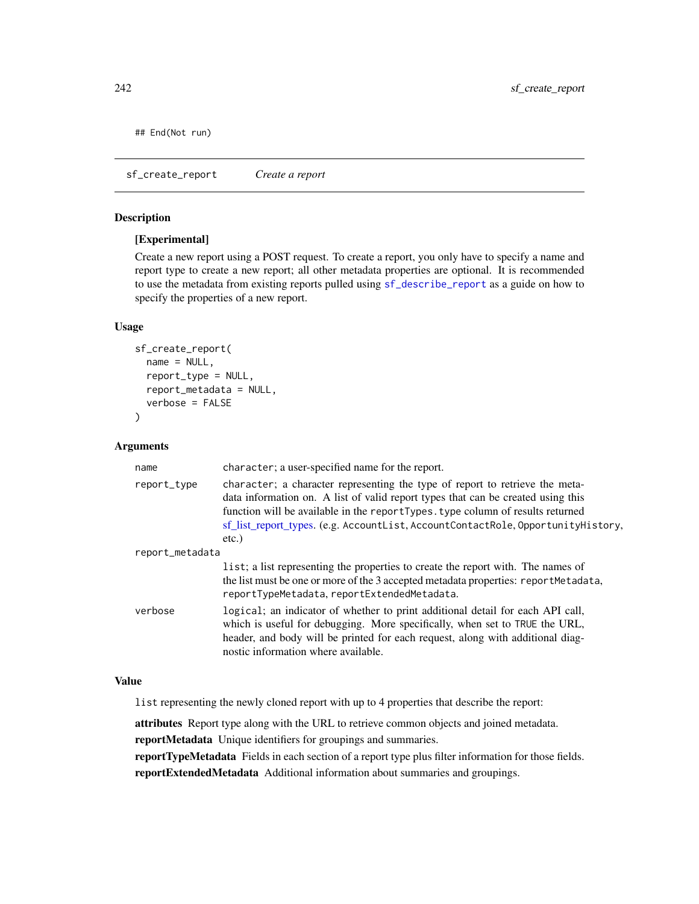```
## End(Not run)
```

## sf_create_report *Create a report*

### Description

**[Experimental]**

Create a new report using a POST request. To create a report, you only have to specify a name and report type to create a new report; all other metadata properties are optional. It is recommended to use the metadata from existing reports pulled using `sf_describe_report` as a guide on how to specify the properties of a new report.

### Usage

```
sf_create_report(
  name = NULL,
  report_type = NULL,
  report_metadata = NULL,
  verbose = FALSE
)
```

### Arguments

| | |
|---|---|
| `name` | `character`; a user-specified name for the report. |
| `report_type` | `character`; a character representing the type of report to retrieve the metadata information on. A list of valid report types that can be created using this function will be available in the `reportTypes.type` column of results returned sf_list_report_types. (e.g. `AccountList`, `AccountContactRole`, `OpportunityHistory`, etc.) |
| `report_metadata` | `list`; a list representing the properties to create the report with. The names of the list must be one or more of the 3 accepted metadata properties: `reportMetadata`, `reportTypeMetadata`, `reportExtendedMetadata`. |
| `verbose` | `logical`; an indicator of whether to print additional detail for each API call, which is useful for debugging. More specifically, when set to `TRUE` the URL, header, and body will be printed for each request, along with additional diagnostic information where available. |

### Value

`list` representing the newly cloned report with up to 4 properties that describe the report:

**attributes** Report type along with the URL to retrieve common objects and joined metadata.

**reportMetadata** Unique identifiers for groupings and summaries.

**reportTypeMetadata** Fields in each section of a report type plus filter information for those fields.

**reportExtendedMetadata** Additional information about summaries and groupings.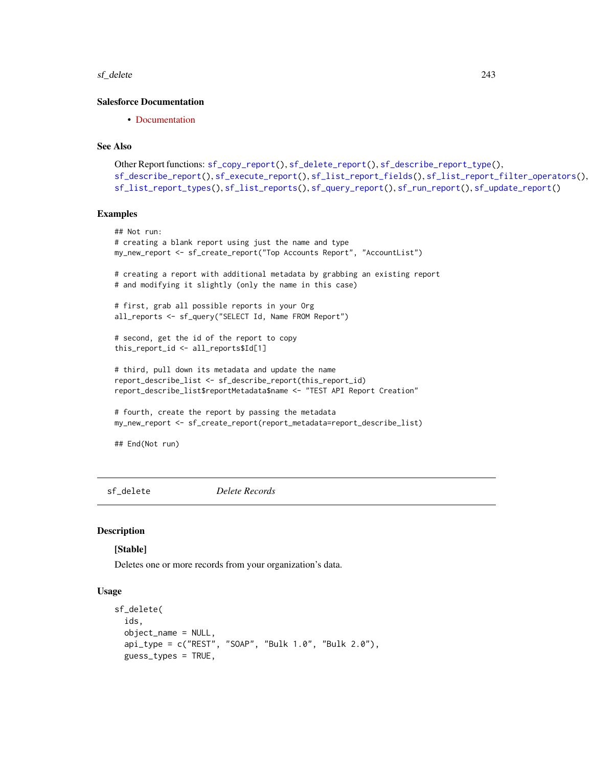### Salesforce Documentation

- Documentation

### See Also

Other Report functions: `sf_copy_report()`, `sf_delete_report()`, `sf_describe_report_type()`, `sf_describe_report()`, `sf_execute_report()`, `sf_list_report_fields()`, `sf_list_report_filter_operators()`, `sf_list_report_types()`, `sf_list_reports()`, `sf_query_report()`, `sf_run_report()`, `sf_update_report()`

### Examples

```
## Not run:
# creating a blank report using just the name and type
my_new_report <- sf_create_report("Top Accounts Report", "AccountList")

# creating a report with additional metadata by grabbing an existing report
# and modifying it slightly (only the name in this case)

# first, grab all possible reports in your Org
all_reports <- sf_query("SELECT Id, Name FROM Report")

# second, get the id of the report to copy
this_report_id <- all_reports$Id[1]

# third, pull down its metadata and update the name
report_describe_list <- sf_describe_report(this_report_id)
report_describe_list$reportMetadata$name <- "TEST API Report Creation"

# fourth, create the report by passing the metadata
my_new_report <- sf_create_report(report_metadata=report_describe_list)

## End(Not run)
```

---

## sf_delete — *Delete Records*

---

### Description

**[Stable]**

Deletes one or more records from your organization's data.

### Usage

```
sf_delete(
  ids,
  object_name = NULL,
  api_type = c("REST", "SOAP", "Bulk 1.0", "Bulk 2.0"),
  guess_types = TRUE,
```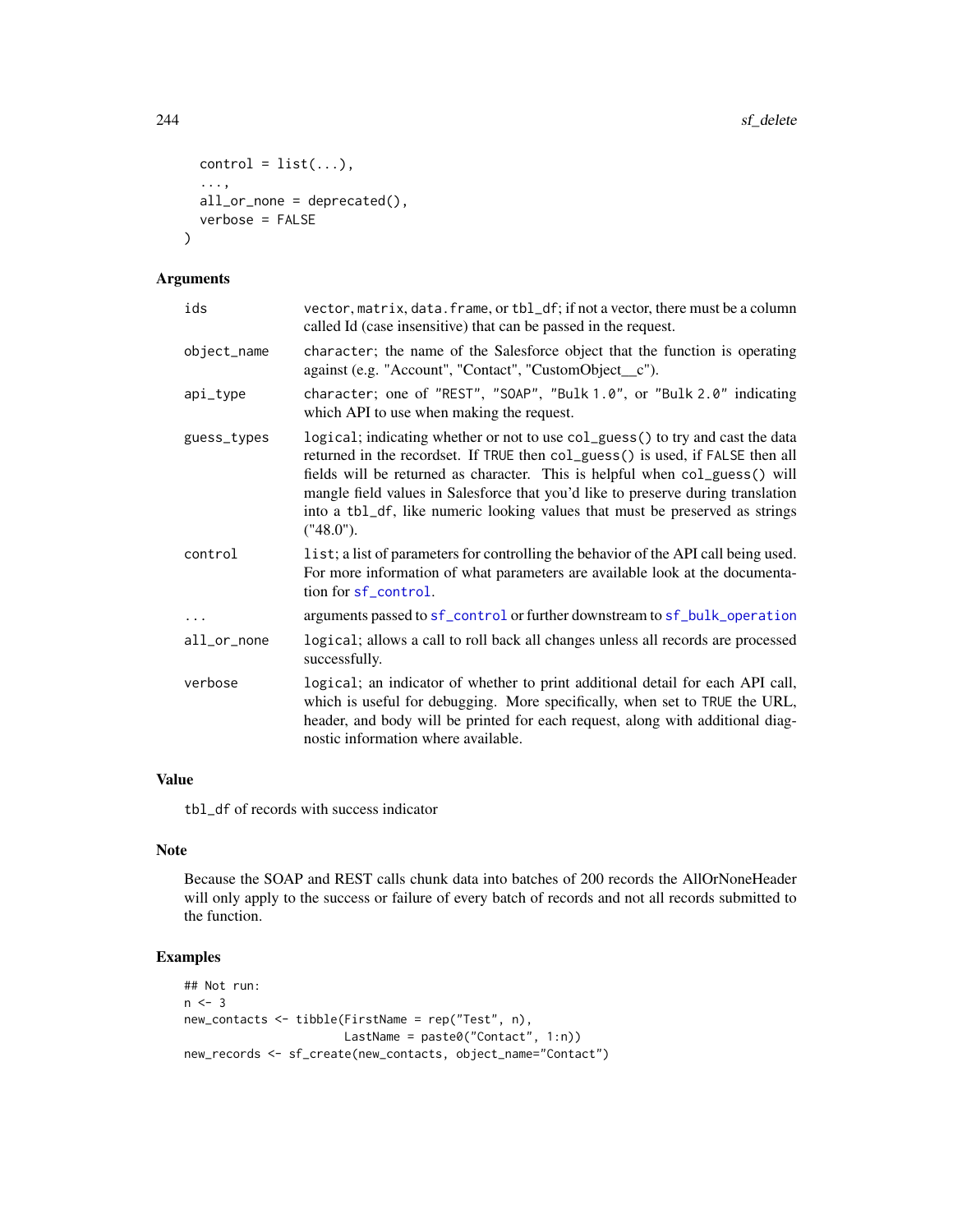```
  control = list(...),
  ...,
  all_or_none = deprecated(),
  verbose = FALSE
)
```

### Arguments

| | |
|---|---|
| ids | vector, matrix, data.frame, or tbl_df; if not a vector, there must be a column called Id (case insensitive) that can be passed in the request. |
| object_name | character; the name of the Salesforce object that the function is operating against (e.g. "Account", "Contact", "CustomObject__c"). |
| api_type | character; one of "REST", "SOAP", "Bulk 1.0", or "Bulk 2.0" indicating which API to use when making the request. |
| guess_types | logical; indicating whether or not to use col_guess() to try and cast the data returned in the recordset. If TRUE then col_guess() is used, if FALSE then all fields will be returned as character. This is helpful when col_guess() will mangle field values in Salesforce that you'd like to preserve during translation into a tbl_df, like numeric looking values that must be preserved as strings ("48.0"). |
| control | list; a list of parameters for controlling the behavior of the API call being used. For more information of what parameters are available look at the documentation for sf_control. |
| ... | arguments passed to sf_control or further downstream to sf_bulk_operation |
| all_or_none | logical; allows a call to roll back all changes unless all records are processed successfully. |
| verbose | logical; an indicator of whether to print additional detail for each API call, which is useful for debugging. More specifically, when set to TRUE the URL, header, and body will be printed for each request, along with additional diagnostic information where available. |

### Value

tbl_df of records with success indicator

### Note

Because the SOAP and REST calls chunk data into batches of 200 records the AllOrNoneHeader will only apply to the success or failure of every batch of records and not all records submitted to the function.

### Examples

```
## Not run:
n <- 3
new_contacts <- tibble(FirstName = rep("Test", n),
                       LastName = paste0("Contact", 1:n))
new_records <- sf_create(new_contacts, object_name="Contact")
```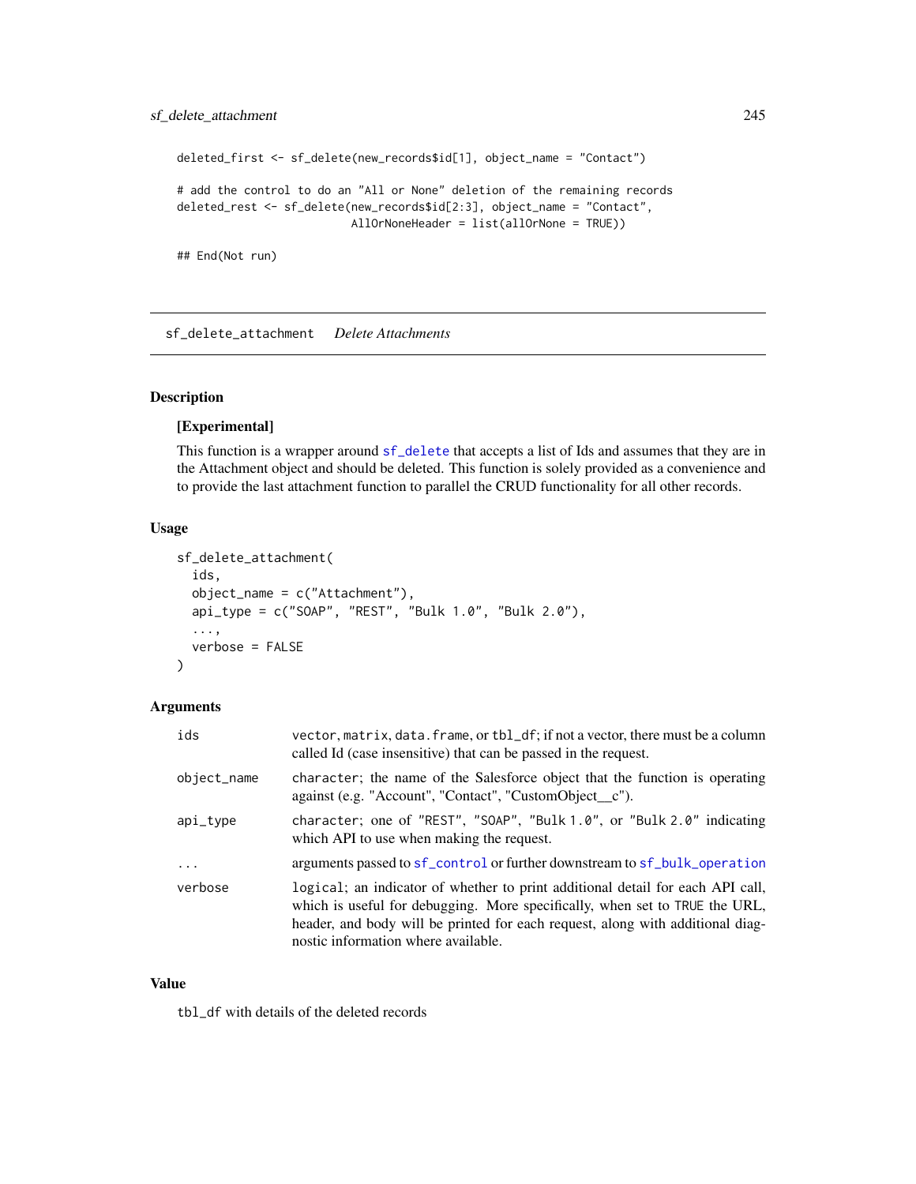```
deleted_first <- sf_delete(new_records$id[1], object_name = "Contact")

# add the control to do an "All or None" deletion of the remaining records
deleted_rest <- sf_delete(new_records$id[2:3], object_name = "Contact",
                          AllOrNoneHeader = list(allOrNone = TRUE))

## End(Not run)
```

## sf_delete_attachment *Delete Attachments*

### Description

**[Experimental]**

This function is a wrapper around sf_delete that accepts a list of Ids and assumes that they are in the Attachment object and should be deleted. This function is solely provided as a convenience and to provide the last attachment function to parallel the CRUD functionality for all other records.

### Usage

```
sf_delete_attachment(
  ids,
  object_name = c("Attachment"),
  api_type = c("SOAP", "REST", "Bulk 1.0", "Bulk 2.0"),
  ...,
  verbose = FALSE
)
```

### Arguments

| | |
|---|---|
| ids | vector, matrix, data.frame, or tbl_df; if not a vector, there must be a column called Id (case insensitive) that can be passed in the request. |
| object_name | character; the name of the Salesforce object that the function is operating against (e.g. "Account", "Contact", "CustomObject__c"). |
| api_type | character; one of "REST", "SOAP", "Bulk 1.0", or "Bulk 2.0" indicating which API to use when making the request. |
| ... | arguments passed to sf_control or further downstream to sf_bulk_operation |
| verbose | logical; an indicator of whether to print additional detail for each API call, which is useful for debugging. More specifically, when set to TRUE the URL, header, and body will be printed for each request, along with additional diagnostic information where available. |

### Value

tbl_df with details of the deleted records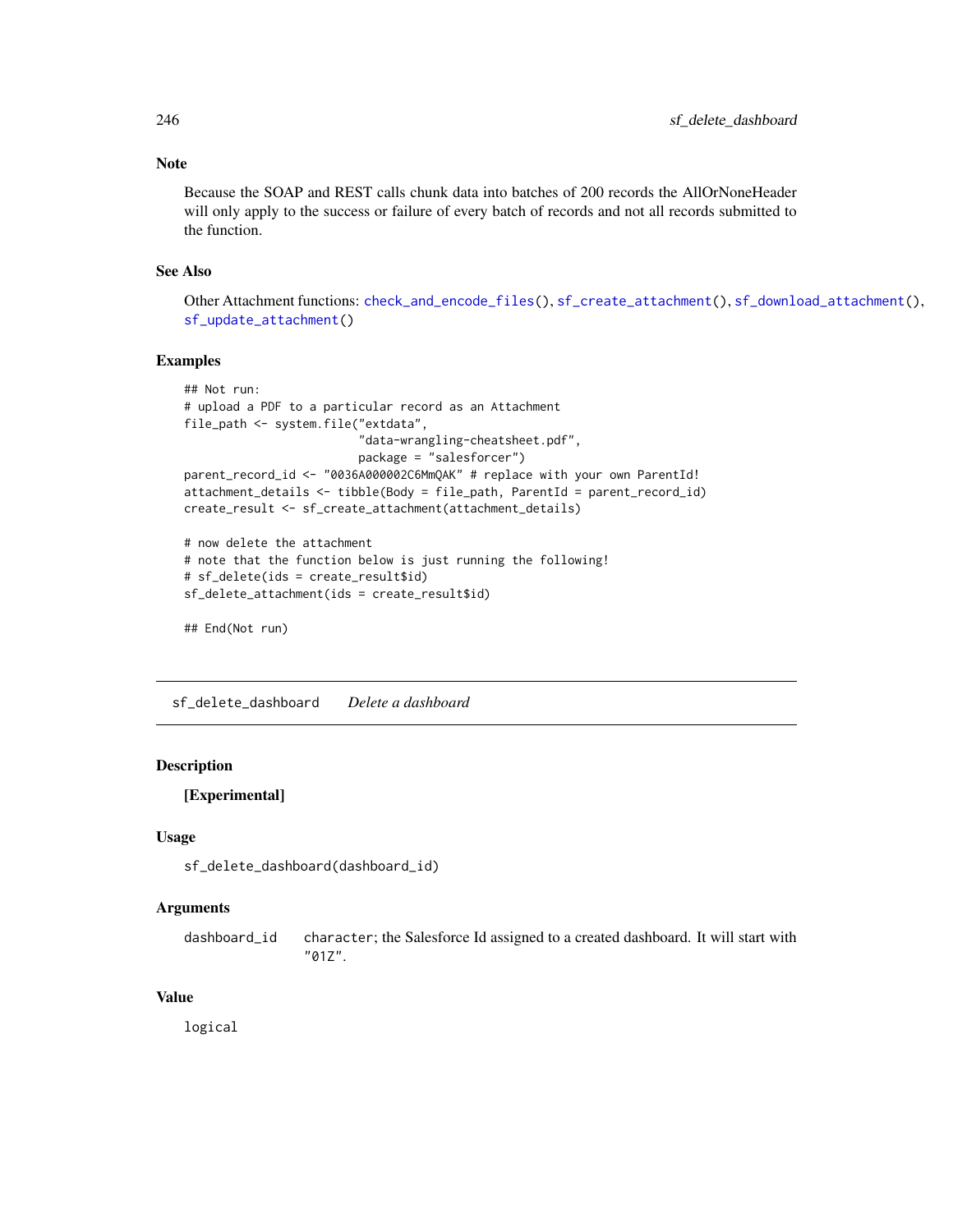### Note

Because the SOAP and REST calls chunk data into batches of 200 records the AllOrNoneHeader will only apply to the success or failure of every batch of records and not all records submitted to the function.

### See Also

Other Attachment functions: `check_and_encode_files()`, `sf_create_attachment()`, `sf_download_attachment()`, `sf_update_attachment()`

### Examples

```
## Not run:
# upload a PDF to a particular record as an Attachment
file_path <- system.file("extdata",
                         "data-wrangling-cheatsheet.pdf",
                         package = "salesforcer")
parent_record_id <- "0036A000002C6MmQAK" # replace with your own ParentId!
attachment_details <- tibble(Body = file_path, ParentId = parent_record_id)
create_result <- sf_create_attachment(attachment_details)

# now delete the attachment
# note that the function below is just running the following!
# sf_delete(ids = create_result$id)
sf_delete_attachment(ids = create_result$id)

## End(Not run)
```

---

## sf_delete_dashboard *Delete a dashboard*

### Description

**[Experimental]**

### Usage

```
sf_delete_dashboard(dashboard_id)
```

### Arguments

| | |
|---|---|
| `dashboard_id` | `character`; the Salesforce Id assigned to a created dashboard. It will start with `"01Z"`. |

### Value

`logical`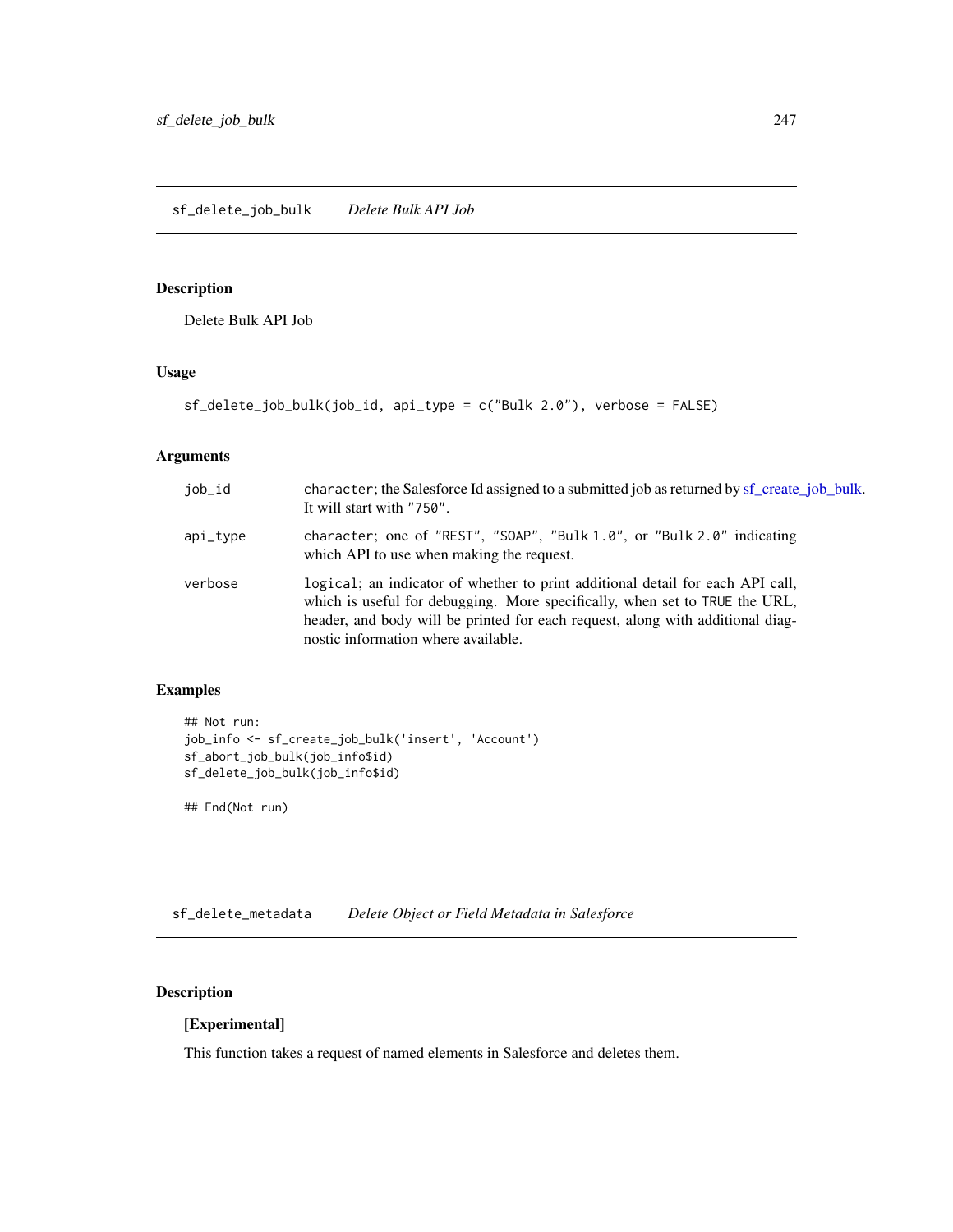## sf_delete_job_bulk — *Delete Bulk API Job*

### Description

Delete Bulk API Job

### Usage

```
sf_delete_job_bulk(job_id, api_type = c("Bulk 2.0"), verbose = FALSE)
```

### Arguments

| | |
|---|---|
| job_id | character; the Salesforce Id assigned to a submitted job as returned by sf_create_job_bulk. It will start with "750". |
| api_type | character; one of "REST", "SOAP", "Bulk 1.0", or "Bulk 2.0" indicating which API to use when making the request. |
| verbose | logical; an indicator of whether to print additional detail for each API call, which is useful for debugging. More specifically, when set to TRUE the URL, header, and body will be printed for each request, along with additional diagnostic information where available. |

### Examples

```
## Not run:
job_info <- sf_create_job_bulk('insert', 'Account')
sf_abort_job_bulk(job_info$id)
sf_delete_job_bulk(job_info$id)

## End(Not run)
```

## sf_delete_metadata — *Delete Object or Field Metadata in Salesforce*

### Description

**[Experimental]**

This function takes a request of named elements in Salesforce and deletes them.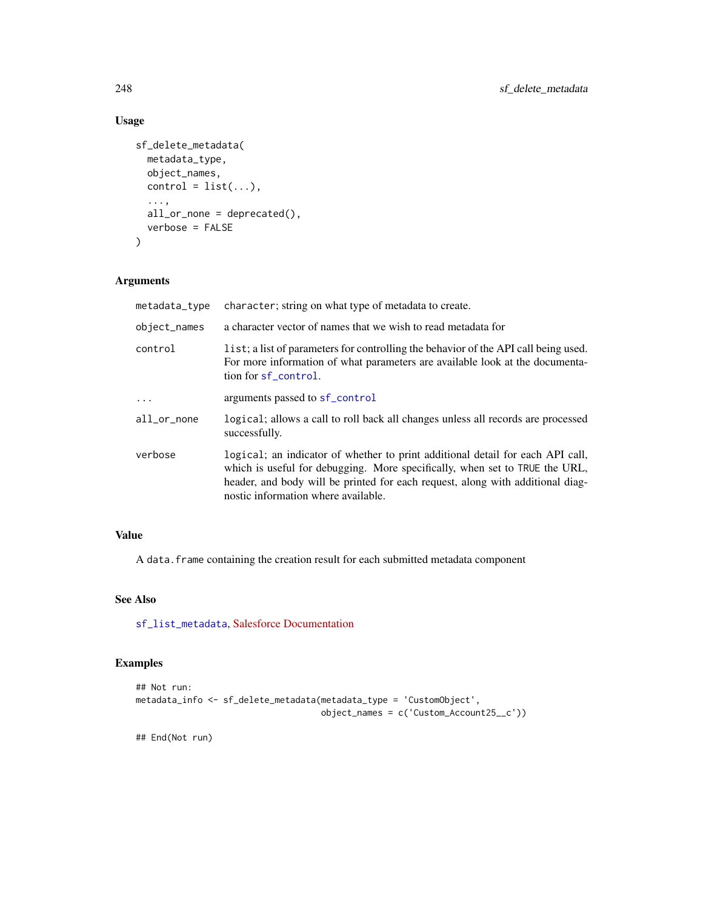### Usage

```
sf_delete_metadata(
  metadata_type,
  object_names,
  control = list(...),
  ...,
  all_or_none = deprecated(),
  verbose = FALSE
)
```

### Arguments

| | |
|---|---|
| metadata_type | character; string on what type of metadata to create. |
| object_names | a character vector of names that we wish to read metadata for |
| control | list; a list of parameters for controlling the behavior of the API call being used. For more information of what parameters are available look at the documentation for sf_control. |
| ... | arguments passed to sf_control |
| all_or_none | logical; allows a call to roll back all changes unless all records are processed successfully. |
| verbose | logical; an indicator of whether to print additional detail for each API call, which is useful for debugging. More specifically, when set to TRUE the URL, header, and body will be printed for each request, along with additional diagnostic information where available. |

### Value

A data.frame containing the creation result for each submitted metadata component

### See Also

sf_list_metadata, Salesforce Documentation

### Examples

```
## Not run:
metadata_info <- sf_delete_metadata(metadata_type = 'CustomObject',
                                    object_names = c('Custom_Account25__c'))

## End(Not run)
```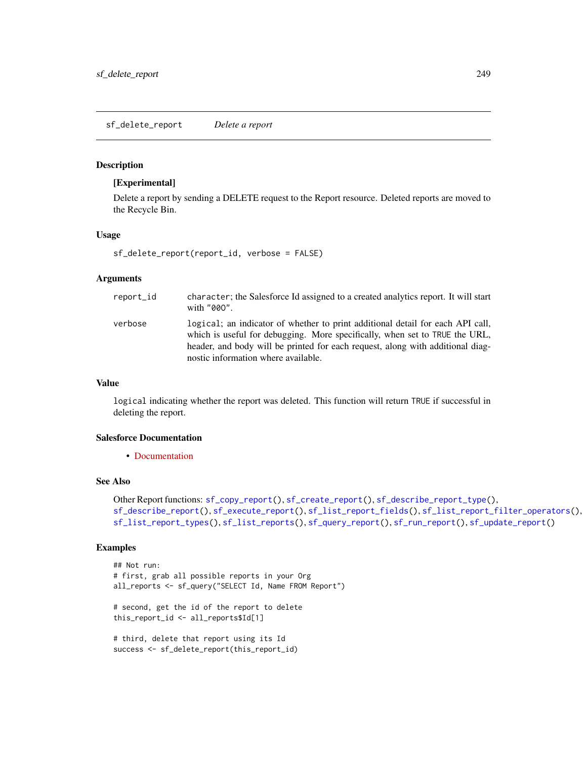## sf_delete_report — *Delete a report*

### Description

**[Experimental]**

Delete a report by sending a DELETE request to the Report resource. Deleted reports are moved to the Recycle Bin.

### Usage

```
sf_delete_report(report_id, verbose = FALSE)
```

### Arguments

| | |
|---|---|
| report_id | character; the Salesforce Id assigned to a created analytics report. It will start with "00O". |
| verbose | logical; an indicator of whether to print additional detail for each API call, which is useful for debugging. More specifically, when set to TRUE the URL, header, and body will be printed for each request, along with additional diagnostic information where available. |

### Value

logical indicating whether the report was deleted. This function will return TRUE if successful in deleting the report.

### Salesforce Documentation

- Documentation

### See Also

Other Report functions: sf_copy_report(), sf_create_report(), sf_describe_report_type(), sf_describe_report(), sf_execute_report(), sf_list_report_fields(), sf_list_report_filter_operators(), sf_list_report_types(), sf_list_reports(), sf_query_report(), sf_run_report(), sf_update_report()

### Examples

```
## Not run:
# first, grab all possible reports in your Org
all_reports <- sf_query("SELECT Id, Name FROM Report")

# second, get the id of the report to delete
this_report_id <- all_reports$Id[1]

# third, delete that report using its Id
success <- sf_delete_report(this_report_id)
```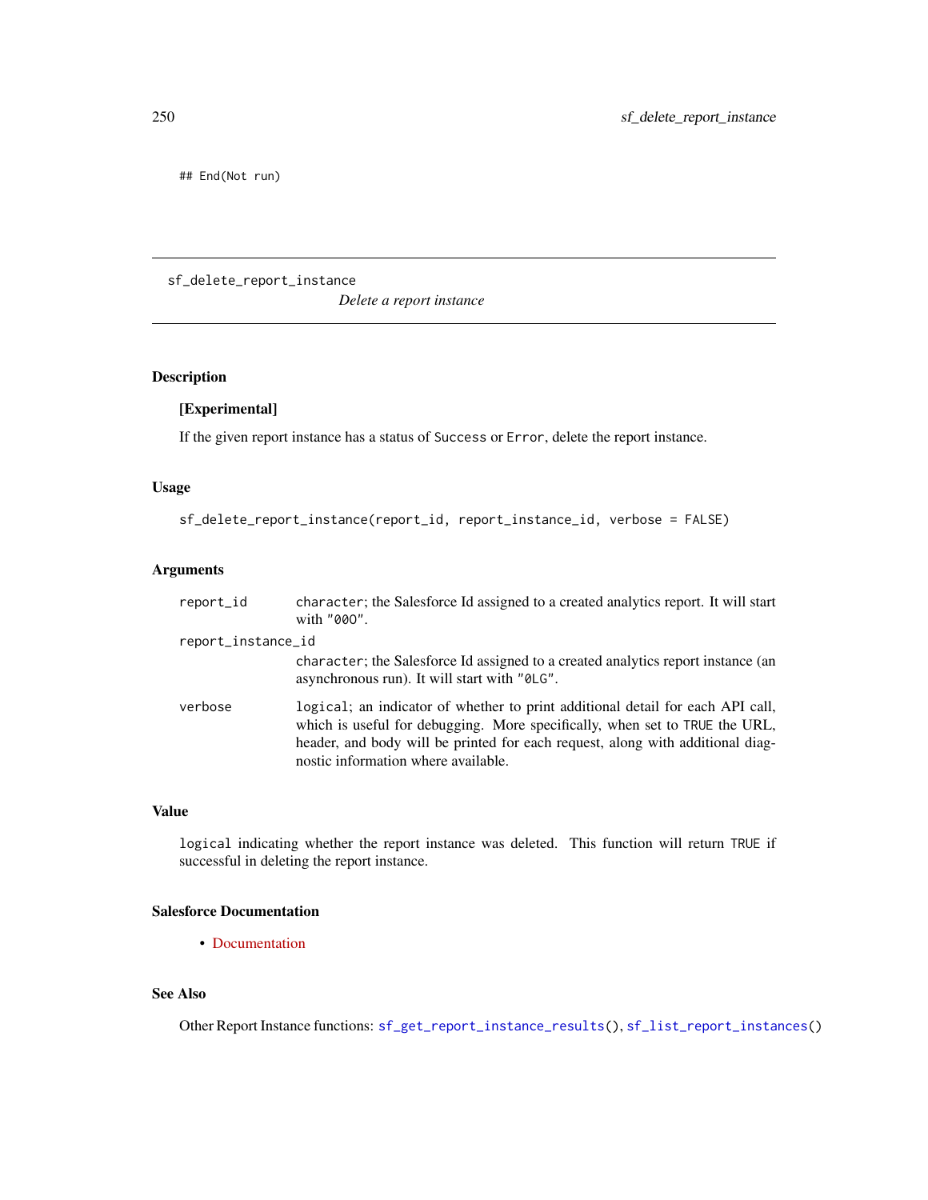```
## End(Not run)
```

---

## sf_delete_report_instance

*Delete a report instance*

---

### Description

**[Experimental]**

If the given report instance has a status of `Success` or `Error`, delete the report instance.

### Usage

```
sf_delete_report_instance(report_id, report_instance_id, verbose = FALSE)
```

### Arguments

| | |
|---|---|
| `report_id` | `character`; the Salesforce Id assigned to a created analytics report. It will start with `"00O"`. |
| `report_instance_id` | `character`; the Salesforce Id assigned to a created analytics report instance (an asynchronous run). It will start with `"0LG"`. |
| `verbose` | `logical`; an indicator of whether to print additional detail for each API call, which is useful for debugging. More specifically, when set to `TRUE` the URL, header, and body will be printed for each request, along with additional diagnostic information where available. |

### Value

`logical` indicating whether the report instance was deleted. This function will return `TRUE` if successful in deleting the report instance.

### Salesforce Documentation

- Documentation

### See Also

Other Report Instance functions: `sf_get_report_instance_results()`, `sf_list_report_instances()`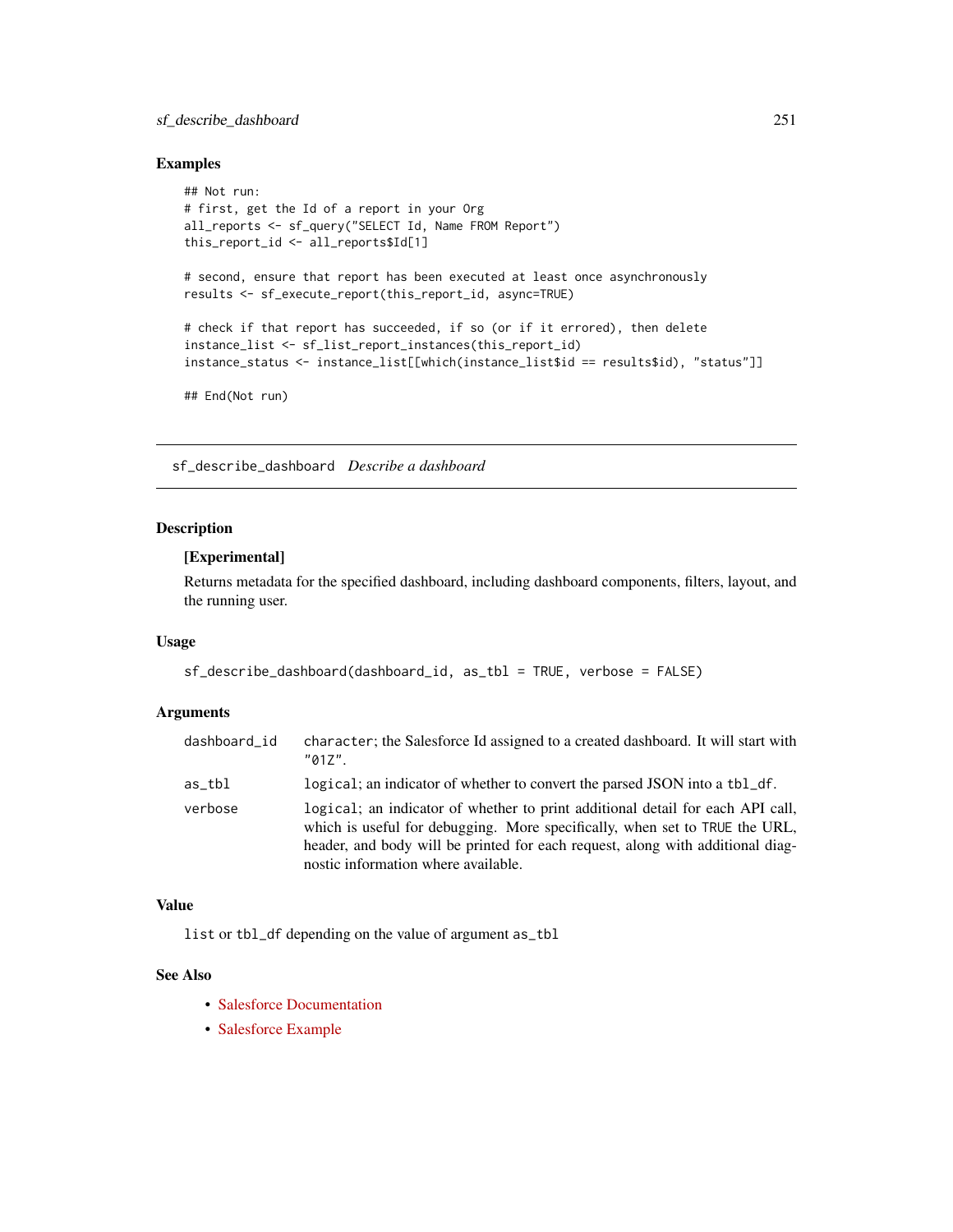## Examples

```
## Not run:
# first, get the Id of a report in your Org
all_reports <- sf_query("SELECT Id, Name FROM Report")
this_report_id <- all_reports$Id[1]

# second, ensure that report has been executed at least once asynchronously
results <- sf_execute_report(this_report_id, async=TRUE)

# check if that report has succeeded, if so (or if it errored), then delete
instance_list <- sf_list_report_instances(this_report_id)
instance_status <- instance_list[[which(instance_list$id == results$id), "status"]]

## End(Not run)
```

---

# sf_describe_dashboard *Describe a dashboard*

## Description

**[Experimental]**

Returns metadata for the specified dashboard, including dashboard components, filters, layout, and the running user.

## Usage

```
sf_describe_dashboard(dashboard_id, as_tbl = TRUE, verbose = FALSE)
```

## Arguments

| | |
|---|---|
| `dashboard_id` | `character`; the Salesforce Id assigned to a created dashboard. It will start with `"01Z"`. |
| `as_tbl` | `logical`; an indicator of whether to convert the parsed JSON into a `tbl_df`. |
| `verbose` | `logical`; an indicator of whether to print additional detail for each API call, which is useful for debugging. More specifically, when set to `TRUE` the URL, header, and body will be printed for each request, along with additional diagnostic information where available. |

## Value

`list` or `tbl_df` depending on the value of argument `as_tbl`

## See Also

- Salesforce Documentation
- Salesforce Example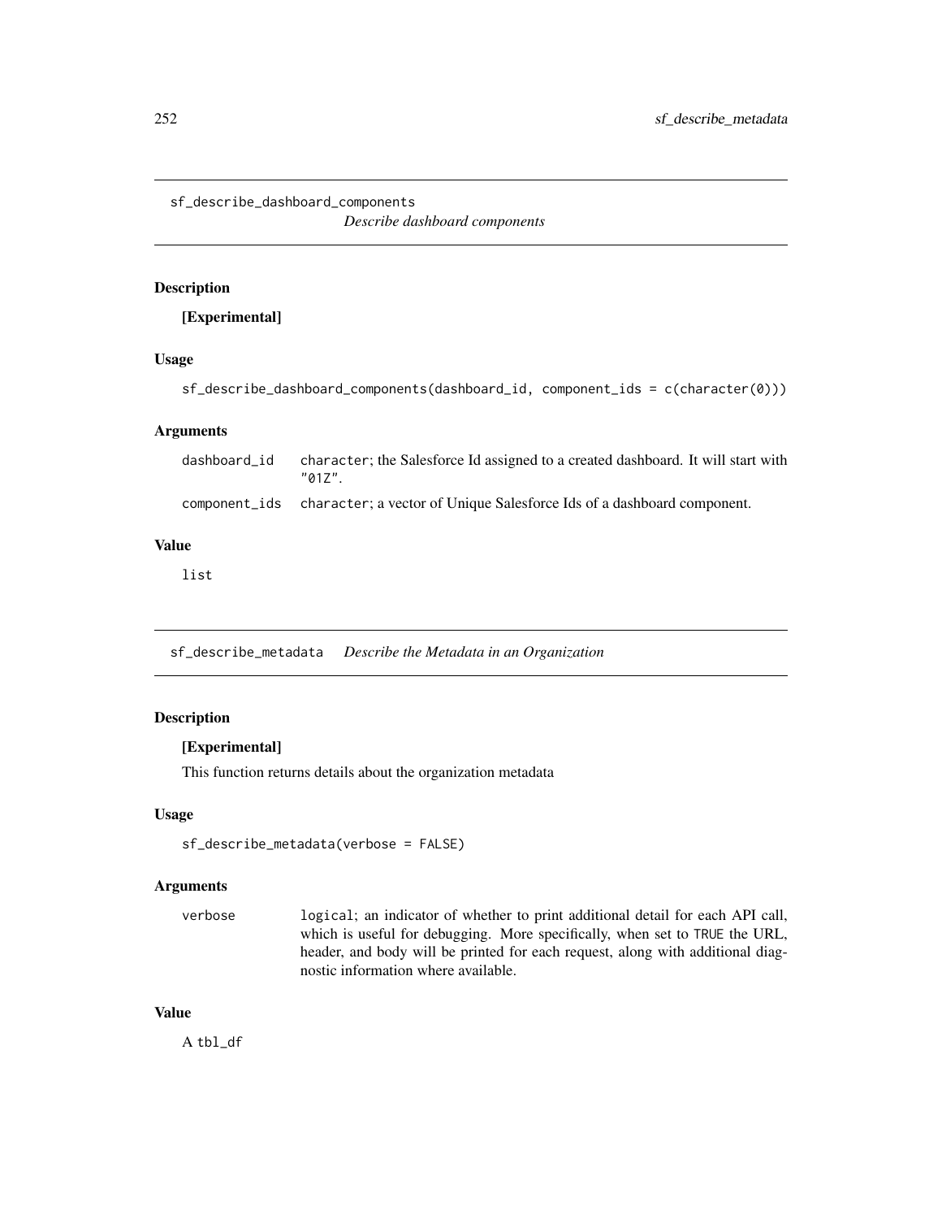## sf_describe_dashboard_components *Describe dashboard components*

### Description

**[Experimental]**

### Usage

```
sf_describe_dashboard_components(dashboard_id, component_ids = c(character(0)))
```

### Arguments

| | |
|---|---|
| dashboard_id | character; the Salesforce Id assigned to a created dashboard. It will start with "01Z". |
| component_ids | character; a vector of Unique Salesforce Ids of a dashboard component. |

### Value

list

## sf_describe_metadata *Describe the Metadata in an Organization*

### Description

**[Experimental]**

This function returns details about the organization metadata

### Usage

```
sf_describe_metadata(verbose = FALSE)
```

### Arguments

| | |
|---|---|
| verbose | logical; an indicator of whether to print additional detail for each API call, which is useful for debugging. More specifically, when set to TRUE the URL, header, and body will be printed for each request, along with additional diagnostic information where available. |

### Value

A tbl_df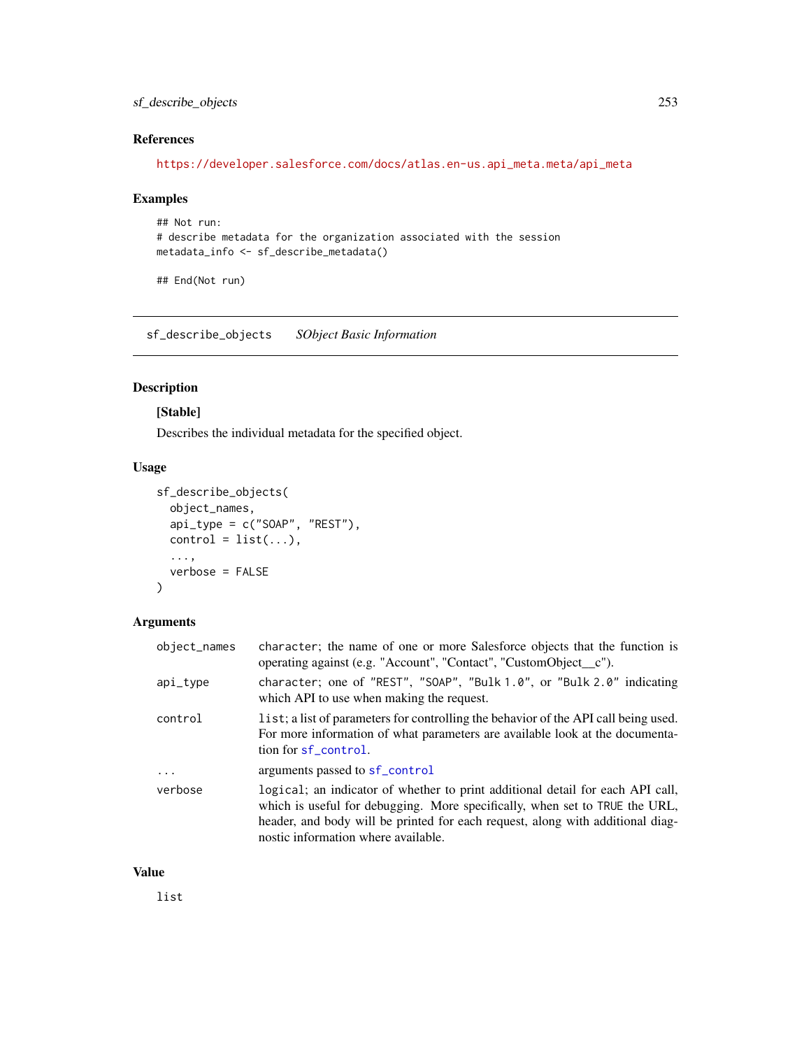### References

https://developer.salesforce.com/docs/atlas.en-us.api_meta.meta/api_meta

### Examples

```
## Not run:
# describe metadata for the organization associated with the session
metadata_info <- sf_describe_metadata()

## End(Not run)
```

---

## sf_describe_objects    *SObject Basic Information*

---

### Description

**[Stable]**

Describes the individual metadata for the specified object.

### Usage

```
sf_describe_objects(
  object_names,
  api_type = c("SOAP", "REST"),
  control = list(...),
  ...,
  verbose = FALSE
)
```

### Arguments

| | |
|---|---|
| object_names | character; the name of one or more Salesforce objects that the function is operating against (e.g. "Account", "Contact", "CustomObject__c"). |
| api_type | character; one of "REST", "SOAP", "Bulk 1.0", or "Bulk 2.0" indicating which API to use when making the request. |
| control | list; a list of parameters for controlling the behavior of the API call being used. For more information of what parameters are available look at the documentation for sf_control. |
| ... | arguments passed to sf_control |
| verbose | logical; an indicator of whether to print additional detail for each API call, which is useful for debugging. More specifically, when set to TRUE the URL, header, and body will be printed for each request, along with additional diagnostic information where available. |

### Value

list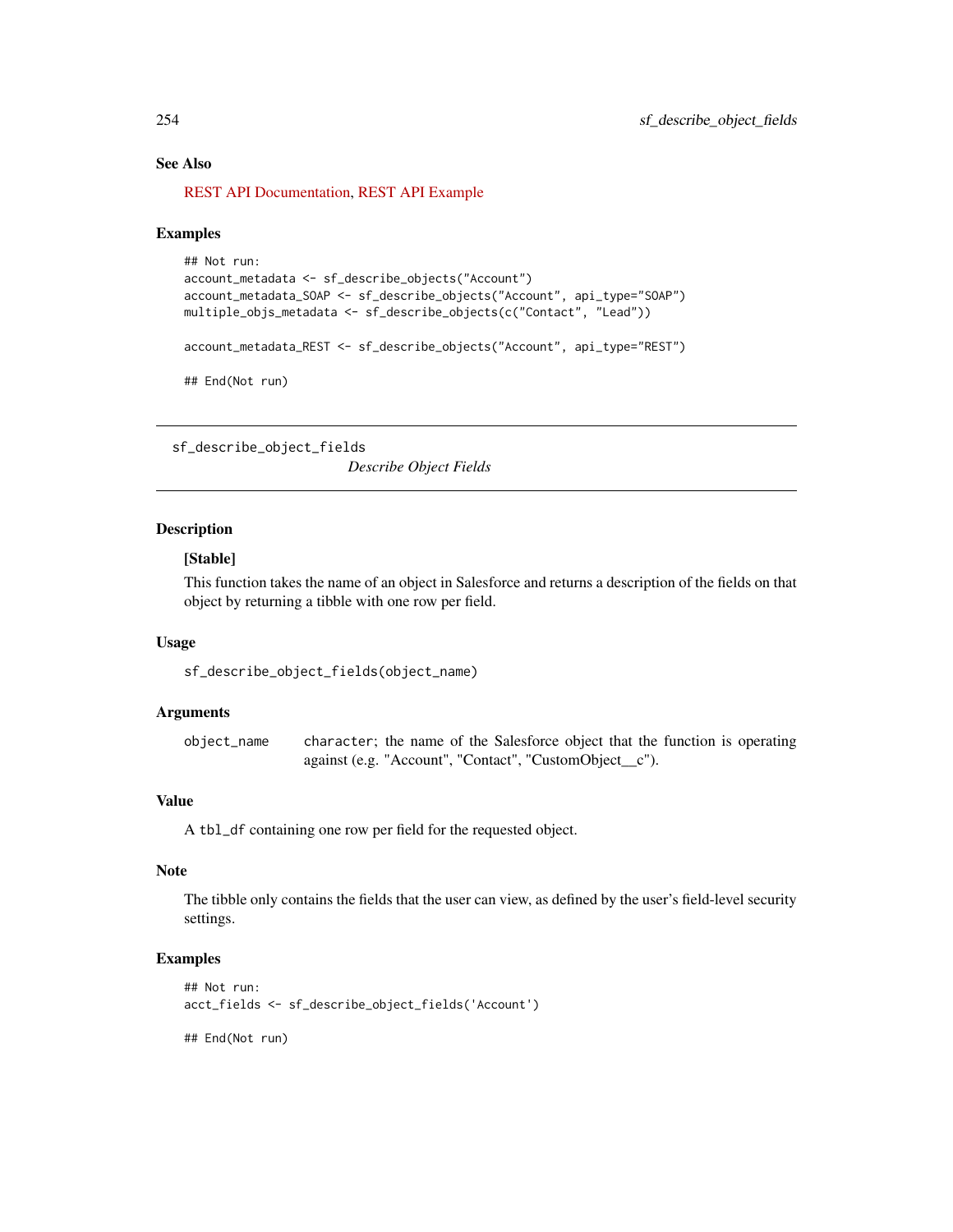### See Also

REST API Documentation, REST API Example

### Examples

```
## Not run:
account_metadata <- sf_describe_objects("Account")
account_metadata_SOAP <- sf_describe_objects("Account", api_type="SOAP")
multiple_objs_metadata <- sf_describe_objects(c("Contact", "Lead"))

account_metadata_REST <- sf_describe_objects("Account", api_type="REST")

## End(Not run)
```

---

## sf_describe_object_fields

*Describe Object Fields*

---

### Description

**[Stable]**

This function takes the name of an object in Salesforce and returns a description of the fields on that object by returning a tibble with one row per field.

### Usage

```
sf_describe_object_fields(object_name)
```

### Arguments

| | |
|---|---|
| `object_name` | `character`; the name of the Salesforce object that the function is operating against (e.g. "Account", "Contact", "CustomObject__c"). |

### Value

A `tbl_df` containing one row per field for the requested object.

### Note

The tibble only contains the fields that the user can view, as defined by the user's field-level security settings.

### Examples

```
## Not run:
acct_fields <- sf_describe_object_fields('Account')

## End(Not run)
```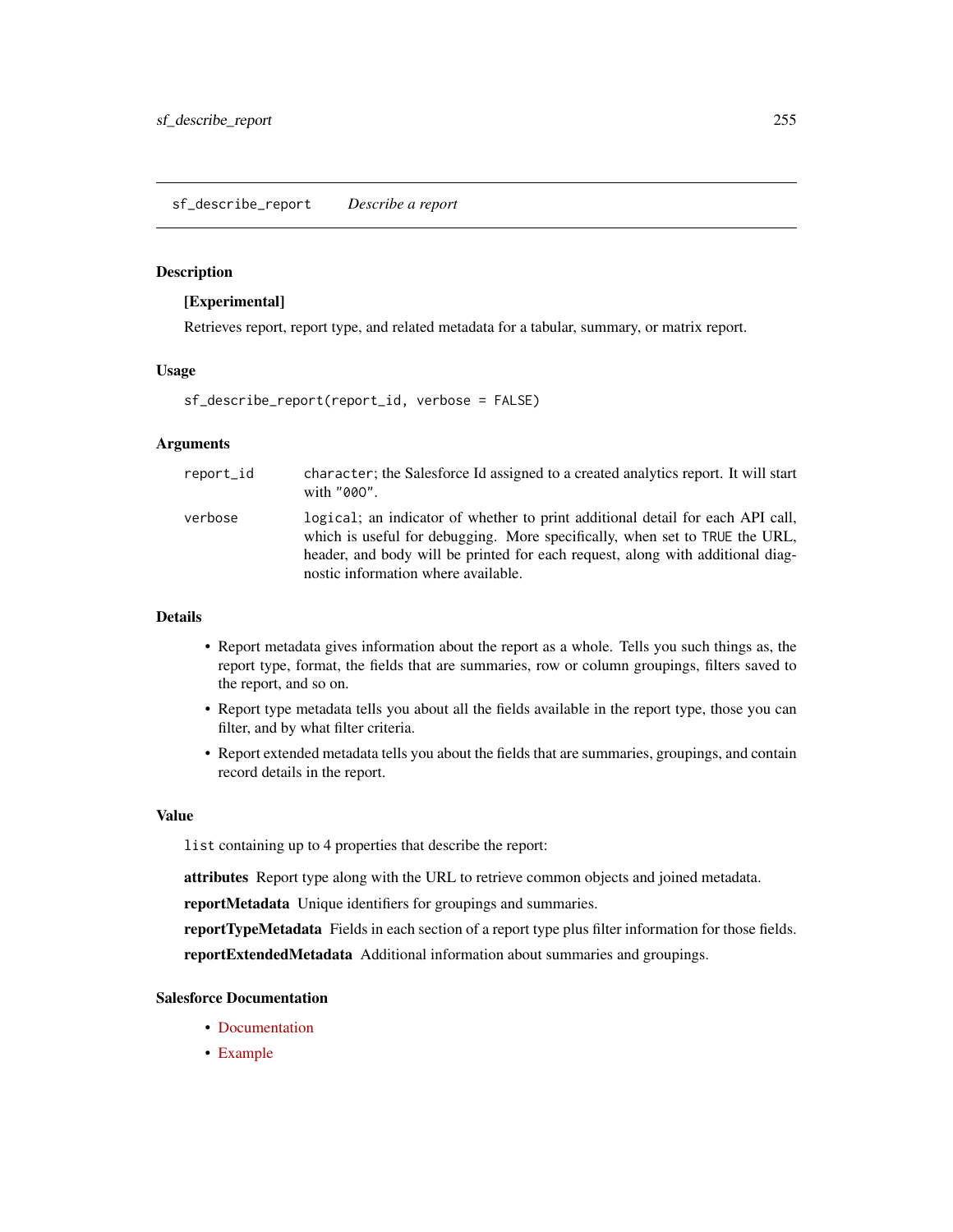## sf_describe_report *Describe a report*

### Description

**[Experimental]**

Retrieves report, report type, and related metadata for a tabular, summary, or matrix report.

### Usage

```
sf_describe_report(report_id, verbose = FALSE)
```

### Arguments

| | |
|---|---|
| `report_id` | `character`; the Salesforce Id assigned to a created analytics report. It will start with `"00O"`. |
| `verbose` | `logical`; an indicator of whether to print additional detail for each API call, which is useful for debugging. More specifically, when set to `TRUE` the URL, header, and body will be printed for each request, along with additional diagnostic information where available. |

### Details

- Report metadata gives information about the report as a whole. Tells you such things as, the report type, format, the fields that are summaries, row or column groupings, filters saved to the report, and so on.
- Report type metadata tells you about all the fields available in the report type, those you can filter, and by what filter criteria.
- Report extended metadata tells you about the fields that are summaries, groupings, and contain record details in the report.

### Value

`list` containing up to 4 properties that describe the report:

**attributes** Report type along with the URL to retrieve common objects and joined metadata.

**reportMetadata** Unique identifiers for groupings and summaries.

**reportTypeMetadata** Fields in each section of a report type plus filter information for those fields.

**reportExtendedMetadata** Additional information about summaries and groupings.

### Salesforce Documentation

- Documentation
- Example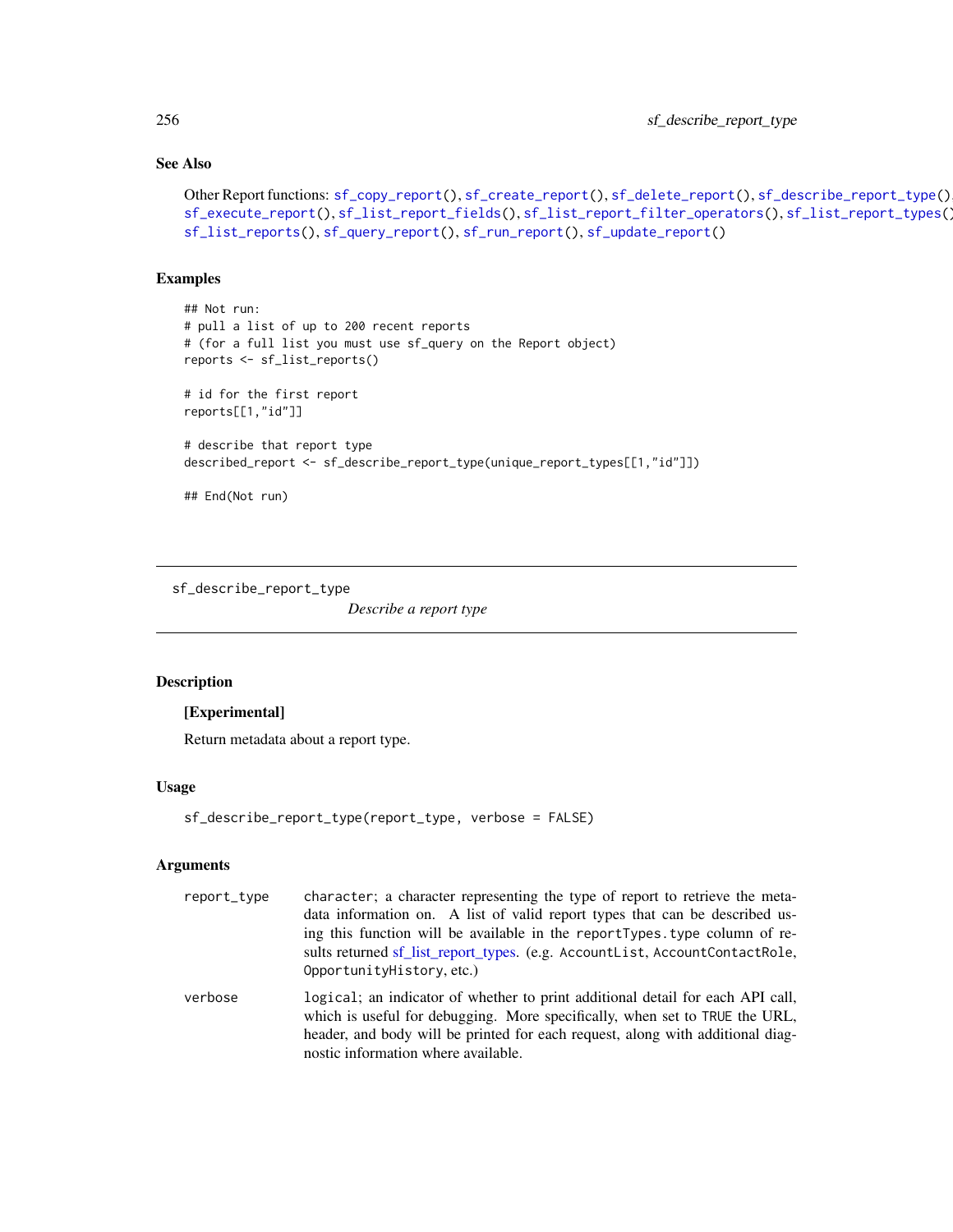### See Also

Other Report functions: `sf_copy_report()`, `sf_create_report()`, `sf_delete_report()`, `sf_describe_report_type()`, `sf_execute_report()`, `sf_list_report_fields()`, `sf_list_report_filter_operators()`, `sf_list_report_types()`, `sf_list_reports()`, `sf_query_report()`, `sf_run_report()`, `sf_update_report()`

### Examples

```
## Not run:
# pull a list of up to 200 recent reports
# (for a full list you must use sf_query on the Report object)
reports <- sf_list_reports()

# id for the first report
reports[[1,"id"]]

# describe that report type
described_report <- sf_describe_report_type(unique_report_types[[1,"id"]])

## End(Not run)
```

---

## sf_describe_report_type    *Describe a report type*

---

### Description

**[Experimental]**

Return metadata about a report type.

### Usage

```
sf_describe_report_type(report_type, verbose = FALSE)
```

### Arguments

| | |
|---|---|
| `report_type` | `character`; a character representing the type of report to retrieve the metadata information on. A list of valid report types that can be described using this function will be available in the `reportTypes.type` column of results returned sf_list_report_types. (e.g. `AccountList`, `AccountContactRole`, `OpportunityHistory`, etc.) |
| `verbose` | `logical`; an indicator of whether to print additional detail for each API call, which is useful for debugging. More specifically, when set to `TRUE` the URL, header, and body will be printed for each request, along with additional diagnostic information where available. |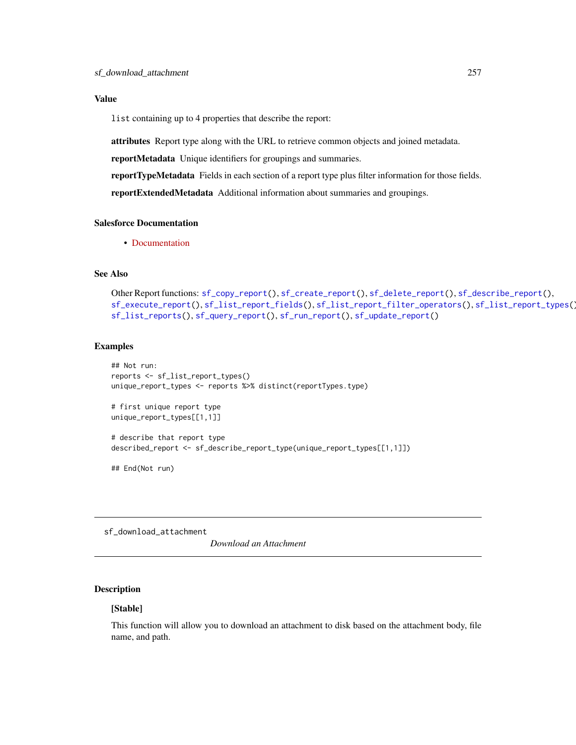### Value

`list` containing up to 4 properties that describe the report:

**attributes** Report type along with the URL to retrieve common objects and joined metadata.

**reportMetadata** Unique identifiers for groupings and summaries.

**reportTypeMetadata** Fields in each section of a report type plus filter information for those fields.

**reportExtendedMetadata** Additional information about summaries and groupings.

### Salesforce Documentation

- Documentation

### See Also

Other Report functions: `sf_copy_report()`, `sf_create_report()`, `sf_delete_report()`, `sf_describe_report()`, `sf_execute_report()`, `sf_list_report_fields()`, `sf_list_report_filter_operators()`, `sf_list_report_types()`, `sf_list_reports()`, `sf_query_report()`, `sf_run_report()`, `sf_update_report()`

### Examples

```
## Not run:
reports <- sf_list_report_types()
unique_report_types <- reports %>% distinct(reportTypes.type)

# first unique report type
unique_report_types[[1,1]]

# describe that report type
described_report <- sf_describe_report_type(unique_report_types[[1,1]])

## End(Not run)
```

---

## sf_download_attachment

*Download an Attachment*

---

### Description

**[Stable]**

This function will allow you to download an attachment to disk based on the attachment body, file name, and path.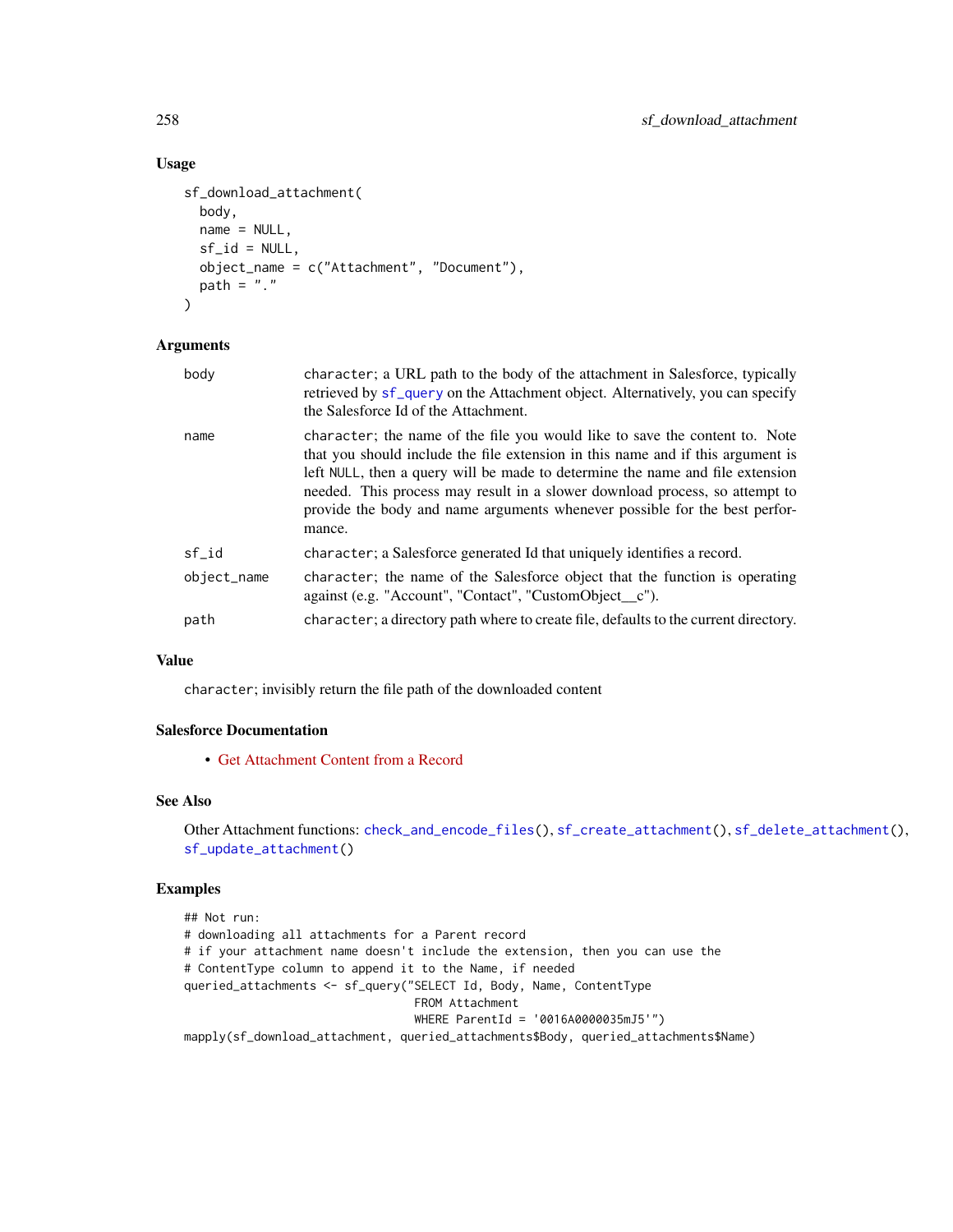### Usage

```
sf_download_attachment(
  body,
  name = NULL,
  sf_id = NULL,
  object_name = c("Attachment", "Document"),
  path = "."
)
```

### Arguments

| | |
|---|---|
| `body` | `character`; a URL path to the body of the attachment in Salesforce, typically retrieved by `sf_query` on the Attachment object. Alternatively, you can specify the Salesforce Id of the Attachment. |
| `name` | `character`; the name of the file you would like to save the content to. Note that you should include the file extension in this name and if this argument is left `NULL`, then a query will be made to determine the name and file extension needed. This process may result in a slower download process, so attempt to provide the body and name arguments whenever possible for the best performance. |
| `sf_id` | `character`; a Salesforce generated Id that uniquely identifies a record. |
| `object_name` | `character`; the name of the Salesforce object that the function is operating against (e.g. "Account", "Contact", "CustomObject__c"). |
| `path` | `character`; a directory path where to create file, defaults to the current directory. |

### Value

`character`; invisibly return the file path of the downloaded content

### Salesforce Documentation

- Get Attachment Content from a Record

### See Also

Other Attachment functions: `check_and_encode_files()`, `sf_create_attachment()`, `sf_delete_attachment()`, `sf_update_attachment()`

### Examples

```
## Not run:
# downloading all attachments for a Parent record
# if your attachment name doesn't include the extension, then you can use the
# ContentType column to append it to the Name, if needed
queried_attachments <- sf_query("SELECT Id, Body, Name, ContentType
                                 FROM Attachment
                                 WHERE ParentId = '0016A0000035mJ5'")
mapply(sf_download_attachment, queried_attachments$Body, queried_attachments$Name)
```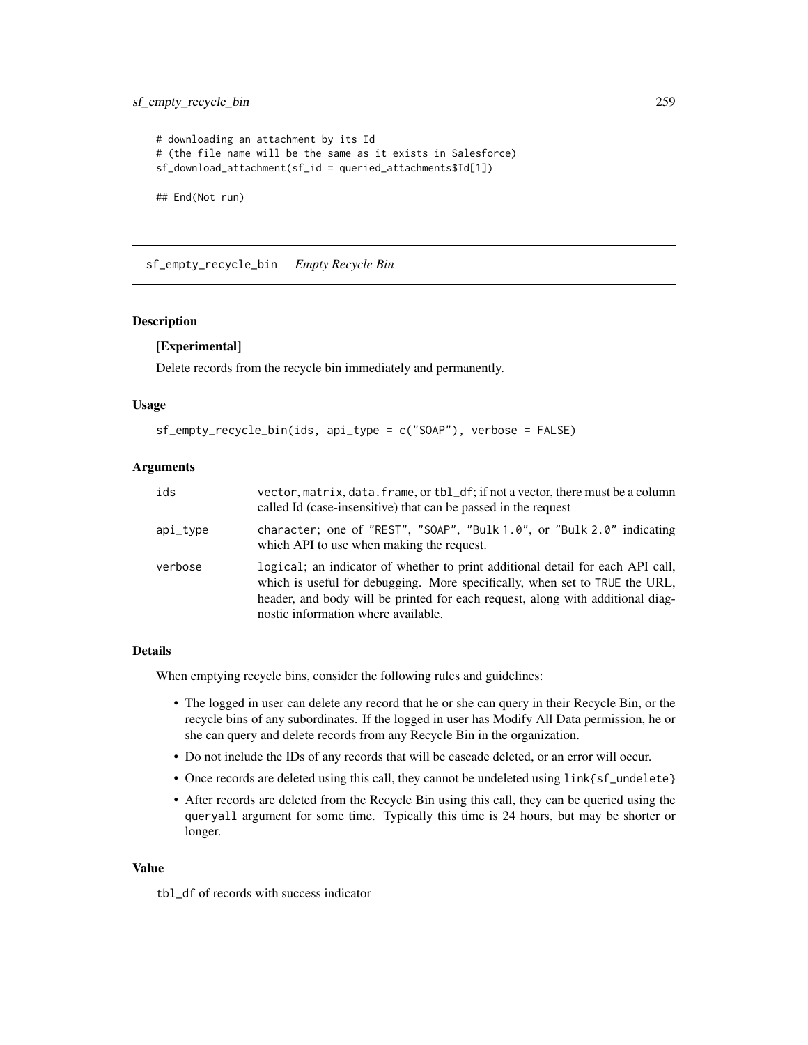```
# downloading an attachment by its Id
# (the file name will be the same as it exists in Salesforce)
sf_download_attachment(sf_id = queried_attachments$Id[1])

## End(Not run)
```

---

## sf_empty_recycle_bin    *Empty Recycle Bin*

---

### Description

**[Experimental]**

Delete records from the recycle bin immediately and permanently.

### Usage

```
sf_empty_recycle_bin(ids, api_type = c("SOAP"), verbose = FALSE)
```

### Arguments

| | |
|---|---|
| ids | vector, matrix, data.frame, or tbl_df; if not a vector, there must be a column called Id (case-insensitive) that can be passed in the request |
| api_type | character; one of "REST", "SOAP", "Bulk 1.0", or "Bulk 2.0" indicating which API to use when making the request. |
| verbose | logical; an indicator of whether to print additional detail for each API call, which is useful for debugging. More specifically, when set to TRUE the URL, header, and body will be printed for each request, along with additional diagnostic information where available. |

### Details

When emptying recycle bins, consider the following rules and guidelines:

- The logged in user can delete any record that he or she can query in their Recycle Bin, or the recycle bins of any subordinates. If the logged in user has Modify All Data permission, he or she can query and delete records from any Recycle Bin in the organization.
- Do not include the IDs of any records that will be cascade deleted, or an error will occur.
- Once records are deleted using this call, they cannot be undeleted using `link{sf_undelete}`
- After records are deleted from the Recycle Bin using this call, they can be queried using the `queryall` argument for some time. Typically this time is 24 hours, but may be shorter or longer.

### Value

tbl_df of records with success indicator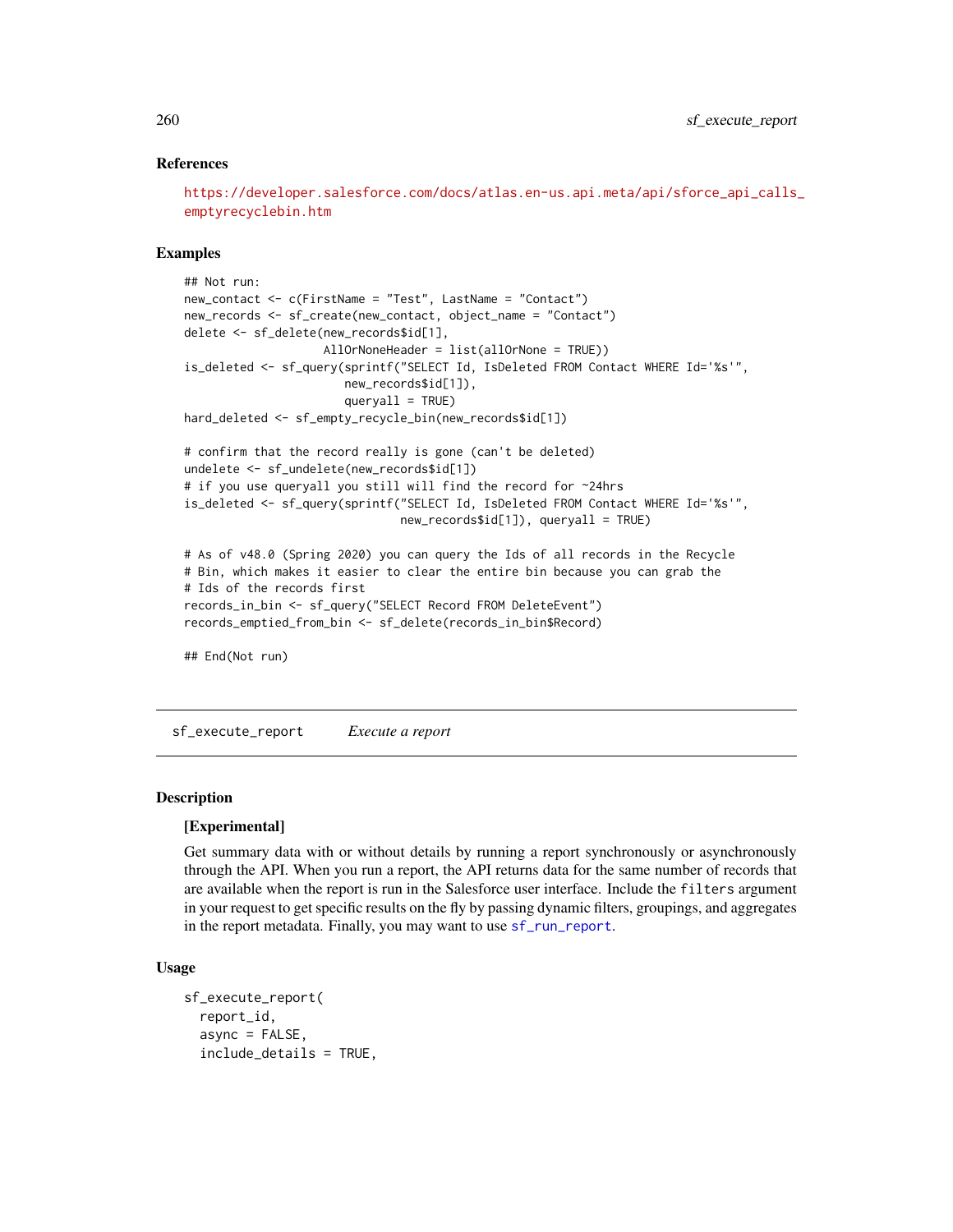### References

https://developer.salesforce.com/docs/atlas.en-us.api.meta/api/sforce_api_calls_emptyrecyclebin.htm

### Examples

```
## Not run:
new_contact <- c(FirstName = "Test", LastName = "Contact")
new_records <- sf_create(new_contact, object_name = "Contact")
delete <- sf_delete(new_records$id[1],
                    AllOrNoneHeader = list(allOrNone = TRUE))
is_deleted <- sf_query(sprintf("SELECT Id, IsDeleted FROM Contact WHERE Id='%s'",
                       new_records$id[1]),
                       queryall = TRUE)
hard_deleted <- sf_empty_recycle_bin(new_records$id[1])

# confirm that the record really is gone (can't be deleted)
undelete <- sf_undelete(new_records$id[1])
# if you use queryall you still will find the record for ~24hrs
is_deleted <- sf_query(sprintf("SELECT Id, IsDeleted FROM Contact WHERE Id='%s'",
                                   new_records$id[1]), queryall = TRUE)

# As of v48.0 (Spring 2020) you can query the Ids of all records in the Recycle
# Bin, which makes it easier to clear the entire bin because you can grab the
# Ids of the records first
records_in_bin <- sf_query("SELECT Record FROM DeleteEvent")
records_emptied_from_bin <- sf_delete(records_in_bin$Record)

## End(Not run)
```

---

## sf_execute_report    *Execute a report*

### Description

**[Experimental]**

Get summary data with or without details by running a report synchronously or asynchronously through the API. When you run a report, the API returns data for the same number of records that are available when the report is run in the Salesforce user interface. Include the `filters` argument in your request to get specific results on the fly by passing dynamic filters, groupings, and aggregates in the report metadata. Finally, you may want to use `sf_run_report`.

### Usage

```
sf_execute_report(
  report_id,
  async = FALSE,
  include_details = TRUE,
```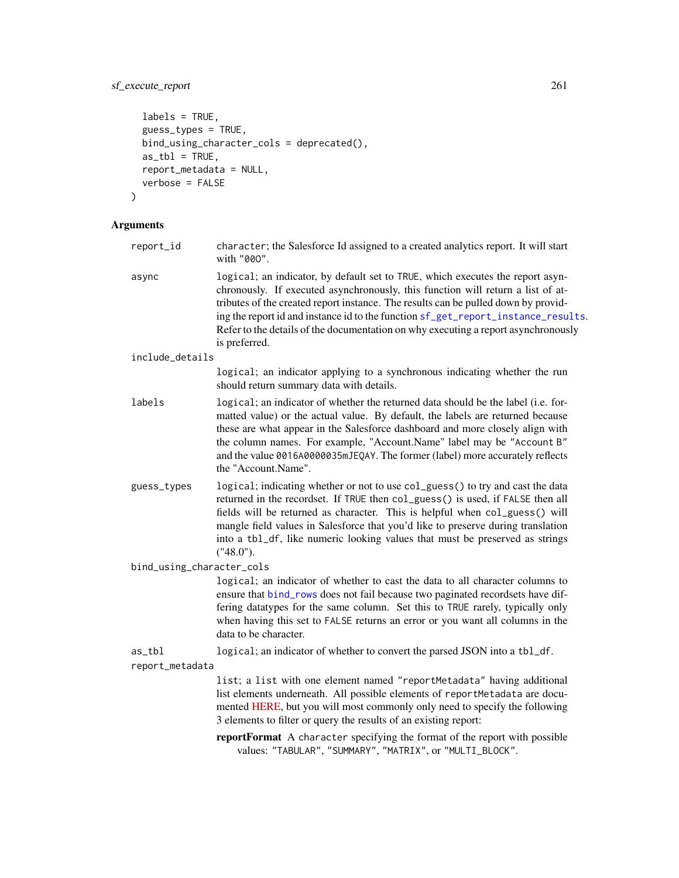```
  labels = TRUE,
  guess_types = TRUE,
  bind_using_character_cols = deprecated(),
  as_tbl = TRUE,
  report_metadata = NULL,
  verbose = FALSE
)
```

### Arguments

`report_id` character; the Salesforce Id assigned to a created analytics report. It will start with "000".

`async` logical; an indicator, by default set to TRUE, which executes the report asynchronously. If executed asynchronously, this function will return a list of attributes of the created report instance. The results can be pulled down by providing the report id and instance id to the function `sf_get_report_instance_results`. Refer to the details of the documentation on why executing a report asynchronously is preferred.

`include_details` logical; an indicator applying to a synchronous indicating whether the run should return summary data with details.

`labels` logical; an indicator of whether the returned data should be the label (i.e. formatted value) or the actual value. By default, the labels are returned because these are what appear in the Salesforce dashboard and more closely align with the column names. For example, "Account.Name" label may be "Account B" and the value 0016A0000035mJEQAY. The former (label) more accurately reflects the "Account.Name".

`guess_types` logical; indicating whether or not to use `col_guess()` to try and cast the data returned in the recordset. If TRUE then `col_guess()` is used, if FALSE then all fields will be returned as character. This is helpful when `col_guess()` will mangle field values in Salesforce that you'd like to preserve during translation into a `tbl_df`, like numeric looking values that must be preserved as strings ("48.0").

`bind_using_character_cols` logical; an indicator of whether to cast the data to all character columns to ensure that `bind_rows` does not fail because two paginated recordsets have differing datatypes for the same column. Set this to TRUE rarely, typically only when having this set to FALSE returns an error or you want all columns in the data to be character.

`as_tbl` logical; an indicator of whether to convert the parsed JSON into a `tbl_df`.

`report_metadata` list; a list with one element named "reportMetadata" having additional list elements underneath. All possible elements of reportMetadata are documented HERE, but you will most commonly only need to specify the following 3 elements to filter or query the results of an existing report:

- **reportFormat** A character specifying the format of the report with possible values: "TABULAR", "SUMMARY", "MATRIX", or "MULTI_BLOCK".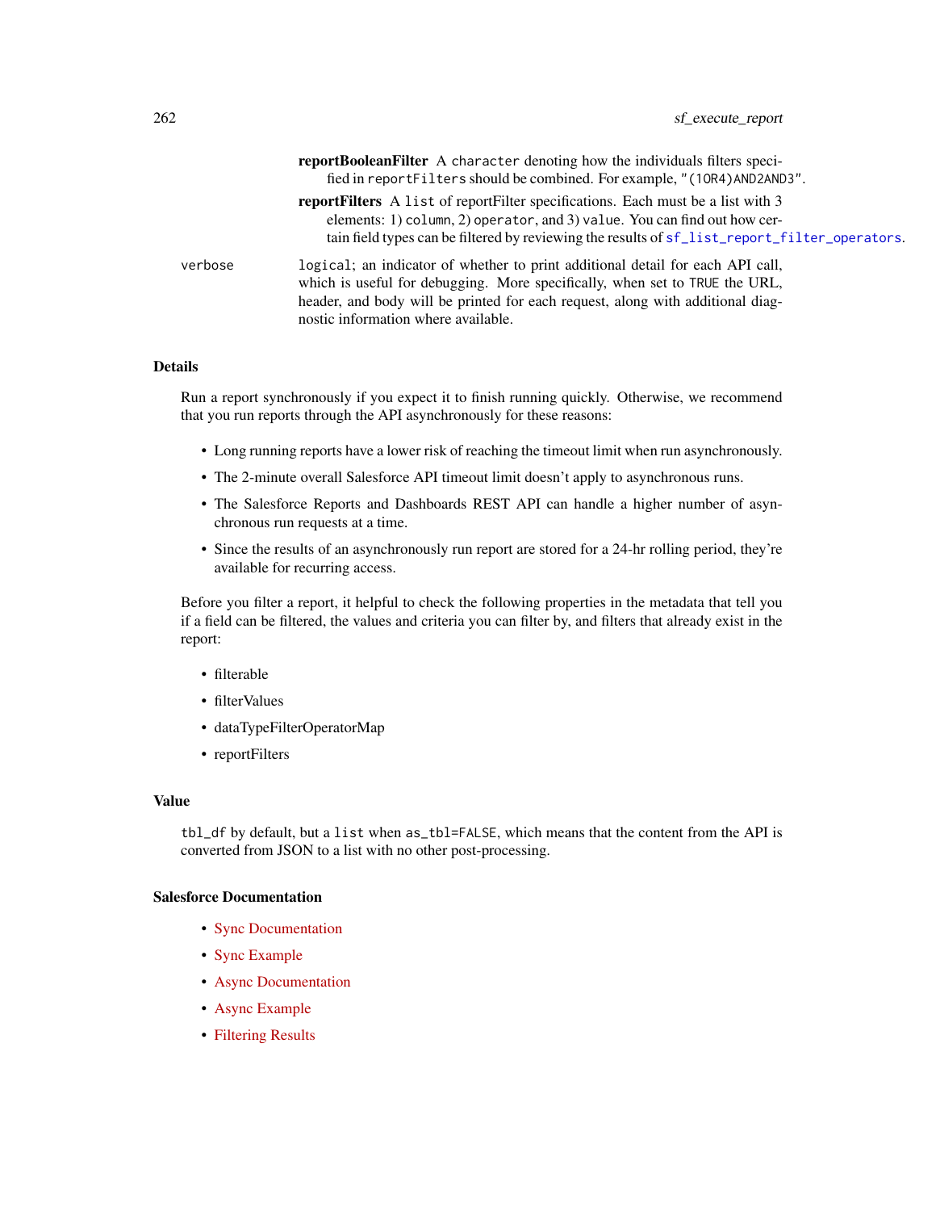**reportBooleanFilter** A `character` denoting how the individuals filters specified in `reportFilters` should be combined. For example, `"(1OR4)AND2AND3"`.

**reportFilters** A `list` of reportFilter specifications. Each must be a list with 3 elements: 1) `column`, 2) `operator`, and 3) `value`. You can find out how certain field types can be filtered by reviewing the results of `sf_list_report_filter_operators`.

`verbose` `logical`; an indicator of whether to print additional detail for each API call, which is useful for debugging. More specifically, when set to `TRUE` the URL, header, and body will be printed for each request, along with additional diagnostic information where available.

## Details

Run a report synchronously if you expect it to finish running quickly. Otherwise, we recommend that you run reports through the API asynchronously for these reasons:

- Long running reports have a lower risk of reaching the timeout limit when run asynchronously.
- The 2-minute overall Salesforce API timeout limit doesn't apply to asynchronous runs.
- The Salesforce Reports and Dashboards REST API can handle a higher number of asynchronous run requests at a time.
- Since the results of an asynchronously run report are stored for a 24-hr rolling period, they're available for recurring access.

Before you filter a report, it helpful to check the following properties in the metadata that tell you if a field can be filtered, the values and criteria you can filter by, and filters that already exist in the report:

- filterable
- filterValues
- dataTypeFilterOperatorMap
- reportFilters

## Value

`tbl_df` by default, but a `list` when `as_tbl=FALSE`, which means that the content from the API is converted from JSON to a list with no other post-processing.

## Salesforce Documentation

- Sync Documentation
- Sync Example
- Async Documentation
- Async Example
- Filtering Results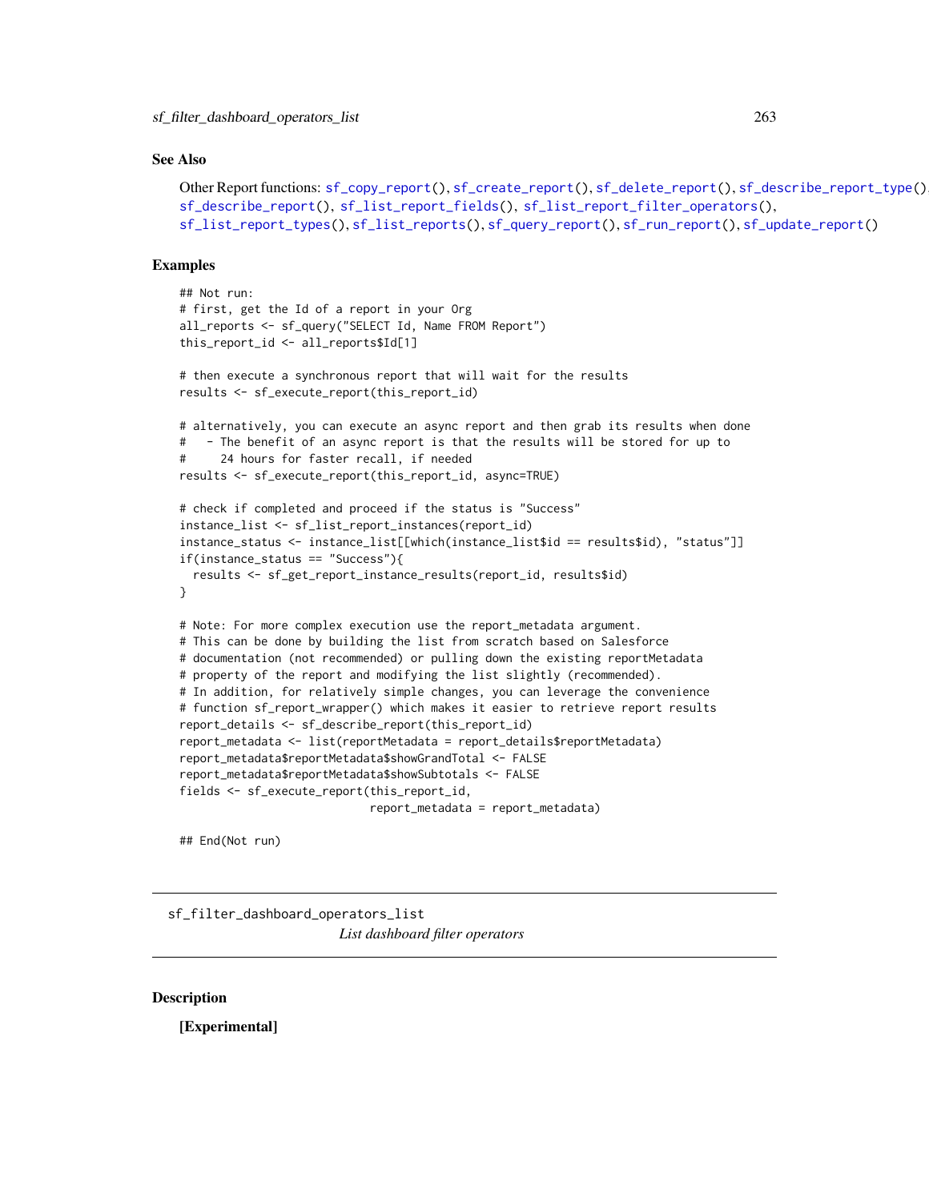## See Also

Other Report functions: `sf_copy_report()`, `sf_create_report()`, `sf_delete_report()`, `sf_describe_report_type()`, `sf_describe_report()`, `sf_list_report_fields()`, `sf_list_report_filter_operators()`, `sf_list_report_types()`, `sf_list_reports()`, `sf_query_report()`, `sf_run_report()`, `sf_update_report()`

## Examples

```
## Not run:
# first, get the Id of a report in your Org
all_reports <- sf_query("SELECT Id, Name FROM Report")
this_report_id <- all_reports$Id[1]

# then execute a synchronous report that will wait for the results
results <- sf_execute_report(this_report_id)

# alternatively, you can execute an async report and then grab its results when done
#   - The benefit of an async report is that the results will be stored for up to
#     24 hours for faster recall, if needed
results <- sf_execute_report(this_report_id, async=TRUE)

# check if completed and proceed if the status is "Success"
instance_list <- sf_list_report_instances(report_id)
instance_status <- instance_list[[which(instance_list$id == results$id), "status"]]
if(instance_status == "Success"){
  results <- sf_get_report_instance_results(report_id, results$id)
}

# Note: For more complex execution use the report_metadata argument.
# This can be done by building the list from scratch based on Salesforce
# documentation (not recommended) or pulling down the existing reportMetadata
# property of the report and modifying the list slightly (recommended).
# In addition, for relatively simple changes, you can leverage the convenience
# function sf_report_wrapper() which makes it easier to retrieve report results
report_details <- sf_describe_report(this_report_id)
report_metadata <- list(reportMetadata = report_details$reportMetadata)
report_metadata$reportMetadata$showGrandTotal <- FALSE
report_metadata$reportMetadata$showSubtotals <- FALSE
fields <- sf_execute_report(this_report_id,
                            report_metadata = report_metadata)

## End(Not run)
```

---

# `sf_filter_dashboard_operators_list` — *List dashboard filter operators*

## Description

**[Experimental]**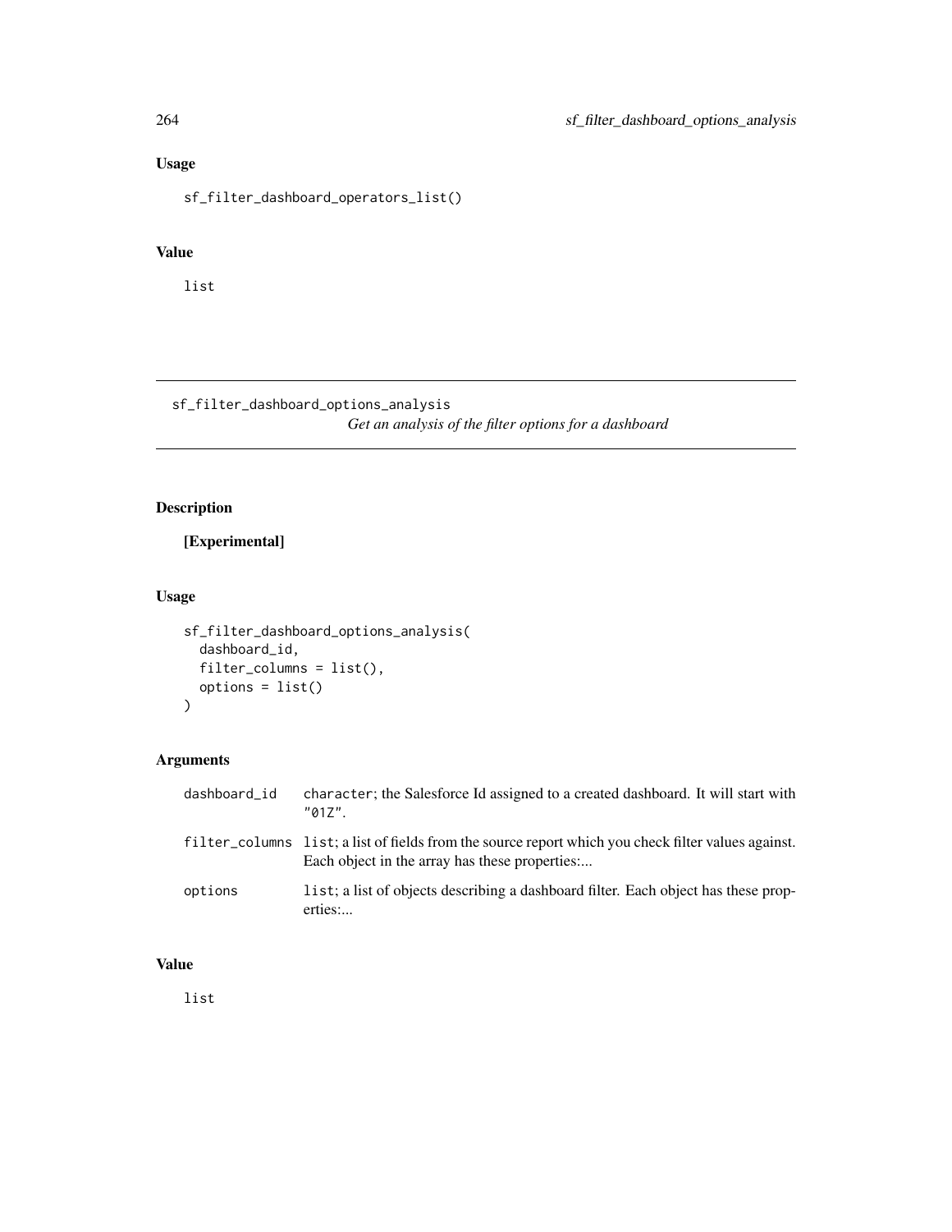### Usage

```
sf_filter_dashboard_operators_list()
```

### Value

list

---

## sf_filter_dashboard_options_analysis

*Get an analysis of the filter options for a dashboard*

---

### Description

**[Experimental]**

### Usage

```
sf_filter_dashboard_options_analysis(
  dashboard_id,
  filter_columns = list(),
  options = list()
)
```

### Arguments

| | |
|---|---|
| dashboard_id | character; the Salesforce Id assigned to a created dashboard. It will start with "01Z". |
| filter_columns | list; a list of fields from the source report which you check filter values against. Each object in the array has these properties:... |
| options | list; a list of objects describing a dashboard filter. Each object has these properties:... |

### Value

list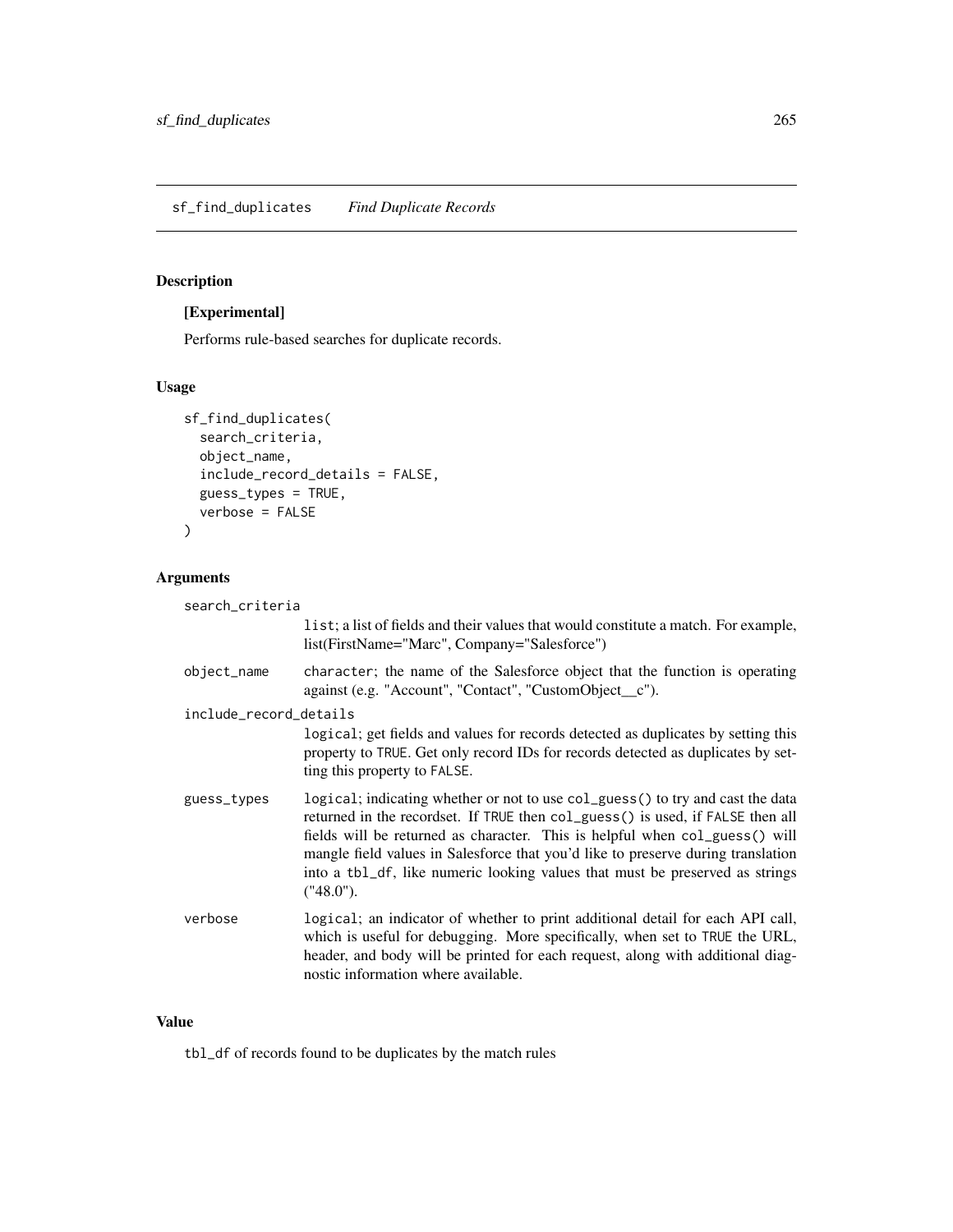## sf_find_duplicates *Find Duplicate Records*

### Description

**[Experimental]**

Performs rule-based searches for duplicate records.

### Usage

```
sf_find_duplicates(
  search_criteria,
  object_name,
  include_record_details = FALSE,
  guess_types = TRUE,
  verbose = FALSE
)
```

### Arguments

search_criteria
: `list`; a list of fields and their values that would constitute a match. For example, list(FirstName="Marc", Company="Salesforce")

object_name
: `character`; the name of the Salesforce object that the function is operating against (e.g. "Account", "Contact", "CustomObject__c").

include_record_details
: `logical`; get fields and values for records detected as duplicates by setting this property to `TRUE`. Get only record IDs for records detected as duplicates by setting this property to `FALSE`.

guess_types
: `logical`; indicating whether or not to use `col_guess()` to try and cast the data returned in the recordset. If `TRUE` then `col_guess()` is used, if `FALSE` then all fields will be returned as character. This is helpful when `col_guess()` will mangle field values in Salesforce that you'd like to preserve during translation into a `tbl_df`, like numeric looking values that must be preserved as strings ("48.0").

verbose
: `logical`; an indicator of whether to print additional detail for each API call, which is useful for debugging. More specifically, when set to `TRUE` the URL, header, and body will be printed for each request, along with additional diagnostic information where available.

### Value

`tbl_df` of records found to be duplicates by the match rules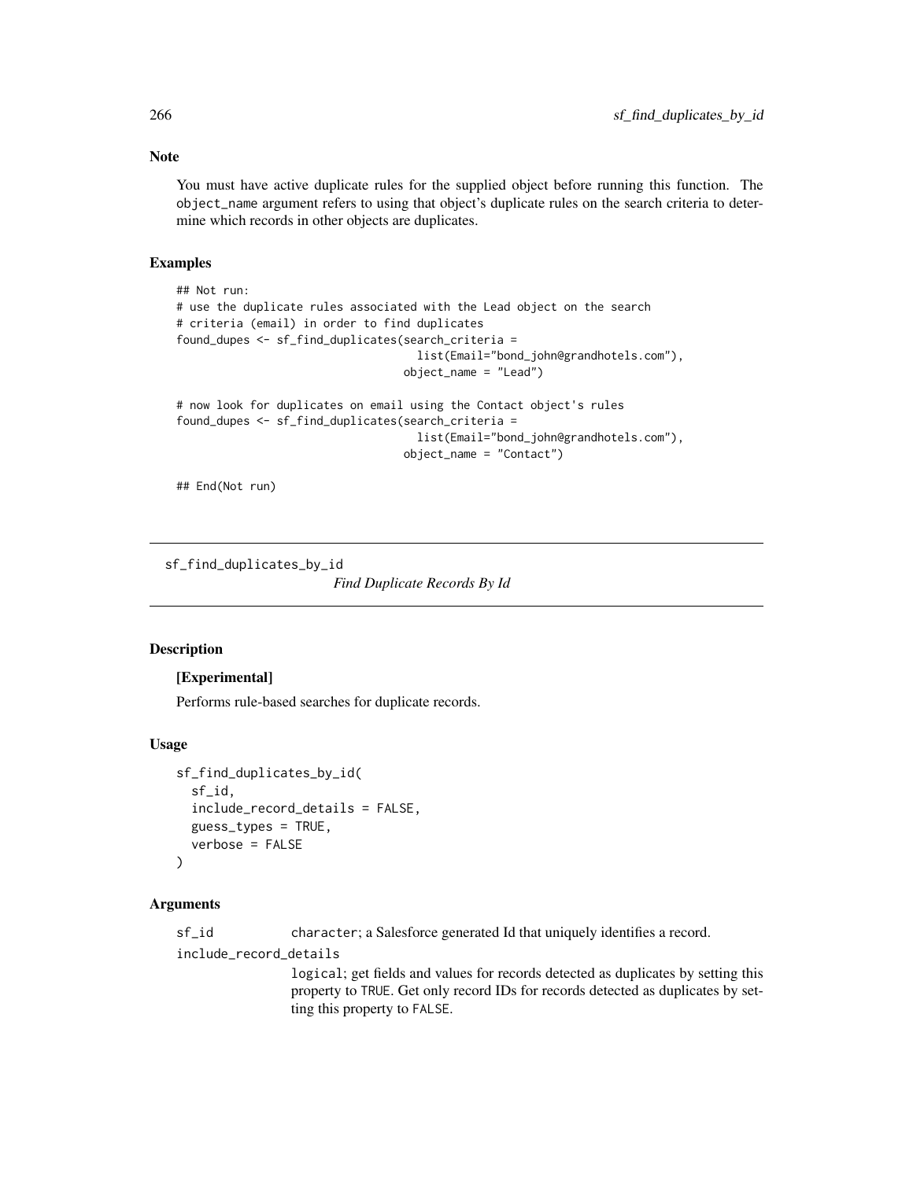### Note

You must have active duplicate rules for the supplied object before running this function. The `object_name` argument refers to using that object's duplicate rules on the search criteria to determine which records in other objects are duplicates.

### Examples

```
## Not run:
# use the duplicate rules associated with the Lead object on the search
# criteria (email) in order to find duplicates
found_dupes <- sf_find_duplicates(search_criteria =
                                    list(Email="bond_john@grandhotels.com"),
                                  object_name = "Lead")

# now look for duplicates on email using the Contact object's rules
found_dupes <- sf_find_duplicates(search_criteria =
                                    list(Email="bond_john@grandhotels.com"),
                                  object_name = "Contact")

## End(Not run)
```

---

## sf_find_duplicates_by_id    *Find Duplicate Records By Id*

---

### Description

**[Experimental]**

Performs rule-based searches for duplicate records.

### Usage

```
sf_find_duplicates_by_id(
  sf_id,
  include_record_details = FALSE,
  guess_types = TRUE,
  verbose = FALSE
)
```

### Arguments

`sf_id` — `character`; a Salesforce generated Id that uniquely identifies a record.

`include_record_details` — `logical`; get fields and values for records detected as duplicates by setting this property to `TRUE`. Get only record IDs for records detected as duplicates by setting this property to `FALSE`.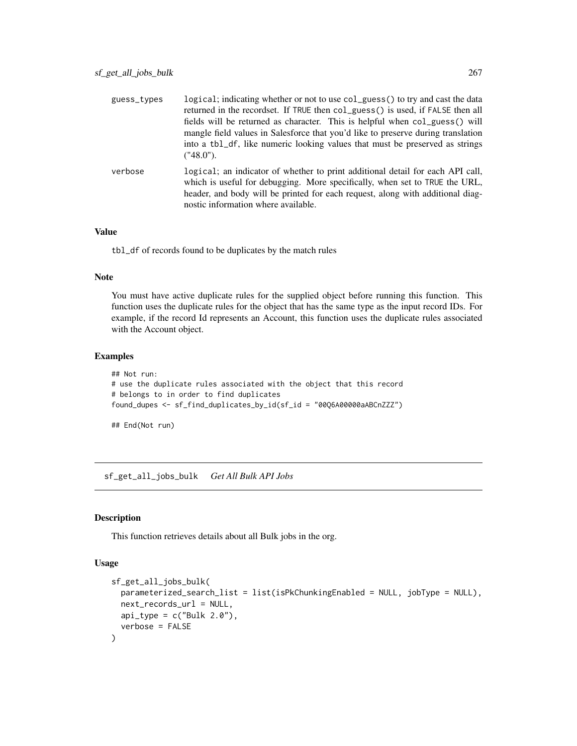| | |
|---|---|
| guess_types | logical; indicating whether or not to use col_guess() to try and cast the data returned in the recordset. If TRUE then col_guess() is used, if FALSE then all fields will be returned as character. This is helpful when col_guess() will mangle field values in Salesforce that you'd like to preserve during translation into a tbl_df, like numeric looking values that must be preserved as strings ("48.0"). |
| verbose | logical; an indicator of whether to print additional detail for each API call, which is useful for debugging. More specifically, when set to TRUE the URL, header, and body will be printed for each request, along with additional diagnostic information where available. |

### Value

tbl_df of records found to be duplicates by the match rules

### Note

You must have active duplicate rules for the supplied object before running this function. This function uses the duplicate rules for the object that has the same type as the input record IDs. For example, if the record Id represents an Account, this function uses the duplicate rules associated with the Account object.

### Examples

```
## Not run:
# use the duplicate rules associated with the object that this record
# belongs to in order to find duplicates
found_dupes <- sf_find_duplicates_by_id(sf_id = "00Q6A00000aABCnZZZ")

## End(Not run)
```

---

## sf_get_all_jobs_bulk *Get All Bulk API Jobs*

---

### Description

This function retrieves details about all Bulk jobs in the org.

### Usage

```
sf_get_all_jobs_bulk(
  parameterized_search_list = list(isPkChunkingEnabled = NULL, jobType = NULL),
  next_records_url = NULL,
  api_type = c("Bulk 2.0"),
  verbose = FALSE
)
```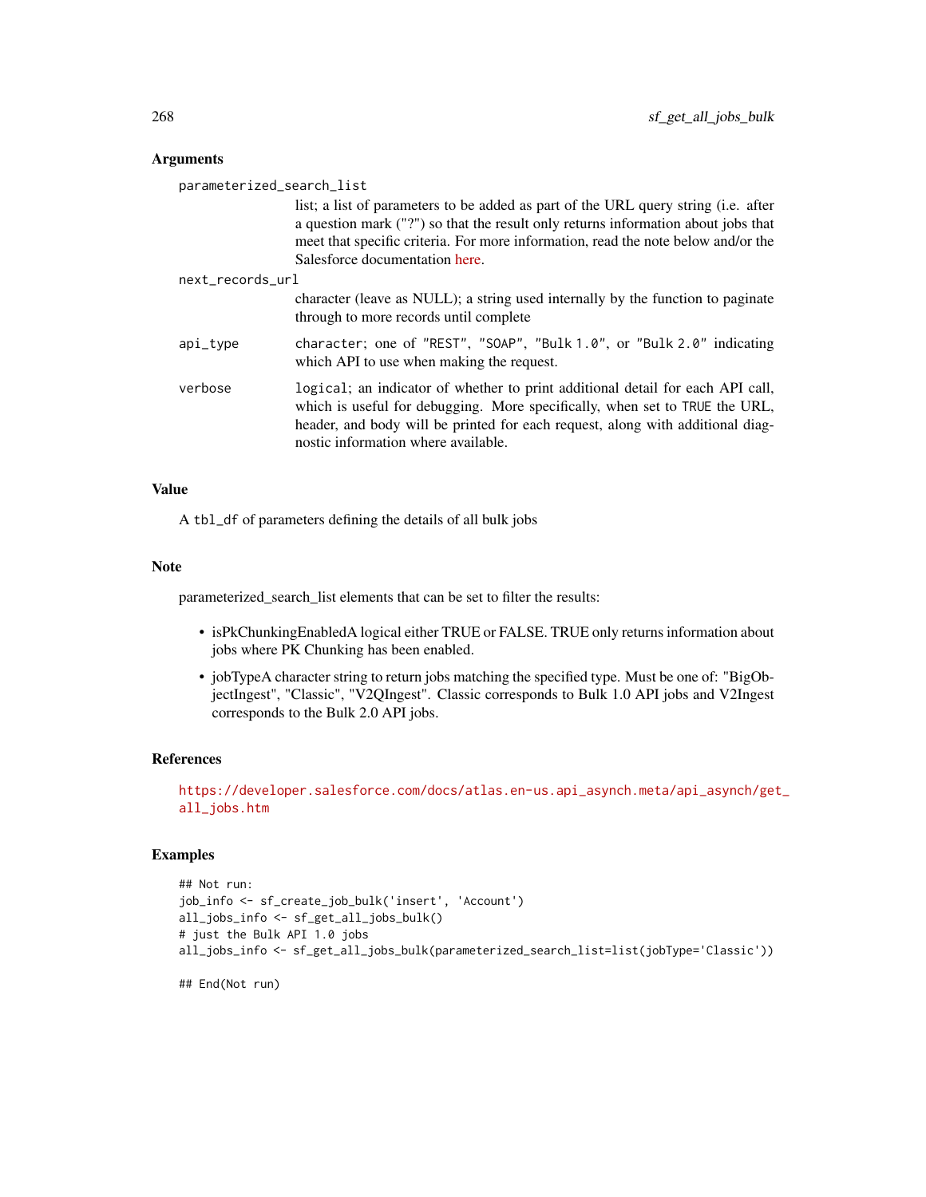### Arguments

**parameterized_search_list**
: list; a list of parameters to be added as part of the URL query string (i.e. after a question mark ("?") so that the result only returns information about jobs that meet that specific criteria. For more information, read the note below and/or the Salesforce documentation here.

**next_records_url**
: character (leave as NULL); a string used internally by the function to paginate through to more records until complete

**api_type**
: character; one of "REST", "SOAP", "Bulk 1.0", or "Bulk 2.0" indicating which API to use when making the request.

**verbose**
: logical; an indicator of whether to print additional detail for each API call, which is useful for debugging. More specifically, when set to TRUE the URL, header, and body will be printed for each request, along with additional diagnostic information where available.

### Value

A tbl_df of parameters defining the details of all bulk jobs

### Note

parameterized_search_list elements that can be set to filter the results:

- isPkChunkingEnabledA logical either TRUE or FALSE. TRUE only returns information about jobs where PK Chunking has been enabled.
- jobTypeA character string to return jobs matching the specified type. Must be one of: "BigObjectIngest", "Classic", "V2QIngest". Classic corresponds to Bulk 1.0 API jobs and V2Ingest corresponds to the Bulk 2.0 API jobs.

### References

https://developer.salesforce.com/docs/atlas.en-us.api_asynch.meta/api_asynch/get_all_jobs.htm

### Examples

```
## Not run:
job_info <- sf_create_job_bulk('insert', 'Account')
all_jobs_info <- sf_get_all_jobs_bulk()
# just the Bulk API 1.0 jobs
all_jobs_info <- sf_get_all_jobs_bulk(parameterized_search_list=list(jobType='Classic'))

## End(Not run)
```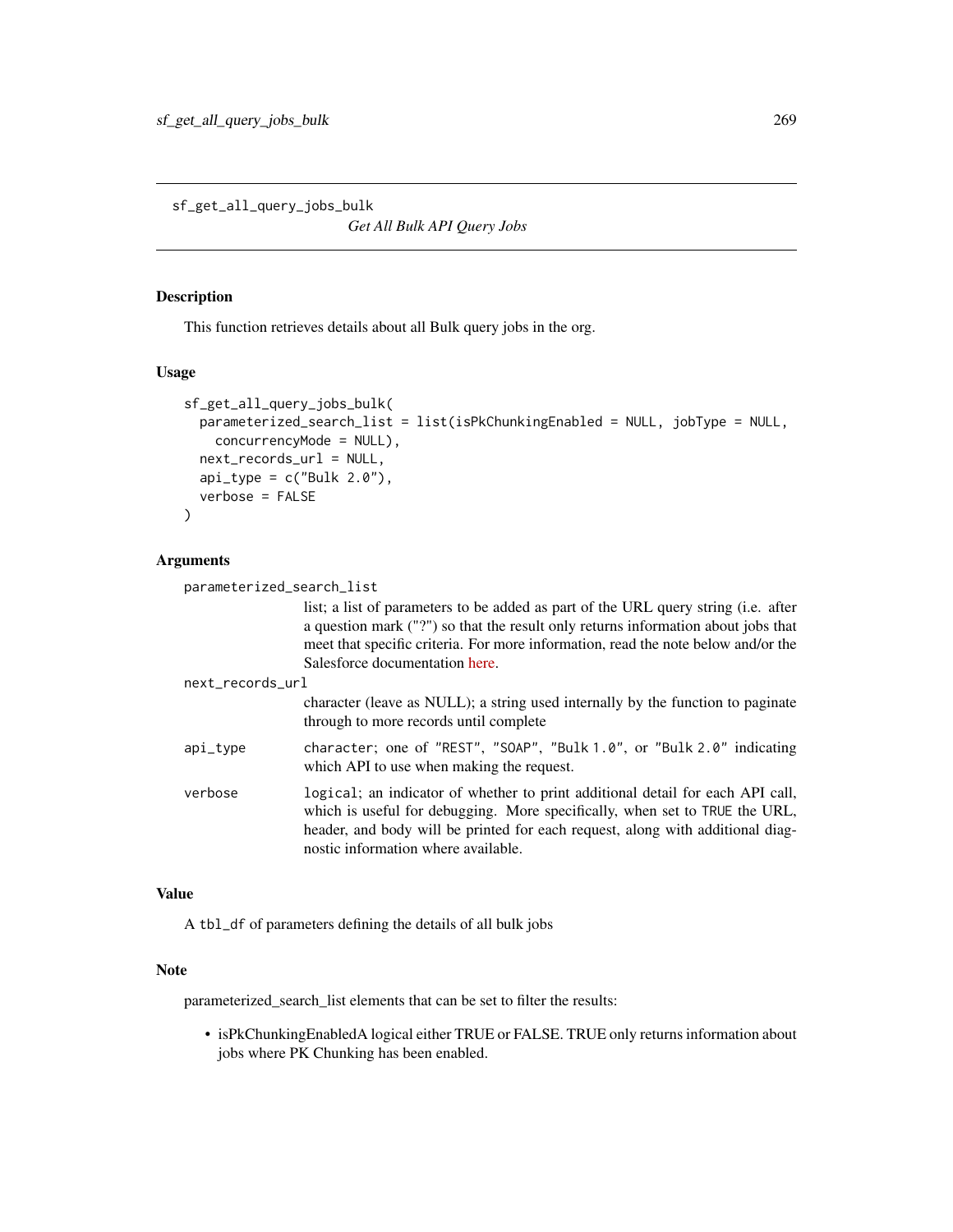sf_get_all_query_jobs_bulk

*Get All Bulk API Query Jobs*

## Description

This function retrieves details about all Bulk query jobs in the org.

## Usage

```
sf_get_all_query_jobs_bulk(
  parameterized_search_list = list(isPkChunkingEnabled = NULL, jobType = NULL,
    concurrencyMode = NULL),
  next_records_url = NULL,
  api_type = c("Bulk 2.0"),
  verbose = FALSE
)
```

## Arguments

`parameterized_search_list`
: list; a list of parameters to be added as part of the URL query string (i.e. after a question mark ("?") so that the result only returns information about jobs that meet that specific criteria. For more information, read the note below and/or the Salesforce documentation here.

`next_records_url`
: character (leave as NULL); a string used internally by the function to paginate through to more records until complete

`api_type`
: character; one of "REST", "SOAP", "Bulk 1.0", or "Bulk 2.0" indicating which API to use when making the request.

`verbose`
: `logical`; an indicator of whether to print additional detail for each API call, which is useful for debugging. More specifically, when set to `TRUE` the URL, header, and body will be printed for each request, along with additional diagnostic information where available.

## Value

A `tbl_df` of parameters defining the details of all bulk jobs

## Note

parameterized_search_list elements that can be set to filter the results:

- isPkChunkingEnabledA logical either TRUE or FALSE. TRUE only returns information about jobs where PK Chunking has been enabled.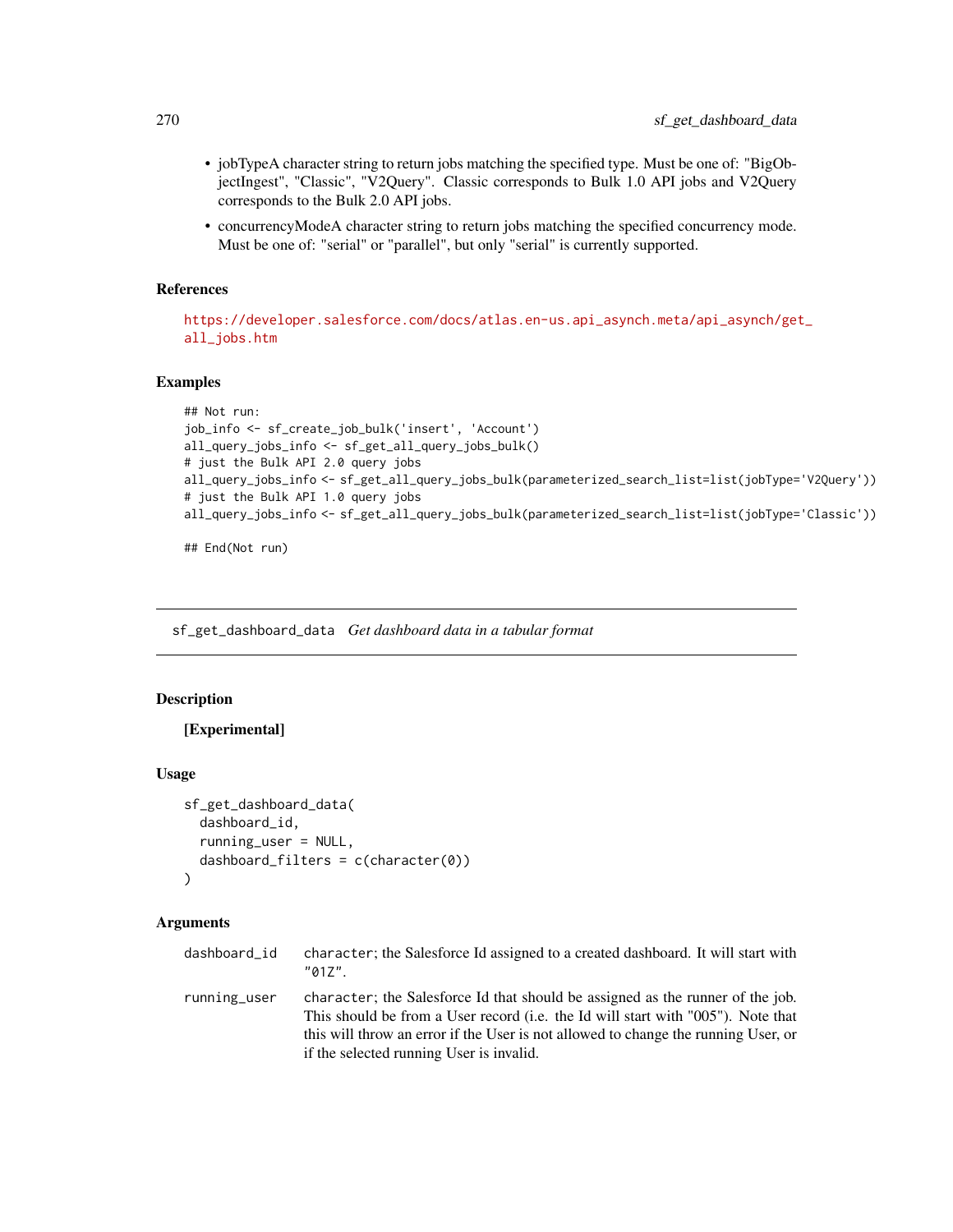- jobTypeA character string to return jobs matching the specified type. Must be one of: "BigObjectIngest", "Classic", "V2Query". Classic corresponds to Bulk 1.0 API jobs and V2Query corresponds to the Bulk 2.0 API jobs.
- concurrencyModeA character string to return jobs matching the specified concurrency mode. Must be one of: "serial" or "parallel", but only "serial" is currently supported.

### References

https://developer.salesforce.com/docs/atlas.en-us.api_asynch.meta/api_asynch/get_all_jobs.htm

### Examples

```
## Not run:
job_info <- sf_create_job_bulk('insert', 'Account')
all_query_jobs_info <- sf_get_all_query_jobs_bulk()
# just the Bulk API 2.0 query jobs
all_query_jobs_info <- sf_get_all_query_jobs_bulk(parameterized_search_list=list(jobType='V2Query'))
# just the Bulk API 1.0 query jobs
all_query_jobs_info <- sf_get_all_query_jobs_bulk(parameterized_search_list=list(jobType='Classic'))

## End(Not run)
```

---

## sf_get_dashboard_data *Get dashboard data in a tabular format*

### Description

**[Experimental]**

### Usage

```
sf_get_dashboard_data(
  dashboard_id,
  running_user = NULL,
  dashboard_filters = c(character(0))
)
```

### Arguments

| | |
|---|---|
| dashboard_id | character; the Salesforce Id assigned to a created dashboard. It will start with "01Z". |
| running_user | character; the Salesforce Id that should be assigned as the runner of the job. This should be from a User record (i.e. the Id will start with "005"). Note that this will throw an error if the User is not allowed to change the running User, or if the selected running User is invalid. |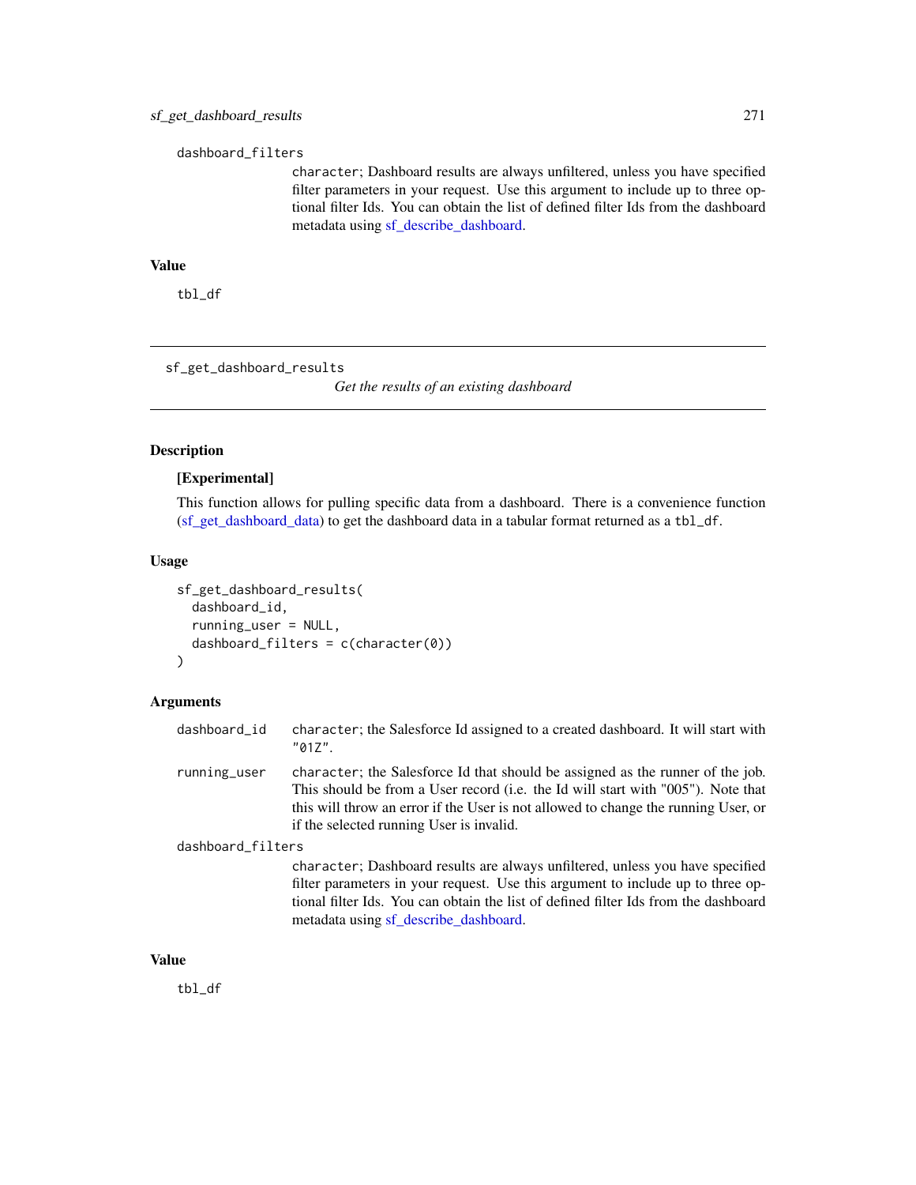dashboard_filters
: character; Dashboard results are always unfiltered, unless you have specified filter parameters in your request. Use this argument to include up to three optional filter Ids. You can obtain the list of defined filter Ids from the dashboard metadata using sf_describe_dashboard.

### Value

tbl_df

---

## sf_get_dashboard_results

*Get the results of an existing dashboard*

---

### Description

**[Experimental]**

This function allows for pulling specific data from a dashboard. There is a convenience function (sf_get_dashboard_data) to get the dashboard data in a tabular format returned as a tbl_df.

### Usage

```
sf_get_dashboard_results(
  dashboard_id,
  running_user = NULL,
  dashboard_filters = c(character(0))
)
```

### Arguments

dashboard_id
: character; the Salesforce Id assigned to a created dashboard. It will start with "01Z".

running_user
: character; the Salesforce Id that should be assigned as the runner of the job. This should be from a User record (i.e. the Id will start with "005"). Note that this will throw an error if the User is not allowed to change the running User, or if the selected running User is invalid.

dashboard_filters
: character; Dashboard results are always unfiltered, unless you have specified filter parameters in your request. Use this argument to include up to three optional filter Ids. You can obtain the list of defined filter Ids from the dashboard metadata using sf_describe_dashboard.

### Value

tbl_df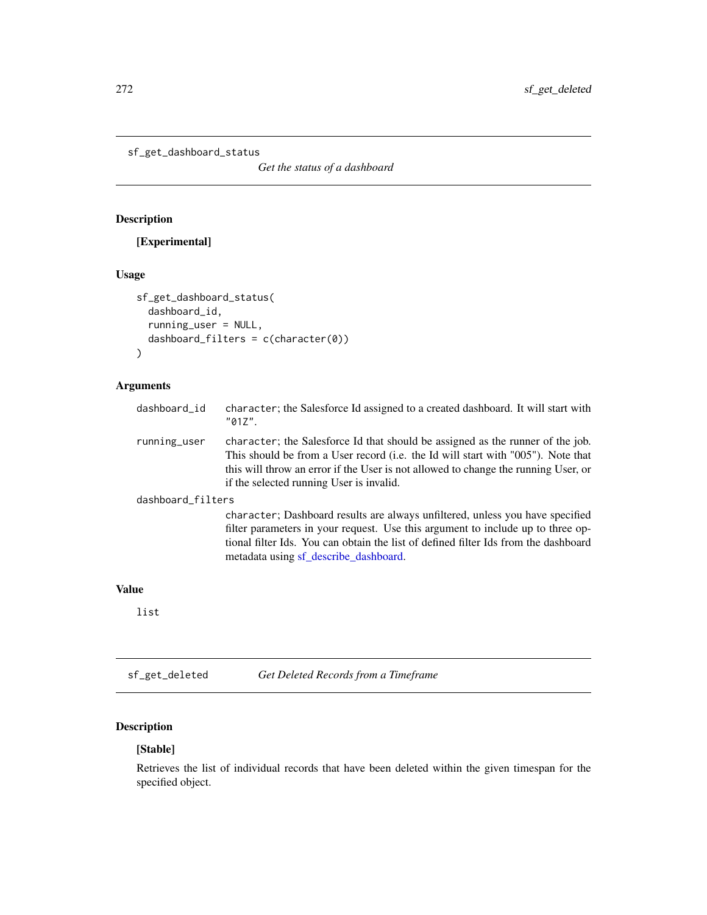## sf_get_dashboard_status

*Get the status of a dashboard*

### Description

**[Experimental]**

### Usage

```
sf_get_dashboard_status(
  dashboard_id,
  running_user = NULL,
  dashboard_filters = c(character(0))
)
```

### Arguments

| | |
|---|---|
| dashboard_id | character; the Salesforce Id assigned to a created dashboard. It will start with "01Z". |
| running_user | character; the Salesforce Id that should be assigned as the runner of the job. This should be from a User record (i.e. the Id will start with "005"). Note that this will throw an error if the User is not allowed to change the running User, or if the selected running User is invalid. |
| dashboard_filters | character; Dashboard results are always unfiltered, unless you have specified filter parameters in your request. Use this argument to include up to three optional filter Ids. You can obtain the list of defined filter Ids from the dashboard metadata using sf_describe_dashboard. |

### Value

list

## sf_get_deleted

*Get Deleted Records from a Timeframe*

### Description

**[Stable]**

Retrieves the list of individual records that have been deleted within the given timespan for the specified object.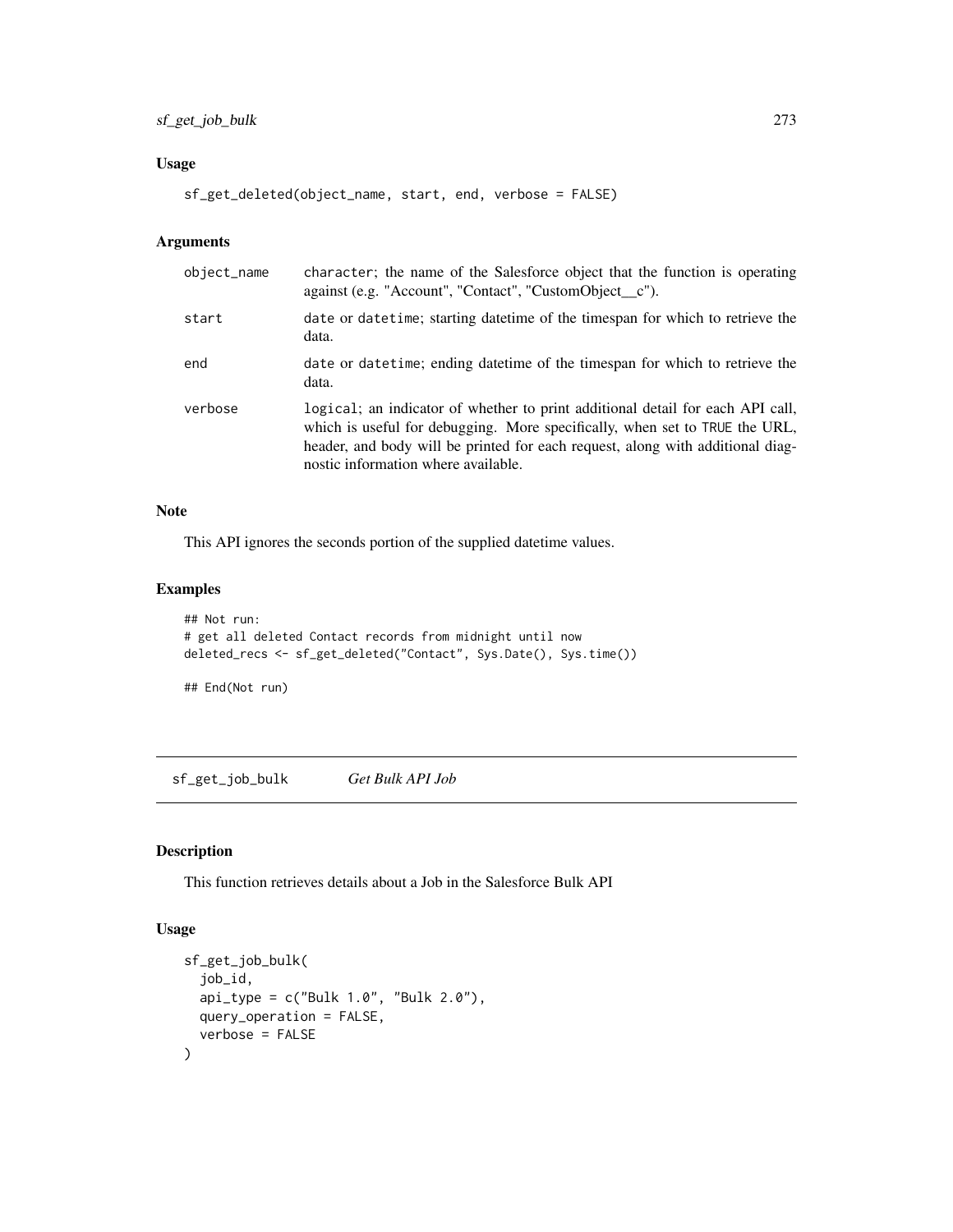### Usage

```
sf_get_deleted(object_name, start, end, verbose = FALSE)
```

### Arguments

| | |
|---|---|
| object_name | character; the name of the Salesforce object that the function is operating against (e.g. "Account", "Contact", "CustomObject__c"). |
| start | date or datetime; starting datetime of the timespan for which to retrieve the data. |
| end | date or datetime; ending datetime of the timespan for which to retrieve the data. |
| verbose | logical; an indicator of whether to print additional detail for each API call, which is useful for debugging. More specifically, when set to TRUE the URL, header, and body will be printed for each request, along with additional diagnostic information where available. |

### Note

This API ignores the seconds portion of the supplied datetime values.

### Examples

```
## Not run:
# get all deleted Contact records from midnight until now
deleted_recs <- sf_get_deleted("Contact", Sys.Date(), Sys.time())

## End(Not run)
```

## sf_get_job_bulk *Get Bulk API Job*

### Description

This function retrieves details about a Job in the Salesforce Bulk API

### Usage

```
sf_get_job_bulk(
  job_id,
  api_type = c("Bulk 1.0", "Bulk 2.0"),
  query_operation = FALSE,
  verbose = FALSE
)
```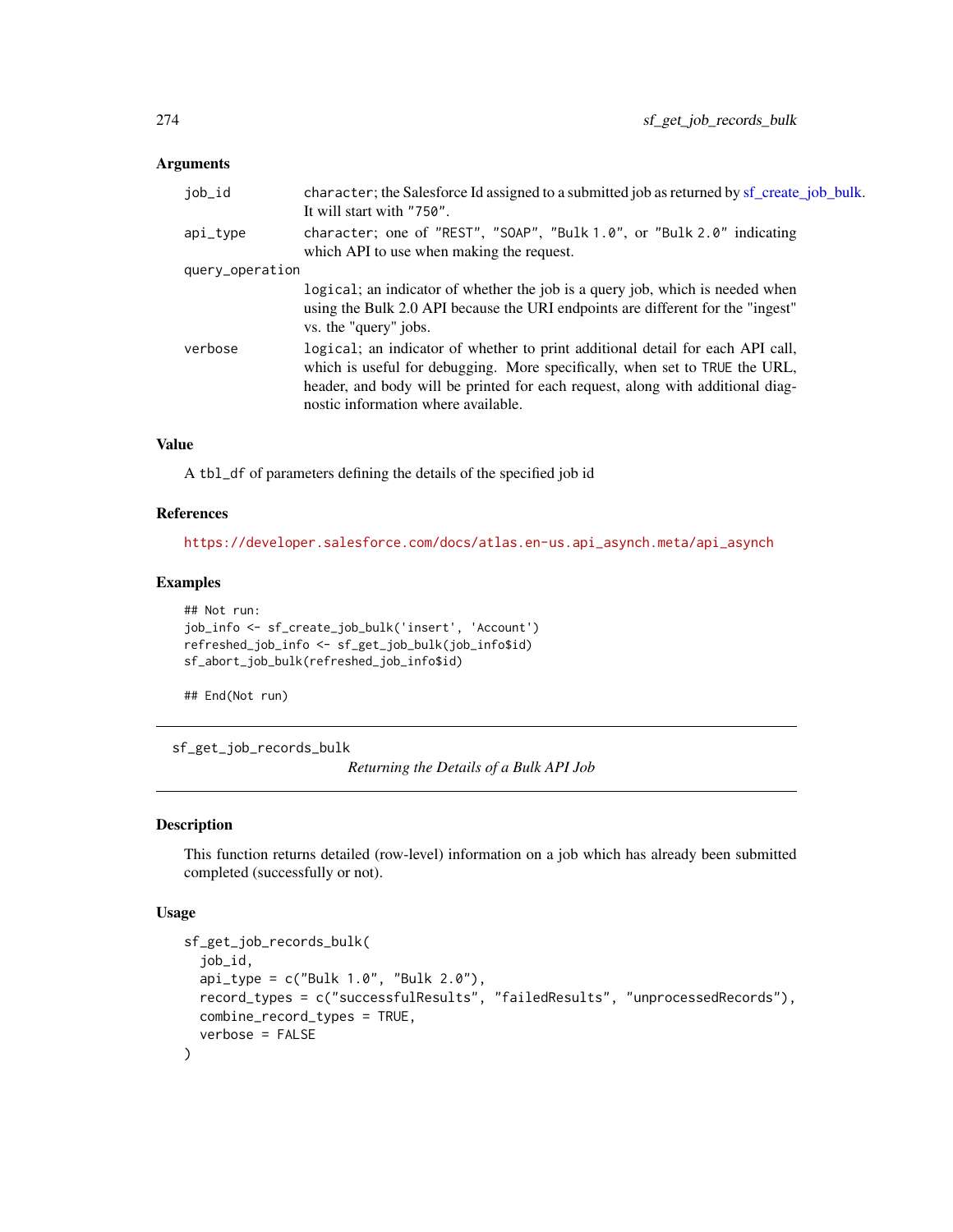### Arguments

| | |
|---|---|
| job_id | character; the Salesforce Id assigned to a submitted job as returned by sf_create_job_bulk. It will start with "750". |
| api_type | character; one of "REST", "SOAP", "Bulk 1.0", or "Bulk 2.0" indicating which API to use when making the request. |
| query_operation | logical; an indicator of whether the job is a query job, which is needed when using the Bulk 2.0 API because the URI endpoints are different for the "ingest" vs. the "query" jobs. |
| verbose | logical; an indicator of whether to print additional detail for each API call, which is useful for debugging. More specifically, when set to TRUE the URL, header, and body will be printed for each request, along with additional diagnostic information where available. |

### Value

A tbl_df of parameters defining the details of the specified job id

### References

https://developer.salesforce.com/docs/atlas.en-us.api_asynch.meta/api_asynch

### Examples

```
## Not run:
job_info <- sf_create_job_bulk('insert', 'Account')
refreshed_job_info <- sf_get_job_bulk(job_info$id)
sf_abort_job_bulk(refreshed_job_info$id)

## End(Not run)
```

---

## sf_get_job_records_bulk

*Returning the Details of a Bulk API Job*

---

### Description

This function returns detailed (row-level) information on a job which has already been submitted completed (successfully or not).

### Usage

```
sf_get_job_records_bulk(
  job_id,
  api_type = c("Bulk 1.0", "Bulk 2.0"),
  record_types = c("successfulResults", "failedResults", "unprocessedRecords"),
  combine_record_types = TRUE,
  verbose = FALSE
)
```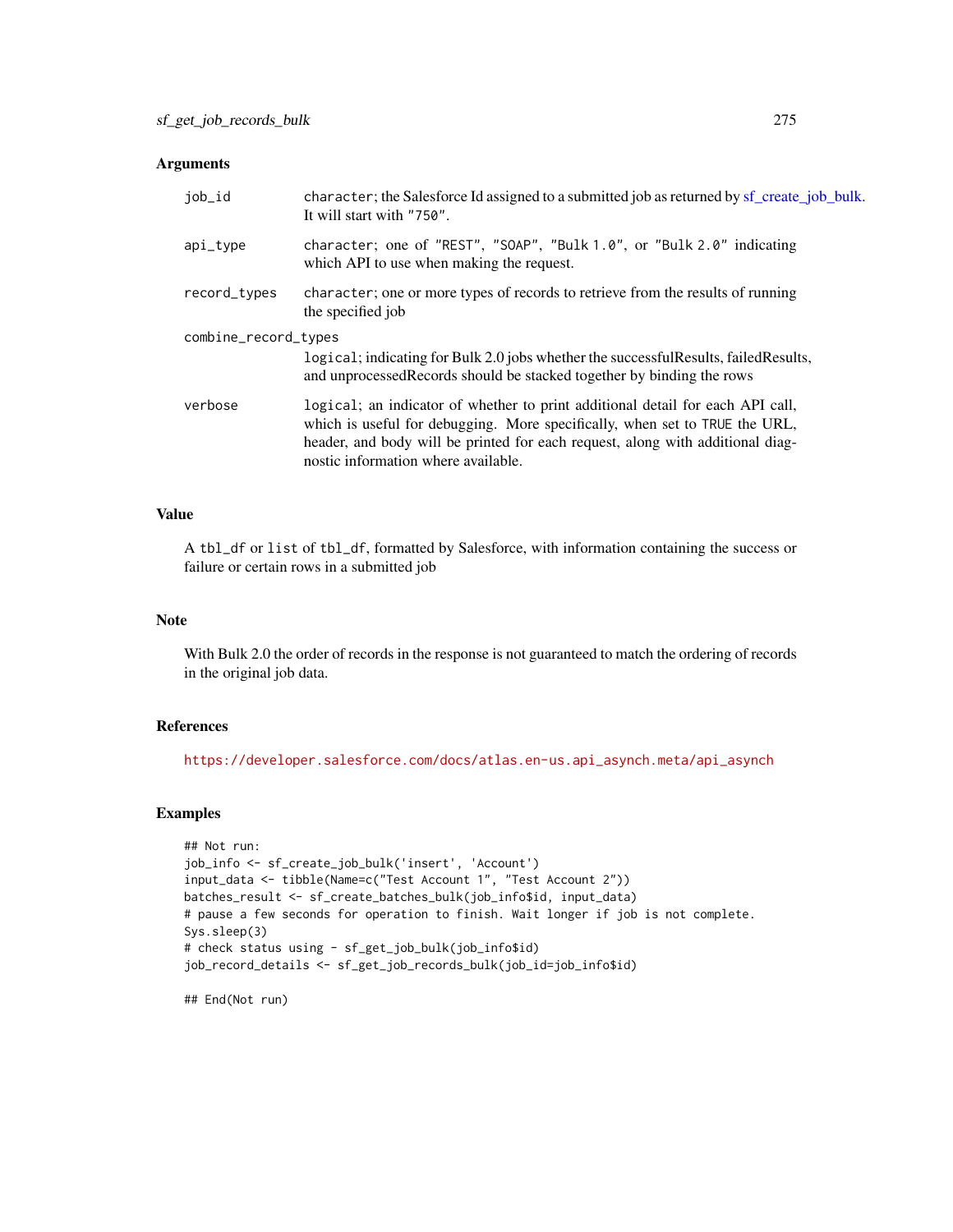### Arguments

- `job_id` — `character`; the Salesforce Id assigned to a submitted job as returned by sf_create_job_bulk. It will start with `"750"`.
- `api_type` — `character`; one of `"REST"`, `"SOAP"`, `"Bulk 1.0"`, or `"Bulk 2.0"` indicating which API to use when making the request.
- `record_types` — `character`; one or more types of records to retrieve from the results of running the specified job
- `combine_record_types` — `logical`; indicating for Bulk 2.0 jobs whether the successfulResults, failedResults, and unprocessedRecords should be stacked together by binding the rows
- `verbose` — `logical`; an indicator of whether to print additional detail for each API call, which is useful for debugging. More specifically, when set to `TRUE` the URL, header, and body will be printed for each request, along with additional diagnostic information where available.

### Value

A `tbl_df` or `list` of `tbl_df`, formatted by Salesforce, with information containing the success or failure or certain rows in a submitted job

### Note

With Bulk 2.0 the order of records in the response is not guaranteed to match the ordering of records in the original job data.

### References

https://developer.salesforce.com/docs/atlas.en-us.api_asynch.meta/api_asynch

### Examples

```
## Not run:
job_info <- sf_create_job_bulk('insert', 'Account')
input_data <- tibble(Name=c("Test Account 1", "Test Account 2"))
batches_result <- sf_create_batches_bulk(job_info$id, input_data)
# pause a few seconds for operation to finish. Wait longer if job is not complete.
Sys.sleep(3)
# check status using - sf_get_job_bulk(job_info$id)
job_record_details <- sf_get_job_records_bulk(job_id=job_info$id)

## End(Not run)
```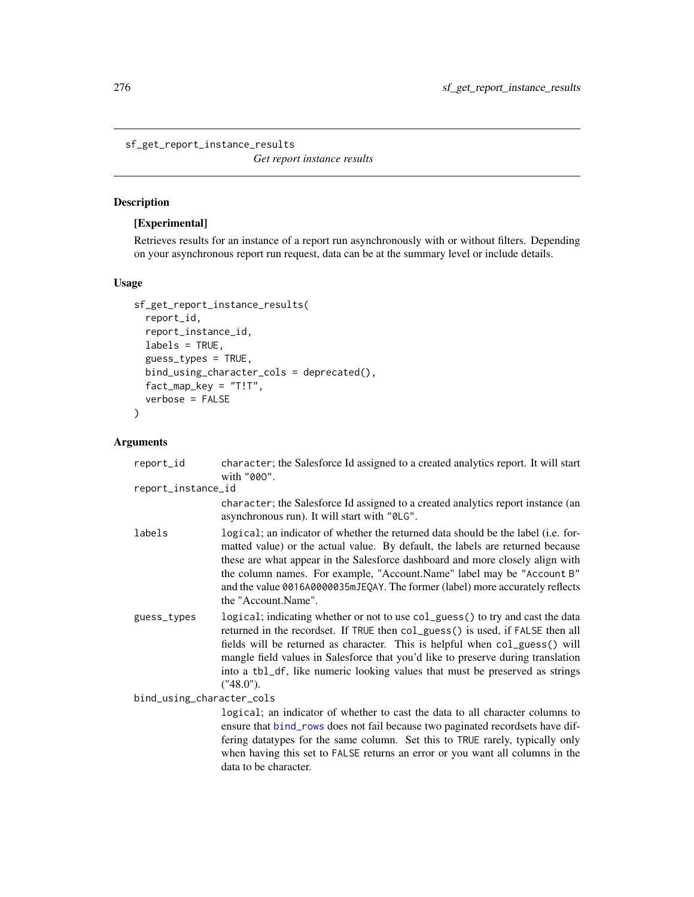```
sf_get_report_instance_results
```

*Get report instance results*

## Description

**[Experimental]**

Retrieves results for an instance of a report run asynchronously with or without filters. Depending on your asynchronous report run request, data can be at the summary level or include details.

## Usage

```
sf_get_report_instance_results(
  report_id,
  report_instance_id,
  labels = TRUE,
  guess_types = TRUE,
  bind_using_character_cols = deprecated(),
  fact_map_key = "T!T",
  verbose = FALSE
)
```

## Arguments

**report_id**
: `character`; the Salesforce Id assigned to a created analytics report. It will start with `"00O"`.

**report_instance_id**
: `character`; the Salesforce Id assigned to a created analytics report instance (an asynchronous run). It will start with `"0LG"`.

**labels**
: `logical`; an indicator of whether the returned data should be the label (i.e. formatted value) or the actual value. By default, the labels are returned because these are what appear in the Salesforce dashboard and more closely align with the column names. For example, "Account.Name" label may be `"Account B"` and the value `0016A0000035mJEQAY`. The former (label) more accurately reflects the "Account.Name".

**guess_types**
: `logical`; indicating whether or not to use `col_guess()` to try and cast the data returned in the recordset. If `TRUE` then `col_guess()` is used, if `FALSE` then all fields will be returned as character. This is helpful when `col_guess()` will mangle field values in Salesforce that you'd like to preserve during translation into a `tbl_df`, like numeric looking values that must be preserved as strings ("48.0").

**bind_using_character_cols**
: `logical`; an indicator of whether to cast the data to all character columns to ensure that `bind_rows` does not fail because two paginated recordsets have differing datatypes for the same column. Set this to `TRUE` rarely, typically only when having this set to `FALSE` returns an error or you want all columns in the data to be character.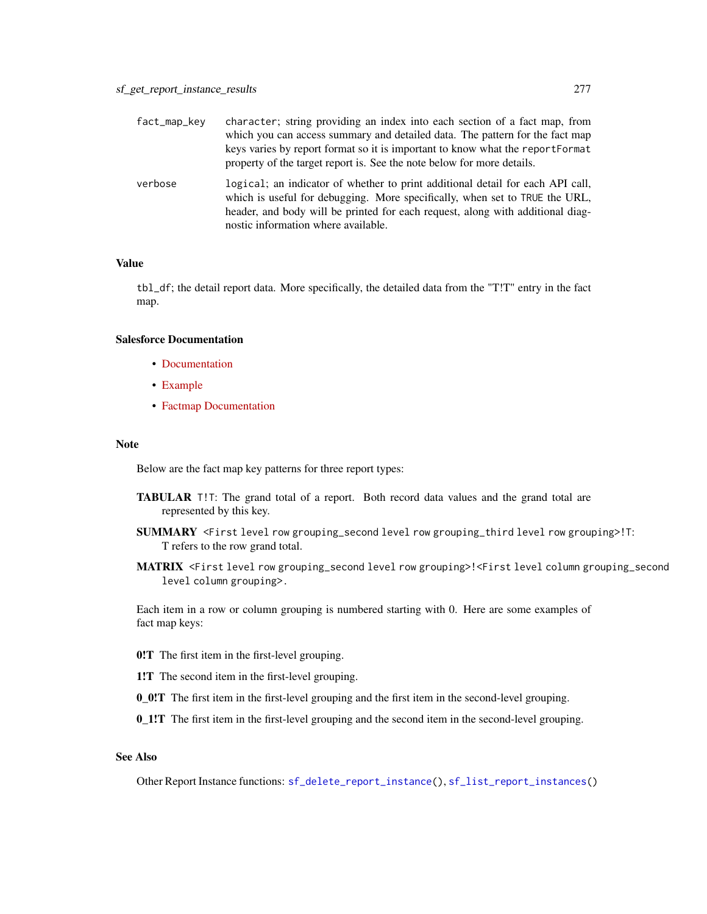fact_map_key
: character; string providing an index into each section of a fact map, from which you can access summary and detailed data. The pattern for the fact map keys varies by report format so it is important to know what the `reportFormat` property of the target report is. See the note below for more details.

verbose
: logical; an indicator of whether to print additional detail for each API call, which is useful for debugging. More specifically, when set to TRUE the URL, header, and body will be printed for each request, along with additional diagnostic information where available.

### Value

`tbl_df`; the detail report data. More specifically, the detailed data from the "T!T" entry in the fact map.

### Salesforce Documentation

- Documentation
- Example
- Factmap Documentation

### Note

Below are the fact map key patterns for three report types:

**TABULAR** `T!T`: The grand total of a report. Both record data values and the grand total are represented by this key.

**SUMMARY** `<First level row grouping_second level row grouping_third level row grouping>!T`: T refers to the row grand total.

**MATRIX** `<First level row grouping_second level row grouping>!<First level column grouping_second level column grouping>`.

Each item in a row or column grouping is numbered starting with 0. Here are some examples of fact map keys:

**0!T** The first item in the first-level grouping.

**1!T** The second item in the first-level grouping.

**0_0!T** The first item in the first-level grouping and the first item in the second-level grouping.

**0_1!T** The first item in the first-level grouping and the second item in the second-level grouping.

### See Also

Other Report Instance functions: `sf_delete_report_instance()`, `sf_list_report_instances()`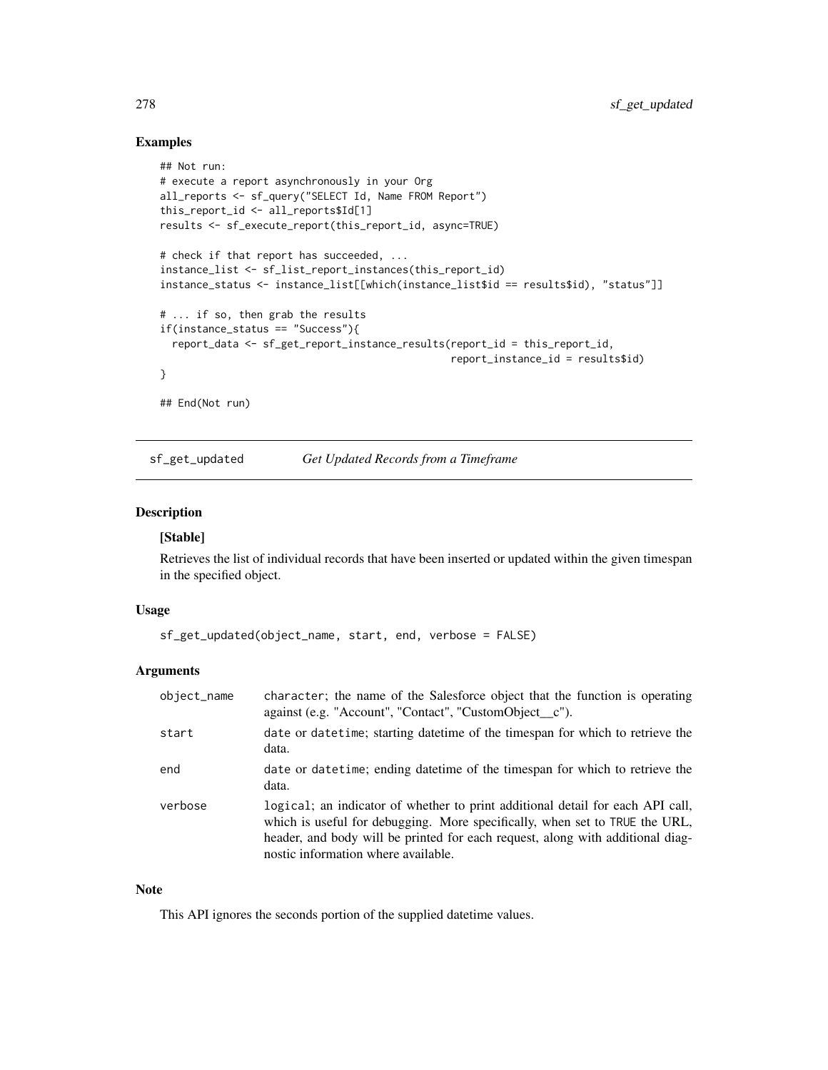### Examples

```
## Not run:
# execute a report asynchronously in your Org
all_reports <- sf_query("SELECT Id, Name FROM Report")
this_report_id <- all_reports$Id[1]
results <- sf_execute_report(this_report_id, async=TRUE)

# check if that report has succeeded, ...
instance_list <- sf_list_report_instances(this_report_id)
instance_status <- instance_list[[which(instance_list$id == results$id), "status"]]

# ... if so, then grab the results
if(instance_status == "Success"){
  report_data <- sf_get_report_instance_results(report_id = this_report_id,
                                                report_instance_id = results$id)
}

## End(Not run)
```

---

## sf_get_updated *Get Updated Records from a Timeframe*

### Description

**[Stable]**

Retrieves the list of individual records that have been inserted or updated within the given timespan in the specified object.

### Usage

```
sf_get_updated(object_name, start, end, verbose = FALSE)
```

### Arguments

| | |
|---|---|
| `object_name` | `character`; the name of the Salesforce object that the function is operating against (e.g. "Account", "Contact", "CustomObject__c"). |
| `start` | `date` or `datetime`; starting datetime of the timespan for which to retrieve the data. |
| `end` | `date` or `datetime`; ending datetime of the timespan for which to retrieve the data. |
| `verbose` | `logical`; an indicator of whether to print additional detail for each API call, which is useful for debugging. More specifically, when set to `TRUE` the URL, header, and body will be printed for each request, along with additional diagnostic information where available. |

### Note

This API ignores the seconds portion of the supplied datetime values.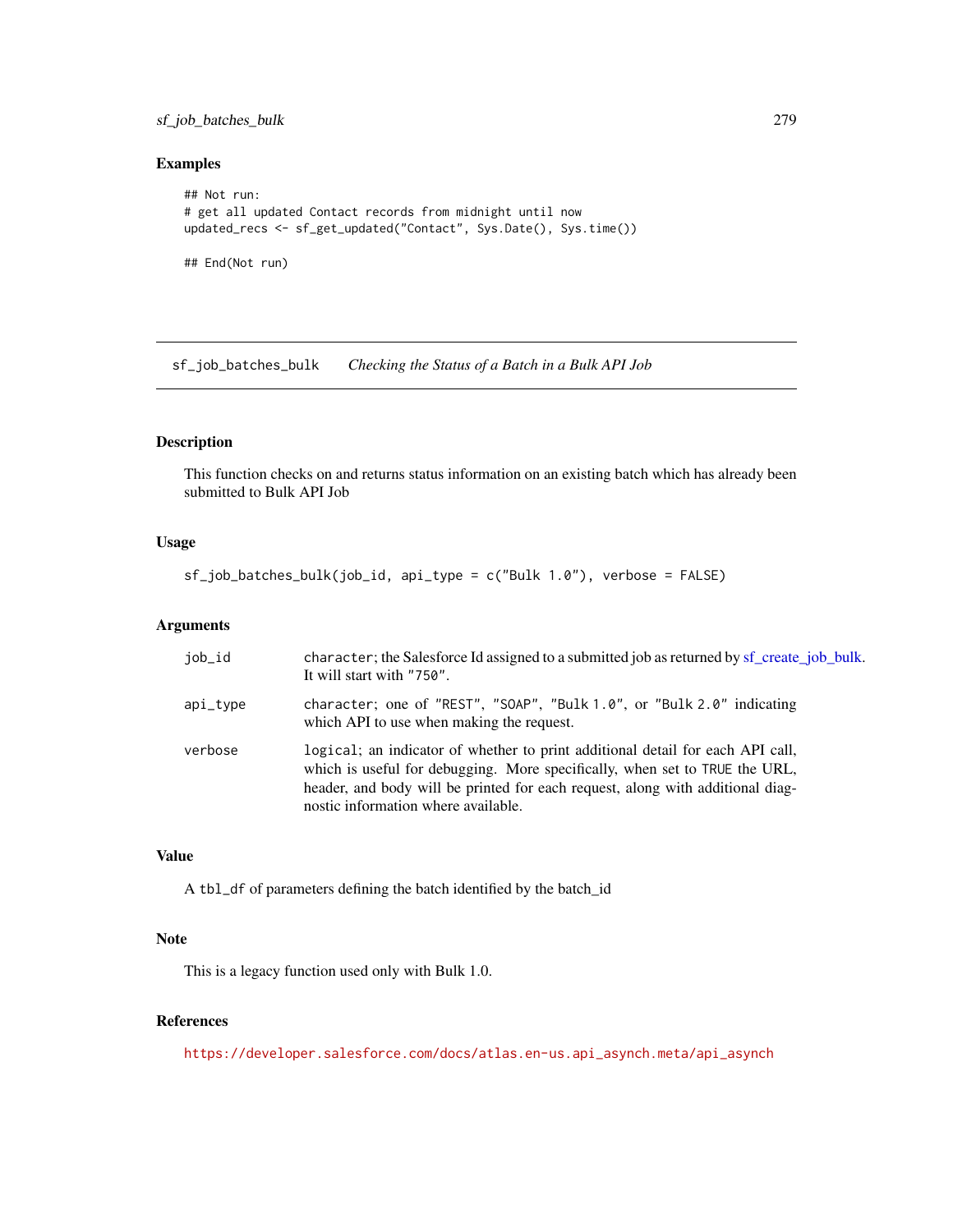## Examples

```
## Not run:
# get all updated Contact records from midnight until now
updated_recs <- sf_get_updated("Contact", Sys.Date(), Sys.time())

## End(Not run)
```

---

## sf_job_batches_bulk    *Checking the Status of a Batch in a Bulk API Job*

---

### Description

This function checks on and returns status information on an existing batch which has already been submitted to Bulk API Job

### Usage

```
sf_job_batches_bulk(job_id, api_type = c("Bulk 1.0"), verbose = FALSE)
```

### Arguments

| | |
|---|---|
| job_id | character; the Salesforce Id assigned to a submitted job as returned by sf_create_job_bulk. It will start with "750". |
| api_type | character; one of "REST", "SOAP", "Bulk 1.0", or "Bulk 2.0" indicating which API to use when making the request. |
| verbose | logical; an indicator of whether to print additional detail for each API call, which is useful for debugging. More specifically, when set to TRUE the URL, header, and body will be printed for each request, along with additional diagnostic information where available. |

### Value

A tbl_df of parameters defining the batch identified by the batch_id

### Note

This is a legacy function used only with Bulk 1.0.

### References

https://developer.salesforce.com/docs/atlas.en-us.api_asynch.meta/api_asynch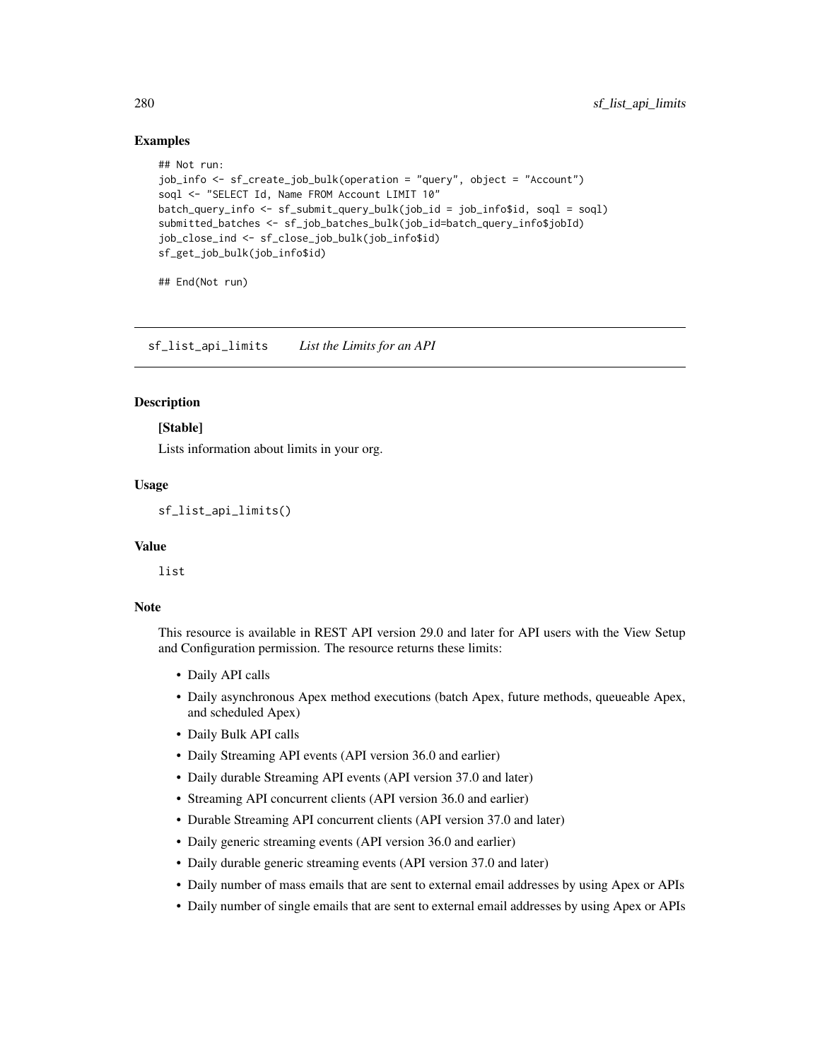## Examples

```
## Not run:
job_info <- sf_create_job_bulk(operation = "query", object = "Account")
soql <- "SELECT Id, Name FROM Account LIMIT 10"
batch_query_info <- sf_submit_query_bulk(job_id = job_info$id, soql = soql)
submitted_batches <- sf_job_batches_bulk(job_id=batch_query_info$jobId)
job_close_ind <- sf_close_job_bulk(job_info$id)
sf_get_job_bulk(job_info$id)

## End(Not run)
```

---

# sf_list_api_limits *List the Limits for an API*

---

## Description

**[Stable]**

Lists information about limits in your org.

## Usage

```
sf_list_api_limits()
```

## Value

list

## Note

This resource is available in REST API version 29.0 and later for API users with the View Setup and Configuration permission. The resource returns these limits:

- Daily API calls
- Daily asynchronous Apex method executions (batch Apex, future methods, queueable Apex, and scheduled Apex)
- Daily Bulk API calls
- Daily Streaming API events (API version 36.0 and earlier)
- Daily durable Streaming API events (API version 37.0 and later)
- Streaming API concurrent clients (API version 36.0 and earlier)
- Durable Streaming API concurrent clients (API version 37.0 and later)
- Daily generic streaming events (API version 36.0 and earlier)
- Daily durable generic streaming events (API version 37.0 and later)
- Daily number of mass emails that are sent to external email addresses by using Apex or APIs
- Daily number of single emails that are sent to external email addresses by using Apex or APIs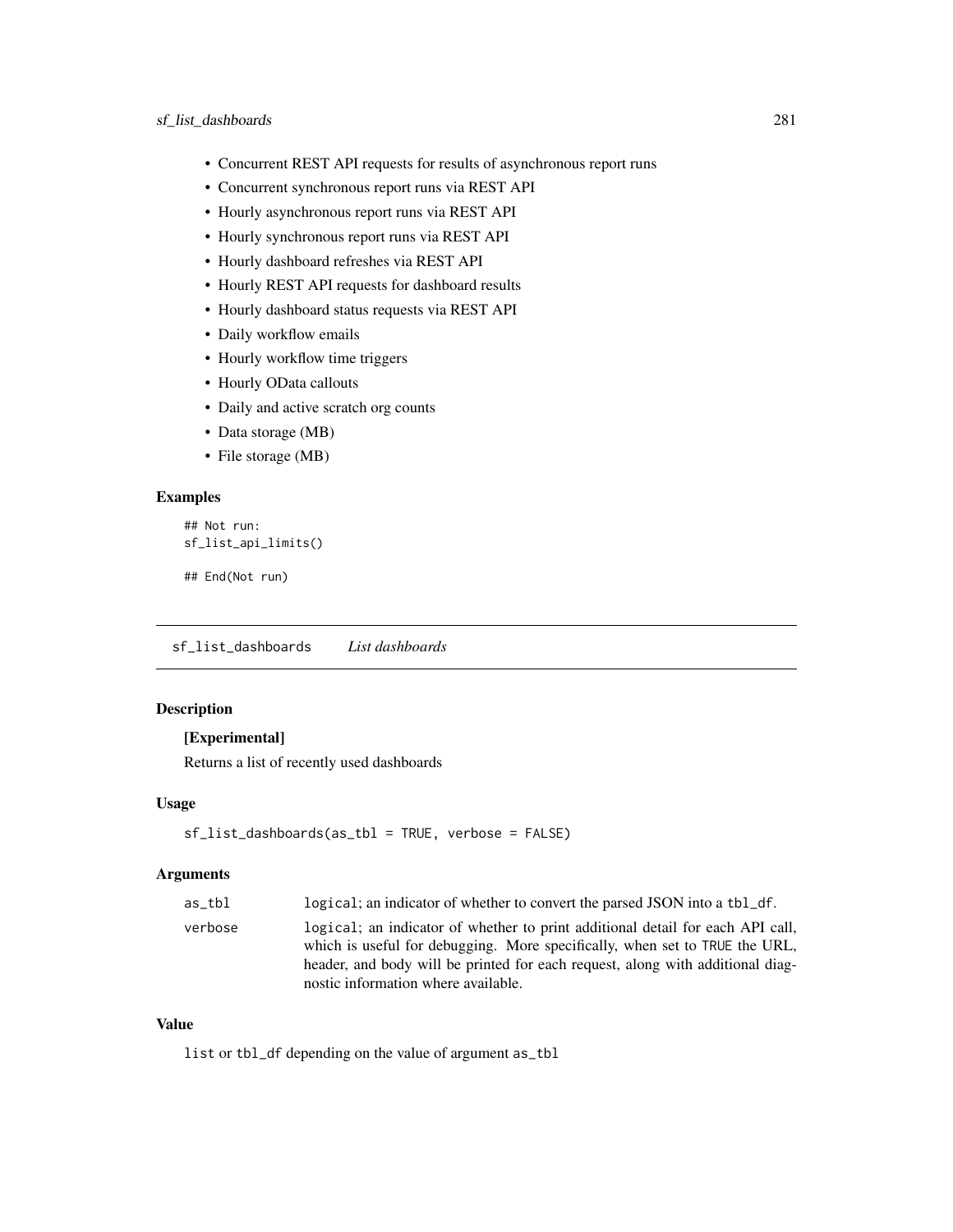- Concurrent REST API requests for results of asynchronous report runs
- Concurrent synchronous report runs via REST API
- Hourly asynchronous report runs via REST API
- Hourly synchronous report runs via REST API
- Hourly dashboard refreshes via REST API
- Hourly REST API requests for dashboard results
- Hourly dashboard status requests via REST API
- Daily workflow emails
- Hourly workflow time triggers
- Hourly OData callouts
- Daily and active scratch org counts
- Data storage (MB)
- File storage (MB)

### Examples

```
## Not run:
sf_list_api_limits()

## End(Not run)
```

---

## sf_list_dashboards    *List dashboards*

---

### Description

**[Experimental]**

Returns a list of recently used dashboards

### Usage

```
sf_list_dashboards(as_tbl = TRUE, verbose = FALSE)
```

### Arguments

| | |
|---|---|
| as_tbl | logical; an indicator of whether to convert the parsed JSON into a tbl_df. |
| verbose | logical; an indicator of whether to print additional detail for each API call, which is useful for debugging. More specifically, when set to TRUE the URL, header, and body will be printed for each request, along with additional diagnostic information where available. |

### Value

list or tbl_df depending on the value of argument as_tbl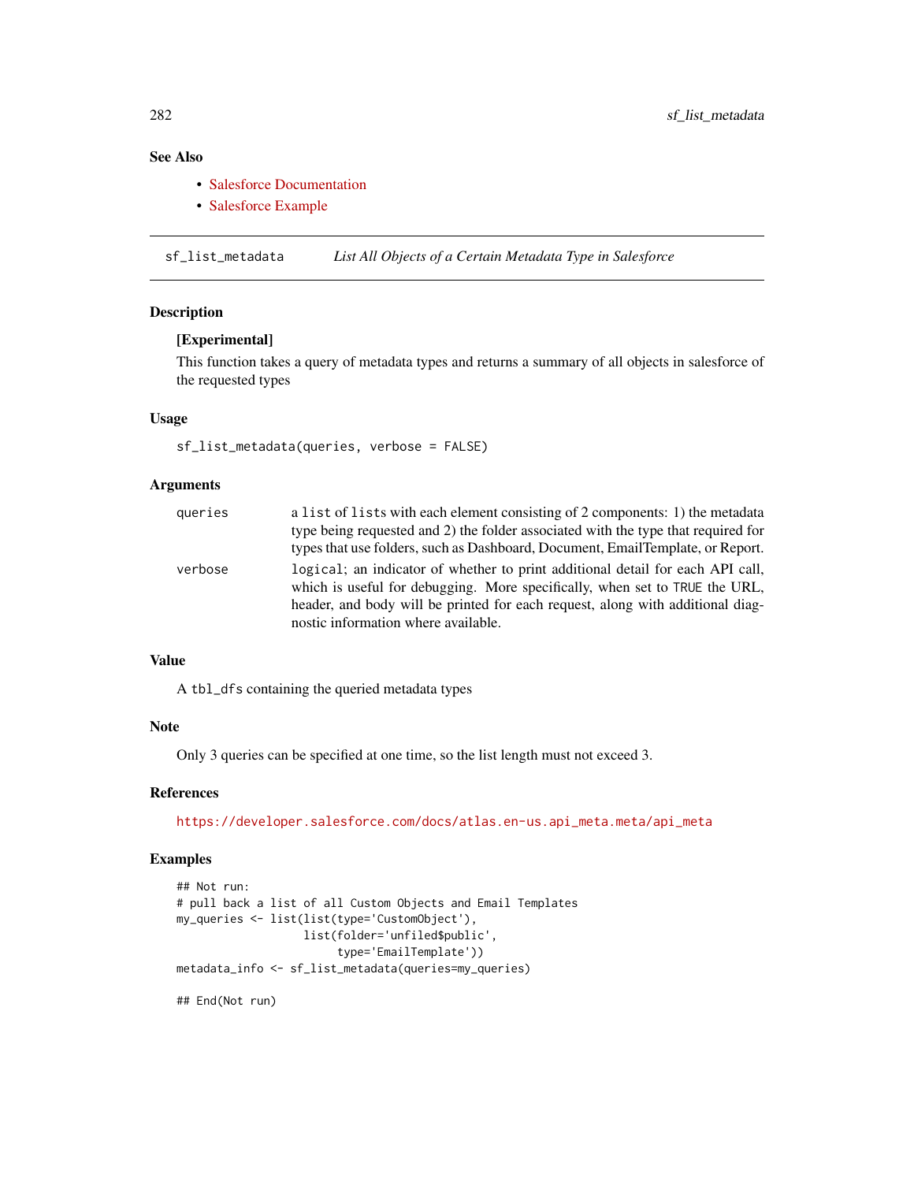## See Also

- Salesforce Documentation
- Salesforce Example

---

**sf_list_metadata** *List All Objects of a Certain Metadata Type in Salesforce*

---

### Description

**[Experimental]**

This function takes a query of metadata types and returns a summary of all objects in salesforce of the requested types

### Usage

```
sf_list_metadata(queries, verbose = FALSE)
```

### Arguments

| | |
|---|---|
| queries | a `list` of `lists` with each element consisting of 2 components: 1) the metadata type being requested and 2) the folder associated with the type that required for types that use folders, such as Dashboard, Document, EmailTemplate, or Report. |
| verbose | `logical`; an indicator of whether to print additional detail for each API call, which is useful for debugging. More specifically, when set to `TRUE` the URL, header, and body will be printed for each request, along with additional diagnostic information where available. |

### Value

A `tbl_dfs` containing the queried metadata types

### Note

Only 3 queries can be specified at one time, so the list length must not exceed 3.

### References

https://developer.salesforce.com/docs/atlas.en-us.api_meta.meta/api_meta

### Examples

```
## Not run:
# pull back a list of all Custom Objects and Email Templates
my_queries <- list(list(type='CustomObject'),
                   list(folder='unfiled$public',
                        type='EmailTemplate'))
metadata_info <- sf_list_metadata(queries=my_queries)

## End(Not run)
```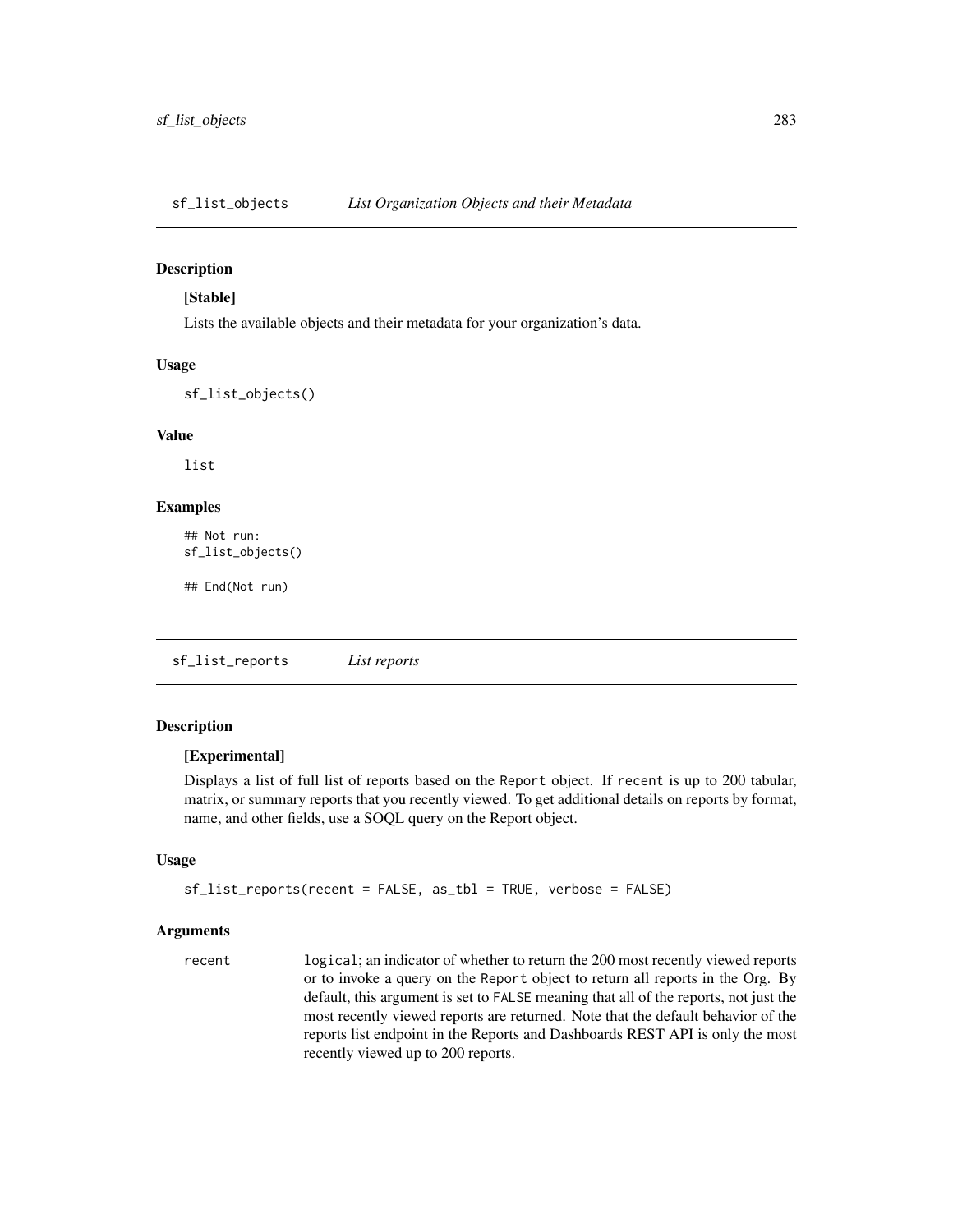## sf_list_objects — *List Organization Objects and their Metadata*

### Description

**[Stable]**

Lists the available objects and their metadata for your organization's data.

### Usage

```
sf_list_objects()
```

### Value

list

### Examples

```
## Not run:
sf_list_objects()

## End(Not run)
```

## sf_list_reports — *List reports*

### Description

**[Experimental]**

Displays a list of full list of reports based on the Report object. If recent is up to 200 tabular, matrix, or summary reports that you recently viewed. To get additional details on reports by format, name, and other fields, use a SOQL query on the Report object.

### Usage

```
sf_list_reports(recent = FALSE, as_tbl = TRUE, verbose = FALSE)
```

### Arguments

| | |
|---|---|
| recent | logical; an indicator of whether to return the 200 most recently viewed reports or to invoke a query on the Report object to return all reports in the Org. By default, this argument is set to FALSE meaning that all of the reports, not just the most recently viewed reports are returned. Note that the default behavior of the reports list endpoint in the Reports and Dashboards REST API is only the most recently viewed up to 200 reports. |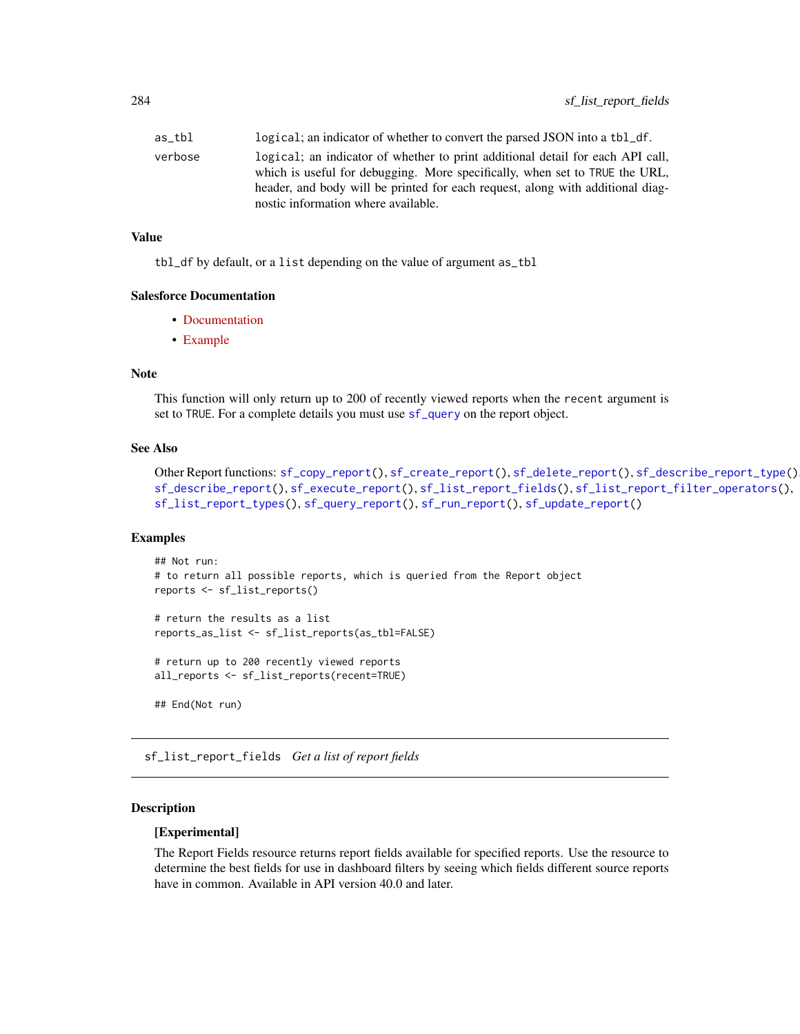| | |
|---|---|
| as_tbl | logical; an indicator of whether to convert the parsed JSON into a tbl_df. |
| verbose | logical; an indicator of whether to print additional detail for each API call, which is useful for debugging. More specifically, when set to TRUE the URL, header, and body will be printed for each request, along with additional diagnostic information where available. |

### Value

tbl_df by default, or a list depending on the value of argument as_tbl

### Salesforce Documentation

- Documentation
- Example

### Note

This function will only return up to 200 of recently viewed reports when the recent argument is set to TRUE. For a complete details you must use sf_query on the report object.

### See Also

Other Report functions: sf_copy_report(), sf_create_report(), sf_delete_report(), sf_describe_report_type(), sf_describe_report(), sf_execute_report(), sf_list_report_fields(), sf_list_report_filter_operators(), sf_list_report_types(), sf_query_report(), sf_run_report(), sf_update_report()

### Examples

```
## Not run:
# to return all possible reports, which is queried from the Report object
reports <- sf_list_reports()

# return the results as a list
reports_as_list <- sf_list_reports(as_tbl=FALSE)

# return up to 200 recently viewed reports
all_reports <- sf_list_reports(recent=TRUE)

## End(Not run)
```

---

## sf_list_report_fields *Get a list of report fields*

---

### Description

**[Experimental]**

The Report Fields resource returns report fields available for specified reports. Use the resource to determine the best fields for use in dashboard filters by seeing which fields different source reports have in common. Available in API version 40.0 and later.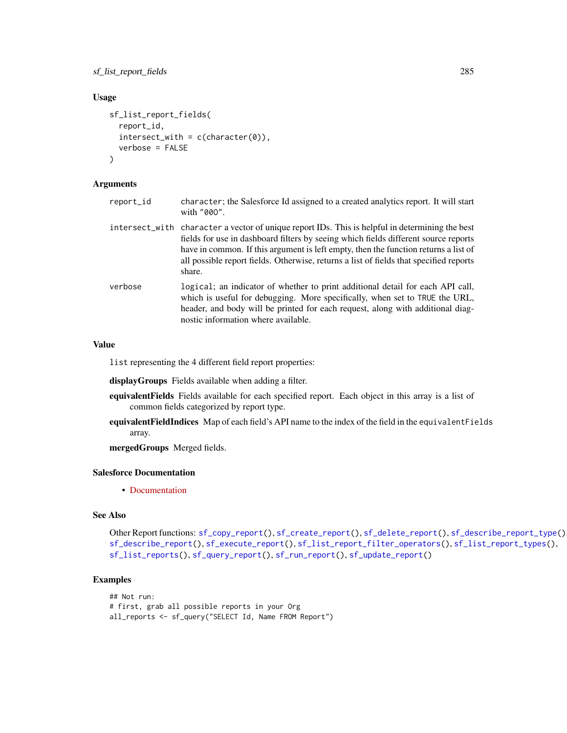### Usage

```
sf_list_report_fields(
  report_id,
  intersect_with = c(character(0)),
  verbose = FALSE
)
```

### Arguments

| | |
|---|---|
| report_id | character; the Salesforce Id assigned to a created analytics report. It will start with "00O". |
| intersect_with | character a vector of unique report IDs. This is helpful in determining the best fields for use in dashboard filters by seeing which fields different source reports have in common. If this argument is left empty, then the function returns a list of all possible report fields. Otherwise, returns a list of fields that specified reports share. |
| verbose | logical; an indicator of whether to print additional detail for each API call, which is useful for debugging. More specifically, when set to TRUE the URL, header, and body will be printed for each request, along with additional diagnostic information where available. |

### Value

list representing the 4 different field report properties:

**displayGroups** Fields available when adding a filter.

**equivalentFields** Fields available for each specified report. Each object in this array is a list of common fields categorized by report type.

**equivalentFieldIndices** Map of each field's API name to the index of the field in the equivalentFields array.

**mergedGroups** Merged fields.

### Salesforce Documentation

- Documentation

### See Also

Other Report functions: sf_copy_report(), sf_create_report(), sf_delete_report(), sf_describe_report_type(), sf_describe_report(), sf_execute_report(), sf_list_report_filter_operators(), sf_list_report_types(), sf_list_reports(), sf_query_report(), sf_run_report(), sf_update_report()

### Examples

```
## Not run:
# first, grab all possible reports in your Org
all_reports <- sf_query("SELECT Id, Name FROM Report")
```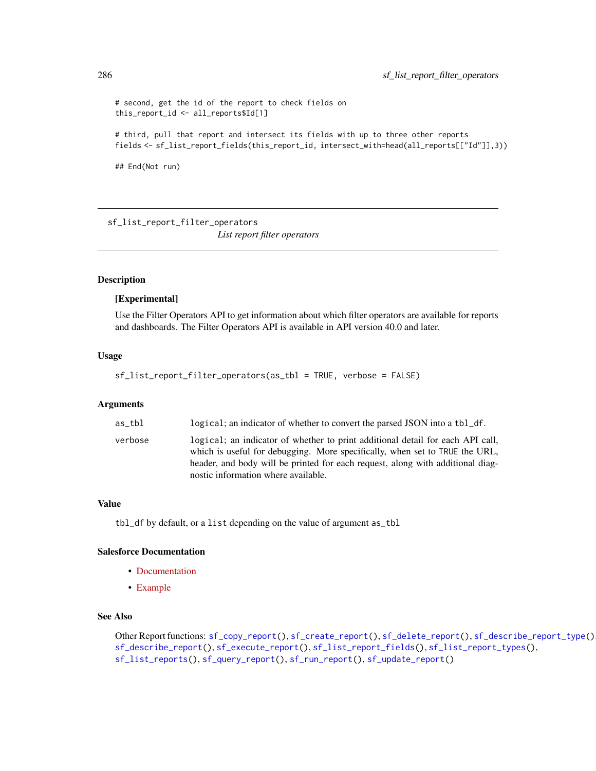```
# second, get the id of the report to check fields on
this_report_id <- all_reports$Id[1]

# third, pull that report and intersect its fields with up to three other reports
fields <- sf_list_report_fields(this_report_id, intersect_with=head(all_reports[["Id"]],3))

## End(Not run)
```

---

## sf_list_report_filter_operators

*List report filter operators*

---

### Description

**[Experimental]**

Use the Filter Operators API to get information about which filter operators are available for reports and dashboards. The Filter Operators API is available in API version 40.0 and later.

### Usage

```
sf_list_report_filter_operators(as_tbl = TRUE, verbose = FALSE)
```

### Arguments

| | |
|---|---|
| as_tbl | logical; an indicator of whether to convert the parsed JSON into a tbl_df. |
| verbose | logical; an indicator of whether to print additional detail for each API call, which is useful for debugging. More specifically, when set to TRUE the URL, header, and body will be printed for each request, along with additional diagnostic information where available. |

### Value

tbl_df by default, or a list depending on the value of argument as_tbl

### Salesforce Documentation

- Documentation
- Example

### See Also

Other Report functions: sf_copy_report(), sf_create_report(), sf_delete_report(), sf_describe_report_type(), sf_describe_report(), sf_execute_report(), sf_list_report_fields(), sf_list_report_types(), sf_list_reports(), sf_query_report(), sf_run_report(), sf_update_report()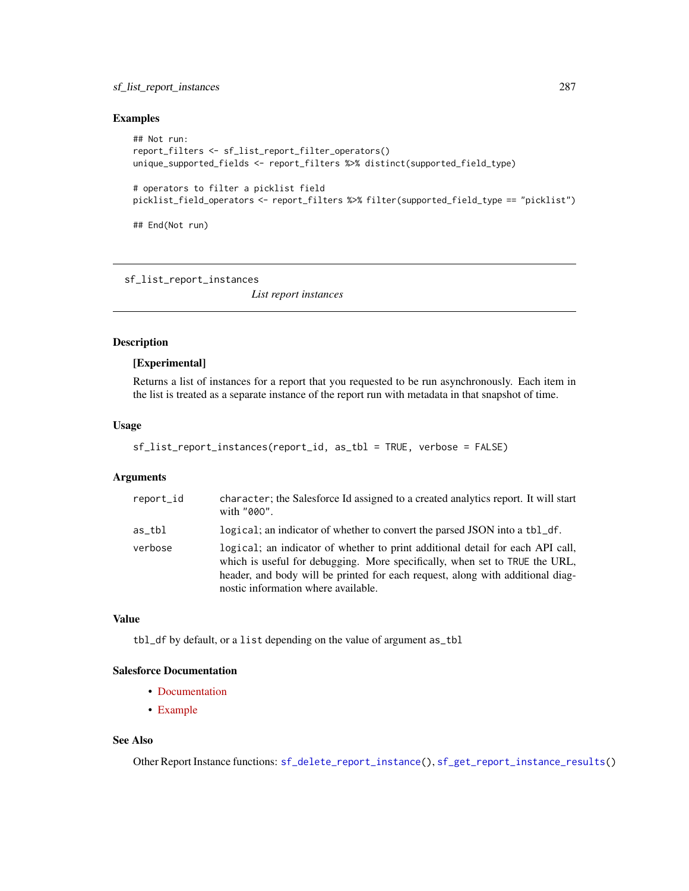## Examples

```
## Not run:
report_filters <- sf_list_report_filter_operators()
unique_supported_fields <- report_filters %>% distinct(supported_field_type)

# operators to filter a picklist field
picklist_field_operators <- report_filters %>% filter(supported_field_type == "picklist")

## End(Not run)
```

---

`sf_list_report_instances` *List report instances*

---

## Description

**[Experimental]**

Returns a list of instances for a report that you requested to be run asynchronously. Each item in the list is treated as a separate instance of the report run with metadata in that snapshot of time.

## Usage

```
sf_list_report_instances(report_id, as_tbl = TRUE, verbose = FALSE)
```

## Arguments

| | |
|---|---|
| `report_id` | `character`; the Salesforce Id assigned to a created analytics report. It will start with "000". |
| `as_tbl` | `logical`; an indicator of whether to convert the parsed JSON into a `tbl_df`. |
| `verbose` | `logical`; an indicator of whether to print additional detail for each API call, which is useful for debugging. More specifically, when set to `TRUE` the URL, header, and body will be printed for each request, along with additional diagnostic information where available. |

## Value

`tbl_df` by default, or a `list` depending on the value of argument `as_tbl`

## Salesforce Documentation

- Documentation
- Example

## See Also

Other Report Instance functions: `sf_delete_report_instance()`, `sf_get_report_instance_results()`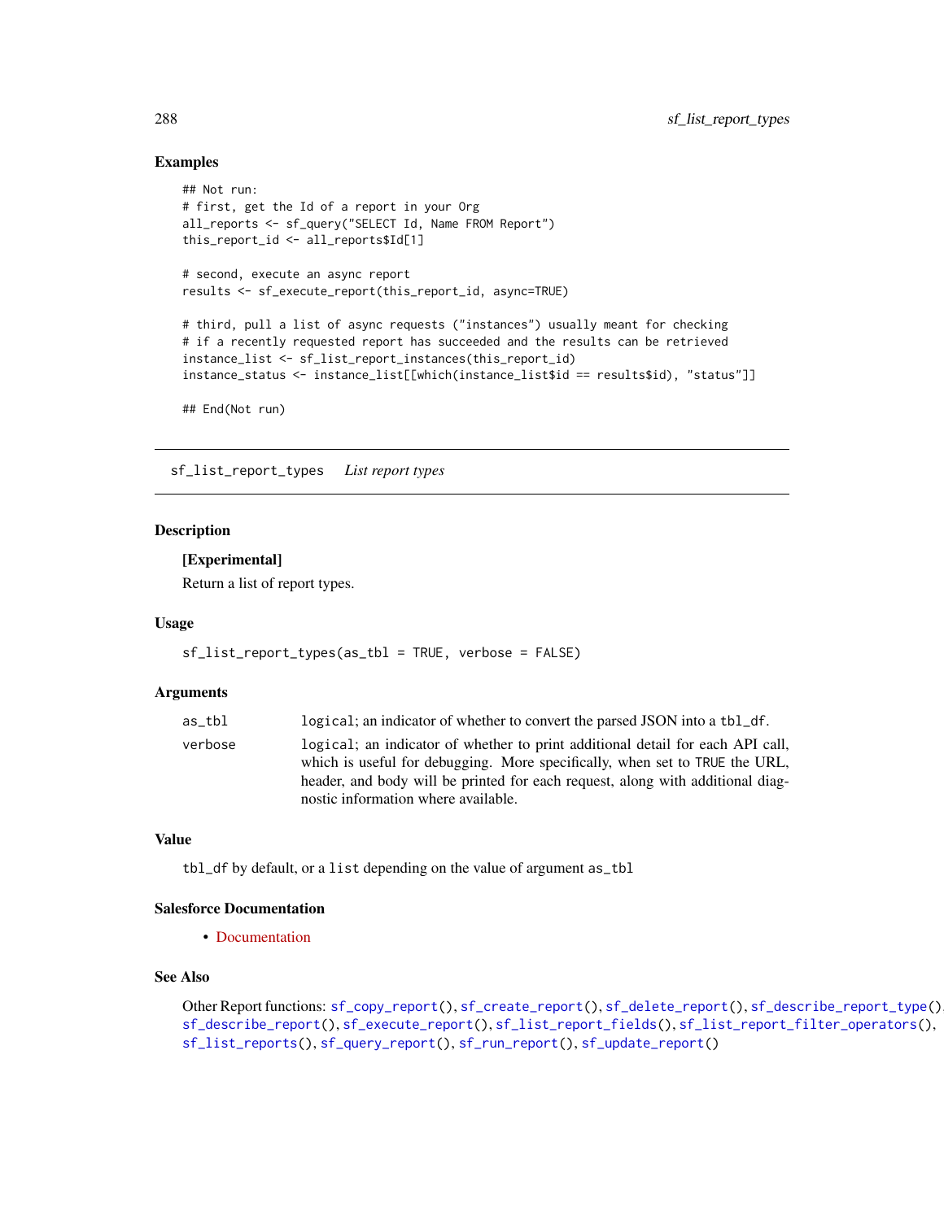## Examples

```
## Not run:
# first, get the Id of a report in your Org
all_reports <- sf_query("SELECT Id, Name FROM Report")
this_report_id <- all_reports$Id[1]

# second, execute an async report
results <- sf_execute_report(this_report_id, async=TRUE)

# third, pull a list of async requests ("instances") usually meant for checking
# if a recently requested report has succeeded and the results can be retrieved
instance_list <- sf_list_report_instances(this_report_id)
instance_status <- instance_list[[which(instance_list$id == results$id), "status"]]

## End(Not run)
```

---

# sf_list_report_types *List report types*

## Description

**[Experimental]**

Return a list of report types.

## Usage

```
sf_list_report_types(as_tbl = TRUE, verbose = FALSE)
```

## Arguments

| | |
|---|---|
| as_tbl | `logical`; an indicator of whether to convert the parsed JSON into a `tbl_df`. |
| verbose | `logical`; an indicator of whether to print additional detail for each API call, which is useful for debugging. More specifically, when set to `TRUE` the URL, header, and body will be printed for each request, along with additional diagnostic information where available. |

## Value

`tbl_df` by default, or a `list` depending on the value of argument `as_tbl`

## Salesforce Documentation

- Documentation

## See Also

Other Report functions: `sf_copy_report()`, `sf_create_report()`, `sf_delete_report()`, `sf_describe_report_type()`, `sf_describe_report()`, `sf_execute_report()`, `sf_list_report_fields()`, `sf_list_report_filter_operators()`, `sf_list_reports()`, `sf_query_report()`, `sf_run_report()`, `sf_update_report()`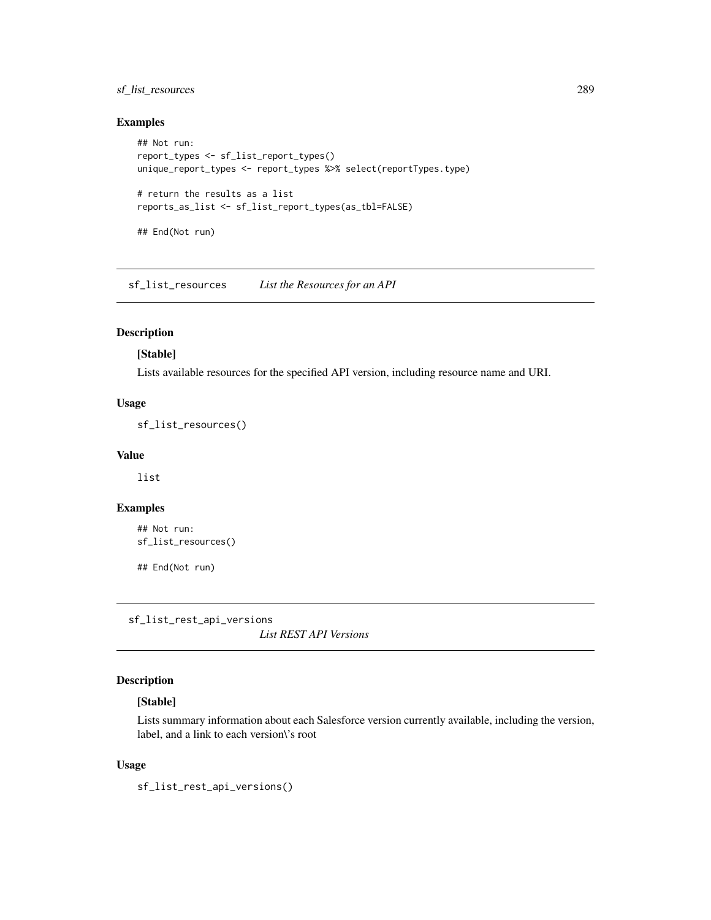### Examples

```
## Not run:
report_types <- sf_list_report_types()
unique_report_types <- report_types %>% select(reportTypes.type)

# return the results as a list
reports_as_list <- sf_list_report_types(as_tbl=FALSE)

## End(Not run)
```

## sf_list_resources *List the Resources for an API*

### Description

**[Stable]**

Lists available resources for the specified API version, including resource name and URI.

### Usage

```
sf_list_resources()
```

### Value

list

### Examples

```
## Not run:
sf_list_resources()

## End(Not run)
```

## sf_list_rest_api_versions *List REST API Versions*

### Description

**[Stable]**

Lists summary information about each Salesforce version currently available, including the version, label, and a link to each version\'s root

### Usage

```
sf_list_rest_api_versions()
```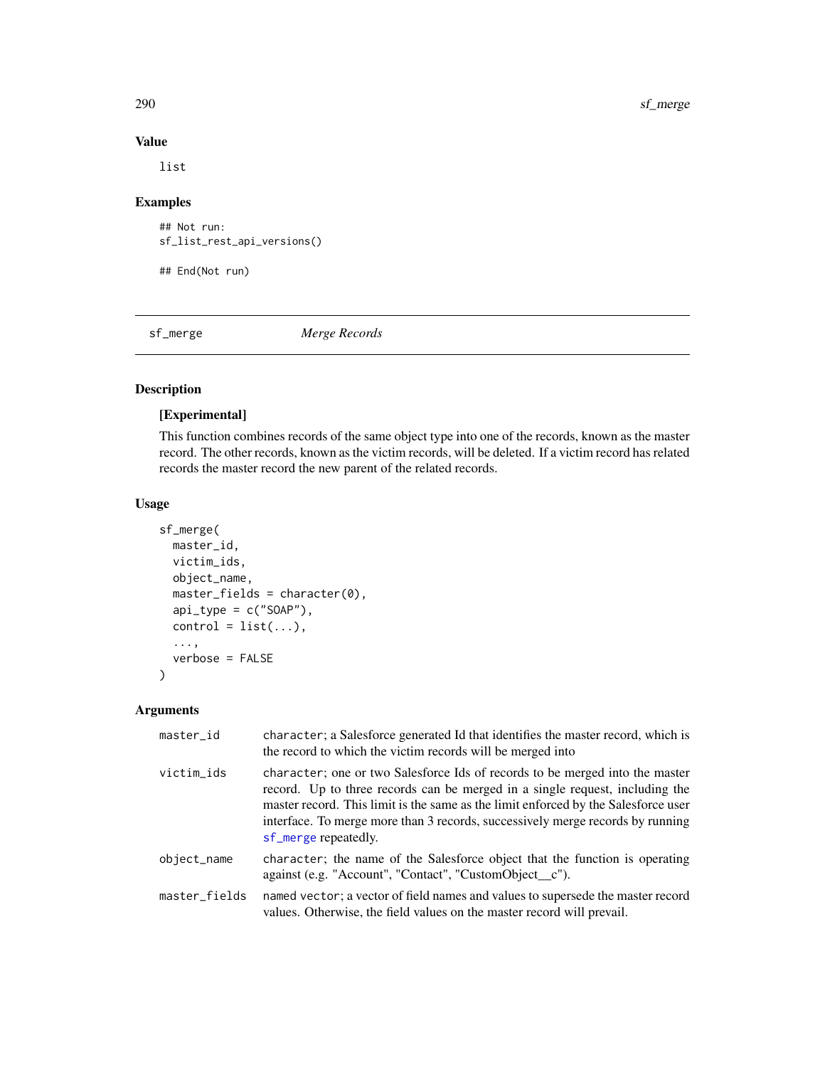## Value

list

## Examples

```
## Not run:
sf_list_rest_api_versions()

## End(Not run)
```

---

sf_merge    *Merge Records*

---

## Description

**[Experimental]**

This function combines records of the same object type into one of the records, known as the master record. The other records, known as the victim records, will be deleted. If a victim record has related records the master record the new parent of the related records.

## Usage

```
sf_merge(
  master_id,
  victim_ids,
  object_name,
  master_fields = character(0),
  api_type = c("SOAP"),
  control = list(...),
  ...,
  verbose = FALSE
)
```

## Arguments

| | |
|---|---|
| master_id | character; a Salesforce generated Id that identifies the master record, which is the record to which the victim records will be merged into |
| victim_ids | character; one or two Salesforce Ids of records to be merged into the master record. Up to three records can be merged in a single request, including the master record. This limit is the same as the limit enforced by the Salesforce user interface. To merge more than 3 records, successively merge records by running sf_merge repeatedly. |
| object_name | character; the name of the Salesforce object that the function is operating against (e.g. "Account", "Contact", "CustomObject__c"). |
| master_fields | named vector; a vector of field names and values to supersede the master record values. Otherwise, the field values on the master record will prevail. |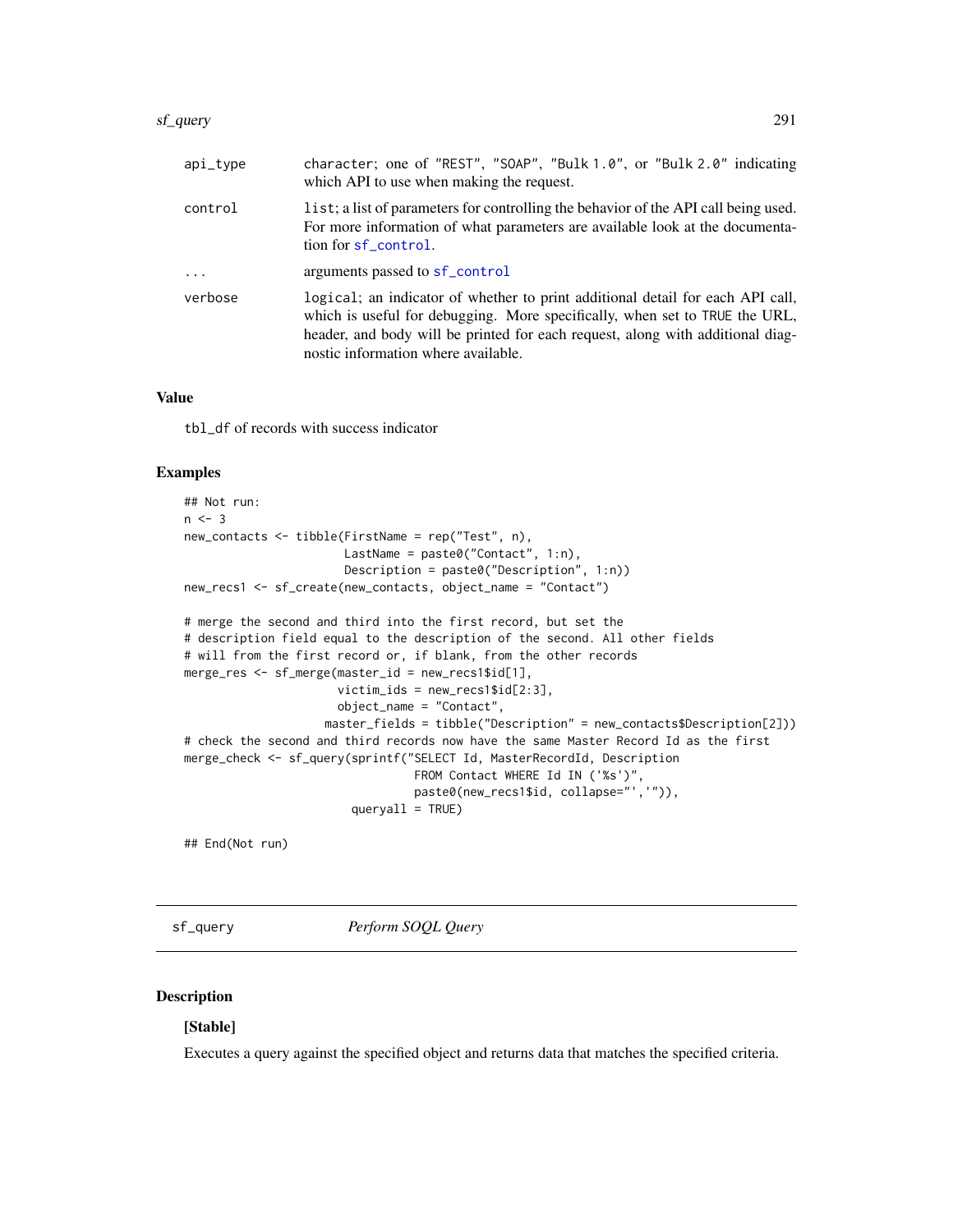| | |
|---|---|
| api_type | character; one of "REST", "SOAP", "Bulk 1.0", or "Bulk 2.0" indicating which API to use when making the request. |
| control | list; a list of parameters for controlling the behavior of the API call being used. For more information of what parameters are available look at the documentation for sf_control. |
| ... | arguments passed to sf_control |
| verbose | logical; an indicator of whether to print additional detail for each API call, which is useful for debugging. More specifically, when set to TRUE the URL, header, and body will be printed for each request, along with additional diagnostic information where available. |

### Value

tbl_df of records with success indicator

### Examples

```
## Not run:
n <- 3
new_contacts <- tibble(FirstName = rep("Test", n),
                       LastName = paste0("Contact", 1:n),
                       Description = paste0("Description", 1:n))
new_recs1 <- sf_create(new_contacts, object_name = "Contact")

# merge the second and third into the first record, but set the
# description field equal to the description of the second. All other fields
# will from the first record or, if blank, from the other records
merge_res <- sf_merge(master_id = new_recs1$id[1],
                      victim_ids = new_recs1$id[2:3],
                      object_name = "Contact",
                    master_fields = tibble("Description" = new_contacts$Description[2]))
# check the second and third records now have the same Master Record Id as the first
merge_check <- sf_query(sprintf("SELECT Id, MasterRecordId, Description
                                 FROM Contact WHERE Id IN ('%s')",
                                 paste0(new_recs1$id, collapse="','")),
                        queryall = TRUE)

## End(Not run)
```

---

## sf_query &nbsp;&nbsp;&nbsp;&nbsp; *Perform SOQL Query*

### Description

**[Stable]**

Executes a query against the specified object and returns data that matches the specified criteria.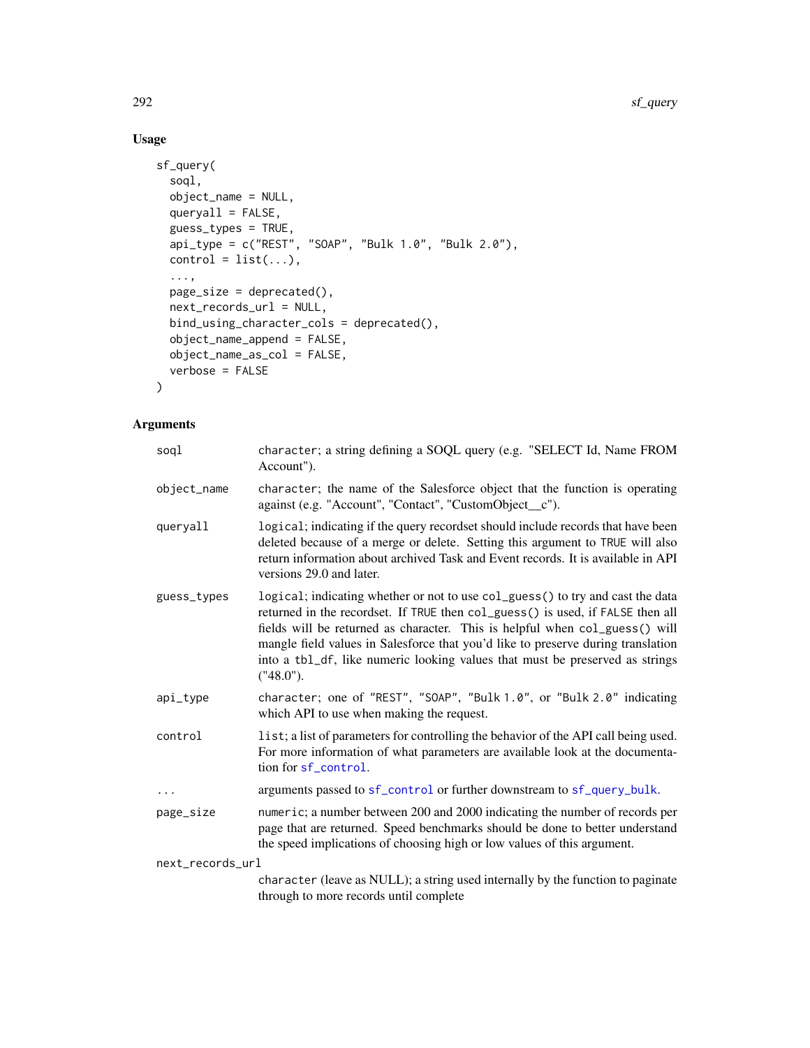## Usage

```
sf_query(
  soql,
  object_name = NULL,
  queryall = FALSE,
  guess_types = TRUE,
  api_type = c("REST", "SOAP", "Bulk 1.0", "Bulk 2.0"),
  control = list(...),
  ...,
  page_size = deprecated(),
  next_records_url = NULL,
  bind_using_character_cols = deprecated(),
  object_name_append = FALSE,
  object_name_as_col = FALSE,
  verbose = FALSE
)
```

## Arguments

| | |
|---|---|
| `soql` | `character`; a string defining a SOQL query (e.g. "SELECT Id, Name FROM Account"). |
| `object_name` | `character`; the name of the Salesforce object that the function is operating against (e.g. "Account", "Contact", "CustomObject__c"). |
| `queryall` | `logical`; indicating if the query recordset should include records that have been deleted because of a merge or delete. Setting this argument to `TRUE` will also return information about archived Task and Event records. It is available in API versions 29.0 and later. |
| `guess_types` | `logical`; indicating whether or not to use `col_guess()` to try and cast the data returned in the recordset. If `TRUE` then `col_guess()` is used, if `FALSE` then all fields will be returned as character. This is helpful when `col_guess()` will mangle field values in Salesforce that you'd like to preserve during translation into a `tbl_df`, like numeric looking values that must be preserved as strings ("48.0"). |
| `api_type` | `character`; one of `"REST"`, `"SOAP"`, `"Bulk 1.0"`, or `"Bulk 2.0"` indicating which API to use when making the request. |
| `control` | `list`; a list of parameters for controlling the behavior of the API call being used. For more information of what parameters are available look at the documentation for `sf_control`. |
| `...` | arguments passed to `sf_control` or further downstream to `sf_query_bulk`. |
| `page_size` | `numeric`; a number between 200 and 2000 indicating the number of records per page that are returned. Speed benchmarks should be done to better understand the speed implications of choosing high or low values of this argument. |
| `next_records_url` | `character` (leave as NULL); a string used internally by the function to paginate through to more records until complete |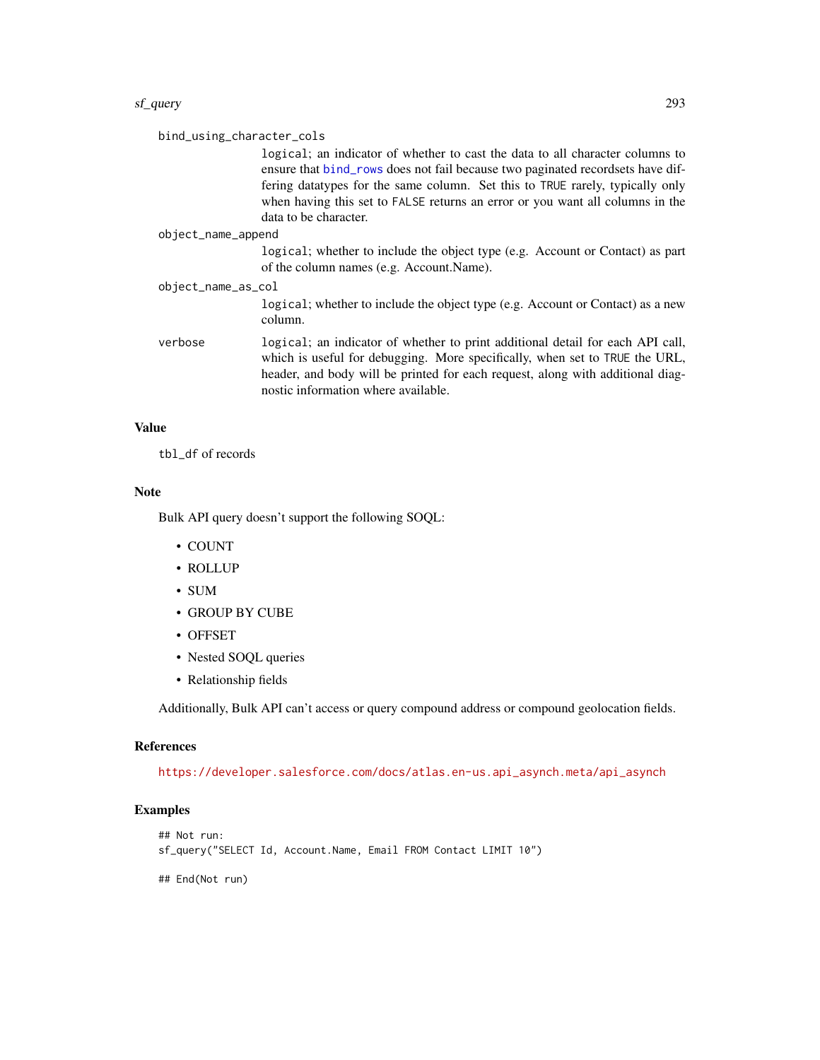bind_using_character_cols
: logical; an indicator of whether to cast the data to all character columns to ensure that bind_rows does not fail because two paginated recordsets have differing datatypes for the same column. Set this to TRUE rarely, typically only when having this set to FALSE returns an error or you want all columns in the data to be character.

object_name_append
: logical; whether to include the object type (e.g. Account or Contact) as part of the column names (e.g. Account.Name).

object_name_as_col
: logical; whether to include the object type (e.g. Account or Contact) as a new column.

verbose
: logical; an indicator of whether to print additional detail for each API call, which is useful for debugging. More specifically, when set to TRUE the URL, header, and body will be printed for each request, along with additional diagnostic information where available.

## Value

tbl_df of records

## Note

Bulk API query doesn't support the following SOQL:

- COUNT
- ROLLUP
- SUM
- GROUP BY CUBE
- OFFSET
- Nested SOQL queries
- Relationship fields

Additionally, Bulk API can't access or query compound address or compound geolocation fields.

## References

https://developer.salesforce.com/docs/atlas.en-us.api_asynch.meta/api_asynch

## Examples

```
## Not run:
sf_query("SELECT Id, Account.Name, Email FROM Contact LIMIT 10")

## End(Not run)
```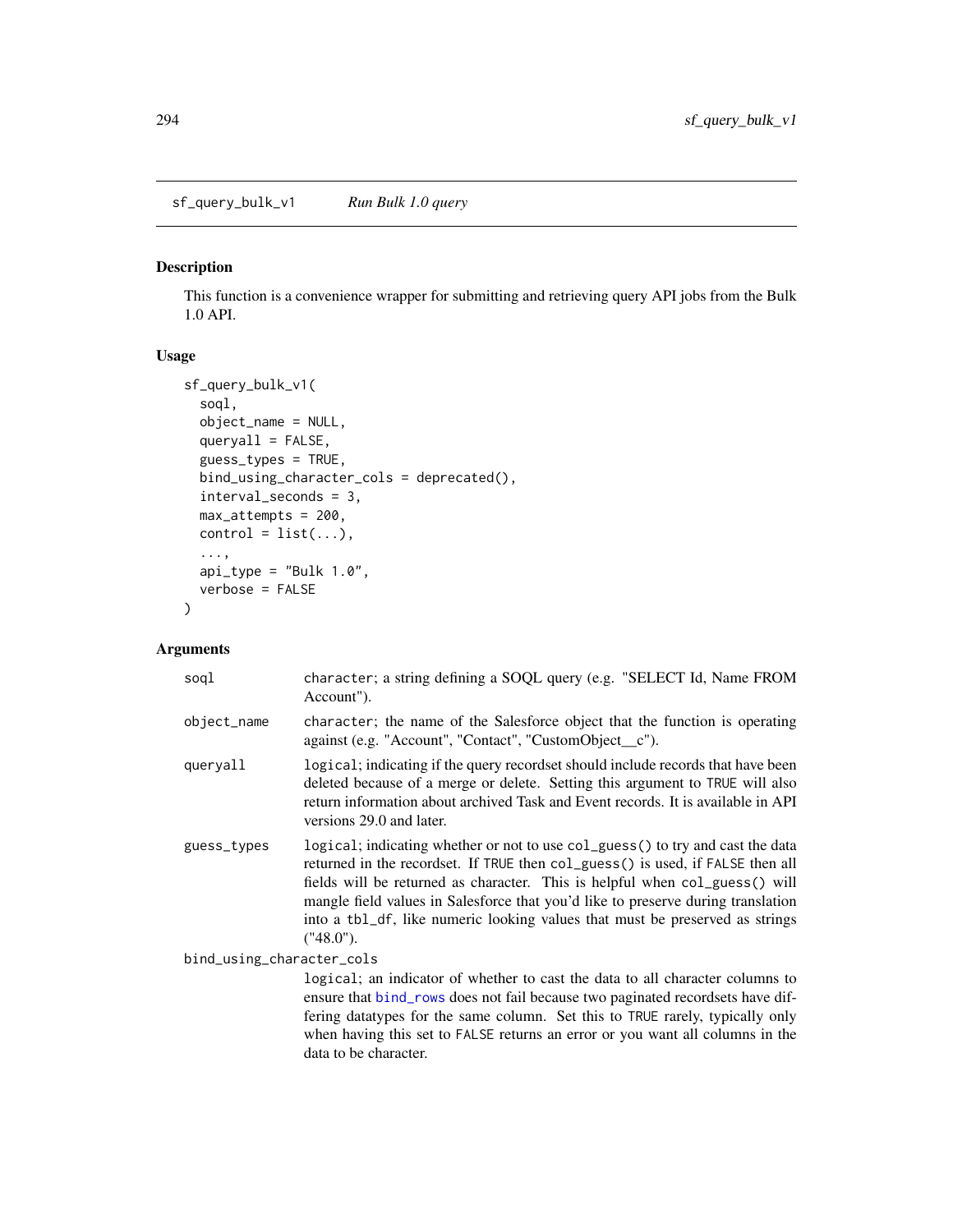## sf_query_bulk_v1 *Run Bulk 1.0 query*

### Description

This function is a convenience wrapper for submitting and retrieving query API jobs from the Bulk 1.0 API.

### Usage

```
sf_query_bulk_v1(
  soql,
  object_name = NULL,
  queryall = FALSE,
  guess_types = TRUE,
  bind_using_character_cols = deprecated(),
  interval_seconds = 3,
  max_attempts = 200,
  control = list(...),
  ...,
  api_type = "Bulk 1.0",
  verbose = FALSE
)
```

### Arguments

| Argument | Description |
|---|---|
| `soql` | `character`; a string defining a SOQL query (e.g. "SELECT Id, Name FROM Account"). |
| `object_name` | `character`; the name of the Salesforce object that the function is operating against (e.g. "Account", "Contact", "CustomObject__c"). |
| `queryall` | `logical`; indicating if the query recordset should include records that have been deleted because of a merge or delete. Setting this argument to `TRUE` will also return information about archived Task and Event records. It is available in API versions 29.0 and later. |
| `guess_types` | `logical`; indicating whether or not to use `col_guess()` to try and cast the data returned in the recordset. If `TRUE` then `col_guess()` is used, if `FALSE` then all fields will be returned as character. This is helpful when `col_guess()` will mangle field values in Salesforce that you'd like to preserve during translation into a `tbl_df`, like numeric looking values that must be preserved as strings ("48.0"). |
| `bind_using_character_cols` | `logical`; an indicator of whether to cast the data to all character columns to ensure that `bind_rows` does not fail because two paginated recordsets have differing datatypes for the same column. Set this to `TRUE` rarely, typically only when having this set to `FALSE` returns an error or you want all columns in the data to be character. |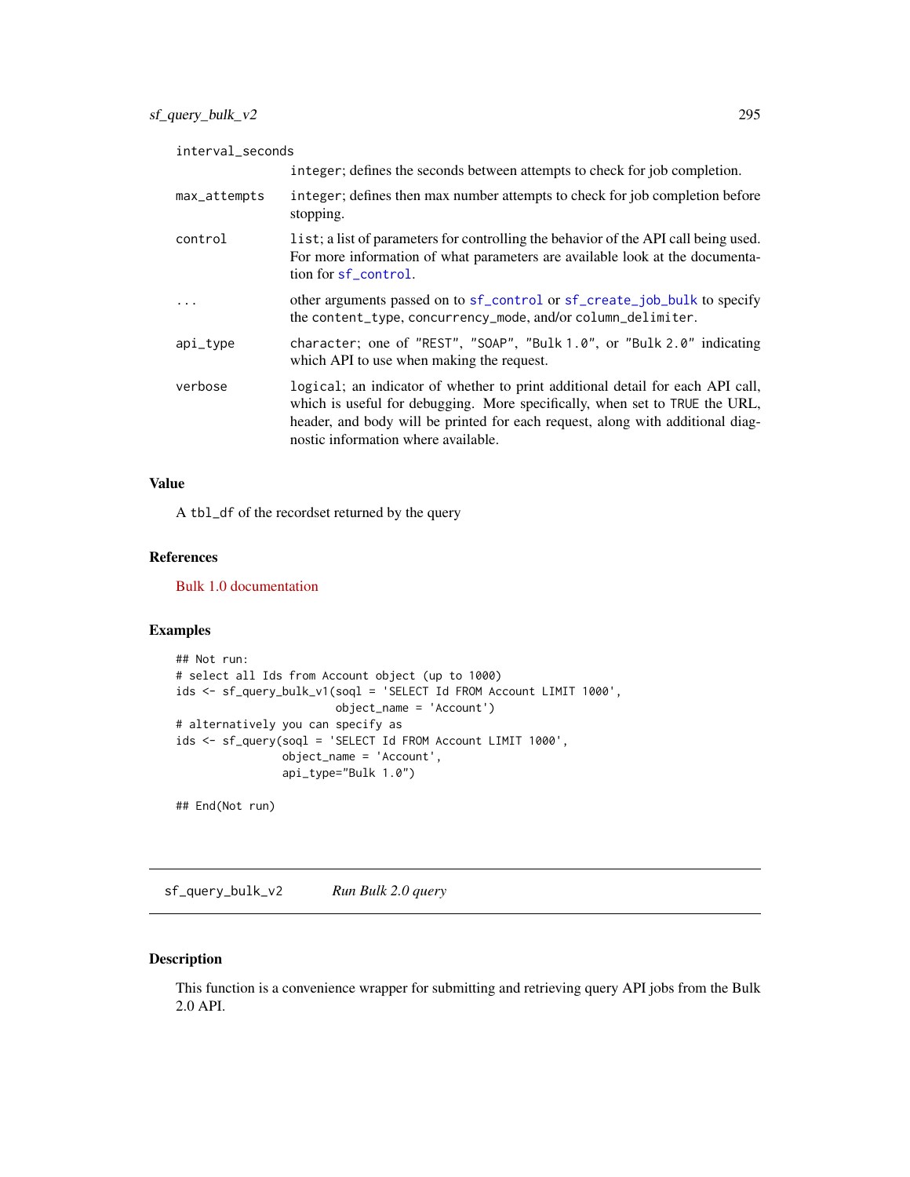| | |
|---|---|
| interval_seconds | integer; defines the seconds between attempts to check for job completion. |
| max_attempts | integer; defines then max number attempts to check for job completion before stopping. |
| control | list; a list of parameters for controlling the behavior of the API call being used. For more information of what parameters are available look at the documentation for sf_control. |
| ... | other arguments passed on to sf_control or sf_create_job_bulk to specify the content_type, concurrency_mode, and/or column_delimiter. |
| api_type | character; one of "REST", "SOAP", "Bulk 1.0", or "Bulk 2.0" indicating which API to use when making the request. |
| verbose | logical; an indicator of whether to print additional detail for each API call, which is useful for debugging. More specifically, when set to TRUE the URL, header, and body will be printed for each request, along with additional diagnostic information where available. |

### Value

A tbl_df of the recordset returned by the query

### References

Bulk 1.0 documentation

### Examples

```
## Not run:
# select all Ids from Account object (up to 1000)
ids <- sf_query_bulk_v1(soql = 'SELECT Id FROM Account LIMIT 1000',
                        object_name = 'Account')
# alternatively you can specify as
ids <- sf_query(soql = 'SELECT Id FROM Account LIMIT 1000',
                object_name = 'Account',
                api_type="Bulk 1.0")

## End(Not run)
```

## sf_query_bulk_v2 *Run Bulk 2.0 query*

### Description

This function is a convenience wrapper for submitting and retrieving query API jobs from the Bulk 2.0 API.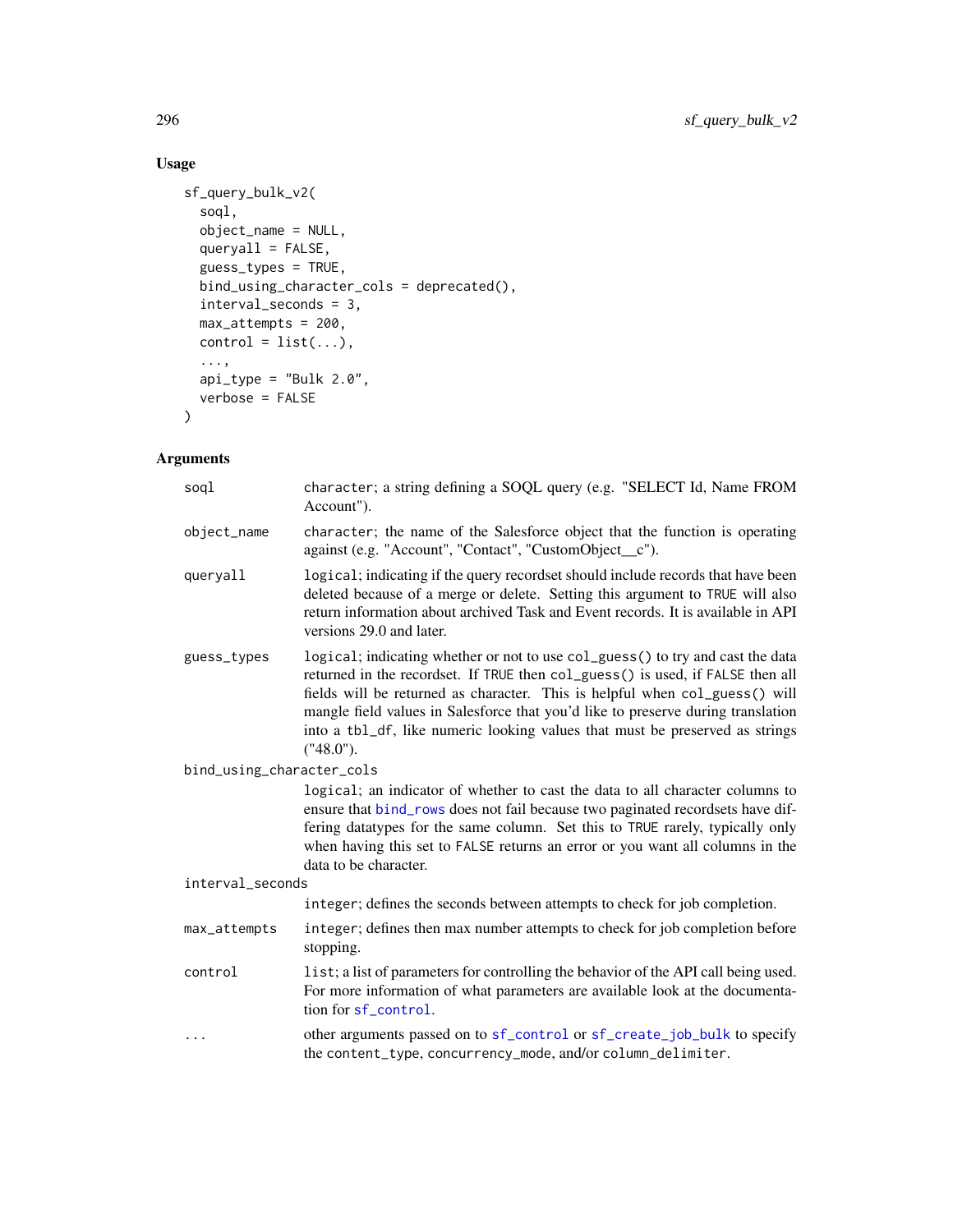## Usage

```
sf_query_bulk_v2(
  soql,
  object_name = NULL,
  queryall = FALSE,
  guess_types = TRUE,
  bind_using_character_cols = deprecated(),
  interval_seconds = 3,
  max_attempts = 200,
  control = list(...),
  ...,
  api_type = "Bulk 2.0",
  verbose = FALSE
)
```

## Arguments

| | |
|---|---|
| `soql` | `character`; a string defining a SOQL query (e.g. "SELECT Id, Name FROM Account"). |
| `object_name` | `character`; the name of the Salesforce object that the function is operating against (e.g. "Account", "Contact", "CustomObject__c"). |
| `queryall` | `logical`; indicating if the query recordset should include records that have been deleted because of a merge or delete. Setting this argument to `TRUE` will also return information about archived Task and Event records. It is available in API versions 29.0 and later. |
| `guess_types` | `logical`; indicating whether or not to use `col_guess()` to try and cast the data returned in the recordset. If `TRUE` then `col_guess()` is used, if `FALSE` then all fields will be returned as character. This is helpful when `col_guess()` will mangle field values in Salesforce that you'd like to preserve during translation into a `tbl_df`, like numeric looking values that must be preserved as strings ("48.0"). |
| `bind_using_character_cols` | `logical`; an indicator of whether to cast the data to all character columns to ensure that `bind_rows` does not fail because two paginated recordsets have differing datatypes for the same column. Set this to `TRUE` rarely, typically only when having this set to `FALSE` returns an error or you want all columns in the data to be character. |
| `interval_seconds` | `integer`; defines the seconds between attempts to check for job completion. |
| `max_attempts` | `integer`; defines then max number attempts to check for job completion before stopping. |
| `control` | `list`; a list of parameters for controlling the behavior of the API call being used. For more information of what parameters are available look at the documentation for `sf_control`. |
| `...` | other arguments passed on to `sf_control` or `sf_create_job_bulk` to specify the `content_type`, `concurrency_mode`, and/or `column_delimiter`. |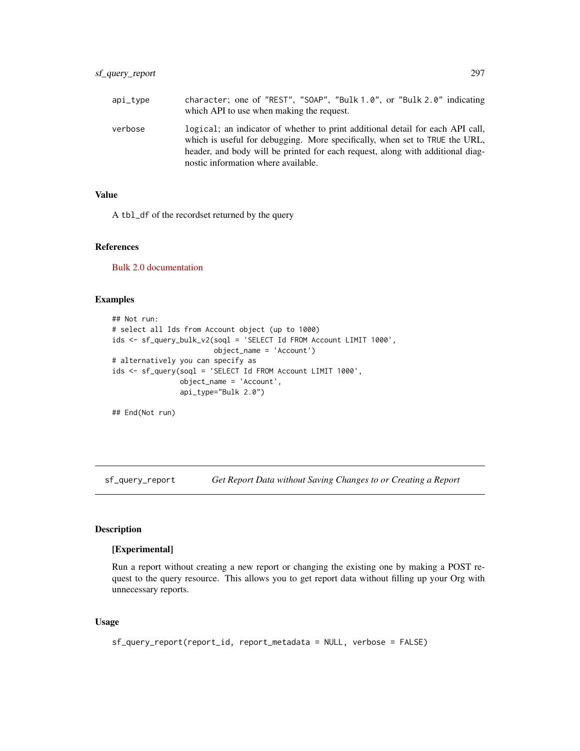| | |
|---|---|
| api_type | character; one of "REST", "SOAP", "Bulk 1.0", or "Bulk 2.0" indicating which API to use when making the request. |
| verbose | logical; an indicator of whether to print additional detail for each API call, which is useful for debugging. More specifically, when set to TRUE the URL, header, and body will be printed for each request, along with additional diagnostic information where available. |

### Value

A tbl_df of the recordset returned by the query

### References

Bulk 2.0 documentation

### Examples

```
## Not run:
# select all Ids from Account object (up to 1000)
ids <- sf_query_bulk_v2(soql = 'SELECT Id FROM Account LIMIT 1000',
                        object_name = 'Account')
# alternatively you can specify as
ids <- sf_query(soql = 'SELECT Id FROM Account LIMIT 1000',
                object_name = 'Account',
                api_type="Bulk 2.0")

## End(Not run)
```

---

## sf_query_report — *Get Report Data without Saving Changes to or Creating a Report*

### Description

**[Experimental]**

Run a report without creating a new report or changing the existing one by making a POST request to the query resource. This allows you to get report data without filling up your Org with unnecessary reports.

### Usage

```
sf_query_report(report_id, report_metadata = NULL, verbose = FALSE)
```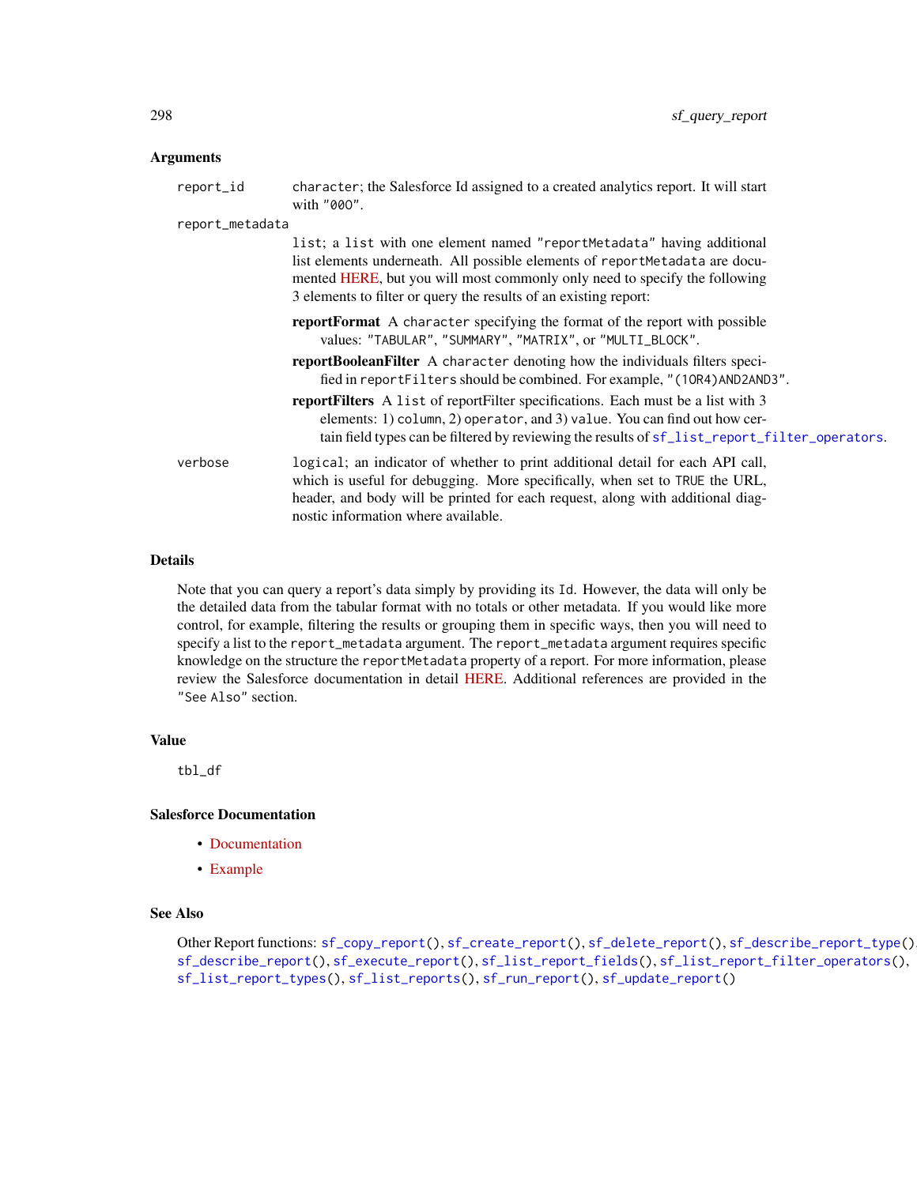### Arguments

**report_id** character; the Salesforce Id assigned to a created analytics report. It will start with "00O".

**report_metadata** list; a list with one element named "reportMetadata" having additional list elements underneath. All possible elements of reportMetadata are documented HERE, but you will most commonly only need to specify the following 3 elements to filter or query the results of an existing report:

- **reportFormat** A character specifying the format of the report with possible values: "TABULAR", "SUMMARY", "MATRIX", or "MULTI_BLOCK".
- **reportBooleanFilter** A character denoting how the individuals filters specified in reportFilters should be combined. For example, "(1OR4)AND2AND3".
- **reportFilters** A list of reportFilter specifications. Each must be a list with 3 elements: 1) column, 2) operator, and 3) value. You can find out how certain field types can be filtered by reviewing the results of sf_list_report_filter_operators.

**verbose** logical; an indicator of whether to print additional detail for each API call, which is useful for debugging. More specifically, when set to TRUE the URL, header, and body will be printed for each request, along with additional diagnostic information where available.

### Details

Note that you can query a report's data simply by providing its Id. However, the data will only be the detailed data from the tabular format with no totals or other metadata. If you would like more control, for example, filtering the results or grouping them in specific ways, then you will need to specify a list to the report_metadata argument. The report_metadata argument requires specific knowledge on the structure the reportMetadata property of a report. For more information, please review the Salesforce documentation in detail HERE. Additional references are provided in the "See Also" section.

### Value

tbl_df

### Salesforce Documentation

- Documentation
- Example

### See Also

Other Report functions: sf_copy_report(), sf_create_report(), sf_delete_report(), sf_describe_report_type(), sf_describe_report(), sf_execute_report(), sf_list_report_fields(), sf_list_report_filter_operators(), sf_list_report_types(), sf_list_reports(), sf_run_report(), sf_update_report()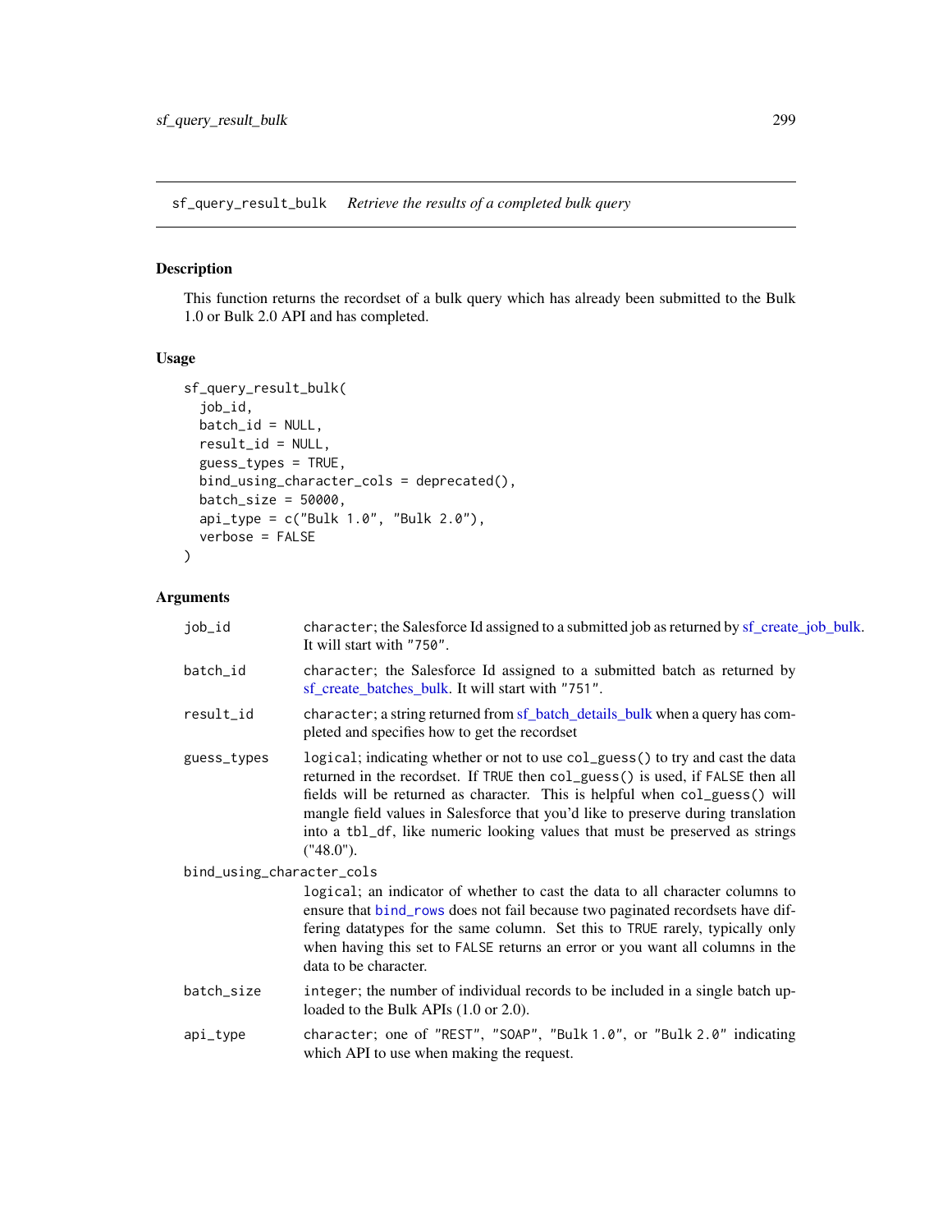## sf_query_result_bulk *Retrieve the results of a completed bulk query*

### Description

This function returns the recordset of a bulk query which has already been submitted to the Bulk 1.0 or Bulk 2.0 API and has completed.

### Usage

```
sf_query_result_bulk(
  job_id,
  batch_id = NULL,
  result_id = NULL,
  guess_types = TRUE,
  bind_using_character_cols = deprecated(),
  batch_size = 50000,
  api_type = c("Bulk 1.0", "Bulk 2.0"),
  verbose = FALSE
)
```

### Arguments

| | |
|---|---|
| `job_id` | `character`; the Salesforce Id assigned to a submitted job as returned by sf_create_job_bulk. It will start with `"750"`. |
| `batch_id` | `character`; the Salesforce Id assigned to a submitted batch as returned by sf_create_batches_bulk. It will start with `"751"`. |
| `result_id` | `character`; a string returned from sf_batch_details_bulk when a query has completed and specifies how to get the recordset |
| `guess_types` | `logical`; indicating whether or not to use `col_guess()` to try and cast the data returned in the recordset. If `TRUE` then `col_guess()` is used, if `FALSE` then all fields will be returned as character. This is helpful when `col_guess()` will mangle field values in Salesforce that you'd like to preserve during translation into a `tbl_df`, like numeric looking values that must be preserved as strings ("48.0"). |
| `bind_using_character_cols` | `logical`; an indicator of whether to cast the data to all character columns to ensure that `bind_rows` does not fail because two paginated recordsets have differing datatypes for the same column. Set this to `TRUE` rarely, typically only when having this set to `FALSE` returns an error or you want all columns in the data to be character. |
| `batch_size` | `integer`; the number of individual records to be included in a single batch uploaded to the Bulk APIs (1.0 or 2.0). |
| `api_type` | `character`; one of `"REST"`, `"SOAP"`, `"Bulk 1.0"`, or `"Bulk 2.0"` indicating which API to use when making the request. |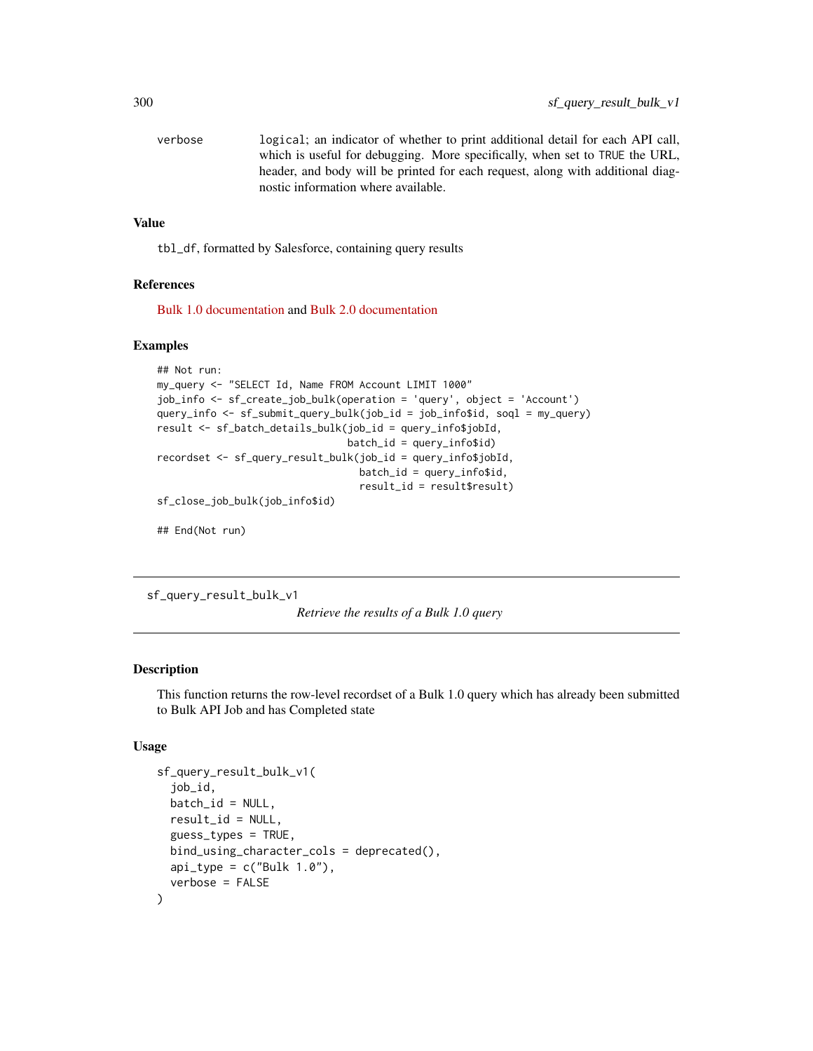verbose — logical; an indicator of whether to print additional detail for each API call, which is useful for debugging. More specifically, when set to TRUE the URL, header, and body will be printed for each request, along with additional diagnostic information where available.

### Value

tbl_df, formatted by Salesforce, containing query results

### References

Bulk 1.0 documentation and Bulk 2.0 documentation

### Examples

```
## Not run:
my_query <- "SELECT Id, Name FROM Account LIMIT 1000"
job_info <- sf_create_job_bulk(operation = 'query', object = 'Account')
query_info <- sf_submit_query_bulk(job_id = job_info$id, soql = my_query)
result <- sf_batch_details_bulk(job_id = query_info$jobId,
                                batch_id = query_info$id)
recordset <- sf_query_result_bulk(job_id = query_info$jobId,
                                  batch_id = query_info$id,
                                  result_id = result$result)
sf_close_job_bulk(job_info$id)

## End(Not run)
```

---

## sf_query_result_bulk_v1

*Retrieve the results of a Bulk 1.0 query*

### Description

This function returns the row-level recordset of a Bulk 1.0 query which has already been submitted to Bulk API Job and has Completed state

### Usage

```
sf_query_result_bulk_v1(
  job_id,
  batch_id = NULL,
  result_id = NULL,
  guess_types = TRUE,
  bind_using_character_cols = deprecated(),
  api_type = c("Bulk 1.0"),
  verbose = FALSE
)
```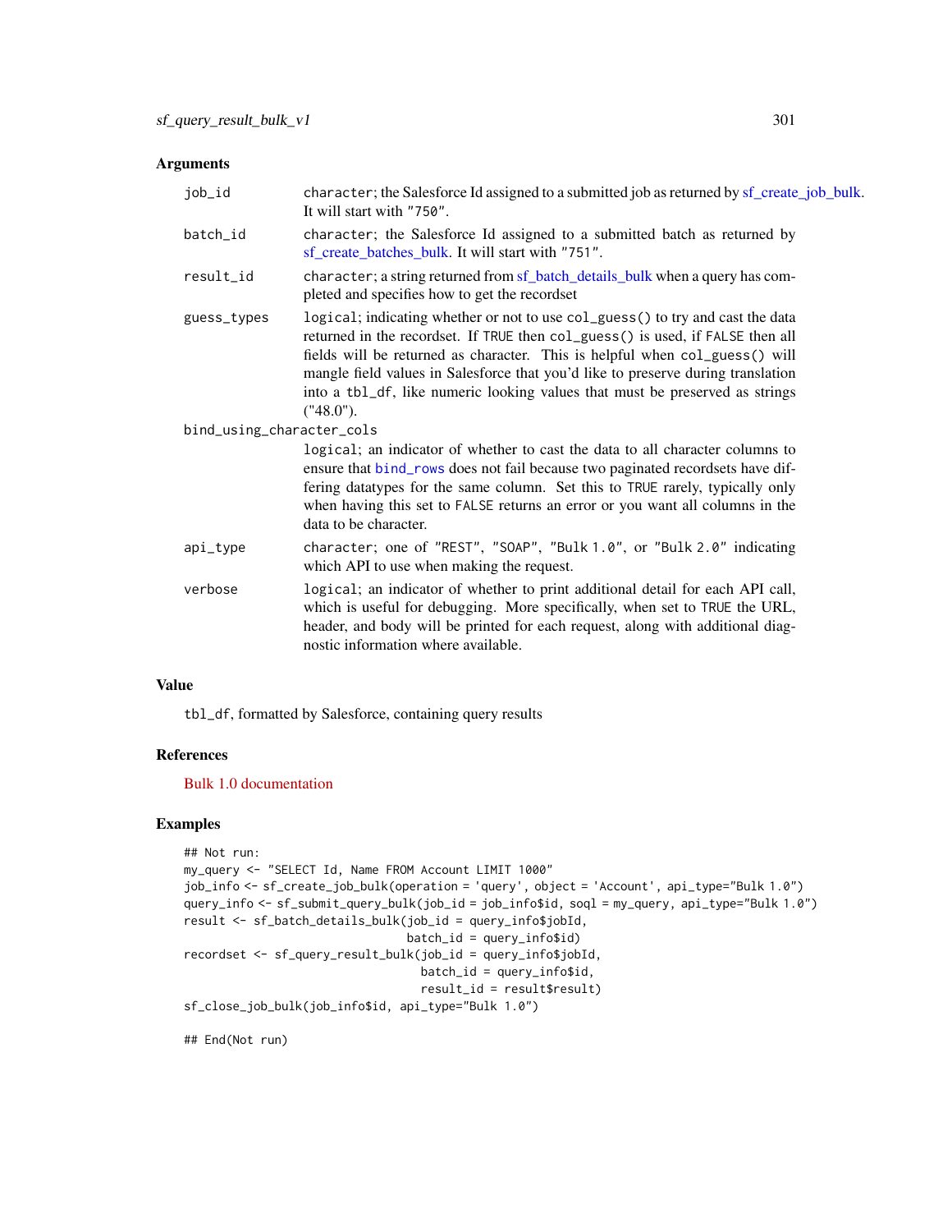### Arguments

**job_id** character; the Salesforce Id assigned to a submitted job as returned by sf_create_job_bulk. It will start with "750".

**batch_id** character; the Salesforce Id assigned to a submitted batch as returned by sf_create_batches_bulk. It will start with "751".

**result_id** character; a string returned from sf_batch_details_bulk when a query has completed and specifies how to get the recordset

**guess_types** logical; indicating whether or not to use col_guess() to try and cast the data returned in the recordset. If TRUE then col_guess() is used, if FALSE then all fields will be returned as character. This is helpful when col_guess() will mangle field values in Salesforce that you'd like to preserve during translation into a tbl_df, like numeric looking values that must be preserved as strings ("48.0").

**bind_using_character_cols** logical; an indicator of whether to cast the data to all character columns to ensure that bind_rows does not fail because two paginated recordsets have differing datatypes for the same column. Set this to TRUE rarely, typically only when having this set to FALSE returns an error or you want all columns in the data to be character.

**api_type** character; one of "REST", "SOAP", "Bulk 1.0", or "Bulk 2.0" indicating which API to use when making the request.

**verbose** logical; an indicator of whether to print additional detail for each API call, which is useful for debugging. More specifically, when set to TRUE the URL, header, and body will be printed for each request, along with additional diagnostic information where available.

### Value

tbl_df, formatted by Salesforce, containing query results

### References

Bulk 1.0 documentation

### Examples

```
## Not run:
my_query <- "SELECT Id, Name FROM Account LIMIT 1000"
job_info <- sf_create_job_bulk(operation = 'query', object = 'Account', api_type="Bulk 1.0")
query_info <- sf_submit_query_bulk(job_id = job_info$id, soql = my_query, api_type="Bulk 1.0")
result <- sf_batch_details_bulk(job_id = query_info$jobId,
                                batch_id = query_info$id)
recordset <- sf_query_result_bulk(job_id = query_info$jobId,
                                  batch_id = query_info$id,
                                  result_id = result$result)
sf_close_job_bulk(job_info$id, api_type="Bulk 1.0")

## End(Not run)
```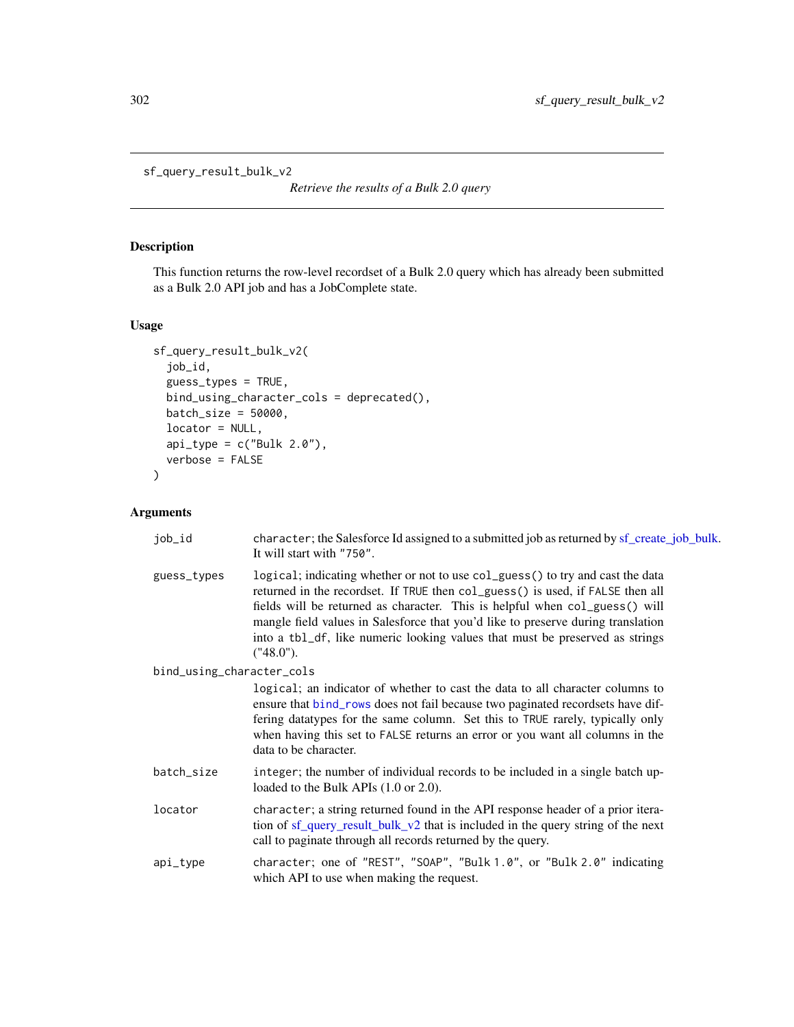## sf_query_result_bulk_v2

*Retrieve the results of a Bulk 2.0 query*

### Description

This function returns the row-level recordset of a Bulk 2.0 query which has already been submitted as a Bulk 2.0 API job and has a JobComplete state.

### Usage

```
sf_query_result_bulk_v2(
  job_id,
  guess_types = TRUE,
  bind_using_character_cols = deprecated(),
  batch_size = 50000,
  locator = NULL,
  api_type = c("Bulk 2.0"),
  verbose = FALSE
)
```

### Arguments

| | |
|---|---|
| job_id | character; the Salesforce Id assigned to a submitted job as returned by sf_create_job_bulk. It will start with "750". |
| guess_types | logical; indicating whether or not to use col_guess() to try and cast the data returned in the recordset. If TRUE then col_guess() is used, if FALSE then all fields will be returned as character. This is helpful when col_guess() will mangle field values in Salesforce that you'd like to preserve during translation into a tbl_df, like numeric looking values that must be preserved as strings ("48.0"). |
| bind_using_character_cols | logical; an indicator of whether to cast the data to all character columns to ensure that bind_rows does not fail because two paginated recordsets have differing datatypes for the same column. Set this to TRUE rarely, typically only when having this set to FALSE returns an error or you want all columns in the data to be character. |
| batch_size | integer; the number of individual records to be included in a single batch uploaded to the Bulk APIs (1.0 or 2.0). |
| locator | character; a string returned found in the API response header of a prior iteration of sf_query_result_bulk_v2 that is included in the query string of the next call to paginate through all records returned by the query. |
| api_type | character; one of "REST", "SOAP", "Bulk 1.0", or "Bulk 2.0" indicating which API to use when making the request. |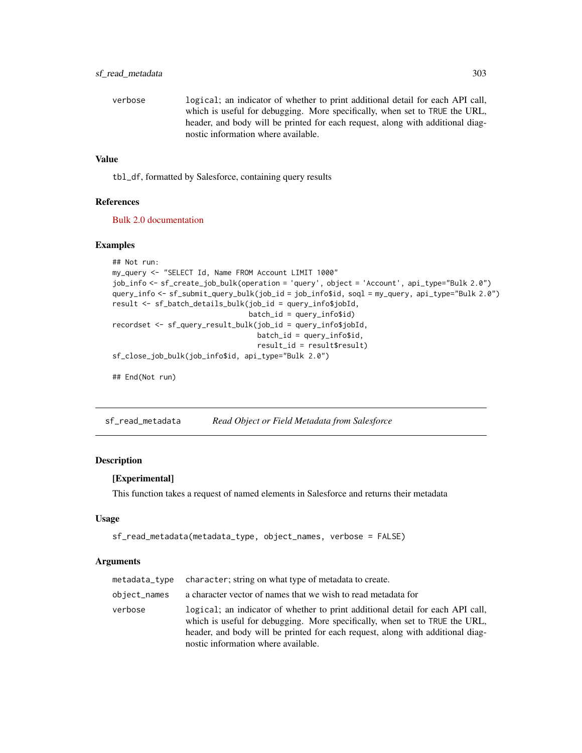verbose logical; an indicator of whether to print additional detail for each API call, which is useful for debugging. More specifically, when set to TRUE the URL, header, and body will be printed for each request, along with additional diagnostic information where available.

### Value

tbl_df, formatted by Salesforce, containing query results

### References

Bulk 2.0 documentation

### Examples

```
## Not run:
my_query <- "SELECT Id, Name FROM Account LIMIT 1000"
job_info <- sf_create_job_bulk(operation = 'query', object = 'Account', api_type="Bulk 2.0")
query_info <- sf_submit_query_bulk(job_id = job_info$id, soql = my_query, api_type="Bulk 2.0")
result <- sf_batch_details_bulk(job_id = query_info$jobId,
                                batch_id = query_info$id)
recordset <- sf_query_result_bulk(job_id = query_info$jobId,
                                  batch_id = query_info$id,
                                  result_id = result$result)
sf_close_job_bulk(job_info$id, api_type="Bulk 2.0")

## End(Not run)
```

---

## sf_read_metadata *Read Object or Field Metadata from Salesforce*

### Description

**[Experimental]**

This function takes a request of named elements in Salesforce and returns their metadata

### Usage

```
sf_read_metadata(metadata_type, object_names, verbose = FALSE)
```

### Arguments

| | |
|---|---|
| metadata_type | character; string on what type of metadata to create. |
| object_names | a character vector of names that we wish to read metadata for |
| verbose | logical; an indicator of whether to print additional detail for each API call, which is useful for debugging. More specifically, when set to TRUE the URL, header, and body will be printed for each request, along with additional diagnostic information where available. |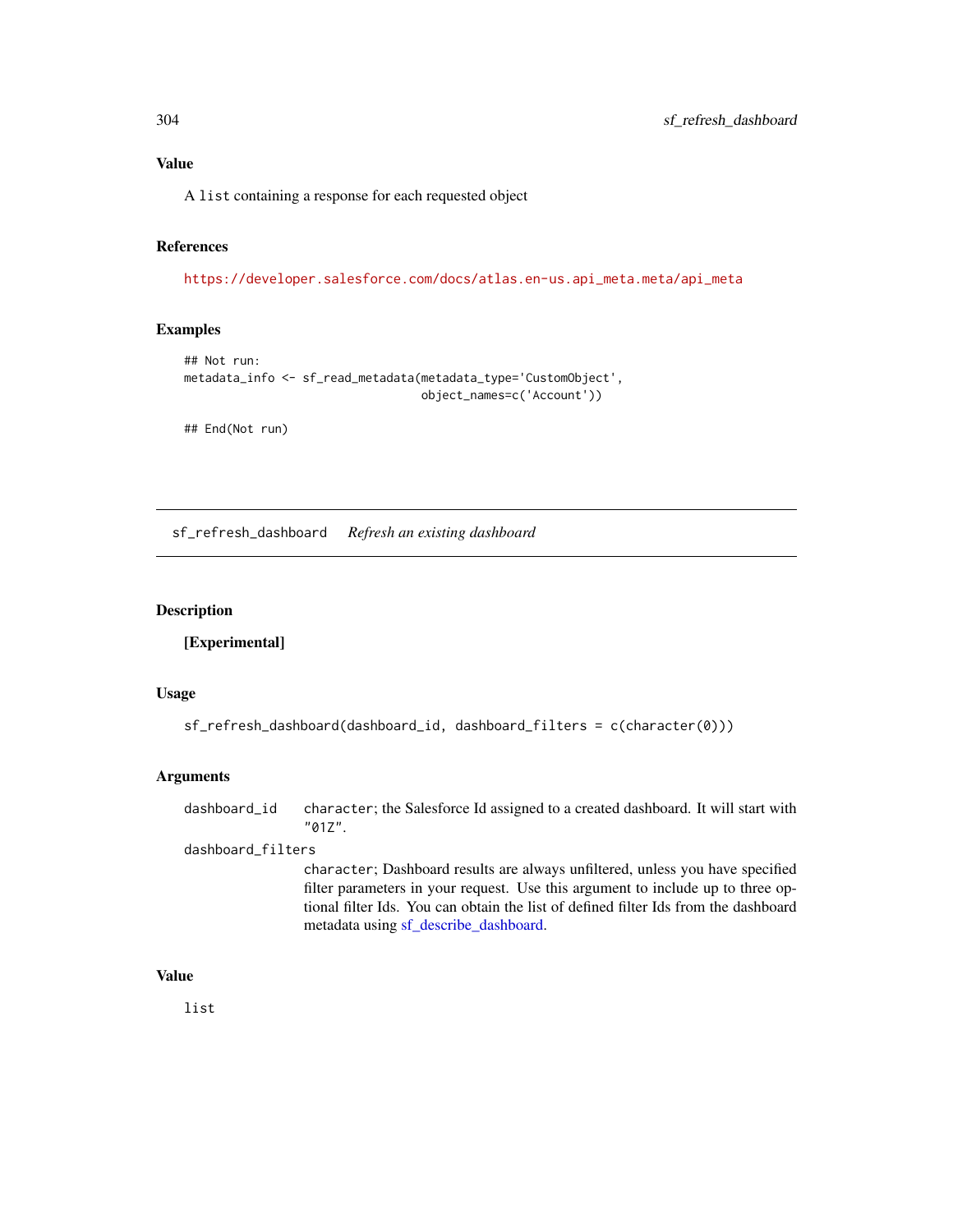## Value

A `list` containing a response for each requested object

## References

https://developer.salesforce.com/docs/atlas.en-us.api_meta.meta/api_meta

## Examples

```
## Not run:
metadata_info <- sf_read_metadata(metadata_type='CustomObject',
                                  object_names=c('Account'))

## End(Not run)
```

---

# sf_refresh_dashboard    *Refresh an existing dashboard*

---

## Description

**[Experimental]**

## Usage

```
sf_refresh_dashboard(dashboard_id, dashboard_filters = c(character(0)))
```

## Arguments

| | |
|---|---|
| `dashboard_id` | `character`; the Salesforce Id assigned to a created dashboard. It will start with `"01Z"`. |
| `dashboard_filters` | `character`; Dashboard results are always unfiltered, unless you have specified filter parameters in your request. Use this argument to include up to three optional filter Ids. You can obtain the list of defined filter Ids from the dashboard metadata using sf_describe_dashboard. |

## Value

`list`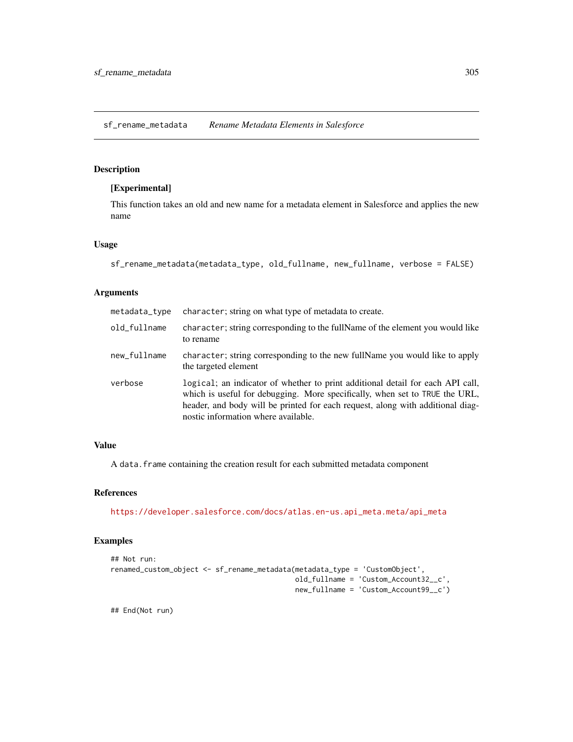## sf_rename_metadata *Rename Metadata Elements in Salesforce*

### Description

**[Experimental]**

This function takes an old and new name for a metadata element in Salesforce and applies the new name

### Usage

```
sf_rename_metadata(metadata_type, old_fullname, new_fullname, verbose = FALSE)
```

### Arguments

| | |
|---|---|
| metadata_type | character; string on what type of metadata to create. |
| old_fullname | character; string corresponding to the fullName of the element you would like to rename |
| new_fullname | character; string corresponding to the new fullName you would like to apply the targeted element |
| verbose | logical; an indicator of whether to print additional detail for each API call, which is useful for debugging. More specifically, when set to TRUE the URL, header, and body will be printed for each request, along with additional diagnostic information where available. |

### Value

A data.frame containing the creation result for each submitted metadata component

### References

https://developer.salesforce.com/docs/atlas.en-us.api_meta.meta/api_meta

### Examples

```
## Not run:
renamed_custom_object <- sf_rename_metadata(metadata_type = 'CustomObject',
                                            old_fullname = 'Custom_Account32__c',
                                            new_fullname = 'Custom_Account99__c')

## End(Not run)
```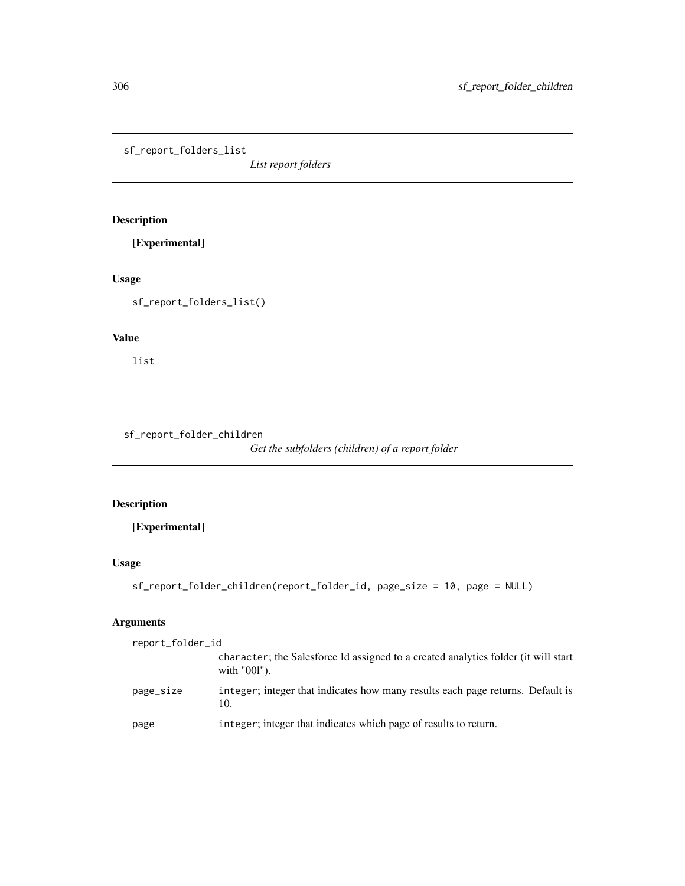## sf_report_folders_list

*List report folders*

### Description

**[Experimental]**

### Usage

```
sf_report_folders_list()
```

### Value

list

## sf_report_folder_children

*Get the subfolders (children) of a report folder*

### Description

**[Experimental]**

### Usage

```
sf_report_folder_children(report_folder_id, page_size = 10, page = NULL)
```

### Arguments

| | |
|---|---|
| report_folder_id | character; the Salesforce Id assigned to a created analytics folder (it will start with "00l"). |
| page_size | integer; integer that indicates how many results each page returns. Default is 10. |
| page | integer; integer that indicates which page of results to return. |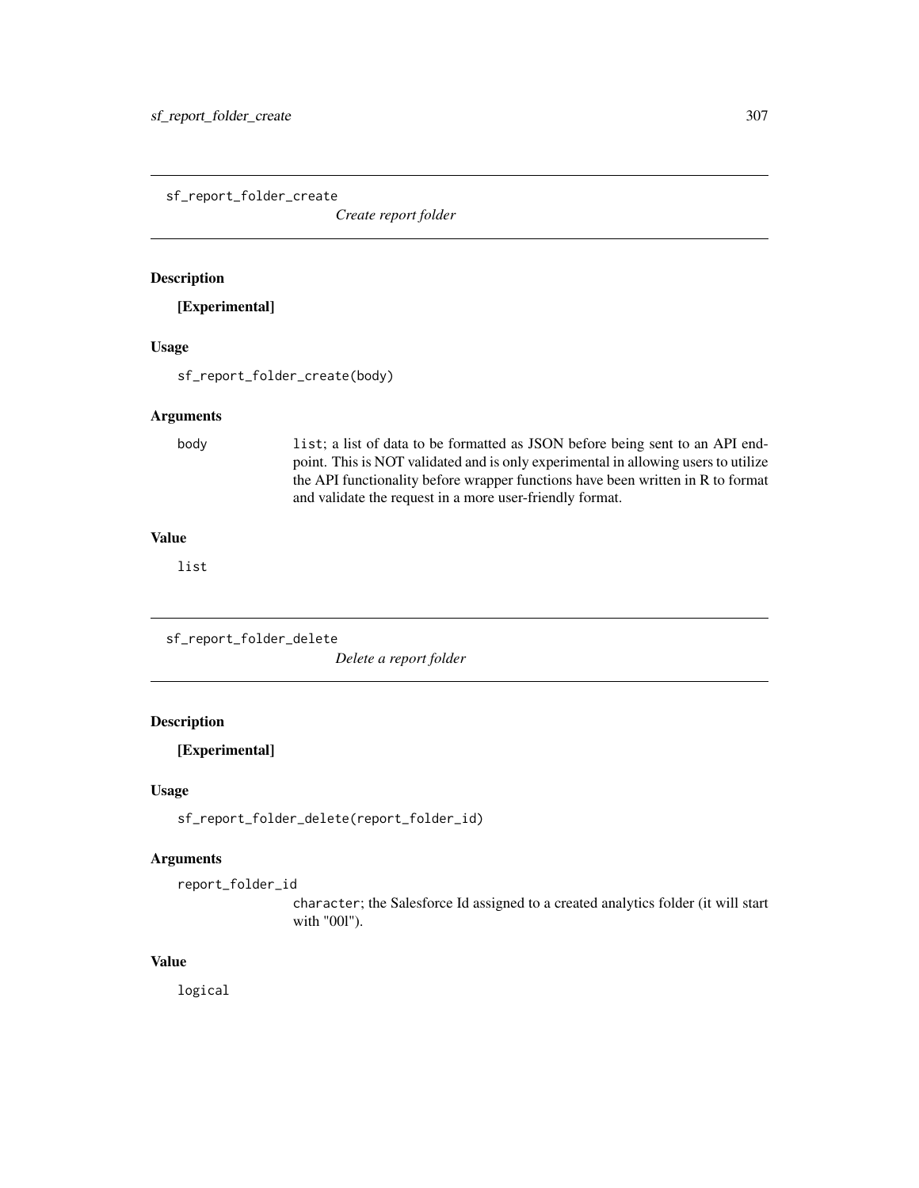## sf_report_folder_create

*Create report folder*

### Description

**[Experimental]**

### Usage

```
sf_report_folder_create(body)
```

### Arguments

| | |
|---|---|
| body | list; a list of data to be formatted as JSON before being sent to an API endpoint. This is NOT validated and is only experimental in allowing users to utilize the API functionality before wrapper functions have been written in R to format and validate the request in a more user-friendly format. |

### Value

list

## sf_report_folder_delete

*Delete a report folder*

### Description

**[Experimental]**

### Usage

```
sf_report_folder_delete(report_folder_id)
```

### Arguments

| | |
|---|---|
| report_folder_id | character; the Salesforce Id assigned to a created analytics folder (it will start with "00l"). |

### Value

logical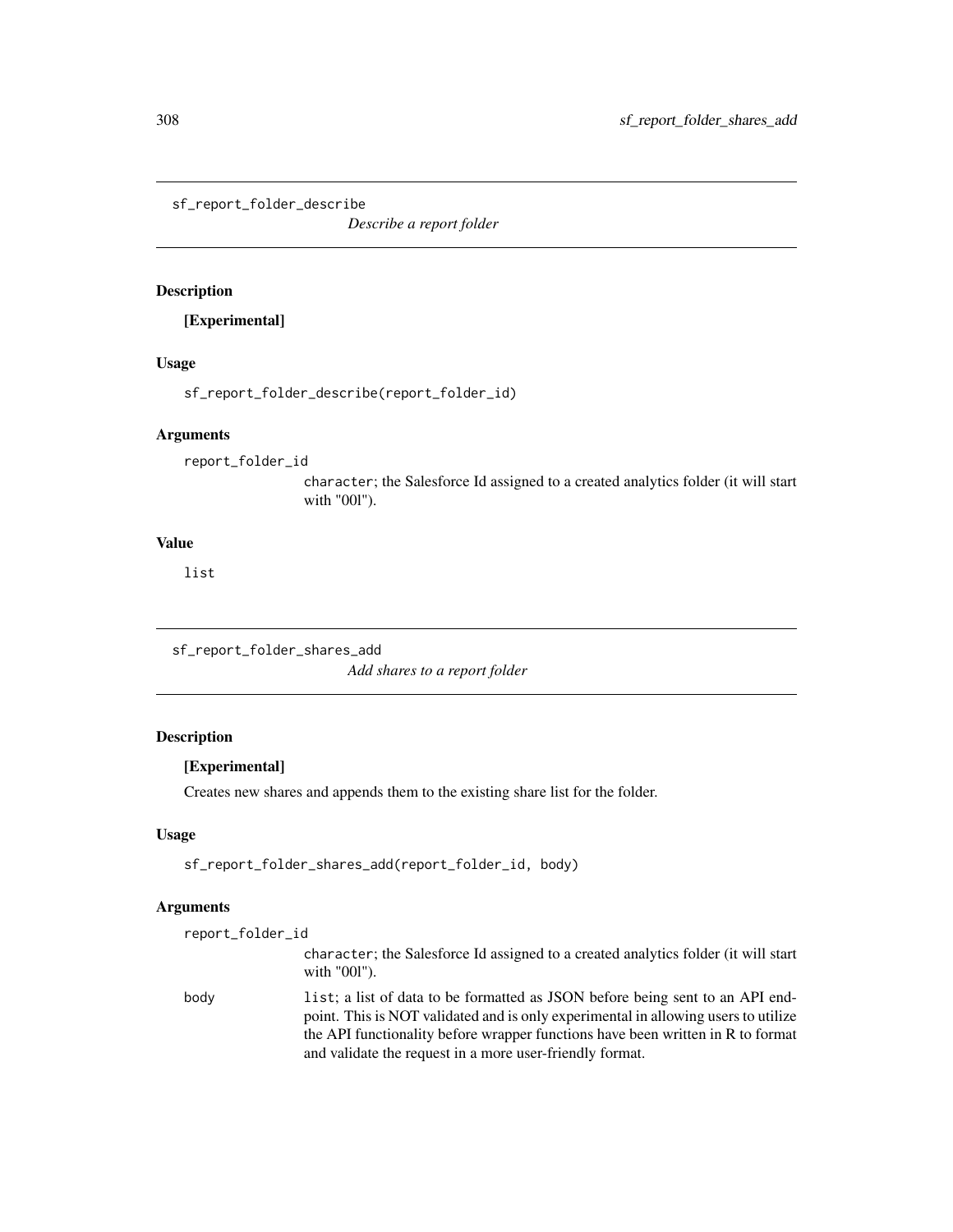## sf_report_folder_describe

*Describe a report folder*

### Description

**[Experimental]**

### Usage

```
sf_report_folder_describe(report_folder_id)
```

### Arguments

`report_folder_id`
: `character`; the Salesforce Id assigned to a created analytics folder (it will start with "00l").

### Value

`list`

## sf_report_folder_shares_add

*Add shares to a report folder*

### Description

**[Experimental]**

Creates new shares and appends them to the existing share list for the folder.

### Usage

```
sf_report_folder_shares_add(report_folder_id, body)
```

### Arguments

`report_folder_id`
: `character`; the Salesforce Id assigned to a created analytics folder (it will start with "00l").

`body`
: `list`; a list of data to be formatted as JSON before being sent to an API endpoint. This is NOT validated and is only experimental in allowing users to utilize the API functionality before wrapper functions have been written in R to format and validate the request in a more user-friendly format.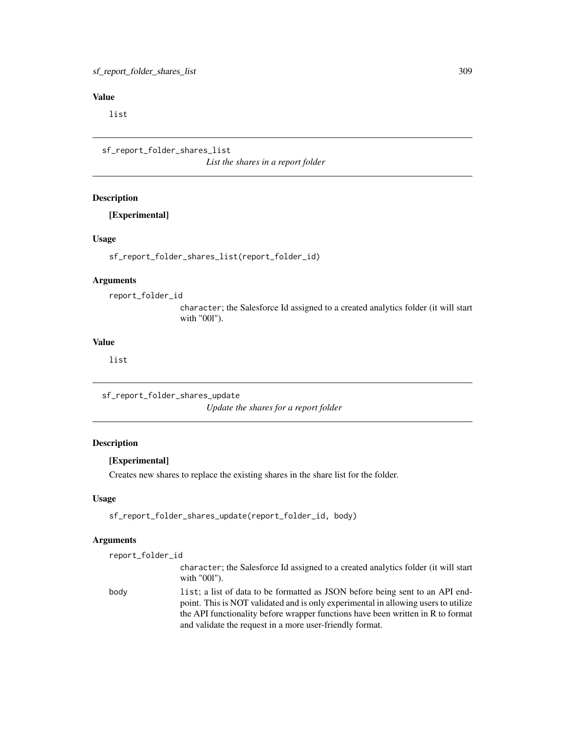## Value

list

---

## sf_report_folder_shares_list

*List the shares in a report folder*

### Description

**[Experimental]**

### Usage

```
sf_report_folder_shares_list(report_folder_id)
```

### Arguments

report_folder_id
: character; the Salesforce Id assigned to a created analytics folder (it will start with "00l").

### Value

list

---

## sf_report_folder_shares_update

*Update the shares for a report folder*

### Description

**[Experimental]**

Creates new shares to replace the existing shares in the share list for the folder.

### Usage

```
sf_report_folder_shares_update(report_folder_id, body)
```

### Arguments

report_folder_id
: character; the Salesforce Id assigned to a created analytics folder (it will start with "00l").

body
: list; a list of data to be formatted as JSON before being sent to an API endpoint. This is NOT validated and is only experimental in allowing users to utilize the API functionality before wrapper functions have been written in R to format and validate the request in a more user-friendly format.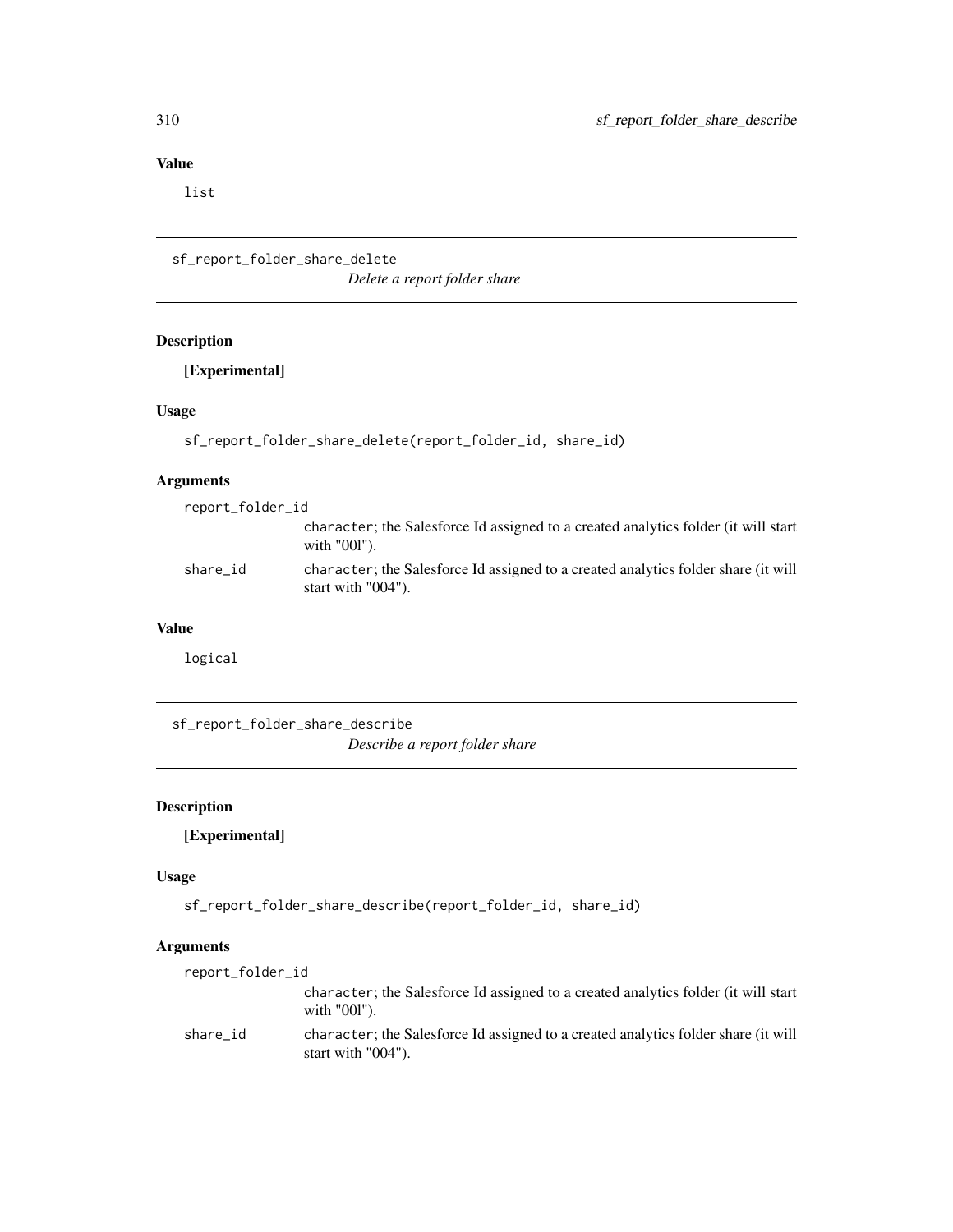## Value

list

---

## sf_report_folder_share_delete

*Delete a report folder share*

### Description

**[Experimental]**

### Usage

```
sf_report_folder_share_delete(report_folder_id, share_id)
```

### Arguments

| | |
|---|---|
| report_folder_id | character; the Salesforce Id assigned to a created analytics folder (it will start with "00l"). |
| share_id | character; the Salesforce Id assigned to a created analytics folder share (it will start with "004"). |

### Value

logical

---

## sf_report_folder_share_describe

*Describe a report folder share*

### Description

**[Experimental]**

### Usage

```
sf_report_folder_share_describe(report_folder_id, share_id)
```

### Arguments

| | |
|---|---|
| report_folder_id | character; the Salesforce Id assigned to a created analytics folder (it will start with "00l"). |
| share_id | character; the Salesforce Id assigned to a created analytics folder share (it will start with "004"). |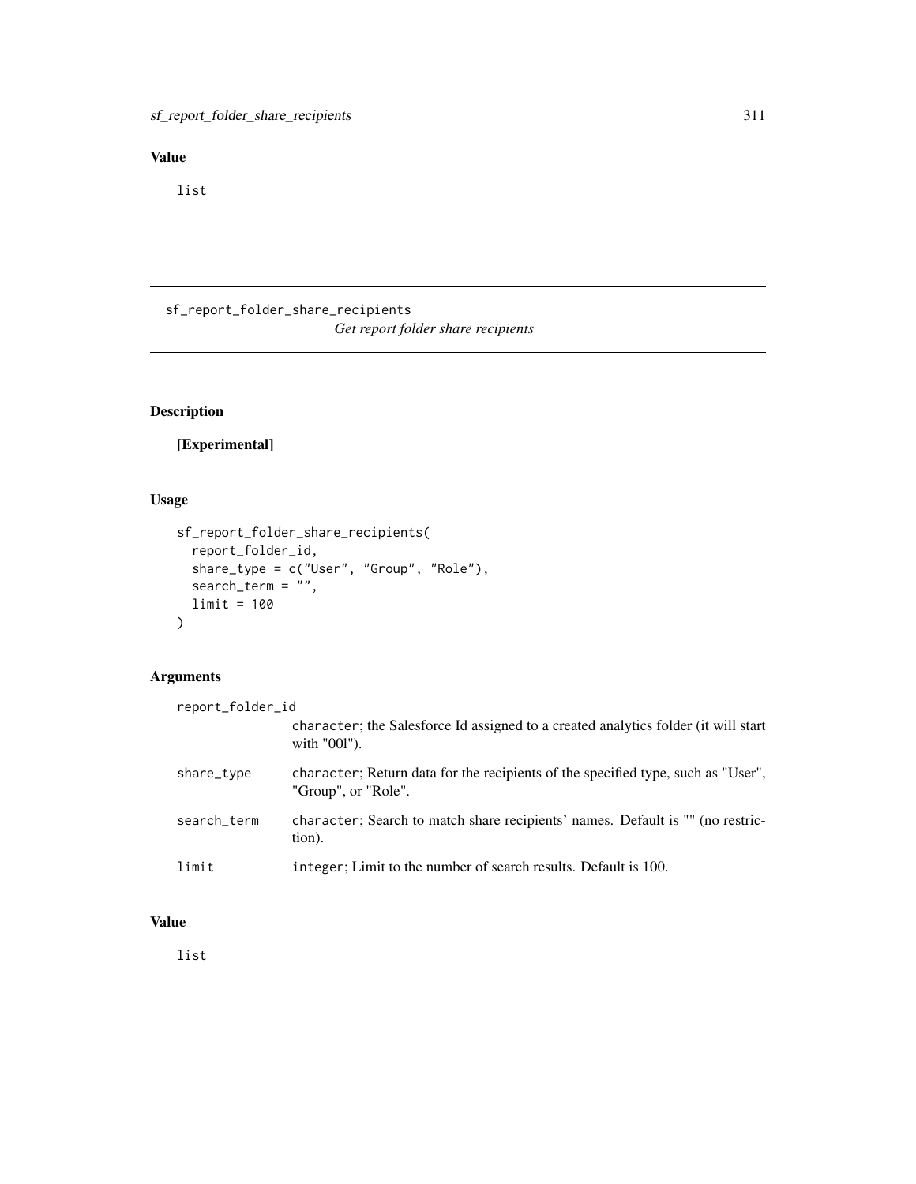## Value

list

---

sf_report_folder_share_recipients    *Get report folder share recipients*

---

## Description

**[Experimental]**

## Usage

```
sf_report_folder_share_recipients(
  report_folder_id,
  share_type = c("User", "Group", "Role"),
  search_term = "",
  limit = 100
)
```

## Arguments

| | |
|---|---|
| report_folder_id | character; the Salesforce Id assigned to a created analytics folder (it will start with "00l"). |
| share_type | character; Return data for the recipients of the specified type, such as "User", "Group", or "Role". |
| search_term | character; Search to match share recipients' names. Default is "" (no restriction). |
| limit | integer; Limit to the number of search results. Default is 100. |

## Value

list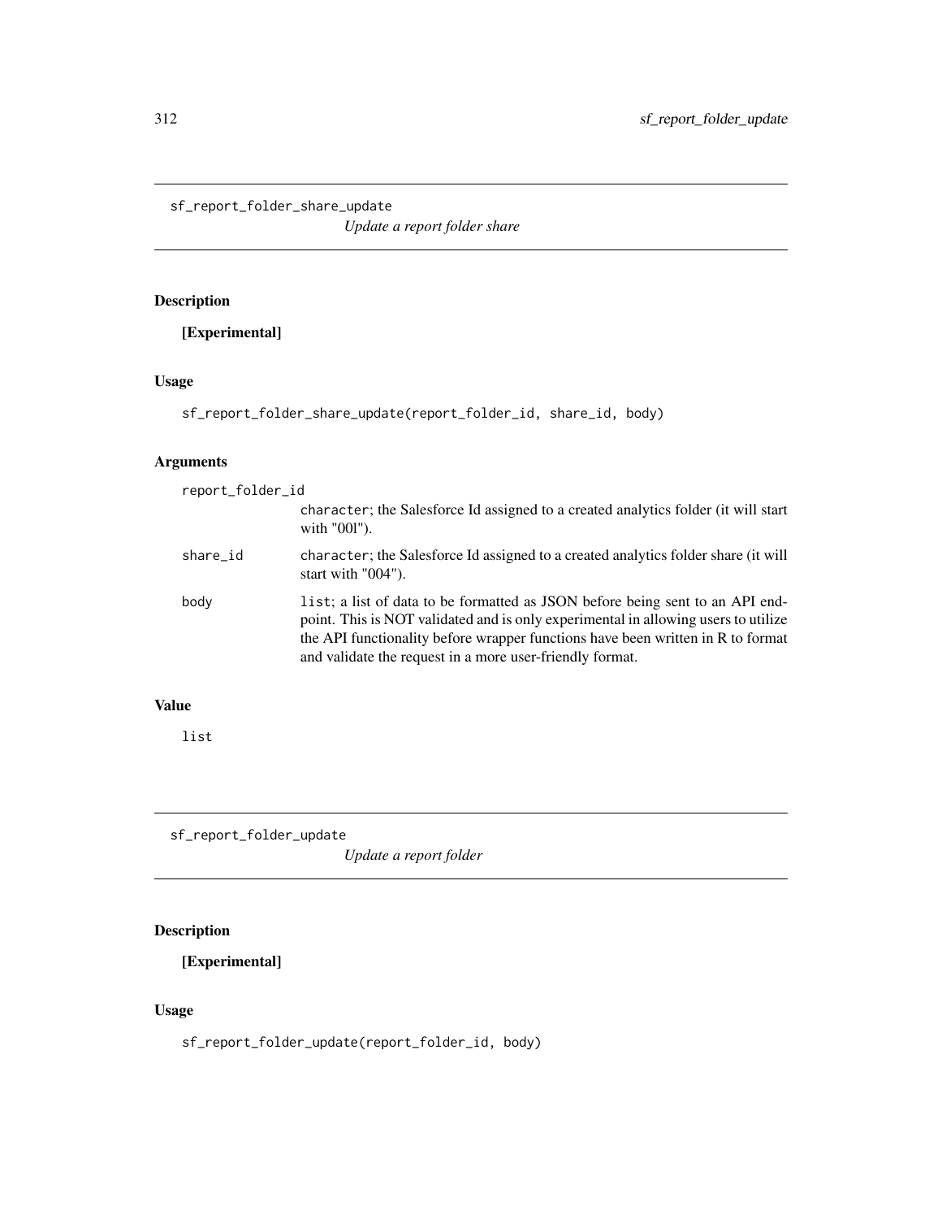## sf_report_folder_share_update

*Update a report folder share*

### Description

**[Experimental]**

### Usage

```
sf_report_folder_share_update(report_folder_id, share_id, body)
```

### Arguments

| | |
|---|---|
| report_folder_id | character; the Salesforce Id assigned to a created analytics folder (it will start with "00l"). |
| share_id | character; the Salesforce Id assigned to a created analytics folder share (it will start with "004"). |
| body | list; a list of data to be formatted as JSON before being sent to an API endpoint. This is NOT validated and is only experimental in allowing users to utilize the API functionality before wrapper functions have been written in R to format and validate the request in a more user-friendly format. |

### Value

list

## sf_report_folder_update

*Update a report folder*

### Description

**[Experimental]**

### Usage

```
sf_report_folder_update(report_folder_id, body)
```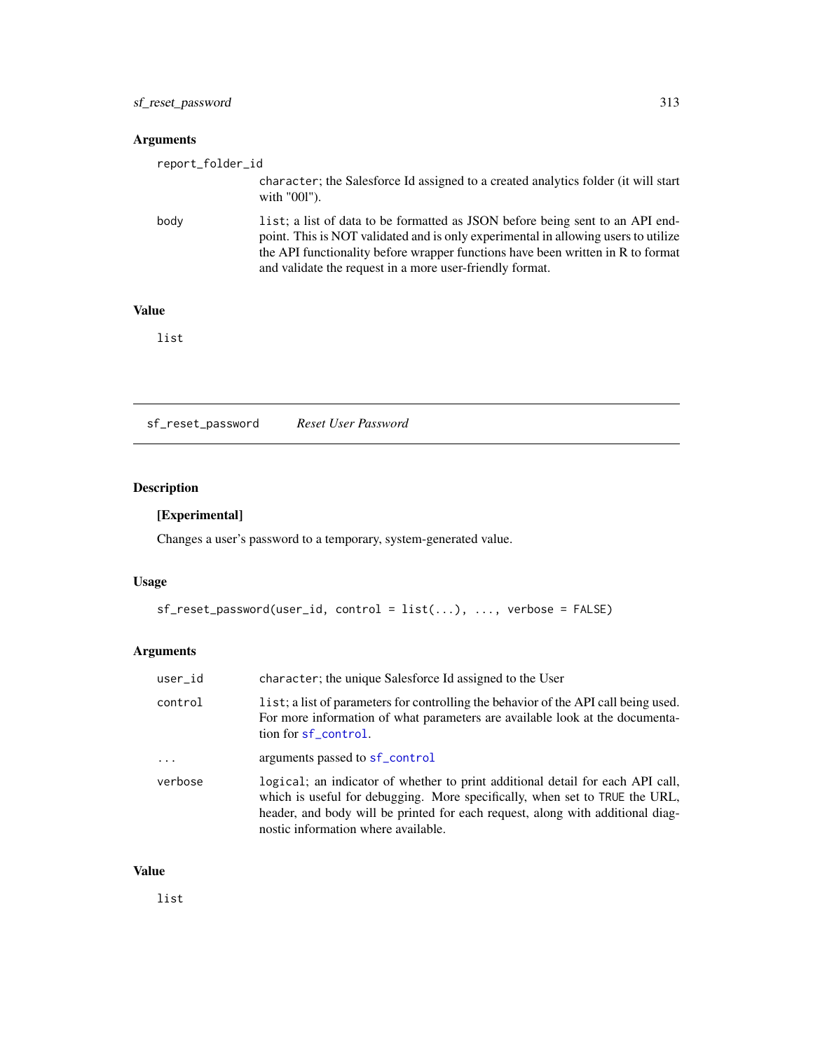### Arguments

| | |
|---|---|
| `report_folder_id` | `character`; the Salesforce Id assigned to a created analytics folder (it will start with "00l"). |
| `body` | `list`; a list of data to be formatted as JSON before being sent to an API endpoint. This is NOT validated and is only experimental in allowing users to utilize the API functionality before wrapper functions have been written in R to format and validate the request in a more user-friendly format. |

### Value

`list`

---

## `sf_reset_password` *Reset User Password*

### Description

**[Experimental]**

Changes a user's password to a temporary, system-generated value.

### Usage

```
sf_reset_password(user_id, control = list(...), ..., verbose = FALSE)
```

### Arguments

| | |
|---|---|
| `user_id` | `character`; the unique Salesforce Id assigned to the User |
| `control` | `list`; a list of parameters for controlling the behavior of the API call being used. For more information of what parameters are available look at the documentation for `sf_control`. |
| `...` | arguments passed to `sf_control` |
| `verbose` | `logical`; an indicator of whether to print additional detail for each API call, which is useful for debugging. More specifically, when set to `TRUE` the URL, header, and body will be printed for each request, along with additional diagnostic information where available. |

### Value

`list`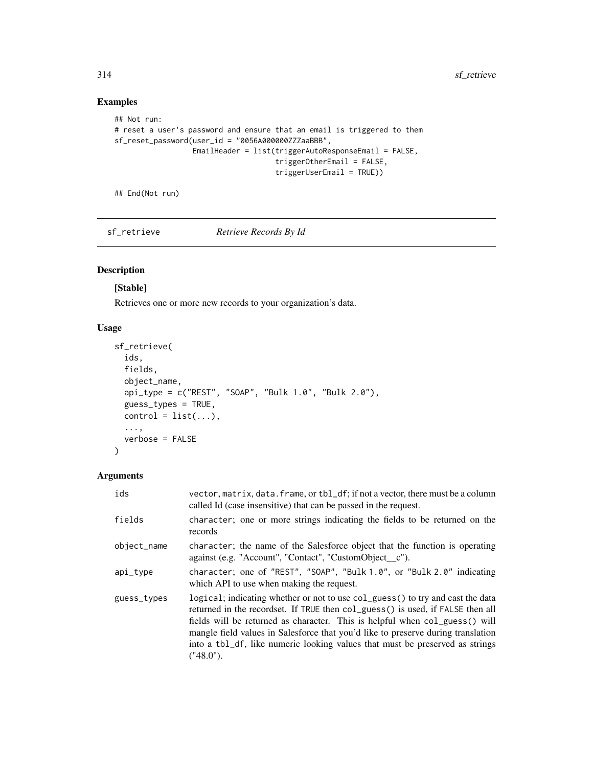## Examples

```
## Not run:
# reset a user's password and ensure that an email is triggered to them
sf_reset_password(user_id = "0056A000000ZZZaaBBB",
                  EmailHeader = list(triggerAutoResponseEmail = FALSE,
                                     triggerOtherEmail = FALSE,
                                     triggerUserEmail = TRUE))

## End(Not run)
```

---

# sf_retrieve — *Retrieve Records By Id*

## Description

**[Stable]**

Retrieves one or more new records to your organization's data.

## Usage

```
sf_retrieve(
  ids,
  fields,
  object_name,
  api_type = c("REST", "SOAP", "Bulk 1.0", "Bulk 2.0"),
  guess_types = TRUE,
  control = list(...),
  ...,
  verbose = FALSE
)
```

## Arguments

| | |
|---|---|
| ids | vector, matrix, data.frame, or tbl_df; if not a vector, there must be a column called Id (case insensitive) that can be passed in the request. |
| fields | character; one or more strings indicating the fields to be returned on the records |
| object_name | character; the name of the Salesforce object that the function is operating against (e.g. "Account", "Contact", "CustomObject__c"). |
| api_type | character; one of "REST", "SOAP", "Bulk 1.0", or "Bulk 2.0" indicating which API to use when making the request. |
| guess_types | logical; indicating whether or not to use col_guess() to try and cast the data returned in the recordset. If TRUE then col_guess() is used, if FALSE then all fields will be returned as character. This is helpful when col_guess() will mangle field values in Salesforce that you'd like to preserve during translation into a tbl_df, like numeric looking values that must be preserved as strings ("48.0"). |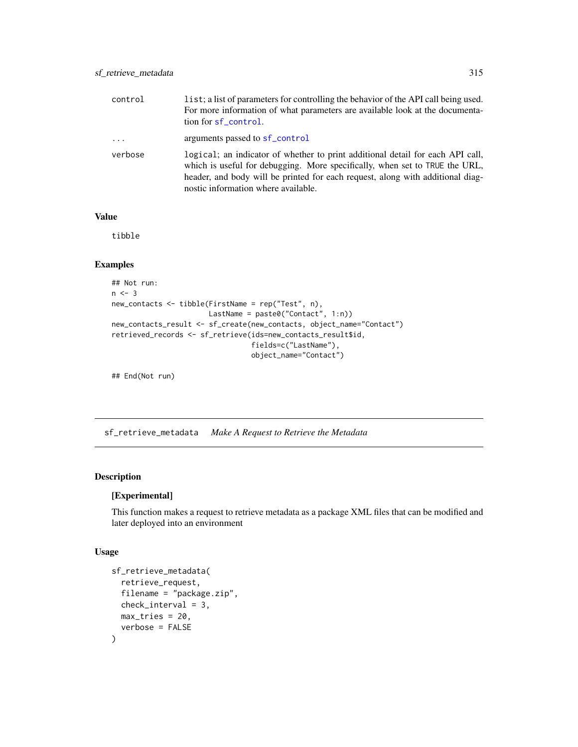| | |
|---|---|
| control | list; a list of parameters for controlling the behavior of the API call being used. For more information of what parameters are available look at the documentation for sf_control. |
| ... | arguments passed to sf_control |
| verbose | logical; an indicator of whether to print additional detail for each API call, which is useful for debugging. More specifically, when set to TRUE the URL, header, and body will be printed for each request, along with additional diagnostic information where available. |

### Value

tibble

### Examples

```
## Not run:
n <- 3
new_contacts <- tibble(FirstName = rep("Test", n),
                       LastName = paste0("Contact", 1:n))
new_contacts_result <- sf_create(new_contacts, object_name="Contact")
retrieved_records <- sf_retrieve(ids=new_contacts_result$id,
                                 fields=c("LastName"),
                                 object_name="Contact")

## End(Not run)
```

---

## sf_retrieve_metadata    *Make A Request to Retrieve the Metadata*

### Description

**[Experimental]**

This function makes a request to retrieve metadata as a package XML files that can be modified and later deployed into an environment

### Usage

```
sf_retrieve_metadata(
  retrieve_request,
  filename = "package.zip",
  check_interval = 3,
  max_tries = 20,
  verbose = FALSE
)
```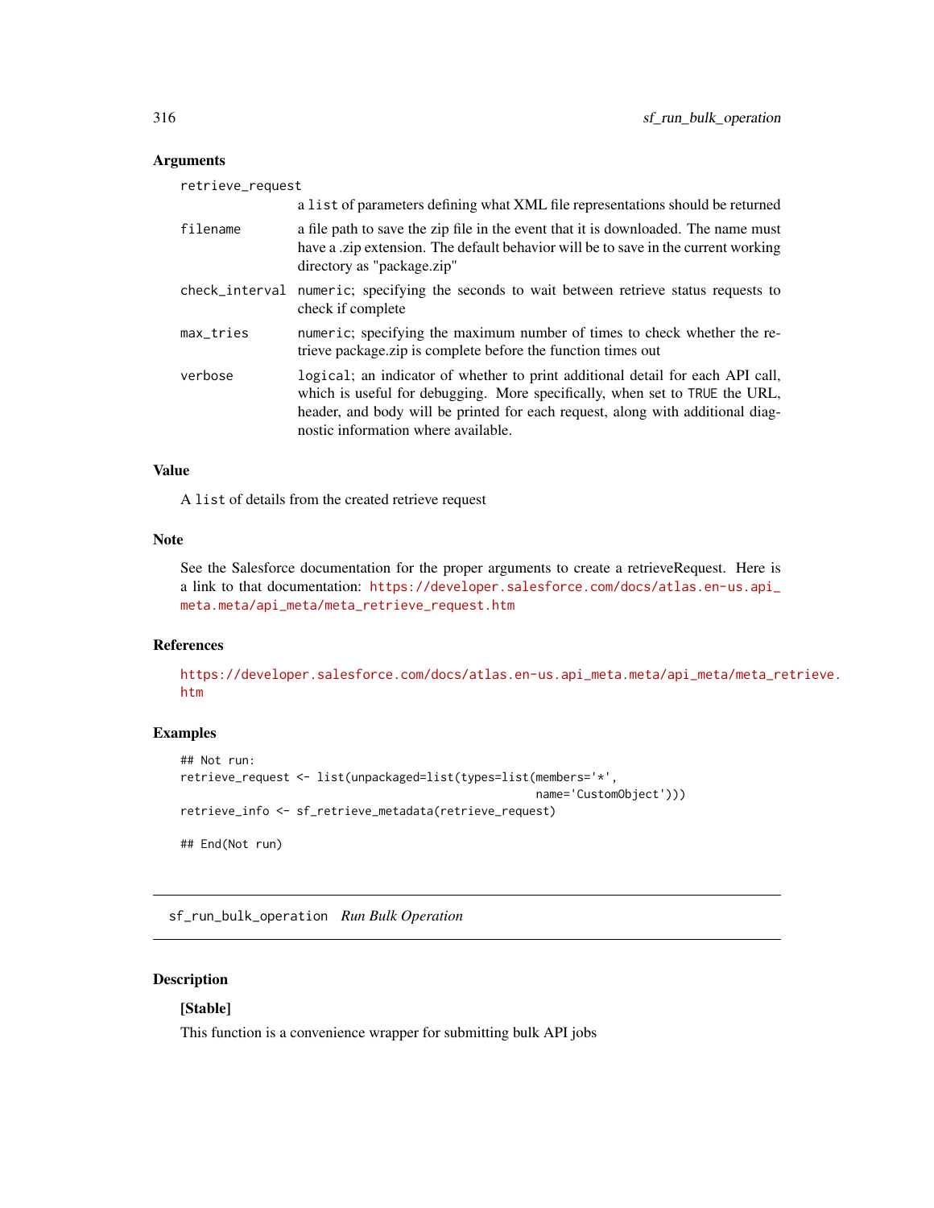### Arguments

| | |
|---|---|
| retrieve_request | a list of parameters defining what XML file representations should be returned |
| filename | a file path to save the zip file in the event that it is downloaded. The name must have a .zip extension. The default behavior will be to save in the current working directory as "package.zip" |
| check_interval | numeric; specifying the seconds to wait between retrieve status requests to check if complete |
| max_tries | numeric; specifying the maximum number of times to check whether the retrieve package.zip is complete before the function times out |
| verbose | logical; an indicator of whether to print additional detail for each API call, which is useful for debugging. More specifically, when set to TRUE the URL, header, and body will be printed for each request, along with additional diagnostic information where available. |

### Value

A list of details from the created retrieve request

### Note

See the Salesforce documentation for the proper arguments to create a retrieveRequest. Here is a link to that documentation: https://developer.salesforce.com/docs/atlas.en-us.api_meta.meta/api_meta/meta_retrieve_request.htm

### References

https://developer.salesforce.com/docs/atlas.en-us.api_meta.meta/api_meta/meta_retrieve.htm

### Examples

```
## Not run:
retrieve_request <- list(unpackaged=list(types=list(members='*',
                                                    name='CustomObject')))
retrieve_info <- sf_retrieve_metadata(retrieve_request)

## End(Not run)
```

---

## sf_run_bulk_operation *Run Bulk Operation*

### Description

**[Stable]**

This function is a convenience wrapper for submitting bulk API jobs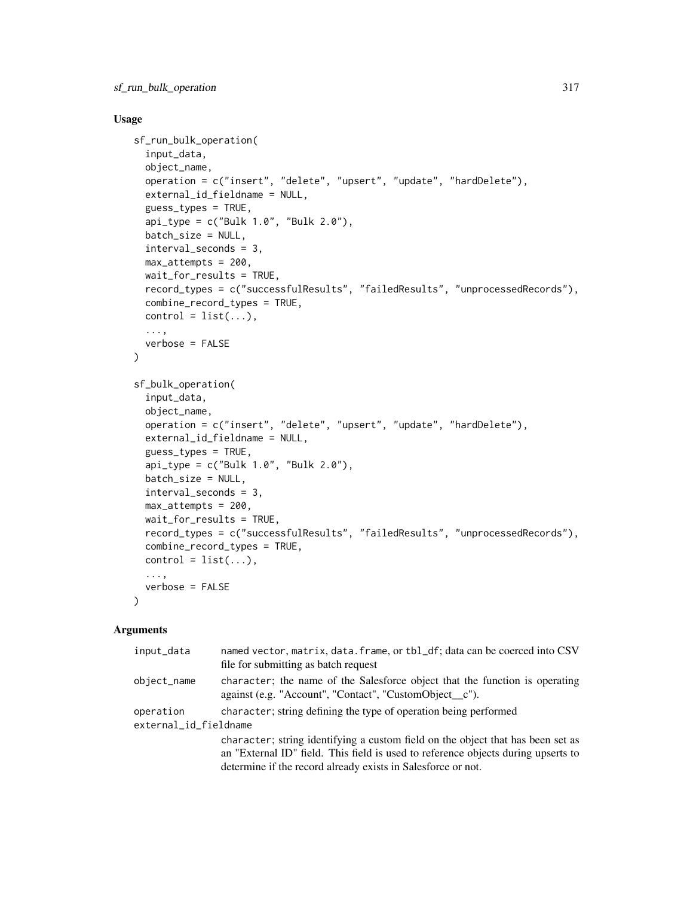### Usage

```
sf_run_bulk_operation(
  input_data,
  object_name,
  operation = c("insert", "delete", "upsert", "update", "hardDelete"),
  external_id_fieldname = NULL,
  guess_types = TRUE,
  api_type = c("Bulk 1.0", "Bulk 2.0"),
  batch_size = NULL,
  interval_seconds = 3,
  max_attempts = 200,
  wait_for_results = TRUE,
  record_types = c("successfulResults", "failedResults", "unprocessedRecords"),
  combine_record_types = TRUE,
  control = list(...),
  ...,
  verbose = FALSE
)

sf_bulk_operation(
  input_data,
  object_name,
  operation = c("insert", "delete", "upsert", "update", "hardDelete"),
  external_id_fieldname = NULL,
  guess_types = TRUE,
  api_type = c("Bulk 1.0", "Bulk 2.0"),
  batch_size = NULL,
  interval_seconds = 3,
  max_attempts = 200,
  wait_for_results = TRUE,
  record_types = c("successfulResults", "failedResults", "unprocessedRecords"),
  combine_record_types = TRUE,
  control = list(...),
  ...,
  verbose = FALSE
)
```

### Arguments

| | |
|---|---|
| `input_data` | named `vector`, `matrix`, `data.frame`, or `tbl_df`; data can be coerced into CSV file for submitting as batch request |
| `object_name` | `character`; the name of the Salesforce object that the function is operating against (e.g. "Account", "Contact", "CustomObject__c"). |
| `operation` | `character`; string defining the type of operation being performed |
| `external_id_fieldname` | `character`; string identifying a custom field on the object that has been set as an "External ID" field. This field is used to reference objects during upserts to determine if the record already exists in Salesforce or not. |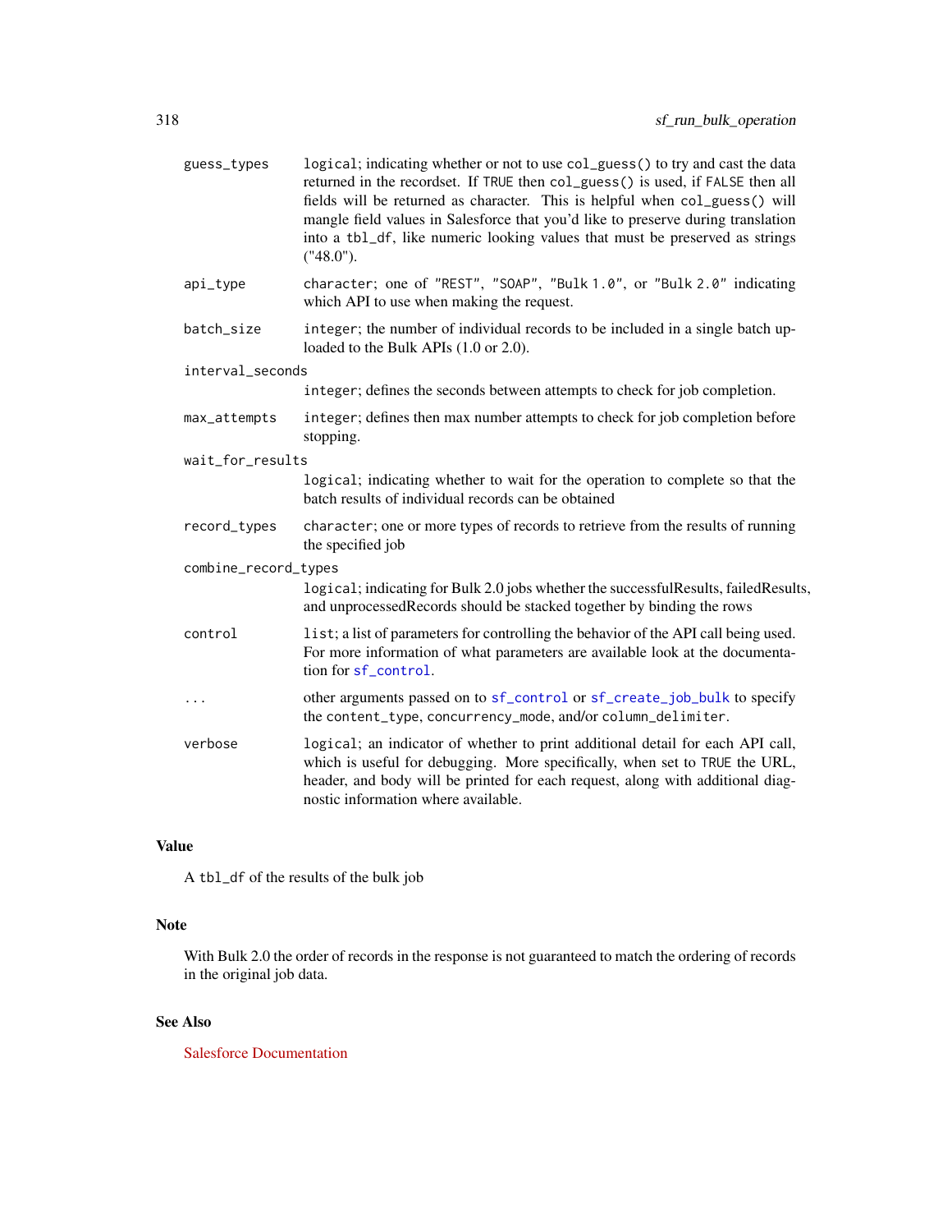| | |
|---|---|
| `guess_types` | `logical`; indicating whether or not to use `col_guess()` to try and cast the data returned in the recordset. If `TRUE` then `col_guess()` is used, if `FALSE` then all fields will be returned as character. This is helpful when `col_guess()` will mangle field values in Salesforce that you'd like to preserve during translation into a `tbl_df`, like numeric looking values that must be preserved as strings ("48.0"). |
| `api_type` | `character`; one of `"REST"`, `"SOAP"`, `"Bulk 1.0"`, or `"Bulk 2.0"` indicating which API to use when making the request. |
| `batch_size` | `integer`; the number of individual records to be included in a single batch uploaded to the Bulk APIs (1.0 or 2.0). |
| `interval_seconds` | `integer`; defines the seconds between attempts to check for job completion. |
| `max_attempts` | `integer`; defines then max number attempts to check for job completion before stopping. |
| `wait_for_results` | `logical`; indicating whether to wait for the operation to complete so that the batch results of individual records can be obtained |
| `record_types` | `character`; one or more types of records to retrieve from the results of running the specified job |
| `combine_record_types` | `logical`; indicating for Bulk 2.0 jobs whether the successfulResults, failedResults, and unprocessedRecords should be stacked together by binding the rows |
| `control` | `list`; a list of parameters for controlling the behavior of the API call being used. For more information of what parameters are available look at the documentation for `sf_control`. |
| `...` | other arguments passed on to `sf_control` or `sf_create_job_bulk` to specify the `content_type`, `concurrency_mode`, and/or `column_delimiter`. |
| `verbose` | `logical`; an indicator of whether to print additional detail for each API call, which is useful for debugging. More specifically, when set to `TRUE` the URL, header, and body will be printed for each request, along with additional diagnostic information where available. |

## Value

A `tbl_df` of the results of the bulk job

## Note

With Bulk 2.0 the order of records in the response is not guaranteed to match the ordering of records in the original job data.

## See Also

Salesforce Documentation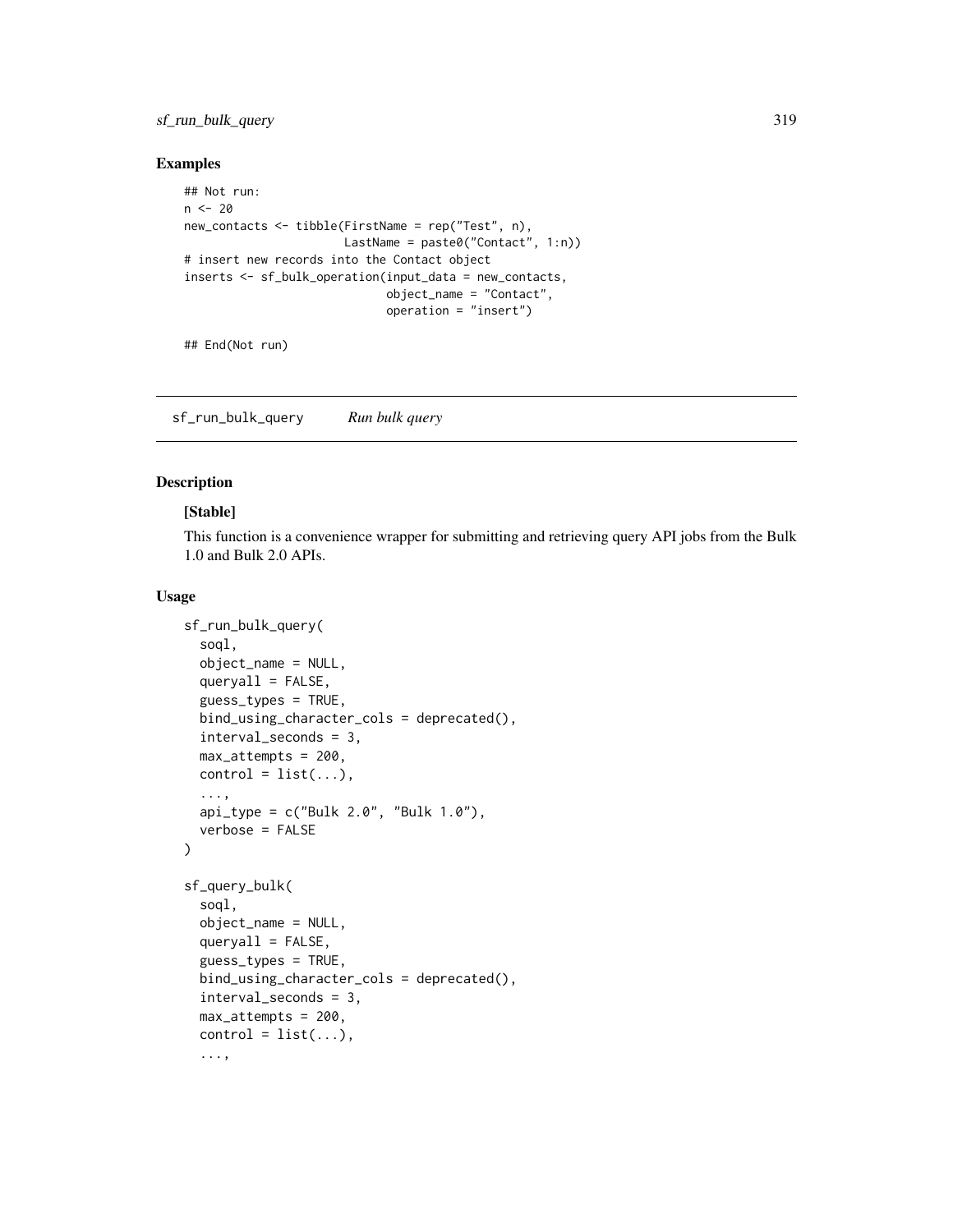## Examples

```
## Not run:
n <- 20
new_contacts <- tibble(FirstName = rep("Test", n),
                       LastName = paste0("Contact", 1:n))
# insert new records into the Contact object
inserts <- sf_bulk_operation(input_data = new_contacts,
                             object_name = "Contact",
                             operation = "insert")

## End(Not run)
```

---

`sf_run_bulk_query` *Run bulk query*

---

## Description

**[Stable]**

This function is a convenience wrapper for submitting and retrieving query API jobs from the Bulk 1.0 and Bulk 2.0 APIs.

## Usage

```
sf_run_bulk_query(
  soql,
  object_name = NULL,
  queryall = FALSE,
  guess_types = TRUE,
  bind_using_character_cols = deprecated(),
  interval_seconds = 3,
  max_attempts = 200,
  control = list(...),
  ...,
  api_type = c("Bulk 2.0", "Bulk 1.0"),
  verbose = FALSE
)

sf_query_bulk(
  soql,
  object_name = NULL,
  queryall = FALSE,
  guess_types = TRUE,
  bind_using_character_cols = deprecated(),
  interval_seconds = 3,
  max_attempts = 200,
  control = list(...),
  ...,
```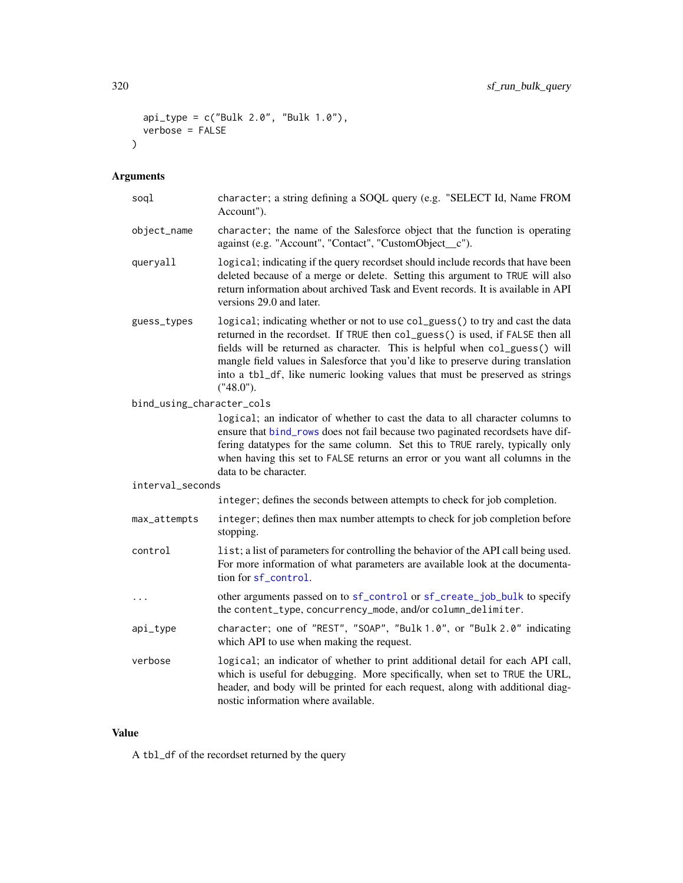```
  api_type = c("Bulk 2.0", "Bulk 1.0"),
  verbose = FALSE
)
```

## Arguments

| | |
|---|---|
| `soql` | character; a string defining a SOQL query (e.g. "SELECT Id, Name FROM Account"). |
| `object_name` | character; the name of the Salesforce object that the function is operating against (e.g. "Account", "Contact", "CustomObject__c"). |
| `queryall` | `logical`; indicating if the query recordset should include records that have been deleted because of a merge or delete. Setting this argument to `TRUE` will also return information about archived Task and Event records. It is available in API versions 29.0 and later. |
| `guess_types` | `logical`; indicating whether or not to use `col_guess()` to try and cast the data returned in the recordset. If `TRUE` then `col_guess()` is used, if `FALSE` then all fields will be returned as character. This is helpful when `col_guess()` will mangle field values in Salesforce that you'd like to preserve during translation into a `tbl_df`, like numeric looking values that must be preserved as strings ("48.0"). |
| `bind_using_character_cols` | `logical`; an indicator of whether to cast the data to all character columns to ensure that `bind_rows` does not fail because two paginated recordsets have differing datatypes for the same column. Set this to `TRUE` rarely, typically only when having this set to `FALSE` returns an error or you want all columns in the data to be character. |
| `interval_seconds` | `integer`; defines the seconds between attempts to check for job completion. |
| `max_attempts` | `integer`; defines then max number attempts to check for job completion before stopping. |
| `control` | `list`; a list of parameters for controlling the behavior of the API call being used. For more information of what parameters are available look at the documentation for `sf_control`. |
| `...` | other arguments passed on to `sf_control` or `sf_create_job_bulk` to specify the `content_type`, `concurrency_mode`, and/or `column_delimiter`. |
| `api_type` | character; one of `"REST"`, `"SOAP"`, `"Bulk 1.0"`, or `"Bulk 2.0"` indicating which API to use when making the request. |
| `verbose` | `logical`; an indicator of whether to print additional detail for each API call, which is useful for debugging. More specifically, when set to `TRUE` the URL, header, and body will be printed for each request, along with additional diagnostic information where available. |

## Value

A `tbl_df` of the recordset returned by the query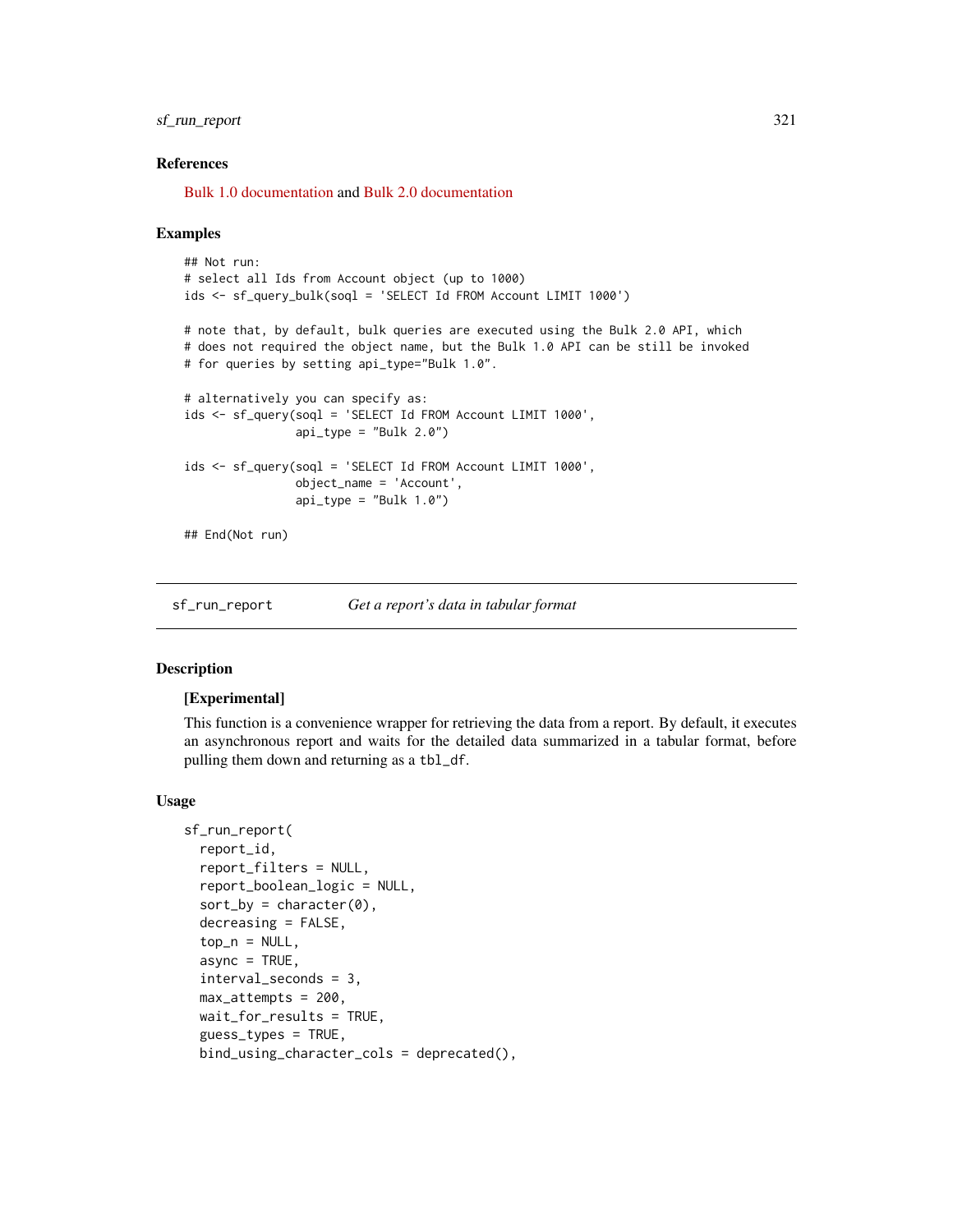### References

Bulk 1.0 documentation and Bulk 2.0 documentation

### Examples

```
## Not run:
# select all Ids from Account object (up to 1000)
ids <- sf_query_bulk(soql = 'SELECT Id FROM Account LIMIT 1000')

# note that, by default, bulk queries are executed using the Bulk 2.0 API, which
# does not required the object name, but the Bulk 1.0 API can be still be invoked
# for queries by setting api_type="Bulk 1.0".

# alternatively you can specify as:
ids <- sf_query(soql = 'SELECT Id FROM Account LIMIT 1000',
                api_type = "Bulk 2.0")

ids <- sf_query(soql = 'SELECT Id FROM Account LIMIT 1000',
                object_name = 'Account',
                api_type = "Bulk 1.0")

## End(Not run)
```

---

## sf_run_report *Get a report's data in tabular format*

### Description

**[Experimental]**

This function is a convenience wrapper for retrieving the data from a report. By default, it executes an asynchronous report and waits for the detailed data summarized in a tabular format, before pulling them down and returning as a `tbl_df`.

### Usage

```
sf_run_report(
  report_id,
  report_filters = NULL,
  report_boolean_logic = NULL,
  sort_by = character(0),
  decreasing = FALSE,
  top_n = NULL,
  async = TRUE,
  interval_seconds = 3,
  max_attempts = 200,
  wait_for_results = TRUE,
  guess_types = TRUE,
  bind_using_character_cols = deprecated(),
```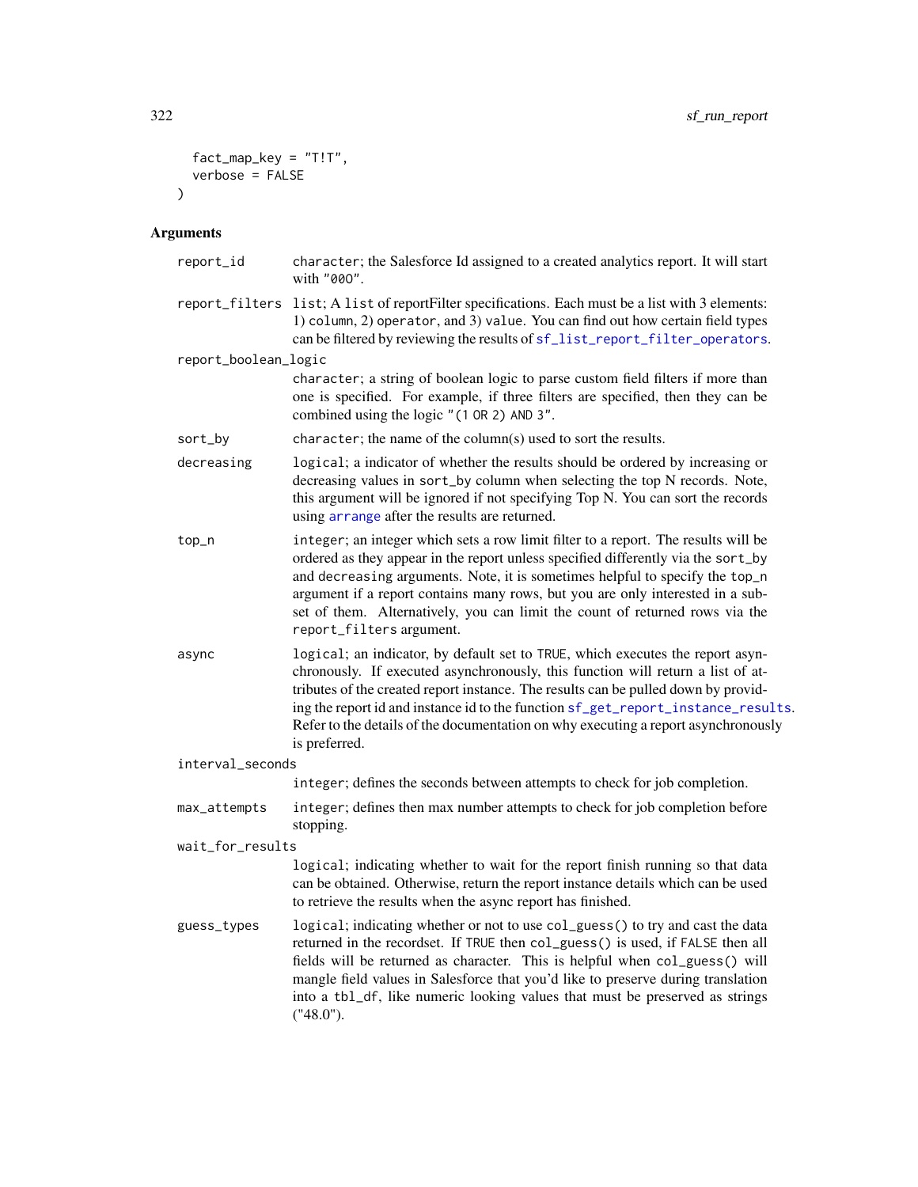```
  fact_map_key = "T!T",
  verbose = FALSE
)
```

## Arguments

| | |
|---|---|
| `report_id` | `character`; the Salesforce Id assigned to a created analytics report. It will start with `"00O"`. |
| `report_filters` | `list`; A `list` of reportFilter specifications. Each must be a list with 3 elements: 1) `column`, 2) `operator`, and 3) `value`. You can find out how certain field types can be filtered by reviewing the results of `sf_list_report_filter_operators`. |
| `report_boolean_logic` | `character`; a string of boolean logic to parse custom field filters if more than one is specified. For example, if three filters are specified, then they can be combined using the logic `"(1 OR 2) AND 3"`. |
| `sort_by` | `character`; the name of the column(s) used to sort the results. |
| `decreasing` | `logical`; a indicator of whether the results should be ordered by increasing or decreasing values in `sort_by` column when selecting the top N records. Note, this argument will be ignored if not specifying Top N. You can sort the records using `arrange` after the results are returned. |
| `top_n` | `integer`; an integer which sets a row limit filter to a report. The results will be ordered as they appear in the report unless specified differently via the `sort_by` and `decreasing` arguments. Note, it is sometimes helpful to specify the `top_n` argument if a report contains many rows, but you are only interested in a subset of them. Alternatively, you can limit the count of returned rows via the `report_filters` argument. |
| `async` | `logical`; an indicator, by default set to `TRUE`, which executes the report asynchronously. If executed asynchronously, this function will return a list of attributes of the created report instance. The results can be pulled down by providing the report id and instance id to the function `sf_get_report_instance_results`. Refer to the details of the documentation on why executing a report asynchronously is preferred. |
| `interval_seconds` | `integer`; defines the seconds between attempts to check for job completion. |
| `max_attempts` | `integer`; defines then max number attempts to check for job completion before stopping. |
| `wait_for_results` | `logical`; indicating whether to wait for the report finish running so that data can be obtained. Otherwise, return the report instance details which can be used to retrieve the results when the async report has finished. |
| `guess_types` | `logical`; indicating whether or not to use `col_guess()` to try and cast the data returned in the recordset. If `TRUE` then `col_guess()` is used, if `FALSE` then all fields will be returned as character. This is helpful when `col_guess()` will mangle field values in Salesforce that you'd like to preserve during translation into a `tbl_df`, like numeric looking values that must be preserved as strings ("48.0"). |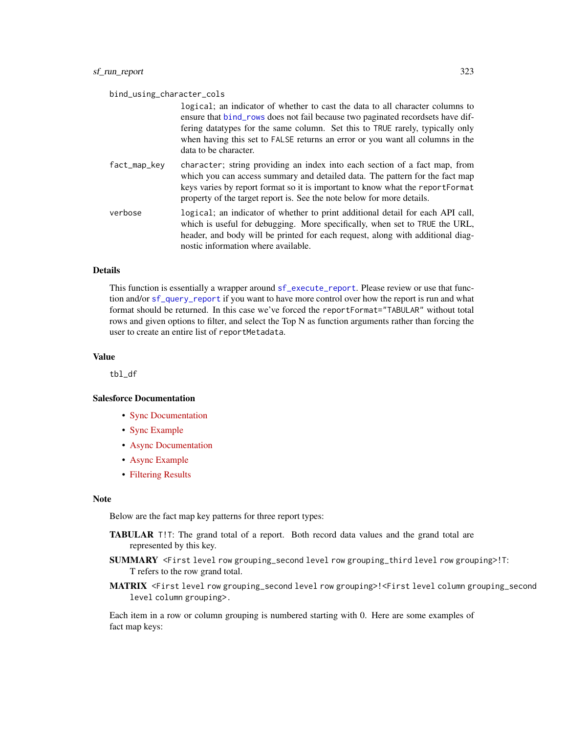bind_using_character_cols
: logical; an indicator of whether to cast the data to all character columns to ensure that bind_rows does not fail because two paginated recordsets have differing datatypes for the same column. Set this to TRUE rarely, typically only when having this set to FALSE returns an error or you want all columns in the data to be character.

fact_map_key
: character; string providing an index into each section of a fact map, from which you can access summary and detailed data. The pattern for the fact map keys varies by report format so it is important to know what the reportFormat property of the target report is. See the note below for more details.

verbose
: logical; an indicator of whether to print additional detail for each API call, which is useful for debugging. More specifically, when set to TRUE the URL, header, and body will be printed for each request, along with additional diagnostic information where available.

## Details

This function is essentially a wrapper around sf_execute_report. Please review or use that function and/or sf_query_report if you want to have more control over how the report is run and what format should be returned. In this case we've forced the reportFormat="TABULAR" without total rows and given options to filter, and select the Top N as function arguments rather than forcing the user to create an entire list of reportMetadata.

## Value

tbl_df

## Salesforce Documentation

- Sync Documentation
- Sync Example
- Async Documentation
- Async Example
- Filtering Results

## Note

Below are the fact map key patterns for three report types:

**TABULAR** `T!T`: The grand total of a report. Both record data values and the grand total are represented by this key.

**SUMMARY** `<First level row grouping_second level row grouping_third level row grouping>!T`: T refers to the row grand total.

**MATRIX** `<First level row grouping_second level row grouping>!<First level column grouping_second level column grouping>`.

Each item in a row or column grouping is numbered starting with 0. Here are some examples of fact map keys: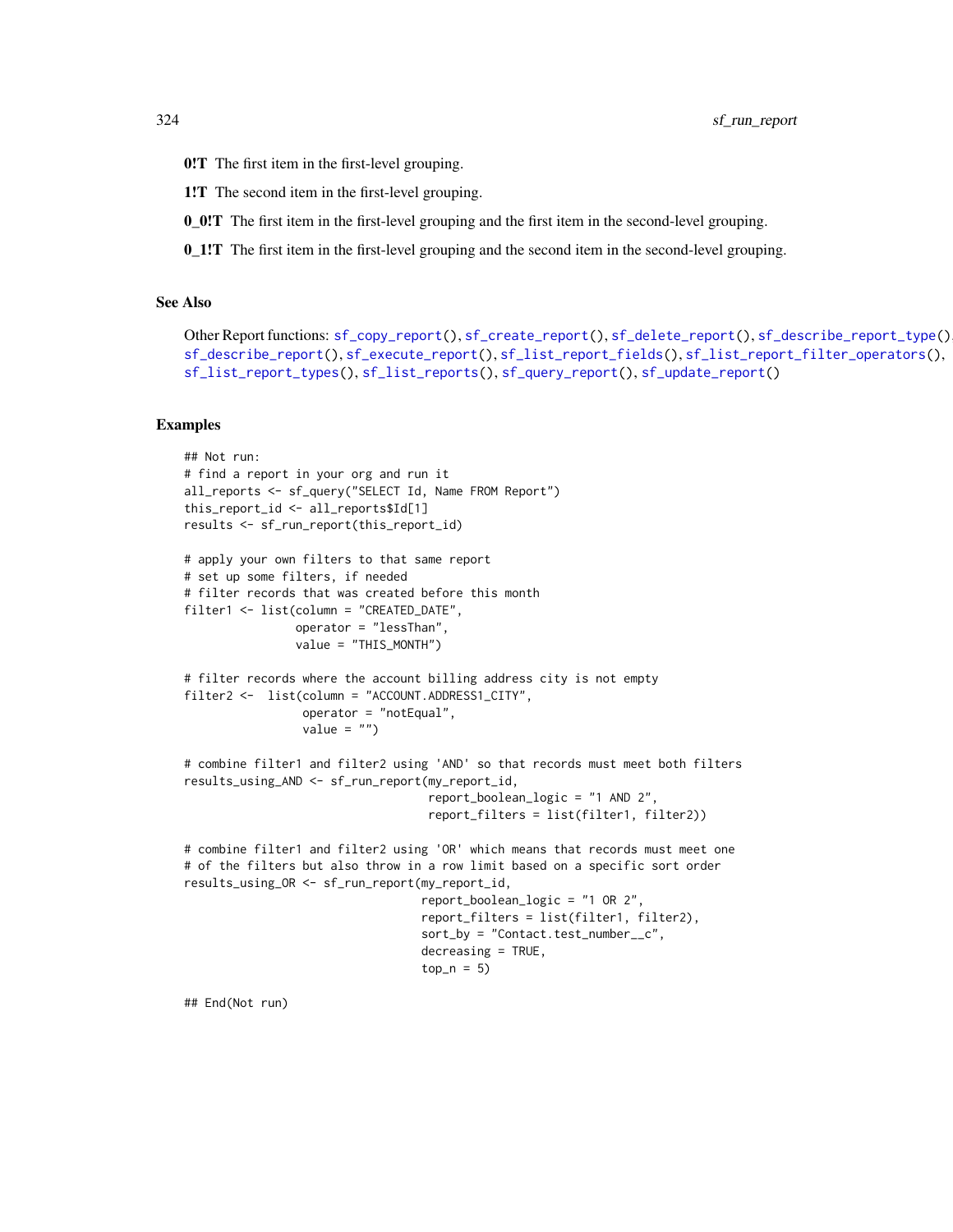**0!T** The first item in the first-level grouping.

**1!T** The second item in the first-level grouping.

**0_0!T** The first item in the first-level grouping and the first item in the second-level grouping.

**0_1!T** The first item in the first-level grouping and the second item in the second-level grouping.

## See Also

Other Report functions: `sf_copy_report()`, `sf_create_report()`, `sf_delete_report()`, `sf_describe_report_type()`, `sf_describe_report()`, `sf_execute_report()`, `sf_list_report_fields()`, `sf_list_report_filter_operators()`, `sf_list_report_types()`, `sf_list_reports()`, `sf_query_report()`, `sf_update_report()`

## Examples

```
## Not run:
# find a report in your org and run it
all_reports <- sf_query("SELECT Id, Name FROM Report")
this_report_id <- all_reports$Id[1]
results <- sf_run_report(this_report_id)

# apply your own filters to that same report
# set up some filters, if needed
# filter records that was created before this month
filter1 <- list(column = "CREATED_DATE",
                operator = "lessThan",
                value = "THIS_MONTH")

# filter records where the account billing address city is not empty
filter2 <-  list(column = "ACCOUNT.ADDRESS1_CITY",
                 operator = "notEqual",
                 value = "")

# combine filter1 and filter2 using 'AND' so that records must meet both filters
results_using_AND <- sf_run_report(my_report_id,
                                   report_boolean_logic = "1 AND 2",
                                   report_filters = list(filter1, filter2))

# combine filter1 and filter2 using 'OR' which means that records must meet one
# of the filters but also throw in a row limit based on a specific sort order
results_using_OR <- sf_run_report(my_report_id,
                                  report_boolean_logic = "1 OR 2",
                                  report_filters = list(filter1, filter2),
                                  sort_by = "Contact.test_number__c",
                                  decreasing = TRUE,
                                  top_n = 5)

## End(Not run)
```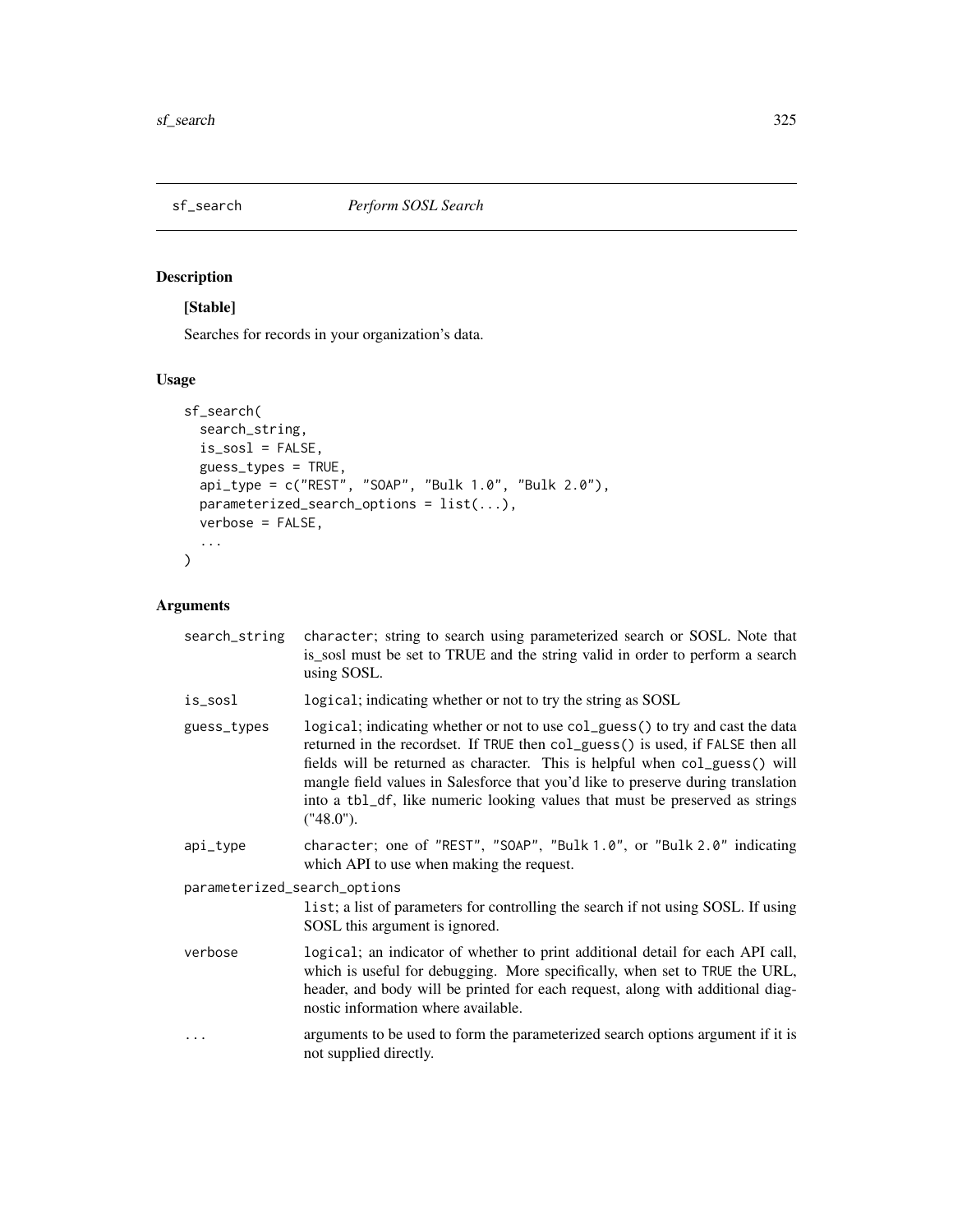## sf_search *Perform SOSL Search*

### Description

**[Stable]**

Searches for records in your organization's data.

### Usage

```
sf_search(
  search_string,
  is_sosl = FALSE,
  guess_types = TRUE,
  api_type = c("REST", "SOAP", "Bulk 1.0", "Bulk 2.0"),
  parameterized_search_options = list(...),
  verbose = FALSE,
  ...
)
```

### Arguments

| | |
|---|---|
| `search_string` | `character`; string to search using parameterized search or SOSL. Note that is_sosl must be set to TRUE and the string valid in order to perform a search using SOSL. |
| `is_sosl` | `logical`; indicating whether or not to try the string as SOSL |
| `guess_types` | `logical`; indicating whether or not to use `col_guess()` to try and cast the data returned in the recordset. If `TRUE` then `col_guess()` is used, if `FALSE` then all fields will be returned as character. This is helpful when `col_guess()` will mangle field values in Salesforce that you'd like to preserve during translation into a `tbl_df`, like numeric looking values that must be preserved as strings ("48.0"). |
| `api_type` | `character`; one of `"REST"`, `"SOAP"`, `"Bulk 1.0"`, or `"Bulk 2.0"` indicating which API to use when making the request. |
| `parameterized_search_options` | `list`; a list of parameters for controlling the search if not using SOSL. If using SOSL this argument is ignored. |
| `verbose` | `logical`; an indicator of whether to print additional detail for each API call, which is useful for debugging. More specifically, when set to `TRUE` the URL, header, and body will be printed for each request, along with additional diagnostic information where available. |
| `...` | arguments to be used to form the parameterized search options argument if it is not supplied directly. |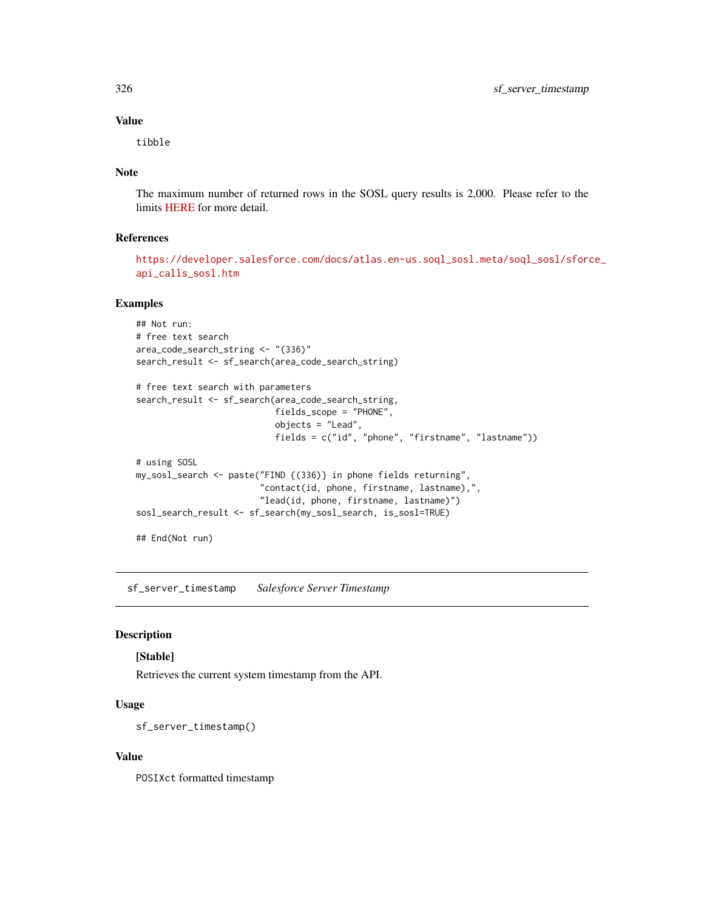### Value

tibble

### Note

The maximum number of returned rows in the SOSL query results is 2,000. Please refer to the limits HERE for more detail.

### References

https://developer.salesforce.com/docs/atlas.en-us.soql_sosl.meta/soql_sosl/sforce_api_calls_sosl.htm

### Examples

```
## Not run:
# free text search
area_code_search_string <- "(336)"
search_result <- sf_search(area_code_search_string)

# free text search with parameters
search_result <- sf_search(area_code_search_string,
                           fields_scope = "PHONE",
                           objects = "Lead",
                           fields = c("id", "phone", "firstname", "lastname"))

# using SOSL
my_sosl_search <- paste("FIND {(336)} in phone fields returning",
                        "contact(id, phone, firstname, lastname),",
                        "lead(id, phone, firstname, lastname)")
sosl_search_result <- sf_search(my_sosl_search, is_sosl=TRUE)

## End(Not run)
```

---

## sf_server_timestamp *Salesforce Server Timestamp*

---

### Description

**[Stable]**

Retrieves the current system timestamp from the API.

### Usage

```
sf_server_timestamp()
```

### Value

POSIXct formatted timestamp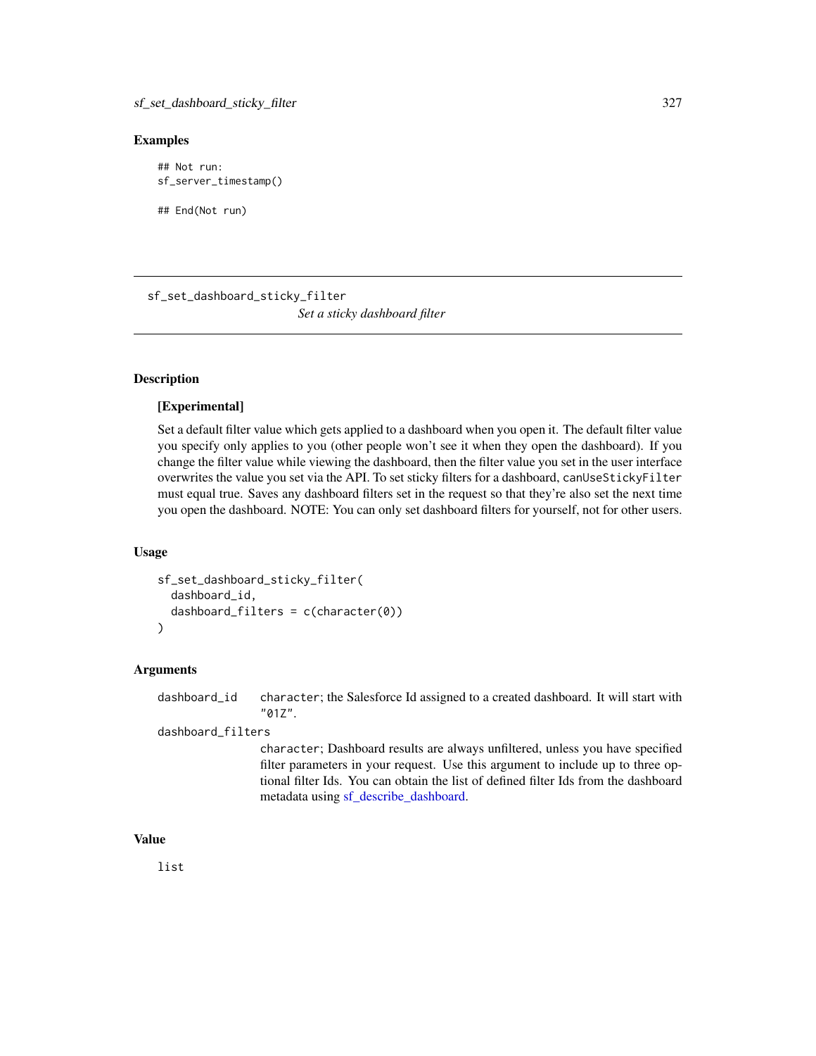## Examples

```
## Not run:
sf_server_timestamp()

## End(Not run)
```

---

## sf_set_dashboard_sticky_filter

*Set a sticky dashboard filter*

---

### Description

**[Experimental]**

Set a default filter value which gets applied to a dashboard when you open it. The default filter value you specify only applies to you (other people won't see it when they open the dashboard). If you change the filter value while viewing the dashboard, then the filter value you set in the user interface overwrites the value you set via the API. To set sticky filters for a dashboard, `canUseStickyFilter` must equal true. Saves any dashboard filters set in the request so that they're also set the next time you open the dashboard. NOTE: You can only set dashboard filters for yourself, not for other users.

### Usage

```
sf_set_dashboard_sticky_filter(
  dashboard_id,
  dashboard_filters = c(character(0))
)
```

### Arguments

`dashboard_id` — `character`; the Salesforce Id assigned to a created dashboard. It will start with `"01Z"`.

`dashboard_filters` — `character`; Dashboard results are always unfiltered, unless you have specified filter parameters in your request. Use this argument to include up to three optional filter Ids. You can obtain the list of defined filter Ids from the dashboard metadata using sf_describe_dashboard.

### Value

`list`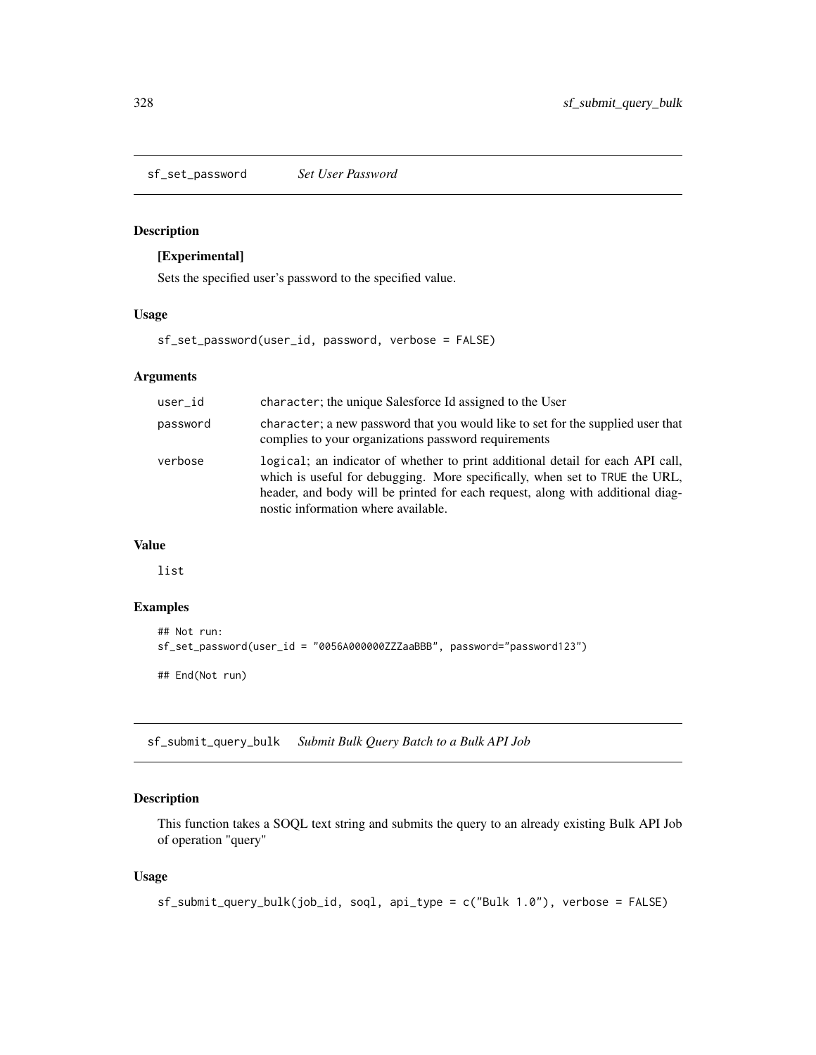## sf_set_password *Set User Password*

### Description

**[Experimental]**

Sets the specified user's password to the specified value.

### Usage

```
sf_set_password(user_id, password, verbose = FALSE)
```

### Arguments

| | |
|---|---|
| user_id | character; the unique Salesforce Id assigned to the User |
| password | character; a new password that you would like to set for the supplied user that complies to your organizations password requirements |
| verbose | logical; an indicator of whether to print additional detail for each API call, which is useful for debugging. More specifically, when set to TRUE the URL, header, and body will be printed for each request, along with additional diagnostic information where available. |

### Value

list

### Examples

```
## Not run:
sf_set_password(user_id = "0056A000000ZZZaaBBB", password="password123")

## End(Not run)
```

## sf_submit_query_bulk *Submit Bulk Query Batch to a Bulk API Job*

### Description

This function takes a SOQL text string and submits the query to an already existing Bulk API Job of operation "query"

### Usage

```
sf_submit_query_bulk(job_id, soql, api_type = c("Bulk 1.0"), verbose = FALSE)
```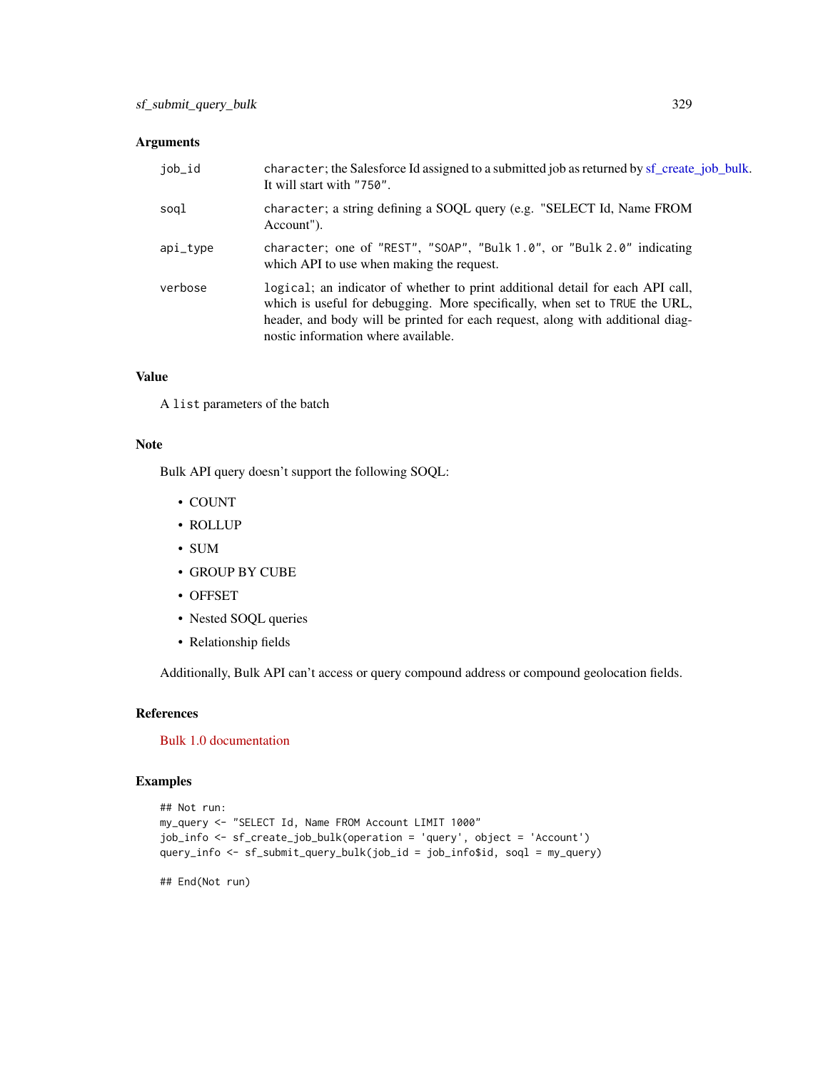### Arguments

| | |
|---|---|
| job_id | `character`; the Salesforce Id assigned to a submitted job as returned by sf_create_job_bulk. It will start with `"750"`. |
| soql | `character`; a string defining a SOQL query (e.g. "SELECT Id, Name FROM Account"). |
| api_type | `character`; one of `"REST"`, `"SOAP"`, `"Bulk 1.0"`, or `"Bulk 2.0"` indicating which API to use when making the request. |
| verbose | `logical`; an indicator of whether to print additional detail for each API call, which is useful for debugging. More specifically, when set to `TRUE` the URL, header, and body will be printed for each request, along with additional diagnostic information where available. |

### Value

A `list` parameters of the batch

### Note

Bulk API query doesn't support the following SOQL:

- COUNT
- ROLLUP
- SUM
- GROUP BY CUBE
- OFFSET
- Nested SOQL queries
- Relationship fields

Additionally, Bulk API can't access or query compound address or compound geolocation fields.

### References

Bulk 1.0 documentation

### Examples

```
## Not run:
my_query <- "SELECT Id, Name FROM Account LIMIT 1000"
job_info <- sf_create_job_bulk(operation = 'query', object = 'Account')
query_info <- sf_submit_query_bulk(job_id = job_info$id, soql = my_query)

## End(Not run)
```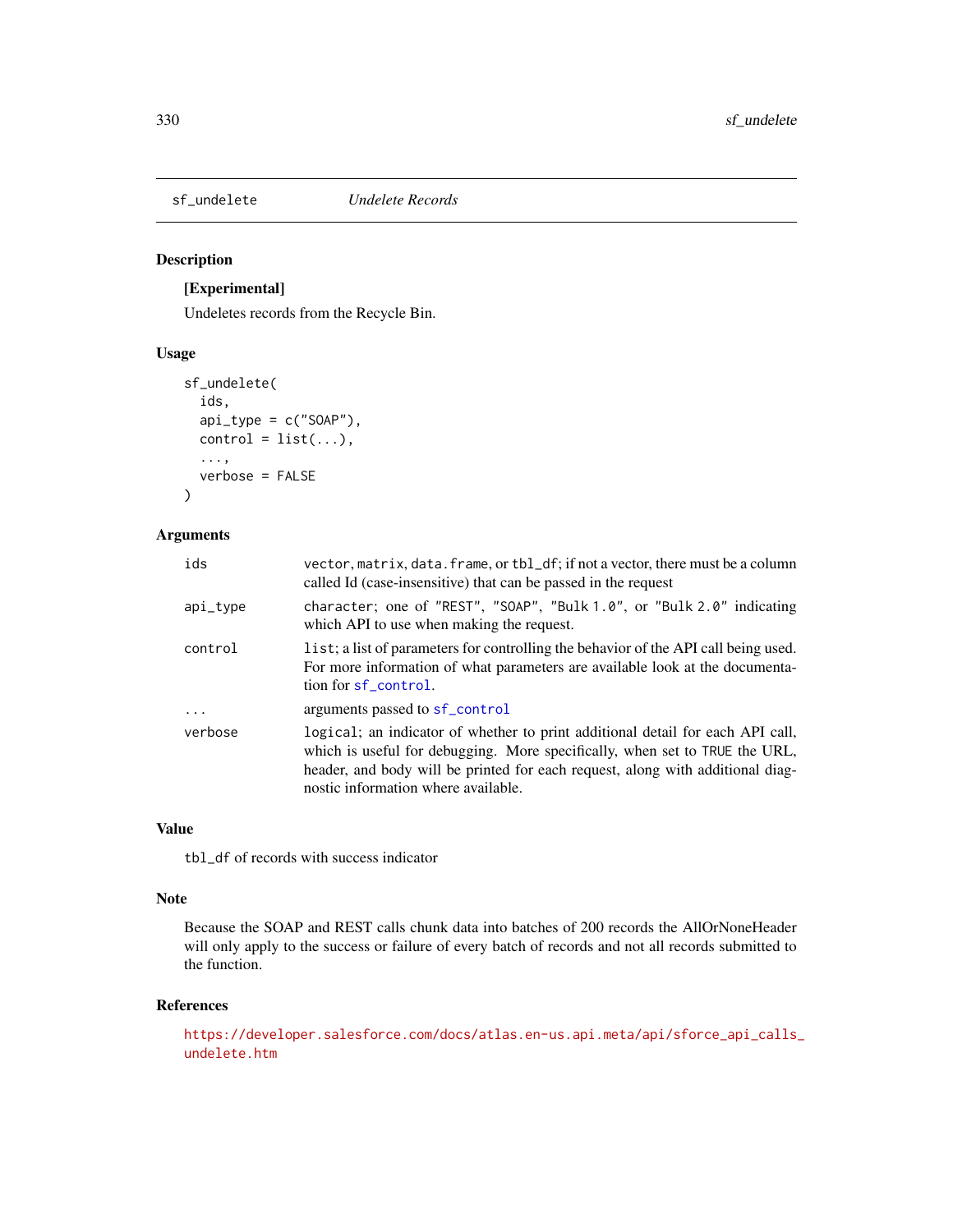## sf_undelete *Undelete Records*

### Description

**[Experimental]**

Undeletes records from the Recycle Bin.

### Usage

```
sf_undelete(
  ids,
  api_type = c("SOAP"),
  control = list(...),
  ...,
  verbose = FALSE
)
```

### Arguments

| | |
|---|---|
| `ids` | `vector`, `matrix`, `data.frame`, or `tbl_df`; if not a vector, there must be a column called Id (case-insensitive) that can be passed in the request |
| `api_type` | character; one of `"REST"`, `"SOAP"`, `"Bulk 1.0"`, or `"Bulk 2.0"` indicating which API to use when making the request. |
| `control` | `list`; a list of parameters for controlling the behavior of the API call being used. For more information of what parameters are available look at the documentation for `sf_control`. |
| `...` | arguments passed to `sf_control` |
| `verbose` | `logical`; an indicator of whether to print additional detail for each API call, which is useful for debugging. More specifically, when set to `TRUE` the URL, header, and body will be printed for each request, along with additional diagnostic information where available. |

### Value

`tbl_df` of records with success indicator

### Note

Because the SOAP and REST calls chunk data into batches of 200 records the AllOrNoneHeader will only apply to the success or failure of every batch of records and not all records submitted to the function.

### References

https://developer.salesforce.com/docs/atlas.en-us.api.meta/api/sforce_api_calls_undelete.htm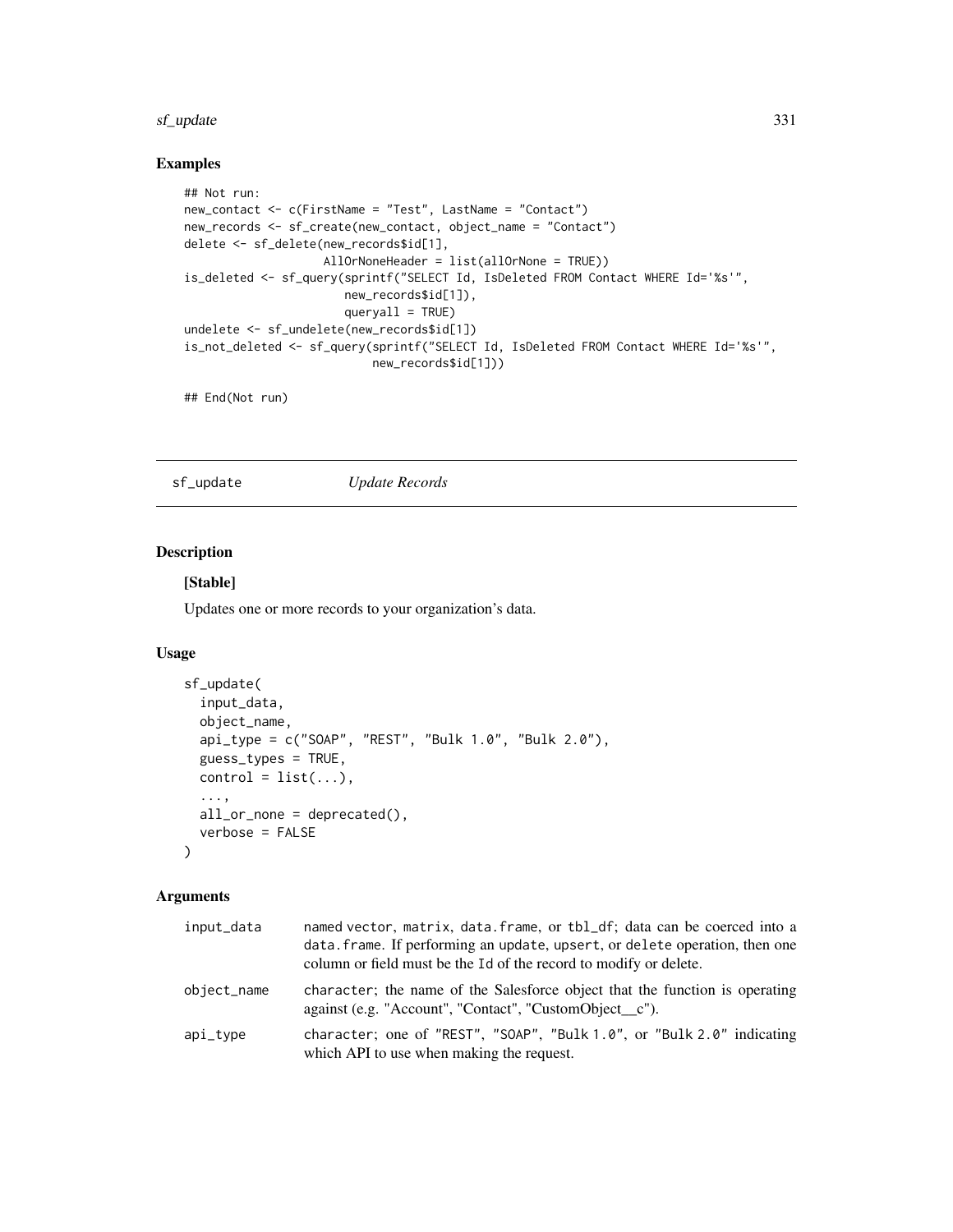## Examples

```
## Not run:
new_contact <- c(FirstName = "Test", LastName = "Contact")
new_records <- sf_create(new_contact, object_name = "Contact")
delete <- sf_delete(new_records$id[1],
                    AllOrNoneHeader = list(allOrNone = TRUE))
is_deleted <- sf_query(sprintf("SELECT Id, IsDeleted FROM Contact WHERE Id='%s'",
                       new_records$id[1]),
                       queryall = TRUE)
undelete <- sf_undelete(new_records$id[1])
is_not_deleted <- sf_query(sprintf("SELECT Id, IsDeleted FROM Contact WHERE Id='%s'",
                           new_records$id[1]))

## End(Not run)
```

---

sf_update *Update Records*

---

## Description

**[Stable]**

Updates one or more records to your organization's data.

## Usage

```
sf_update(
  input_data,
  object_name,
  api_type = c("SOAP", "REST", "Bulk 1.0", "Bulk 2.0"),
  guess_types = TRUE,
  control = list(...),
  ...,
  all_or_none = deprecated(),
  verbose = FALSE
)
```

## Arguments

| | |
|---|---|
| input_data | named vector, matrix, data.frame, or tbl_df; data can be coerced into a data.frame. If performing an update, upsert, or delete operation, then one column or field must be the Id of the record to modify or delete. |
| object_name | character; the name of the Salesforce object that the function is operating against (e.g. "Account", "Contact", "CustomObject__c"). |
| api_type | character; one of "REST", "SOAP", "Bulk 1.0", or "Bulk 2.0" indicating which API to use when making the request. |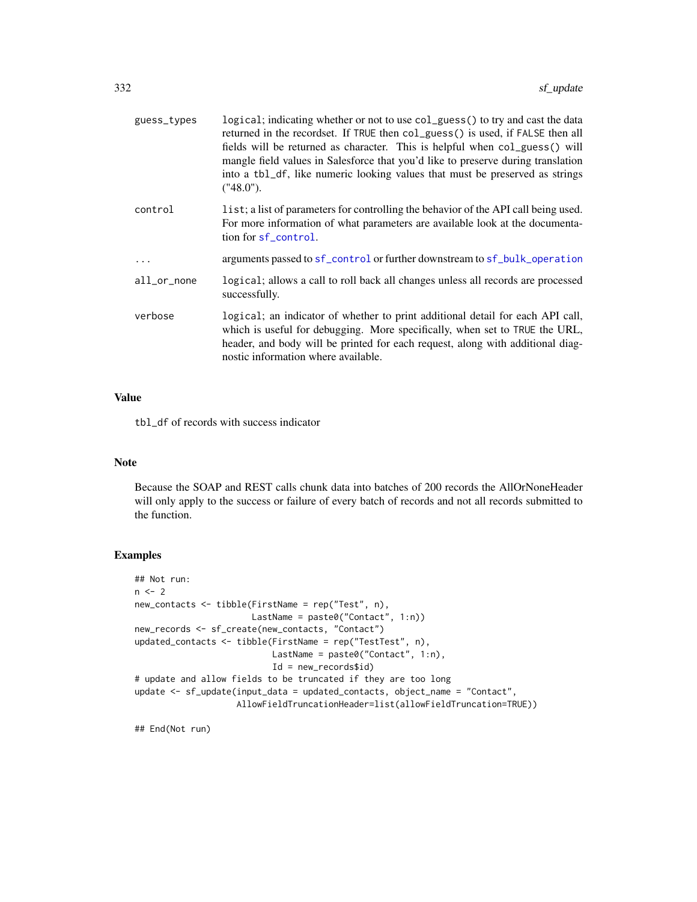| | |
|---|---|
| guess_types | logical; indicating whether or not to use col_guess() to try and cast the data returned in the recordset. If TRUE then col_guess() is used, if FALSE then all fields will be returned as character. This is helpful when col_guess() will mangle field values in Salesforce that you'd like to preserve during translation into a tbl_df, like numeric looking values that must be preserved as strings ("48.0"). |
| control | list; a list of parameters for controlling the behavior of the API call being used. For more information of what parameters are available look at the documentation for sf_control. |
| ... | arguments passed to sf_control or further downstream to sf_bulk_operation |
| all_or_none | logical; allows a call to roll back all changes unless all records are processed successfully. |
| verbose | logical; an indicator of whether to print additional detail for each API call, which is useful for debugging. More specifically, when set to TRUE the URL, header, and body will be printed for each request, along with additional diagnostic information where available. |

## Value

tbl_df of records with success indicator

## Note

Because the SOAP and REST calls chunk data into batches of 200 records the AllOrNoneHeader will only apply to the success or failure of every batch of records and not all records submitted to the function.

## Examples

```
## Not run:
n <- 2
new_contacts <- tibble(FirstName = rep("Test", n),
                       LastName = paste0("Contact", 1:n))
new_records <- sf_create(new_contacts, "Contact")
updated_contacts <- tibble(FirstName = rep("TestTest", n),
                           LastName = paste0("Contact", 1:n),
                           Id = new_records$id)
# update and allow fields to be truncated if they are too long
update <- sf_update(input_data = updated_contacts, object_name = "Contact",
                    AllowFieldTruncationHeader=list(allowFieldTruncation=TRUE))

## End(Not run)
```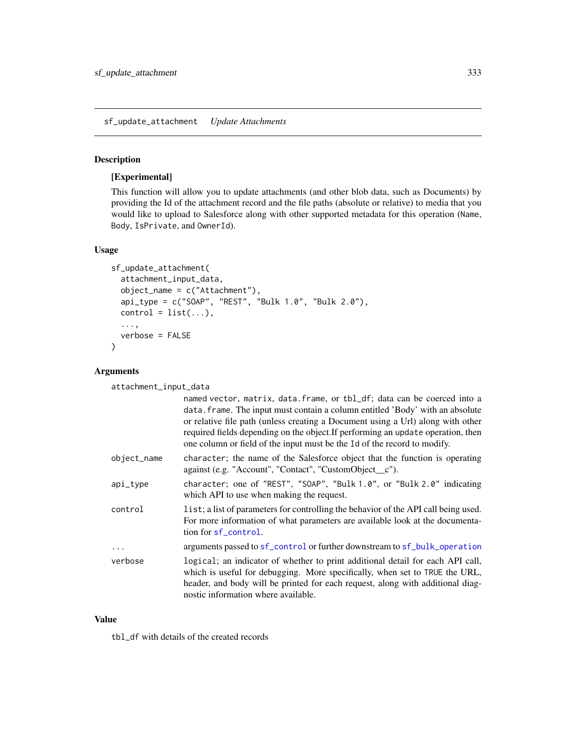## sf_update_attachment *Update Attachments*

### Description

**[Experimental]**

This function will allow you to update attachments (and other blob data, such as Documents) by providing the Id of the attachment record and the file paths (absolute or relative) to media that you would like to upload to Salesforce along with other supported metadata for this operation (`Name`, `Body`, `IsPrivate`, and `OwnerId`).

### Usage

```
sf_update_attachment(
  attachment_input_data,
  object_name = c("Attachment"),
  api_type = c("SOAP", "REST", "Bulk 1.0", "Bulk 2.0"),
  control = list(...),
  ...,
  verbose = FALSE
)
```

### Arguments

`attachment_input_data`
: named `vector`, `matrix`, `data.frame`, or `tbl_df`; data can be coerced into a `data.frame`. The input must contain a column entitled 'Body' with an absolute or relative file path (unless creating a Document using a Url) along with other required fields depending on the object.If performing an `update` operation, then one column or field of the input must be the `Id` of the record to modify.

`object_name`
: character; the name of the Salesforce object that the function is operating against (e.g. "Account", "Contact", "CustomObject__c").

`api_type`
: character; one of `"REST"`, `"SOAP"`, `"Bulk 1.0"`, or `"Bulk 2.0"` indicating which API to use when making the request.

`control`
: `list`; a list of parameters for controlling the behavior of the API call being used. For more information of what parameters are available look at the documentation for `sf_control`.

`...`
: arguments passed to `sf_control` or further downstream to `sf_bulk_operation`

`verbose`
: `logical`; an indicator of whether to print additional detail for each API call, which is useful for debugging. More specifically, when set to `TRUE` the URL, header, and body will be printed for each request, along with additional diagnostic information where available.

### Value

`tbl_df` with details of the created records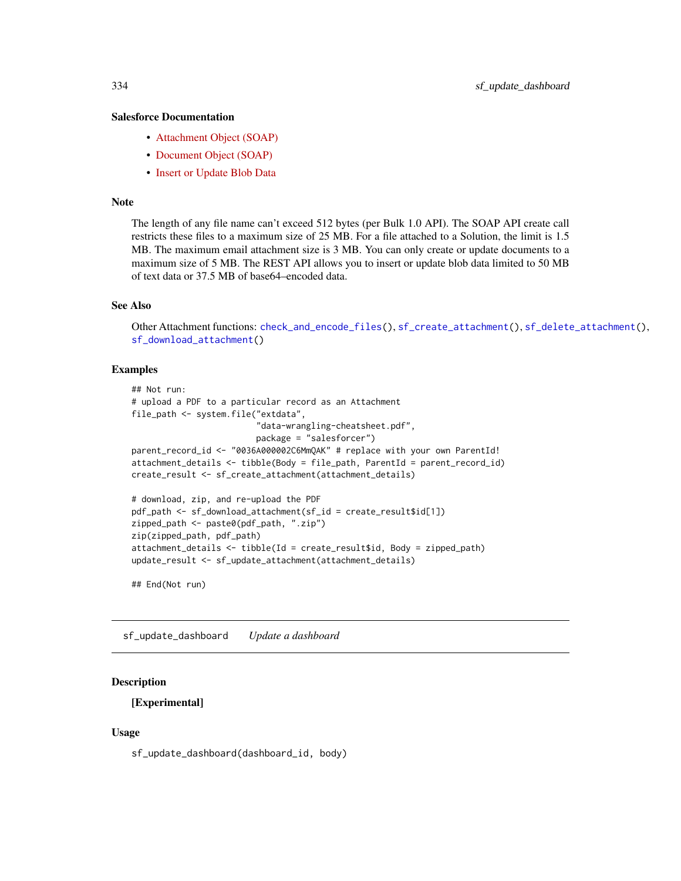### Salesforce Documentation

- Attachment Object (SOAP)
- Document Object (SOAP)
- Insert or Update Blob Data

### Note

The length of any file name can't exceed 512 bytes (per Bulk 1.0 API). The SOAP API create call restricts these files to a maximum size of 25 MB. For a file attached to a Solution, the limit is 1.5 MB. The maximum email attachment size is 3 MB. You can only create or update documents to a maximum size of 5 MB. The REST API allows you to insert or update blob data limited to 50 MB of text data or 37.5 MB of base64–encoded data.

### See Also

Other Attachment functions: `check_and_encode_files()`, `sf_create_attachment()`, `sf_delete_attachment()`, `sf_download_attachment()`

### Examples

```
## Not run:
# upload a PDF to a particular record as an Attachment
file_path <- system.file("extdata",
                         "data-wrangling-cheatsheet.pdf",
                         package = "salesforcer")
parent_record_id <- "0036A000002C6MmQAK" # replace with your own ParentId!
attachment_details <- tibble(Body = file_path, ParentId = parent_record_id)
create_result <- sf_create_attachment(attachment_details)

# download, zip, and re-upload the PDF
pdf_path <- sf_download_attachment(sf_id = create_result$id[1])
zipped_path <- paste0(pdf_path, ".zip")
zip(zipped_path, pdf_path)
attachment_details <- tibble(Id = create_result$id, Body = zipped_path)
update_result <- sf_update_attachment(attachment_details)

## End(Not run)
```

---

## sf_update_dashboard *Update a dashboard*

### Description

**[Experimental]**

### Usage

```
sf_update_dashboard(dashboard_id, body)
```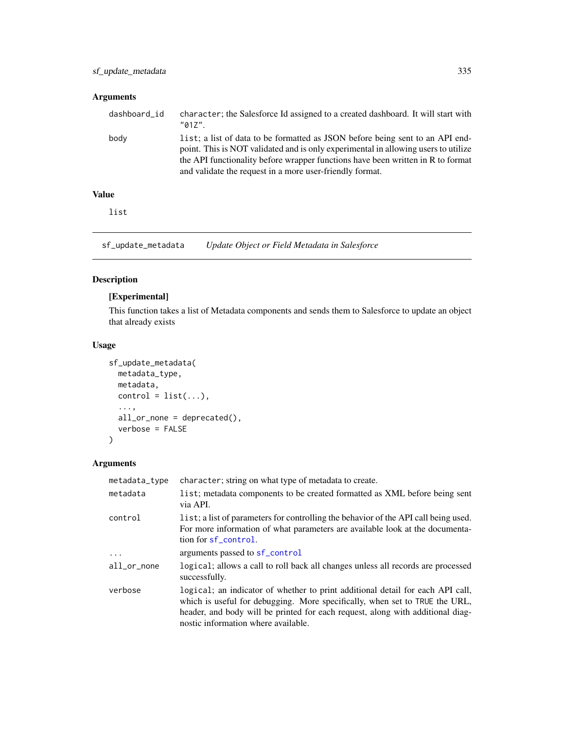## Arguments

| | |
|---|---|
| dashboard_id | character; the Salesforce Id assigned to a created dashboard. It will start with "01Z". |
| body | list; a list of data to be formatted as JSON before being sent to an API endpoint. This is NOT validated and is only experimental in allowing users to utilize the API functionality before wrapper functions have been written in R to format and validate the request in a more user-friendly format. |

## Value

list

---

# sf_update_metadata *Update Object or Field Metadata in Salesforce*

## Description

**[Experimental]**

This function takes a list of Metadata components and sends them to Salesforce to update an object that already exists

## Usage

```
sf_update_metadata(
  metadata_type,
  metadata,
  control = list(...),
  ...,
  all_or_none = deprecated(),
  verbose = FALSE
)
```

## Arguments

| | |
|---|---|
| metadata_type | character; string on what type of metadata to create. |
| metadata | list; metadata components to be created formatted as XML before being sent via API. |
| control | list; a list of parameters for controlling the behavior of the API call being used. For more information of what parameters are available look at the documentation for sf_control. |
| ... | arguments passed to sf_control |
| all_or_none | logical; allows a call to roll back all changes unless all records are processed successfully. |
| verbose | logical; an indicator of whether to print additional detail for each API call, which is useful for debugging. More specifically, when set to TRUE the URL, header, and body will be printed for each request, along with additional diagnostic information where available. |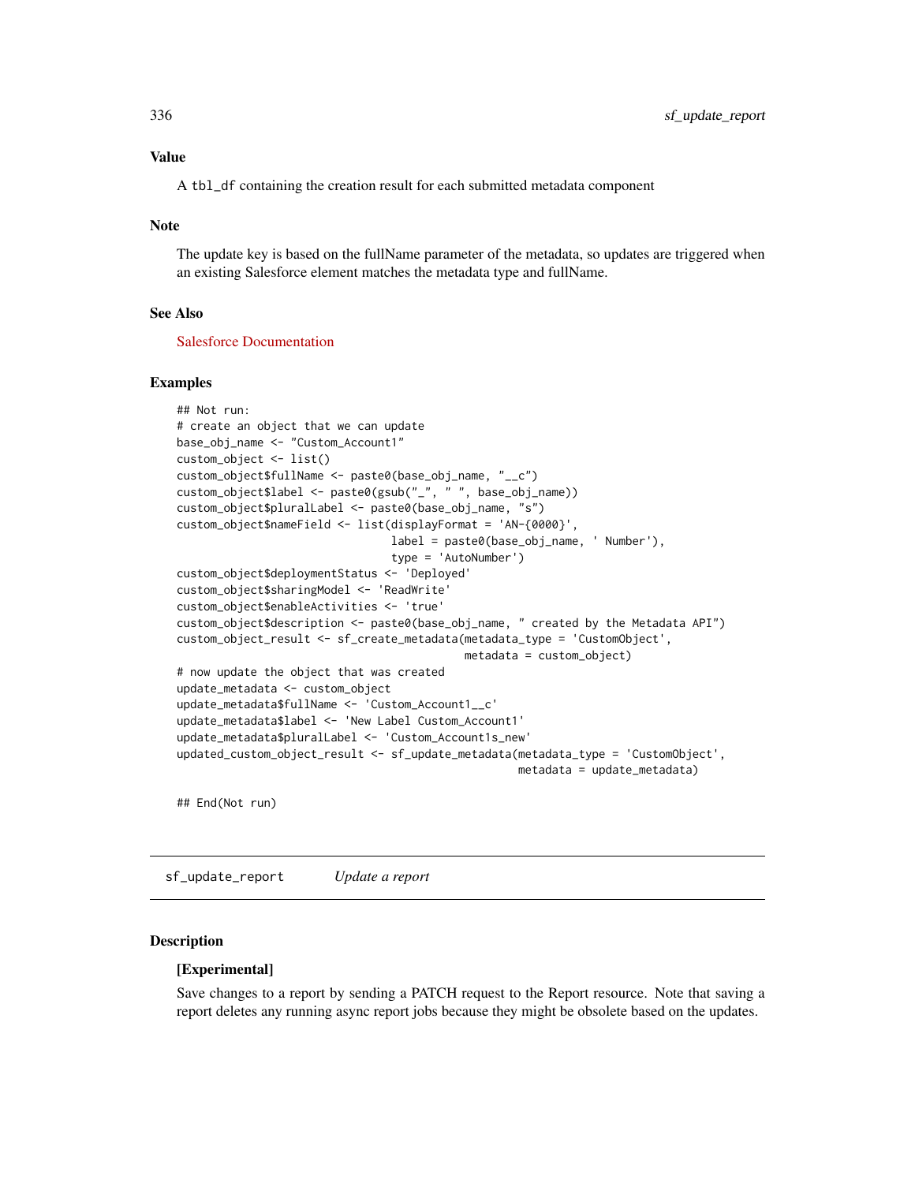### Value

A `tbl_df` containing the creation result for each submitted metadata component

### Note

The update key is based on the fullName parameter of the metadata, so updates are triggered when an existing Salesforce element matches the metadata type and fullName.

### See Also

Salesforce Documentation

### Examples

```
## Not run:
# create an object that we can update
base_obj_name <- "Custom_Account1"
custom_object <- list()
custom_object$fullName <- paste0(base_obj_name, "__c")
custom_object$label <- paste0(gsub("_", " ", base_obj_name))
custom_object$pluralLabel <- paste0(base_obj_name, "s")
custom_object$nameField <- list(displayFormat = 'AN-{0000}',
                                label = paste0(base_obj_name, ' Number'),
                                type = 'AutoNumber')
custom_object$deploymentStatus <- 'Deployed'
custom_object$sharingModel <- 'ReadWrite'
custom_object$enableActivities <- 'true'
custom_object$description <- paste0(base_obj_name, " created by the Metadata API")
custom_object_result <- sf_create_metadata(metadata_type = 'CustomObject',
                                           metadata = custom_object)
# now update the object that was created
update_metadata <- custom_object
update_metadata$fullName <- 'Custom_Account1__c'
update_metadata$label <- 'New Label Custom_Account1'
update_metadata$pluralLabel <- 'Custom_Account1s_new'
updated_custom_object_result <- sf_update_metadata(metadata_type = 'CustomObject',
                                                   metadata = update_metadata)

## End(Not run)
```

---

## sf_update_report — *Update a report*

### Description

#### [Experimental]

Save changes to a report by sending a PATCH request to the Report resource. Note that saving a report deletes any running async report jobs because they might be obsolete based on the updates.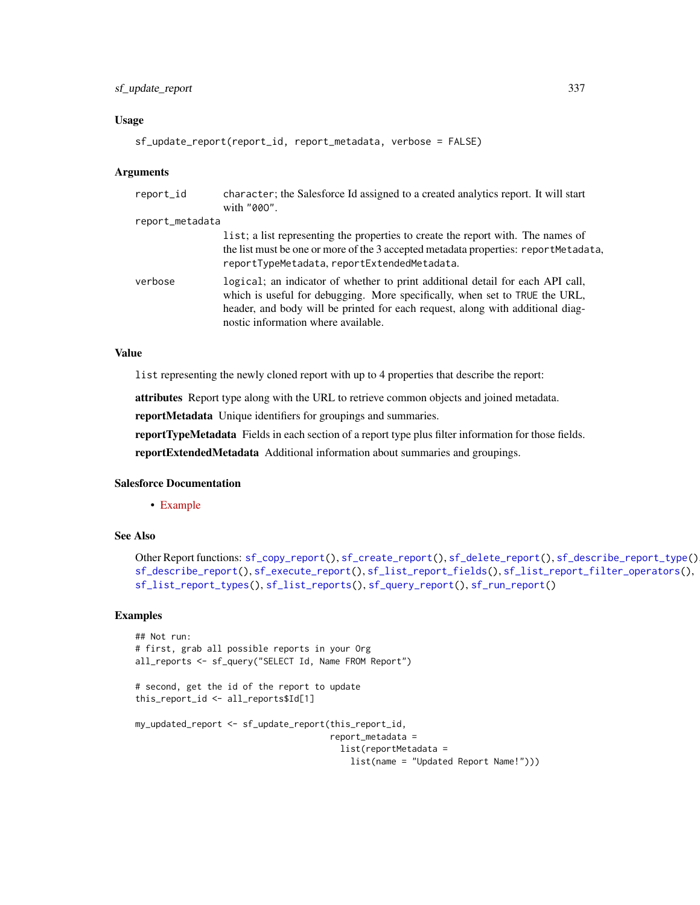### Usage

```
sf_update_report(report_id, report_metadata, verbose = FALSE)
```

### Arguments

| | |
|---|---|
| report_id | character; the Salesforce Id assigned to a created analytics report. It will start with "00O". |
| report_metadata | list; a list representing the properties to create the report with. The names of the list must be one or more of the 3 accepted metadata properties: reportMetadata, reportTypeMetadata, reportExtendedMetadata. |
| verbose | logical; an indicator of whether to print additional detail for each API call, which is useful for debugging. More specifically, when set to TRUE the URL, header, and body will be printed for each request, along with additional diagnostic information where available. |

### Value

list representing the newly cloned report with up to 4 properties that describe the report:

**attributes** Report type along with the URL to retrieve common objects and joined metadata.

**reportMetadata** Unique identifiers for groupings and summaries.

**reportTypeMetadata** Fields in each section of a report type plus filter information for those fields.

**reportExtendedMetadata** Additional information about summaries and groupings.

### Salesforce Documentation

- Example

### See Also

Other Report functions: sf_copy_report(), sf_create_report(), sf_delete_report(), sf_describe_report_type(), sf_describe_report(), sf_execute_report(), sf_list_report_fields(), sf_list_report_filter_operators(), sf_list_report_types(), sf_list_reports(), sf_query_report(), sf_run_report()

### Examples

```
## Not run:
# first, grab all possible reports in your Org
all_reports <- sf_query("SELECT Id, Name FROM Report")

# second, get the id of the report to update
this_report_id <- all_reports$Id[1]

my_updated_report <- sf_update_report(this_report_id,
                                      report_metadata =
                                        list(reportMetadata =
                                          list(name = "Updated Report Name!")))
```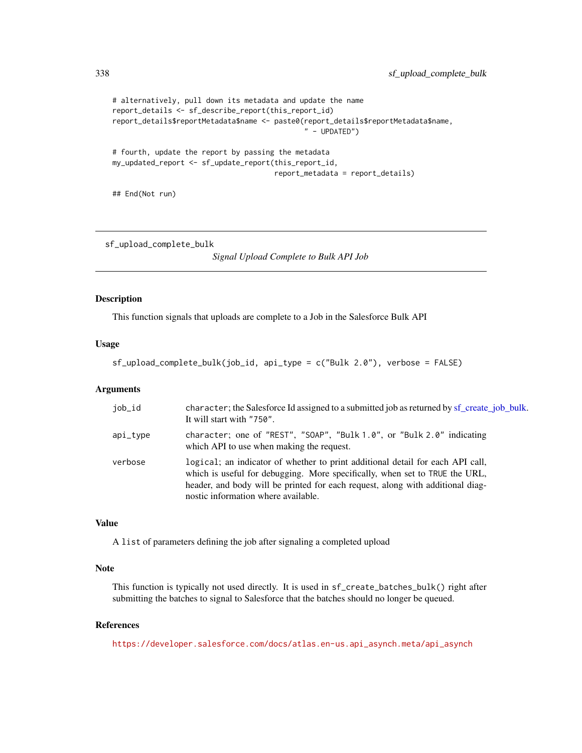```
# alternatively, pull down its metadata and update the name
report_details <- sf_describe_report(this_report_id)
report_details$reportMetadata$name <- paste0(report_details$reportMetadata$name,
                                             " - UPDATED")

# fourth, update the report by passing the metadata
my_updated_report <- sf_update_report(this_report_id,
                                      report_metadata = report_details)

## End(Not run)
```

---

## sf_upload_complete_bulk

*Signal Upload Complete to Bulk API Job*

---

### Description

This function signals that uploads are complete to a Job in the Salesforce Bulk API

### Usage

```
sf_upload_complete_bulk(job_id, api_type = c("Bulk 2.0"), verbose = FALSE)
```

### Arguments

| | |
|---|---|
| `job_id` | `character`; the Salesforce Id assigned to a submitted job as returned by sf_create_job_bulk. It will start with `"750"`. |
| `api_type` | `character`; one of `"REST"`, `"SOAP"`, `"Bulk 1.0"`, or `"Bulk 2.0"` indicating which API to use when making the request. |
| `verbose` | `logical`; an indicator of whether to print additional detail for each API call, which is useful for debugging. More specifically, when set to `TRUE` the URL, header, and body will be printed for each request, along with additional diagnostic information where available. |

### Value

A `list` of parameters defining the job after signaling a completed upload

### Note

This function is typically not used directly. It is used in `sf_create_batches_bulk()` right after submitting the batches to signal to Salesforce that the batches should no longer be queued.

### References

https://developer.salesforce.com/docs/atlas.en-us.api_asynch.meta/api_asynch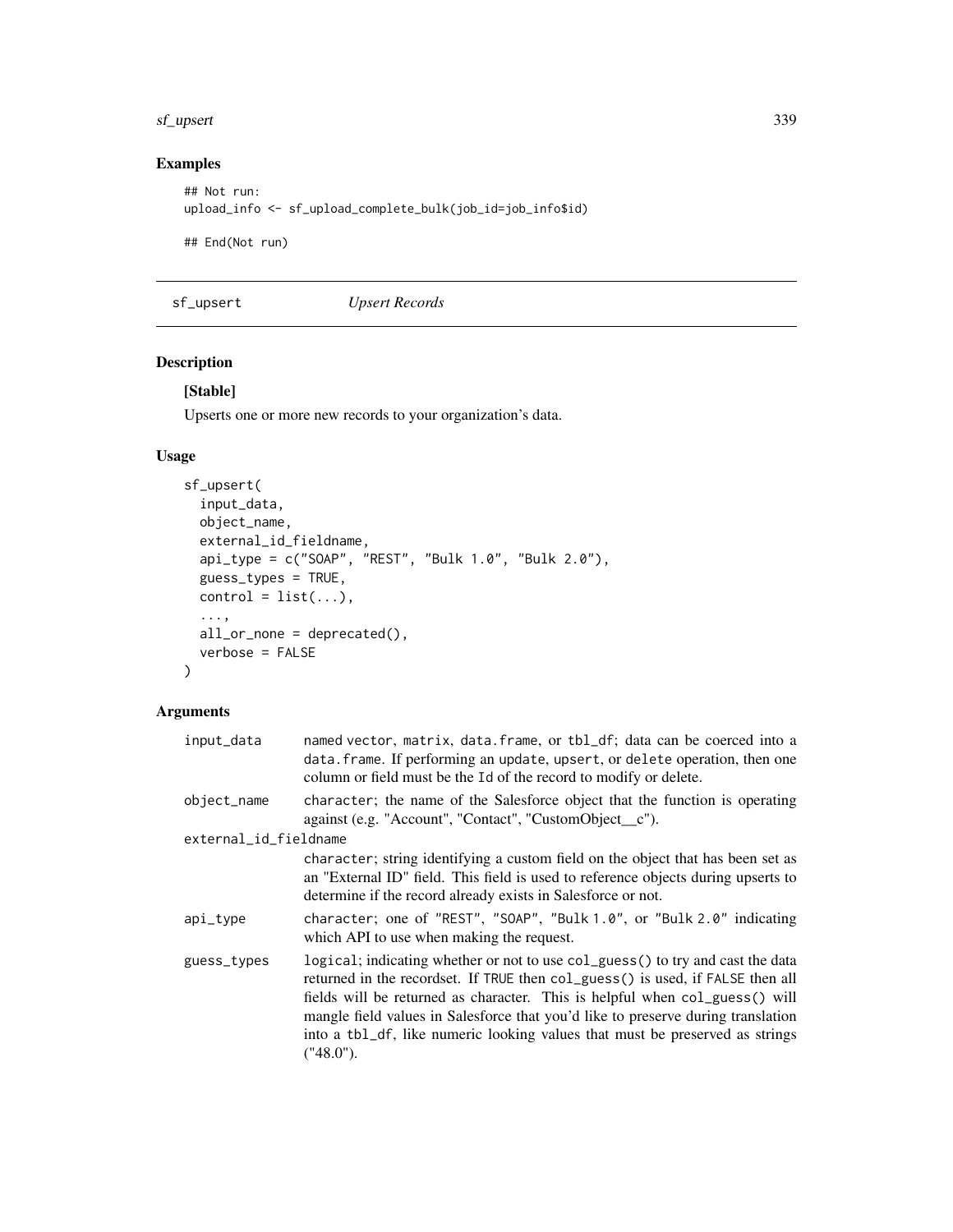## Examples

```
## Not run:
upload_info <- sf_upload_complete_bulk(job_id=job_info$id)

## End(Not run)
```

---

## sf_upsert *Upsert Records*

### Description

**[Stable]**

Upserts one or more new records to your organization's data.

### Usage

```
sf_upsert(
  input_data,
  object_name,
  external_id_fieldname,
  api_type = c("SOAP", "REST", "Bulk 1.0", "Bulk 2.0"),
  guess_types = TRUE,
  control = list(...),
  ...,
  all_or_none = deprecated(),
  verbose = FALSE
)
```

### Arguments

| | |
|---|---|
| `input_data` | named vector, matrix, data.frame, or tbl_df; data can be coerced into a `data.frame`. If performing an `update`, `upsert`, or `delete` operation, then one column or field must be the `Id` of the record to modify or delete. |
| `object_name` | `character`; the name of the Salesforce object that the function is operating against (e.g. "Account", "Contact", "CustomObject__c"). |
| `external_id_fieldname` | `character`; string identifying a custom field on the object that has been set as an "External ID" field. This field is used to reference objects during upserts to determine if the record already exists in Salesforce or not. |
| `api_type` | `character`; one of `"REST"`, `"SOAP"`, `"Bulk 1.0"`, or `"Bulk 2.0"` indicating which API to use when making the request. |
| `guess_types` | `logical`; indicating whether or not to use `col_guess()` to try and cast the data returned in the recordset. If `TRUE` then `col_guess()` is used, if `FALSE` then all fields will be returned as character. This is helpful when `col_guess()` will mangle field values in Salesforce that you'd like to preserve during translation into a `tbl_df`, like numeric looking values that must be preserved as strings ("48.0"). |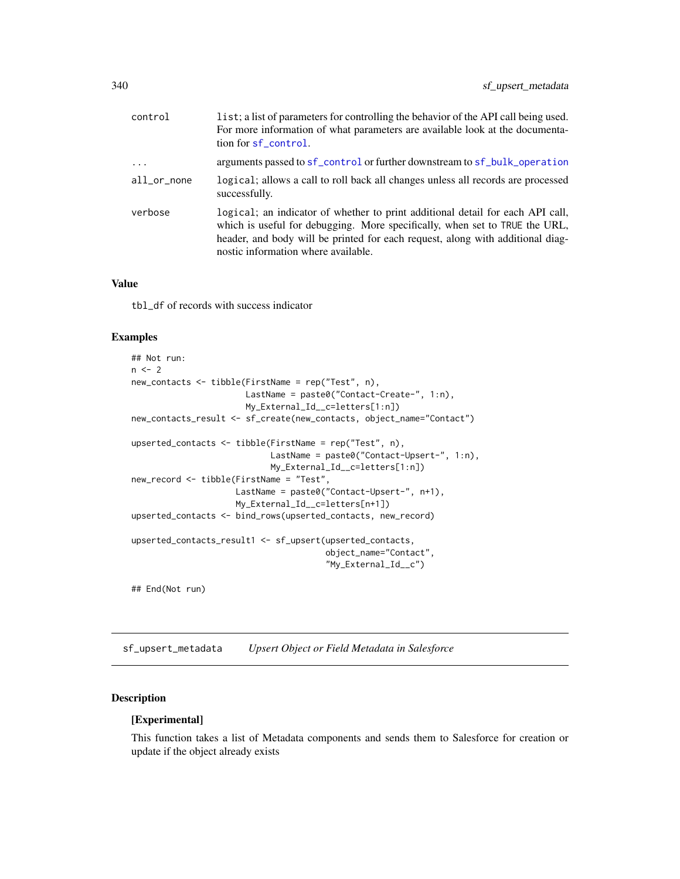| | |
|---|---|
| control | list; a list of parameters for controlling the behavior of the API call being used. For more information of what parameters are available look at the documentation for sf_control. |
| ... | arguments passed to sf_control or further downstream to sf_bulk_operation |
| all_or_none | logical; allows a call to roll back all changes unless all records are processed successfully. |
| verbose | logical; an indicator of whether to print additional detail for each API call, which is useful for debugging. More specifically, when set to TRUE the URL, header, and body will be printed for each request, along with additional diagnostic information where available. |

### Value

tbl_df of records with success indicator

### Examples

```
## Not run:
n <- 2
new_contacts <- tibble(FirstName = rep("Test", n),
                       LastName = paste0("Contact-Create-", 1:n),
                       My_External_Id__c=letters[1:n])
new_contacts_result <- sf_create(new_contacts, object_name="Contact")

upserted_contacts <- tibble(FirstName = rep("Test", n),
                            LastName = paste0("Contact-Upsert-", 1:n),
                            My_External_Id__c=letters[1:n])
new_record <- tibble(FirstName = "Test",
                     LastName = paste0("Contact-Upsert-", n+1),
                     My_External_Id__c=letters[n+1])
upserted_contacts <- bind_rows(upserted_contacts, new_record)

upserted_contacts_result1 <- sf_upsert(upserted_contacts,
                                       object_name="Contact",
                                       "My_External_Id__c")

## End(Not run)
```

---

## sf_upsert_metadata *Upsert Object or Field Metadata in Salesforce*

### Description

**[Experimental]**

This function takes a list of Metadata components and sends them to Salesforce for creation or update if the object already exists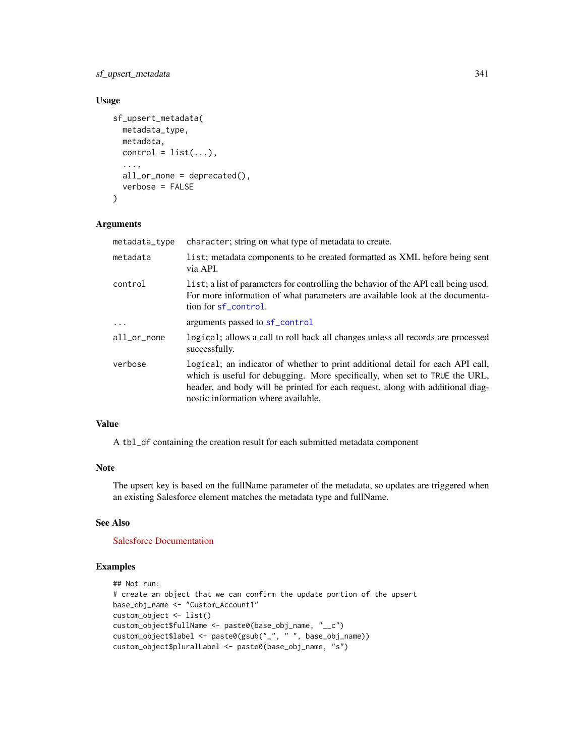### Usage

```
sf_upsert_metadata(
  metadata_type,
  metadata,
  control = list(...),
  ...,
  all_or_none = deprecated(),
  verbose = FALSE
)
```

### Arguments

| | |
|---|---|
| metadata_type | `character`; string on what type of metadata to create. |
| metadata | `list`; metadata components to be created formatted as XML before being sent via API. |
| control | `list`; a list of parameters for controlling the behavior of the API call being used. For more information of what parameters are available look at the documentation for `sf_control`. |
| ... | arguments passed to `sf_control` |
| all_or_none | `logical`; allows a call to roll back all changes unless all records are processed successfully. |
| verbose | `logical`; an indicator of whether to print additional detail for each API call, which is useful for debugging. More specifically, when set to `TRUE` the URL, header, and body will be printed for each request, along with additional diagnostic information where available. |

### Value

A `tbl_df` containing the creation result for each submitted metadata component

### Note

The upsert key is based on the fullName parameter of the metadata, so updates are triggered when an existing Salesforce element matches the metadata type and fullName.

### See Also

Salesforce Documentation

### Examples

```
## Not run:
# create an object that we can confirm the update portion of the upsert
base_obj_name <- "Custom_Account1"
custom_object <- list()
custom_object$fullName <- paste0(base_obj_name, "__c")
custom_object$label <- paste0(gsub("_", " ", base_obj_name))
custom_object$pluralLabel <- paste0(base_obj_name, "s")
```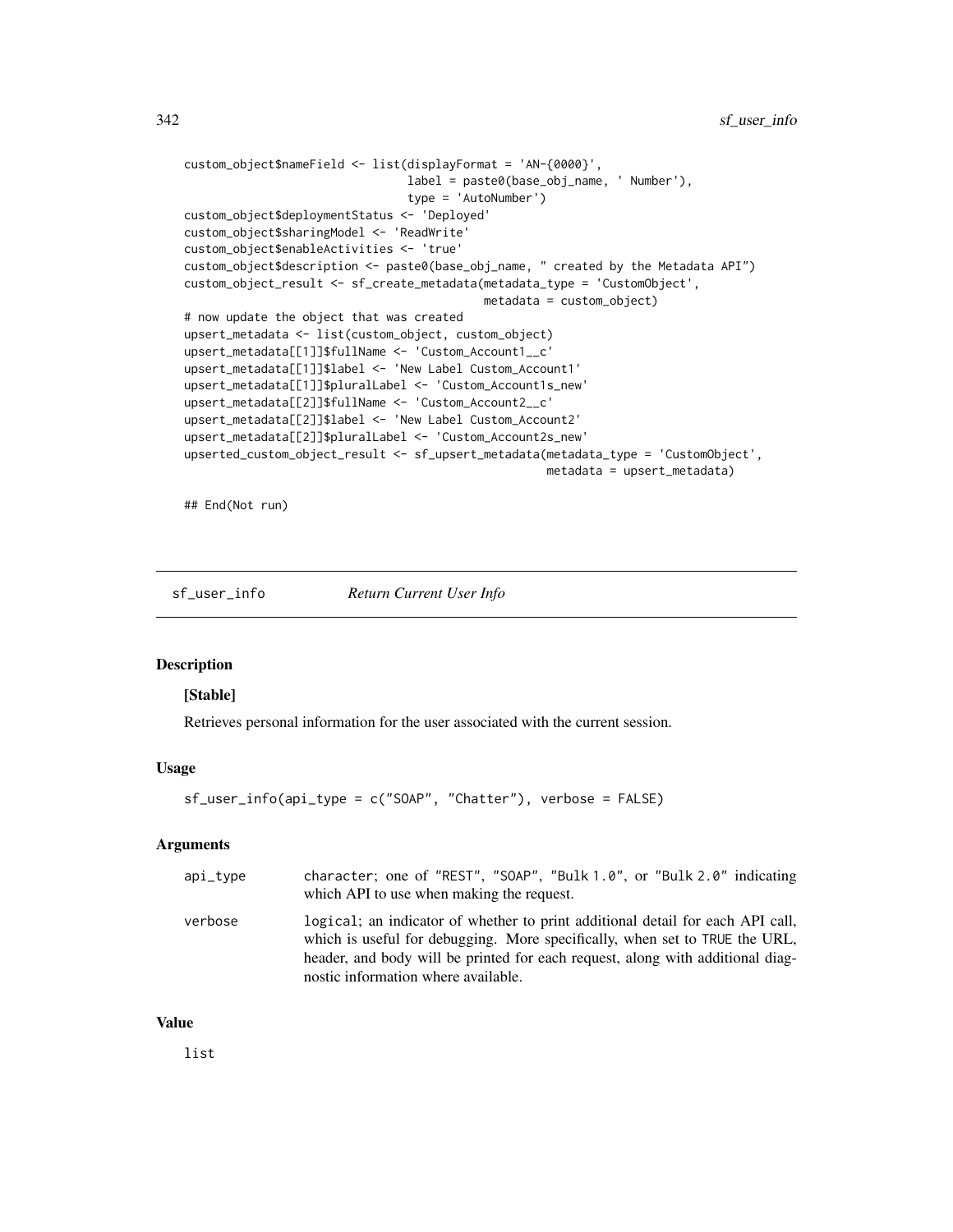```
custom_object$nameField <- list(displayFormat = 'AN-{0000}',
                                label = paste0(base_obj_name, ' Number'),
                                type = 'AutoNumber')
custom_object$deploymentStatus <- 'Deployed'
custom_object$sharingModel <- 'ReadWrite'
custom_object$enableActivities <- 'true'
custom_object$description <- paste0(base_obj_name, " created by the Metadata API")
custom_object_result <- sf_create_metadata(metadata_type = 'CustomObject',
                                           metadata = custom_object)
# now update the object that was created
upsert_metadata <- list(custom_object, custom_object)
upsert_metadata[[1]]$fullName <- 'Custom_Account1__c'
upsert_metadata[[1]]$label <- 'New Label Custom_Account1'
upsert_metadata[[1]]$pluralLabel <- 'Custom_Account1s_new'
upsert_metadata[[2]]$fullName <- 'Custom_Account2__c'
upsert_metadata[[2]]$label <- 'New Label Custom_Account2'
upsert_metadata[[2]]$pluralLabel <- 'Custom_Account2s_new'
upserted_custom_object_result <- sf_upsert_metadata(metadata_type = 'CustomObject',
                                                    metadata = upsert_metadata)

## End(Not run)
```

## sf_user_info — *Return Current User Info*

### Description

**[Stable]**

Retrieves personal information for the user associated with the current session.

### Usage

```
sf_user_info(api_type = c("SOAP", "Chatter"), verbose = FALSE)
```

### Arguments

| | |
|---|---|
| api_type | character; one of "REST", "SOAP", "Bulk 1.0", or "Bulk 2.0" indicating which API to use when making the request. |
| verbose | logical; an indicator of whether to print additional detail for each API call, which is useful for debugging. More specifically, when set to TRUE the URL, header, and body will be printed for each request, along with additional diagnostic information where available. |

### Value

list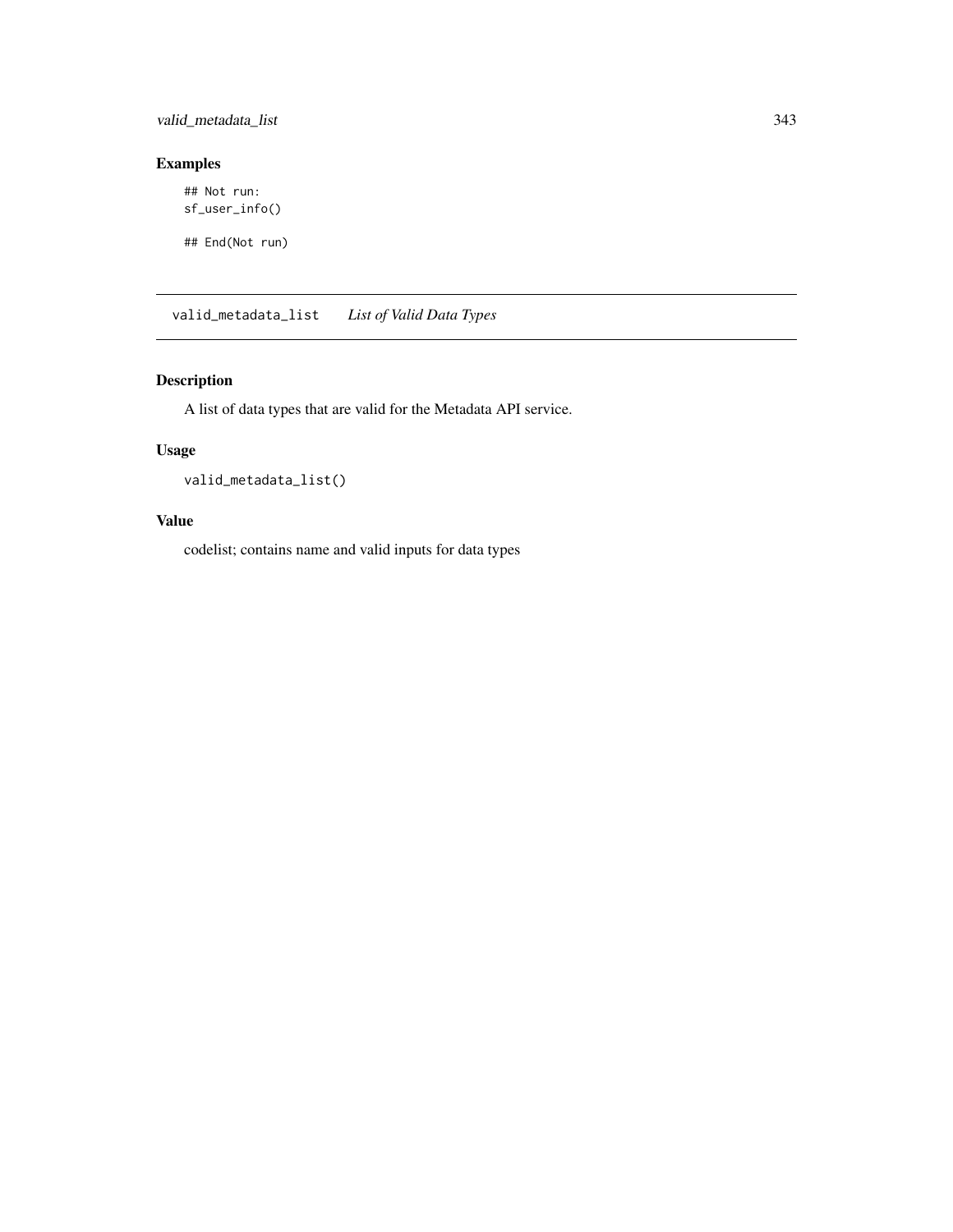### Examples

```
## Not run:
sf_user_info()

## End(Not run)
```

---

## valid_metadata_list *List of Valid Data Types*

---

### Description

A list of data types that are valid for the Metadata API service.

### Usage

```
valid_metadata_list()
```

### Value

codelist; contains name and valid inputs for data types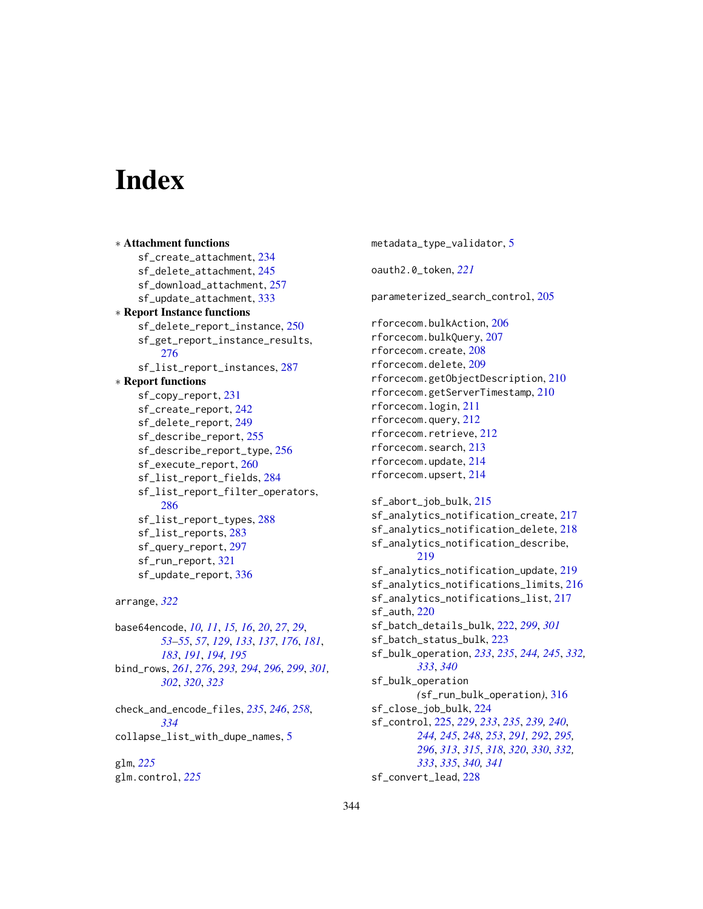# Index

∗ **Attachment functions**
  sf_create_attachment, 234
  sf_delete_attachment, 245
  sf_download_attachment, 257
  sf_update_attachment, 333
∗ **Report Instance functions**
  sf_delete_report_instance, 250
  sf_get_report_instance_results, 276
  sf_list_report_instances, 287
∗ **Report functions**
  sf_copy_report, 231
  sf_create_report, 242
  sf_delete_report, 249
  sf_describe_report, 255
  sf_describe_report_type, 256
  sf_execute_report, 260
  sf_list_report_fields, 284
  sf_list_report_filter_operators, 286
  sf_list_report_types, 288
  sf_list_reports, 283
  sf_query_report, 297
  sf_run_report, 321
  sf_update_report, 336

arrange, *322*

base64encode, *10, 11*, *15, 16*, *20*, *27*, *29*, *53–55*, *57*, *129*, *133*, *137*, *176*, *181*, *183*, *191*, *194, 195*
bind_rows, *261*, *276*, *293*, *294*, *296*, *299*, *301*, *302*, *320*, *323*

check_and_encode_files, *235*, *246*, *258*, *334*
collapse_list_with_dupe_names, 5

glm, *225*
glm.control, *225*

metadata_type_validator, 5

oauth2.0_token, *221*

parameterized_search_control, 205

rforcecom.bulkAction, 206
rforcecom.bulkQuery, 207
rforcecom.create, 208
rforcecom.delete, 209
rforcecom.getObjectDescription, 210
rforcecom.getServerTimestamp, 210
rforcecom.login, 211
rforcecom.query, 212
rforcecom.retrieve, 212
rforcecom.search, 213
rforcecom.update, 214
rforcecom.upsert, 214

sf_abort_job_bulk, 215
sf_analytics_notification_create, 217
sf_analytics_notification_delete, 218
sf_analytics_notification_describe, 219
sf_analytics_notification_update, 219
sf_analytics_notifications_limits, 216
sf_analytics_notifications_list, 217
sf_auth, 220
sf_batch_details_bulk, 222, *299*, *301*
sf_batch_status_bulk, 223
sf_bulk_operation, *233*, *235*, *244, 245*, *332, 333*, *340*
sf_bulk_operation *(*sf_run_bulk_operation*)*, 316
sf_close_job_bulk, 224
sf_control, 225, *229*, *233*, *235*, *239, 240*, *244, 245*, *248*, *253*, *291, 292*, *295, 296*, *313*, *315*, *318*, *320*, *330*, *332, 333*, *335*, *340, 341*
sf_convert_lead, 228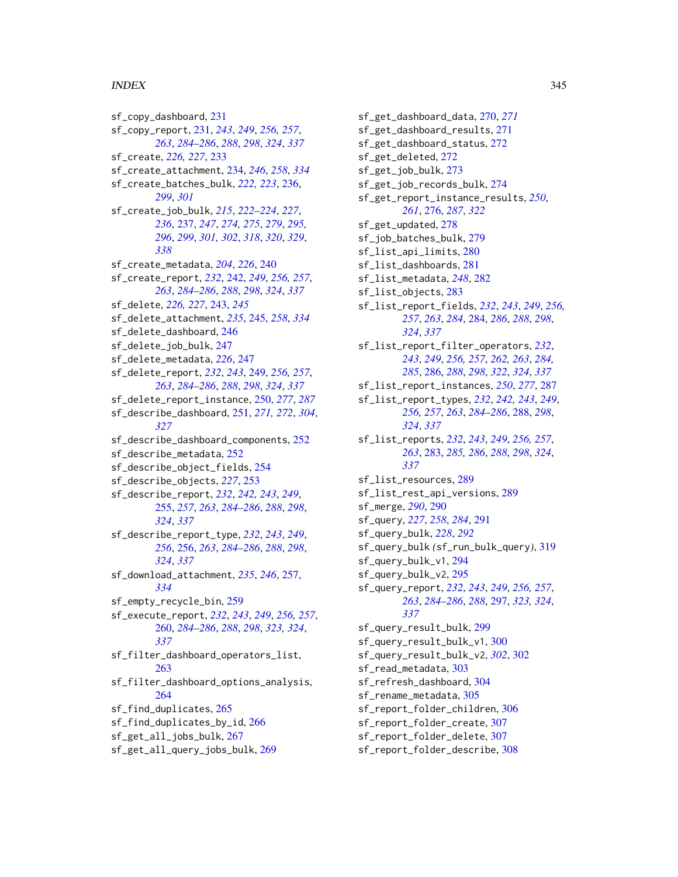sf_copy_dashboard, 231
sf_copy_report, 231, *243*, *249*, *256, 257*, *263*, *284–286*, *288*, *298*, *324*, *337*
sf_create, *226, 227*, 233
sf_create_attachment, 234, *246*, *258*, *334*
sf_create_batches_bulk, *222, 223*, 236, *299*, *301*
sf_create_job_bulk, *215*, *222–224*, *227*, *236*, 237, *247*, *274, 275*, *279*, *295, 296*, *299*, *301, 302*, *318*, *320*, *329*, *338*
sf_create_metadata, *204*, *226*, 240
sf_create_report, *232*, 242, *249*, *256, 257*, *263*, *284–286*, *288*, *298*, *324*, *337*
sf_delete, *226, 227*, 243, *245*
sf_delete_attachment, *235*, 245, *258*, *334*
sf_delete_dashboard, 246
sf_delete_job_bulk, 247
sf_delete_metadata, *226*, 247
sf_delete_report, *232*, *243*, 249, *256, 257*, *263*, *284–286*, *288*, *298*, *324*, *337*
sf_delete_report_instance, 250, *277*, *287*
sf_describe_dashboard, 251, *271, 272*, *304*, *327*
sf_describe_dashboard_components, 252
sf_describe_metadata, 252
sf_describe_object_fields, 254
sf_describe_objects, *227*, 253
sf_describe_report, *232*, *242, 243*, *249*, 255, *257*, *263*, *284–286*, *288*, *298*, *324*, *337*
sf_describe_report_type, *232*, *243*, *249*, *256*, 256, *263*, *284–286*, *288*, *298*, *324*, *337*
sf_download_attachment, *235*, *246*, 257, *334*
sf_empty_recycle_bin, 259
sf_execute_report, *232*, *243*, *249*, *256, 257*, 260, *284–286*, *288*, *298*, *323, 324*, *337*
sf_filter_dashboard_operators_list, 263
sf_filter_dashboard_options_analysis, 264
sf_find_duplicates, 265
sf_find_duplicates_by_id, 266
sf_get_all_jobs_bulk, 267
sf_get_all_query_jobs_bulk, 269
sf_get_dashboard_data, 270, *271*
sf_get_dashboard_results, 271
sf_get_dashboard_status, 272
sf_get_deleted, 272
sf_get_job_bulk, 273
sf_get_job_records_bulk, 274
sf_get_report_instance_results, *250*, *261*, 276, *287*, *322*
sf_get_updated, 278
sf_job_batches_bulk, 279
sf_list_api_limits, 280
sf_list_dashboards, 281
sf_list_metadata, *248*, 282
sf_list_objects, 283
sf_list_report_fields, *232*, *243*, *249*, *256, 257*, *263*, *284*, 284, *286*, *288*, *298*, *324*, *337*
sf_list_report_filter_operators, *232*, *243*, *249*, *256, 257*, *262, 263*, *284, 285*, 286, *288*, *298*, *322*, *324*, *337*
sf_list_report_instances, *250*, *277*, 287
sf_list_report_types, *232*, *242, 243*, *249*, *256, 257*, *263*, *284–286*, 288, *298*, *324*, *337*
sf_list_reports, *232*, *243*, *249*, *256, 257*, *263*, 283, *285, 286*, *288*, *298*, *324*, *337*
sf_list_resources, 289
sf_list_rest_api_versions, 289
sf_merge, *290*, 290
sf_query, *227*, *258*, *284*, 291
sf_query_bulk, *228*, *292*
sf_query_bulk *(sf_run_bulk_query)*, 319
sf_query_bulk_v1, 294
sf_query_bulk_v2, 295
sf_query_report, *232*, *243*, *249*, *256, 257*, *263*, *284–286*, *288*, 297, *323, 324*, *337*
sf_query_result_bulk, 299
sf_query_result_bulk_v1, 300
sf_query_result_bulk_v2, *302*, 302
sf_read_metadata, 303
sf_refresh_dashboard, 304
sf_rename_metadata, 305
sf_report_folder_children, 306
sf_report_folder_create, 307
sf_report_folder_delete, 307
sf_report_folder_describe, 308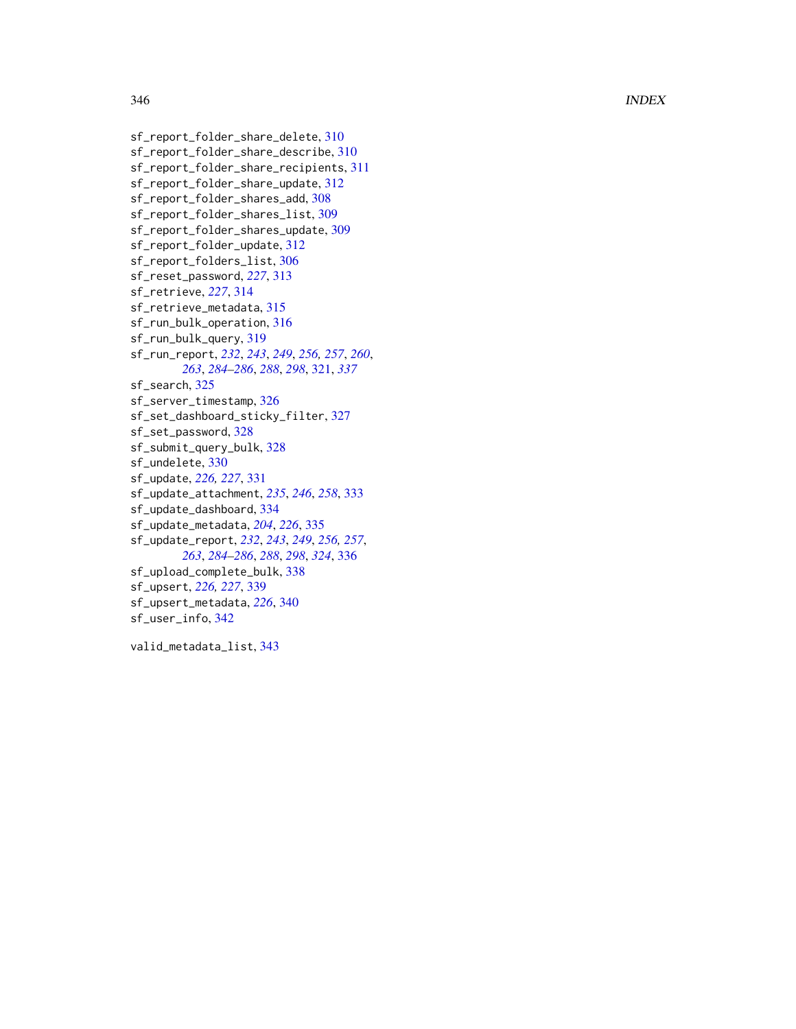sf_report_folder_share_delete, 310
sf_report_folder_share_describe, 310
sf_report_folder_share_recipients, 311
sf_report_folder_share_update, 312
sf_report_folder_shares_add, 308
sf_report_folder_shares_list, 309
sf_report_folder_shares_update, 309
sf_report_folder_update, 312
sf_report_folders_list, 306
sf_reset_password, *227*, 313
sf_retrieve, *227*, 314
sf_retrieve_metadata, 315
sf_run_bulk_operation, 316
sf_run_bulk_query, 319
sf_run_report, *232*, *243*, *249*, *256, 257*, *260*, *263*, *284–286*, *288*, *298*, 321, *337*
sf_search, 325
sf_server_timestamp, 326
sf_set_dashboard_sticky_filter, 327
sf_set_password, 328
sf_submit_query_bulk, 328
sf_undelete, 330
sf_update, *226, 227*, 331
sf_update_attachment, *235*, *246*, *258*, 333
sf_update_dashboard, 334
sf_update_metadata, *204*, *226*, 335
sf_update_report, *232*, *243*, *249*, *256, 257*, *263*, *284–286*, *288*, *298*, *324*, 336
sf_upload_complete_bulk, 338
sf_upsert, *226, 227*, 339
sf_upsert_metadata, *226*, 340
sf_user_info, 342

valid_metadata_list, 343